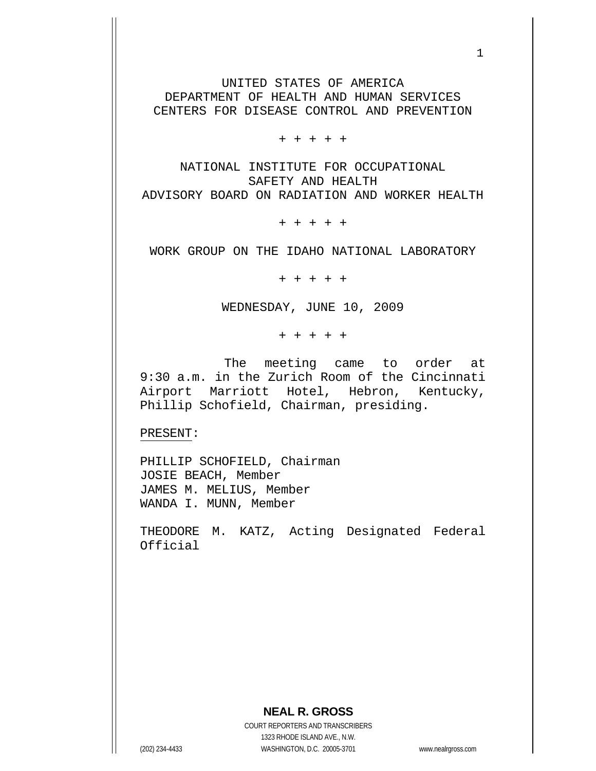UNITED STATES OF AMERICA
DEPARTMENT OF HEALTH AND HUMAN SERVICES
CENTERS FOR DISEASE CONTROL AND PREVENTION

+ + + + +

NATIONAL INSTITUTE FOR OCCUPATIONAL SAFETY AND HEALTH
ADVISORY BOARD ON RADIATION AND WORKER HEALTH

+ + + + +

WORK GROUP ON THE IDAHO NATIONAL LABORATORY

+ + + + +

WEDNESDAY, JUNE 10, 2009

+ + + + +

The meeting came to order at 9:30 a.m. in the Zurich Room of the Cincinnati Airport Marriott Hotel, Hebron, Kentucky, Phillip Schofield, Chairman, presiding.

PRESENT:

PHILLIP SCHOFIELD, Chairman
JOSIE BEACH, Member
JAMES M. MELIUS, Member
WANDA I. MUNN, Member

THEODORE M. KATZ, Acting Designated Federal Official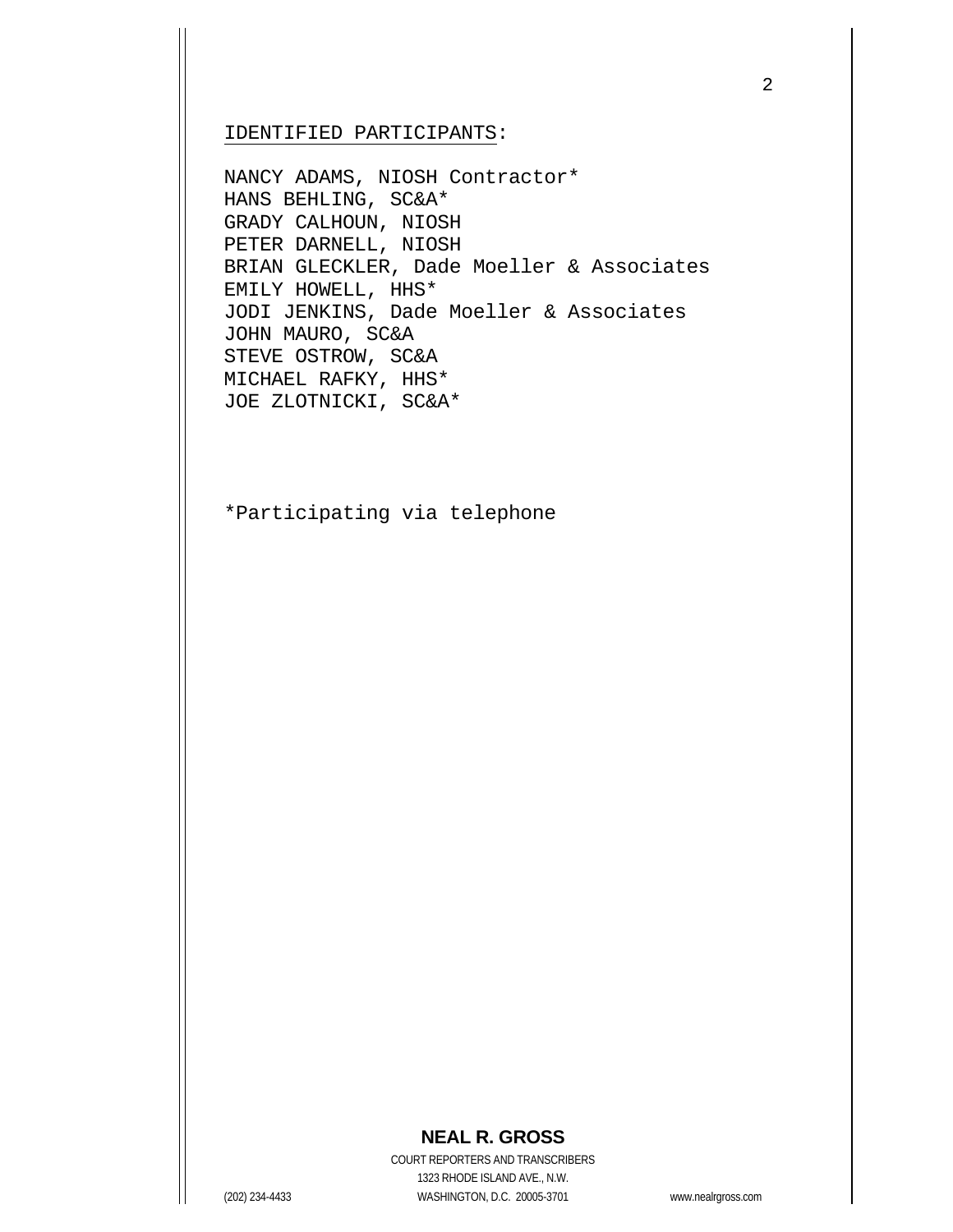IDENTIFIED PARTICIPANTS:

NANCY ADAMS, NIOSH Contractor*
HANS BEHLING, SC&A*
GRADY CALHOUN, NIOSH
PETER DARNELL, NIOSH
BRIAN GLECKLER, Dade Moeller & Associates
EMILY HOWELL, HHS*
JODI JENKINS, Dade Moeller & Associates
JOHN MAURO, SC&A
STEVE OSTROW, SC&A
MICHAEL RAFKY, HHS*
JOE ZLOTNICKI, SC&A*

*Participating via telephone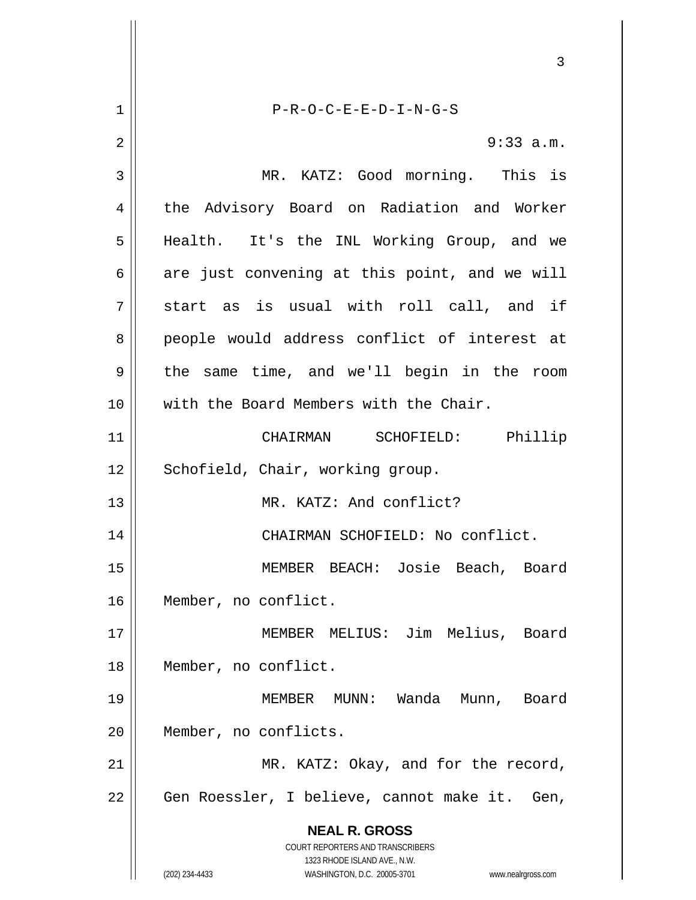P-R-O-C-E-E-D-I-N-G-S

9:33 a.m.

MR. KATZ: Good morning. This is the Advisory Board on Radiation and Worker Health. It's the INL Working Group, and we are just convening at this point, and we will start as is usual with roll call, and if people would address conflict of interest at the same time, and we'll begin in the room with the Board Members with the Chair.

CHAIRMAN SCHOFIELD: Phillip Schofield, Chair, working group.

MR. KATZ: And conflict?

CHAIRMAN SCHOFIELD: No conflict.

MEMBER BEACH: Josie Beach, Board Member, no conflict.

MEMBER MELIUS: Jim Melius, Board Member, no conflict.

MEMBER MUNN: Wanda Munn, Board Member, no conflicts.

MR. KATZ: Okay, and for the record, Gen Roessler, I believe, cannot make it. Gen,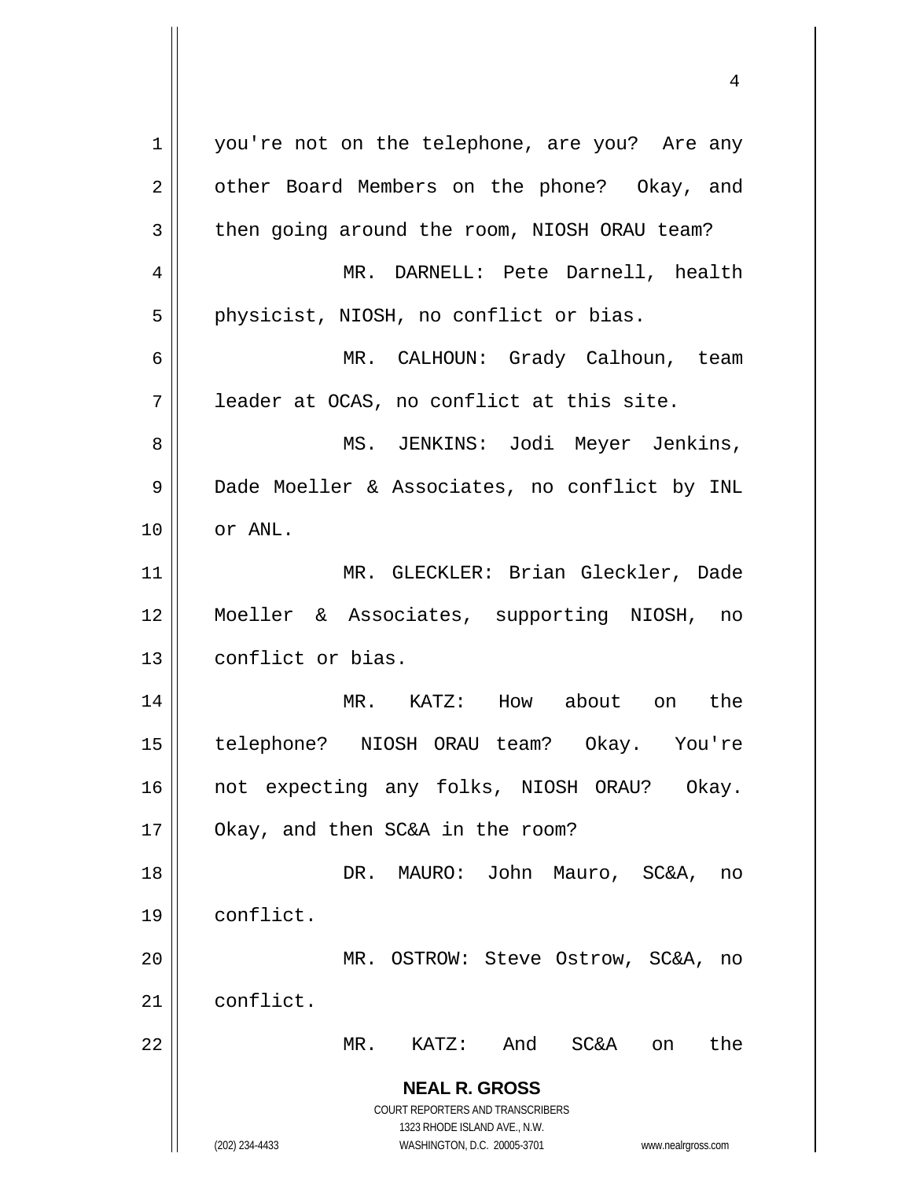you're not on the telephone, are you? Are any other Board Members on the phone? Okay, and then going around the room, NIOSH ORAU team?

MR. DARNELL: Pete Darnell, health physicist, NIOSH, no conflict or bias.

MR. CALHOUN: Grady Calhoun, team leader at OCAS, no conflict at this site.

MS. JENKINS: Jodi Meyer Jenkins, Dade Moeller & Associates, no conflict by INL or ANL.

MR. GLECKLER: Brian Gleckler, Dade Moeller & Associates, supporting NIOSH, no conflict or bias.

MR. KATZ: How about on the telephone? NIOSH ORAU team? Okay. You're not expecting any folks, NIOSH ORAU? Okay. Okay, and then SC&A in the room?

DR. MAURO: John Mauro, SC&A, no conflict.

MR. OSTROW: Steve Ostrow, SC&A, no conflict.

MR. KATZ: And SC&A on the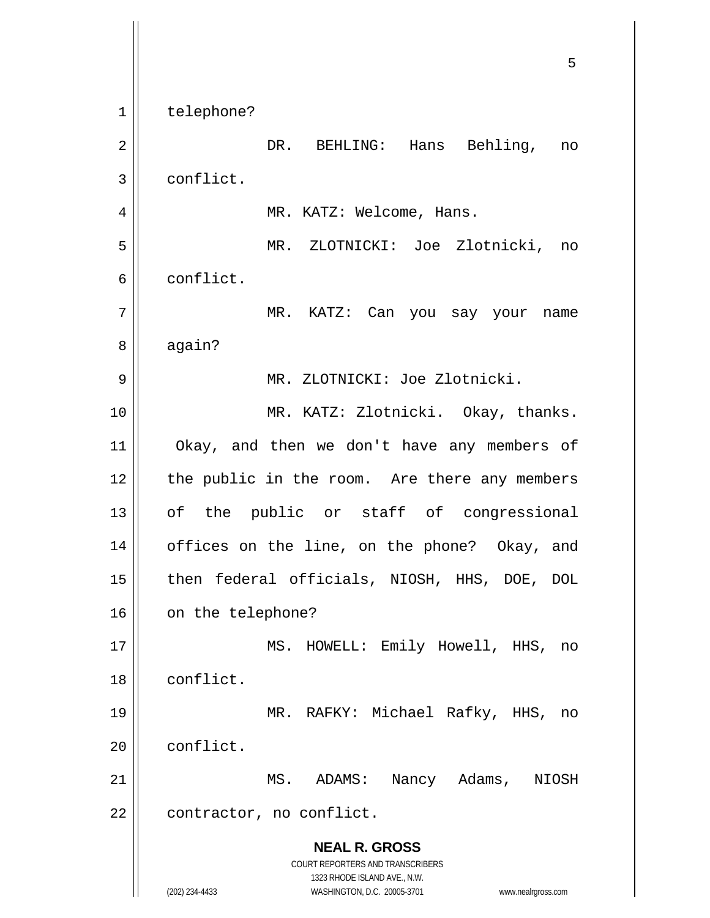telephone?

DR. BEHLING: Hans Behling, no conflict.

MR. KATZ: Welcome, Hans.

MR. ZLOTNICKI: Joe Zlotnicki, no conflict.

MR. KATZ: Can you say your name again?

MR. ZLOTNICKI: Joe Zlotnicki.

MR. KATZ: Zlotnicki. Okay, thanks. Okay, and then we don't have any members of the public in the room. Are there any members of the public or staff of congressional offices on the line, on the phone? Okay, and then federal officials, NIOSH, HHS, DOE, DOL on the telephone?

MS. HOWELL: Emily Howell, HHS, no conflict.

MR. RAFKY: Michael Rafky, HHS, no conflict.

MS. ADAMS: Nancy Adams, NIOSH contractor, no conflict.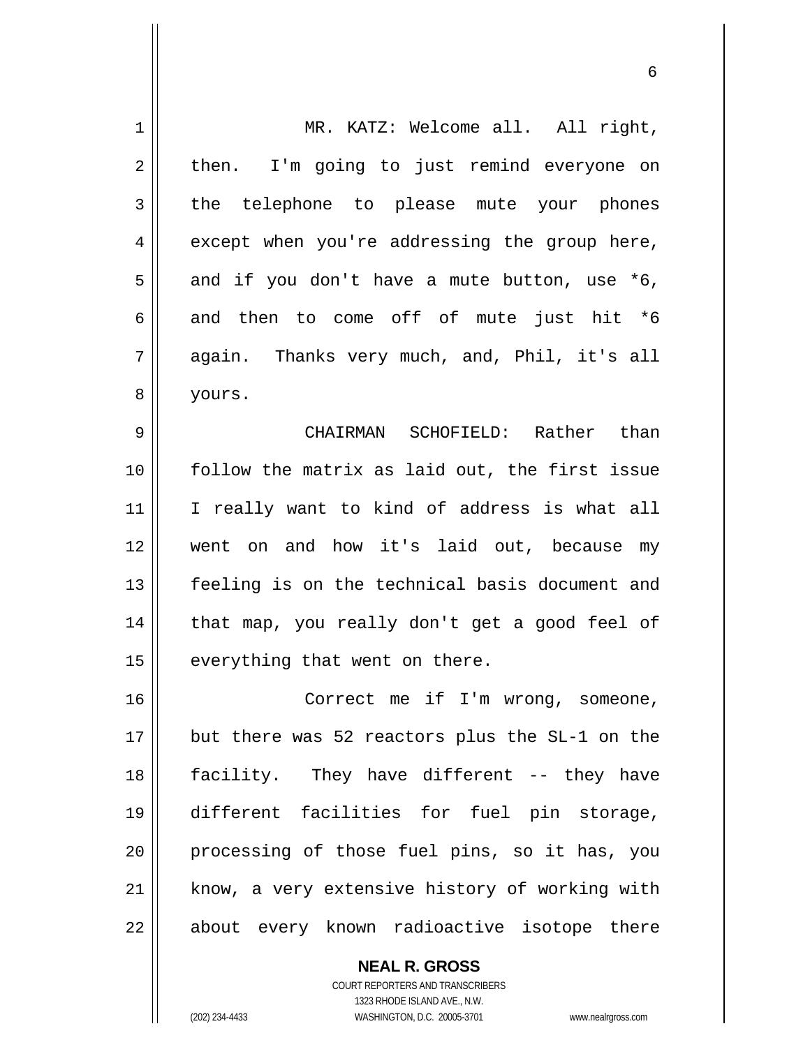MR. KATZ: Welcome all. All right, then. I'm going to just remind everyone on the telephone to please mute your phones except when you're addressing the group here, and if you don't have a mute button, use *6, and then to come off of mute just hit *6 again. Thanks very much, and, Phil, it's all yours.

CHAIRMAN SCHOFIELD: Rather than follow the matrix as laid out, the first issue I really want to kind of address is what all went on and how it's laid out, because my feeling is on the technical basis document and that map, you really don't get a good feel of everything that went on there.

Correct me if I'm wrong, someone, but there was 52 reactors plus the SL-1 on the facility. They have different -- they have different facilities for fuel pin storage, processing of those fuel pins, so it has, you know, a very extensive history of working with about every known radioactive isotope there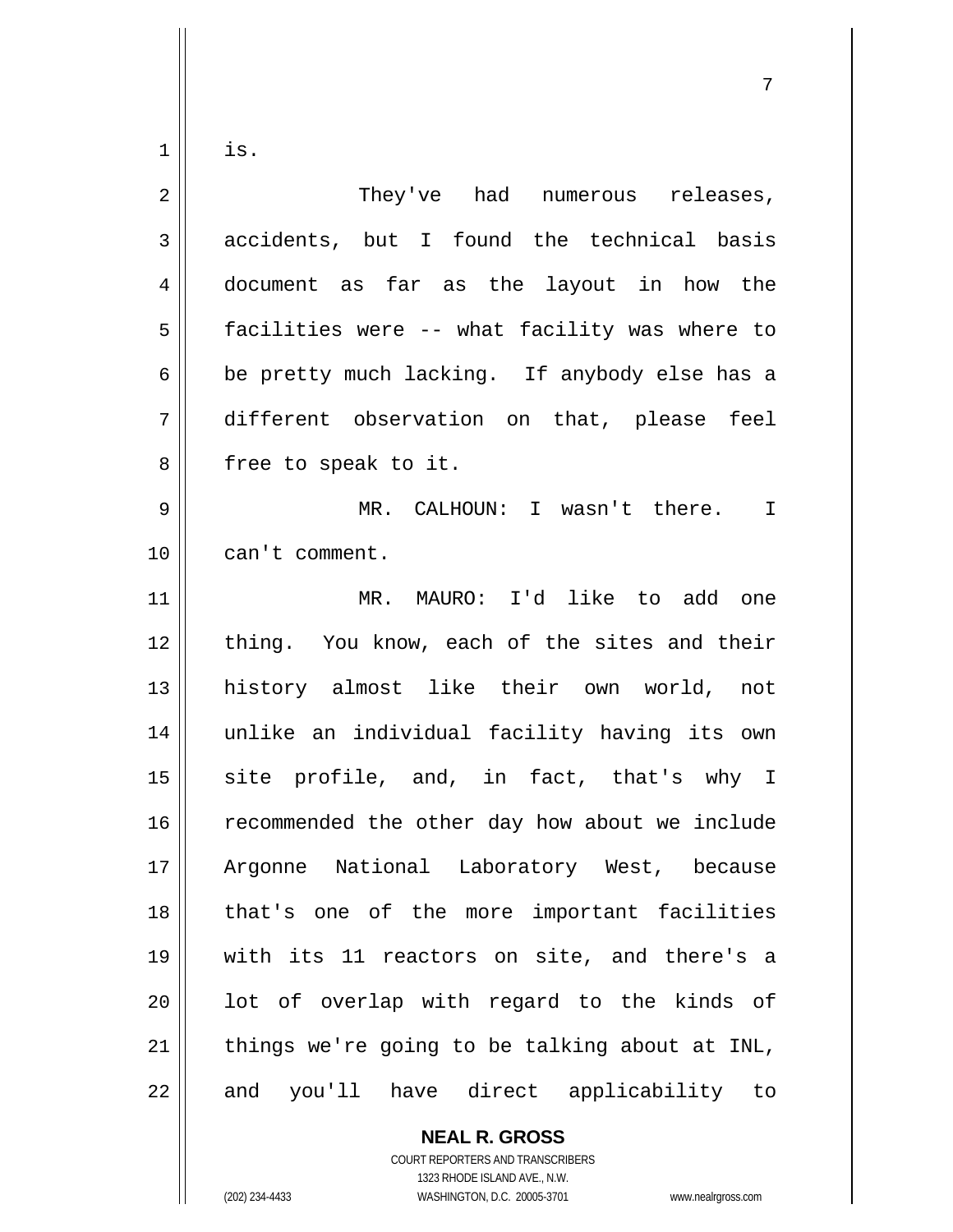is.

They've had numerous releases, accidents, but I found the technical basis document as far as the layout in how the facilities were -- what facility was where to be pretty much lacking. If anybody else has a different observation on that, please feel free to speak to it.

MR. CALHOUN: I wasn't there. I can't comment.

MR. MAURO: I'd like to add one thing. You know, each of the sites and their history almost like their own world, not unlike an individual facility having its own site profile, and, in fact, that's why I recommended the other day how about we include Argonne National Laboratory West, because that's one of the more important facilities with its 11 reactors on site, and there's a lot of overlap with regard to the kinds of things we're going to be talking about at INL, and you'll have direct applicability to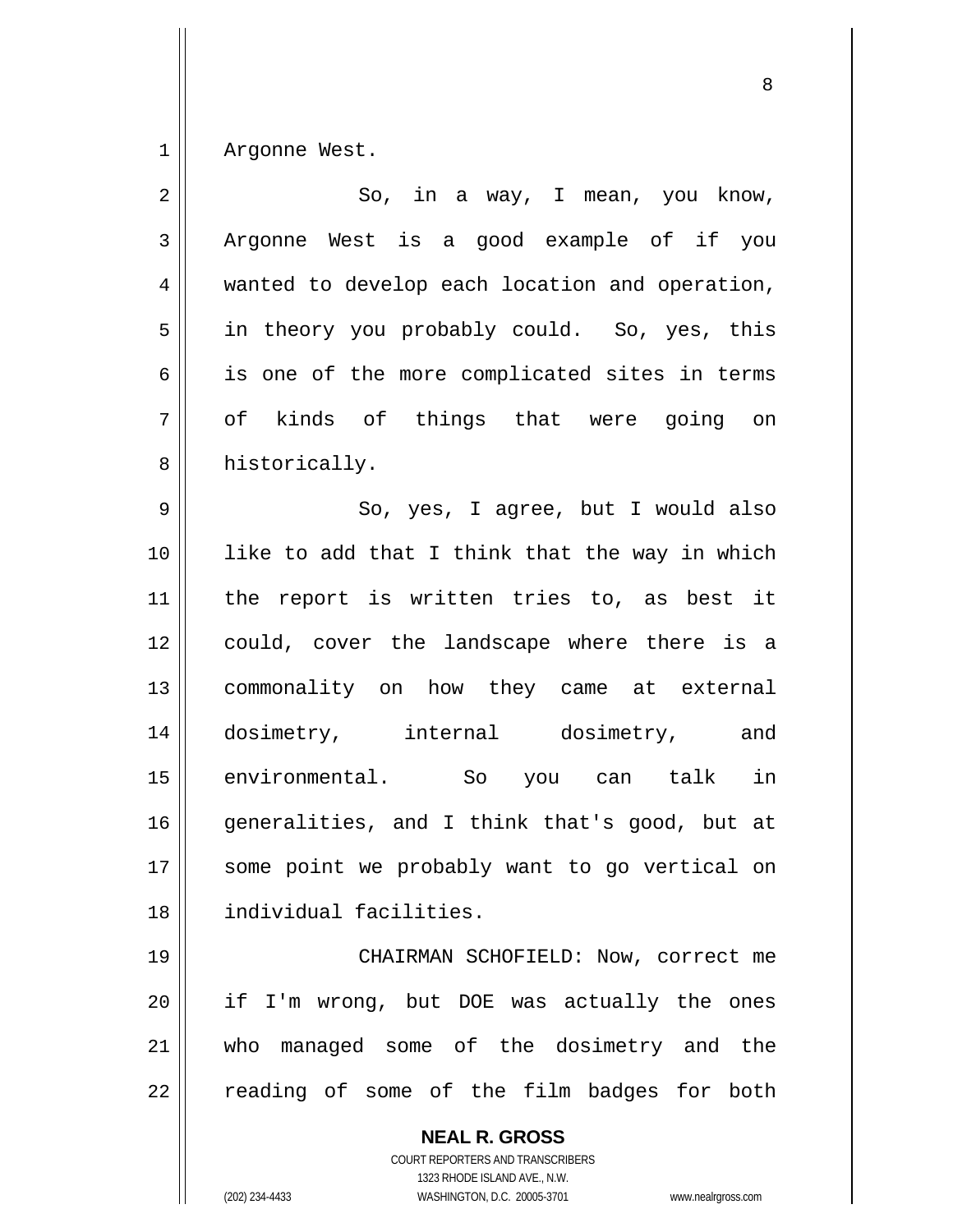Argonne West.

So, in a way, I mean, you know, Argonne West is a good example of if you wanted to develop each location and operation, in theory you probably could. So, yes, this is one of the more complicated sites in terms of kinds of things that were going on historically.

So, yes, I agree, but I would also like to add that I think that the way in which the report is written tries to, as best it could, cover the landscape where there is a commonality on how they came at external dosimetry, internal dosimetry, and environmental. So you can talk in generalities, and I think that's good, but at some point we probably want to go vertical on individual facilities.

CHAIRMAN SCHOFIELD: Now, correct me if I'm wrong, but DOE was actually the ones who managed some of the dosimetry and the reading of some of the film badges for both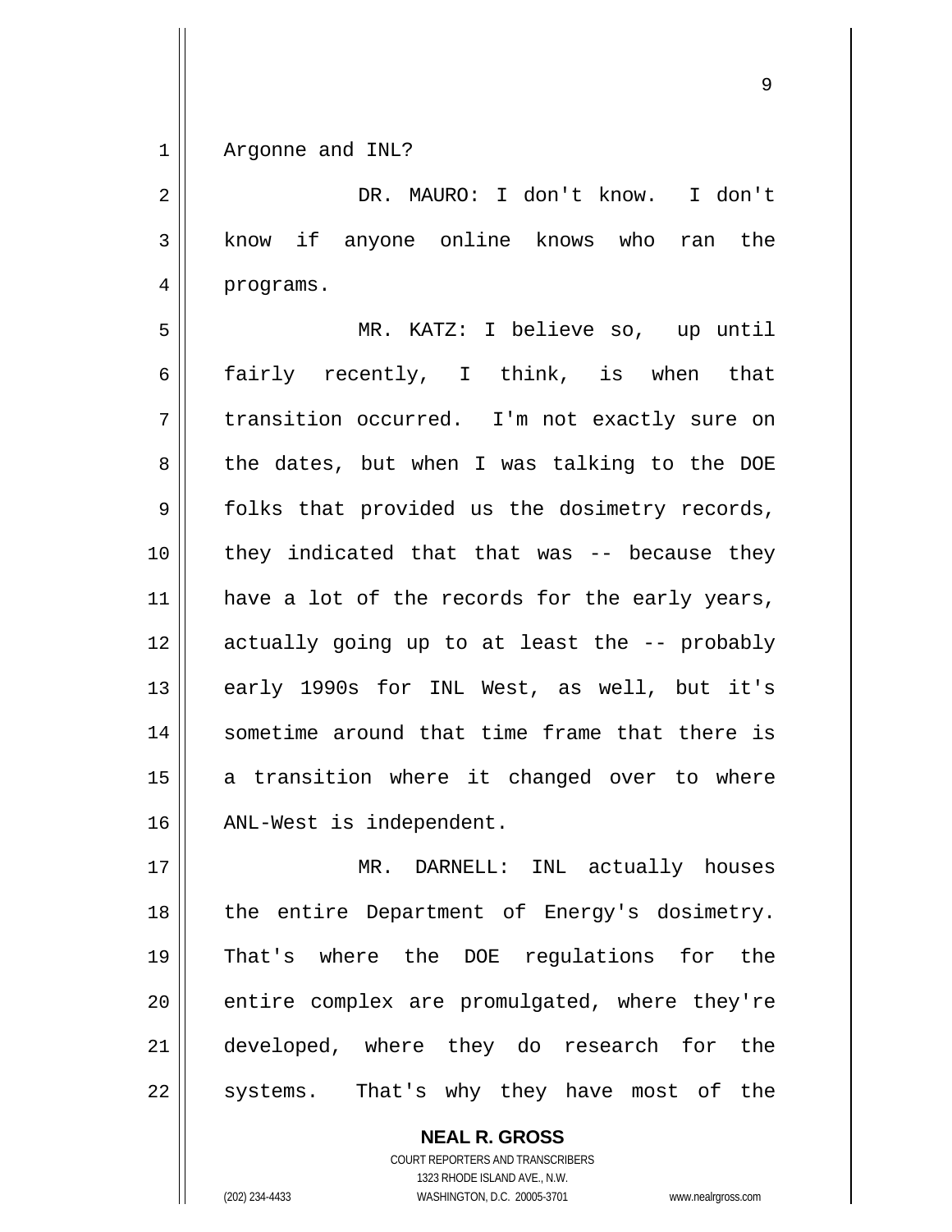Argonne and INL?

DR. MAURO: I don't know. I don't know if anyone online knows who ran the programs.

MR. KATZ: I believe so, up until fairly recently, I think, is when that transition occurred. I'm not exactly sure on the dates, but when I was talking to the DOE folks that provided us the dosimetry records, they indicated that that was -- because they have a lot of the records for the early years, actually going up to at least the -- probably early 1990s for INL West, as well, but it's sometime around that time frame that there is a transition where it changed over to where ANL-West is independent.

MR. DARNELL: INL actually houses the entire Department of Energy's dosimetry. That's where the DOE regulations for the entire complex are promulgated, where they're developed, where they do research for the systems. That's why they have most of the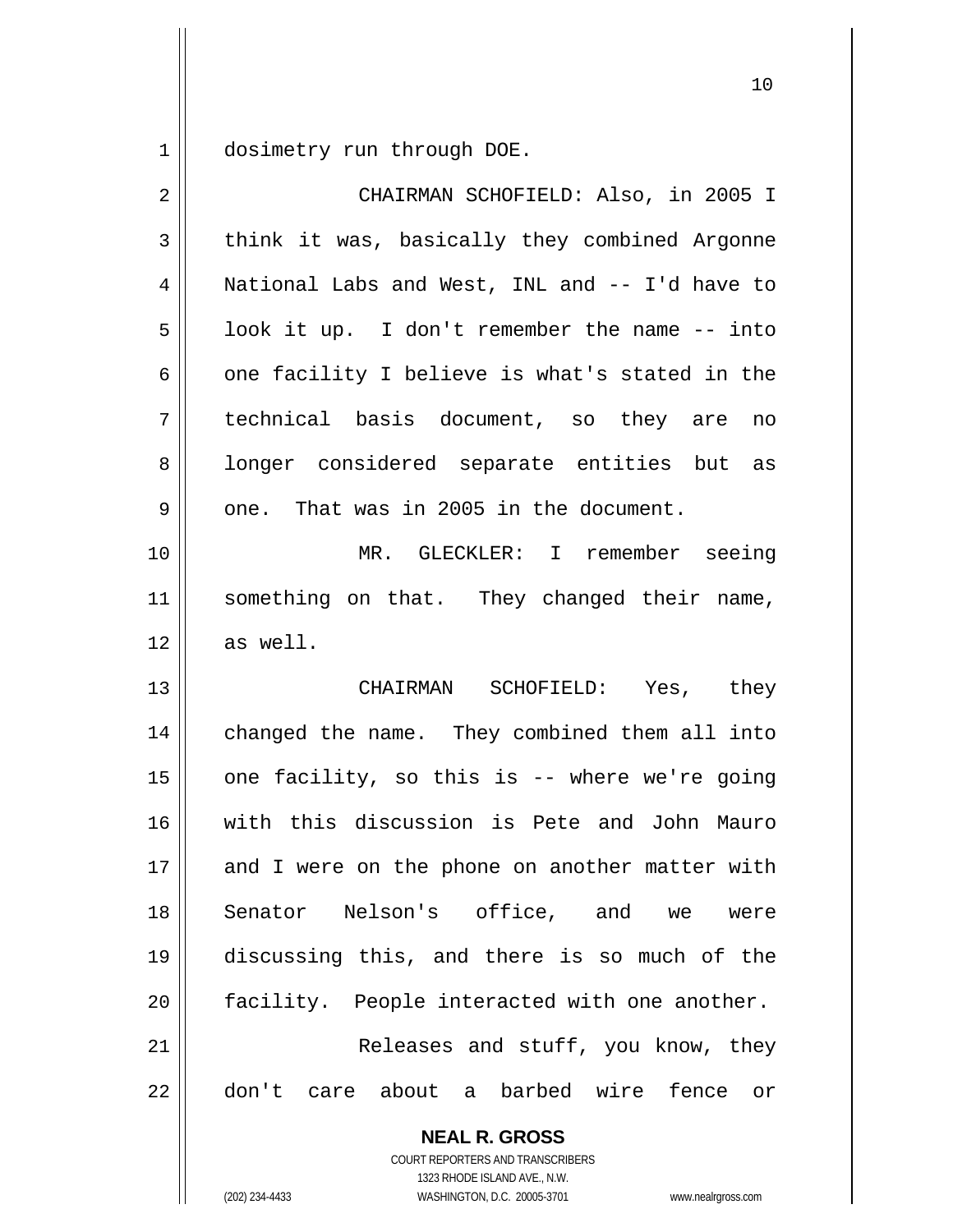dosimetry run through DOE.

CHAIRMAN SCHOFIELD: Also, in 2005 I think it was, basically they combined Argonne National Labs and West, INL and -- I'd have to look it up. I don't remember the name -- into one facility I believe is what's stated in the technical basis document, so they are no longer considered separate entities but as one. That was in 2005 in the document.

MR. GLECKLER: I remember seeing something on that. They changed their name, as well.

CHAIRMAN SCHOFIELD: Yes, they changed the name. They combined them all into one facility, so this is -- where we're going with this discussion is Pete and John Mauro and I were on the phone on another matter with Senator Nelson's office, and we were discussing this, and there is so much of the facility. People interacted with one another.

Releases and stuff, you know, they don't care about a barbed wire fence or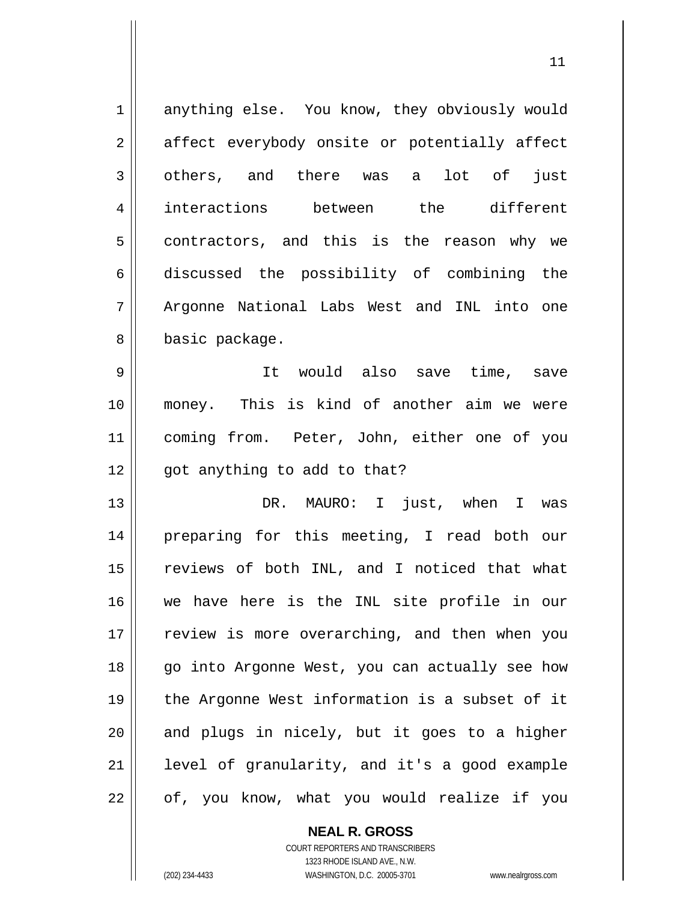anything else. You know, they obviously would affect everybody onsite or potentially affect others, and there was a lot of just interactions between the different contractors, and this is the reason why we discussed the possibility of combining the Argonne National Labs West and INL into one basic package.

It would also save time, save money. This is kind of another aim we were coming from. Peter, John, either one of you got anything to add to that?

DR. MAURO: I just, when I was preparing for this meeting, I read both our reviews of both INL, and I noticed that what we have here is the INL site profile in our review is more overarching, and then when you go into Argonne West, you can actually see how the Argonne West information is a subset of it and plugs in nicely, but it goes to a higher level of granularity, and it's a good example of, you know, what you would realize if you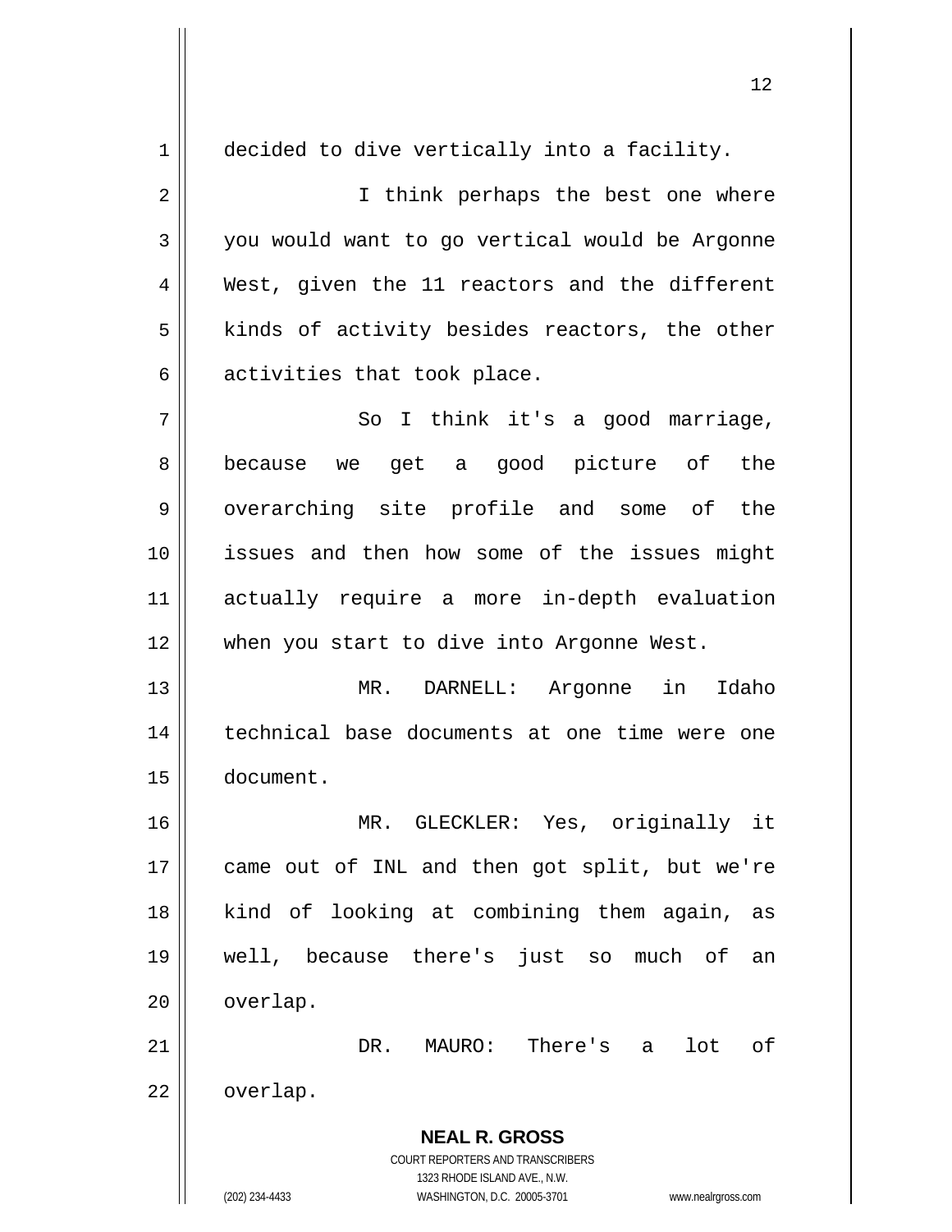decided to dive vertically into a facility.

I think perhaps the best one where you would want to go vertical would be Argonne West, given the 11 reactors and the different kinds of activity besides reactors, the other activities that took place.

So I think it's a good marriage, because we get a good picture of the overarching site profile and some of the issues and then how some of the issues might actually require a more in-depth evaluation when you start to dive into Argonne West.

MR. DARNELL: Argonne in Idaho technical base documents at one time were one document.

MR. GLECKLER: Yes, originally it came out of INL and then got split, but we're kind of looking at combining them again, as well, because there's just so much of an overlap.

DR. MAURO: There's a lot of overlap.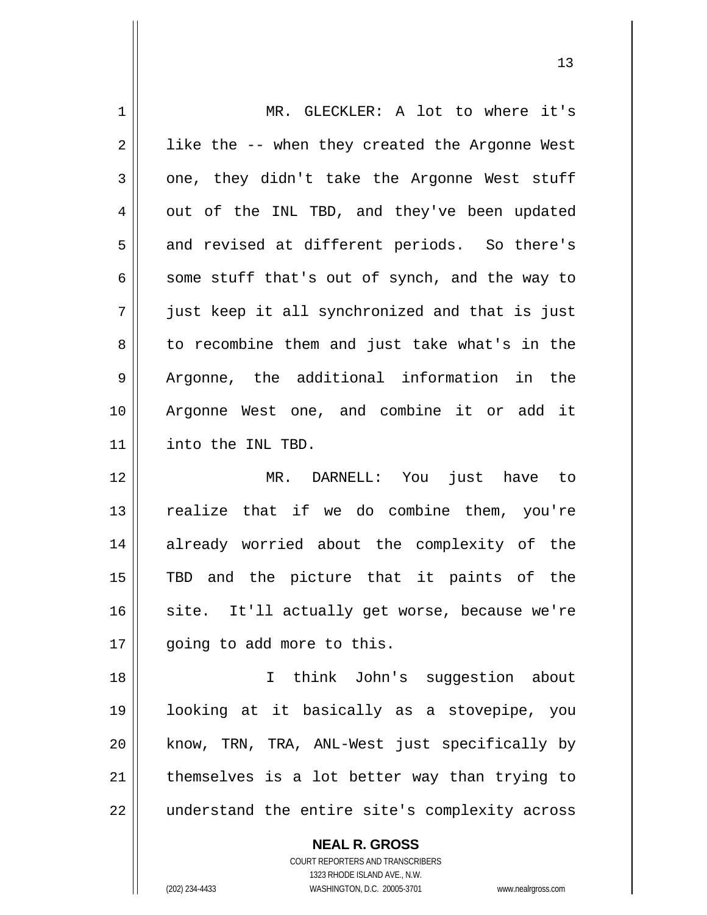MR. GLECKLER: A lot to where it's like the -- when they created the Argonne West one, they didn't take the Argonne West stuff out of the INL TBD, and they've been updated and revised at different periods. So there's some stuff that's out of synch, and the way to just keep it all synchronized and that is just to recombine them and just take what's in the Argonne, the additional information in the Argonne West one, and combine it or add it into the INL TBD.

MR. DARNELL: You just have to realize that if we do combine them, you're already worried about the complexity of the TBD and the picture that it paints of the site. It'll actually get worse, because we're going to add more to this.

I think John's suggestion about looking at it basically as a stovepipe, you know, TRN, TRA, ANL-West just specifically by themselves is a lot better way than trying to understand the entire site's complexity across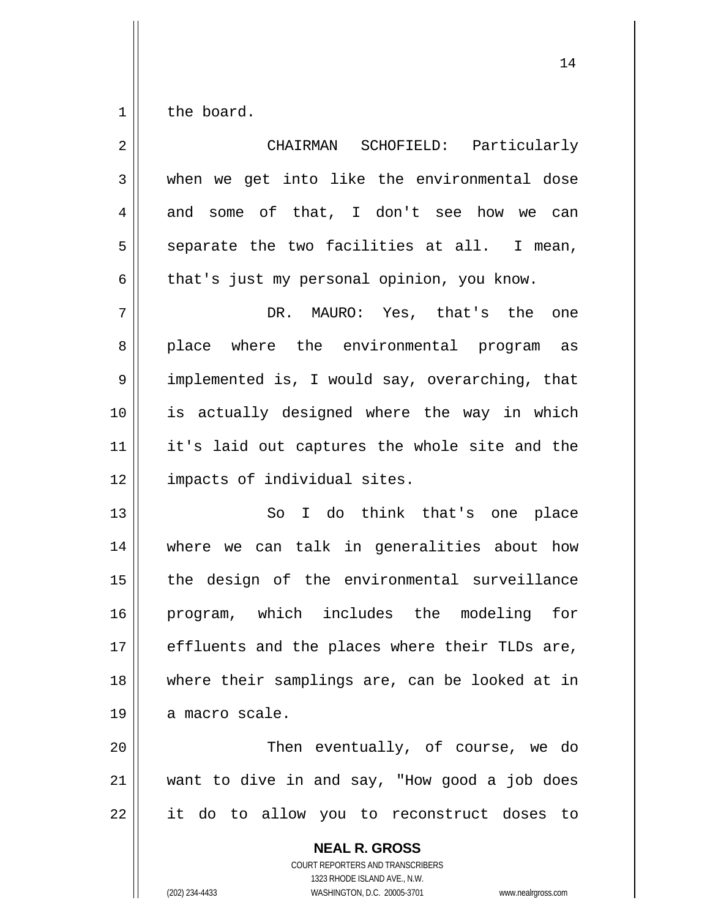the board.

CHAIRMAN SCHOFIELD: Particularly when we get into like the environmental dose and some of that, I don't see how we can separate the two facilities at all. I mean, that's just my personal opinion, you know.

DR. MAURO: Yes, that's the one place where the environmental program as implemented is, I would say, overarching, that is actually designed where the way in which it's laid out captures the whole site and the impacts of individual sites.

So I do think that's one place where we can talk in generalities about how the design of the environmental surveillance program, which includes the modeling for effluents and the places where their TLDs are, where their samplings are, can be looked at in a macro scale.

Then eventually, of course, we do want to dive in and say, "How good a job does it do to allow you to reconstruct doses to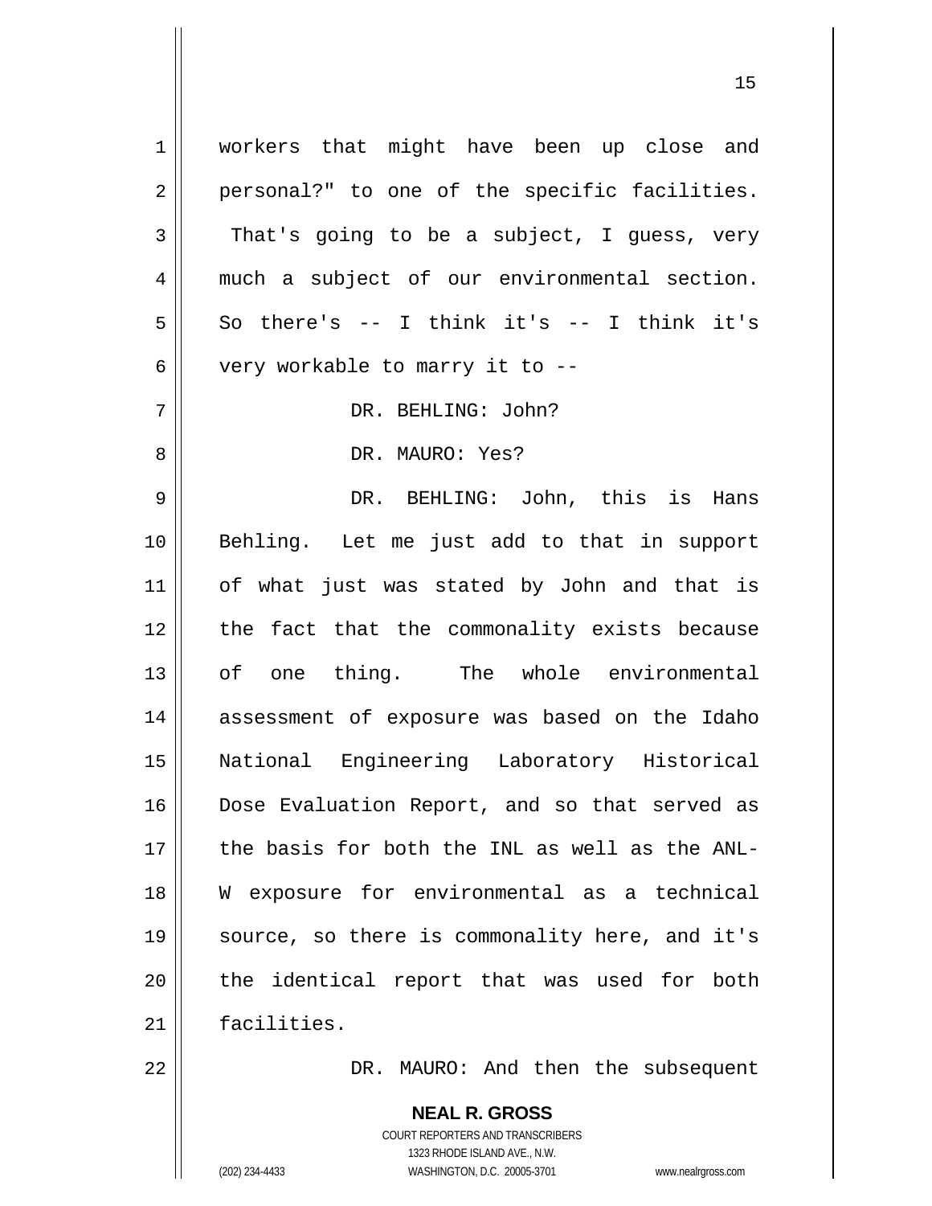workers that might have been up close and personal?" to one of the specific facilities. That's going to be a subject, I guess, very much a subject of our environmental section. So there's -- I think it's -- I think it's very workable to marry it to --

DR. BEHLING: John?

DR. MAURO: Yes?

DR. BEHLING: John, this is Hans Behling. Let me just add to that in support of what just was stated by John and that is the fact that the commonality exists because of one thing. The whole environmental assessment of exposure was based on the Idaho National Engineering Laboratory Historical Dose Evaluation Report, and so that served as the basis for both the INL as well as the ANL-W exposure for environmental as a technical source, so there is commonality here, and it's the identical report that was used for both facilities.

DR. MAURO: And then the subsequent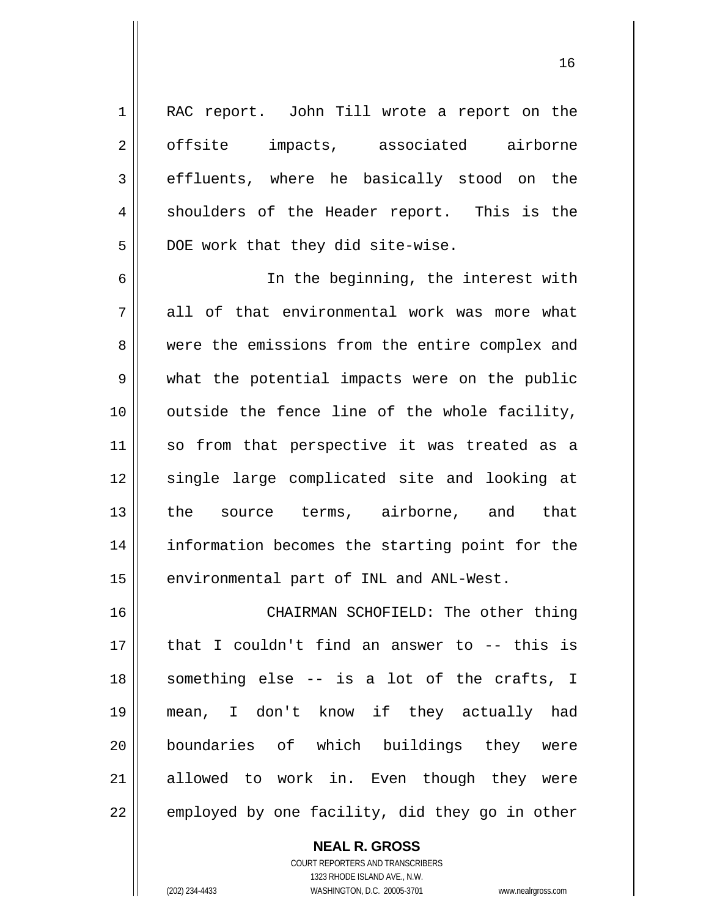RAC report. John Till wrote a report on the offsite impacts, associated airborne effluents, where he basically stood on the shoulders of the Header report. This is the DOE work that they did site-wise.

In the beginning, the interest with all of that environmental work was more what were the emissions from the entire complex and what the potential impacts were on the public outside the fence line of the whole facility, so from that perspective it was treated as a single large complicated site and looking at the source terms, airborne, and that information becomes the starting point for the environmental part of INL and ANL-West.

CHAIRMAN SCHOFIELD: The other thing that I couldn't find an answer to -- this is something else -- is a lot of the crafts, I mean, I don't know if they actually had boundaries of which buildings they were allowed to work in. Even though they were employed by one facility, did they go in other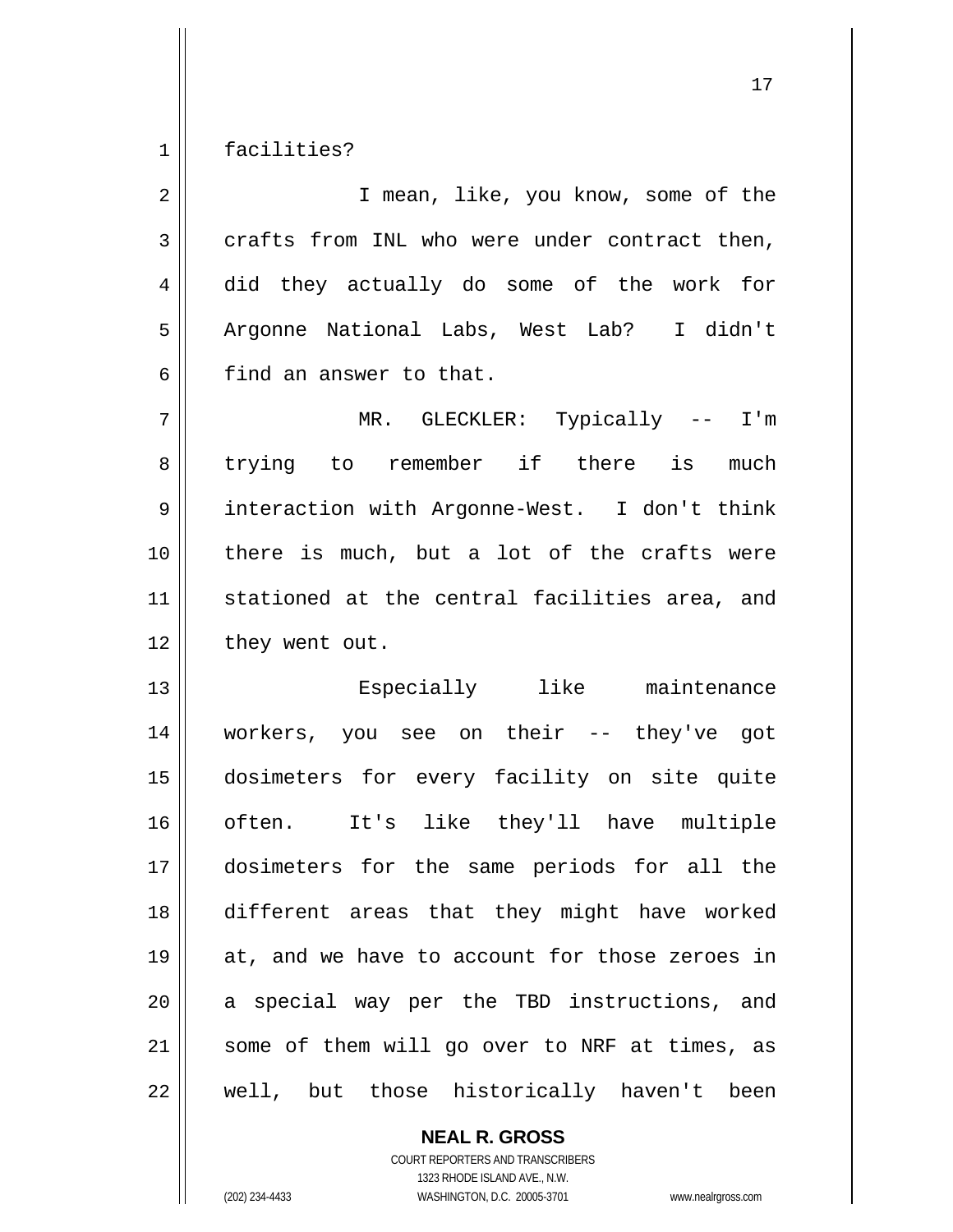facilities?

I mean, like, you know, some of the crafts from INL who were under contract then, did they actually do some of the work for Argonne National Labs, West Lab? I didn't find an answer to that.

MR. GLECKLER: Typically -- I'm trying to remember if there is much interaction with Argonne-West. I don't think there is much, but a lot of the crafts were stationed at the central facilities area, and they went out.

Especially like maintenance workers, you see on their -- they've got dosimeters for every facility on site quite often. It's like they'll have multiple dosimeters for the same periods for all the different areas that they might have worked at, and we have to account for those zeroes in a special way per the TBD instructions, and some of them will go over to NRF at times, as well, but those historically haven't been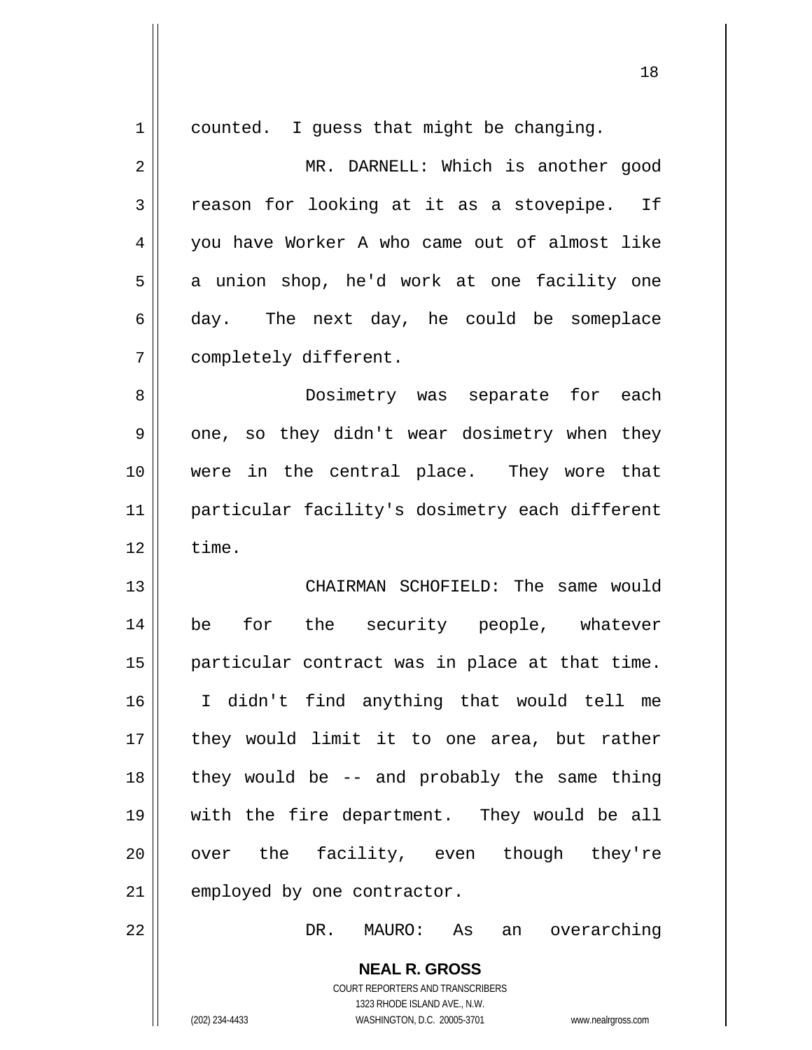counted. I guess that might be changing.

MR. DARNELL: Which is another good reason for looking at it as a stovepipe. If you have Worker A who came out of almost like a union shop, he'd work at one facility one day. The next day, he could be someplace completely different.

Dosimetry was separate for each one, so they didn't wear dosimetry when they were in the central place. They wore that particular facility's dosimetry each different time.

CHAIRMAN SCHOFIELD: The same would be for the security people, whatever particular contract was in place at that time. I didn't find anything that would tell me they would limit it to one area, but rather they would be -- and probably the same thing with the fire department. They would be all over the facility, even though they're employed by one contractor.

DR. MAURO: As an overarching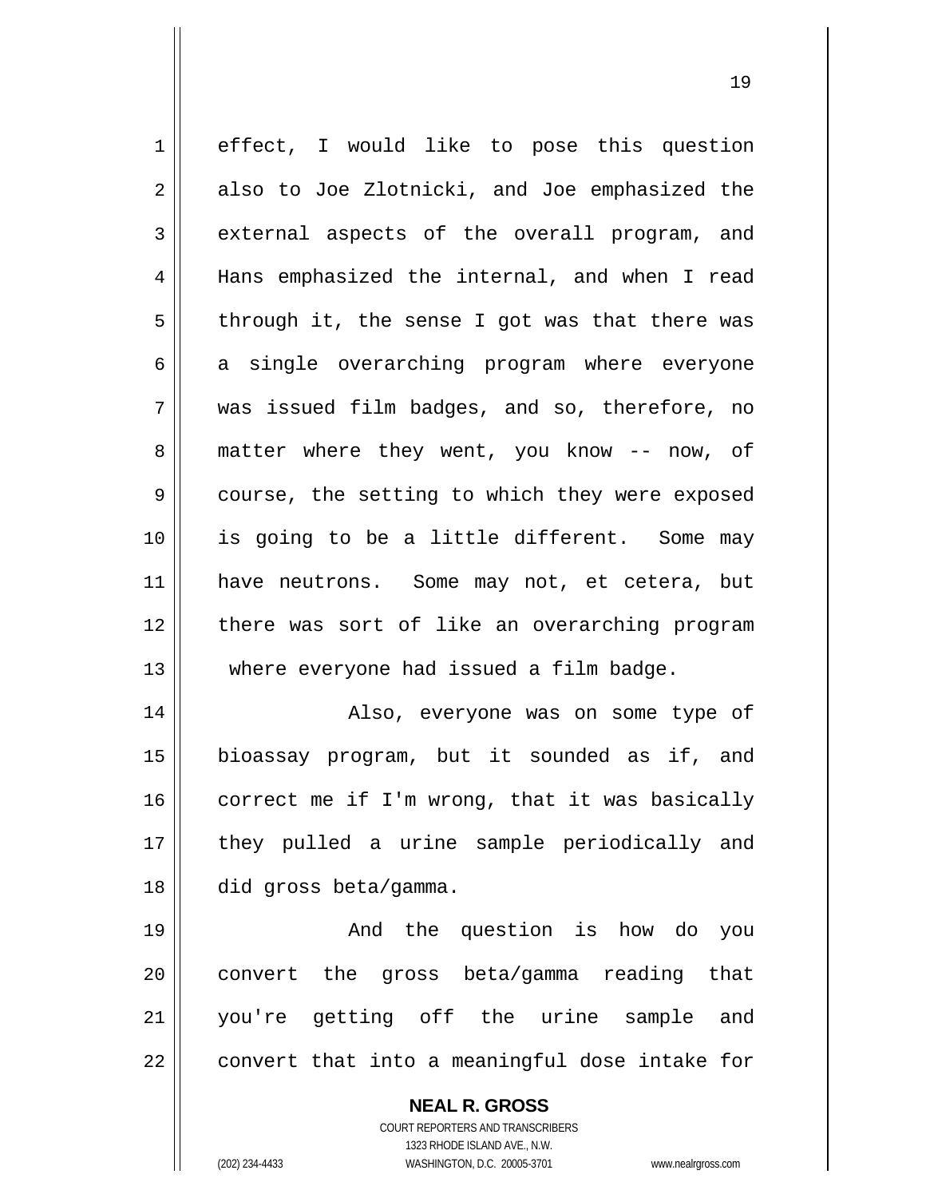effect, I would like to pose this question also to Joe Zlotnicki, and Joe emphasized the external aspects of the overall program, and Hans emphasized the internal, and when I read through it, the sense I got was that there was a single overarching program where everyone was issued film badges, and so, therefore, no matter where they went, you know -- now, of course, the setting to which they were exposed is going to be a little different. Some may have neutrons. Some may not, et cetera, but there was sort of like an overarching program where everyone had issued a film badge.

Also, everyone was on some type of bioassay program, but it sounded as if, and correct me if I'm wrong, that it was basically they pulled a urine sample periodically and did gross beta/gamma.

And the question is how do you convert the gross beta/gamma reading that you're getting off the urine sample and convert that into a meaningful dose intake for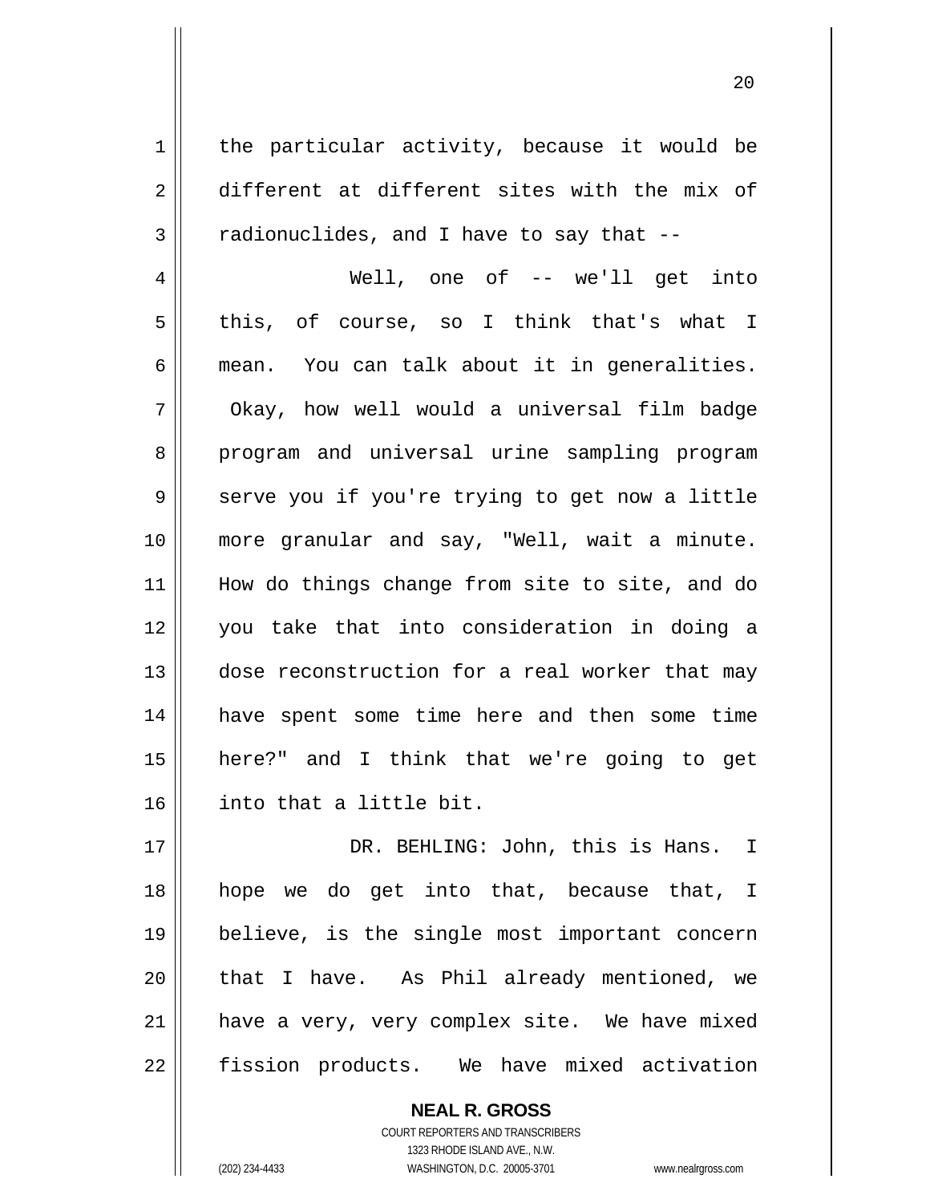the particular activity, because it would be different at different sites with the mix of radionuclides, and I have to say that --

Well, one of -- we'll get into this, of course, so I think that's what I mean. You can talk about it in generalities. Okay, how well would a universal film badge program and universal urine sampling program serve you if you're trying to get now a little more granular and say, "Well, wait a minute. How do things change from site to site, and do you take that into consideration in doing a dose reconstruction for a real worker that may have spent some time here and then some time here?" and I think that we're going to get into that a little bit.

DR. BEHLING: John, this is Hans. I hope we do get into that, because that, I believe, is the single most important concern that I have. As Phil already mentioned, we have a very, very complex site. We have mixed fission products. We have mixed activation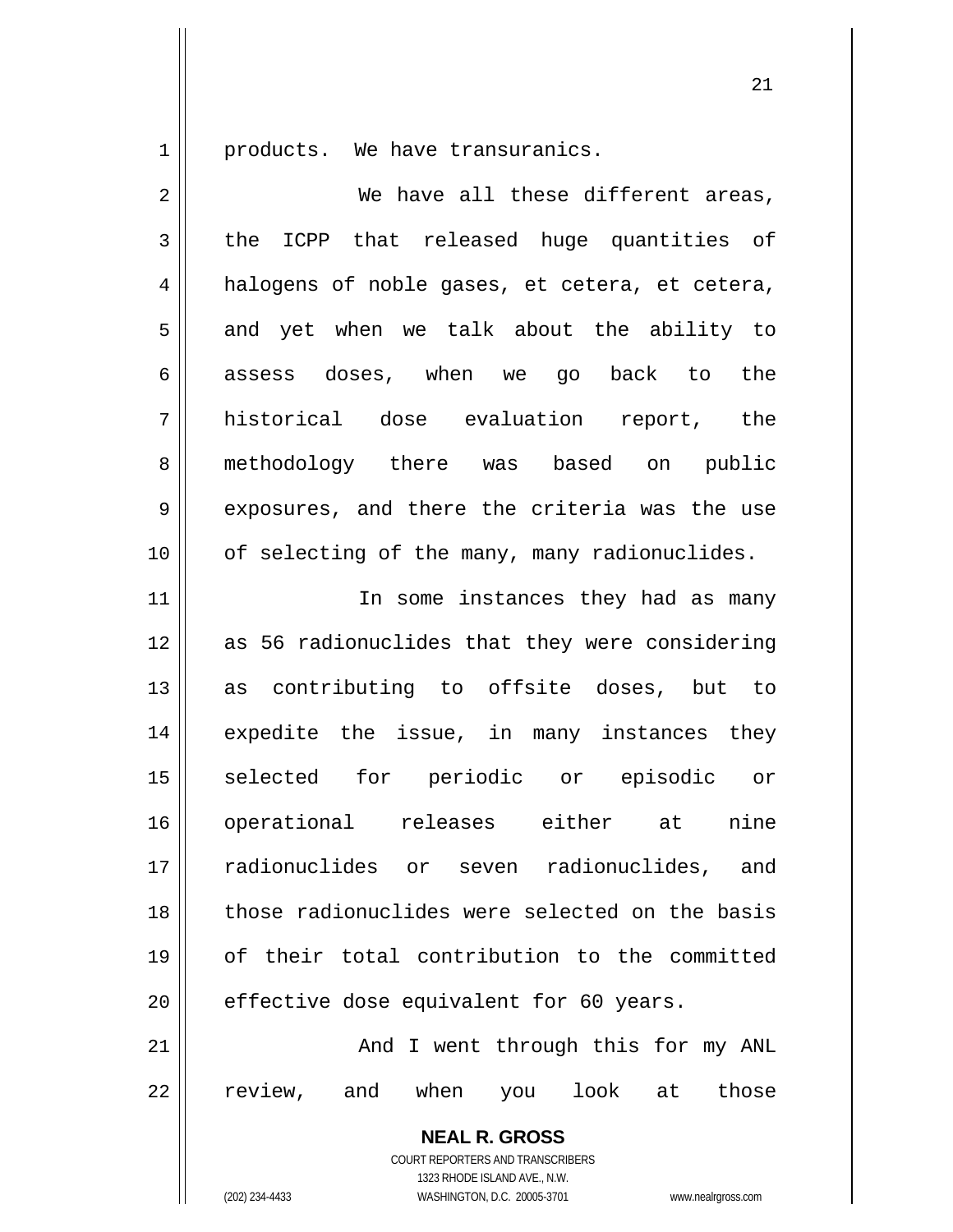products. We have transuranics.

We have all these different areas, the ICPP that released huge quantities of halogens of noble gases, et cetera, et cetera, and yet when we talk about the ability to assess doses, when we go back to the historical dose evaluation report, the methodology there was based on public exposures, and there the criteria was the use of selecting of the many, many radionuclides.

In some instances they had as many as 56 radionuclides that they were considering as contributing to offsite doses, but to expedite the issue, in many instances they selected for periodic or episodic or operational releases either at nine radionuclides or seven radionuclides, and those radionuclides were selected on the basis of their total contribution to the committed effective dose equivalent for 60 years.

And I went through this for my ANL review, and when you look at those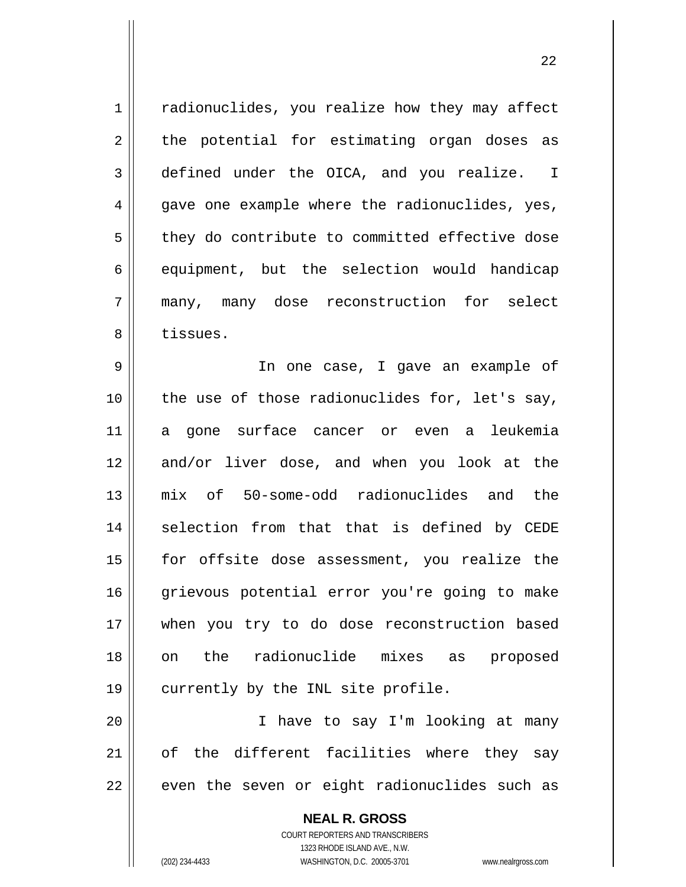radionuclides, you realize how they may affect the potential for estimating organ doses as defined under the OICA, and you realize. I gave one example where the radionuclides, yes, they do contribute to committed effective dose equipment, but the selection would handicap many, many dose reconstruction for select tissues.

In one case, I gave an example of the use of those radionuclides for, let's say, a gone surface cancer or even a leukemia and/or liver dose, and when you look at the mix of 50-some-odd radionuclides and the selection from that that is defined by CEDE for offsite dose assessment, you realize the grievous potential error you're going to make when you try to do dose reconstruction based on the radionuclide mixes as proposed currently by the INL site profile.

I have to say I'm looking at many of the different facilities where they say even the seven or eight radionuclides such as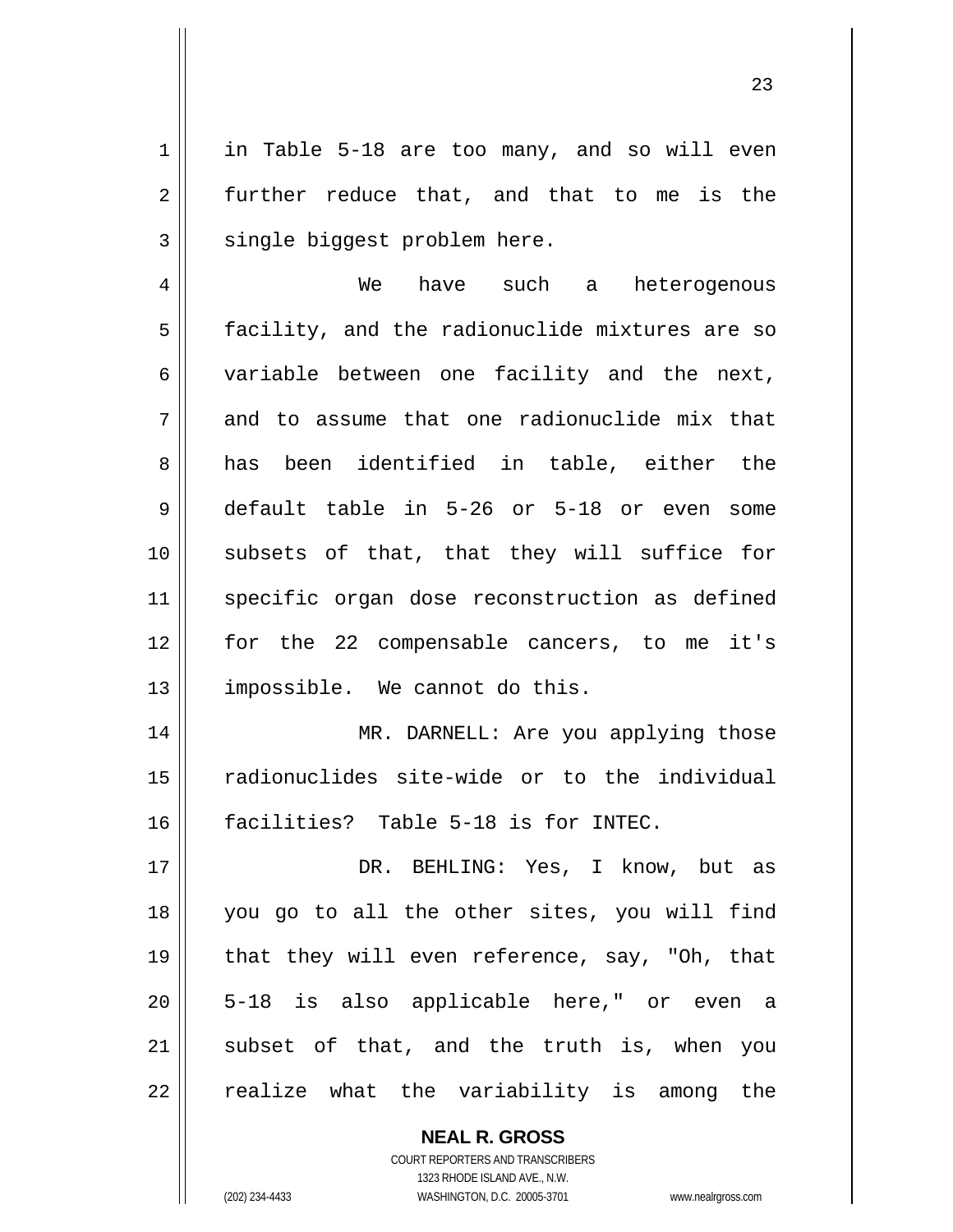in Table 5-18 are too many, and so will even further reduce that, and that to me is the single biggest problem here.

We have such a heterogenous facility, and the radionuclide mixtures are so variable between one facility and the next, and to assume that one radionuclide mix that has been identified in table, either the default table in 5-26 or 5-18 or even some subsets of that, that they will suffice for specific organ dose reconstruction as defined for the 22 compensable cancers, to me it's impossible. We cannot do this.

MR. DARNELL: Are you applying those radionuclides site-wide or to the individual facilities? Table 5-18 is for INTEC.

DR. BEHLING: Yes, I know, but as you go to all the other sites, you will find that they will even reference, say, "Oh, that 5-18 is also applicable here," or even a subset of that, and the truth is, when you realize what the variability is among the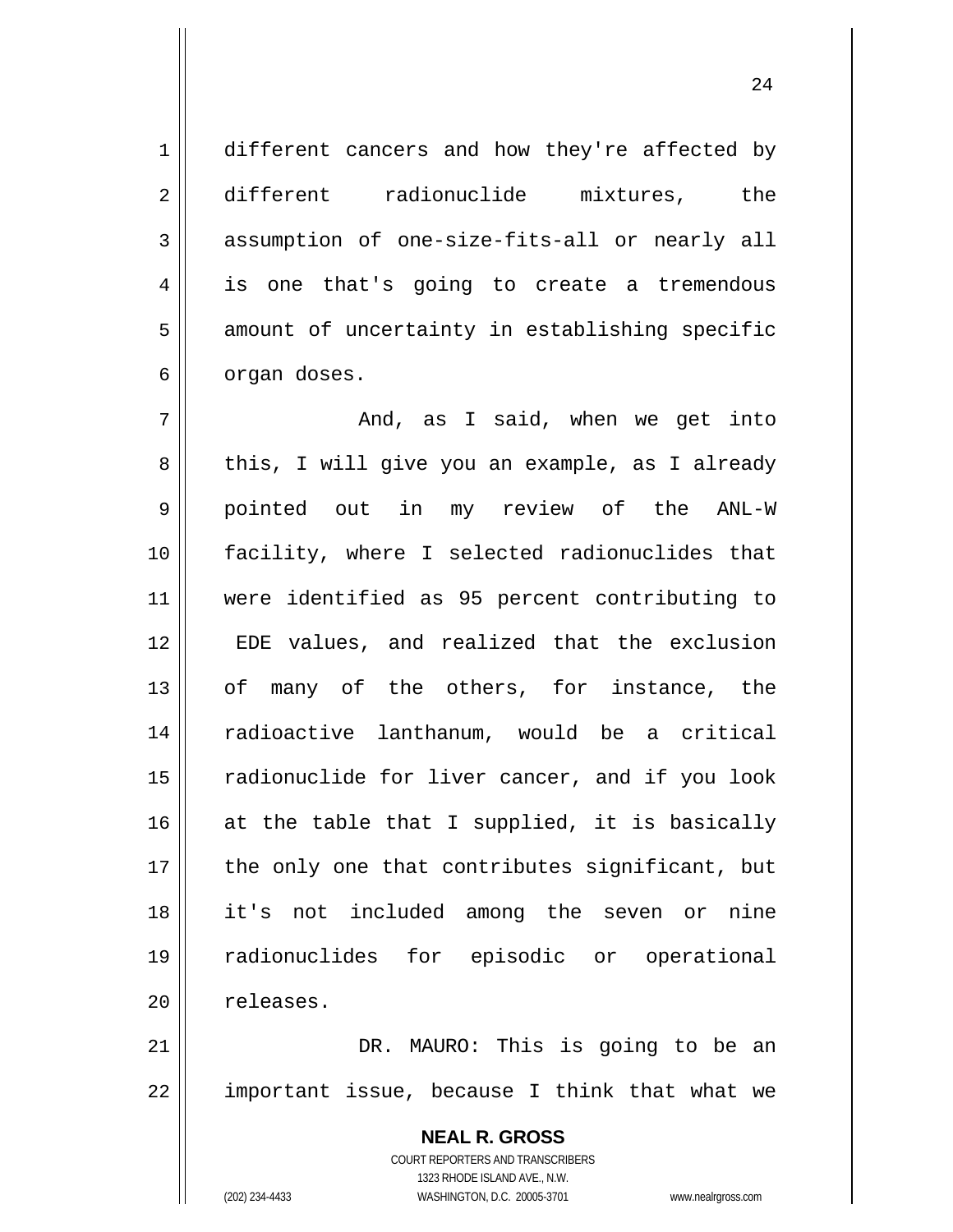different cancers and how they're affected by different radionuclide mixtures, the assumption of one-size-fits-all or nearly all is one that's going to create a tremendous amount of uncertainty in establishing specific organ doses.

And, as I said, when we get into this, I will give you an example, as I already pointed out in my review of the ANL-W facility, where I selected radionuclides that were identified as 95 percent contributing to EDE values, and realized that the exclusion of many of the others, for instance, the radioactive lanthanum, would be a critical radionuclide for liver cancer, and if you look at the table that I supplied, it is basically the only one that contributes significant, but it's not included among the seven or nine radionuclides for episodic or operational releases.

DR. MAURO: This is going to be an important issue, because I think that what we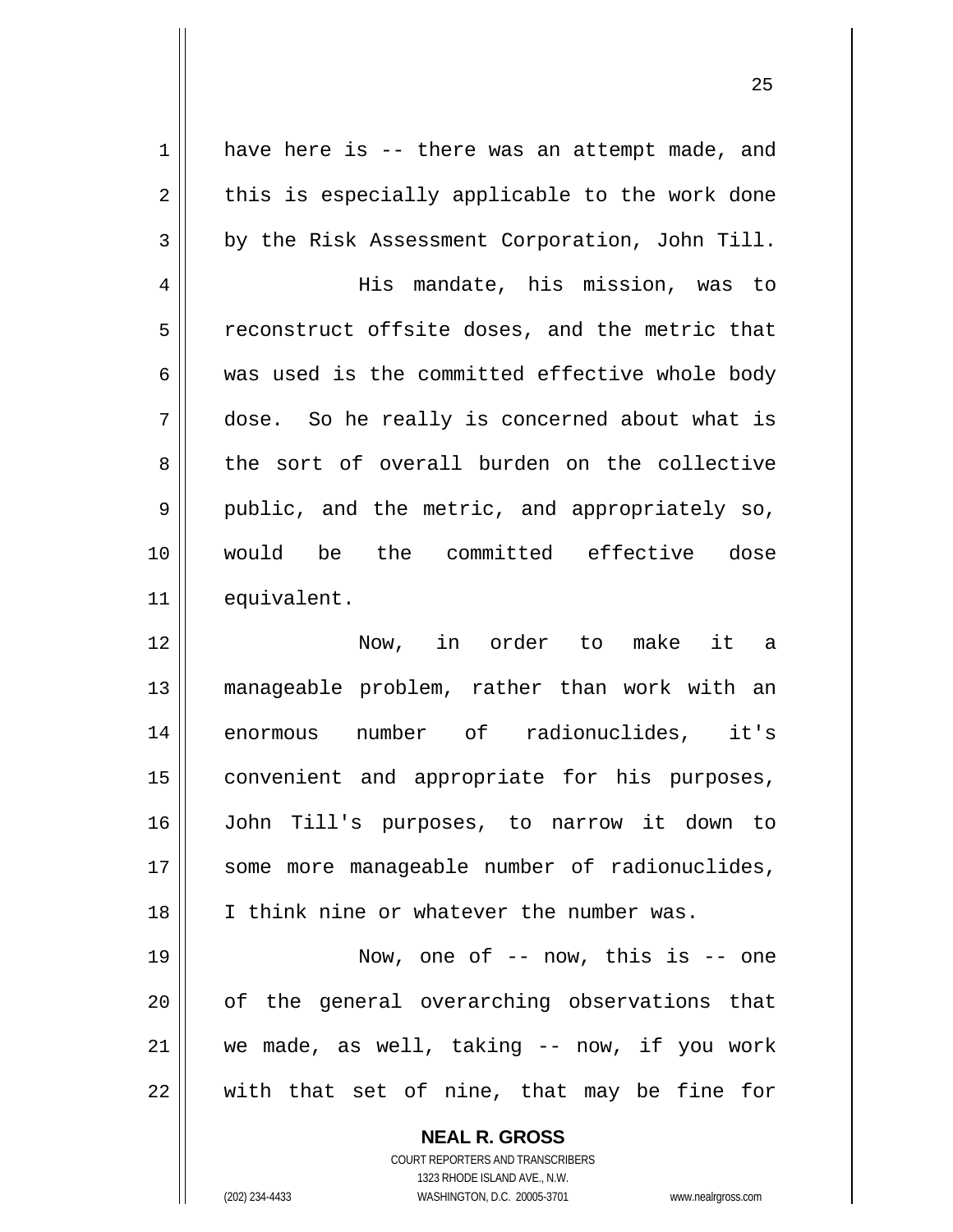have here is -- there was an attempt made, and this is especially applicable to the work done by the Risk Assessment Corporation, John Till.

His mandate, his mission, was to reconstruct offsite doses, and the metric that was used is the committed effective whole body dose. So he really is concerned about what is the sort of overall burden on the collective public, and the metric, and appropriately so, would be the committed effective dose equivalent.

Now, in order to make it a manageable problem, rather than work with an enormous number of radionuclides, it's convenient and appropriate for his purposes, John Till's purposes, to narrow it down to some more manageable number of radionuclides, I think nine or whatever the number was.

Now, one of -- now, this is -- one of the general overarching observations that we made, as well, taking -- now, if you work with that set of nine, that may be fine for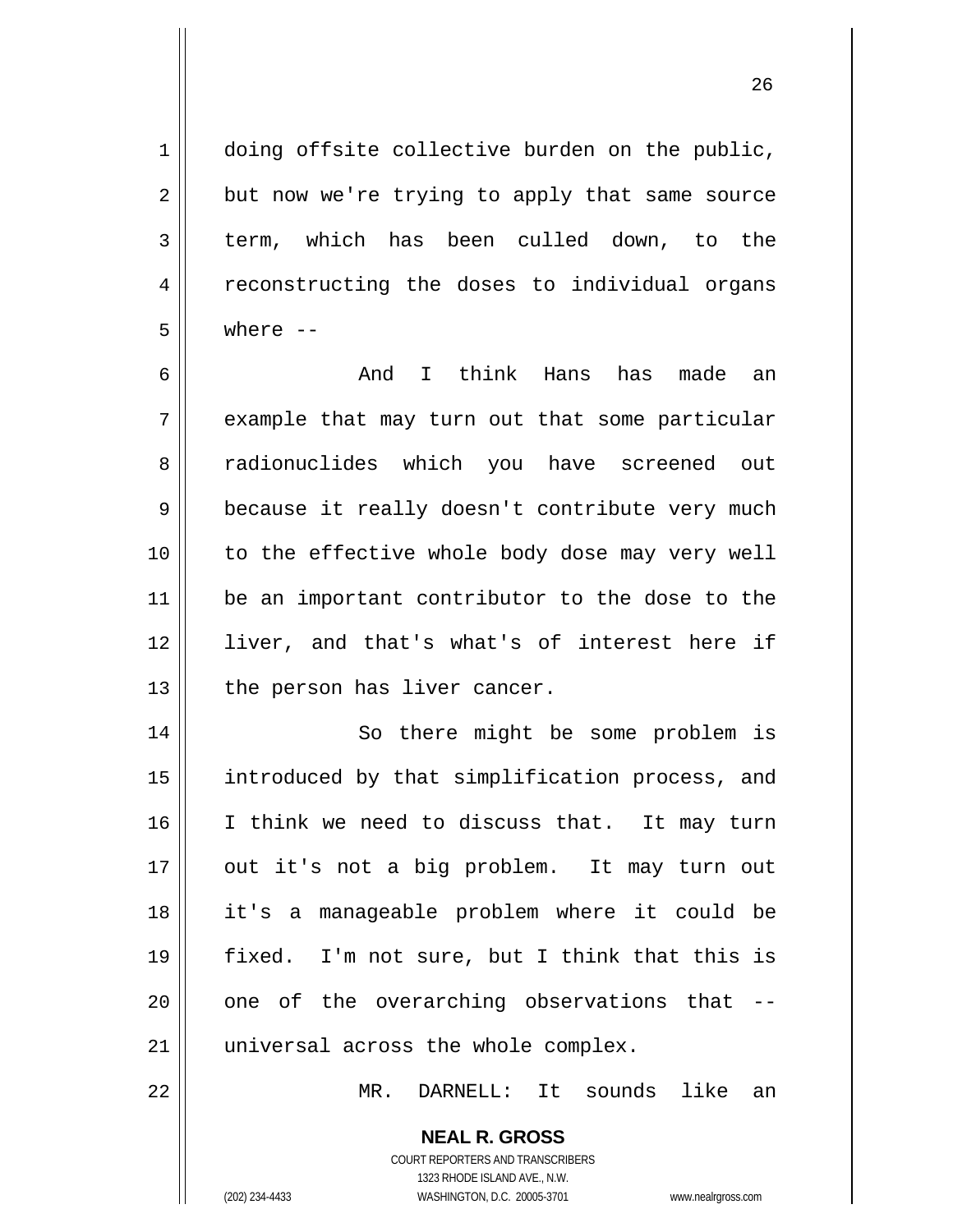doing offsite collective burden on the public, but now we're trying to apply that same source term, which has been culled down, to the reconstructing the doses to individual organs where --

And I think Hans has made an example that may turn out that some particular radionuclides which you have screened out because it really doesn't contribute very much to the effective whole body dose may very well be an important contributor to the dose to the liver, and that's what's of interest here if the person has liver cancer.

So there might be some problem is introduced by that simplification process, and I think we need to discuss that. It may turn out it's not a big problem. It may turn out it's a manageable problem where it could be fixed. I'm not sure, but I think that this is one of the overarching observations that -- universal across the whole complex.

MR. DARNELL: It sounds like an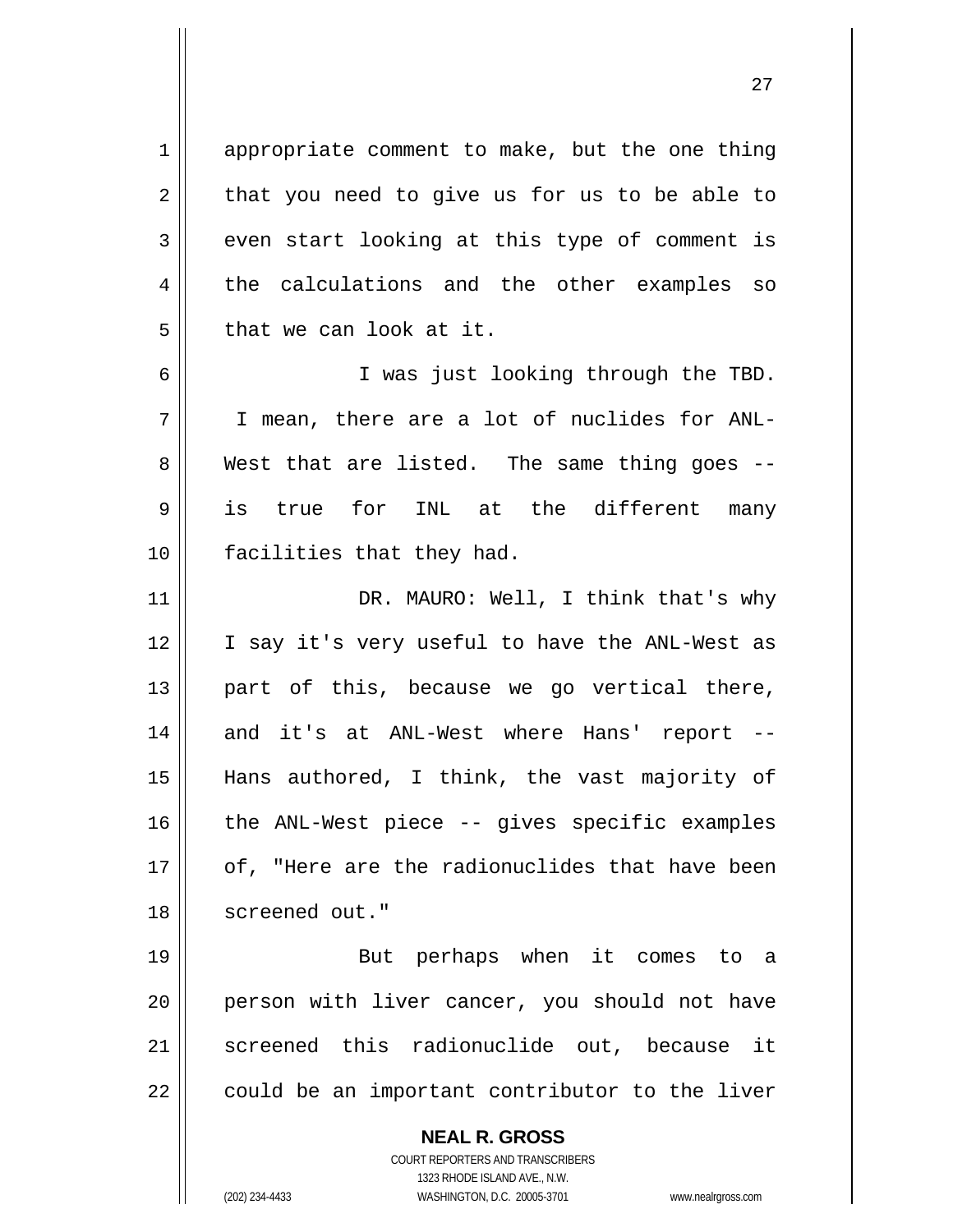appropriate comment to make, but the one thing that you need to give us for us to be able to even start looking at this type of comment is the calculations and the other examples so that we can look at it.

I was just looking through the TBD. I mean, there are a lot of nuclides for ANL-West that are listed. The same thing goes -- is true for INL at the different many facilities that they had.

DR. MAURO: Well, I think that's why I say it's very useful to have the ANL-West as part of this, because we go vertical there, and it's at ANL-West where Hans' report -- Hans authored, I think, the vast majority of the ANL-West piece -- gives specific examples of, "Here are the radionuclides that have been screened out."

But perhaps when it comes to a person with liver cancer, you should not have screened this radionuclide out, because it could be an important contributor to the liver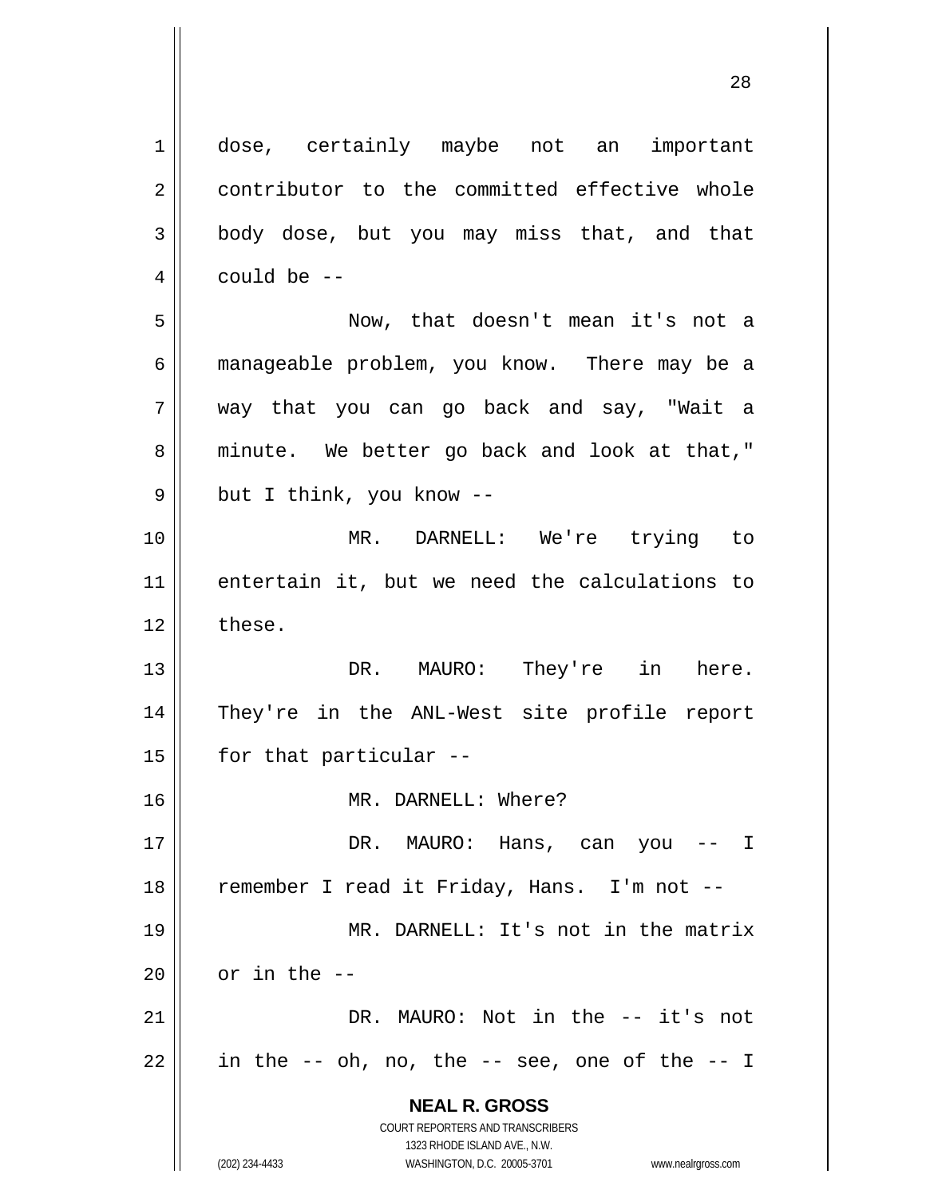dose, certainly maybe not an important contributor to the committed effective whole body dose, but you may miss that, and that could be --

Now, that doesn't mean it's not a manageable problem, you know. There may be a way that you can go back and say, "Wait a minute. We better go back and look at that," but I think, you know --

MR. DARNELL: We're trying to entertain it, but we need the calculations to these.

DR. MAURO: They're in here. They're in the ANL-West site profile report for that particular --

MR. DARNELL: Where?

DR. MAURO: Hans, can you -- I remember I read it Friday, Hans. I'm not --

MR. DARNELL: It's not in the matrix or in the --

DR. MAURO: Not in the -- it's not in the -- oh, no, the -- see, one of the -- I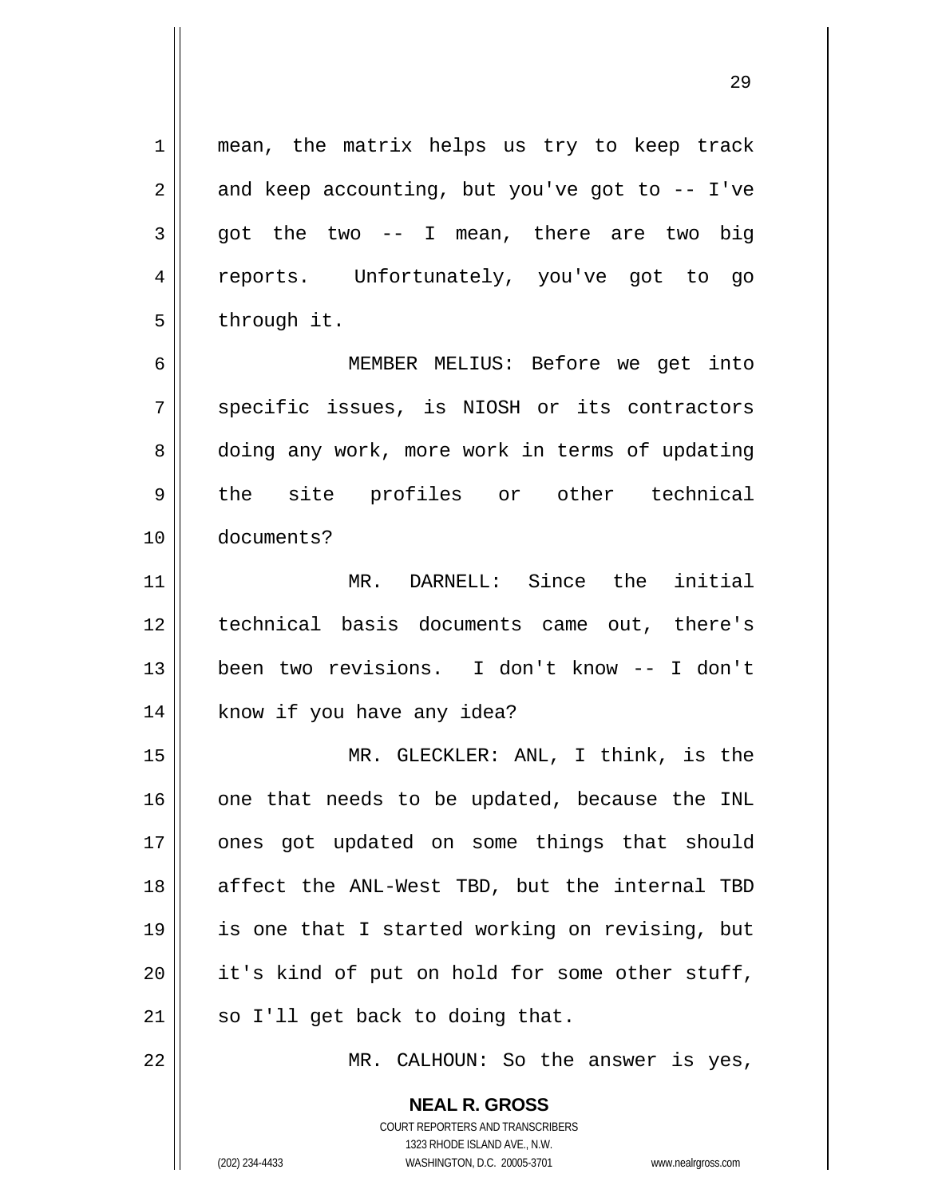mean, the matrix helps us try to keep track and keep accounting, but you've got to -- I've got the two -- I mean, there are two big reports. Unfortunately, you've got to go through it.

MEMBER MELIUS: Before we get into specific issues, is NIOSH or its contractors doing any work, more work in terms of updating the site profiles or other technical documents?

MR. DARNELL: Since the initial technical basis documents came out, there's been two revisions. I don't know -- I don't know if you have any idea?

MR. GLECKLER: ANL, I think, is the one that needs to be updated, because the INL ones got updated on some things that should affect the ANL-West TBD, but the internal TBD is one that I started working on revising, but it's kind of put on hold for some other stuff, so I'll get back to doing that.

MR. CALHOUN: So the answer is yes,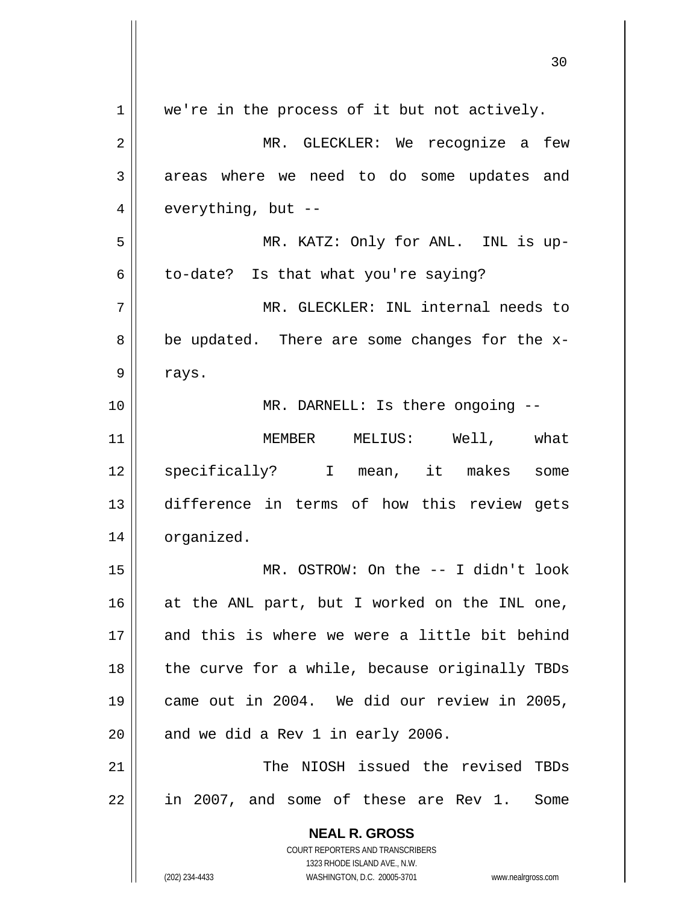we're in the process of it but not actively.

MR. GLECKLER: We recognize a few areas where we need to do some updates and everything, but --

MR. KATZ: Only for ANL. INL is up-to-date? Is that what you're saying?

MR. GLECKLER: INL internal needs to be updated. There are some changes for the x-rays.

MR. DARNELL: Is there ongoing --

MEMBER MELIUS: Well, what specifically? I mean, it makes some difference in terms of how this review gets organized.

MR. OSTROW: On the -- I didn't look at the ANL part, but I worked on the INL one, and this is where we were a little bit behind the curve for a while, because originally TBDs came out in 2004. We did our review in 2005, and we did a Rev 1 in early 2006.

The NIOSH issued the revised TBDs in 2007, and some of these are Rev 1. Some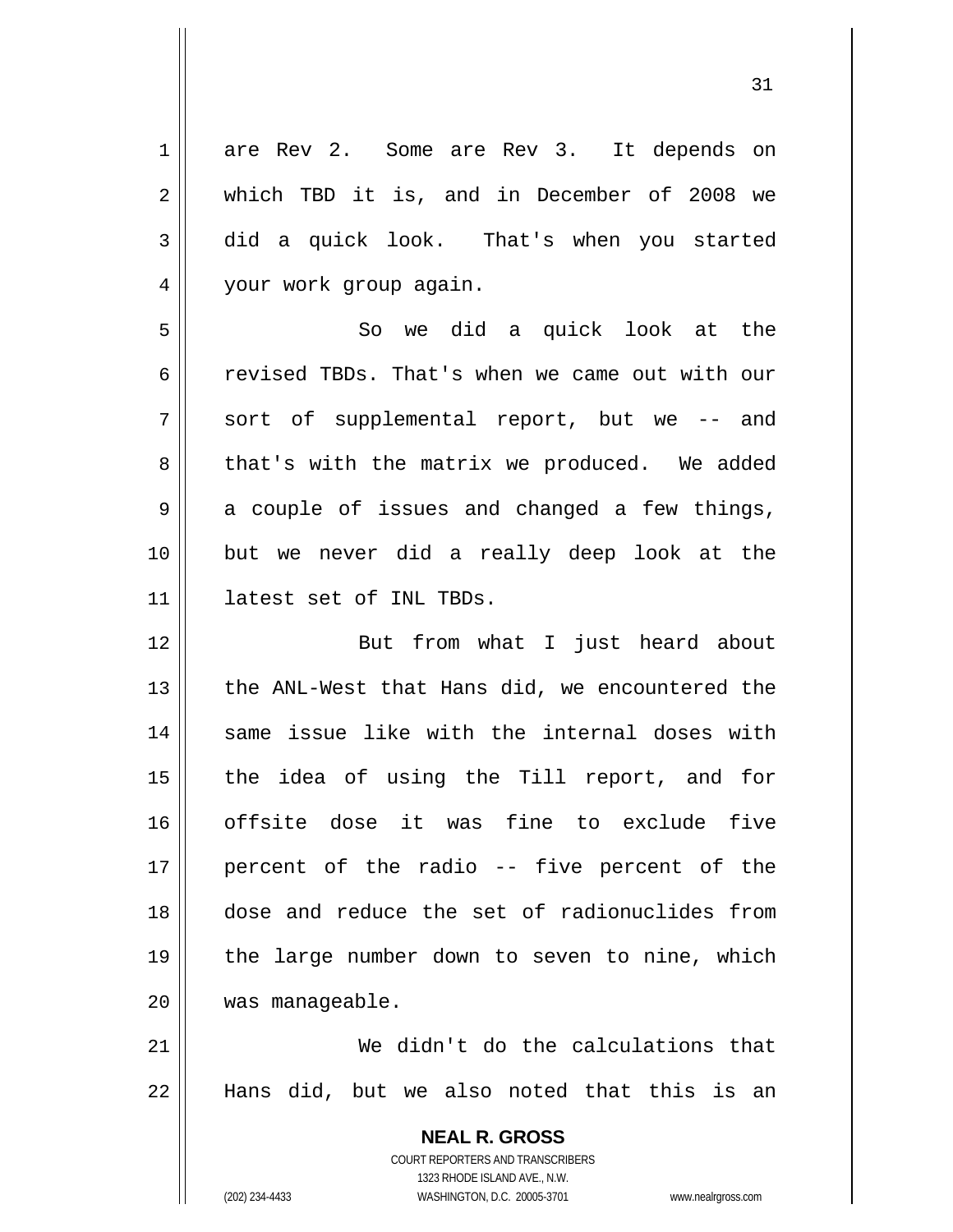are Rev 2. Some are Rev 3. It depends on which TBD it is, and in December of 2008 we did a quick look. That's when you started your work group again.

So we did a quick look at the revised TBDs. That's when we came out with our sort of supplemental report, but we -- and that's with the matrix we produced. We added a couple of issues and changed a few things, but we never did a really deep look at the latest set of INL TBDs.

But from what I just heard about the ANL-West that Hans did, we encountered the same issue like with the internal doses with the idea of using the Till report, and for offsite dose it was fine to exclude five percent of the radio -- five percent of the dose and reduce the set of radionuclides from the large number down to seven to nine, which was manageable.

We didn't do the calculations that Hans did, but we also noted that this is an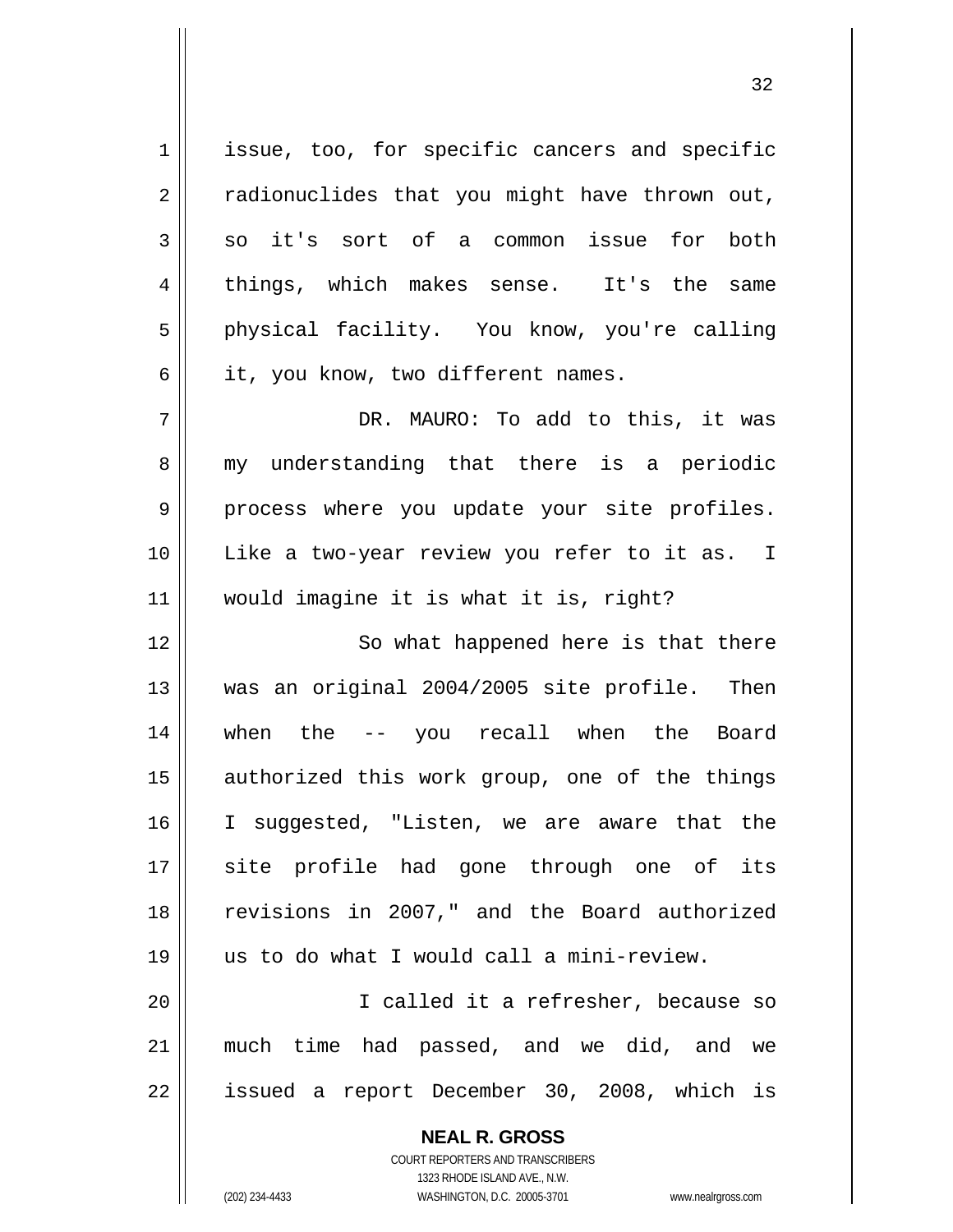issue, too, for specific cancers and specific radionuclides that you might have thrown out, so it's sort of a common issue for both things, which makes sense. It's the same physical facility. You know, you're calling it, you know, two different names.

DR. MAURO: To add to this, it was my understanding that there is a periodic process where you update your site profiles. Like a two-year review you refer to it as. I would imagine it is what it is, right?

So what happened here is that there was an original 2004/2005 site profile. Then when the -- you recall when the Board authorized this work group, one of the things I suggested, "Listen, we are aware that the site profile had gone through one of its revisions in 2007," and the Board authorized us to do what I would call a mini-review.

I called it a refresher, because so much time had passed, and we did, and we issued a report December 30, 2008, which is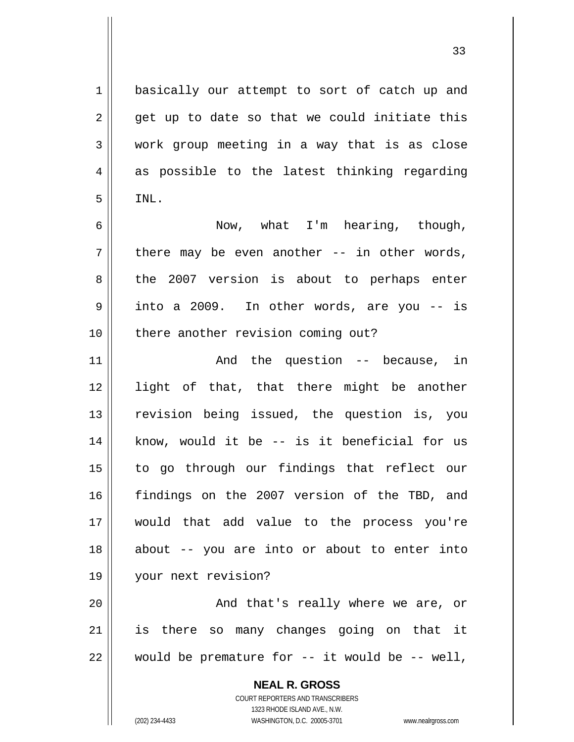basically our attempt to sort of catch up and get up to date so that we could initiate this work group meeting in a way that is as close as possible to the latest thinking regarding INL.

Now, what I'm hearing, though, there may be even another -- in other words, the 2007 version is about to perhaps enter into a 2009. In other words, are you -- is there another revision coming out?

And the question -- because, in light of that, that there might be another revision being issued, the question is, you know, would it be -- is it beneficial for us to go through our findings that reflect our findings on the 2007 version of the TBD, and would that add value to the process you're about -- you are into or about to enter into your next revision?

And that's really where we are, or is there so many changes going on that it would be premature for -- it would be -- well,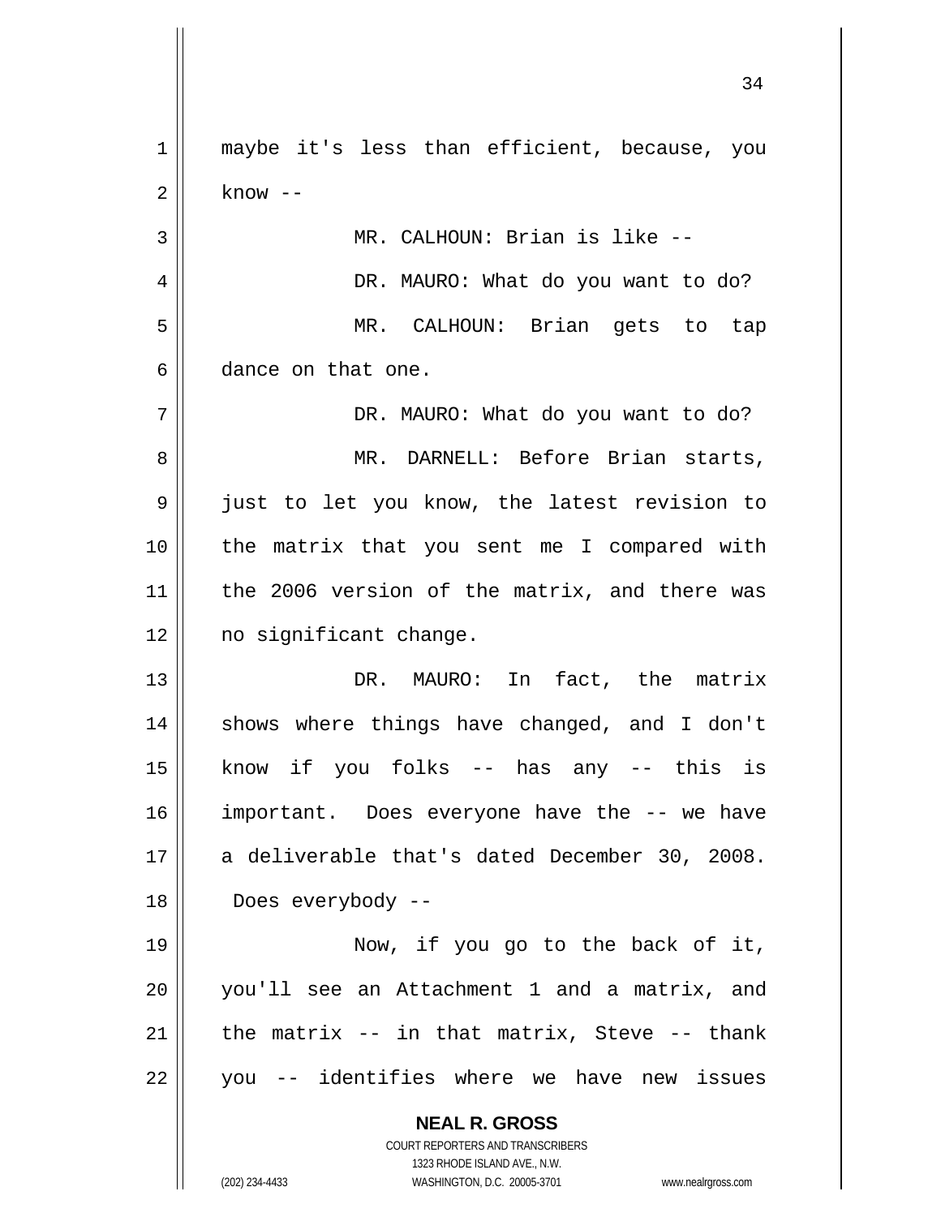maybe it's less than efficient, because, you know --

MR. CALHOUN: Brian is like --

DR. MAURO: What do you want to do?

MR. CALHOUN: Brian gets to tap dance on that one.

DR. MAURO: What do you want to do?

MR. DARNELL: Before Brian starts, just to let you know, the latest revision to the matrix that you sent me I compared with the 2006 version of the matrix, and there was no significant change.

DR. MAURO: In fact, the matrix shows where things have changed, and I don't know if you folks -- has any -- this is important. Does everyone have the -- we have a deliverable that's dated December 30, 2008. Does everybody --

Now, if you go to the back of it, you'll see an Attachment 1 and a matrix, and the matrix -- in that matrix, Steve -- thank you -- identifies where we have new issues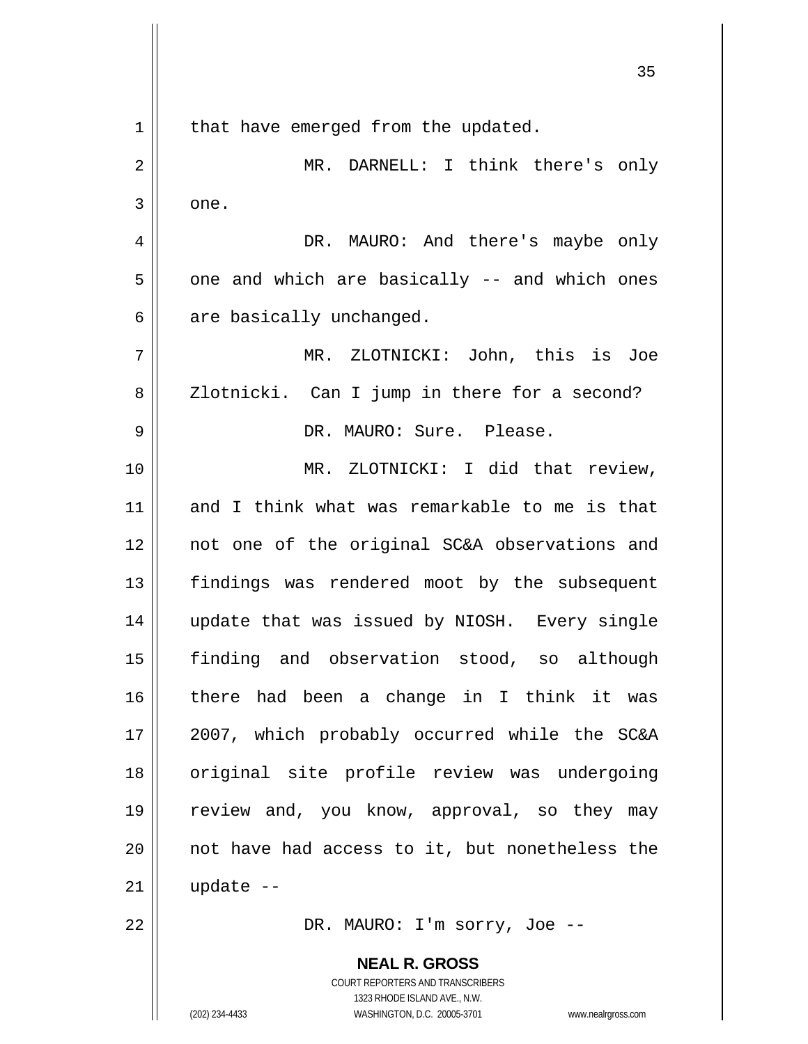that have emerged from the updated.

MR. DARNELL: I think there's only one.

DR. MAURO: And there's maybe only one and which are basically -- and which ones are basically unchanged.

MR. ZLOTNICKI: John, this is Joe Zlotnicki. Can I jump in there for a second?

DR. MAURO: Sure. Please.

MR. ZLOTNICKI: I did that review, and I think what was remarkable to me is that not one of the original SC&A observations and findings was rendered moot by the subsequent update that was issued by NIOSH. Every single finding and observation stood, so although there had been a change in I think it was 2007, which probably occurred while the SC&A original site profile review was undergoing review and, you know, approval, so they may not have had access to it, but nonetheless the update --

DR. MAURO: I'm sorry, Joe --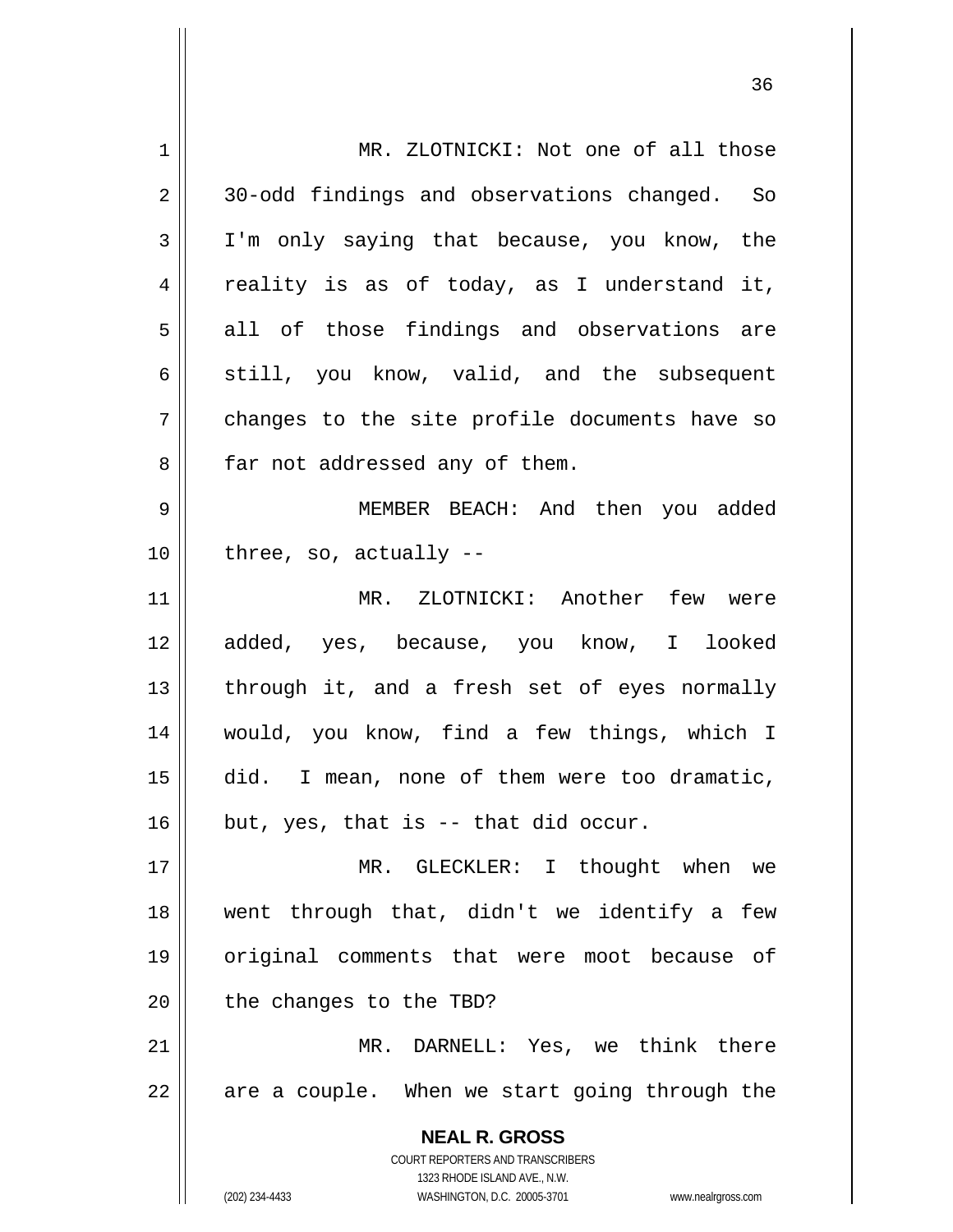MR. ZLOTNICKI: Not one of all those 30-odd findings and observations changed. So I'm only saying that because, you know, the reality is as of today, as I understand it, all of those findings and observations are still, you know, valid, and the subsequent changes to the site profile documents have so far not addressed any of them.

MEMBER BEACH: And then you added three, so, actually --

MR. ZLOTNICKI: Another few were added, yes, because, you know, I looked through it, and a fresh set of eyes normally would, you know, find a few things, which I did. I mean, none of them were too dramatic, but, yes, that is -- that did occur.

MR. GLECKLER: I thought when we went through that, didn't we identify a few original comments that were moot because of the changes to the TBD?

MR. DARNELL: Yes, we think there are a couple. When we start going through the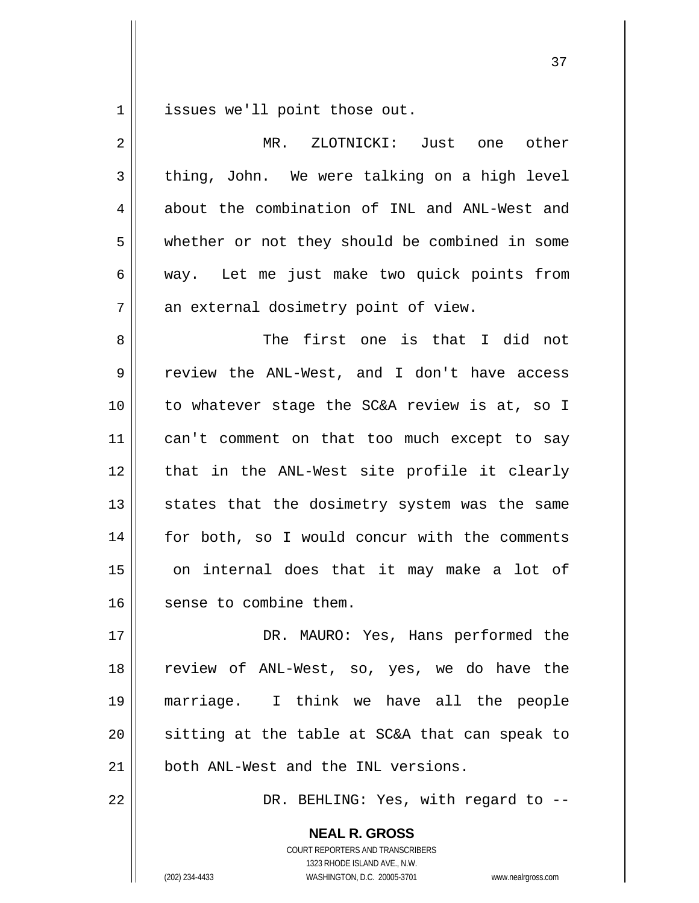issues we'll point those out.

MR. ZLOTNICKI: Just one other thing, John. We were talking on a high level about the combination of INL and ANL-West and whether or not they should be combined in some way. Let me just make two quick points from an external dosimetry point of view.

The first one is that I did not review the ANL-West, and I don't have access to whatever stage the SC&A review is at, so I can't comment on that too much except to say that in the ANL-West site profile it clearly states that the dosimetry system was the same for both, so I would concur with the comments on internal does that it may make a lot of sense to combine them.

DR. MAURO: Yes, Hans performed the review of ANL-West, so, yes, we do have the marriage. I think we have all the people sitting at the table at SC&A that can speak to both ANL-West and the INL versions.

DR. BEHLING: Yes, with regard to --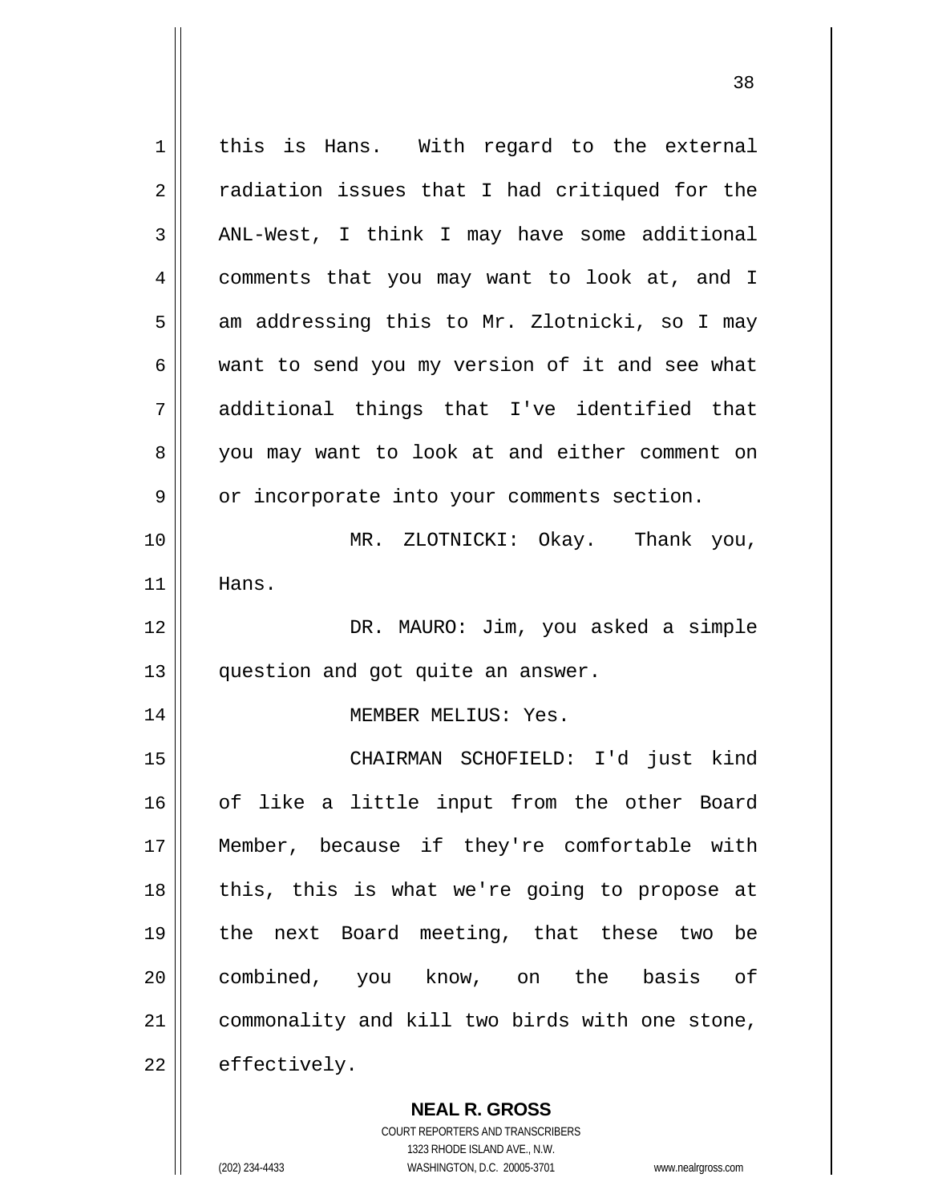this is Hans. With regard to the external radiation issues that I had critiqued for the ANL-West, I think I may have some additional comments that you may want to look at, and I am addressing this to Mr. Zlotnicki, so I may want to send you my version of it and see what additional things that I've identified that you may want to look at and either comment on or incorporate into your comments section.

MR. ZLOTNICKI: Okay. Thank you, Hans.

DR. MAURO: Jim, you asked a simple question and got quite an answer.

MEMBER MELIUS: Yes.

CHAIRMAN SCHOFIELD: I'd just kind of like a little input from the other Board Member, because if they're comfortable with this, this is what we're going to propose at the next Board meeting, that these two be combined, you know, on the basis of commonality and kill two birds with one stone, effectively.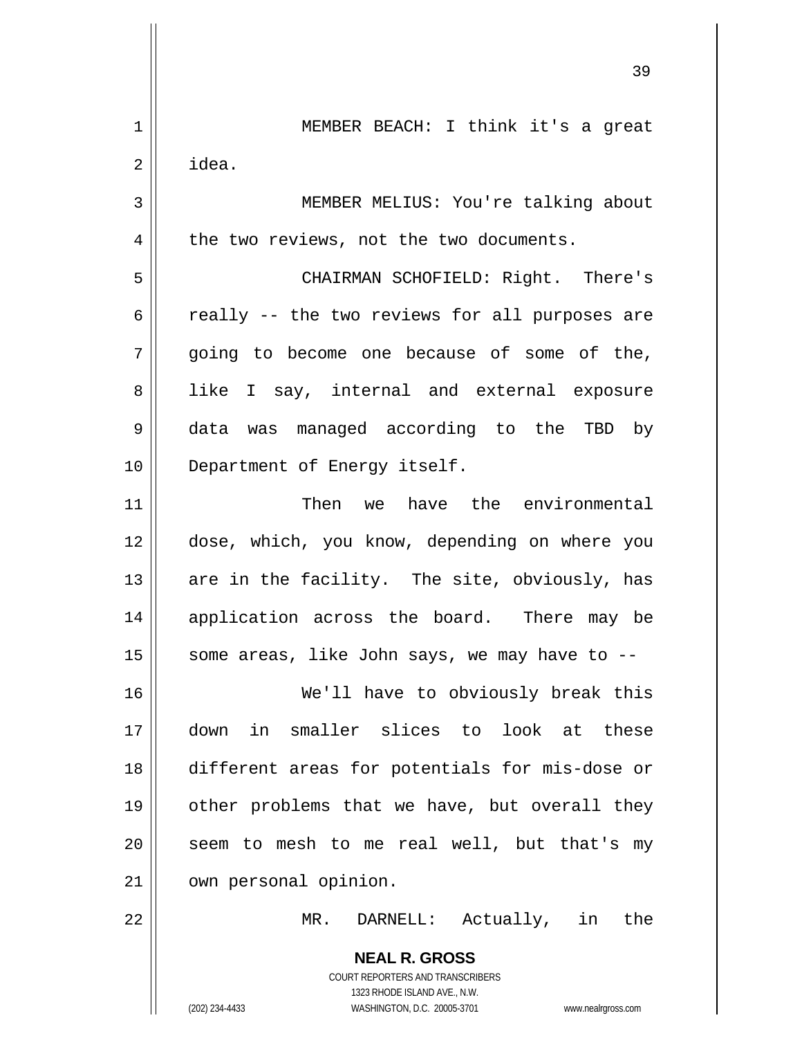MEMBER BEACH: I think it's a great idea.

MEMBER MELIUS: You're talking about the two reviews, not the two documents.

CHAIRMAN SCHOFIELD: Right. There's really -- the two reviews for all purposes are going to become one because of some of the, like I say, internal and external exposure data was managed according to the TBD by Department of Energy itself.

Then we have the environmental dose, which, you know, depending on where you are in the facility. The site, obviously, has application across the board. There may be some areas, like John says, we may have to --

We'll have to obviously break this down in smaller slices to look at these different areas for potentials for mis-dose or other problems that we have, but overall they seem to mesh to me real well, but that's my own personal opinion.

MR. DARNELL: Actually, in the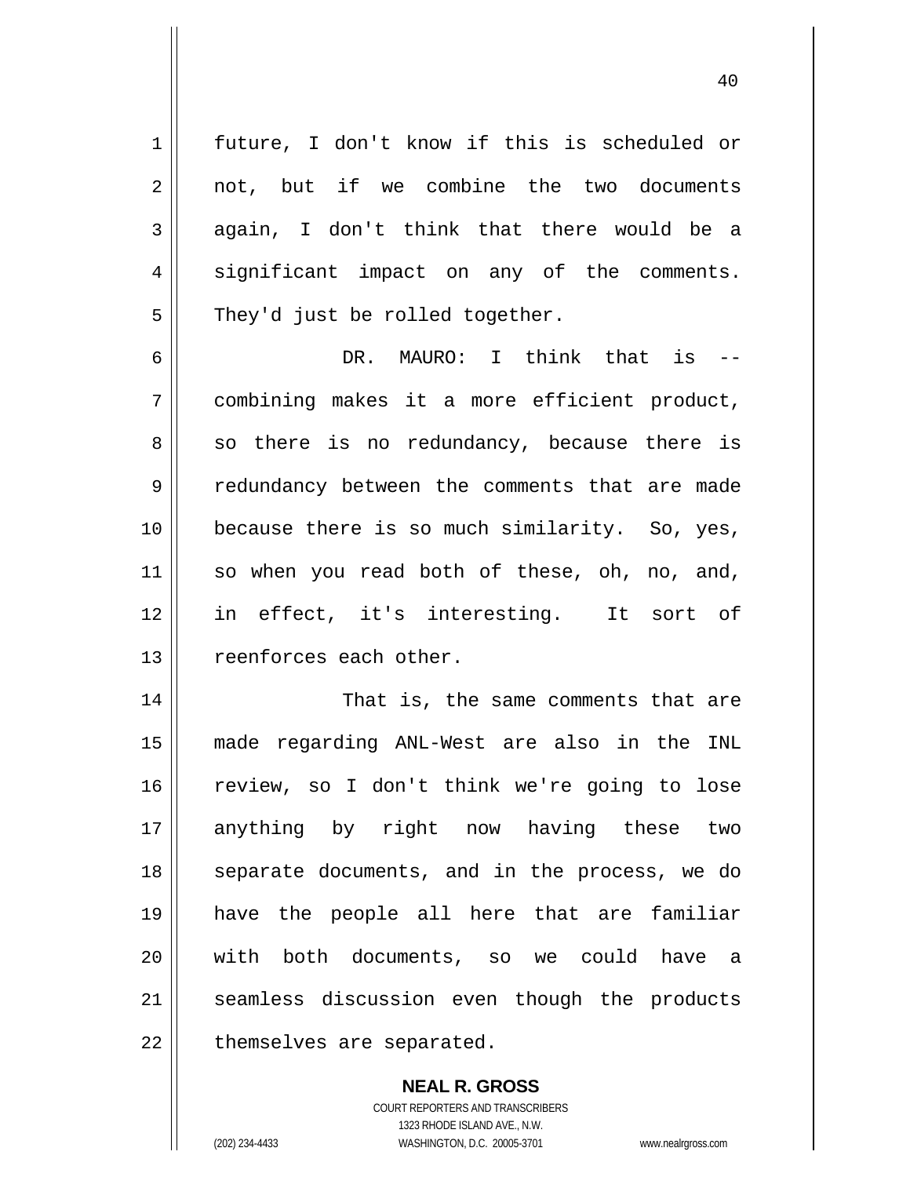future, I don't know if this is scheduled or not, but if we combine the two documents again, I don't think that there would be a significant impact on any of the comments. They'd just be rolled together.

DR. MAURO: I think that is -- combining makes it a more efficient product, so there is no redundancy, because there is redundancy between the comments that are made because there is so much similarity. So, yes, so when you read both of these, oh, no, and, in effect, it's interesting. It sort of reenforces each other.

That is, the same comments that are made regarding ANL-West are also in the INL review, so I don't think we're going to lose anything by right now having these two separate documents, and in the process, we do have the people all here that are familiar with both documents, so we could have a seamless discussion even though the products themselves are separated.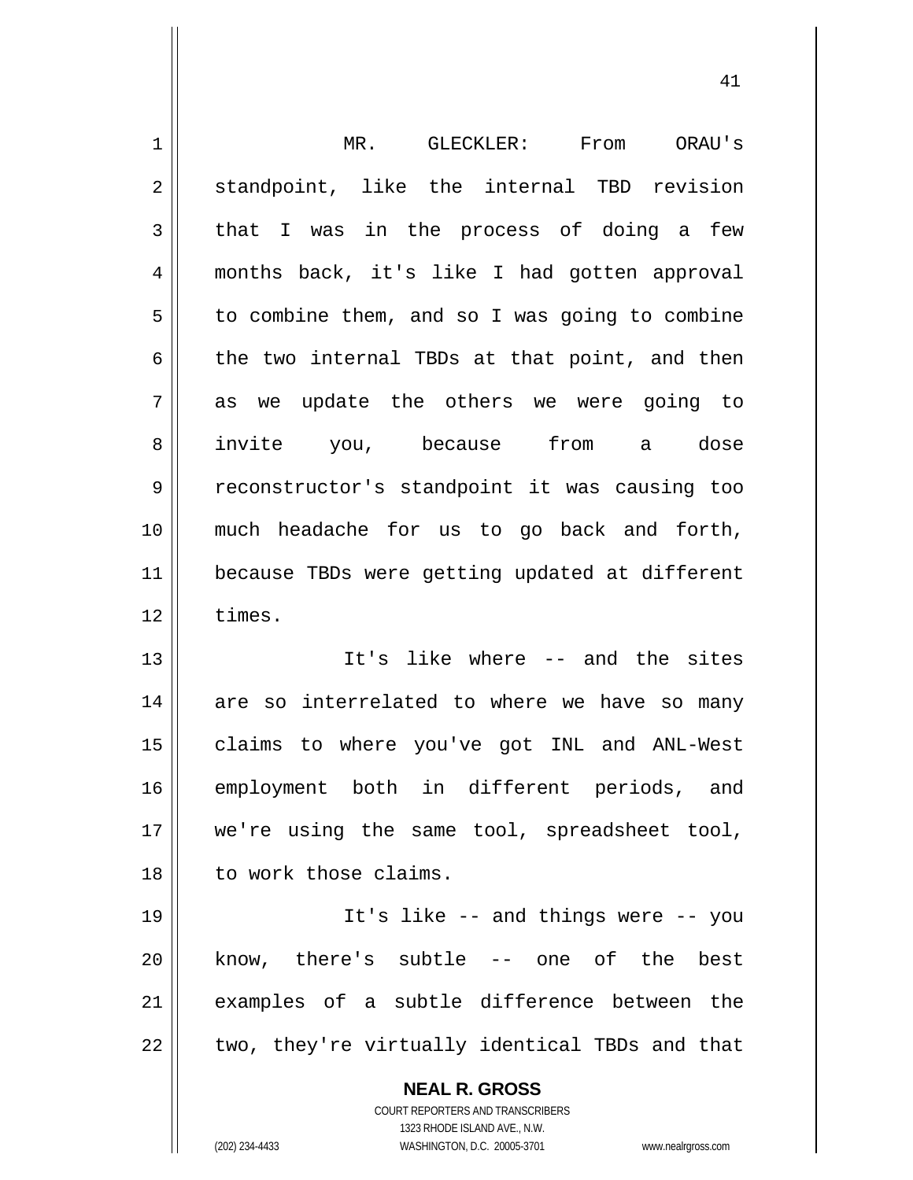MR. GLECKLER: From ORAU's standpoint, like the internal TBD revision that I was in the process of doing a few months back, it's like I had gotten approval to combine them, and so I was going to combine the two internal TBDs at that point, and then as we update the others we were going to invite you, because from a dose reconstructor's standpoint it was causing too much headache for us to go back and forth, because TBDs were getting updated at different times.

It's like where -- and the sites are so interrelated to where we have so many claims to where you've got INL and ANL-West employment both in different periods, and we're using the same tool, spreadsheet tool, to work those claims.

It's like -- and things were -- you know, there's subtle -- one of the best examples of a subtle difference between the two, they're virtually identical TBDs and that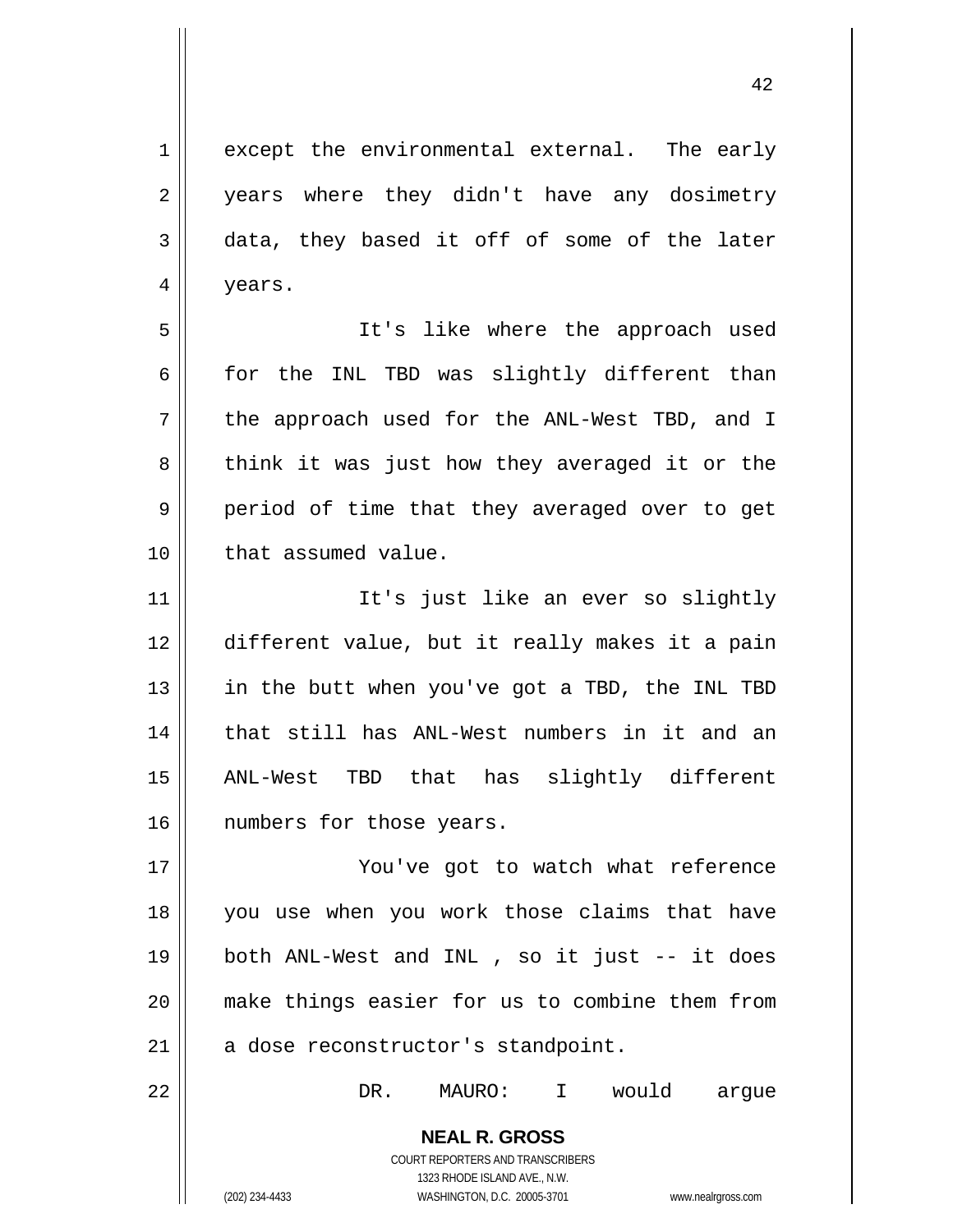except the environmental external. The early years where they didn't have any dosimetry data, they based it off of some of the later years.

It's like where the approach used for the INL TBD was slightly different than the approach used for the ANL-West TBD, and I think it was just how they averaged it or the period of time that they averaged over to get that assumed value.

It's just like an ever so slightly different value, but it really makes it a pain in the butt when you've got a TBD, the INL TBD that still has ANL-West numbers in it and an ANL-West TBD that has slightly different numbers for those years.

You've got to watch what reference you use when you work those claims that have both ANL-West and INL , so it just -- it does make things easier for us to combine them from a dose reconstructor's standpoint.

DR. MAURO: I would argue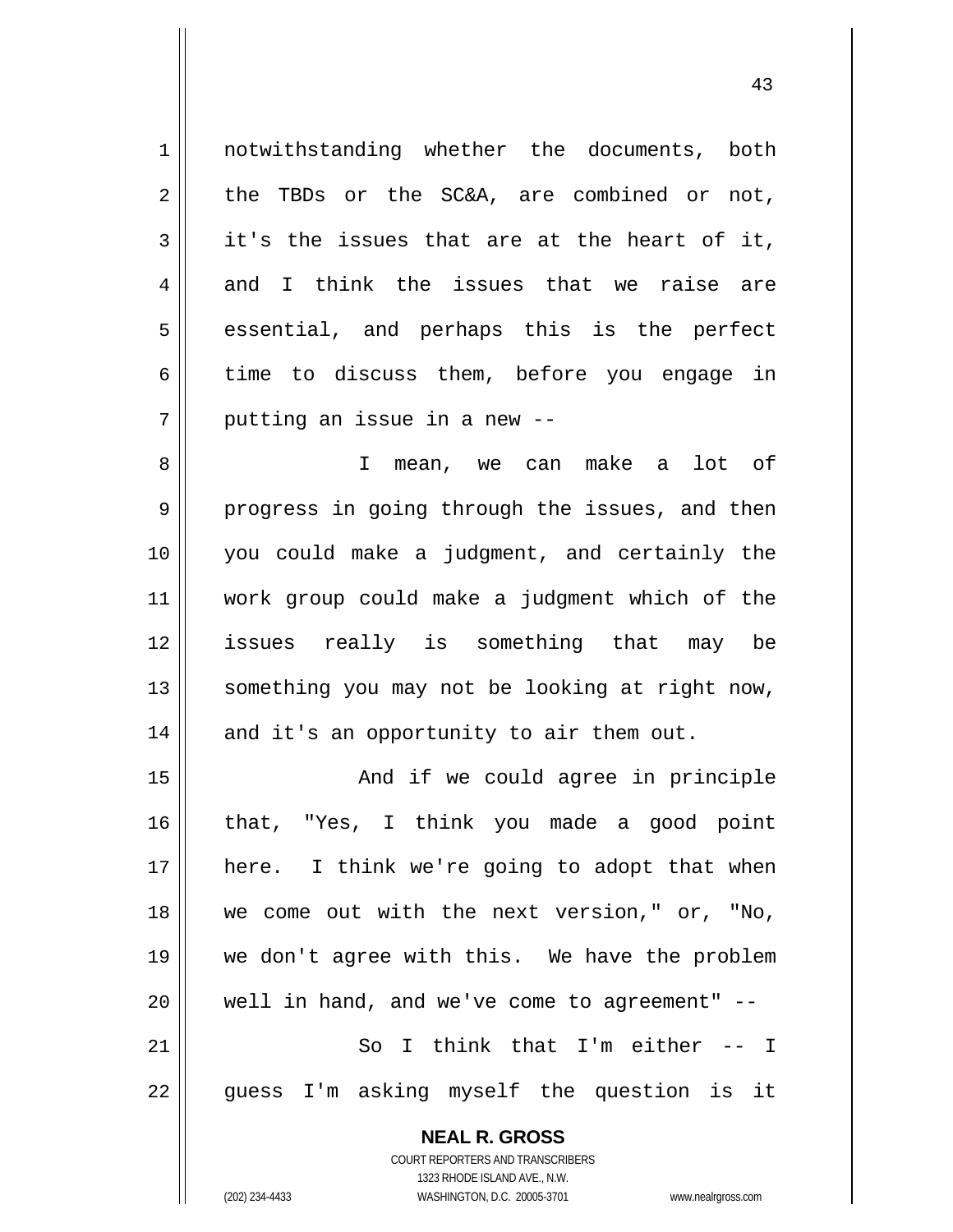notwithstanding whether the documents, both the TBDs or the SC&A, are combined or not, it's the issues that are at the heart of it, and I think the issues that we raise are essential, and perhaps this is the perfect time to discuss them, before you engage in putting an issue in a new --

I mean, we can make a lot of progress in going through the issues, and then you could make a judgment, and certainly the work group could make a judgment which of the issues really is something that may be something you may not be looking at right now, and it's an opportunity to air them out.

And if we could agree in principle that, "Yes, I think you made a good point here. I think we're going to adopt that when we come out with the next version," or, "No, we don't agree with this. We have the problem well in hand, and we've come to agreement" --

So I think that I'm either -- I guess I'm asking myself the question is it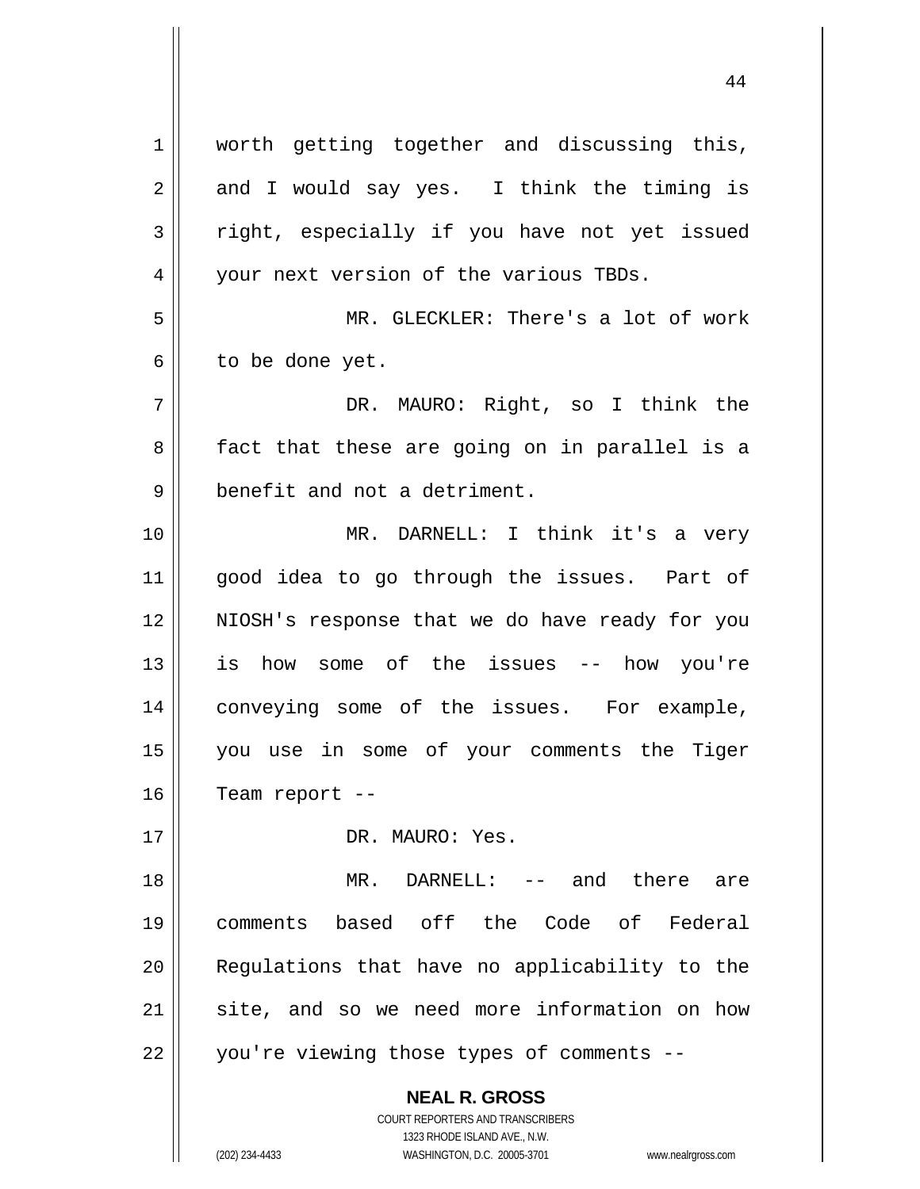worth getting together and discussing this, and I would say yes. I think the timing is right, especially if you have not yet issued your next version of the various TBDs.

MR. GLECKLER: There's a lot of work to be done yet.

DR. MAURO: Right, so I think the fact that these are going on in parallel is a benefit and not a detriment.

MR. DARNELL: I think it's a very good idea to go through the issues. Part of NIOSH's response that we do have ready for you is how some of the issues -- how you're conveying some of the issues. For example, you use in some of your comments the Tiger Team report --

DR. MAURO: Yes.

MR. DARNELL: -- and there are comments based off the Code of Federal Regulations that have no applicability to the site, and so we need more information on how you're viewing those types of comments --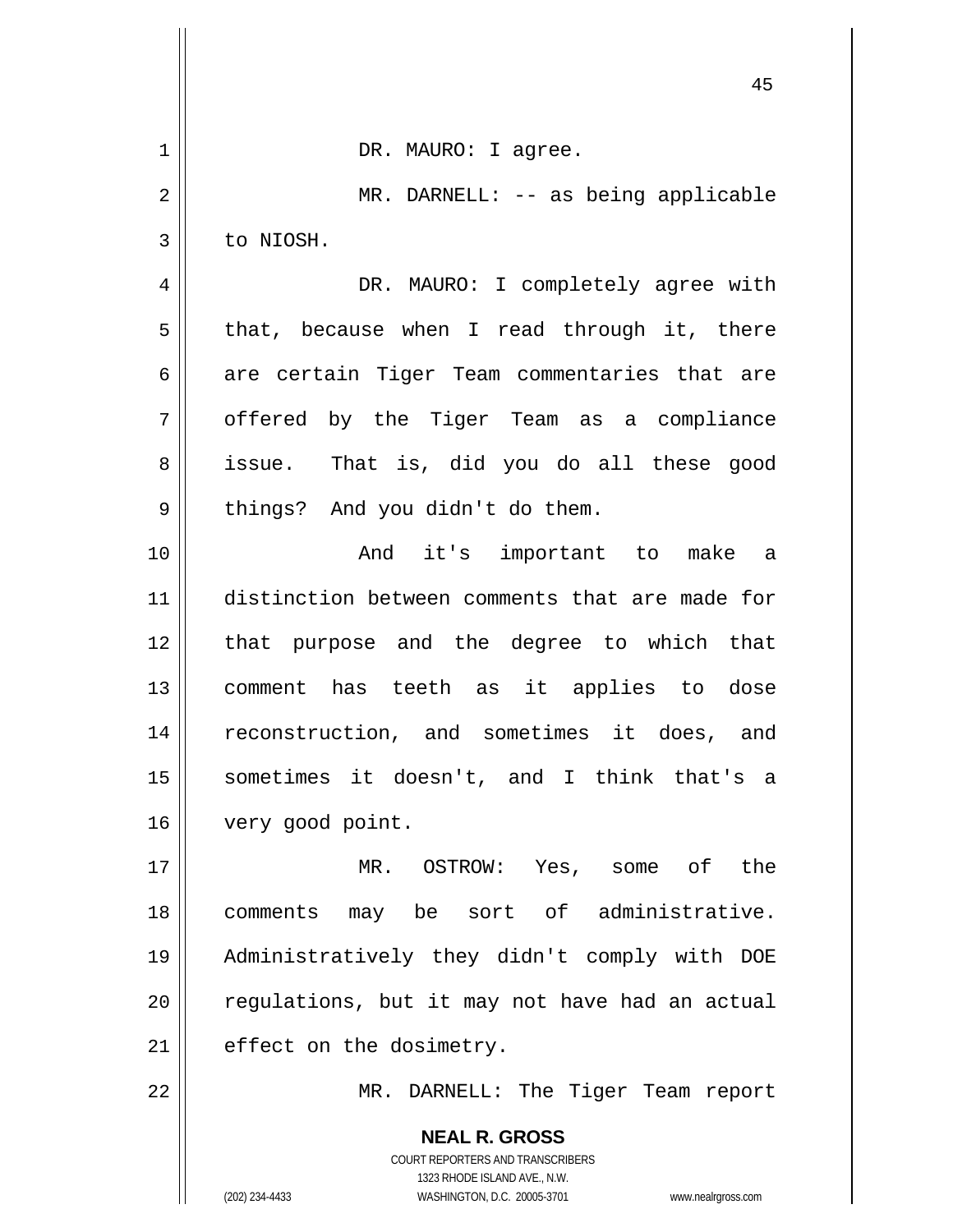DR. MAURO: I agree.

MR. DARNELL: -- as being applicable to NIOSH.

DR. MAURO: I completely agree with that, because when I read through it, there are certain Tiger Team commentaries that are offered by the Tiger Team as a compliance issue. That is, did you do all these good things? And you didn't do them.

And it's important to make a distinction between comments that are made for that purpose and the degree to which that comment has teeth as it applies to dose reconstruction, and sometimes it does, and sometimes it doesn't, and I think that's a very good point.

MR. OSTROW: Yes, some of the comments may be sort of administrative. Administratively they didn't comply with DOE regulations, but it may not have had an actual effect on the dosimetry.

MR. DARNELL: The Tiger Team report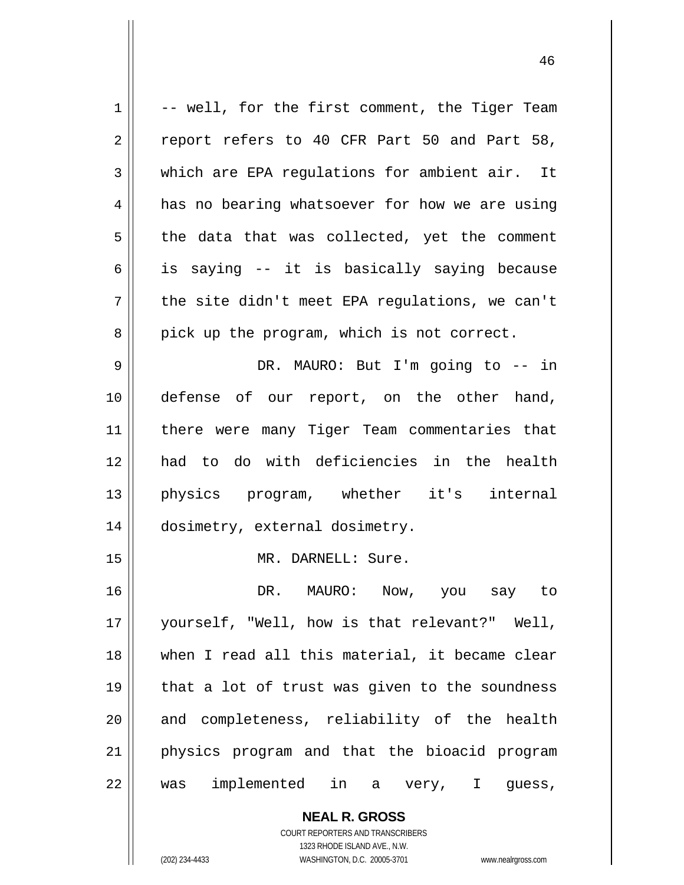-- well, for the first comment, the Tiger Team report refers to 40 CFR Part 50 and Part 58, which are EPA regulations for ambient air. It has no bearing whatsoever for how we are using the data that was collected, yet the comment is saying -- it is basically saying because the site didn't meet EPA regulations, we can't pick up the program, which is not correct.

DR. MAURO: But I'm going to -- in defense of our report, on the other hand, there were many Tiger Team commentaries that had to do with deficiencies in the health physics program, whether it's internal dosimetry, external dosimetry.

MR. DARNELL: Sure.

DR. MAURO: Now, you say to yourself, "Well, how is that relevant?" Well, when I read all this material, it became clear that a lot of trust was given to the soundness and completeness, reliability of the health physics program and that the bioacid program was implemented in a very, I guess,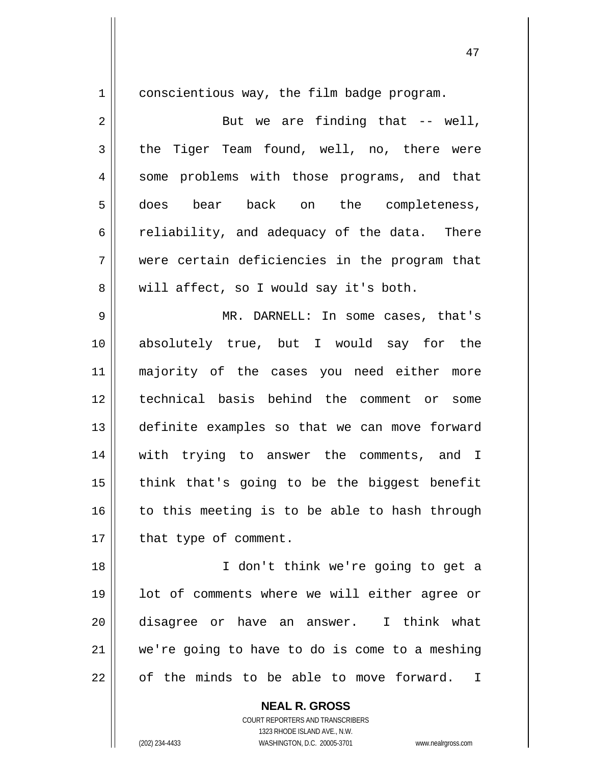conscientious way, the film badge program.

But we are finding that -- well, the Tiger Team found, well, no, there were some problems with those programs, and that does bear back on the completeness, reliability, and adequacy of the data. There were certain deficiencies in the program that will affect, so I would say it's both.

MR. DARNELL: In some cases, that's absolutely true, but I would say for the majority of the cases you need either more technical basis behind the comment or some definite examples so that we can move forward with trying to answer the comments, and I think that's going to be the biggest benefit to this meeting is to be able to hash through that type of comment.

I don't think we're going to get a lot of comments where we will either agree or disagree or have an answer. I think what we're going to have to do is come to a meshing of the minds to be able to move forward. I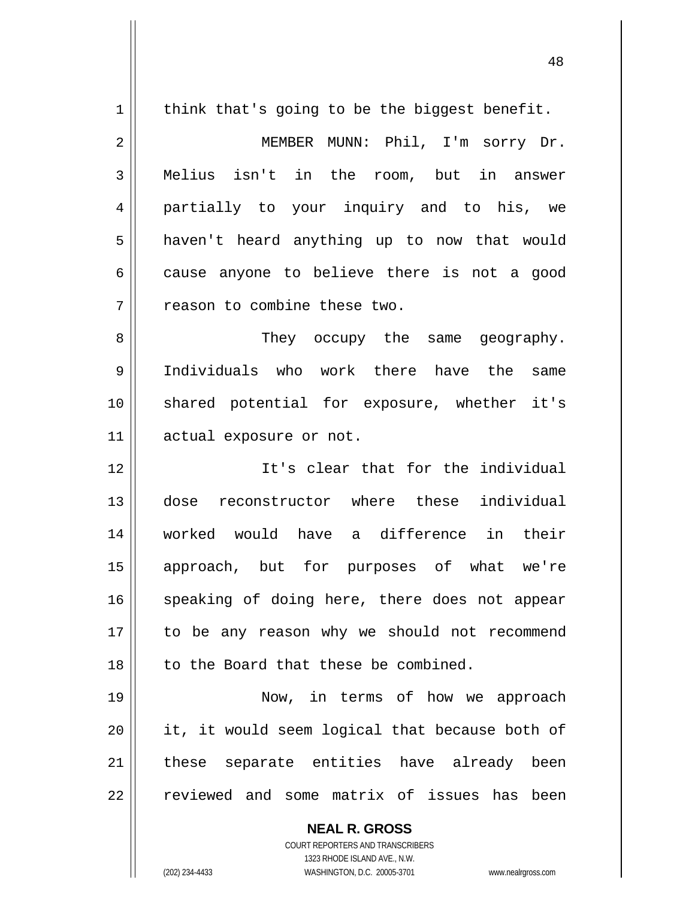think that's going to be the biggest benefit.

MEMBER MUNN: Phil, I'm sorry Dr. Melius isn't in the room, but in answer partially to your inquiry and to his, we haven't heard anything up to now that would cause anyone to believe there is not a good reason to combine these two.

They occupy the same geography. Individuals who work there have the same shared potential for exposure, whether it's actual exposure or not.

It's clear that for the individual dose reconstructor where these individual worked would have a difference in their approach, but for purposes of what we're speaking of doing here, there does not appear to be any reason why we should not recommend to the Board that these be combined.

Now, in terms of how we approach it, it would seem logical that because both of these separate entities have already been reviewed and some matrix of issues has been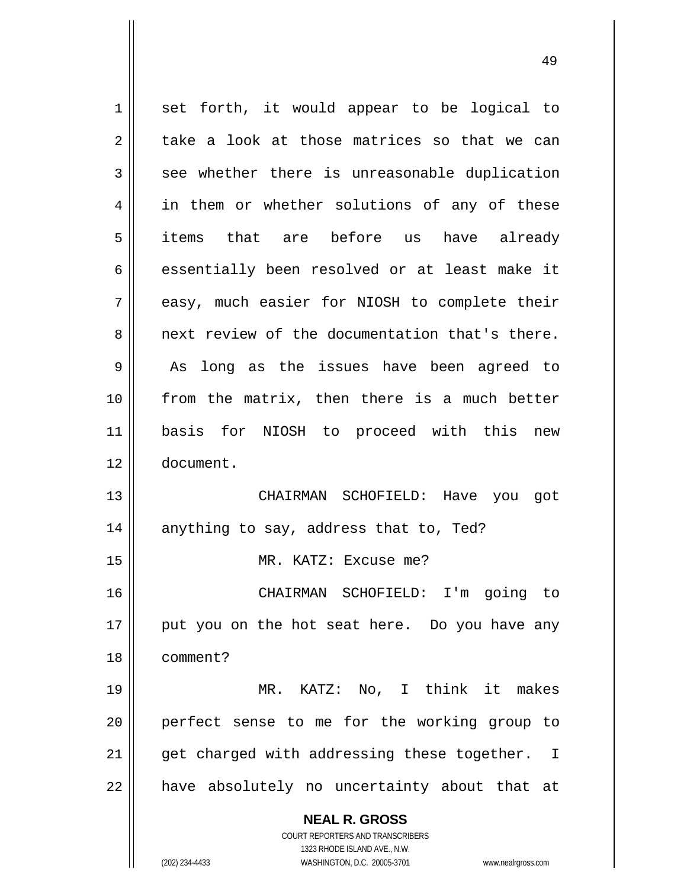set forth, it would appear to be logical to take a look at those matrices so that we can see whether there is unreasonable duplication in them or whether solutions of any of these items that are before us have already essentially been resolved or at least make it easy, much easier for NIOSH to complete their next review of the documentation that's there. As long as the issues have been agreed to from the matrix, then there is a much better basis for NIOSH to proceed with this new document.

CHAIRMAN SCHOFIELD: Have you got anything to say, address that to, Ted?

MR. KATZ: Excuse me?

CHAIRMAN SCHOFIELD: I'm going to put you on the hot seat here. Do you have any comment?

MR. KATZ: No, I think it makes perfect sense to me for the working group to get charged with addressing these together. I have absolutely no uncertainty about that at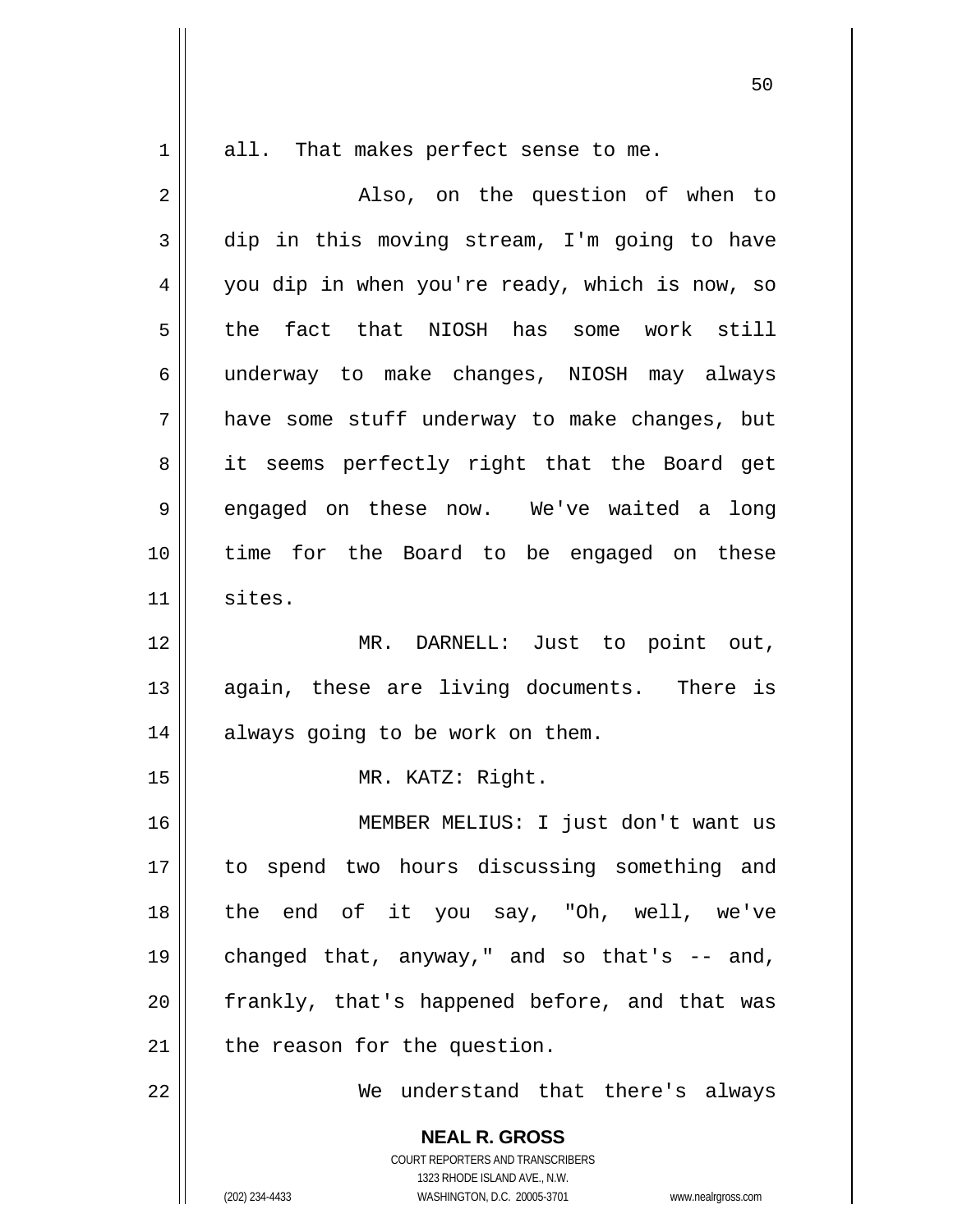all. That makes perfect sense to me.

Also, on the question of when to dip in this moving stream, I'm going to have you dip in when you're ready, which is now, so the fact that NIOSH has some work still underway to make changes, NIOSH may always have some stuff underway to make changes, but it seems perfectly right that the Board get engaged on these now. We've waited a long time for the Board to be engaged on these sites.

MR. DARNELL: Just to point out, again, these are living documents. There is always going to be work on them.

MR. KATZ: Right.

MEMBER MELIUS: I just don't want us to spend two hours discussing something and the end of it you say, "Oh, well, we've changed that, anyway," and so that's -- and, frankly, that's happened before, and that was the reason for the question.

We understand that there's always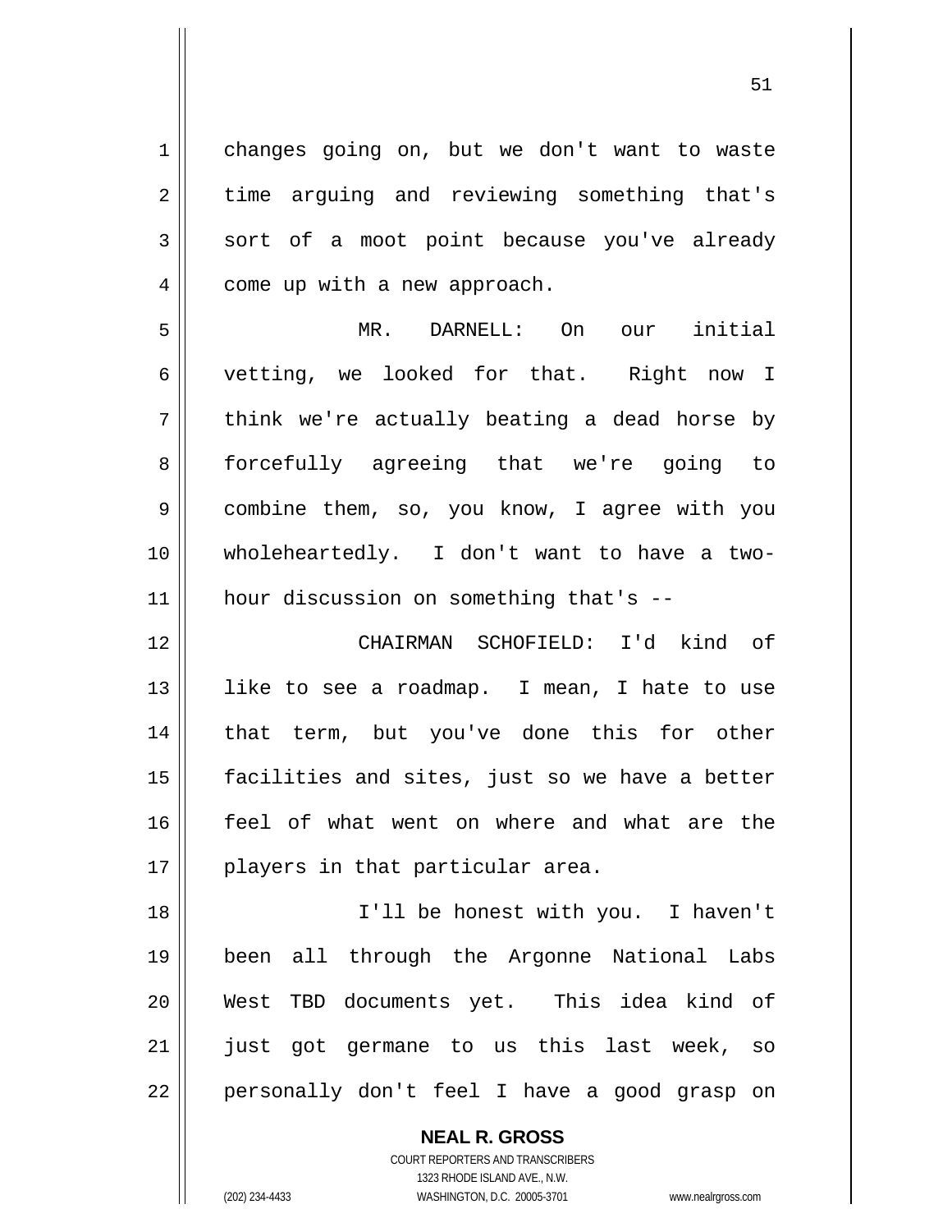changes going on, but we don't want to waste time arguing and reviewing something that's sort of a moot point because you've already come up with a new approach.

MR. DARNELL: On our initial vetting, we looked for that. Right now I think we're actually beating a dead horse by forcefully agreeing that we're going to combine them, so, you know, I agree with you wholeheartedly. I don't want to have a two-hour discussion on something that's --

CHAIRMAN SCHOFIELD: I'd kind of like to see a roadmap. I mean, I hate to use that term, but you've done this for other facilities and sites, just so we have a better feel of what went on where and what are the players in that particular area.

I'll be honest with you. I haven't been all through the Argonne National Labs West TBD documents yet. This idea kind of just got germane to us this last week, so personally don't feel I have a good grasp on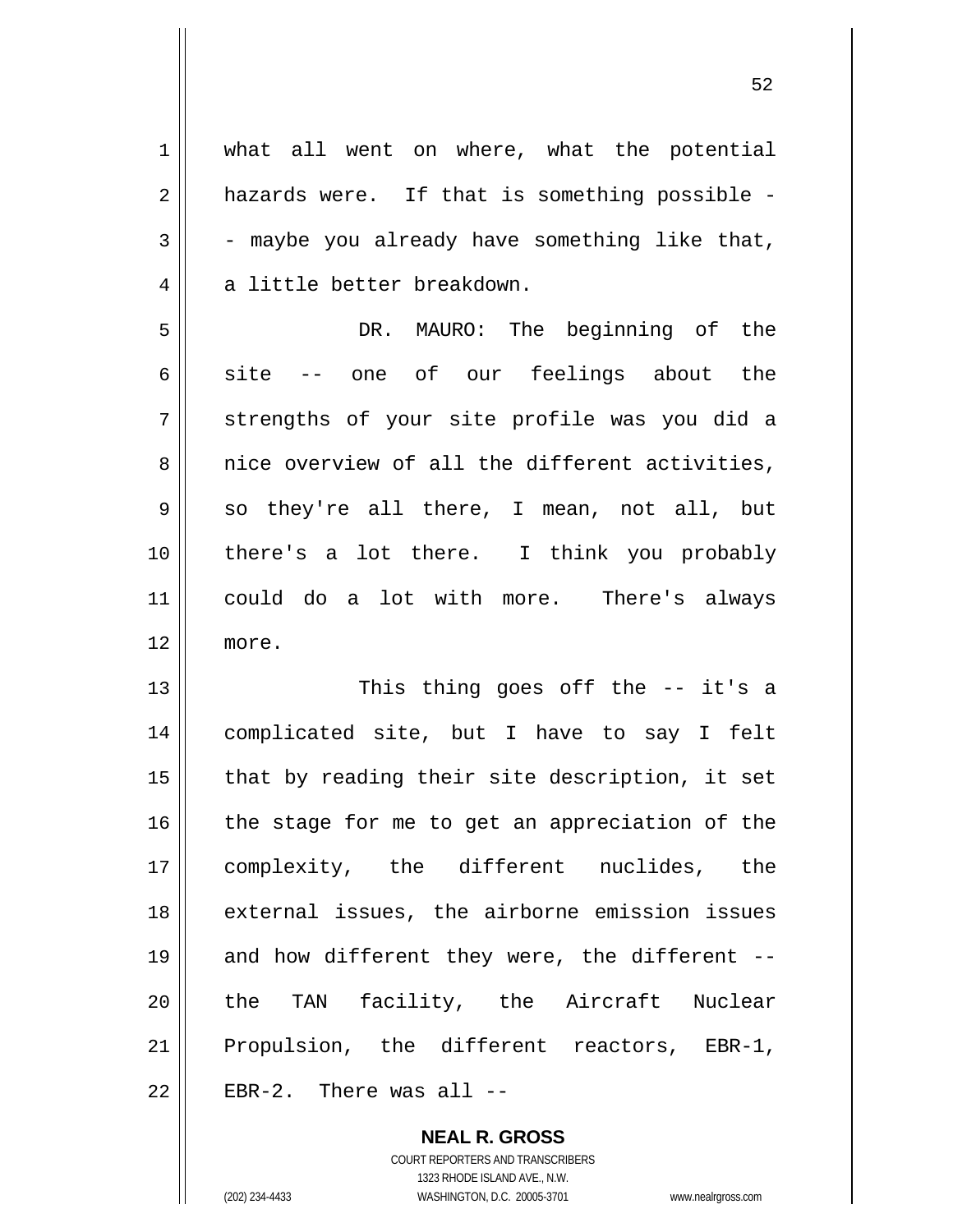what all went on where, what the potential hazards were. If that is something possible -- maybe you already have something like that, a little better breakdown.

DR. MAURO: The beginning of the site -- one of our feelings about the strengths of your site profile was you did a nice overview of all the different activities, so they're all there, I mean, not all, but there's a lot there. I think you probably could do a lot with more. There's always more.

This thing goes off the -- it's a complicated site, but I have to say I felt that by reading their site description, it set the stage for me to get an appreciation of the complexity, the different nuclides, the external issues, the airborne emission issues and how different they were, the different -- the TAN facility, the Aircraft Nuclear Propulsion, the different reactors, EBR-1, EBR-2. There was all --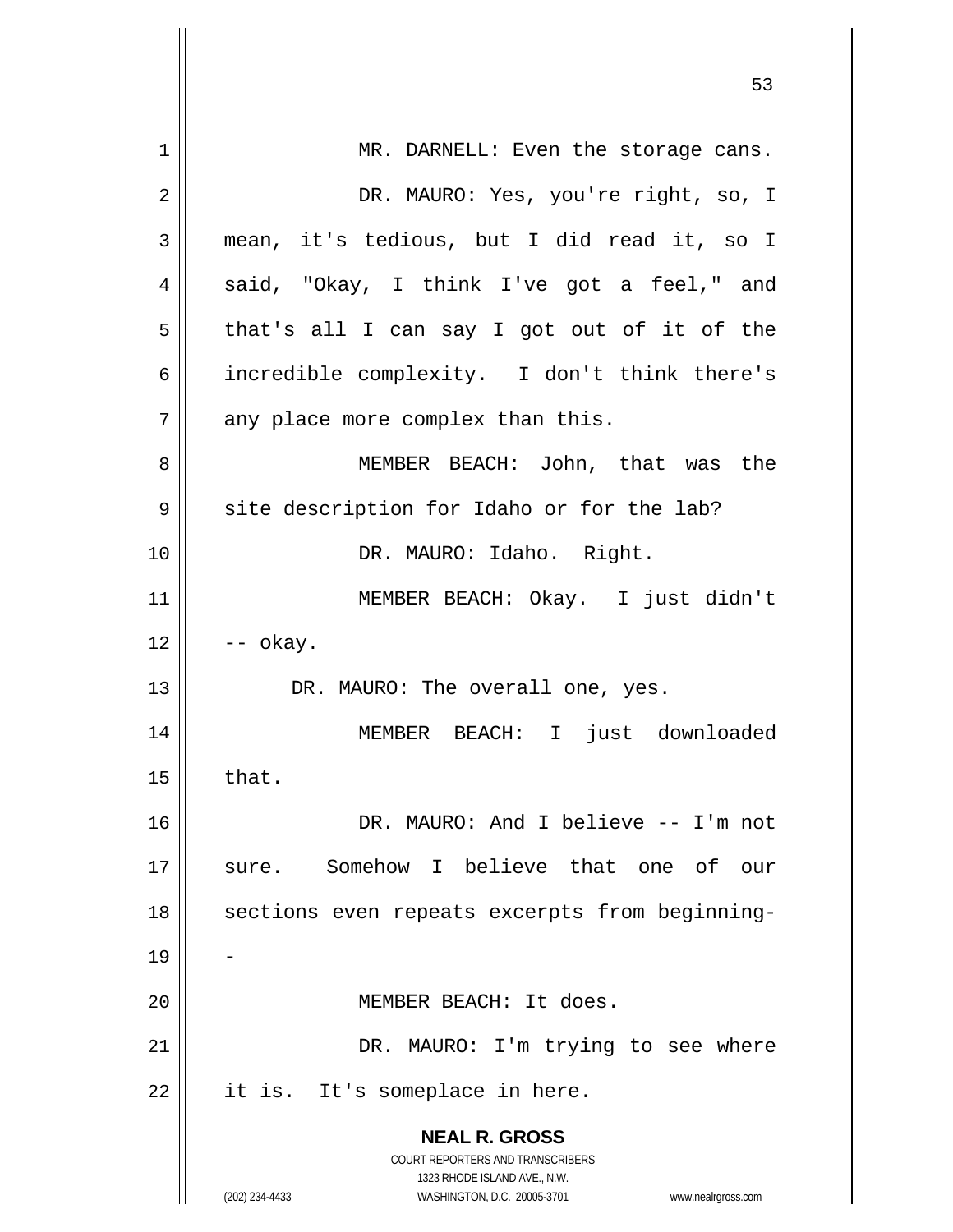MR. DARNELL: Even the storage cans.

DR. MAURO: Yes, you're right, so, I mean, it's tedious, but I did read it, so I said, "Okay, I think I've got a feel," and that's all I can say I got out of it of the incredible complexity. I don't think there's any place more complex than this.

MEMBER BEACH: John, that was the site description for Idaho or for the lab?

DR. MAURO: Idaho. Right.

MEMBER BEACH: Okay. I just didn't -- okay.

DR. MAURO: The overall one, yes.

MEMBER BEACH: I just downloaded that.

DR. MAURO: And I believe -- I'm not sure. Somehow I believe that one of our sections even repeats excerpts from beginning--

MEMBER BEACH: It does.

DR. MAURO: I'm trying to see where it is. It's someplace in here.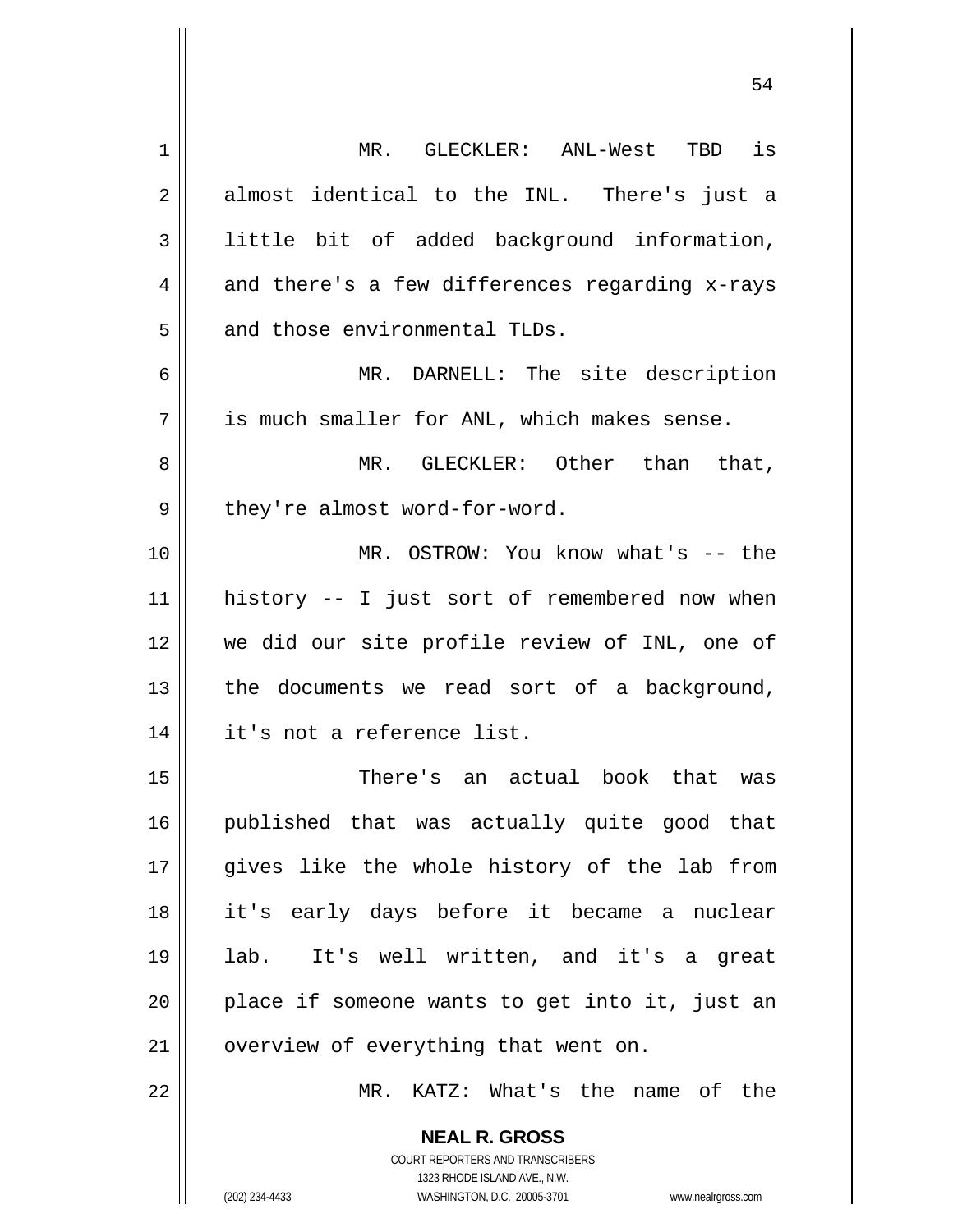MR. GLECKLER: ANL-West TBD is almost identical to the INL. There's just a little bit of added background information, and there's a few differences regarding x-rays and those environmental TLDs.

MR. DARNELL: The site description is much smaller for ANL, which makes sense.

MR. GLECKLER: Other than that, they're almost word-for-word.

MR. OSTROW: You know what's -- the history -- I just sort of remembered now when we did our site profile review of INL, one of the documents we read sort of a background, it's not a reference list.

There's an actual book that was published that was actually quite good that gives like the whole history of the lab from it's early days before it became a nuclear lab. It's well written, and it's a great place if someone wants to get into it, just an overview of everything that went on.

MR. KATZ: What's the name of the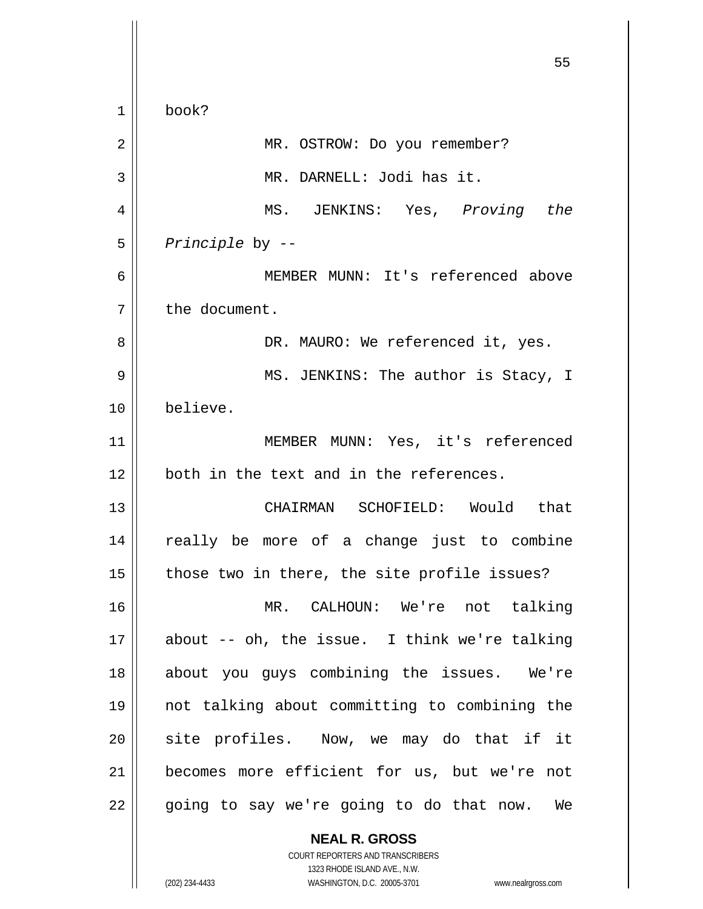book?

MR. OSTROW: Do you remember?

MR. DARNELL: Jodi has it.

MS. JENKINS: Yes, *Proving the Principle* by --

MEMBER MUNN: It's referenced above the document.

DR. MAURO: We referenced it, yes.

MS. JENKINS: The author is Stacy, I believe.

MEMBER MUNN: Yes, it's referenced both in the text and in the references.

CHAIRMAN SCHOFIELD: Would that really be more of a change just to combine those two in there, the site profile issues?

MR. CALHOUN: We're not talking about -- oh, the issue. I think we're talking about you guys combining the issues. We're not talking about committing to combining the site profiles. Now, we may do that if it becomes more efficient for us, but we're not going to say we're going to do that now. We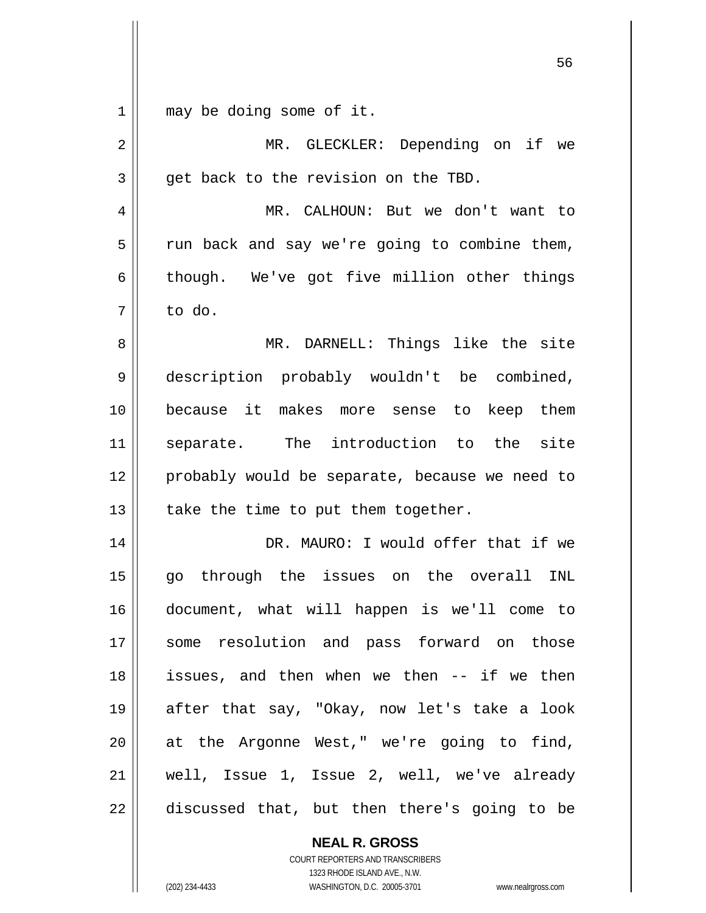may be doing some of it.

MR. GLECKLER: Depending on if we get back to the revision on the TBD.

MR. CALHOUN: But we don't want to run back and say we're going to combine them, though. We've got five million other things to do.

MR. DARNELL: Things like the site description probably wouldn't be combined, because it makes more sense to keep them separate. The introduction to the site probably would be separate, because we need to take the time to put them together.

DR. MAURO: I would offer that if we go through the issues on the overall INL document, what will happen is we'll come to some resolution and pass forward on those issues, and then when we then -- if we then after that say, "Okay, now let's take a look at the Argonne West," we're going to find, well, Issue 1, Issue 2, well, we've already discussed that, but then there's going to be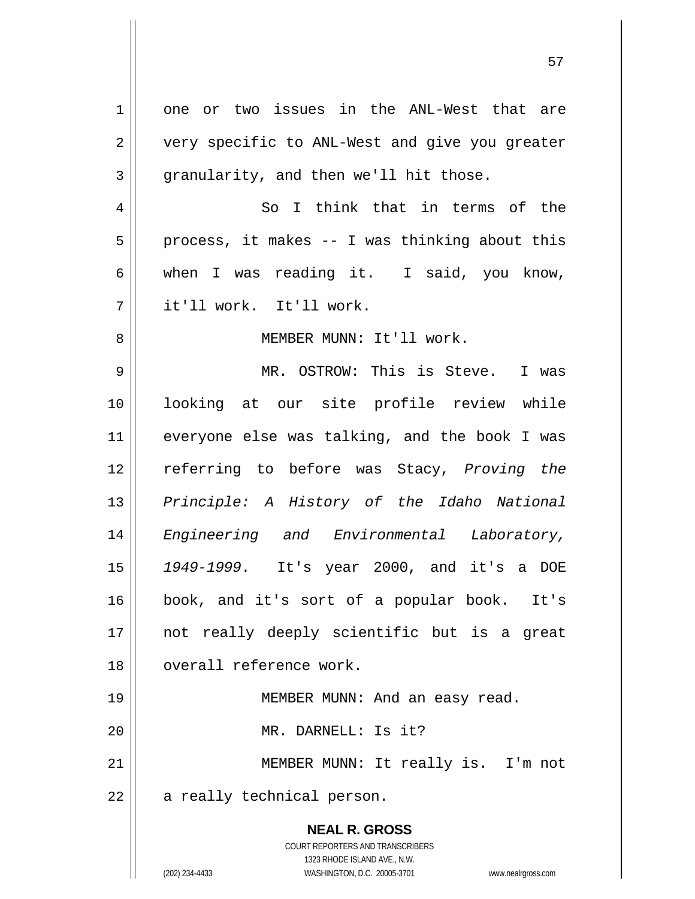one or two issues in the ANL-West that are very specific to ANL-West and give you greater granularity, and then we'll hit those.

So I think that in terms of the process, it makes -- I was thinking about this when I was reading it. I said, you know, it'll work. It'll work.

MEMBER MUNN: It'll work.

MR. OSTROW: This is Steve. I was looking at our site profile review while everyone else was talking, and the book I was referring to before was Stacy, *Proving the Principle: A History of the Idaho National Engineering and Environmental Laboratory, 1949-1999*. It's year 2000, and it's a DOE book, and it's sort of a popular book. It's not really deeply scientific but is a great overall reference work.

MEMBER MUNN: And an easy read.

MR. DARNELL: Is it?

MEMBER MUNN: It really is. I'm not a really technical person.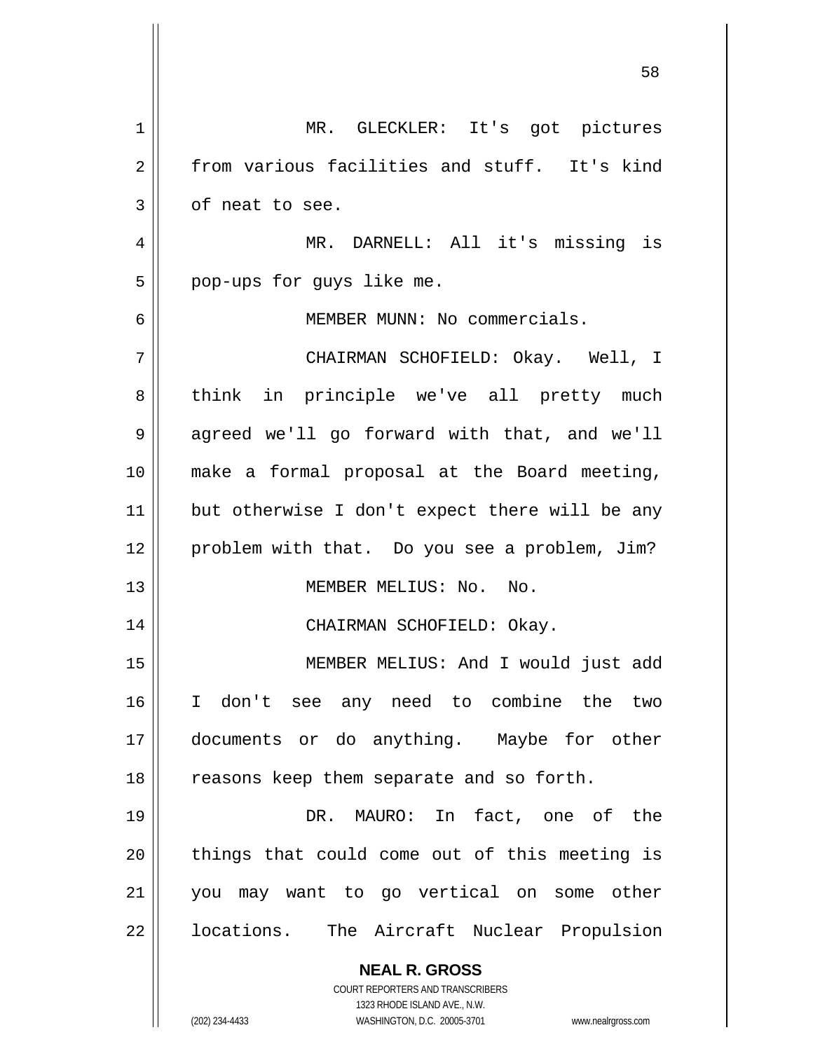MR. GLECKLER: It's got pictures from various facilities and stuff. It's kind of neat to see.

MR. DARNELL: All it's missing is pop-ups for guys like me.

MEMBER MUNN: No commercials.

CHAIRMAN SCHOFIELD: Okay. Well, I think in principle we've all pretty much agreed we'll go forward with that, and we'll make a formal proposal at the Board meeting, but otherwise I don't expect there will be any problem with that. Do you see a problem, Jim?

MEMBER MELIUS: No. No.

CHAIRMAN SCHOFIELD: Okay.

MEMBER MELIUS: And I would just add I don't see any need to combine the two documents or do anything. Maybe for other reasons keep them separate and so forth.

DR. MAURO: In fact, one of the things that could come out of this meeting is you may want to go vertical on some other locations. The Aircraft Nuclear Propulsion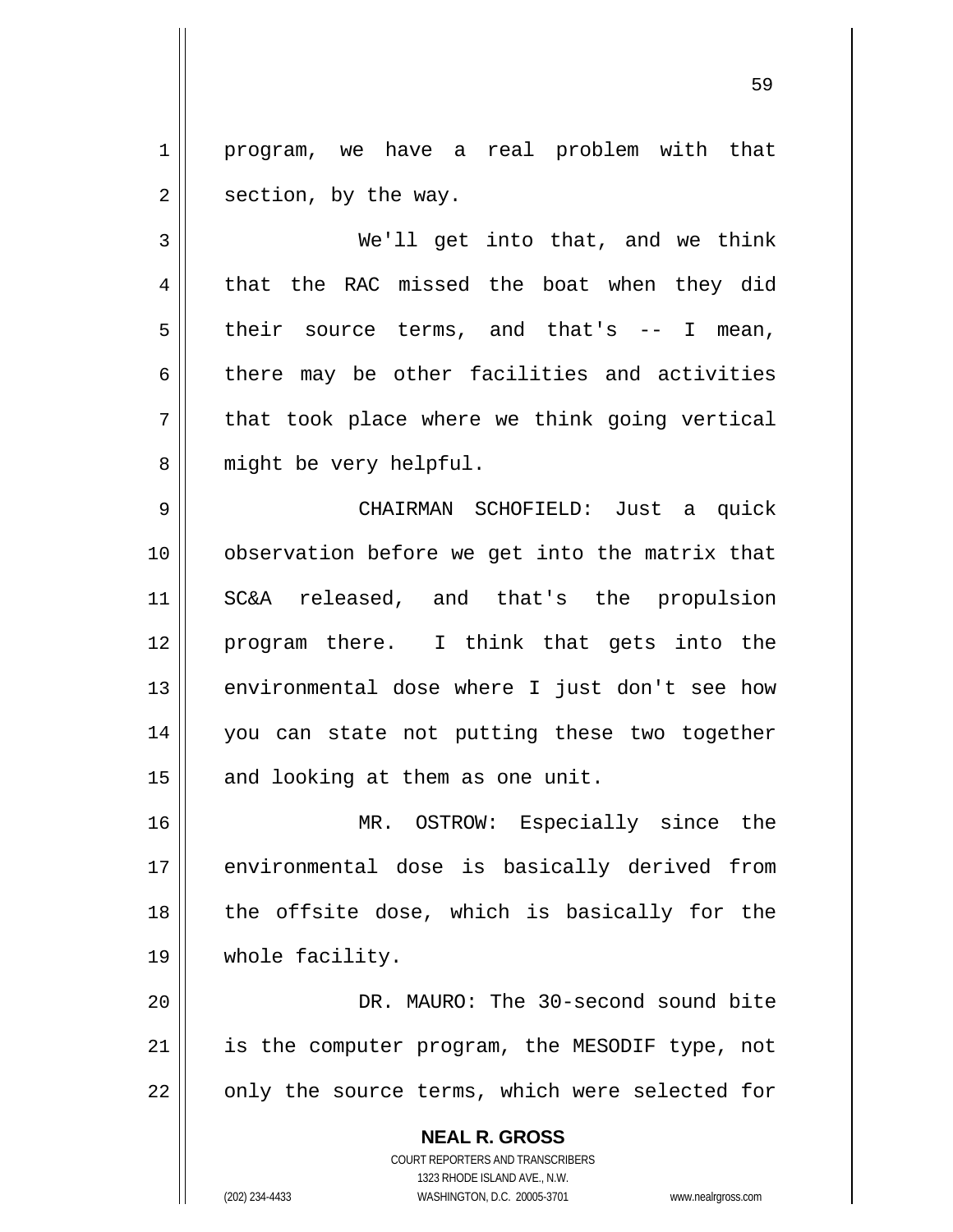program, we have a real problem with that section, by the way.

We'll get into that, and we think that the RAC missed the boat when they did their source terms, and that's -- I mean, there may be other facilities and activities that took place where we think going vertical might be very helpful.

CHAIRMAN SCHOFIELD: Just a quick observation before we get into the matrix that SC&A released, and that's the propulsion program there. I think that gets into the environmental dose where I just don't see how you can state not putting these two together and looking at them as one unit.

MR. OSTROW: Especially since the environmental dose is basically derived from the offsite dose, which is basically for the whole facility.

DR. MAURO: The 30-second sound bite is the computer program, the MESODIF type, not only the source terms, which were selected for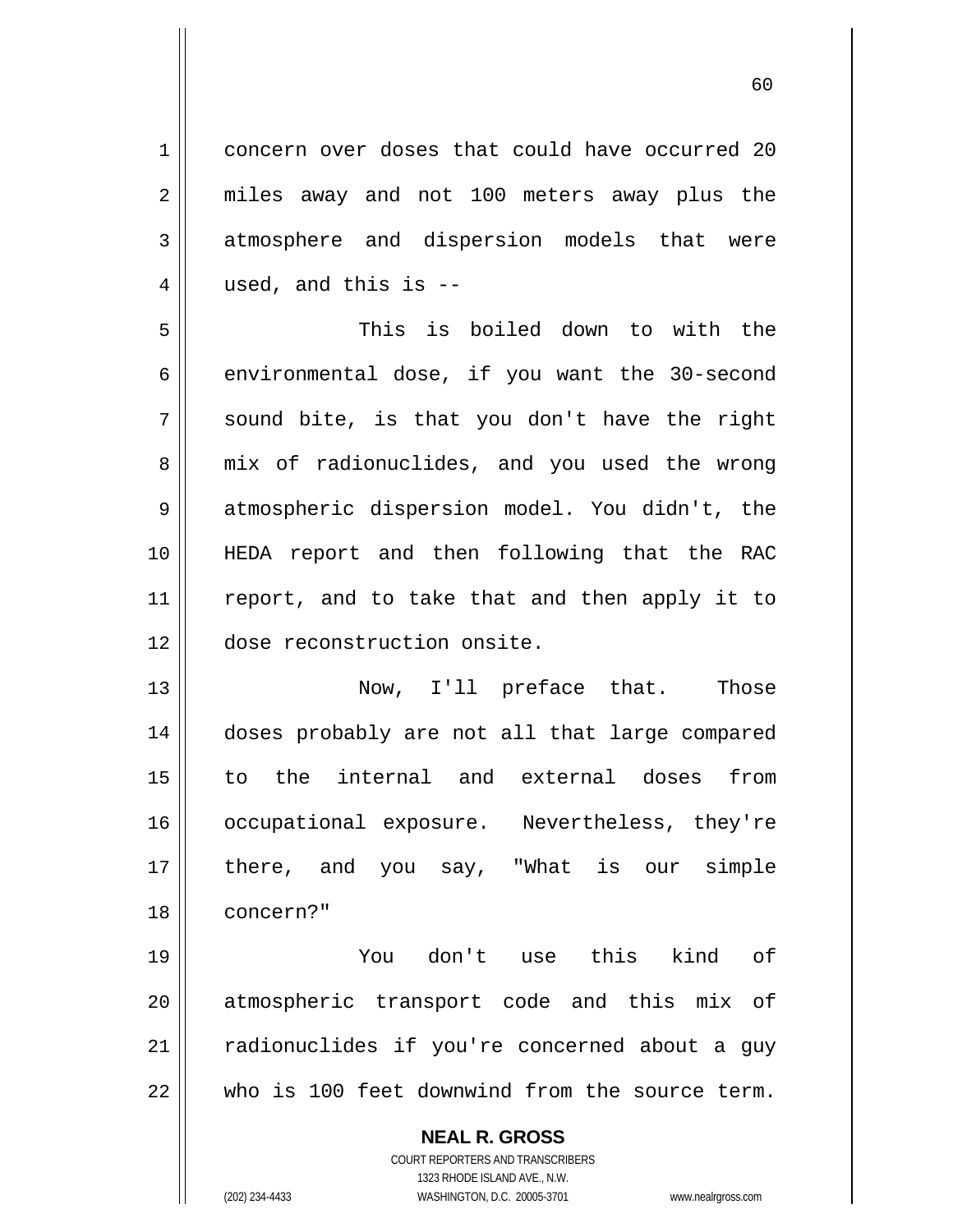concern over doses that could have occurred 20 miles away and not 100 meters away plus the atmosphere and dispersion models that were used, and this is --

This is boiled down to with the environmental dose, if you want the 30-second sound bite, is that you don't have the right mix of radionuclides, and you used the wrong atmospheric dispersion model. You didn't, the HEDA report and then following that the RAC report, and to take that and then apply it to dose reconstruction onsite.

Now, I'll preface that. Those doses probably are not all that large compared to the internal and external doses from occupational exposure. Nevertheless, they're there, and you say, "What is our simple concern?"

You don't use this kind of atmospheric transport code and this mix of radionuclides if you're concerned about a guy who is 100 feet downwind from the source term.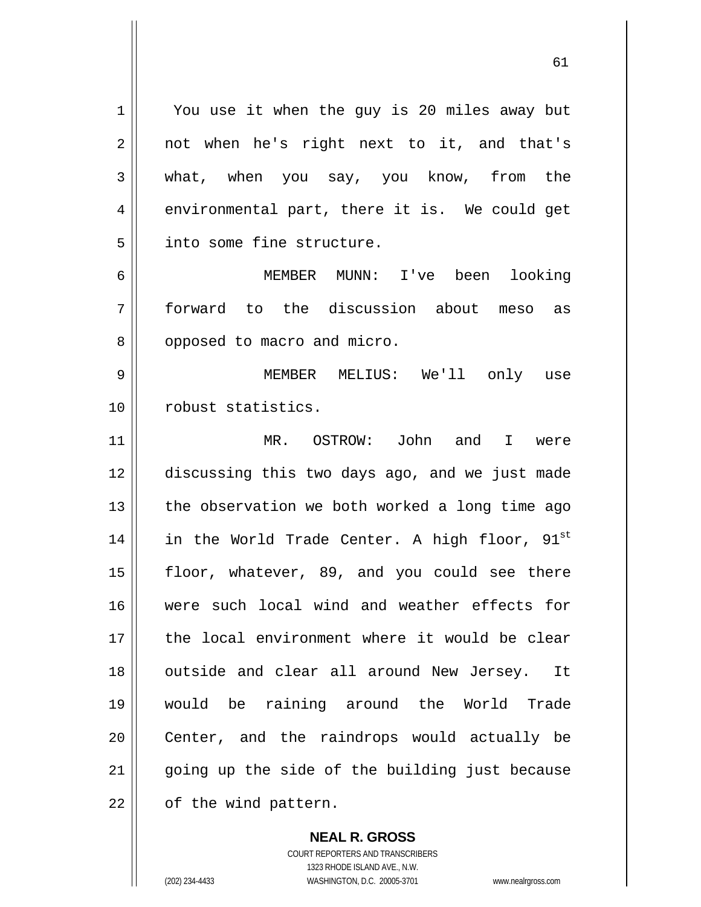You use it when the guy is 20 miles away but not when he's right next to it, and that's what, when you say, you know, from the environmental part, there it is. We could get into some fine structure.

MEMBER MUNN: I've been looking forward to the discussion about meso as opposed to macro and micro.

MEMBER MELIUS: We'll only use robust statistics.

MR. OSTROW: John and I were discussing this two days ago, and we just made the observation we both worked a long time ago in the World Trade Center. A high floor, 91st floor, whatever, 89, and you could see there were such local wind and weather effects for the local environment where it would be clear outside and clear all around New Jersey. It would be raining around the World Trade Center, and the raindrops would actually be going up the side of the building just because of the wind pattern.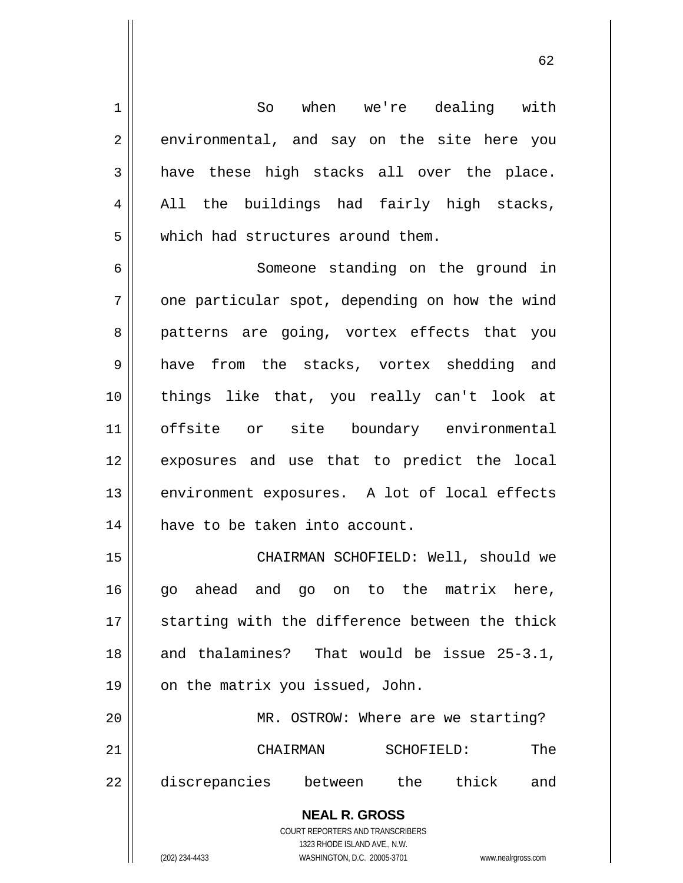So when we're dealing with environmental, and say on the site here you have these high stacks all over the place. All the buildings had fairly high stacks, which had structures around them.

Someone standing on the ground in one particular spot, depending on how the wind patterns are going, vortex effects that you have from the stacks, vortex shedding and things like that, you really can't look at offsite or site boundary environmental exposures and use that to predict the local environment exposures. A lot of local effects have to be taken into account.

CHAIRMAN SCHOFIELD: Well, should we go ahead and go on to the matrix here, starting with the difference between the thick and thalamines? That would be issue 25-3.1, on the matrix you issued, John.

MR. OSTROW: Where are we starting?

CHAIRMAN SCHOFIELD: The discrepancies between the thick and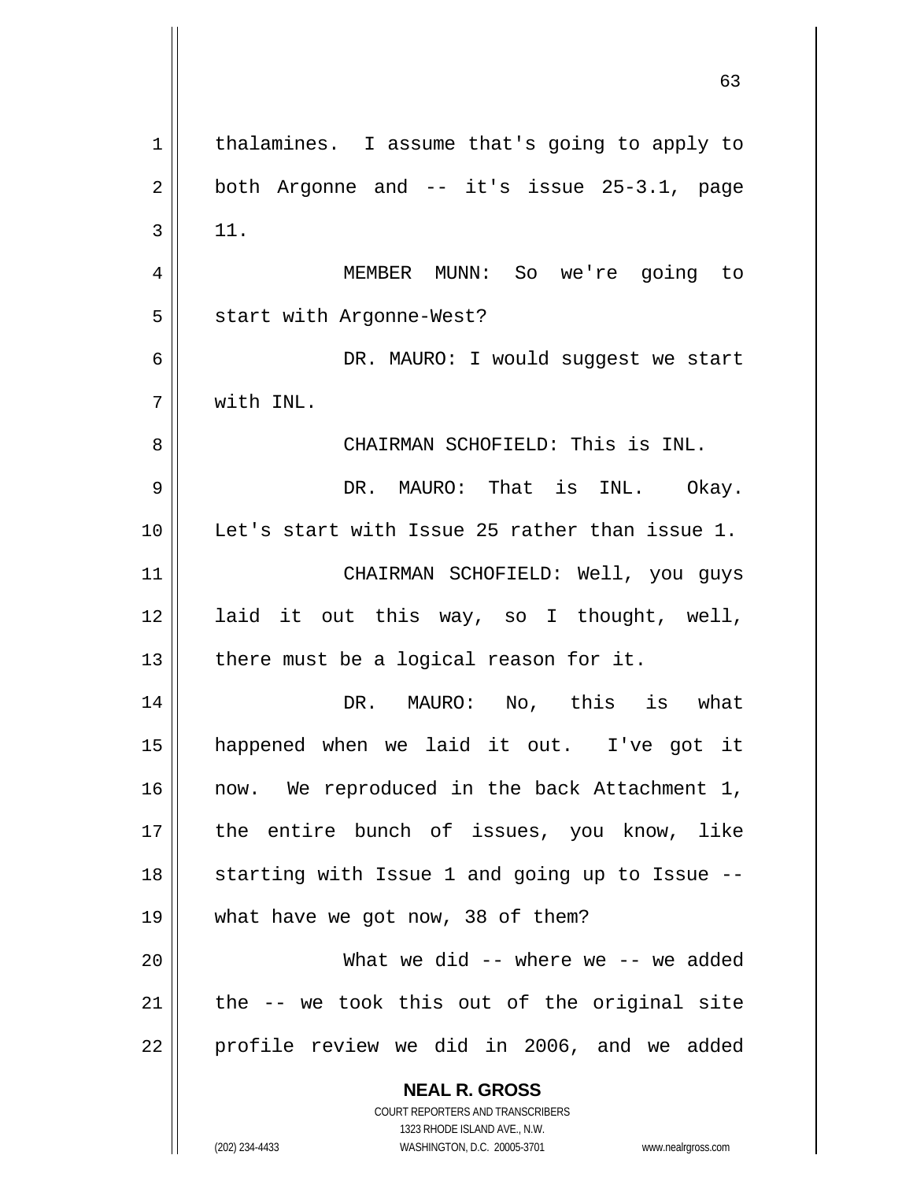thalamines. I assume that's going to apply to both Argonne and -- it's issue 25-3.1, page 11.

MEMBER MUNN: So we're going to start with Argonne-West?

DR. MAURO: I would suggest we start with INL.

CHAIRMAN SCHOFIELD: This is INL.

DR. MAURO: That is INL. Okay. Let's start with Issue 25 rather than issue 1.

CHAIRMAN SCHOFIELD: Well, you guys laid it out this way, so I thought, well, there must be a logical reason for it.

DR. MAURO: No, this is what happened when we laid it out. I've got it now. We reproduced in the back Attachment 1, the entire bunch of issues, you know, like starting with Issue 1 and going up to Issue -- what have we got now, 38 of them?

What we did -- where we -- we added the -- we took this out of the original site profile review we did in 2006, and we added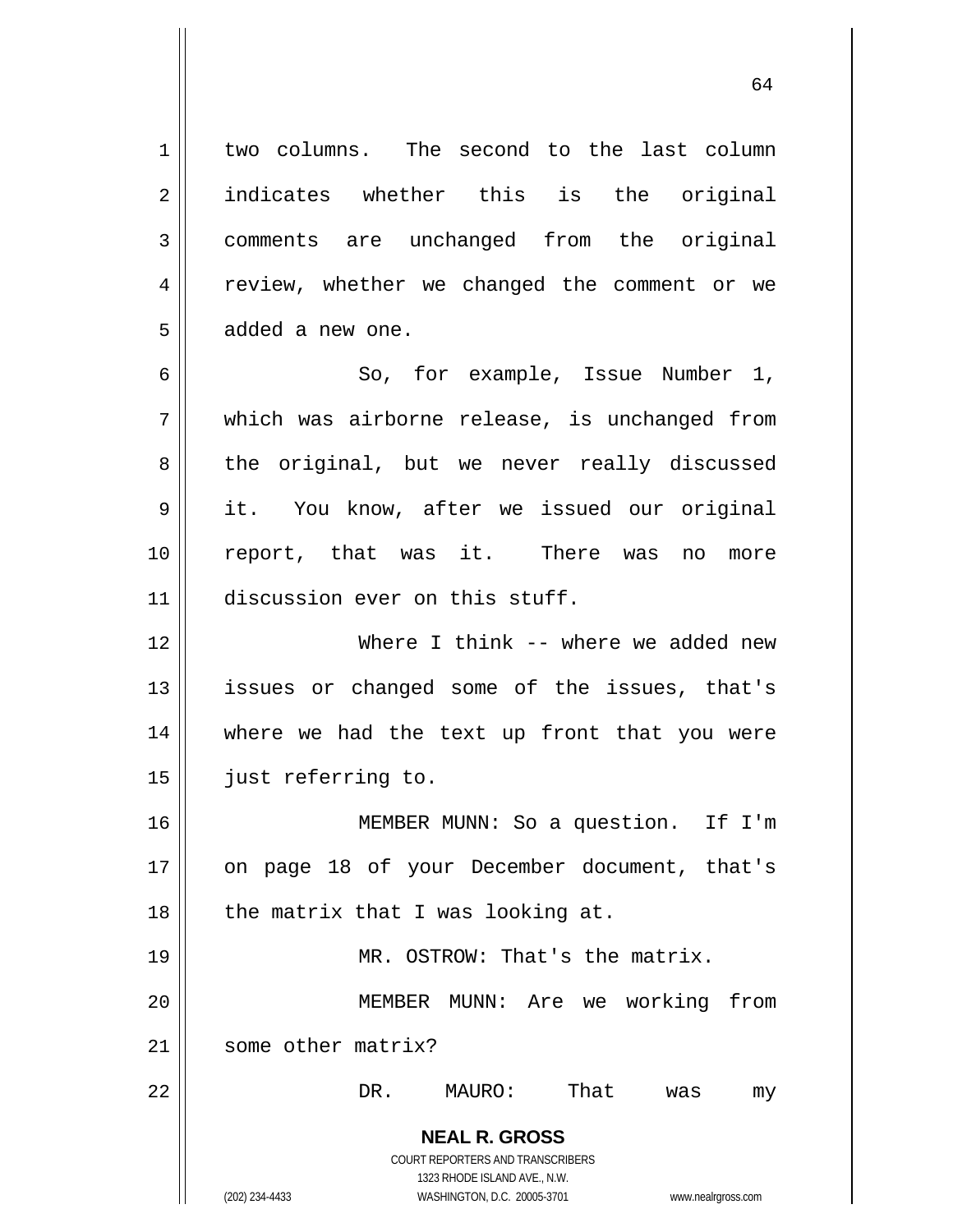two columns. The second to the last column indicates whether this is the original comments are unchanged from the original review, whether we changed the comment or we added a new one.

So, for example, Issue Number 1, which was airborne release, is unchanged from the original, but we never really discussed it. You know, after we issued our original report, that was it. There was no more discussion ever on this stuff.

Where I think -- where we added new issues or changed some of the issues, that's where we had the text up front that you were just referring to.

MEMBER MUNN: So a question. If I'm on page 18 of your December document, that's the matrix that I was looking at.

MR. OSTROW: That's the matrix.

MEMBER MUNN: Are we working from some other matrix?

DR. MAURO: That was my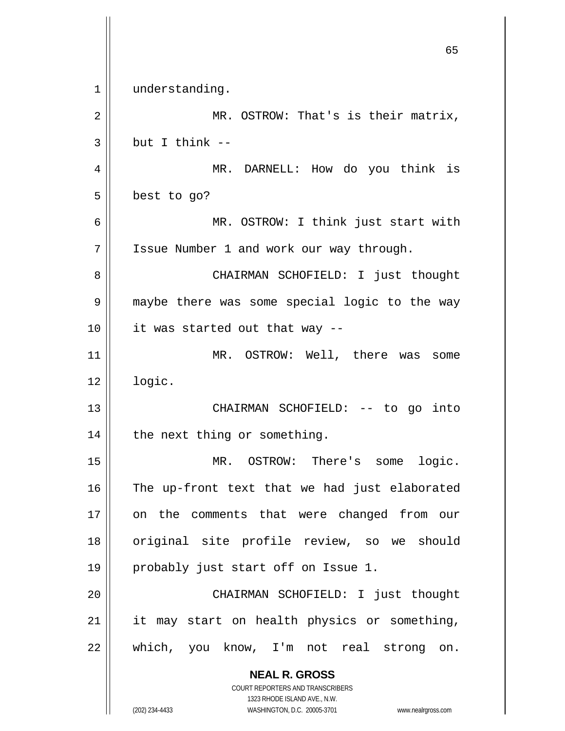understanding.

MR. OSTROW: That's is their matrix, but I think --

MR. DARNELL: How do you think is best to go?

MR. OSTROW: I think just start with Issue Number 1 and work our way through.

CHAIRMAN SCHOFIELD: I just thought maybe there was some special logic to the way it was started out that way --

MR. OSTROW: Well, there was some logic.

CHAIRMAN SCHOFIELD: -- to go into the next thing or something.

MR. OSTROW: There's some logic. The up-front text that we had just elaborated on the comments that were changed from our original site profile review, so we should probably just start off on Issue 1.

CHAIRMAN SCHOFIELD: I just thought it may start on health physics or something, which, you know, I'm not real strong on.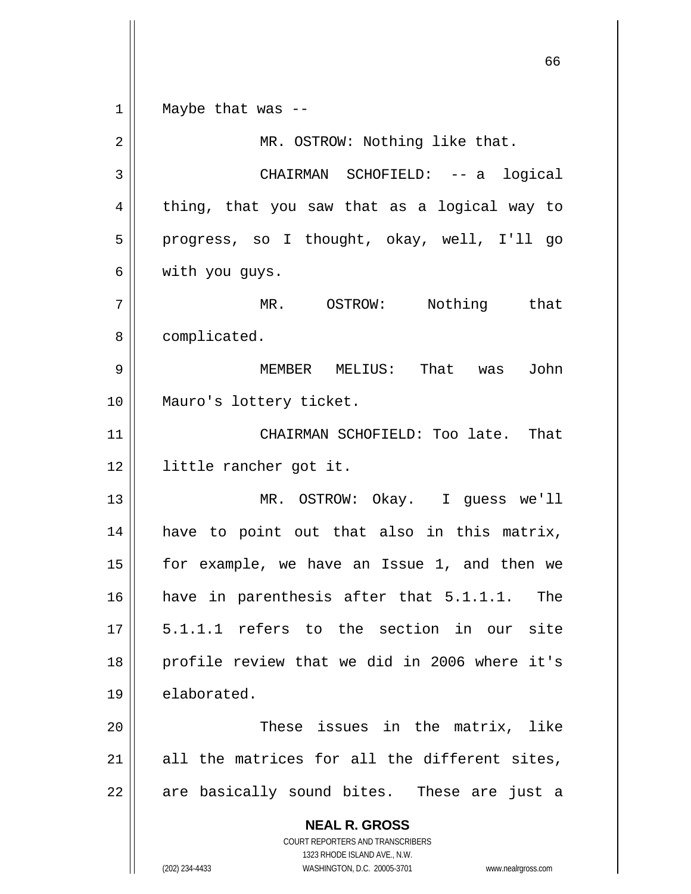Maybe that was --

MR. OSTROW: Nothing like that.

CHAIRMAN SCHOFIELD: -- a logical thing, that you saw that as a logical way to progress, so I thought, okay, well, I'll go with you guys.

MR. OSTROW: Nothing that complicated.

MEMBER MELIUS: That was John Mauro's lottery ticket.

CHAIRMAN SCHOFIELD: Too late. That little rancher got it.

MR. OSTROW: Okay. I guess we'll have to point out that also in this matrix, for example, we have an Issue 1, and then we have in parenthesis after that 5.1.1.1. The 5.1.1.1 refers to the section in our site profile review that we did in 2006 where it's elaborated.

These issues in the matrix, like all the matrices for all the different sites, are basically sound bites. These are just a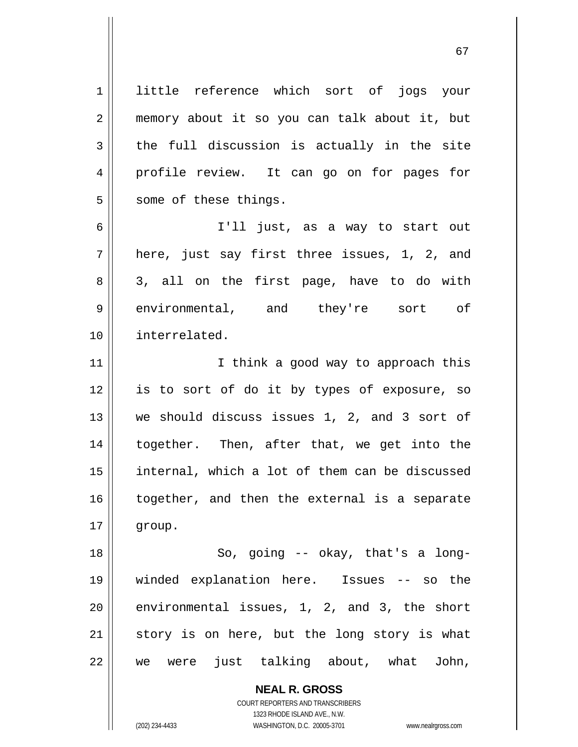little reference which sort of jogs your memory about it so you can talk about it, but the full discussion is actually in the site profile review. It can go on for pages for some of these things.

I'll just, as a way to start out here, just say first three issues, 1, 2, and 3, all on the first page, have to do with environmental, and they're sort of interrelated.

I think a good way to approach this is to sort of do it by types of exposure, so we should discuss issues 1, 2, and 3 sort of together. Then, after that, we get into the internal, which a lot of them can be discussed together, and then the external is a separate group.

So, going -- okay, that's a long-winded explanation here. Issues -- so the environmental issues, 1, 2, and 3, the short story is on here, but the long story is what we were just talking about, what John,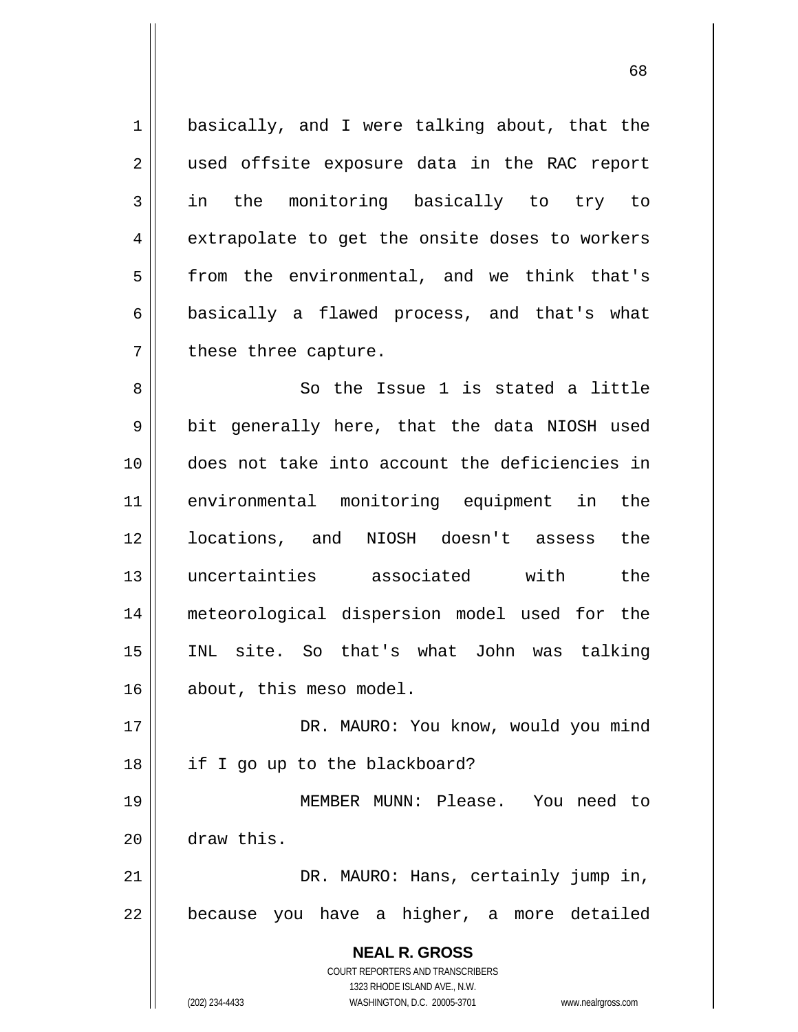basically, and I were talking about, that the used offsite exposure data in the RAC report in the monitoring basically to try to extrapolate to get the onsite doses to workers from the environmental, and we think that's basically a flawed process, and that's what these three capture.

So the Issue 1 is stated a little bit generally here, that the data NIOSH used does not take into account the deficiencies in environmental monitoring equipment in the locations, and NIOSH doesn't assess the uncertainties associated with the meteorological dispersion model used for the INL site. So that's what John was talking about, this meso model.

DR. MAURO: You know, would you mind if I go up to the blackboard?

MEMBER MUNN: Please. You need to draw this.

DR. MAURO: Hans, certainly jump in, because you have a higher, a more detailed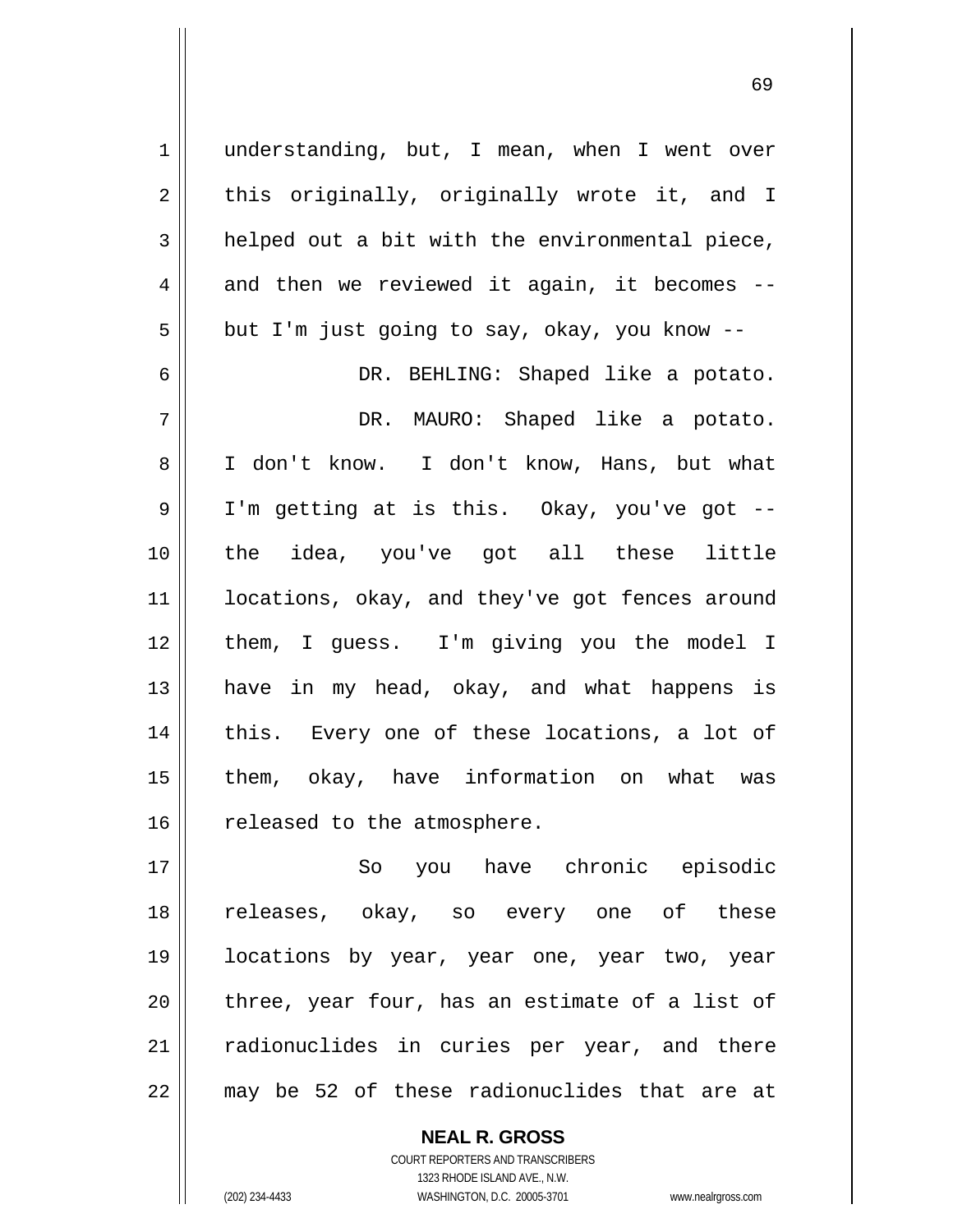understanding, but, I mean, when I went over this originally, originally wrote it, and I helped out a bit with the environmental piece, and then we reviewed it again, it becomes -- but I'm just going to say, okay, you know --

DR. BEHLING: Shaped like a potato.

DR. MAURO: Shaped like a potato. I don't know. I don't know, Hans, but what I'm getting at is this. Okay, you've got -- the idea, you've got all these little locations, okay, and they've got fences around them, I guess. I'm giving you the model I have in my head, okay, and what happens is this. Every one of these locations, a lot of them, okay, have information on what was released to the atmosphere.

So you have chronic episodic releases, okay, so every one of these locations by year, year one, year two, year three, year four, has an estimate of a list of radionuclides in curies per year, and there may be 52 of these radionuclides that are at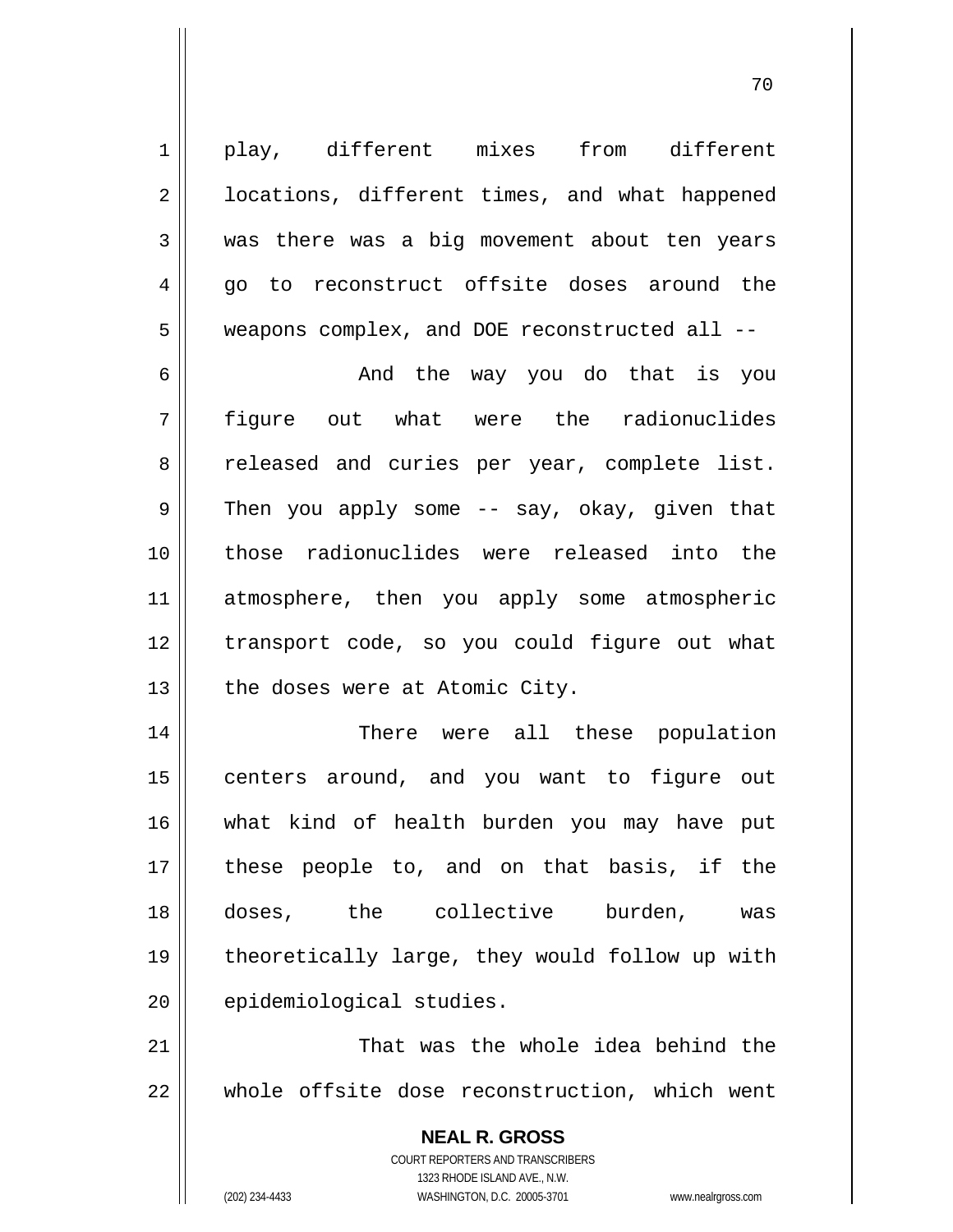play, different mixes from different locations, different times, and what happened was there was a big movement about ten years go to reconstruct offsite doses around the weapons complex, and DOE reconstructed all --

And the way you do that is you figure out what were the radionuclides released and curies per year, complete list. Then you apply some -- say, okay, given that those radionuclides were released into the atmosphere, then you apply some atmospheric transport code, so you could figure out what the doses were at Atomic City.

There were all these population centers around, and you want to figure out what kind of health burden you may have put these people to, and on that basis, if the doses, the collective burden, was theoretically large, they would follow up with epidemiological studies.

That was the whole idea behind the whole offsite dose reconstruction, which went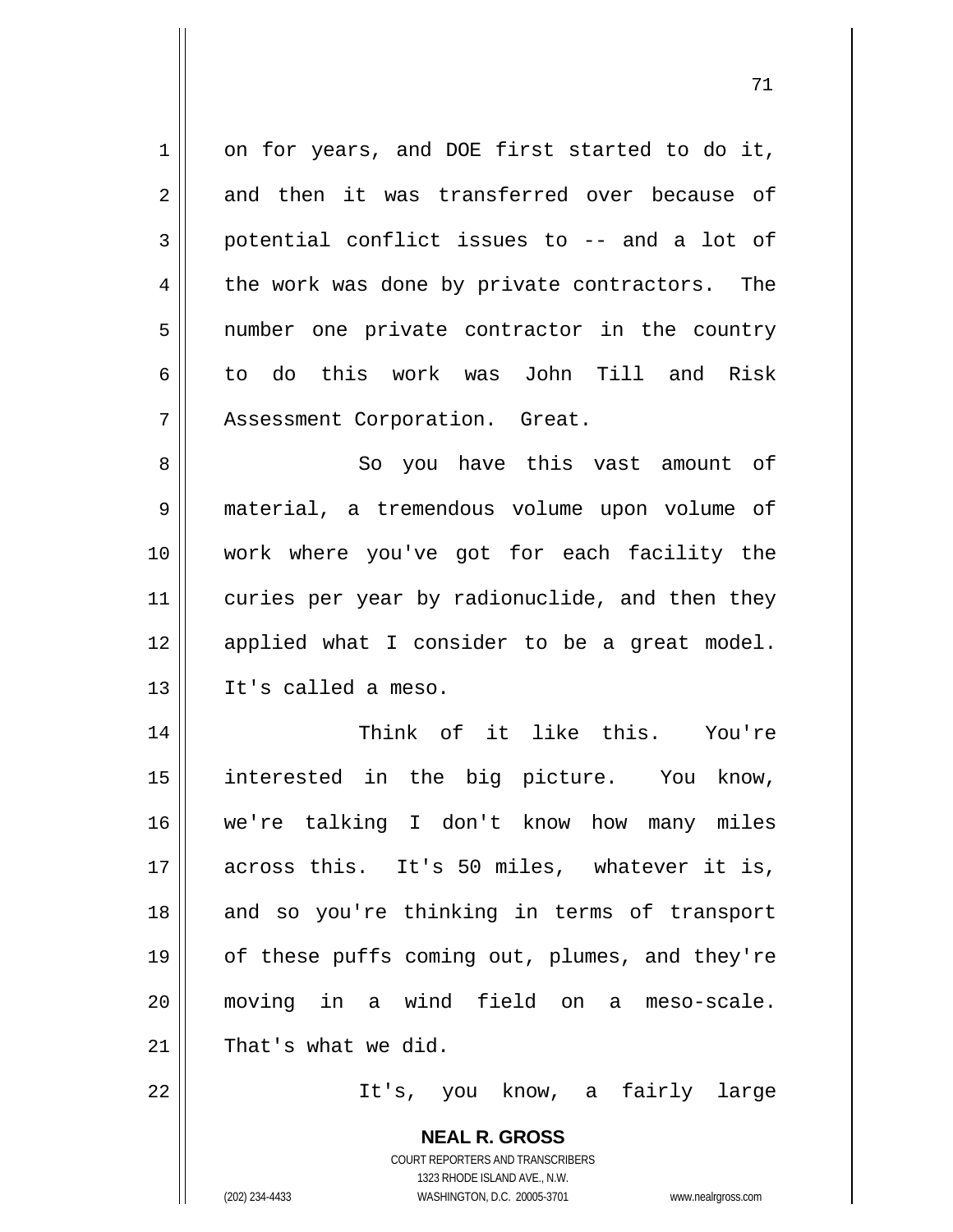on for years, and DOE first started to do it, and then it was transferred over because of potential conflict issues to -- and a lot of the work was done by private contractors. The number one private contractor in the country to do this work was John Till and Risk Assessment Corporation. Great.

So you have this vast amount of material, a tremendous volume upon volume of work where you've got for each facility the curies per year by radionuclide, and then they applied what I consider to be a great model. It's called a meso.

Think of it like this. You're interested in the big picture. You know, we're talking I don't know how many miles across this. It's 50 miles, whatever it is, and so you're thinking in terms of transport of these puffs coming out, plumes, and they're moving in a wind field on a meso-scale. That's what we did.

It's, you know, a fairly large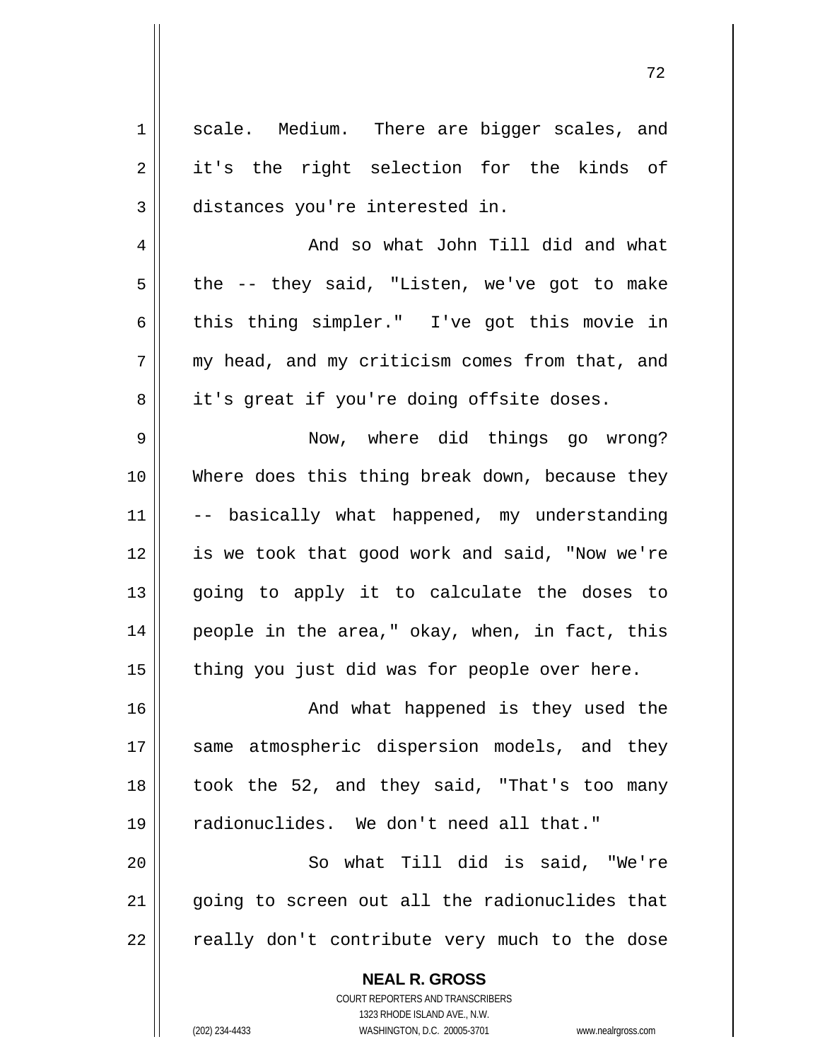scale. Medium. There are bigger scales, and it's the right selection for the kinds of distances you're interested in.

And so what John Till did and what the -- they said, "Listen, we've got to make this thing simpler." I've got this movie in my head, and my criticism comes from that, and it's great if you're doing offsite doses.

Now, where did things go wrong? Where does this thing break down, because they -- basically what happened, my understanding is we took that good work and said, "Now we're going to apply it to calculate the doses to people in the area," okay, when, in fact, this thing you just did was for people over here.

And what happened is they used the same atmospheric dispersion models, and they took the 52, and they said, "That's too many radionuclides. We don't need all that."

So what Till did is said, "We're going to screen out all the radionuclides that really don't contribute very much to the dose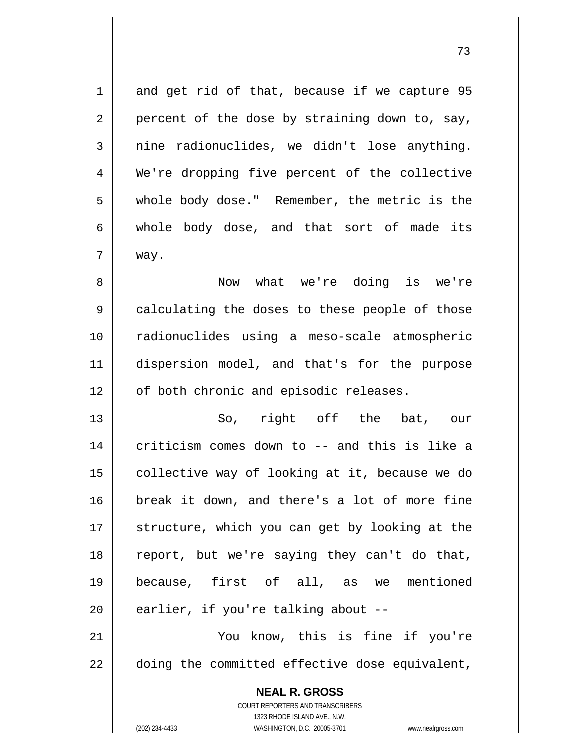and get rid of that, because if we capture 95 percent of the dose by straining down to, say, nine radionuclides, we didn't lose anything. We're dropping five percent of the collective whole body dose." Remember, the metric is the whole body dose, and that sort of made its way.

Now what we're doing is we're calculating the doses to these people of those radionuclides using a meso-scale atmospheric dispersion model, and that's for the purpose of both chronic and episodic releases.

So, right off the bat, our criticism comes down to -- and this is like a collective way of looking at it, because we do break it down, and there's a lot of more fine structure, which you can get by looking at the report, but we're saying they can't do that, because, first of all, as we mentioned earlier, if you're talking about --

You know, this is fine if you're doing the committed effective dose equivalent,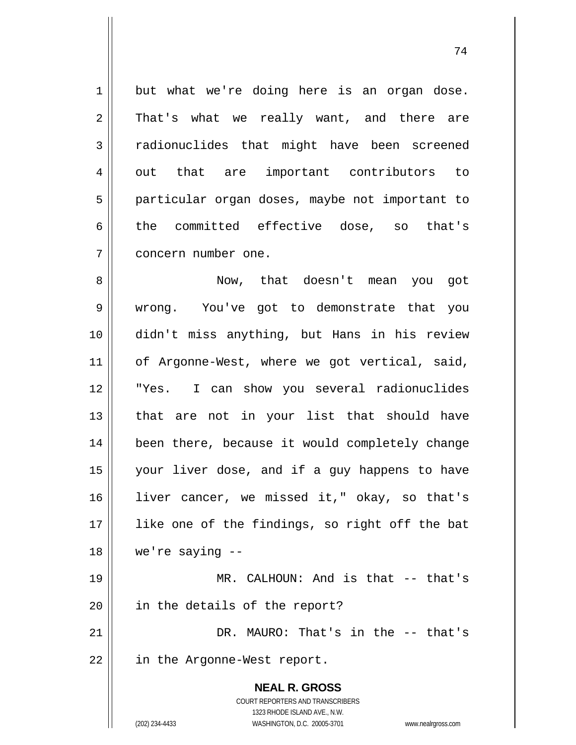but what we're doing here is an organ dose. That's what we really want, and there are radionuclides that might have been screened out that are important contributors to particular organ doses, maybe not important to the committed effective dose, so that's concern number one.

Now, that doesn't mean you got wrong. You've got to demonstrate that you didn't miss anything, but Hans in his review of Argonne-West, where we got vertical, said, "Yes. I can show you several radionuclides that are not in your list that should have been there, because it would completely change your liver dose, and if a guy happens to have liver cancer, we missed it," okay, so that's like one of the findings, so right off the bat we're saying --

MR. CALHOUN: And is that -- that's in the details of the report?

DR. MAURO: That's in the -- that's in the Argonne-West report.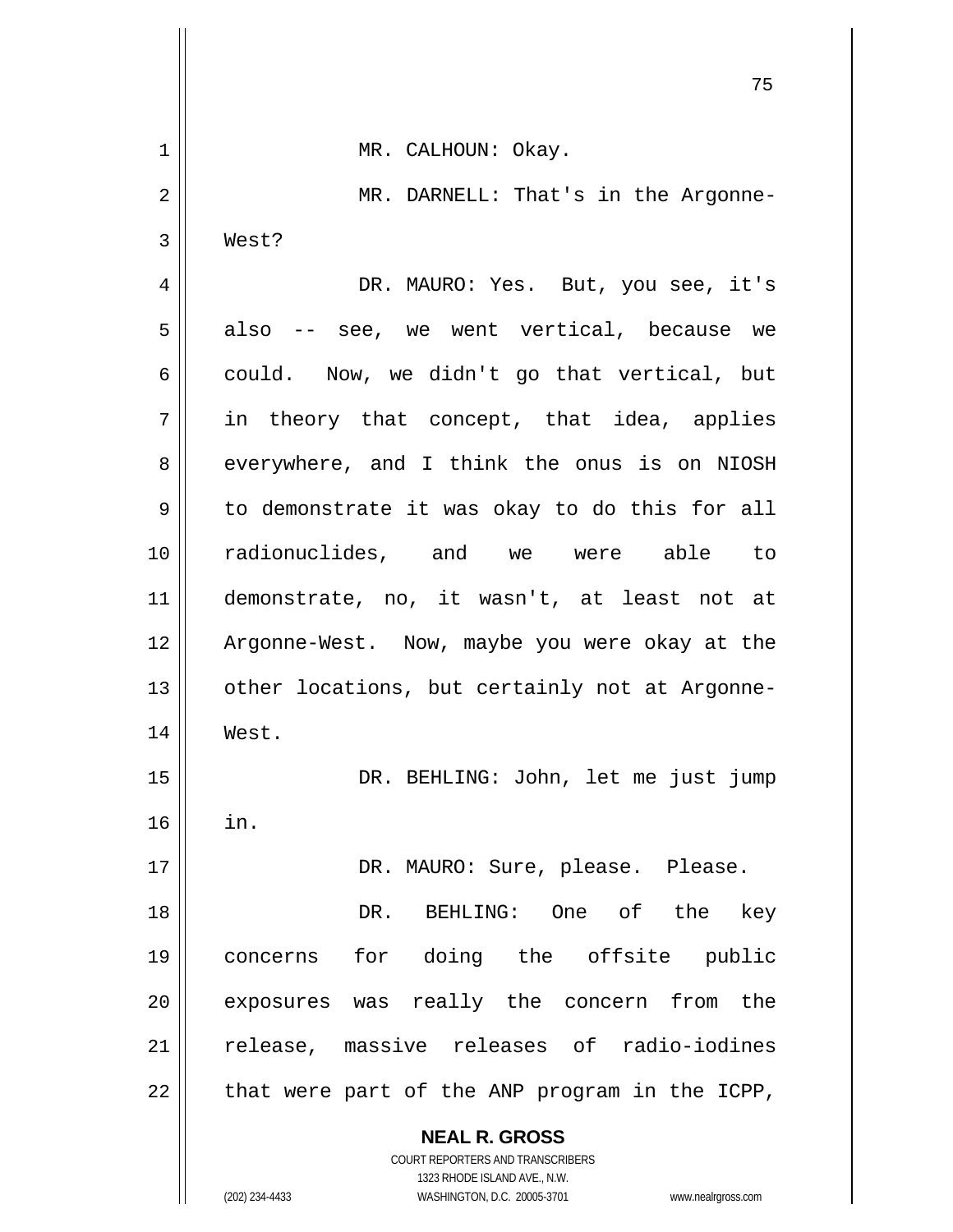MR. CALHOUN: Okay.

MR. DARNELL: That's in the Argonne-West?

DR. MAURO: Yes. But, you see, it's also -- see, we went vertical, because we could. Now, we didn't go that vertical, but in theory that concept, that idea, applies everywhere, and I think the onus is on NIOSH to demonstrate it was okay to do this for all radionuclides, and we were able to demonstrate, no, it wasn't, at least not at Argonne-West. Now, maybe you were okay at the other locations, but certainly not at Argonne-West.

DR. BEHLING: John, let me just jump in.

DR. MAURO: Sure, please. Please.

DR. BEHLING: One of the key concerns for doing the offsite public exposures was really the concern from the release, massive releases of radio-iodines that were part of the ANP program in the ICPP,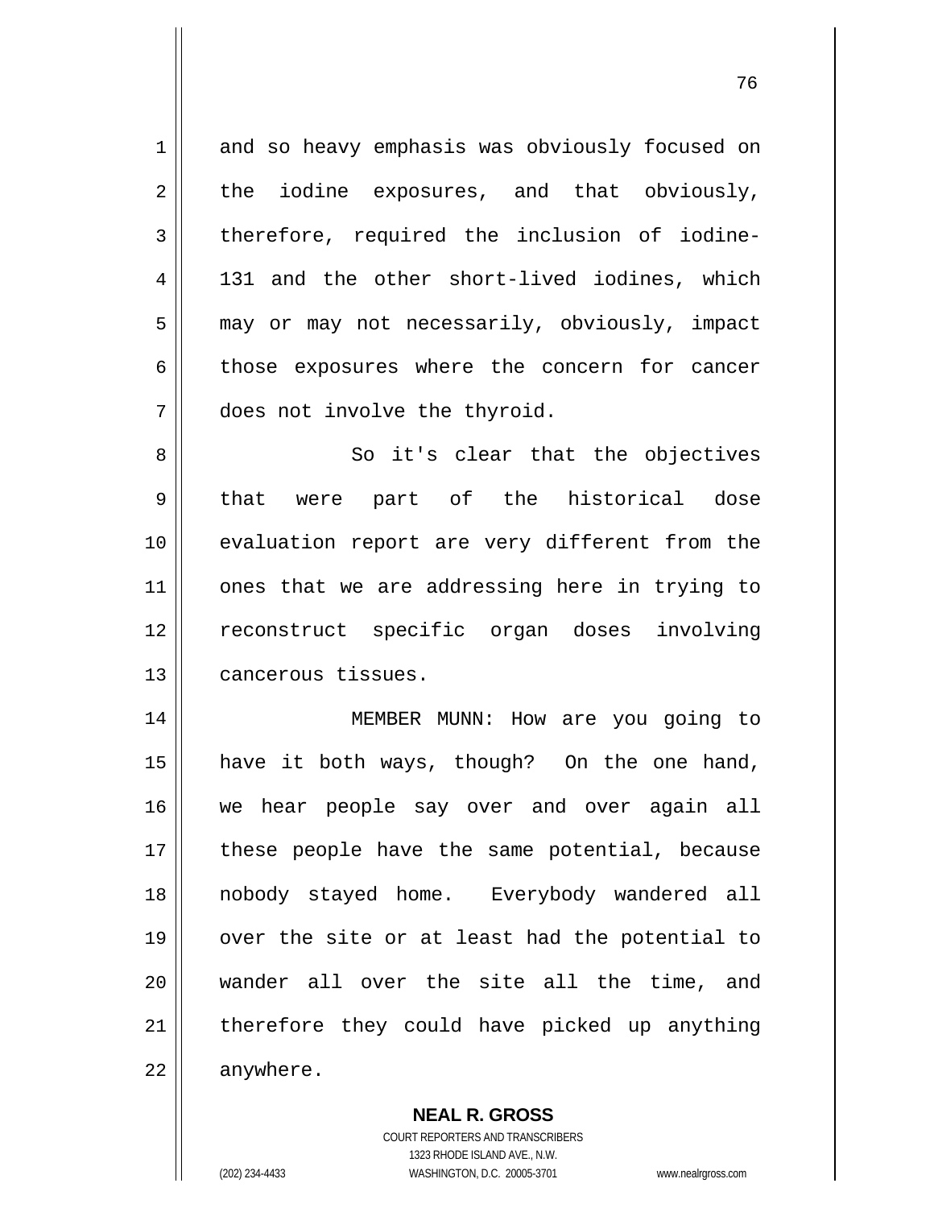and so heavy emphasis was obviously focused on the iodine exposures, and that obviously, therefore, required the inclusion of iodine-131 and the other short-lived iodines, which may or may not necessarily, obviously, impact those exposures where the concern for cancer does not involve the thyroid.

So it's clear that the objectives that were part of the historical dose evaluation report are very different from the ones that we are addressing here in trying to reconstruct specific organ doses involving cancerous tissues.

MEMBER MUNN: How are you going to have it both ways, though? On the one hand, we hear people say over and over again all these people have the same potential, because nobody stayed home. Everybody wandered all over the site or at least had the potential to wander all over the site all the time, and therefore they could have picked up anything anywhere.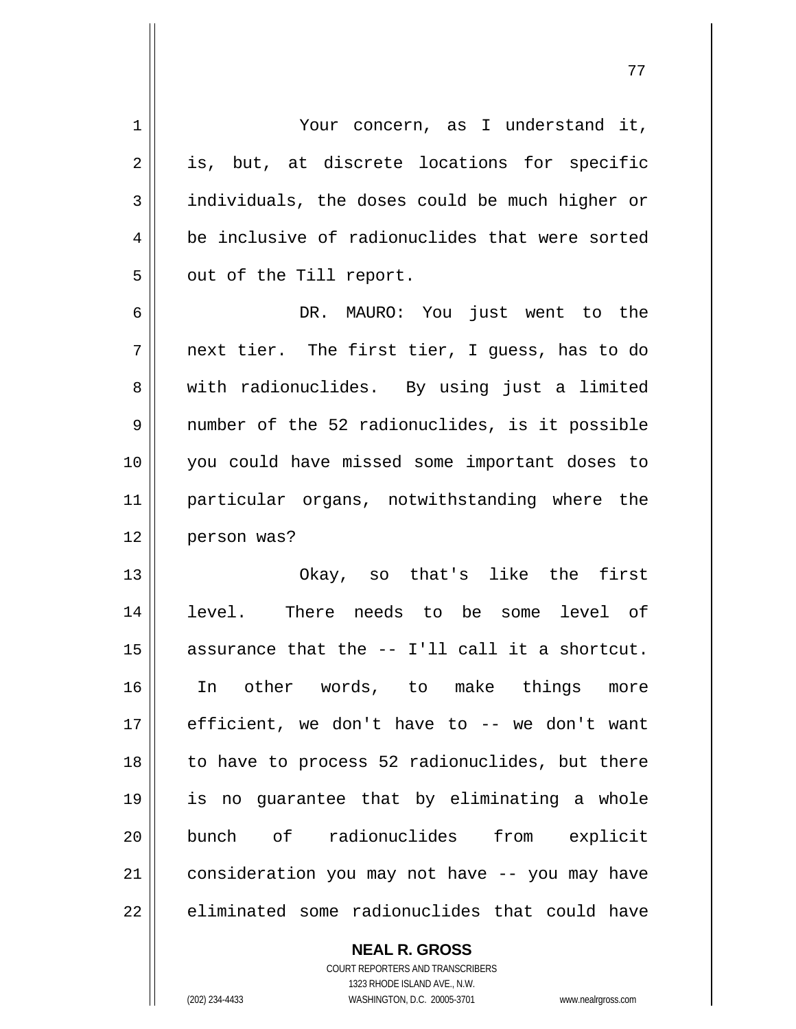Your concern, as I understand it, is, but, at discrete locations for specific individuals, the doses could be much higher or be inclusive of radionuclides that were sorted out of the Till report.

DR. MAURO: You just went to the next tier. The first tier, I guess, has to do with radionuclides. By using just a limited number of the 52 radionuclides, is it possible you could have missed some important doses to particular organs, notwithstanding where the person was?

Okay, so that's like the first level. There needs to be some level of assurance that the -- I'll call it a shortcut. In other words, to make things more efficient, we don't have to -- we don't want to have to process 52 radionuclides, but there is no guarantee that by eliminating a whole bunch of radionuclides from explicit consideration you may not have -- you may have eliminated some radionuclides that could have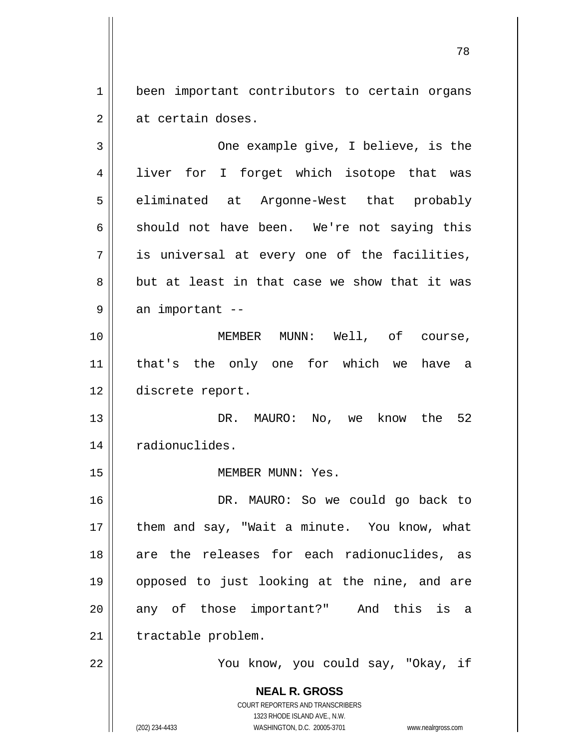been important contributors to certain organs at certain doses.

One example give, I believe, is the liver for I forget which isotope that was eliminated at Argonne-West that probably should not have been. We're not saying this is universal at every one of the facilities, but at least in that case we show that it was an important --

MEMBER MUNN: Well, of course, that's the only one for which we have a discrete report.

DR. MAURO: No, we know the 52 radionuclides.

MEMBER MUNN: Yes.

DR. MAURO: So we could go back to them and say, "Wait a minute. You know, what are the releases for each radionuclides, as opposed to just looking at the nine, and are any of those important?" And this is a tractable problem.

You know, you could say, "Okay, if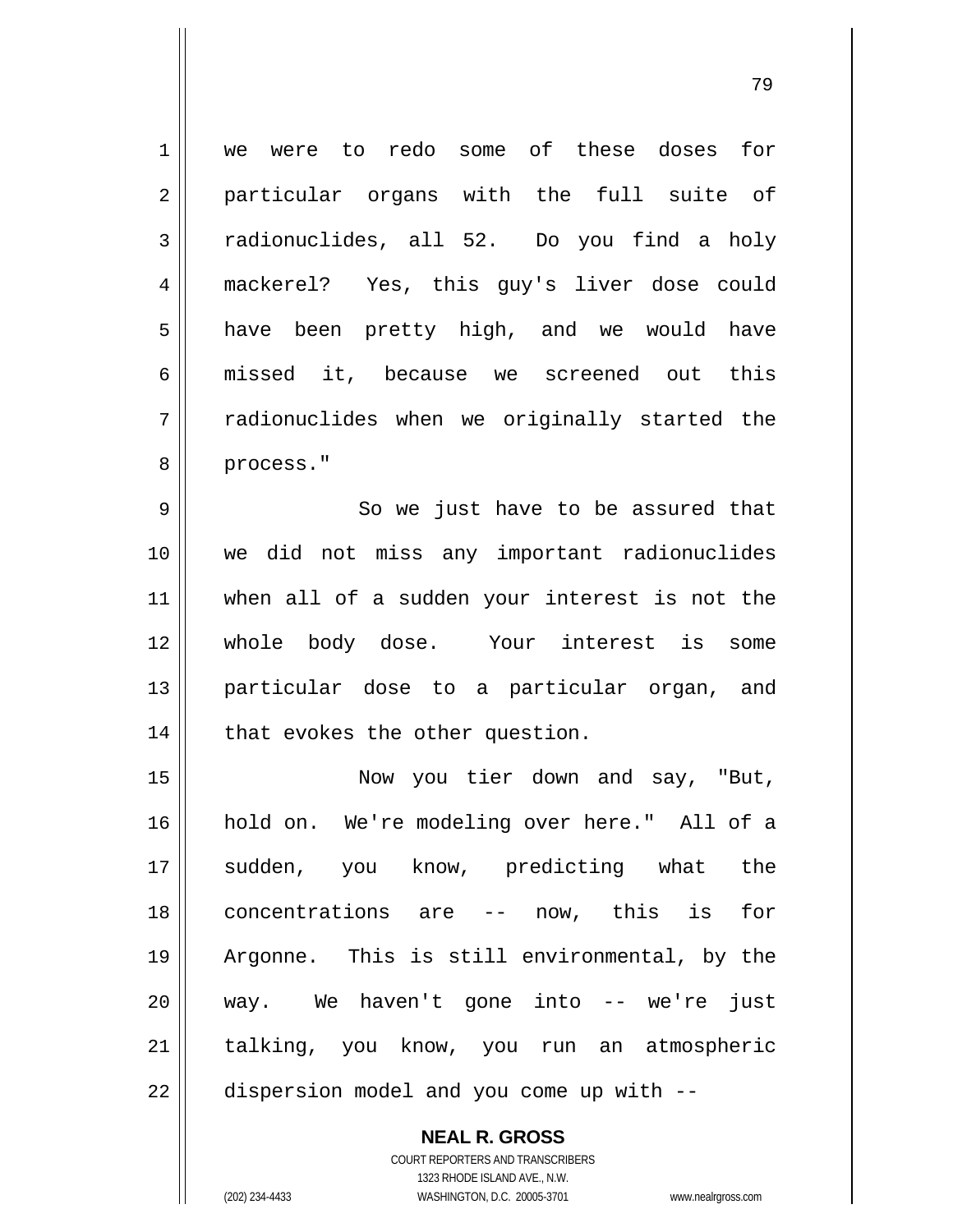we were to redo some of these doses for particular organs with the full suite of radionuclides, all 52. Do you find a holy mackerel? Yes, this guy's liver dose could have been pretty high, and we would have missed it, because we screened out this radionuclides when we originally started the process."

So we just have to be assured that we did not miss any important radionuclides when all of a sudden your interest is not the whole body dose. Your interest is some particular dose to a particular organ, and that evokes the other question.

Now you tier down and say, "But, hold on. We're modeling over here." All of a sudden, you know, predicting what the concentrations are -- now, this is for Argonne. This is still environmental, by the way. We haven't gone into -- we're just talking, you know, you run an atmospheric dispersion model and you come up with --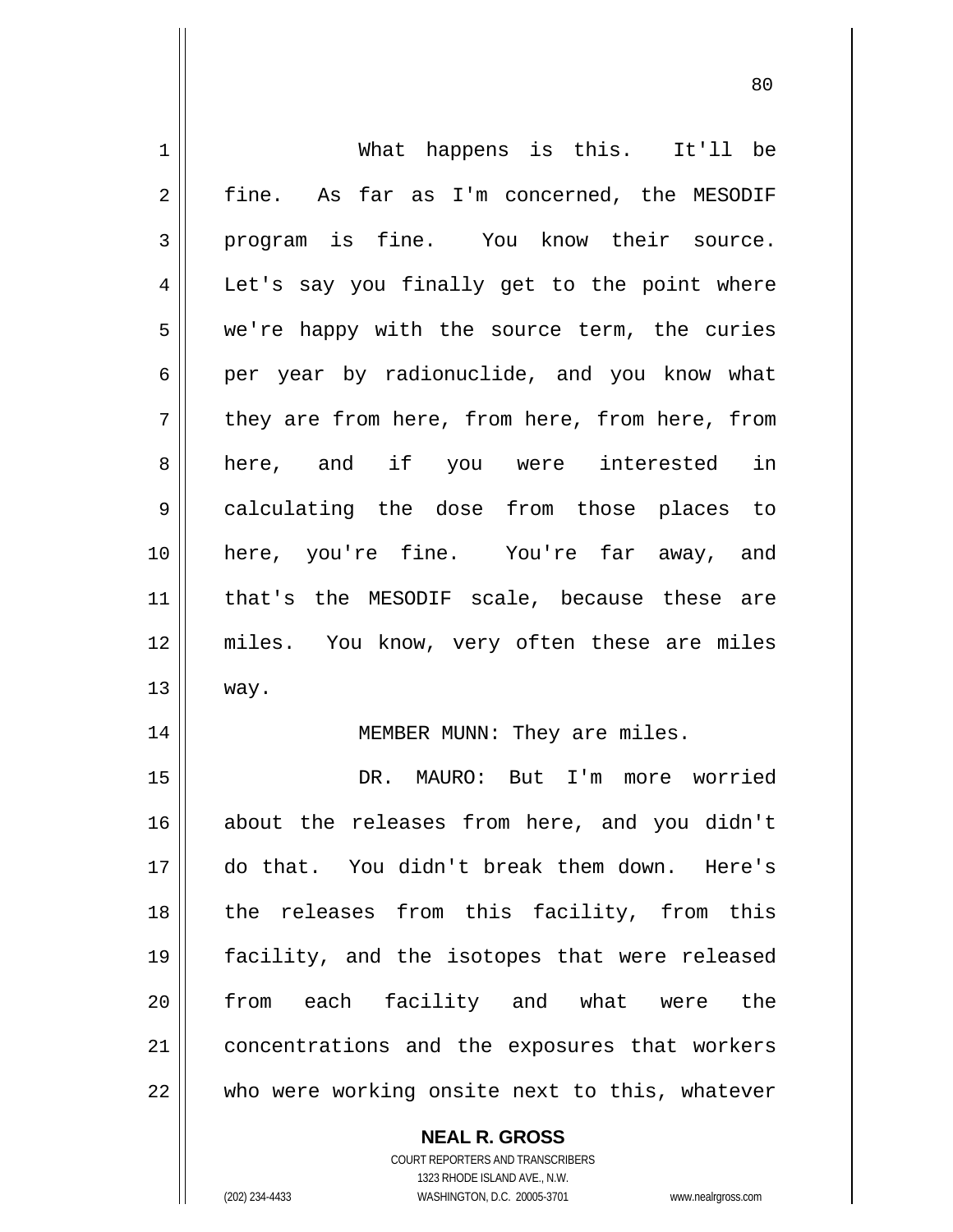What happens is this. It'll be fine. As far as I'm concerned, the MESODIF program is fine. You know their source. Let's say you finally get to the point where we're happy with the source term, the curies per year by radionuclide, and you know what they are from here, from here, from here, from here, and if you were interested in calculating the dose from those places to here, you're fine. You're far away, and that's the MESODIF scale, because these are miles. You know, very often these are miles way.

MEMBER MUNN: They are miles.

DR. MAURO: But I'm more worried about the releases from here, and you didn't do that. You didn't break them down. Here's the releases from this facility, from this facility, and the isotopes that were released from each facility and what were the concentrations and the exposures that workers who were working onsite next to this, whatever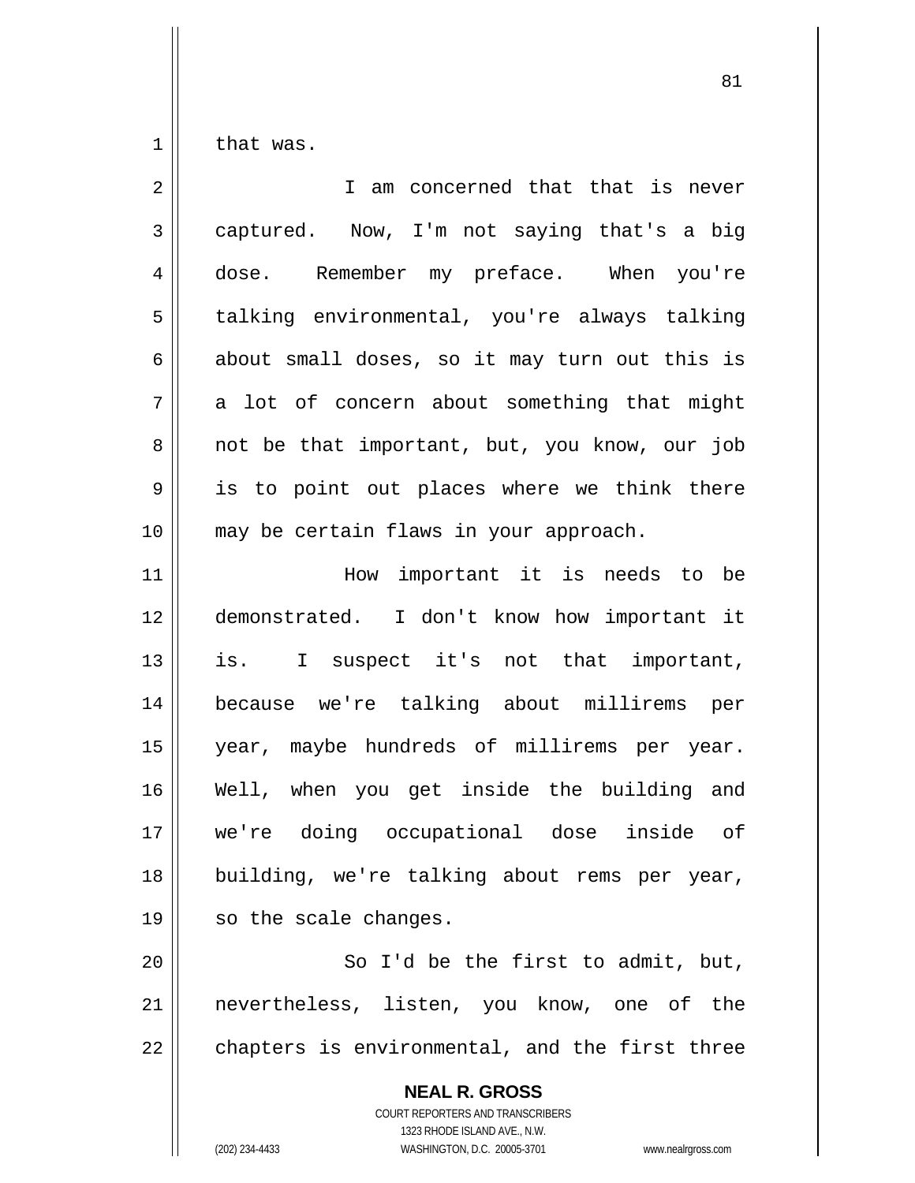that was.

I am concerned that that is never captured. Now, I'm not saying that's a big dose. Remember my preface. When you're talking environmental, you're always talking about small doses, so it may turn out this is a lot of concern about something that might not be that important, but, you know, our job is to point out places where we think there may be certain flaws in your approach.

How important it is needs to be demonstrated. I don't know how important it is. I suspect it's not that important, because we're talking about millirems per year, maybe hundreds of millirems per year. Well, when you get inside the building and we're doing occupational dose inside of building, we're talking about rems per year, so the scale changes.

So I'd be the first to admit, but, nevertheless, listen, you know, one of the chapters is environmental, and the first three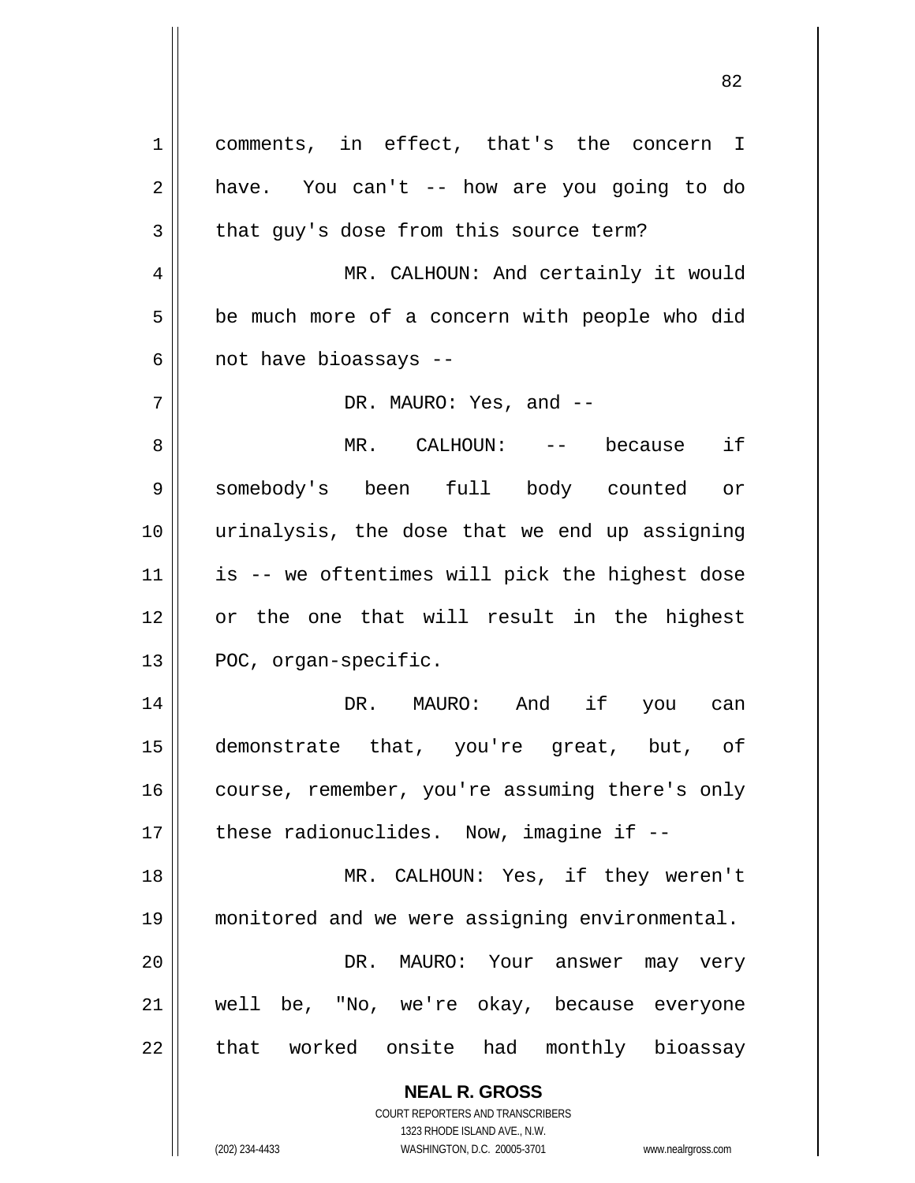comments, in effect, that's the concern I have. You can't -- how are you going to do that guy's dose from this source term?

MR. CALHOUN: And certainly it would be much more of a concern with people who did not have bioassays --

DR. MAURO: Yes, and --

MR. CALHOUN: -- because if somebody's been full body counted or urinalysis, the dose that we end up assigning is -- we oftentimes will pick the highest dose or the one that will result in the highest POC, organ-specific.

DR. MAURO: And if you can demonstrate that, you're great, but, of course, remember, you're assuming there's only these radionuclides. Now, imagine if --

MR. CALHOUN: Yes, if they weren't monitored and we were assigning environmental.

DR. MAURO: Your answer may very well be, "No, we're okay, because everyone that worked onsite had monthly bioassay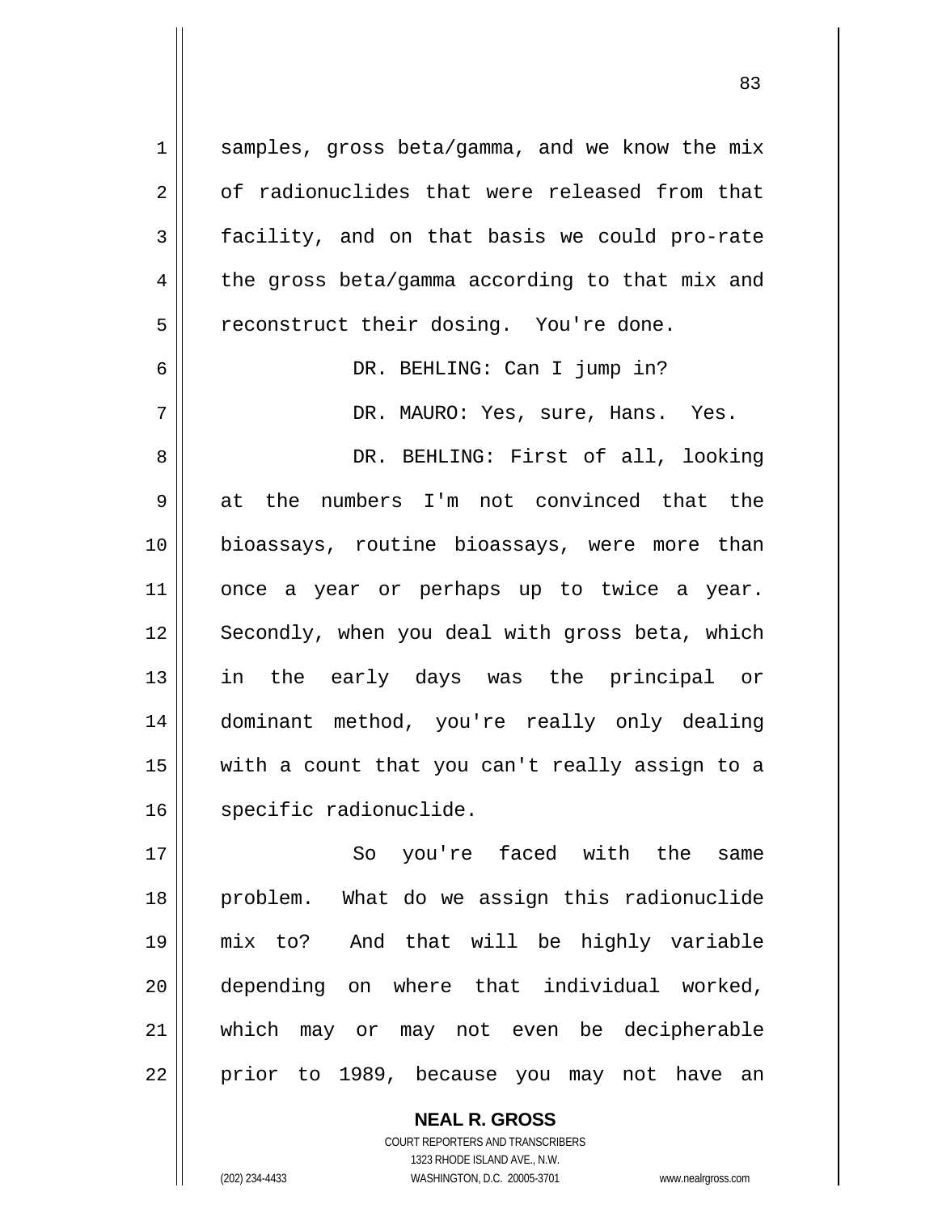samples, gross beta/gamma, and we know the mix of radionuclides that were released from that facility, and on that basis we could pro-rate the gross beta/gamma according to that mix and reconstruct their dosing. You're done.

DR. BEHLING: Can I jump in?

DR. MAURO: Yes, sure, Hans. Yes.

DR. BEHLING: First of all, looking at the numbers I'm not convinced that the bioassays, routine bioassays, were more than once a year or perhaps up to twice a year. Secondly, when you deal with gross beta, which in the early days was the principal or dominant method, you're really only dealing with a count that you can't really assign to a specific radionuclide.

So you're faced with the same problem. What do we assign this radionuclide mix to? And that will be highly variable depending on where that individual worked, which may or may not even be decipherable prior to 1989, because you may not have an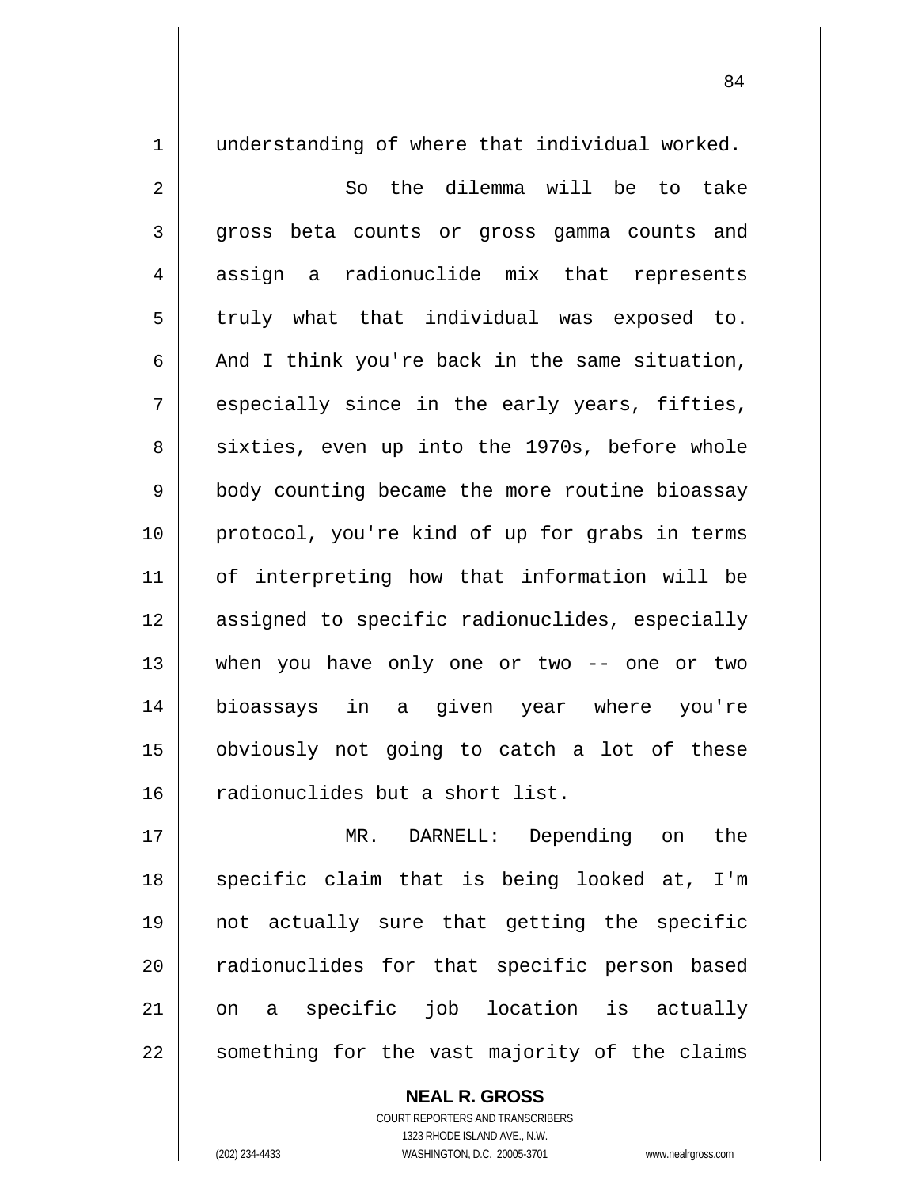understanding of where that individual worked.

So the dilemma will be to take gross beta counts or gross gamma counts and assign a radionuclide mix that represents truly what that individual was exposed to. And I think you're back in the same situation, especially since in the early years, fifties, sixties, even up into the 1970s, before whole body counting became the more routine bioassay protocol, you're kind of up for grabs in terms of interpreting how that information will be assigned to specific radionuclides, especially when you have only one or two -- one or two bioassays in a given year where you're obviously not going to catch a lot of these radionuclides but a short list.

MR. DARNELL: Depending on the specific claim that is being looked at, I'm not actually sure that getting the specific radionuclides for that specific person based on a specific job location is actually something for the vast majority of the claims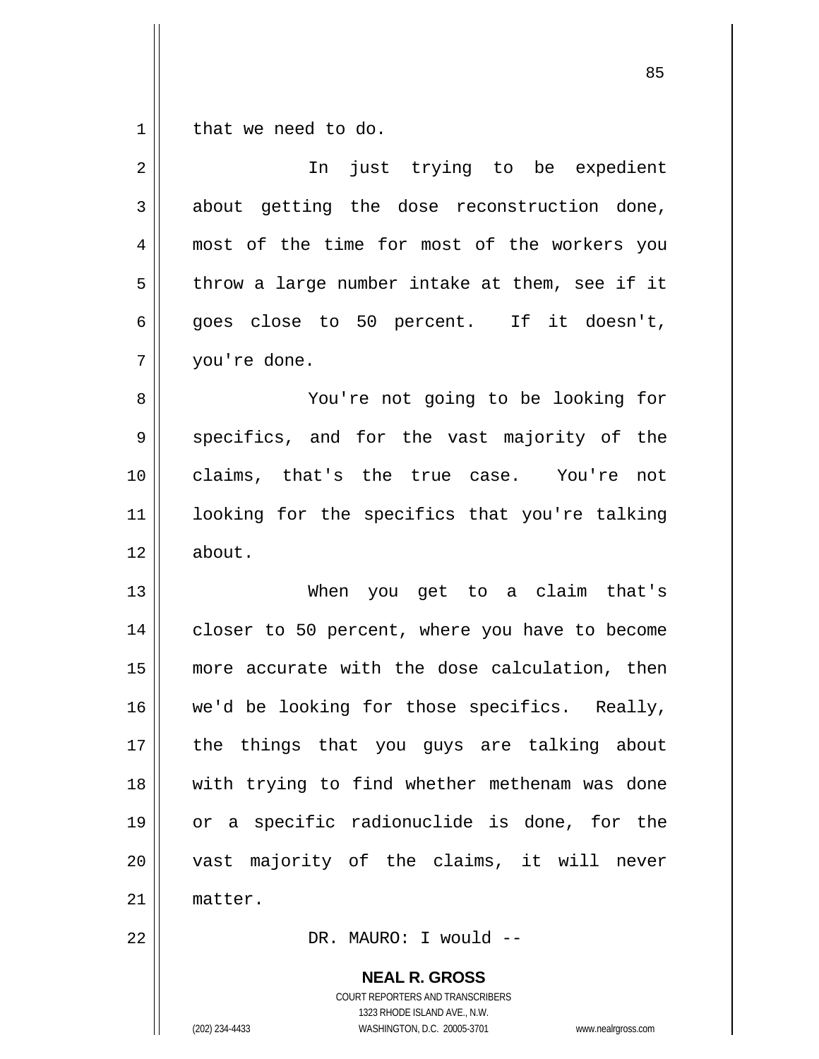that we need to do.

In just trying to be expedient about getting the dose reconstruction done, most of the time for most of the workers you throw a large number intake at them, see if it goes close to 50 percent. If it doesn't, you're done.

You're not going to be looking for specifics, and for the vast majority of the claims, that's the true case. You're not looking for the specifics that you're talking about.

When you get to a claim that's closer to 50 percent, where you have to become more accurate with the dose calculation, then we'd be looking for those specifics. Really, the things that you guys are talking about with trying to find whether methenam was done or a specific radionuclide is done, for the vast majority of the claims, it will never matter.

DR. MAURO: I would --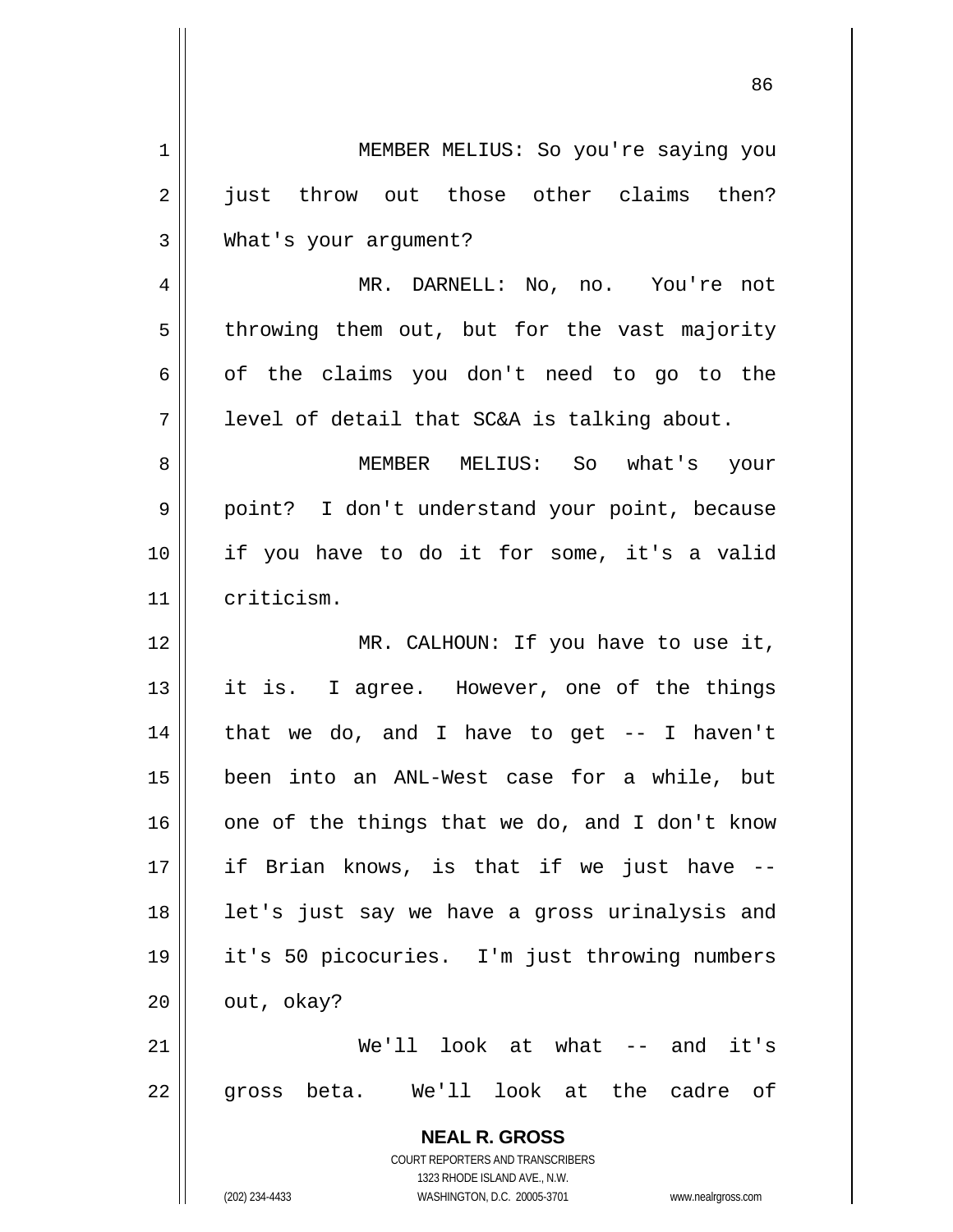MEMBER MELIUS: So you're saying you just throw out those other claims then? What's your argument?

MR. DARNELL: No, no. You're not throwing them out, but for the vast majority of the claims you don't need to go to the level of detail that SC&A is talking about.

MEMBER MELIUS: So what's your point? I don't understand your point, because if you have to do it for some, it's a valid criticism.

MR. CALHOUN: If you have to use it, it is. I agree. However, one of the things that we do, and I have to get -- I haven't been into an ANL-West case for a while, but one of the things that we do, and I don't know if Brian knows, is that if we just have -- let's just say we have a gross urinalysis and it's 50 picocuries. I'm just throwing numbers out, okay?

We'll look at what -- and it's gross beta. We'll look at the cadre of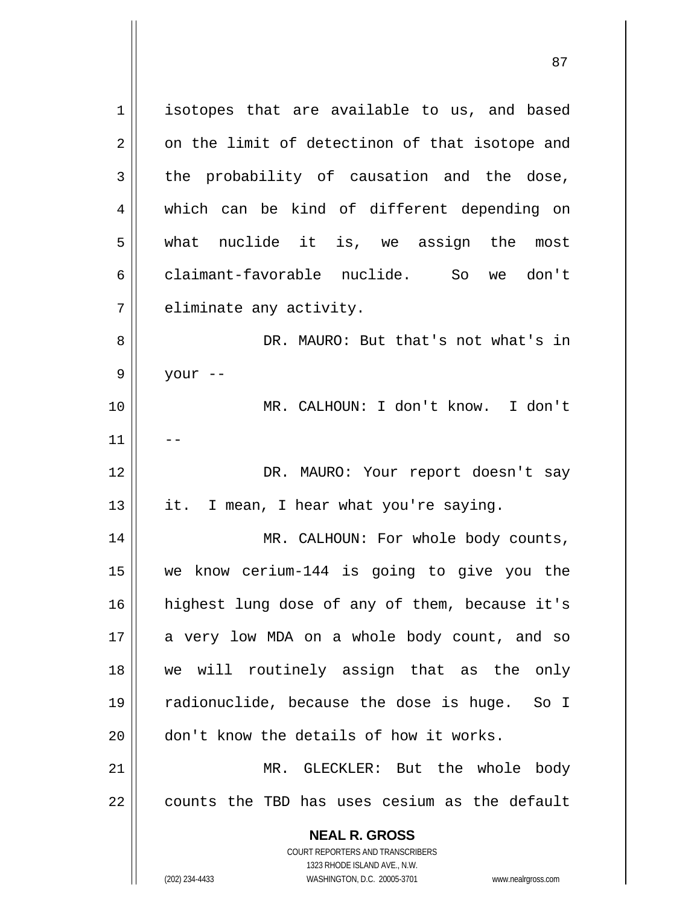isotopes that are available to us, and based on the limit of detectinon of that isotope and the probability of causation and the dose, which can be kind of different depending on what nuclide it is, we assign the most claimant-favorable nuclide. So we don't eliminate any activity.

DR. MAURO: But that's not what's in your --

MR. CALHOUN: I don't know. I don't --

DR. MAURO: Your report doesn't say it. I mean, I hear what you're saying.

MR. CALHOUN: For whole body counts, we know cerium-144 is going to give you the highest lung dose of any of them, because it's a very low MDA on a whole body count, and so we will routinely assign that as the only radionuclide, because the dose is huge. So I don't know the details of how it works.

MR. GLECKLER: But the whole body counts the TBD has uses cesium as the default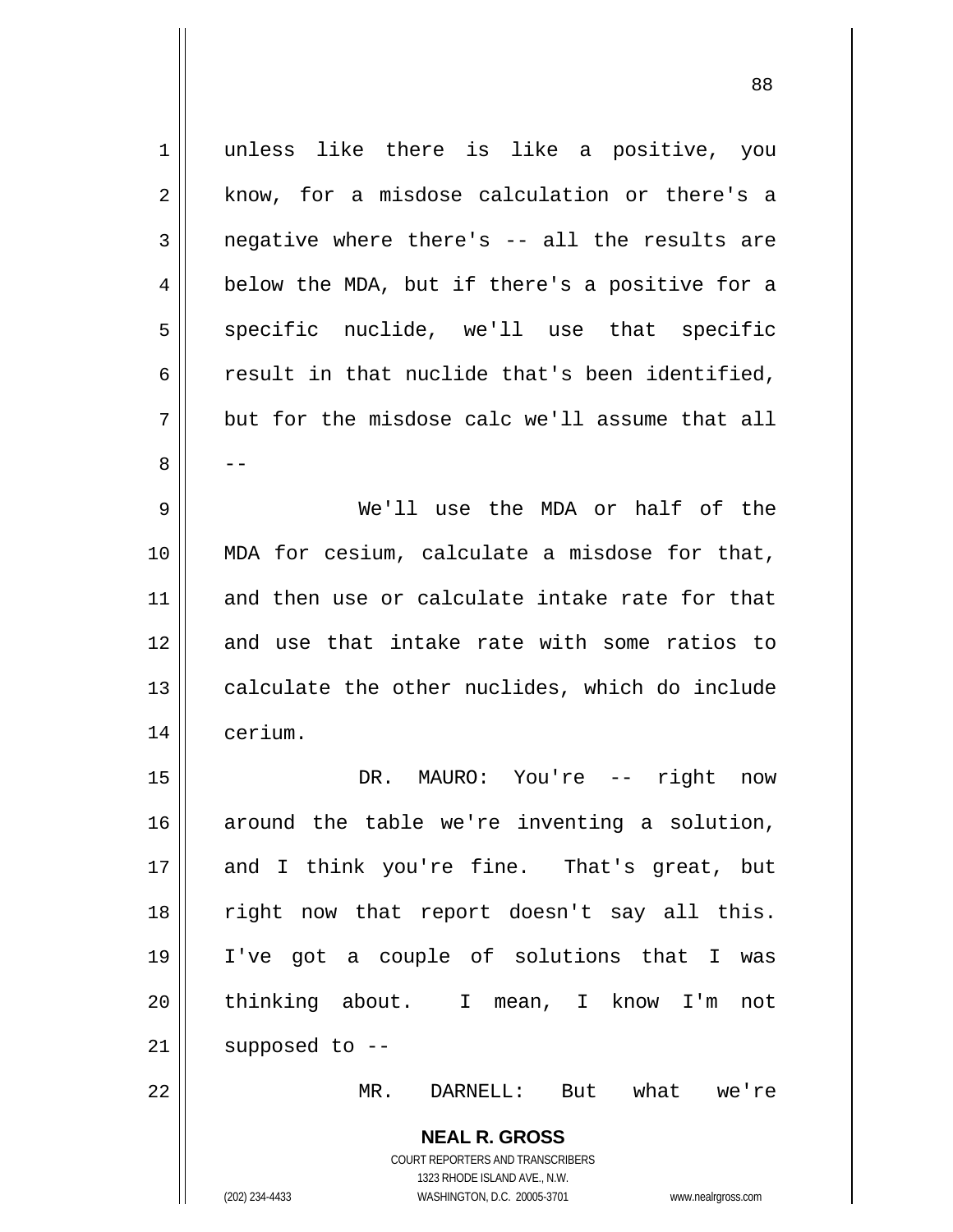unless like there is like a positive, you know, for a misdose calculation or there's a negative where there's -- all the results are below the MDA, but if there's a positive for a specific nuclide, we'll use that specific result in that nuclide that's been identified, but for the misdose calc we'll assume that all --

We'll use the MDA or half of the MDA for cesium, calculate a misdose for that, and then use or calculate intake rate for that and use that intake rate with some ratios to calculate the other nuclides, which do include cerium.

DR. MAURO: You're -- right now around the table we're inventing a solution, and I think you're fine. That's great, but right now that report doesn't say all this. I've got a couple of solutions that I was thinking about. I mean, I know I'm not supposed to --

MR. DARNELL: But what we're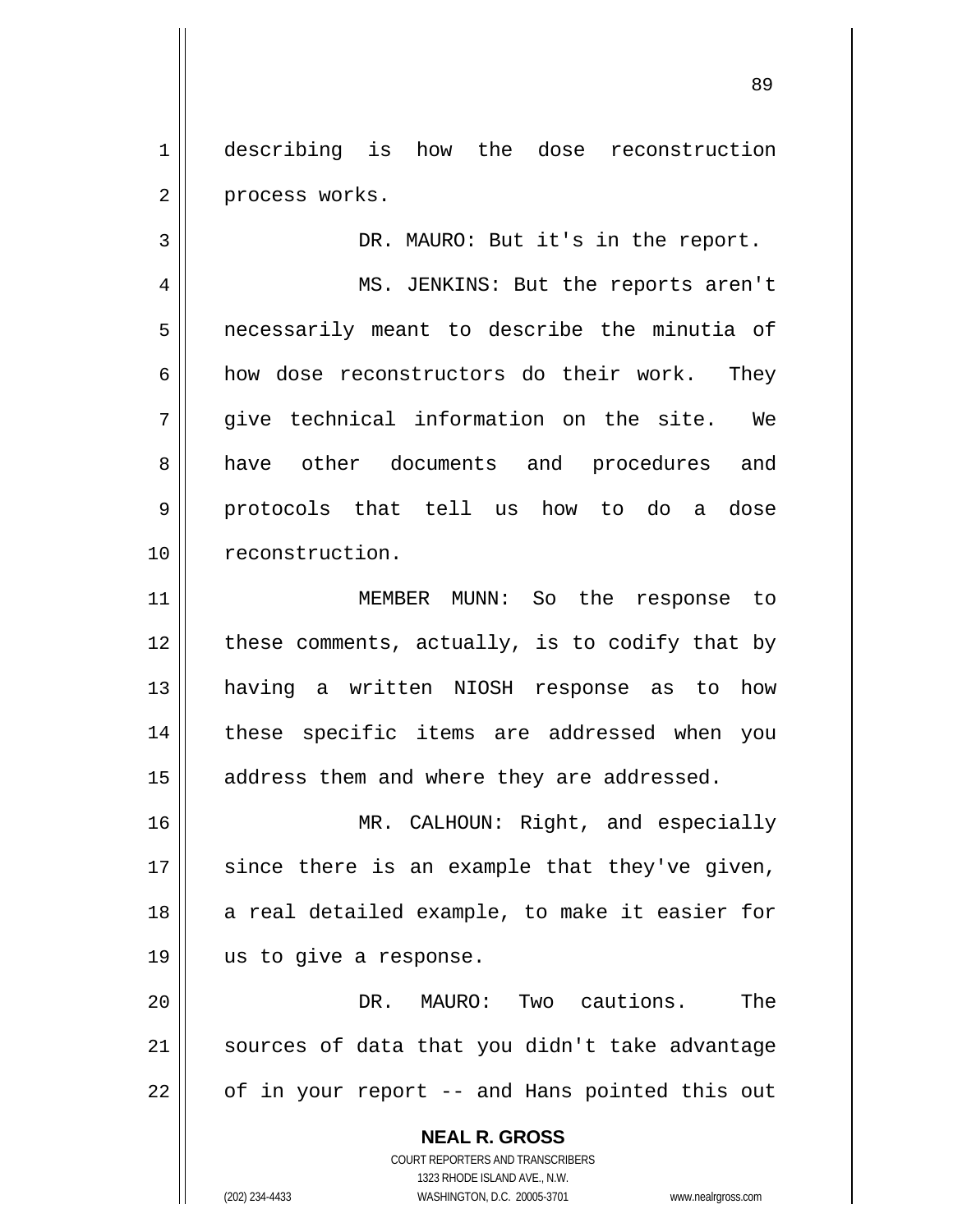describing is how the dose reconstruction process works.

DR. MAURO: But it's in the report.

MS. JENKINS: But the reports aren't necessarily meant to describe the minutia of how dose reconstructors do their work. They give technical information on the site. We have other documents and procedures and protocols that tell us how to do a dose reconstruction.

MEMBER MUNN: So the response to these comments, actually, is to codify that by having a written NIOSH response as to how these specific items are addressed when you address them and where they are addressed.

MR. CALHOUN: Right, and especially since there is an example that they've given, a real detailed example, to make it easier for us to give a response.

DR. MAURO: Two cautions. The sources of data that you didn't take advantage of in your report -- and Hans pointed this out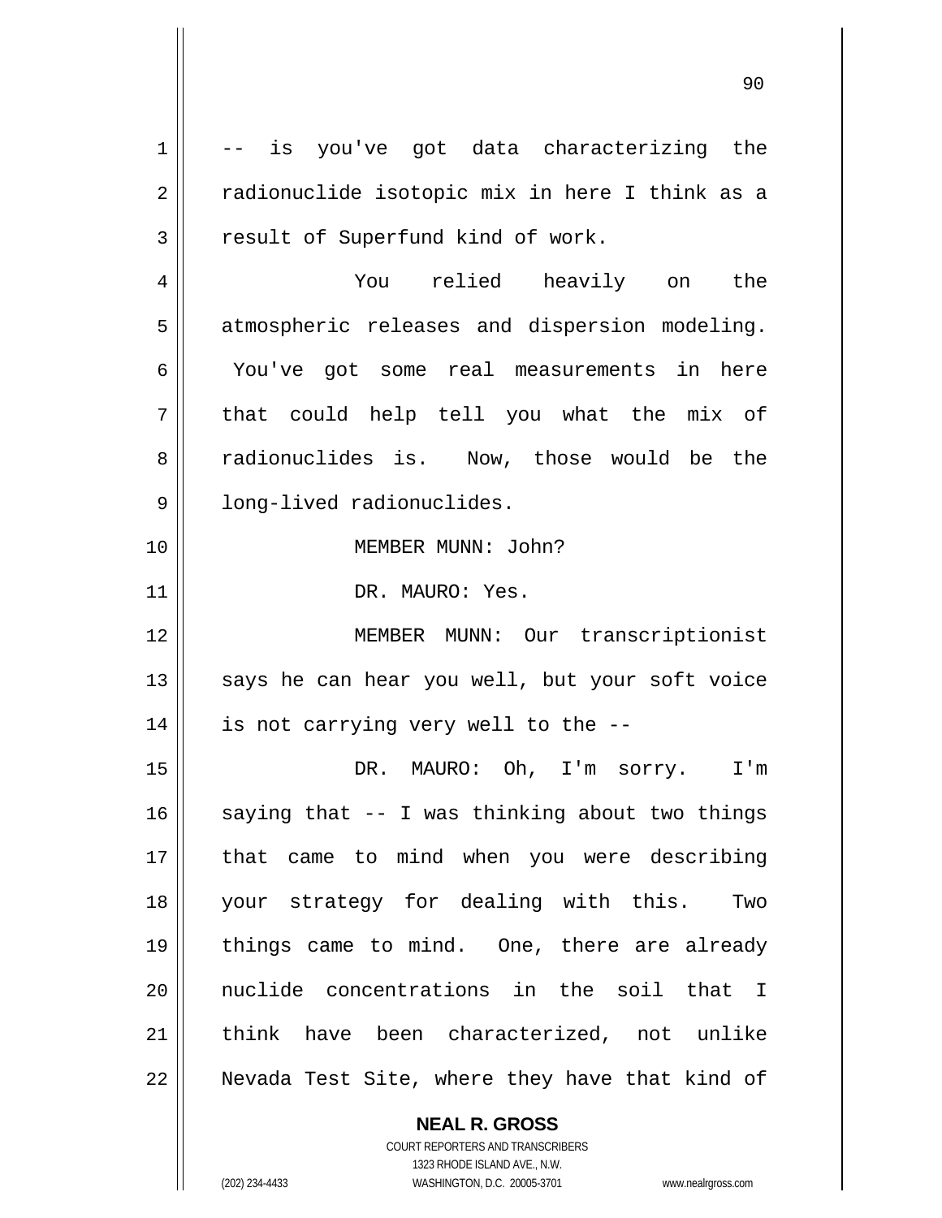-- is you've got data characterizing the radionuclide isotopic mix in here I think as a result of Superfund kind of work.

You relied heavily on the atmospheric releases and dispersion modeling. You've got some real measurements in here that could help tell you what the mix of radionuclides is. Now, those would be the long-lived radionuclides.

MEMBER MUNN: John?

DR. MAURO: Yes.

MEMBER MUNN: Our transcriptionist says he can hear you well, but your soft voice is not carrying very well to the --

DR. MAURO: Oh, I'm sorry. I'm saying that -- I was thinking about two things that came to mind when you were describing your strategy for dealing with this. Two things came to mind. One, there are already nuclide concentrations in the soil that I think have been characterized, not unlike Nevada Test Site, where they have that kind of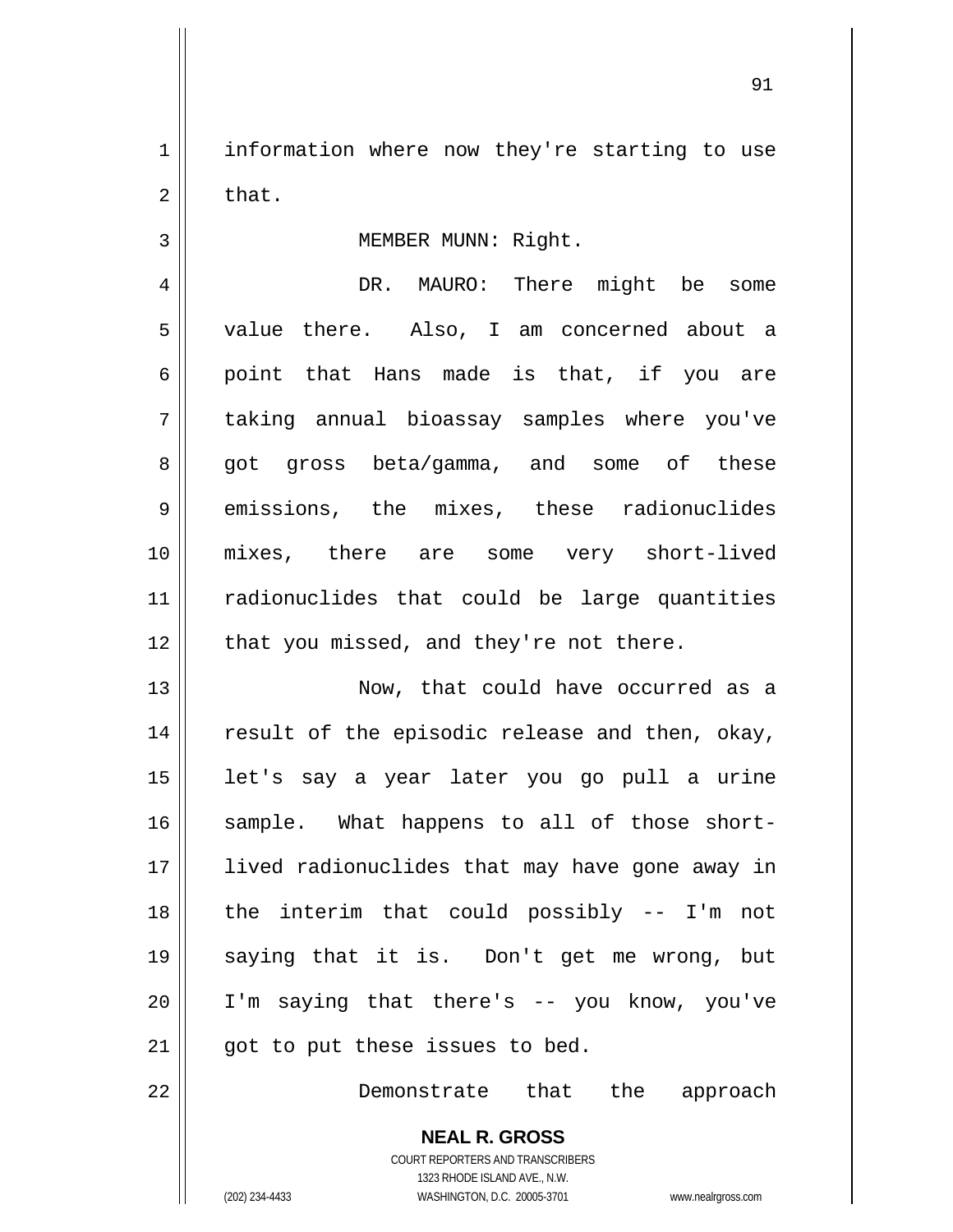information where now they're starting to use that.

MEMBER MUNN: Right.

DR. MAURO: There might be some value there. Also, I am concerned about a point that Hans made is that, if you are taking annual bioassay samples where you've got gross beta/gamma, and some of these emissions, the mixes, these radionuclides mixes, there are some very short-lived radionuclides that could be large quantities that you missed, and they're not there.

Now, that could have occurred as a result of the episodic release and then, okay, let's say a year later you go pull a urine sample. What happens to all of those short-lived radionuclides that may have gone away in the interim that could possibly -- I'm not saying that it is. Don't get me wrong, but I'm saying that there's -- you know, you've got to put these issues to bed.

Demonstrate that the approach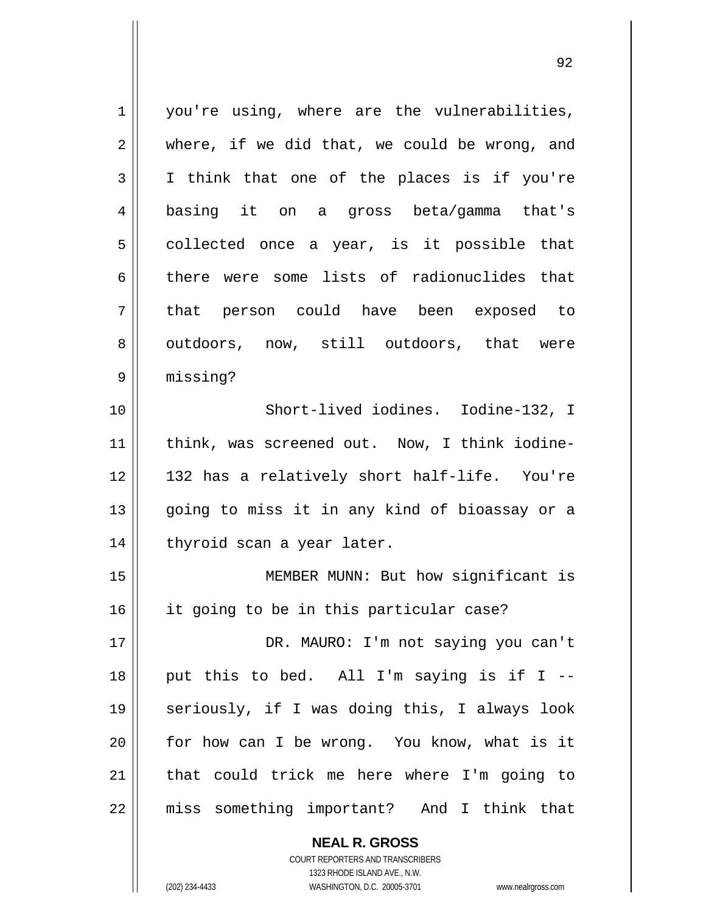you're using, where are the vulnerabilities, where, if we did that, we could be wrong, and I think that one of the places is if you're basing it on a gross beta/gamma that's collected once a year, is it possible that there were some lists of radionuclides that that person could have been exposed to outdoors, now, still outdoors, that were missing?

Short-lived iodines. Iodine-132, I think, was screened out. Now, I think iodine-132 has a relatively short half-life. You're going to miss it in any kind of bioassay or a thyroid scan a year later.

MEMBER MUNN: But how significant is it going to be in this particular case?

DR. MAURO: I'm not saying you can't put this to bed. All I'm saying is if I -- seriously, if I was doing this, I always look for how can I be wrong. You know, what is it that could trick me here where I'm going to miss something important? And I think that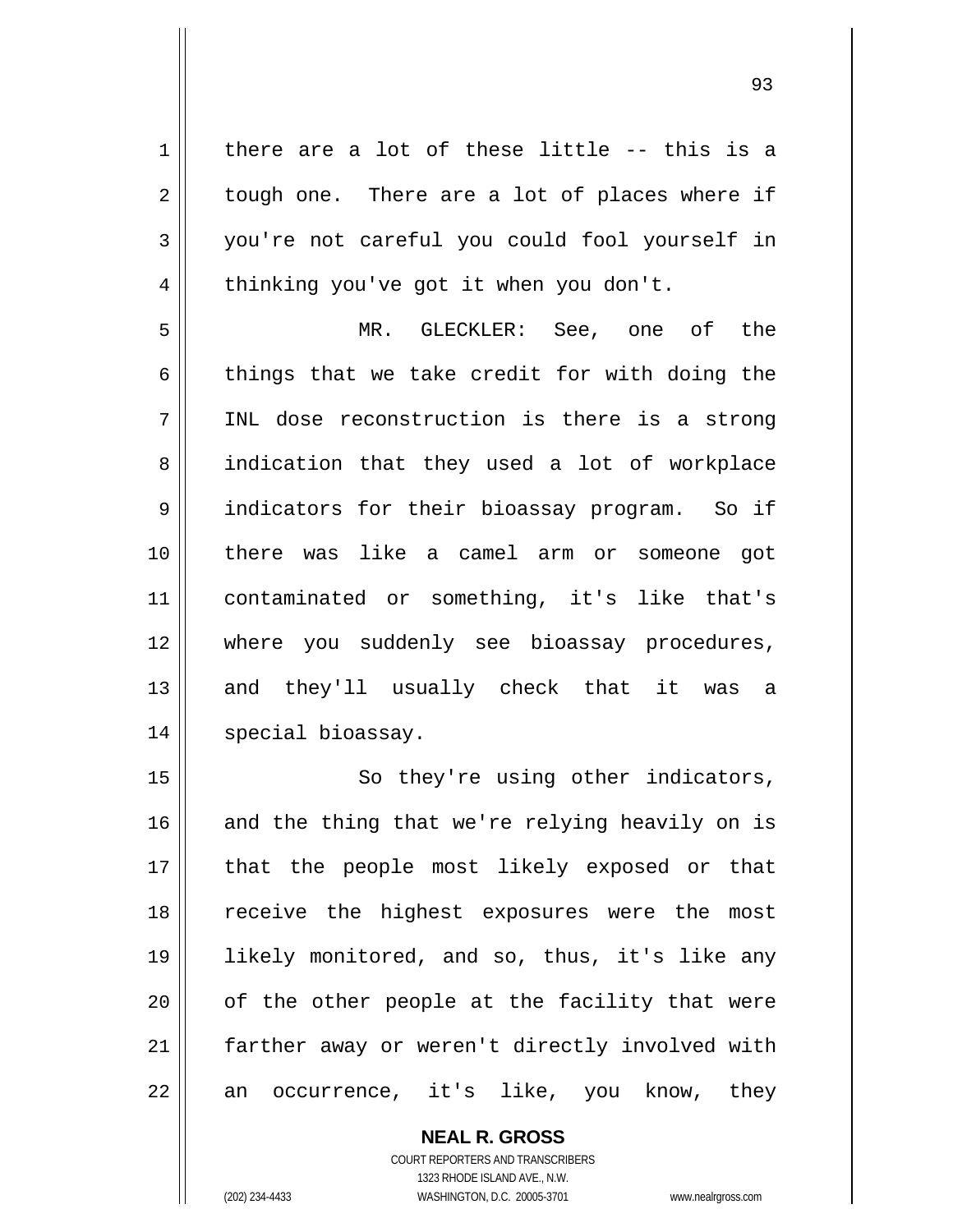there are a lot of these little -- this is a tough one. There are a lot of places where if you're not careful you could fool yourself in thinking you've got it when you don't.

MR. GLECKLER: See, one of the things that we take credit for with doing the INL dose reconstruction is there is a strong indication that they used a lot of workplace indicators for their bioassay program. So if there was like a camel arm or someone got contaminated or something, it's like that's where you suddenly see bioassay procedures, and they'll usually check that it was a special bioassay.

So they're using other indicators, and the thing that we're relying heavily on is that the people most likely exposed or that receive the highest exposures were the most likely monitored, and so, thus, it's like any of the other people at the facility that were farther away or weren't directly involved with an occurrence, it's like, you know, they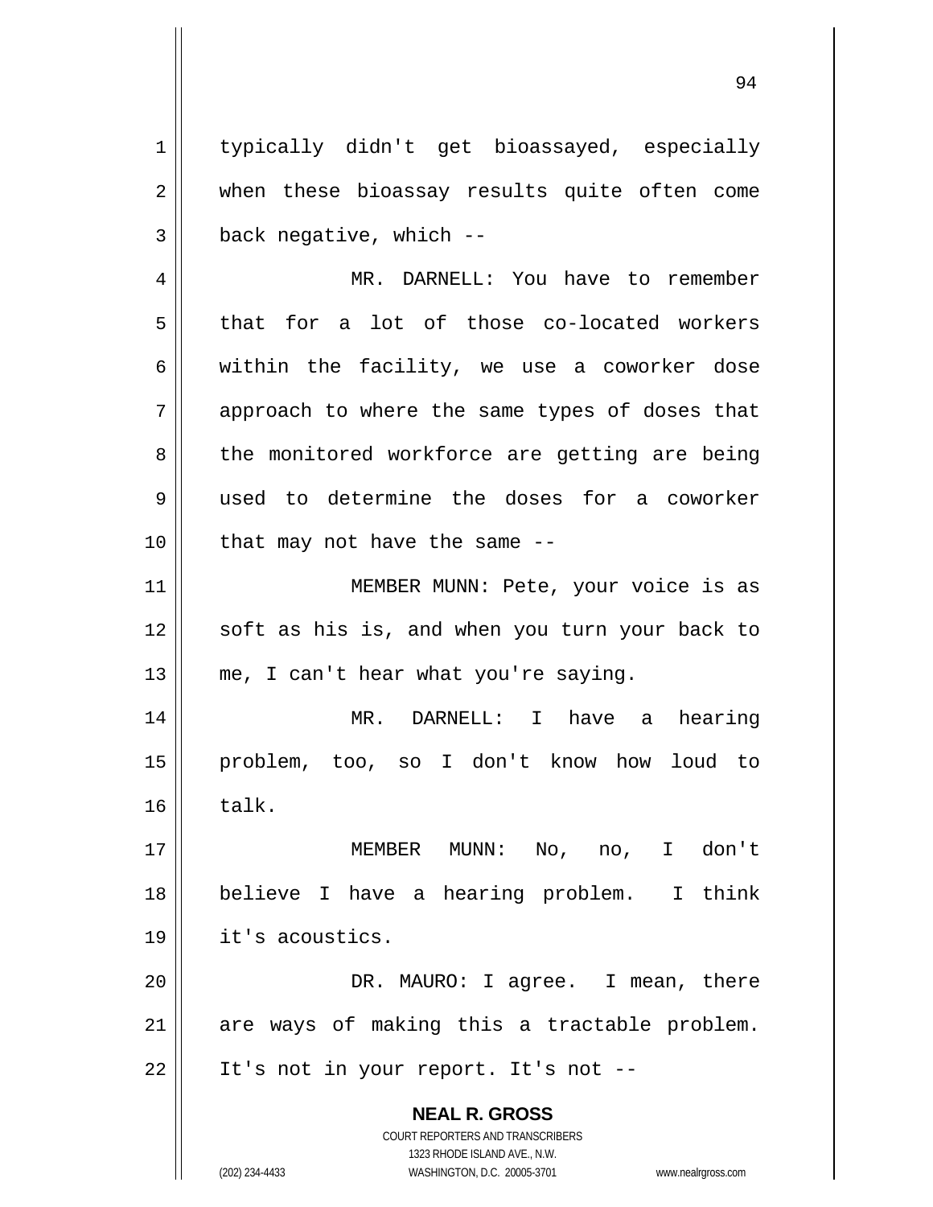typically didn't get bioassayed, especially when these bioassay results quite often come back negative, which --

MR. DARNELL: You have to remember that for a lot of those co-located workers within the facility, we use a coworker dose approach to where the same types of doses that the monitored workforce are getting are being used to determine the doses for a coworker that may not have the same --

MEMBER MUNN: Pete, your voice is as soft as his is, and when you turn your back to me, I can't hear what you're saying.

MR. DARNELL: I have a hearing problem, too, so I don't know how loud to talk.

MEMBER MUNN: No, no, I don't believe I have a hearing problem. I think it's acoustics.

DR. MAURO: I agree. I mean, there are ways of making this a tractable problem. It's not in your report. It's not --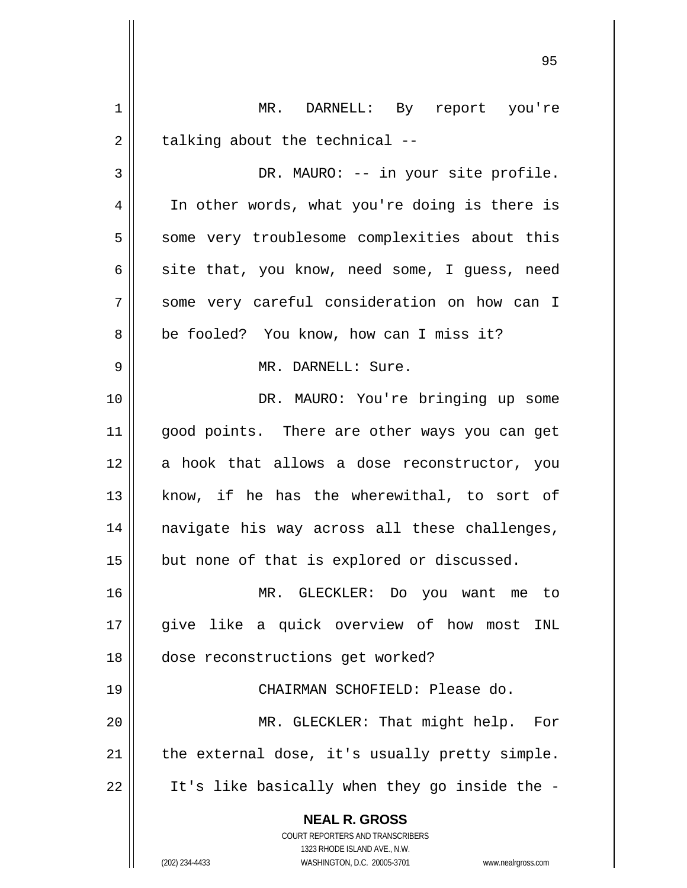MR. DARNELL: By report you're talking about the technical --

DR. MAURO: -- in your site profile. In other words, what you're doing is there is some very troublesome complexities about this site that, you know, need some, I guess, need some very careful consideration on how can I be fooled? You know, how can I miss it?

MR. DARNELL: Sure.

DR. MAURO: You're bringing up some good points. There are other ways you can get a hook that allows a dose reconstructor, you know, if he has the wherewithal, to sort of navigate his way across all these challenges, but none of that is explored or discussed.

MR. GLECKLER: Do you want me to give like a quick overview of how most INL dose reconstructions get worked?

CHAIRMAN SCHOFIELD: Please do.

MR. GLECKLER: That might help. For the external dose, it's usually pretty simple. It's like basically when they go inside the -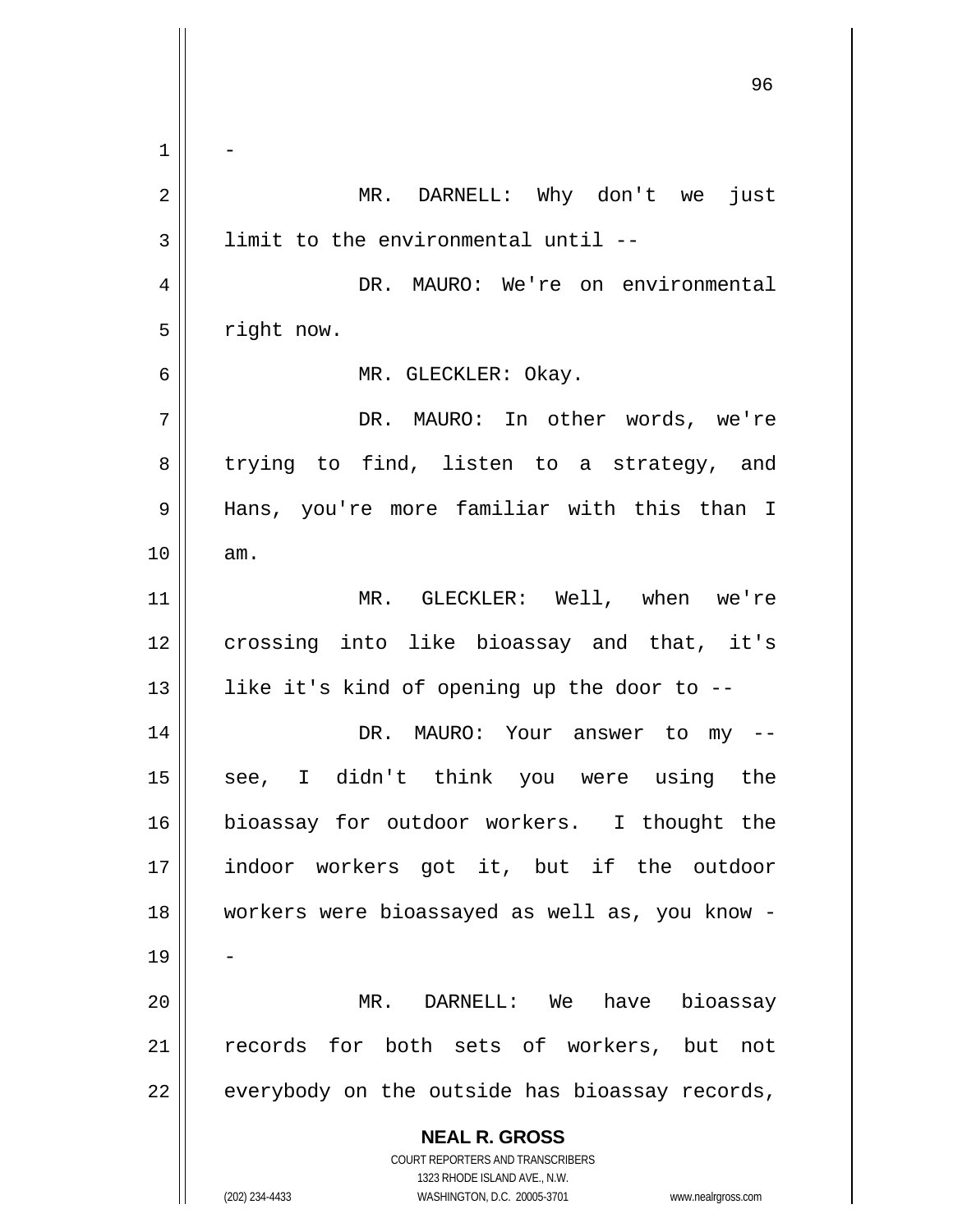-

MR. DARNELL: Why don't we just limit to the environmental until --

DR. MAURO: We're on environmental right now.

MR. GLECKLER: Okay.

DR. MAURO: In other words, we're trying to find, listen to a strategy, and Hans, you're more familiar with this than I am.

MR. GLECKLER: Well, when we're crossing into like bioassay and that, it's like it's kind of opening up the door to --

DR. MAURO: Your answer to my -- see, I didn't think you were using the bioassay for outdoor workers. I thought the indoor workers got it, but if the outdoor workers were bioassayed as well as, you know --

MR. DARNELL: We have bioassay records for both sets of workers, but not everybody on the outside has bioassay records,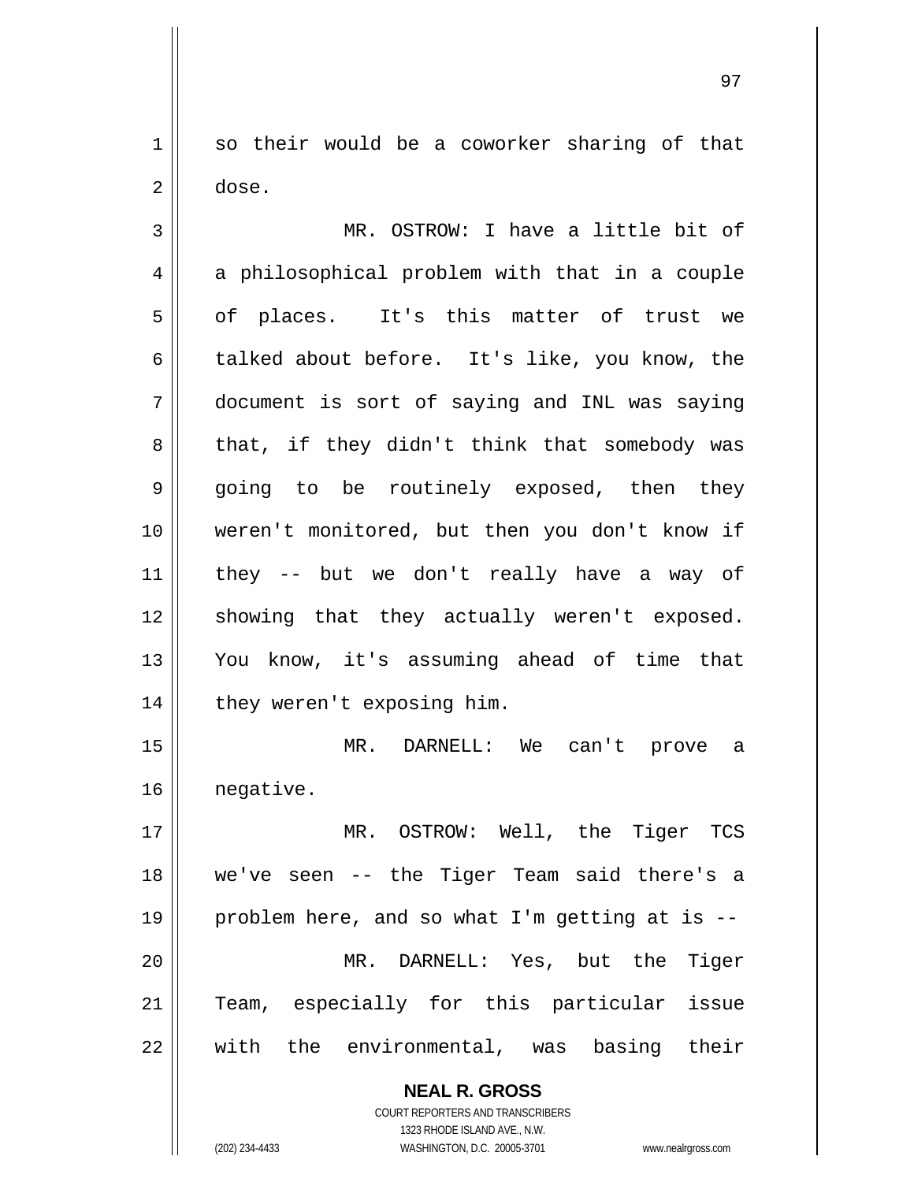so their would be a coworker sharing of that dose.

MR. OSTROW: I have a little bit of a philosophical problem with that in a couple of places. It's this matter of trust we talked about before. It's like, you know, the document is sort of saying and INL was saying that, if they didn't think that somebody was going to be routinely exposed, then they weren't monitored, but then you don't know if they -- but we don't really have a way of showing that they actually weren't exposed. You know, it's assuming ahead of time that they weren't exposing him.

MR. DARNELL: We can't prove a negative.

MR. OSTROW: Well, the Tiger TCS we've seen -- the Tiger Team said there's a problem here, and so what I'm getting at is --

MR. DARNELL: Yes, but the Tiger Team, especially for this particular issue with the environmental, was basing their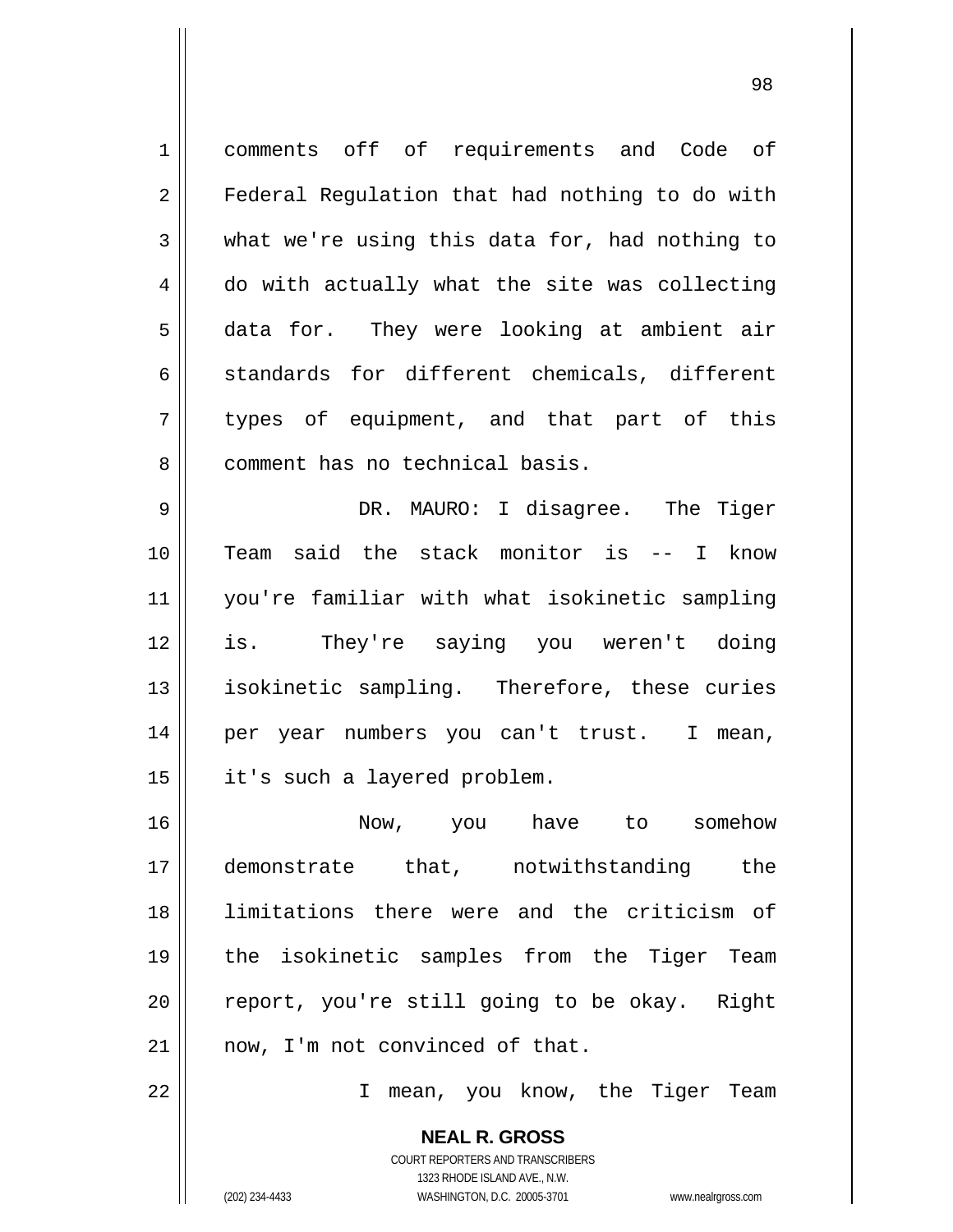comments off of requirements and Code of Federal Regulation that had nothing to do with what we're using this data for, had nothing to do with actually what the site was collecting data for. They were looking at ambient air standards for different chemicals, different types of equipment, and that part of this comment has no technical basis.

DR. MAURO: I disagree. The Tiger Team said the stack monitor is -- I know you're familiar with what isokinetic sampling is. They're saying you weren't doing isokinetic sampling. Therefore, these curies per year numbers you can't trust. I mean, it's such a layered problem.

Now, you have to somehow demonstrate that, notwithstanding the limitations there were and the criticism of the isokinetic samples from the Tiger Team report, you're still going to be okay. Right now, I'm not convinced of that.

I mean, you know, the Tiger Team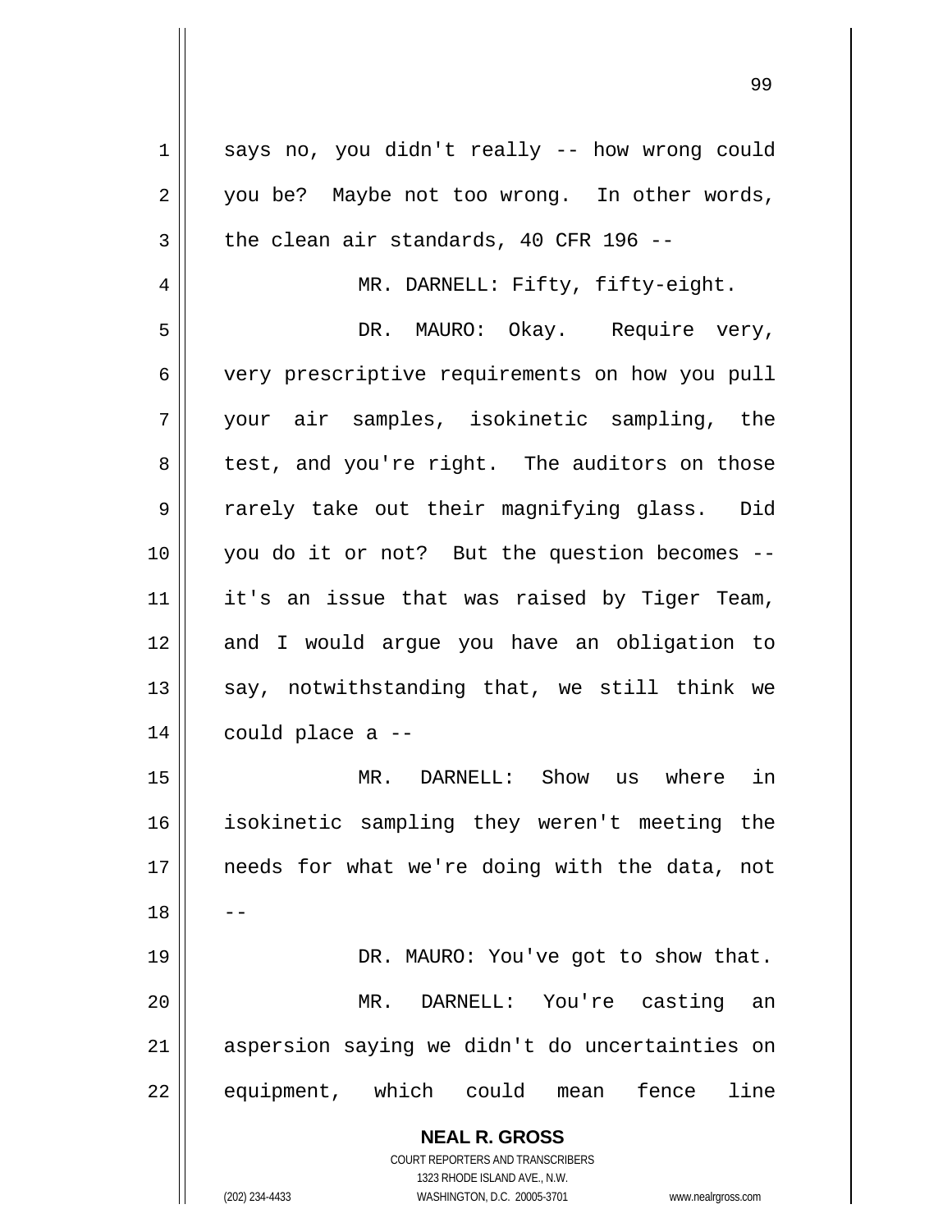says no, you didn't really -- how wrong could you be? Maybe not too wrong. In other words, the clean air standards, 40 CFR 196 --

MR. DARNELL: Fifty, fifty-eight.

DR. MAURO: Okay. Require very, very prescriptive requirements on how you pull your air samples, isokinetic sampling, the test, and you're right. The auditors on those rarely take out their magnifying glass. Did you do it or not? But the question becomes -- it's an issue that was raised by Tiger Team, and I would argue you have an obligation to say, notwithstanding that, we still think we could place a --

MR. DARNELL: Show us where in isokinetic sampling they weren't meeting the needs for what we're doing with the data, not --

DR. MAURO: You've got to show that.

MR. DARNELL: You're casting an aspersion saying we didn't do uncertainties on equipment, which could mean fence line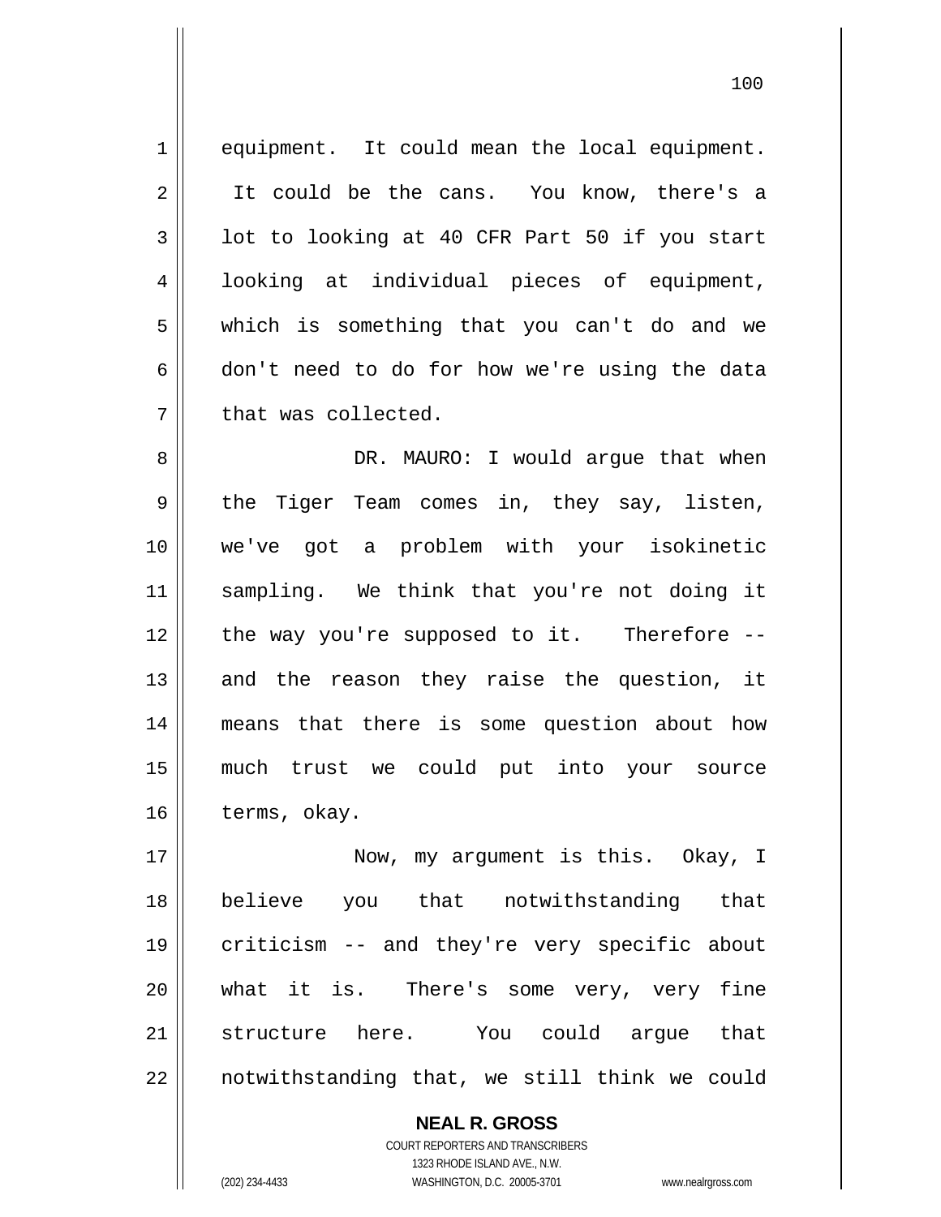equipment. It could mean the local equipment. It could be the cans. You know, there's a lot to looking at 40 CFR Part 50 if you start looking at individual pieces of equipment, which is something that you can't do and we don't need to do for how we're using the data that was collected.

DR. MAURO: I would argue that when the Tiger Team comes in, they say, listen, we've got a problem with your isokinetic sampling. We think that you're not doing it the way you're supposed to it. Therefore -- and the reason they raise the question, it means that there is some question about how much trust we could put into your source terms, okay.

Now, my argument is this. Okay, I believe you that notwithstanding that criticism -- and they're very specific about what it is. There's some very, very fine structure here. You could argue that notwithstanding that, we still think we could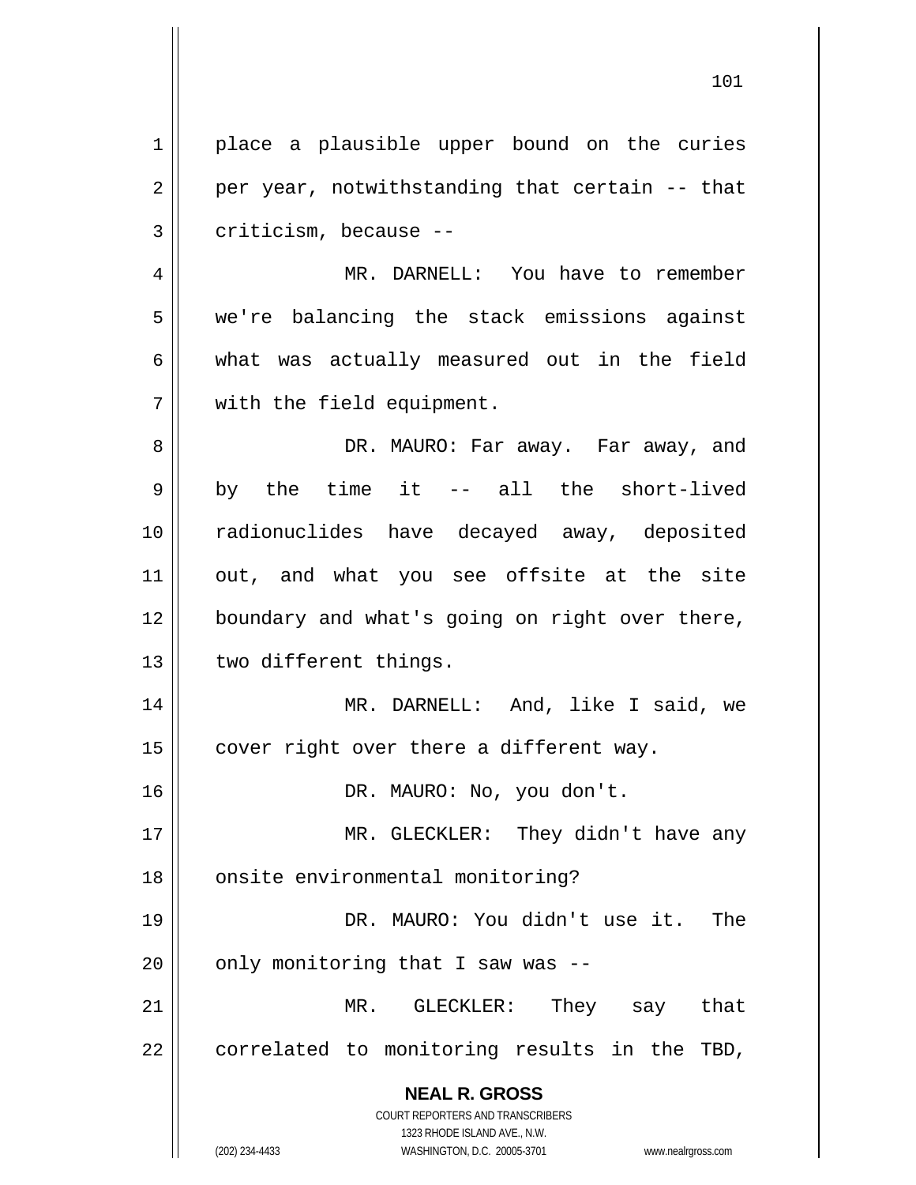place a plausible upper bound on the curies per year, notwithstanding that certain -- that criticism, because --

MR. DARNELL: You have to remember we're balancing the stack emissions against what was actually measured out in the field with the field equipment.

DR. MAURO: Far away. Far away, and by the time it -- all the short-lived radionuclides have decayed away, deposited out, and what you see offsite at the site boundary and what's going on right over there, two different things.

MR. DARNELL: And, like I said, we cover right over there a different way.

DR. MAURO: No, you don't.

MR. GLECKLER: They didn't have any onsite environmental monitoring?

DR. MAURO: You didn't use it. The only monitoring that I saw was --

MR. GLECKLER: They say that correlated to monitoring results in the TBD,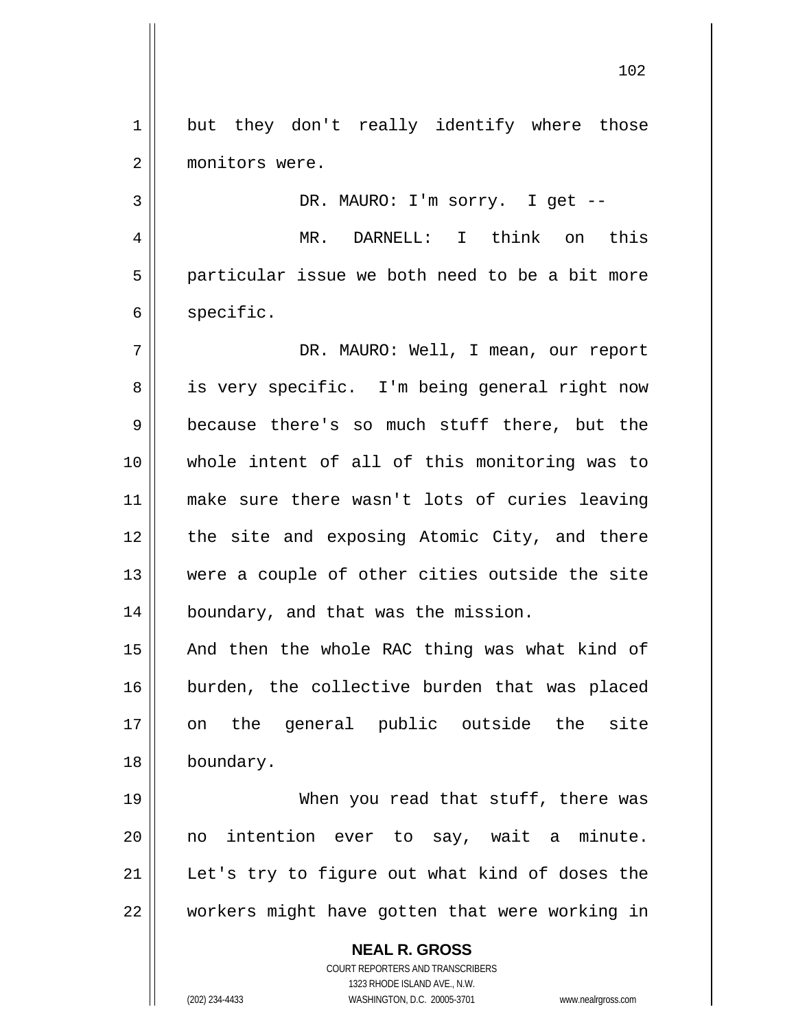but they don't really identify where those monitors were.

DR. MAURO: I'm sorry. I get --

MR. DARNELL: I think on this particular issue we both need to be a bit more specific.

DR. MAURO: Well, I mean, our report is very specific. I'm being general right now because there's so much stuff there, but the whole intent of all of this monitoring was to make sure there wasn't lots of curies leaving the site and exposing Atomic City, and there were a couple of other cities outside the site boundary, and that was the mission. And then the whole RAC thing was what kind of burden, the collective burden that was placed on the general public outside the site boundary.

When you read that stuff, there was no intention ever to say, wait a minute. Let's try to figure out what kind of doses the workers might have gotten that were working in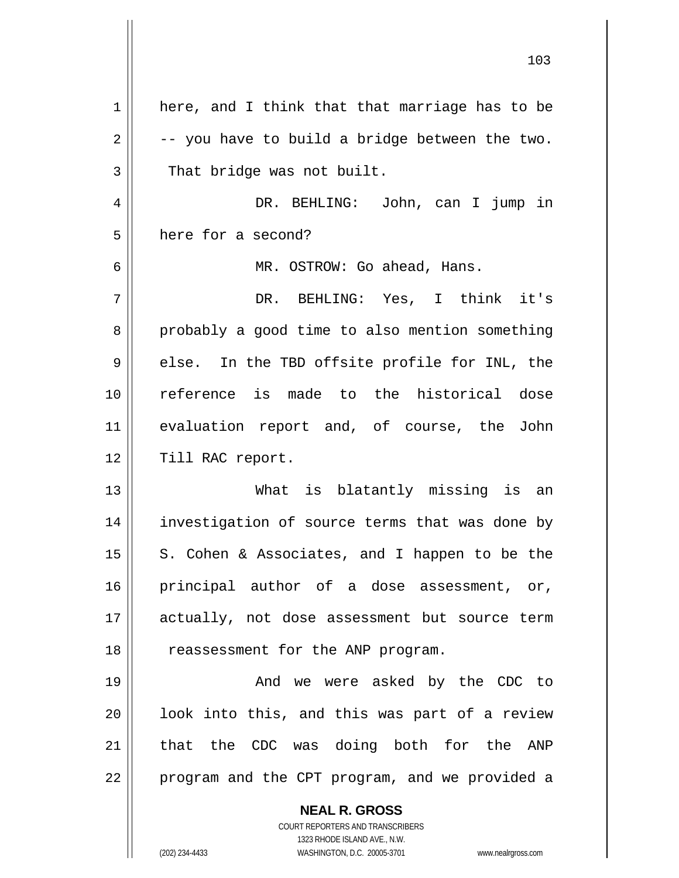here, and I think that that marriage has to be -- you have to build a bridge between the two. That bridge was not built.

DR. BEHLING: John, can I jump in here for a second?

MR. OSTROW: Go ahead, Hans.

DR. BEHLING: Yes, I think it's probably a good time to also mention something else. In the TBD offsite profile for INL, the reference is made to the historical dose evaluation report and, of course, the John Till RAC report.

What is blatantly missing is an investigation of source terms that was done by S. Cohen & Associates, and I happen to be the principal author of a dose assessment, or, actually, not dose assessment but source term reassessment for the ANP program.

And we were asked by the CDC to look into this, and this was part of a review that the CDC was doing both for the ANP program and the CPT program, and we provided a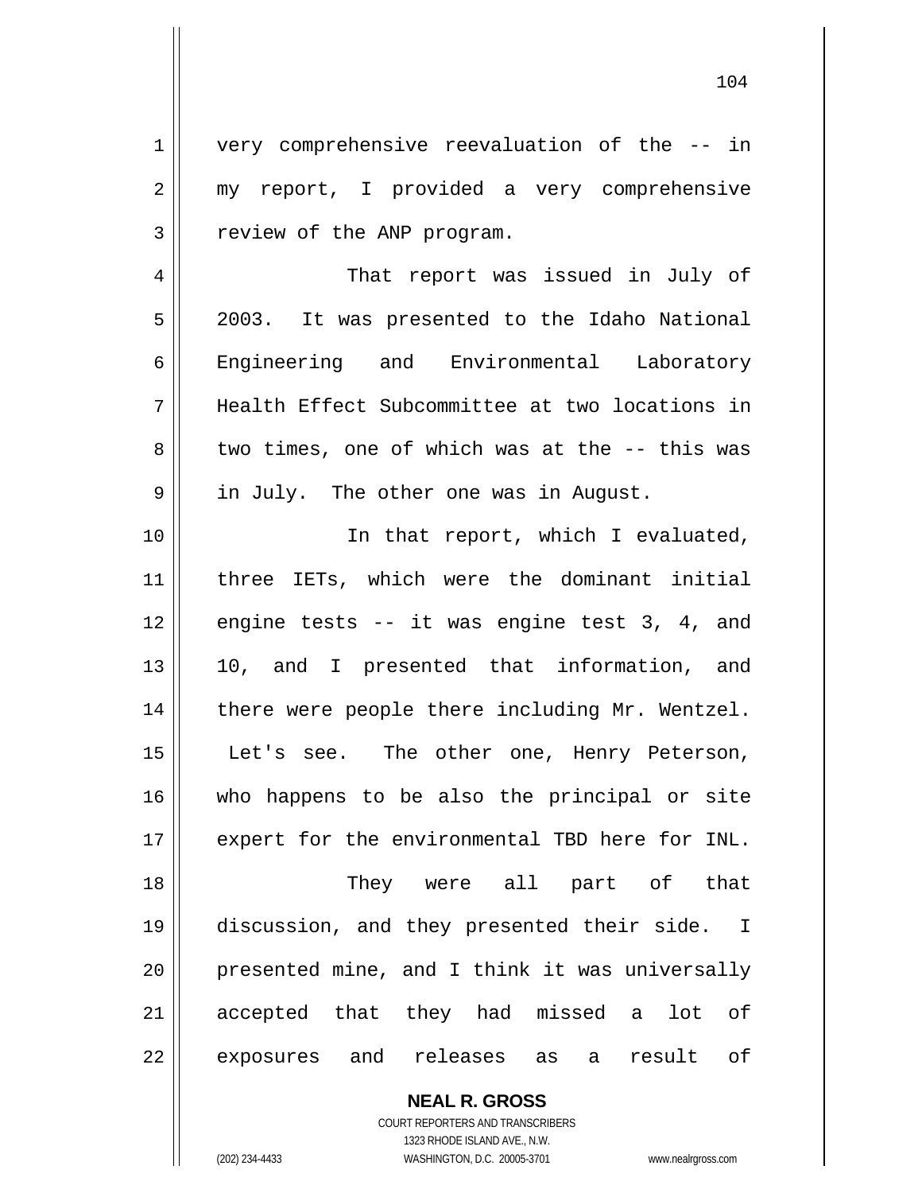very comprehensive reevaluation of the -- in my report, I provided a very comprehensive review of the ANP program.

That report was issued in July of 2003. It was presented to the Idaho National Engineering and Environmental Laboratory Health Effect Subcommittee at two locations in two times, one of which was at the -- this was in July. The other one was in August.

In that report, which I evaluated, three IETs, which were the dominant initial engine tests -- it was engine test 3, 4, and 10, and I presented that information, and there were people there including Mr. Wentzel. Let's see. The other one, Henry Peterson, who happens to be also the principal or site expert for the environmental TBD here for INL.

They were all part of that discussion, and they presented their side. I presented mine, and I think it was universally accepted that they had missed a lot of exposures and releases as a result of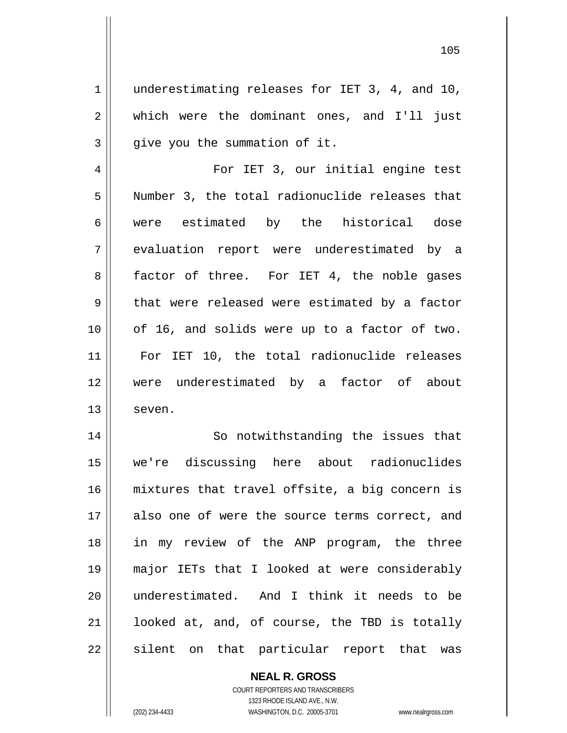underestimating releases for IET 3, 4, and 10, which were the dominant ones, and I'll just give you the summation of it.

For IET 3, our initial engine test Number 3, the total radionuclide releases that were estimated by the historical dose evaluation report were underestimated by a factor of three. For IET 4, the noble gases that were released were estimated by a factor of 16, and solids were up to a factor of two. For IET 10, the total radionuclide releases were underestimated by a factor of about seven.

So notwithstanding the issues that we're discussing here about radionuclides mixtures that travel offsite, a big concern is also one of were the source terms correct, and in my review of the ANP program, the three major IETs that I looked at were considerably underestimated. And I think it needs to be looked at, and, of course, the TBD is totally silent on that particular report that was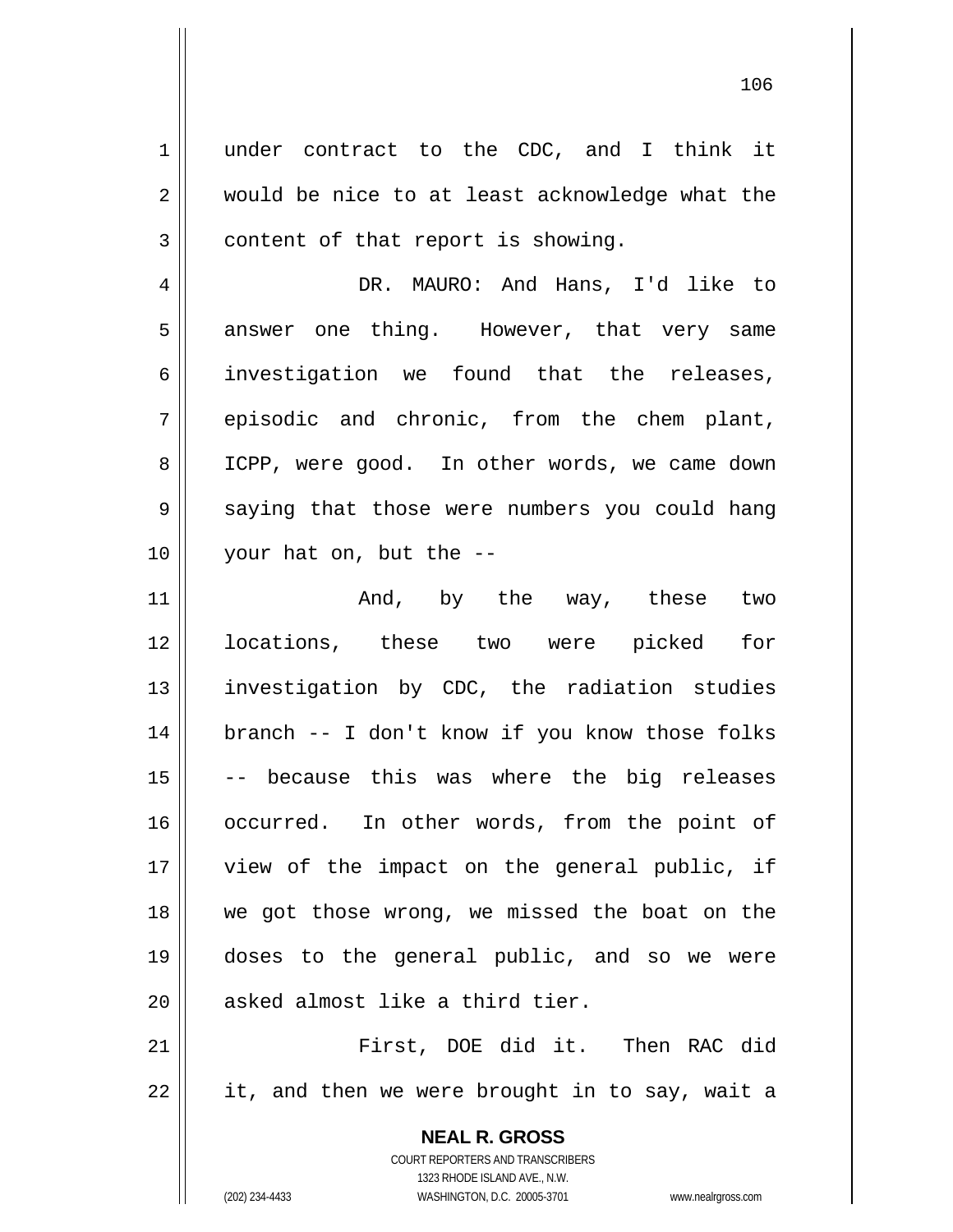under contract to the CDC, and I think it would be nice to at least acknowledge what the content of that report is showing.

DR. MAURO: And Hans, I'd like to answer one thing. However, that very same investigation we found that the releases, episodic and chronic, from the chem plant, ICPP, were good. In other words, we came down saying that those were numbers you could hang your hat on, but the --

And, by the way, these two locations, these two were picked for investigation by CDC, the radiation studies branch -- I don't know if you know those folks -- because this was where the big releases occurred. In other words, from the point of view of the impact on the general public, if we got those wrong, we missed the boat on the doses to the general public, and so we were asked almost like a third tier.

First, DOE did it. Then RAC did it, and then we were brought in to say, wait a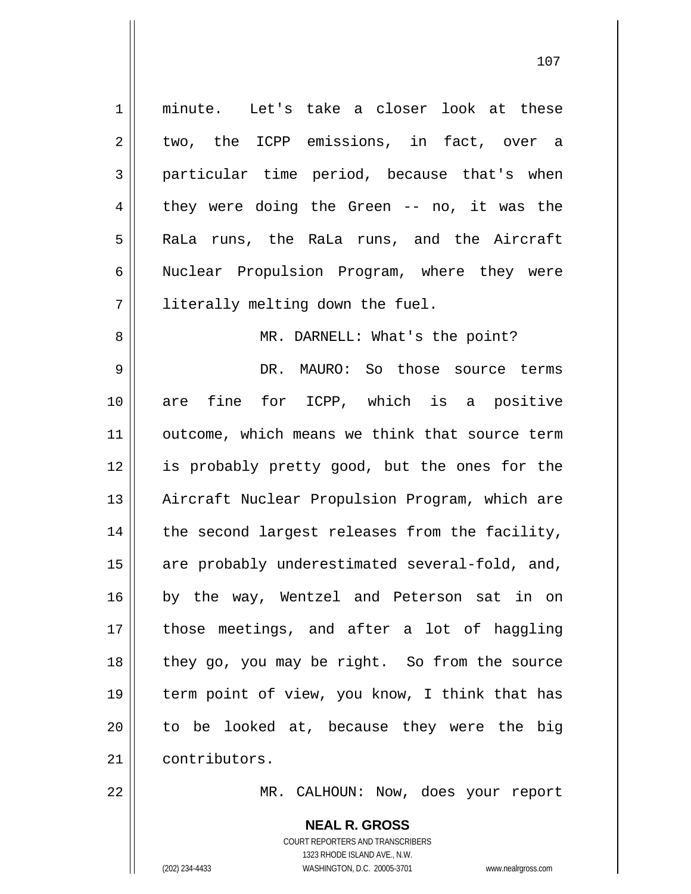minute. Let's take a closer look at these two, the ICPP emissions, in fact, over a particular time period, because that's when they were doing the Green -- no, it was the RaLa runs, the RaLa runs, and the Aircraft Nuclear Propulsion Program, where they were literally melting down the fuel.

MR. DARNELL: What's the point?

DR. MAURO: So those source terms are fine for ICPP, which is a positive outcome, which means we think that source term is probably pretty good, but the ones for the Aircraft Nuclear Propulsion Program, which are the second largest releases from the facility, are probably underestimated several-fold, and, by the way, Wentzel and Peterson sat in on those meetings, and after a lot of haggling they go, you may be right. So from the source term point of view, you know, I think that has to be looked at, because they were the big contributors.

MR. CALHOUN: Now, does your report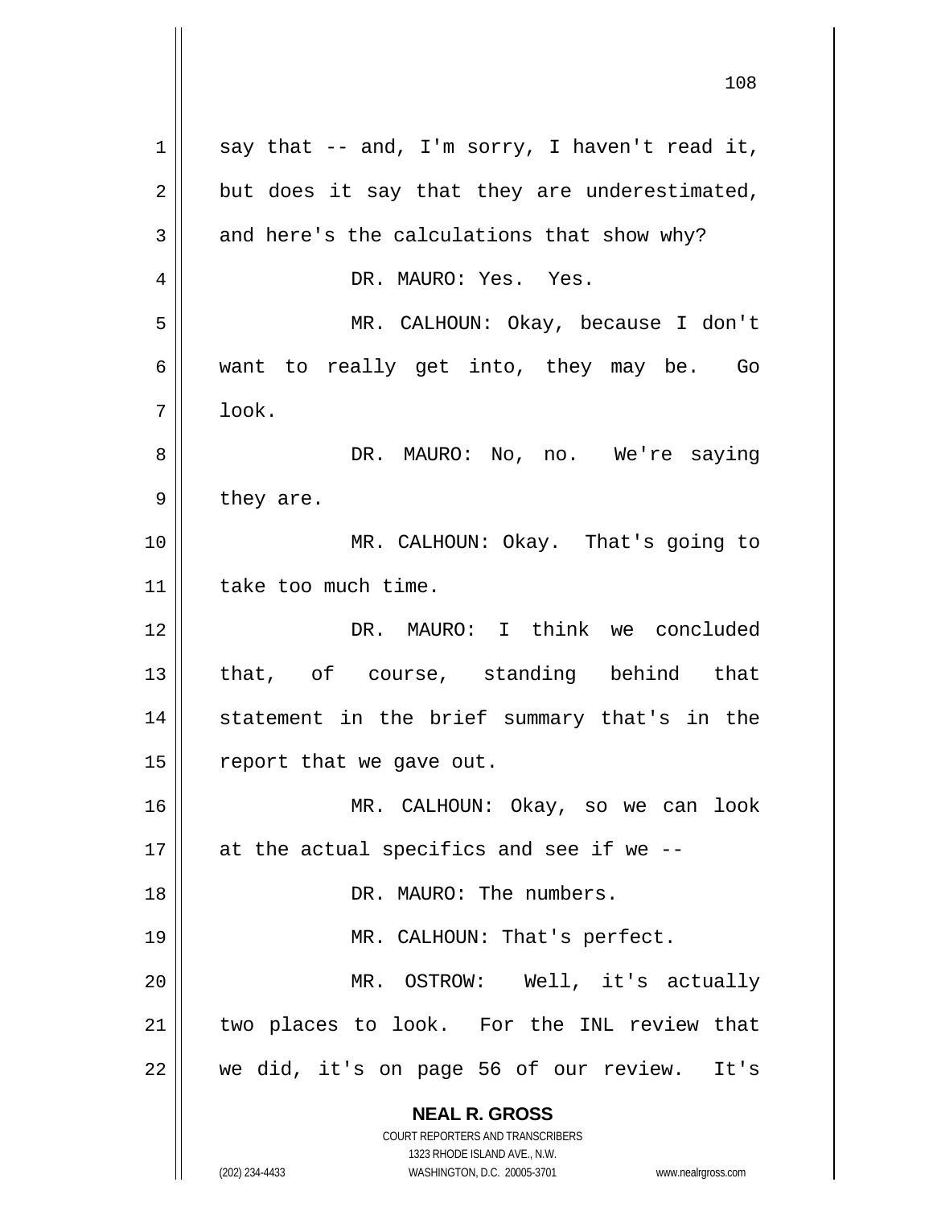say that -- and, I'm sorry, I haven't read it, but does it say that they are underestimated, and here's the calculations that show why?

DR. MAURO: Yes. Yes.

MR. CALHOUN: Okay, because I don't want to really get into, they may be. Go look.

DR. MAURO: No, no. We're saying they are.

MR. CALHOUN: Okay. That's going to take too much time.

DR. MAURO: I think we concluded that, of course, standing behind that statement in the brief summary that's in the report that we gave out.

MR. CALHOUN: Okay, so we can look at the actual specifics and see if we --

DR. MAURO: The numbers.

MR. CALHOUN: That's perfect.

MR. OSTROW: Well, it's actually two places to look. For the INL review that we did, it's on page 56 of our review. It's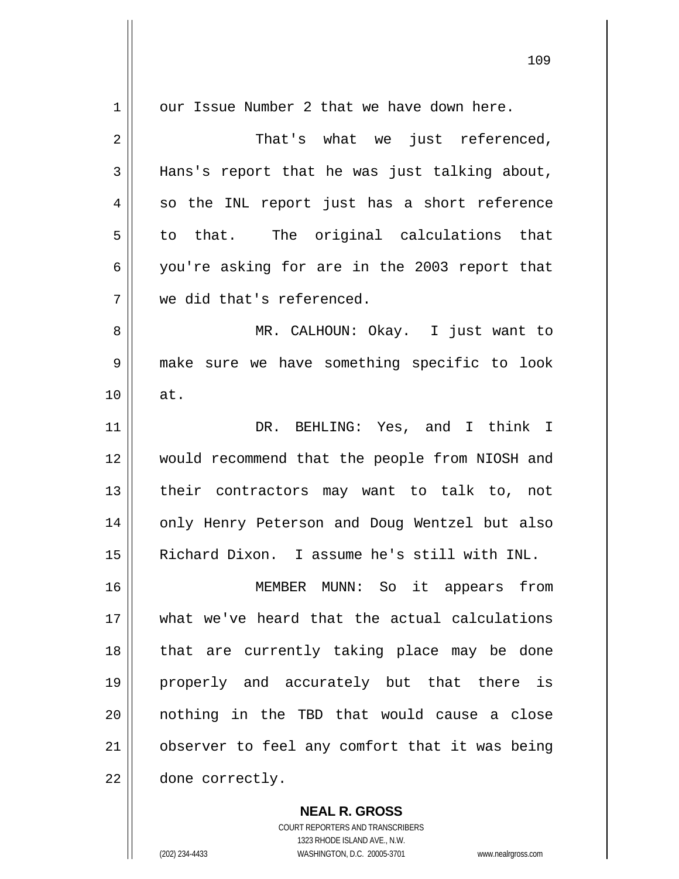our Issue Number 2 that we have down here.

That's what we just referenced, Hans's report that he was just talking about, so the INL report just has a short reference to that. The original calculations that you're asking for are in the 2003 report that we did that's referenced.

MR. CALHOUN: Okay. I just want to make sure we have something specific to look at.

DR. BEHLING: Yes, and I think I would recommend that the people from NIOSH and their contractors may want to talk to, not only Henry Peterson and Doug Wentzel but also Richard Dixon. I assume he's still with INL.

MEMBER MUNN: So it appears from what we've heard that the actual calculations that are currently taking place may be done properly and accurately but that there is nothing in the TBD that would cause a close observer to feel any comfort that it was being done correctly.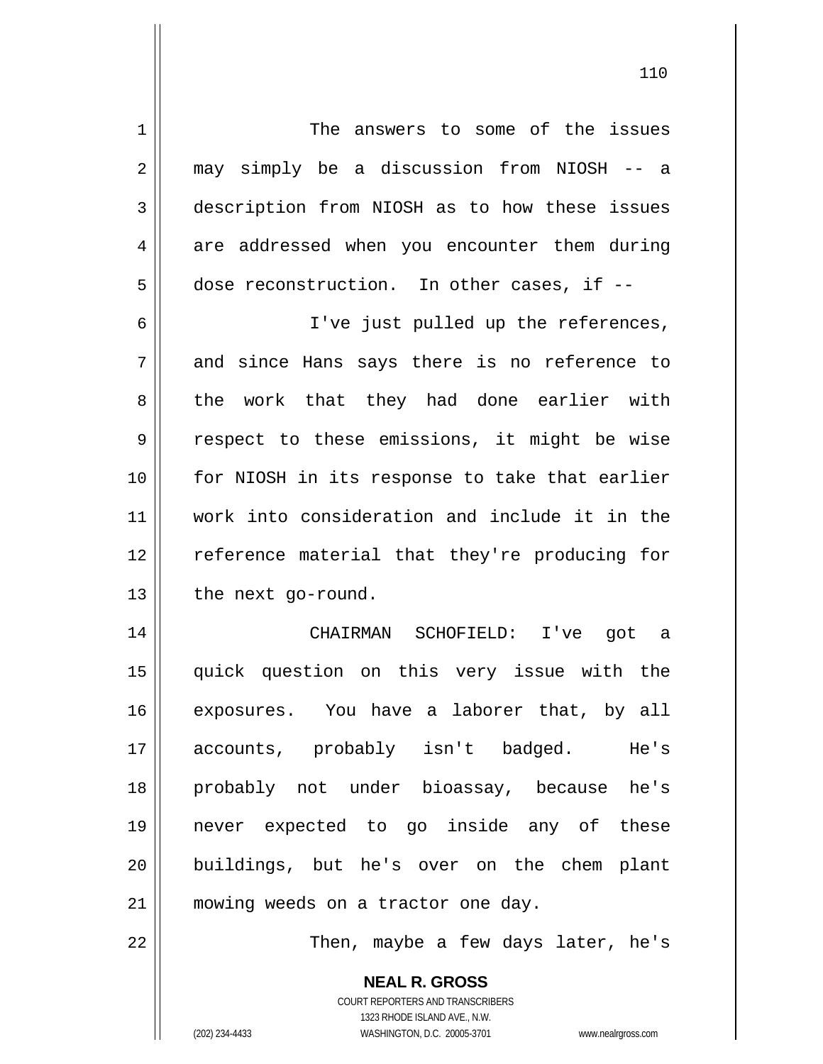The answers to some of the issues may simply be a discussion from NIOSH -- a description from NIOSH as to how these issues are addressed when you encounter them during dose reconstruction. In other cases, if --

I've just pulled up the references, and since Hans says there is no reference to the work that they had done earlier with respect to these emissions, it might be wise for NIOSH in its response to take that earlier work into consideration and include it in the reference material that they're producing for the next go-round.

CHAIRMAN SCHOFIELD: I've got a quick question on this very issue with the exposures. You have a laborer that, by all accounts, probably isn't badged. He's probably not under bioassay, because he's never expected to go inside any of these buildings, but he's over on the chem plant mowing weeds on a tractor one day.

Then, maybe a few days later, he's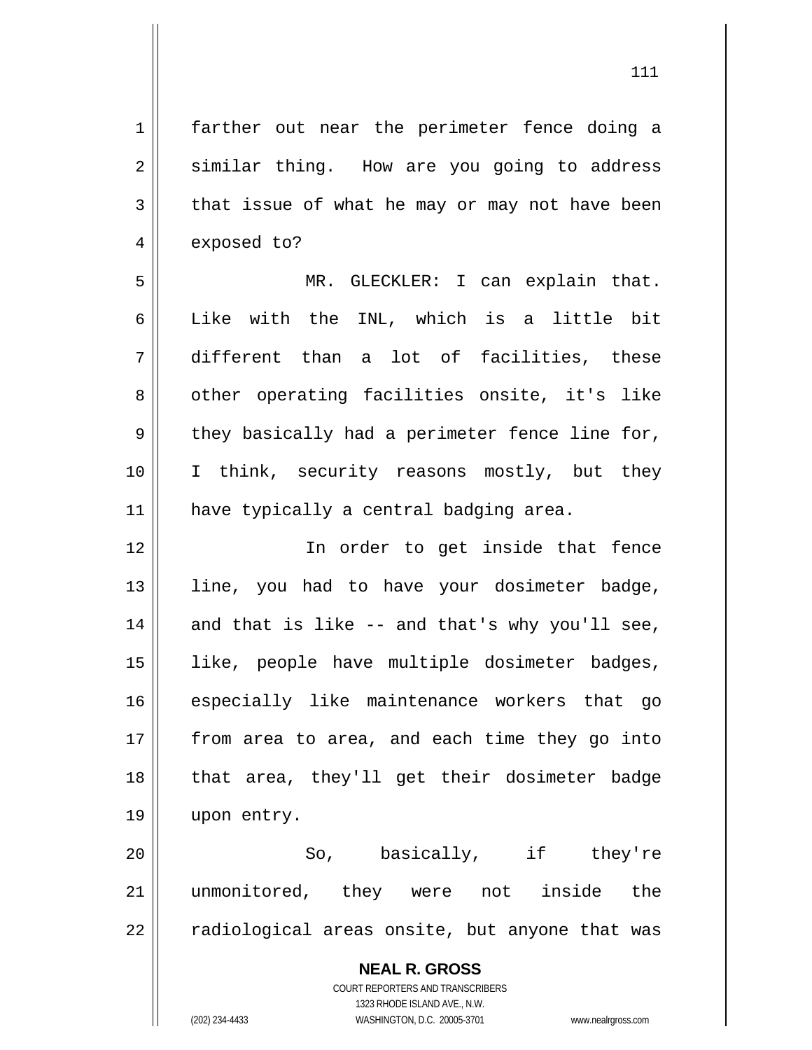farther out near the perimeter fence doing a similar thing. How are you going to address that issue of what he may or may not have been exposed to?

MR. GLECKLER: I can explain that. Like with the INL, which is a little bit different than a lot of facilities, these other operating facilities onsite, it's like they basically had a perimeter fence line for, I think, security reasons mostly, but they have typically a central badging area.

In order to get inside that fence line, you had to have your dosimeter badge, and that is like -- and that's why you'll see, like, people have multiple dosimeter badges, especially like maintenance workers that go from area to area, and each time they go into that area, they'll get their dosimeter badge upon entry.

So, basically, if they're unmonitored, they were not inside the radiological areas onsite, but anyone that was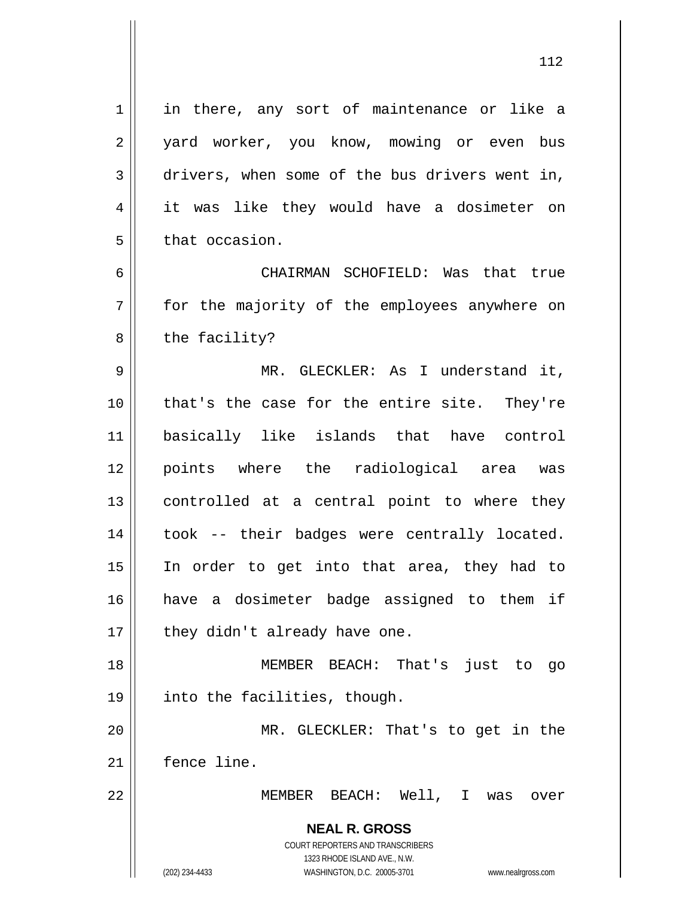in there, any sort of maintenance or like a yard worker, you know, mowing or even bus drivers, when some of the bus drivers went in, it was like they would have a dosimeter on that occasion.

CHAIRMAN SCHOFIELD: Was that true for the majority of the employees anywhere on the facility?

MR. GLECKLER: As I understand it, that's the case for the entire site. They're basically like islands that have control points where the radiological area was controlled at a central point to where they took -- their badges were centrally located. In order to get into that area, they had to have a dosimeter badge assigned to them if they didn't already have one.

MEMBER BEACH: That's just to go into the facilities, though.

MR. GLECKLER: That's to get in the fence line.

MEMBER BEACH: Well, I was over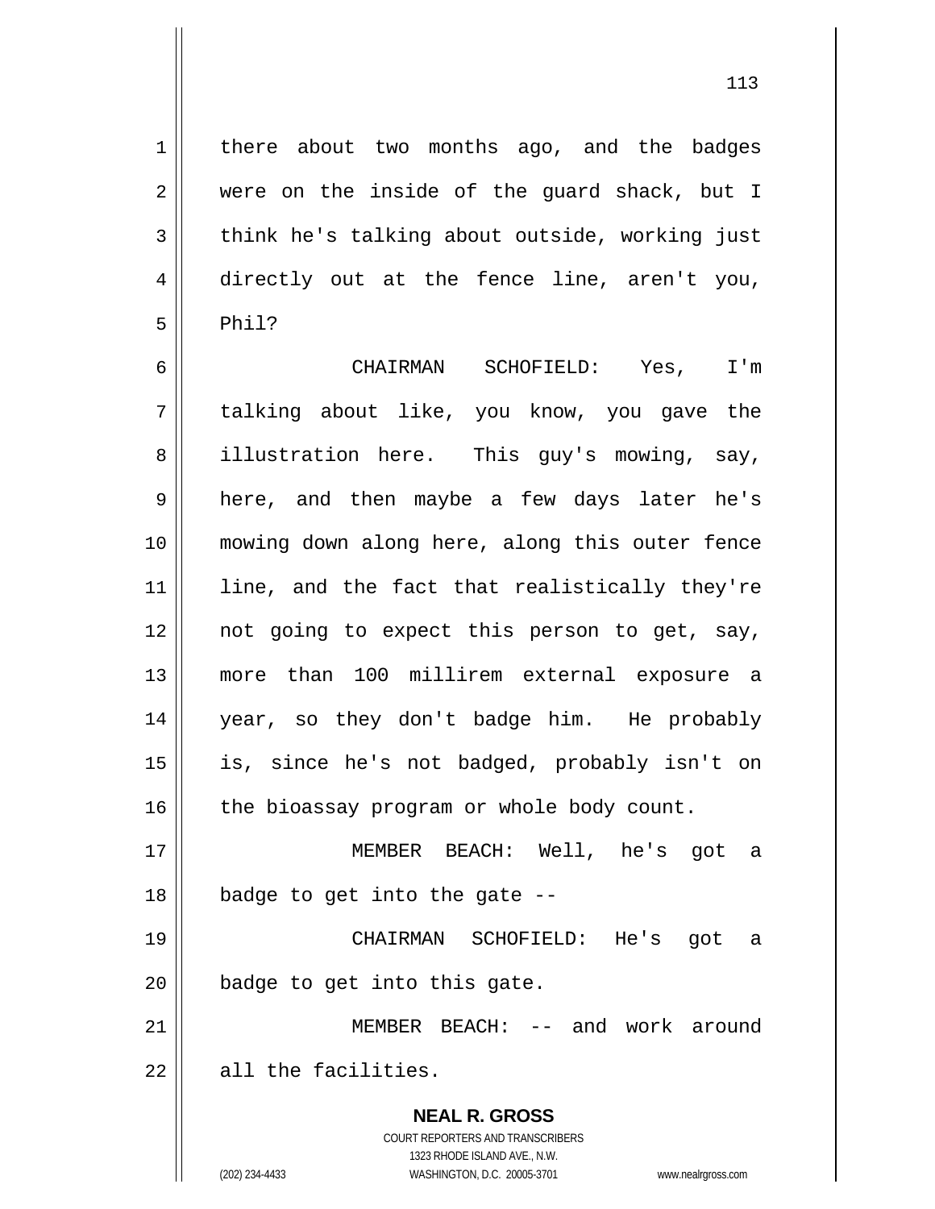there about two months ago, and the badges were on the inside of the guard shack, but I think he's talking about outside, working just directly out at the fence line, aren't you, Phil?

CHAIRMAN SCHOFIELD: Yes, I'm talking about like, you know, you gave the illustration here. This guy's mowing, say, here, and then maybe a few days later he's mowing down along here, along this outer fence line, and the fact that realistically they're not going to expect this person to get, say, more than 100 millirem external exposure a year, so they don't badge him. He probably is, since he's not badged, probably isn't on the bioassay program or whole body count.

MEMBER BEACH: Well, he's got a badge to get into the gate --

CHAIRMAN SCHOFIELD: He's got a badge to get into this gate.

MEMBER BEACH: -- and work around all the facilities.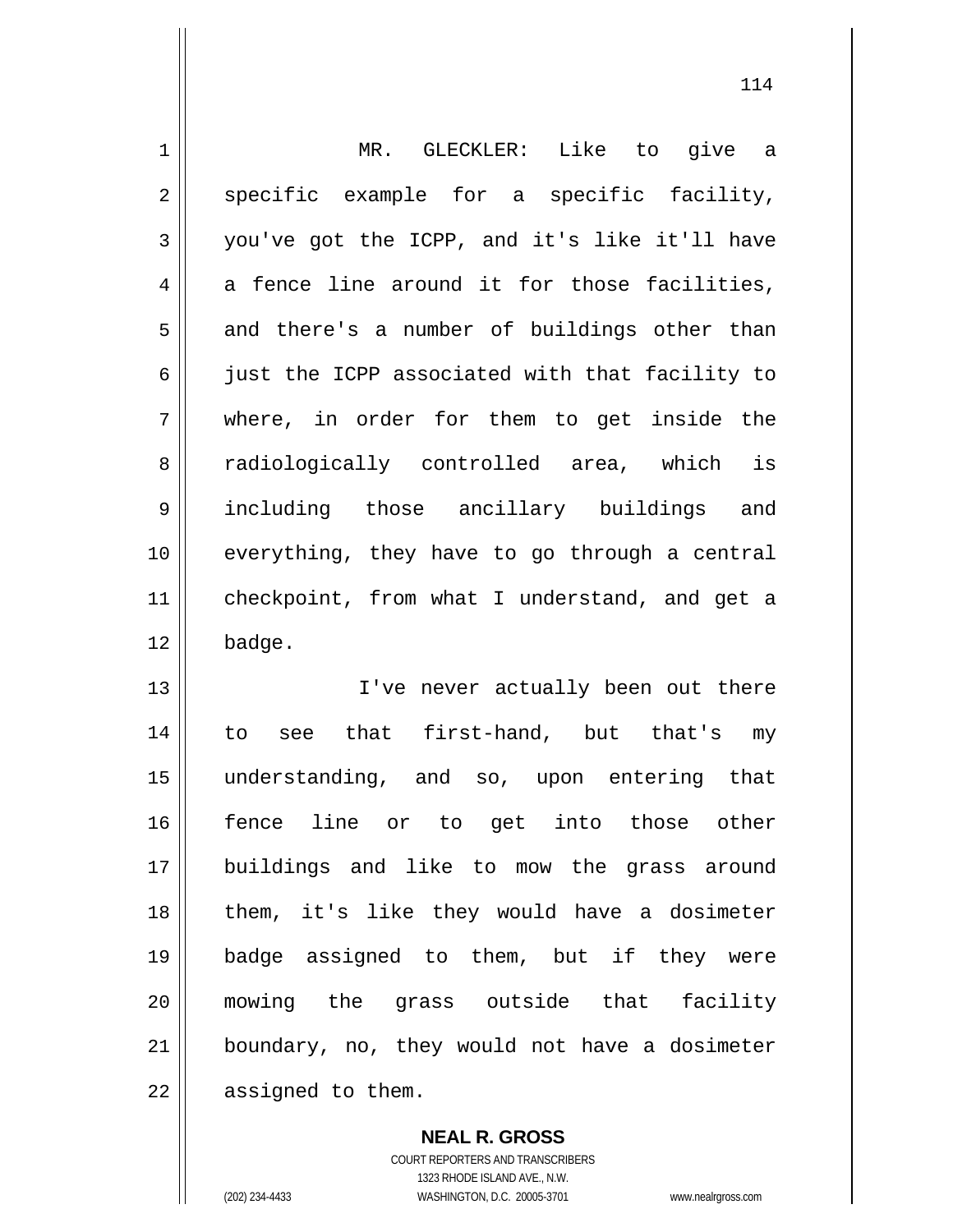MR. GLECKLER: Like to give a specific example for a specific facility, you've got the ICPP, and it's like it'll have a fence line around it for those facilities, and there's a number of buildings other than just the ICPP associated with that facility to where, in order for them to get inside the radiologically controlled area, which is including those ancillary buildings and everything, they have to go through a central checkpoint, from what I understand, and get a badge.

I've never actually been out there to see that first-hand, but that's my understanding, and so, upon entering that fence line or to get into those other buildings and like to mow the grass around them, it's like they would have a dosimeter badge assigned to them, but if they were mowing the grass outside that facility boundary, no, they would not have a dosimeter assigned to them.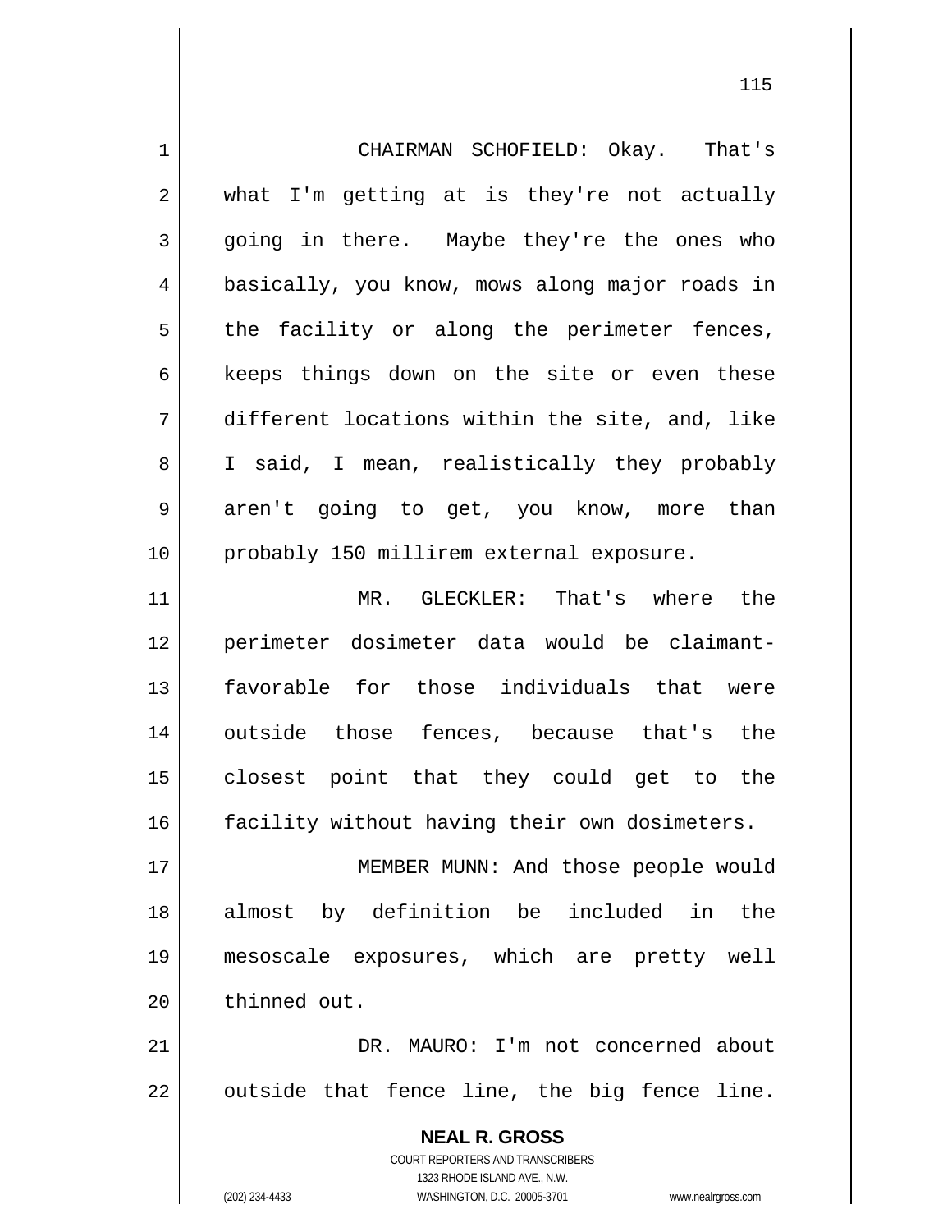CHAIRMAN SCHOFIELD: Okay. That's what I'm getting at is they're not actually going in there. Maybe they're the ones who basically, you know, mows along major roads in the facility or along the perimeter fences, keeps things down on the site or even these different locations within the site, and, like I said, I mean, realistically they probably aren't going to get, you know, more than probably 150 millirem external exposure.

MR. GLECKLER: That's where the perimeter dosimeter data would be claimant-favorable for those individuals that were outside those fences, because that's the closest point that they could get to the facility without having their own dosimeters.

MEMBER MUNN: And those people would almost by definition be included in the mesoscale exposures, which are pretty well thinned out.

DR. MAURO: I'm not concerned about outside that fence line, the big fence line.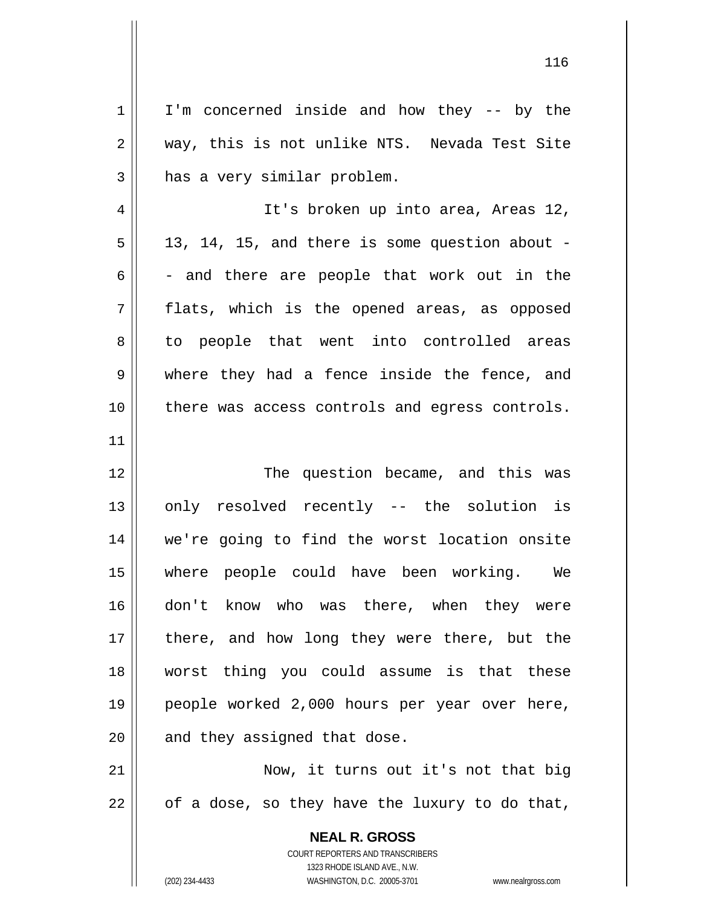I'm concerned inside and how they -- by the way, this is not unlike NTS. Nevada Test Site has a very similar problem.

It's broken up into area, Areas 12, 13, 14, 15, and there is some question about -- and there are people that work out in the flats, which is the opened areas, as opposed to people that went into controlled areas where they had a fence inside the fence, and there was access controls and egress controls.

The question became, and this was only resolved recently -- the solution is we're going to find the worst location onsite where people could have been working. We don't know who was there, when they were there, and how long they were there, but the worst thing you could assume is that these people worked 2,000 hours per year over here, and they assigned that dose.

Now, it turns out it's not that big of a dose, so they have the luxury to do that,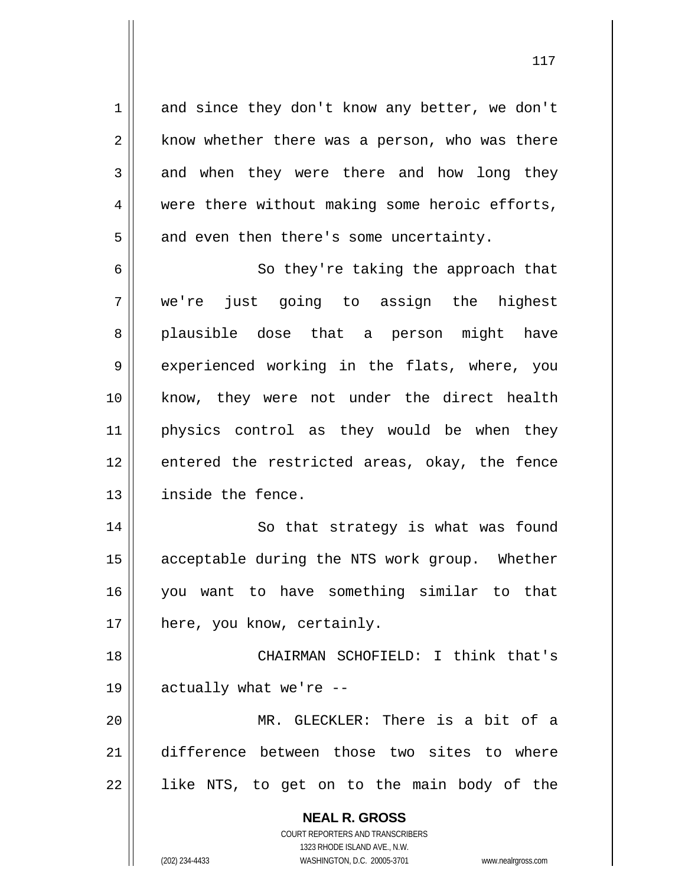and since they don't know any better, we don't know whether there was a person, who was there and when they were there and how long they were there without making some heroic efforts, and even then there's some uncertainty.

So they're taking the approach that we're just going to assign the highest plausible dose that a person might have experienced working in the flats, where, you know, they were not under the direct health physics control as they would be when they entered the restricted areas, okay, the fence inside the fence.

So that strategy is what was found acceptable during the NTS work group. Whether you want to have something similar to that here, you know, certainly.

CHAIRMAN SCHOFIELD: I think that's actually what we're --

MR. GLECKLER: There is a bit of a difference between those two sites to where like NTS, to get on to the main body of the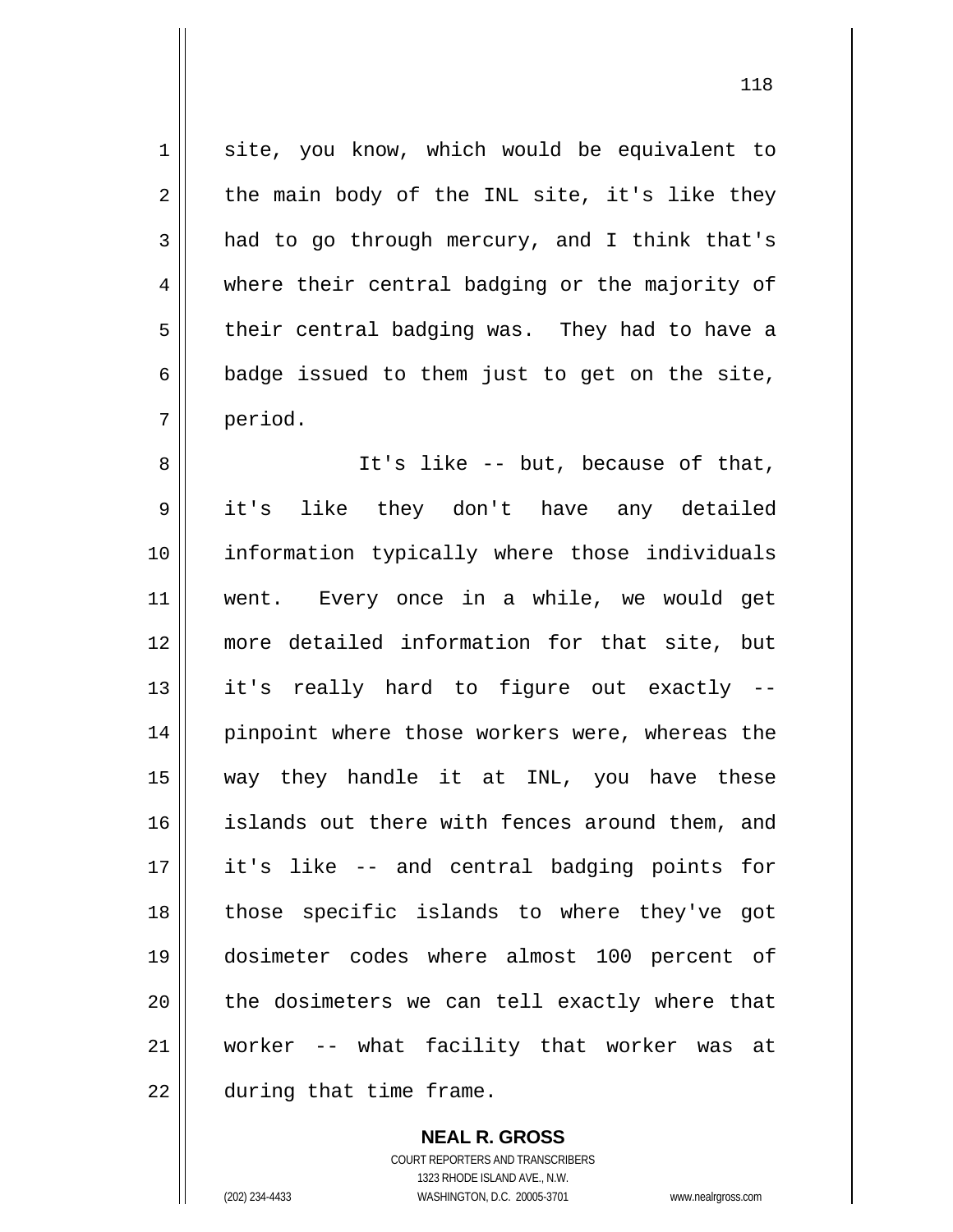site, you know, which would be equivalent to the main body of the INL site, it's like they had to go through mercury, and I think that's where their central badging or the majority of their central badging was. They had to have a badge issued to them just to get on the site, period.

It's like -- but, because of that, it's like they don't have any detailed information typically where those individuals went. Every once in a while, we would get more detailed information for that site, but it's really hard to figure out exactly -- pinpoint where those workers were, whereas the way they handle it at INL, you have these islands out there with fences around them, and it's like -- and central badging points for those specific islands to where they've got dosimeter codes where almost 100 percent of the dosimeters we can tell exactly where that worker -- what facility that worker was at during that time frame.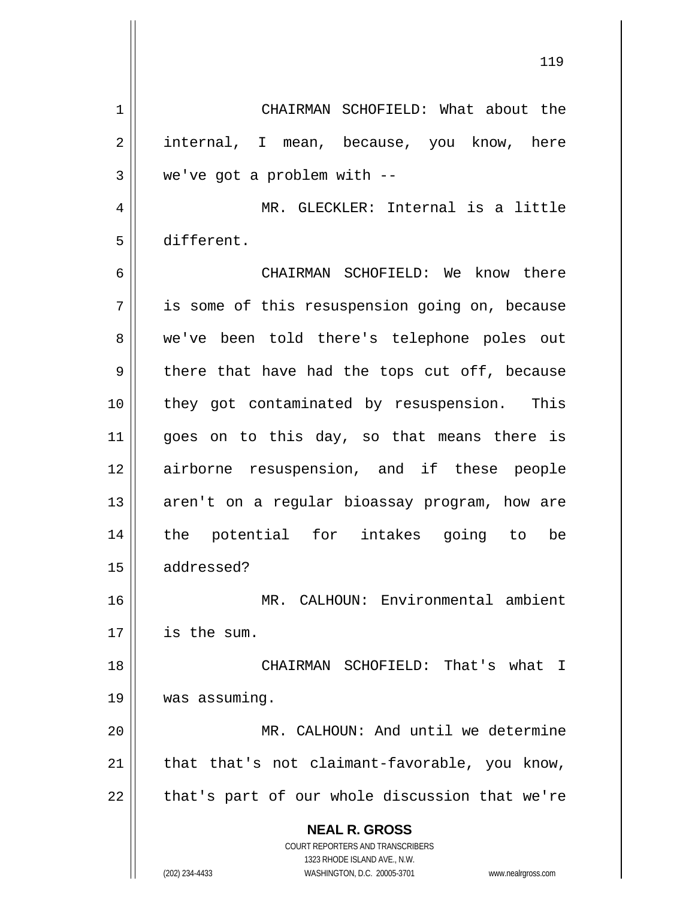CHAIRMAN SCHOFIELD: What about the internal, I mean, because, you know, here we've got a problem with --

MR. GLECKLER: Internal is a little different.

CHAIRMAN SCHOFIELD: We know there is some of this resuspension going on, because we've been told there's telephone poles out there that have had the tops cut off, because they got contaminated by resuspension. This goes on to this day, so that means there is airborne resuspension, and if these people aren't on a regular bioassay program, how are the potential for intakes going to be addressed?

MR. CALHOUN: Environmental ambient is the sum.

CHAIRMAN SCHOFIELD: That's what I was assuming.

MR. CALHOUN: And until we determine that that's not claimant-favorable, you know, that's part of our whole discussion that we're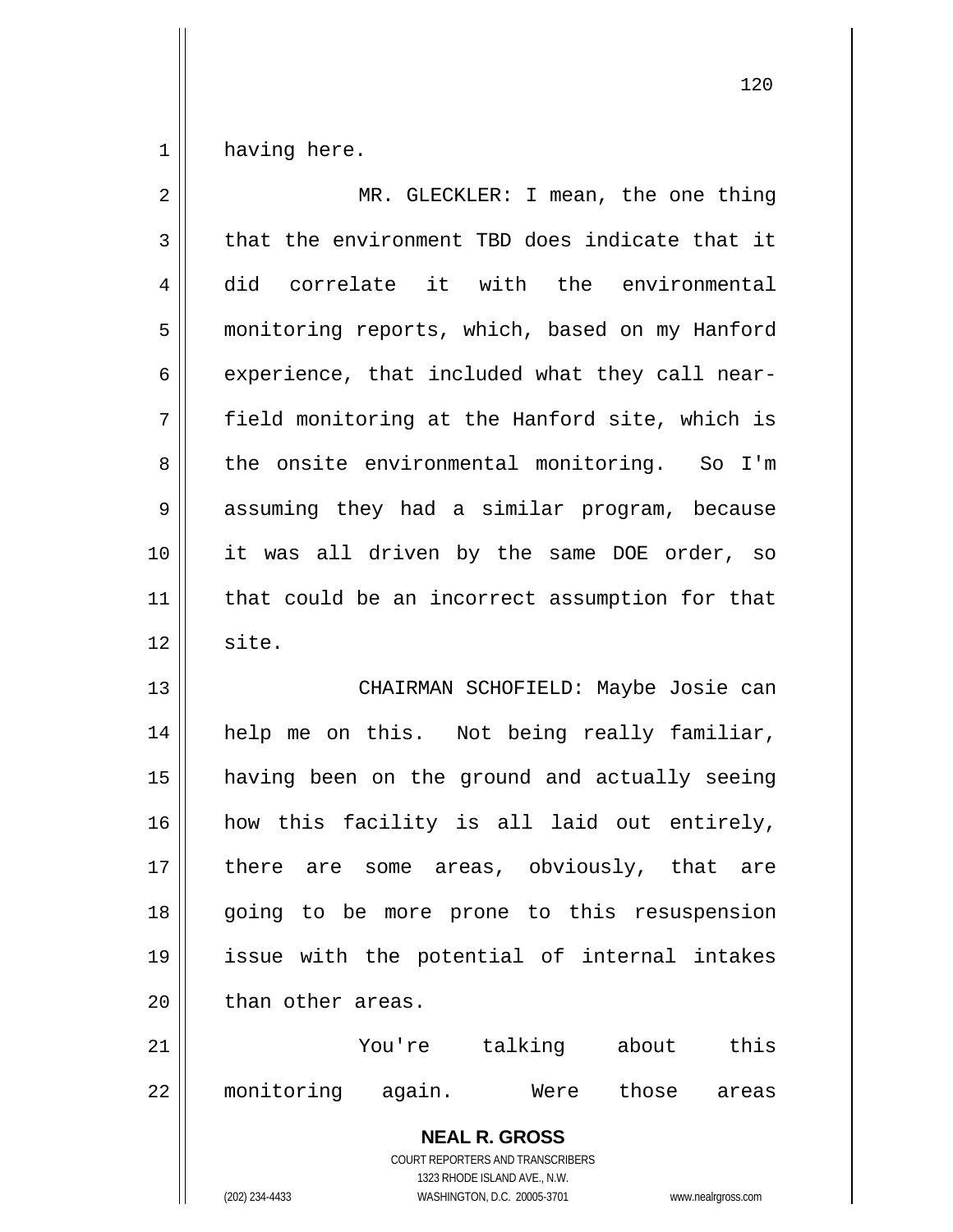having here.

MR. GLECKLER: I mean, the one thing that the environment TBD does indicate that it did correlate it with the environmental monitoring reports, which, based on my Hanford experience, that included what they call near-field monitoring at the Hanford site, which is the onsite environmental monitoring. So I'm assuming they had a similar program, because it was all driven by the same DOE order, so that could be an incorrect assumption for that site.

CHAIRMAN SCHOFIELD: Maybe Josie can help me on this. Not being really familiar, having been on the ground and actually seeing how this facility is all laid out entirely, there are some areas, obviously, that are going to be more prone to this resuspension issue with the potential of internal intakes than other areas.

You're talking about this monitoring again. Were those areas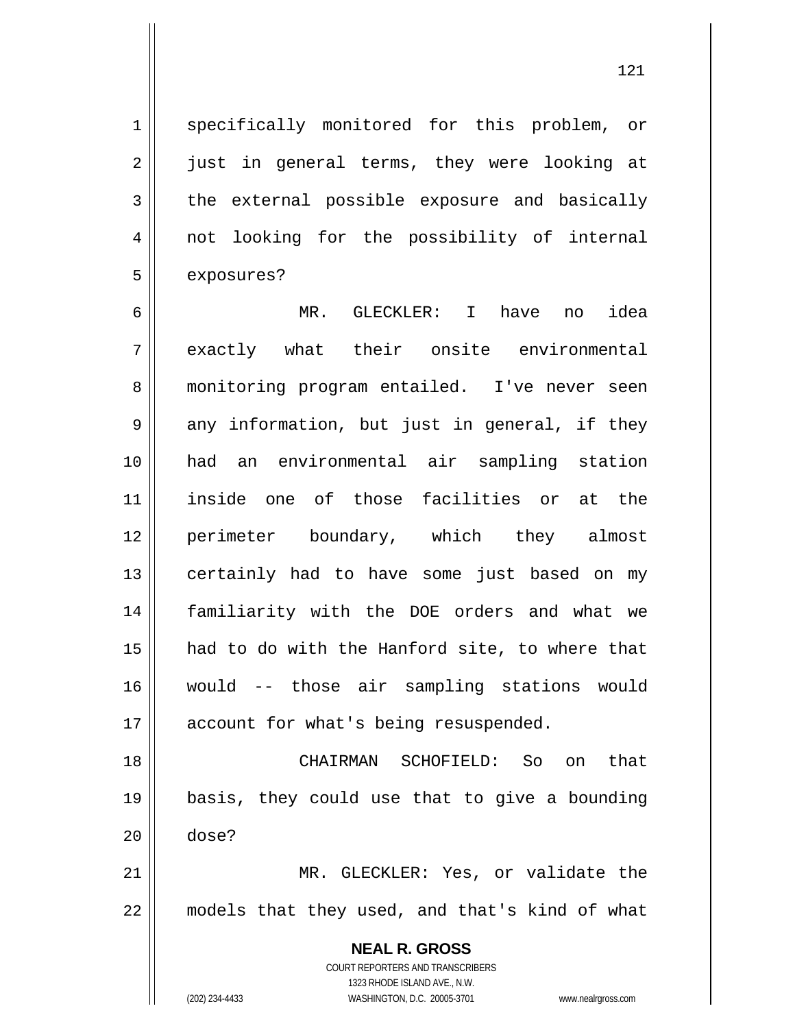specifically monitored for this problem, or just in general terms, they were looking at the external possible exposure and basically not looking for the possibility of internal exposures?

MR. GLECKLER: I have no idea exactly what their onsite environmental monitoring program entailed. I've never seen any information, but just in general, if they had an environmental air sampling station inside one of those facilities or at the perimeter boundary, which they almost certainly had to have some just based on my familiarity with the DOE orders and what we had to do with the Hanford site, to where that would -- those air sampling stations would account for what's being resuspended.

CHAIRMAN SCHOFIELD: So on that basis, they could use that to give a bounding dose?

MR. GLECKLER: Yes, or validate the models that they used, and that's kind of what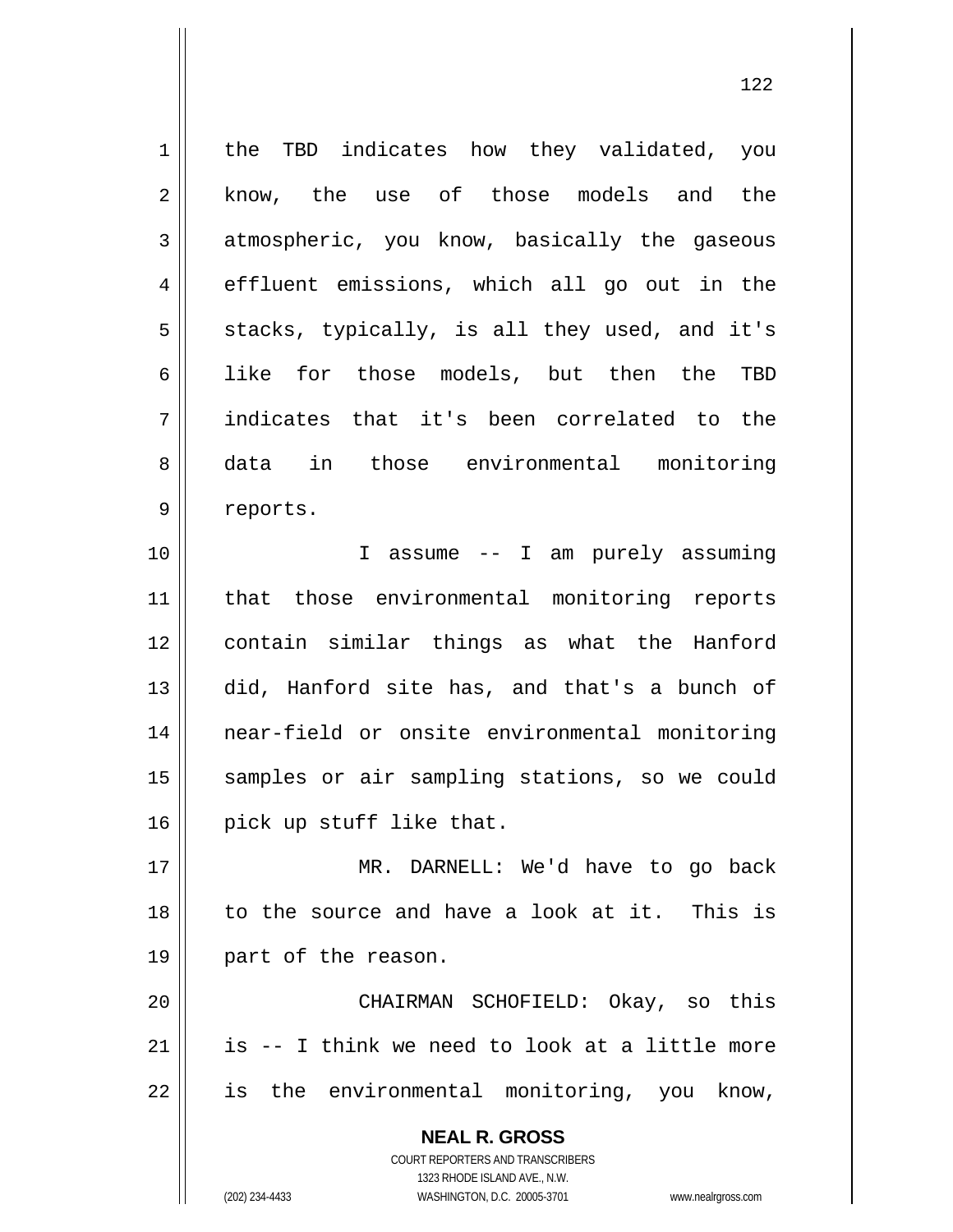the TBD indicates how they validated, you know, the use of those models and the atmospheric, you know, basically the gaseous effluent emissions, which all go out in the stacks, typically, is all they used, and it's like for those models, but then the TBD indicates that it's been correlated to the data in those environmental monitoring reports.

I assume -- I am purely assuming that those environmental monitoring reports contain similar things as what the Hanford did, Hanford site has, and that's a bunch of near-field or onsite environmental monitoring samples or air sampling stations, so we could pick up stuff like that.

MR. DARNELL: We'd have to go back to the source and have a look at it. This is part of the reason.

CHAIRMAN SCHOFIELD: Okay, so this is -- I think we need to look at a little more is the environmental monitoring, you know,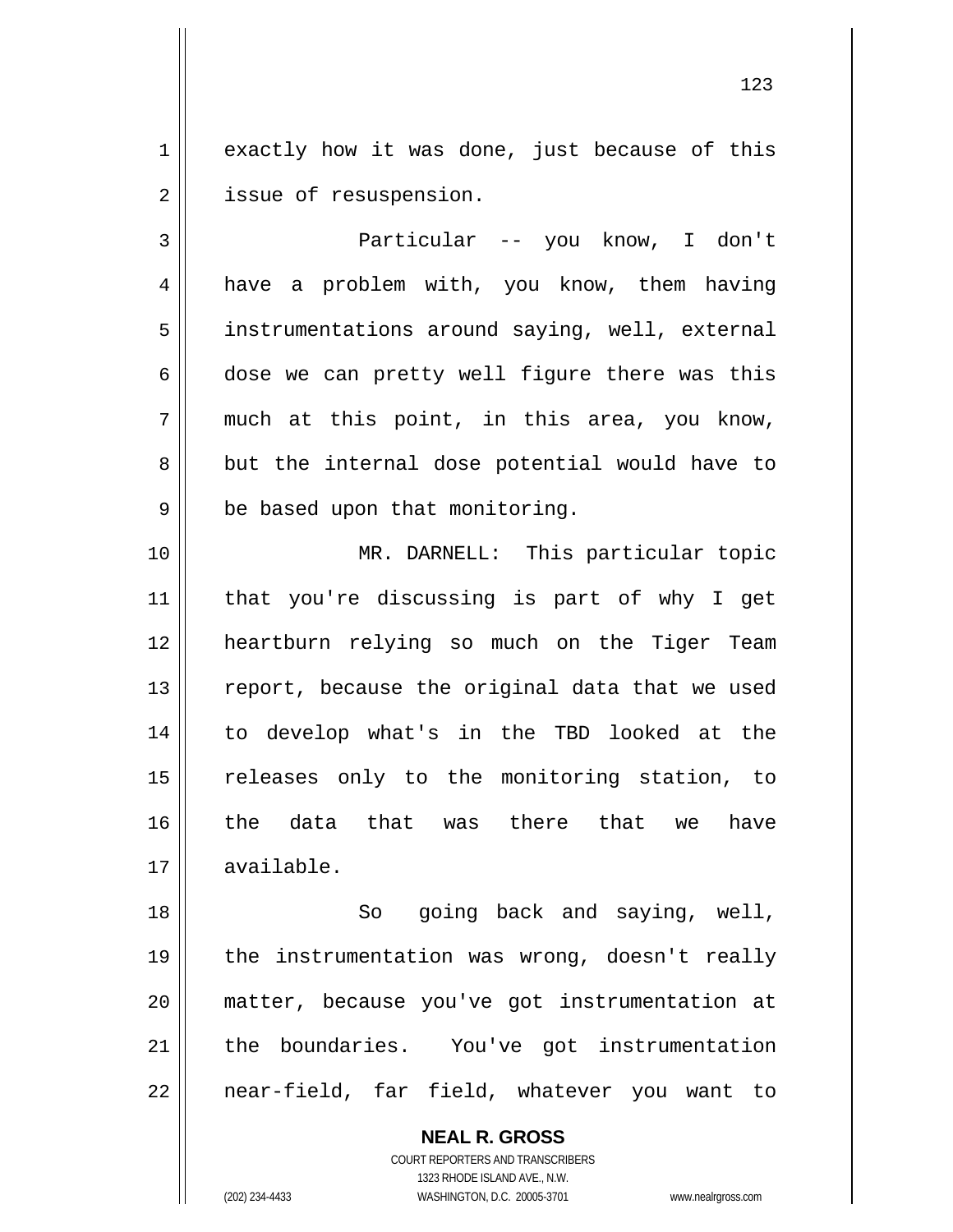exactly how it was done, just because of this issue of resuspension.

Particular -- you know, I don't have a problem with, you know, them having instrumentations around saying, well, external dose we can pretty well figure there was this much at this point, in this area, you know, but the internal dose potential would have to be based upon that monitoring.

MR. DARNELL: This particular topic that you're discussing is part of why I get heartburn relying so much on the Tiger Team report, because the original data that we used to develop what's in the TBD looked at the releases only to the monitoring station, to the data that was there that we have available.

So going back and saying, well, the instrumentation was wrong, doesn't really matter, because you've got instrumentation at the boundaries. You've got instrumentation near-field, far field, whatever you want to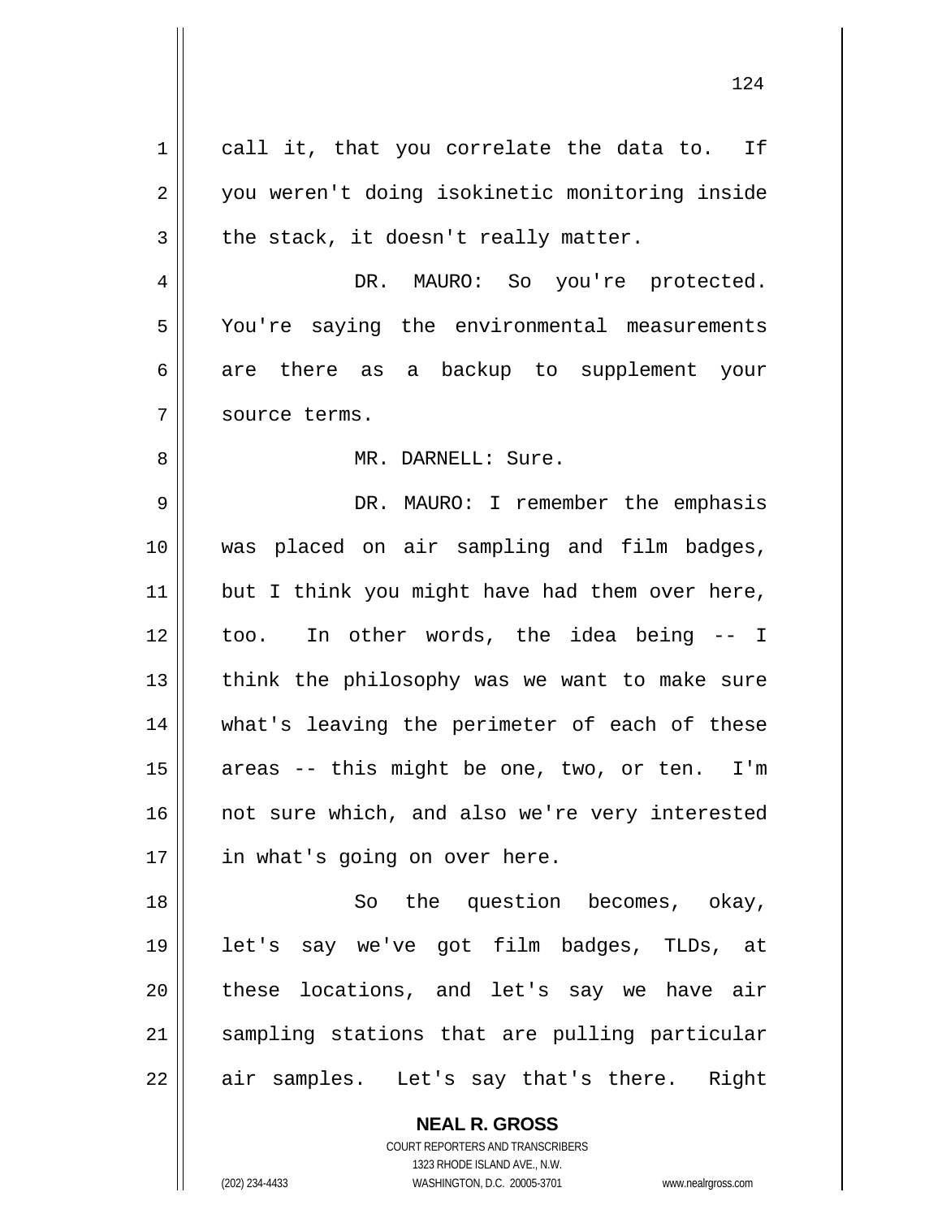call it, that you correlate the data to. If you weren't doing isokinetic monitoring inside the stack, it doesn't really matter.

DR. MAURO: So you're protected. You're saying the environmental measurements are there as a backup to supplement your source terms.

MR. DARNELL: Sure.

DR. MAURO: I remember the emphasis was placed on air sampling and film badges, but I think you might have had them over here, too. In other words, the idea being -- I think the philosophy was we want to make sure what's leaving the perimeter of each of these areas -- this might be one, two, or ten. I'm not sure which, and also we're very interested in what's going on over here.

So the question becomes, okay, let's say we've got film badges, TLDs, at these locations, and let's say we have air sampling stations that are pulling particular air samples. Let's say that's there. Right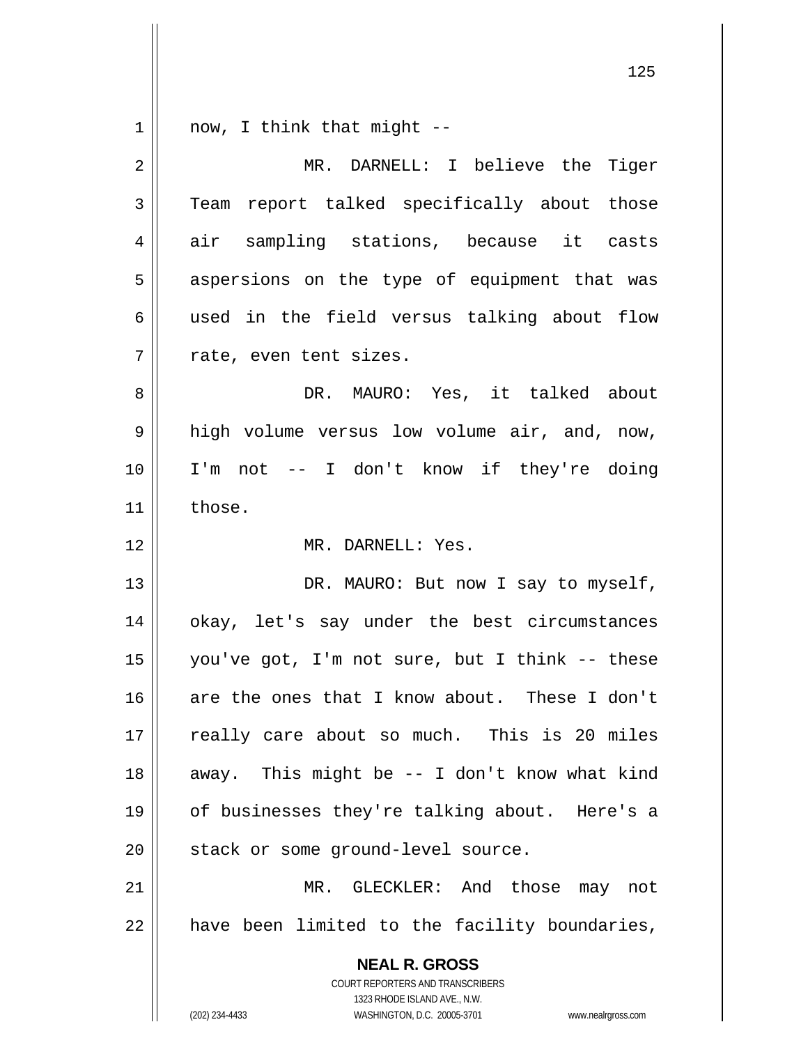now, I think that might --

MR. DARNELL: I believe the Tiger Team report talked specifically about those air sampling stations, because it casts aspersions on the type of equipment that was used in the field versus talking about flow rate, even tent sizes.

DR. MAURO: Yes, it talked about high volume versus low volume air, and, now, I'm not -- I don't know if they're doing those.

MR. DARNELL: Yes.

DR. MAURO: But now I say to myself, okay, let's say under the best circumstances you've got, I'm not sure, but I think -- these are the ones that I know about. These I don't really care about so much. This is 20 miles away. This might be -- I don't know what kind of businesses they're talking about. Here's a stack or some ground-level source.

MR. GLECKLER: And those may not have been limited to the facility boundaries,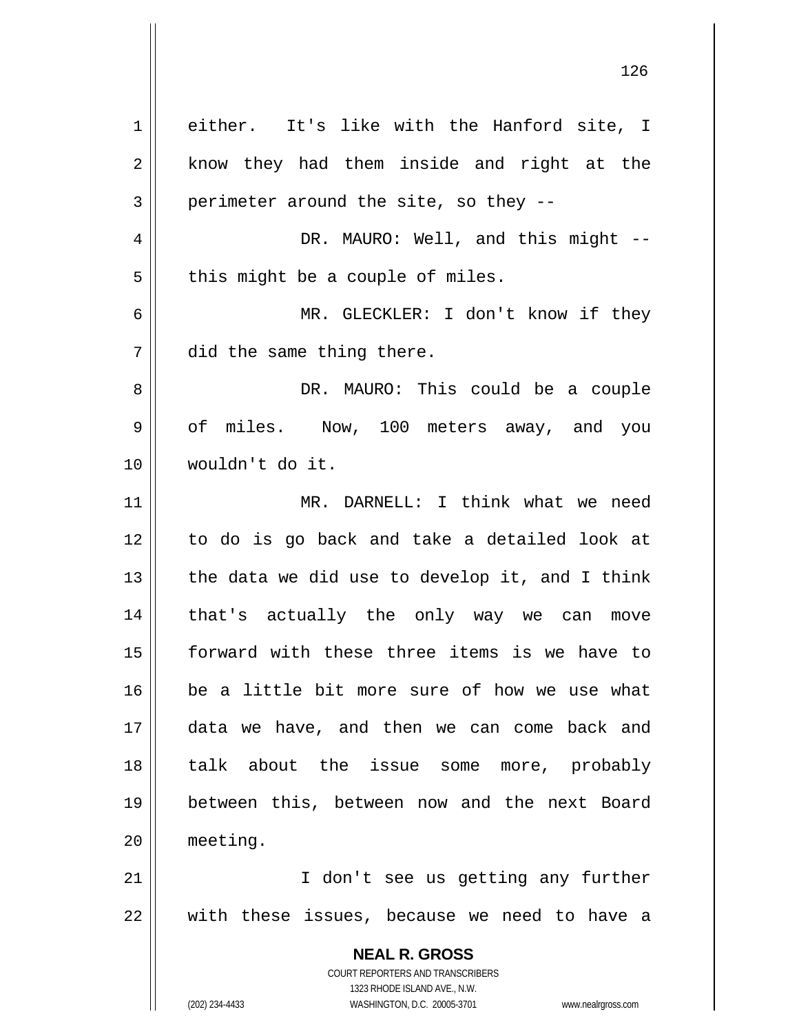either. It's like with the Hanford site, I know they had them inside and right at the perimeter around the site, so they --

DR. MAURO: Well, and this might -- this might be a couple of miles.

MR. GLECKLER: I don't know if they did the same thing there.

DR. MAURO: This could be a couple of miles. Now, 100 meters away, and you wouldn't do it.

MR. DARNELL: I think what we need to do is go back and take a detailed look at the data we did use to develop it, and I think that's actually the only way we can move forward with these three items is we have to be a little bit more sure of how we use what data we have, and then we can come back and talk about the issue some more, probably between this, between now and the next Board meeting.

I don't see us getting any further with these issues, because we need to have a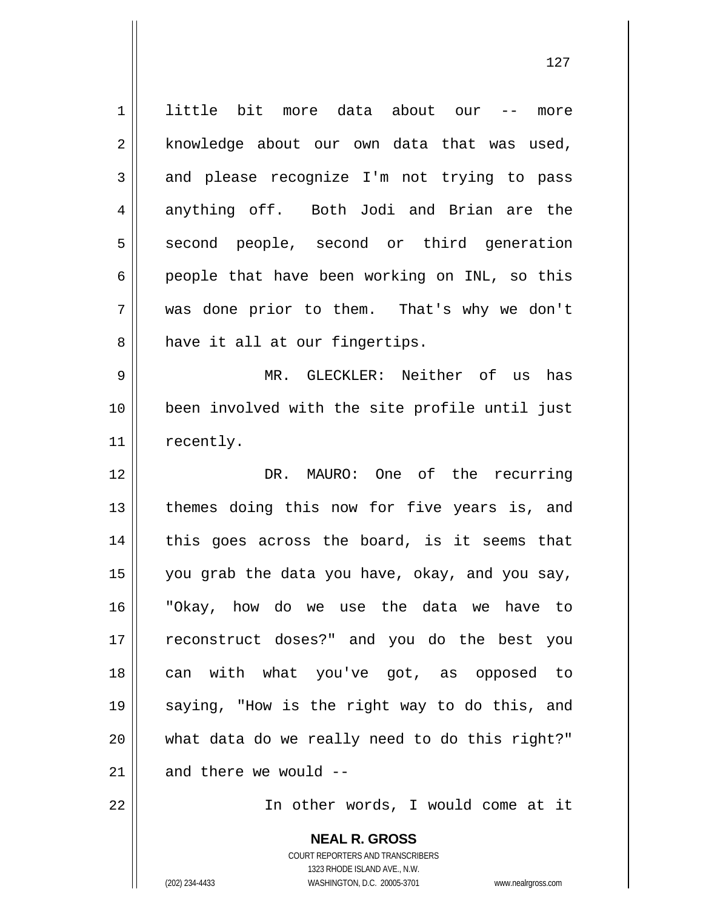little bit more data about our -- more knowledge about our own data that was used, and please recognize I'm not trying to pass anything off. Both Jodi and Brian are the second people, second or third generation people that have been working on INL, so this was done prior to them. That's why we don't have it all at our fingertips.

MR. GLECKLER: Neither of us has been involved with the site profile until just recently.

DR. MAURO: One of the recurring themes doing this now for five years is, and this goes across the board, is it seems that you grab the data you have, okay, and you say, "Okay, how do we use the data we have to reconstruct doses?" and you do the best you can with what you've got, as opposed to saying, "How is the right way to do this, and what data do we really need to do this right?" and there we would --

In other words, I would come at it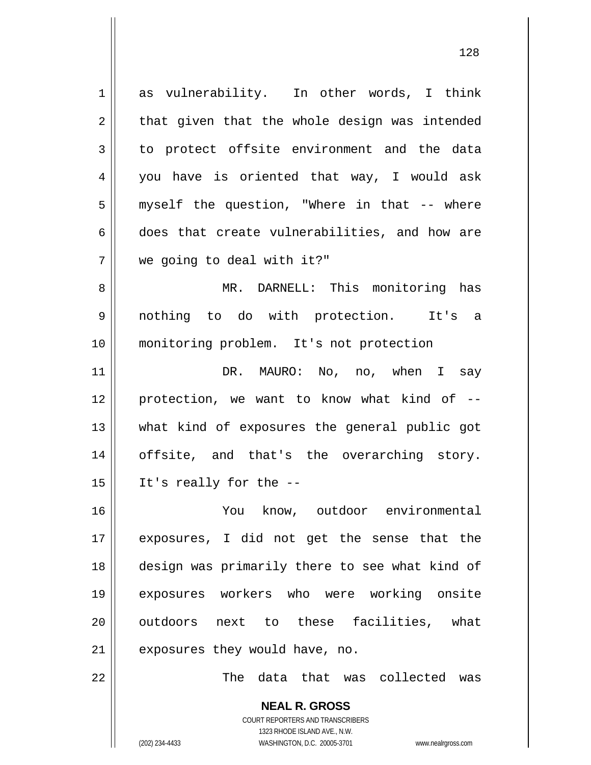as vulnerability. In other words, I think that given that the whole design was intended to protect offsite environment and the data you have is oriented that way, I would ask myself the question, "Where in that -- where does that create vulnerabilities, and how are we going to deal with it?"

MR. DARNELL: This monitoring has nothing to do with protection. It's a monitoring problem. It's not protection

DR. MAURO: No, no, when I say protection, we want to know what kind of -- what kind of exposures the general public got offsite, and that's the overarching story. It's really for the --

You know, outdoor environmental exposures, I did not get the sense that the design was primarily there to see what kind of exposures workers who were working onsite outdoors next to these facilities, what exposures they would have, no.

The data that was collected was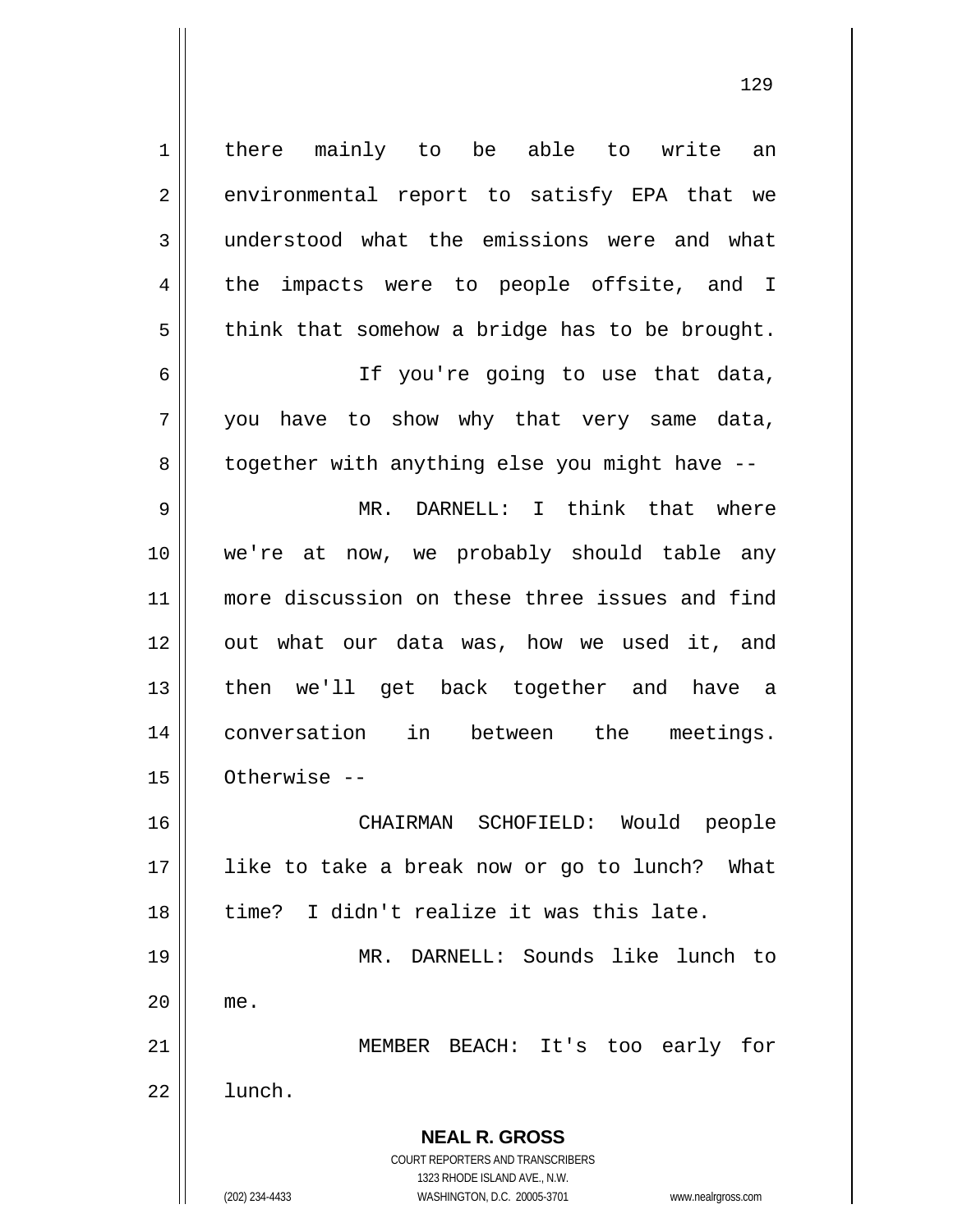there mainly to be able to write an environmental report to satisfy EPA that we understood what the emissions were and what the impacts were to people offsite, and I think that somehow a bridge has to be brought.

If you're going to use that data, you have to show why that very same data, together with anything else you might have --

MR. DARNELL: I think that where we're at now, we probably should table any more discussion on these three issues and find out what our data was, how we used it, and then we'll get back together and have a conversation in between the meetings. Otherwise --

CHAIRMAN SCHOFIELD: Would people like to take a break now or go to lunch? What time? I didn't realize it was this late.

MR. DARNELL: Sounds like lunch to me.

MEMBER BEACH: It's too early for lunch.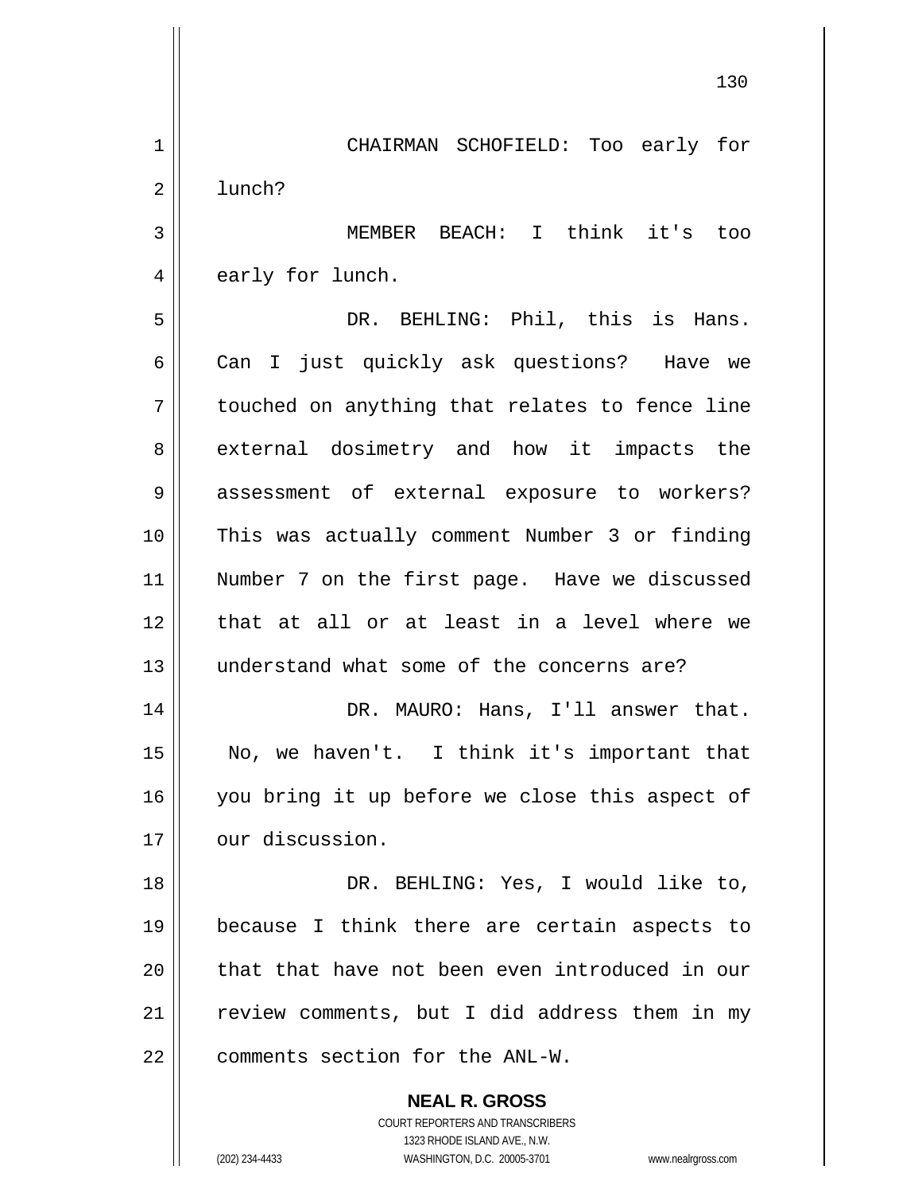CHAIRMAN SCHOFIELD: Too early for lunch?

MEMBER BEACH: I think it's too early for lunch.

DR. BEHLING: Phil, this is Hans. Can I just quickly ask questions? Have we touched on anything that relates to fence line external dosimetry and how it impacts the assessment of external exposure to workers? This was actually comment Number 3 or finding Number 7 on the first page. Have we discussed that at all or at least in a level where we understand what some of the concerns are?

DR. MAURO: Hans, I'll answer that. No, we haven't. I think it's important that you bring it up before we close this aspect of our discussion.

DR. BEHLING: Yes, I would like to, because I think there are certain aspects to that that have not been even introduced in our review comments, but I did address them in my comments section for the ANL-W.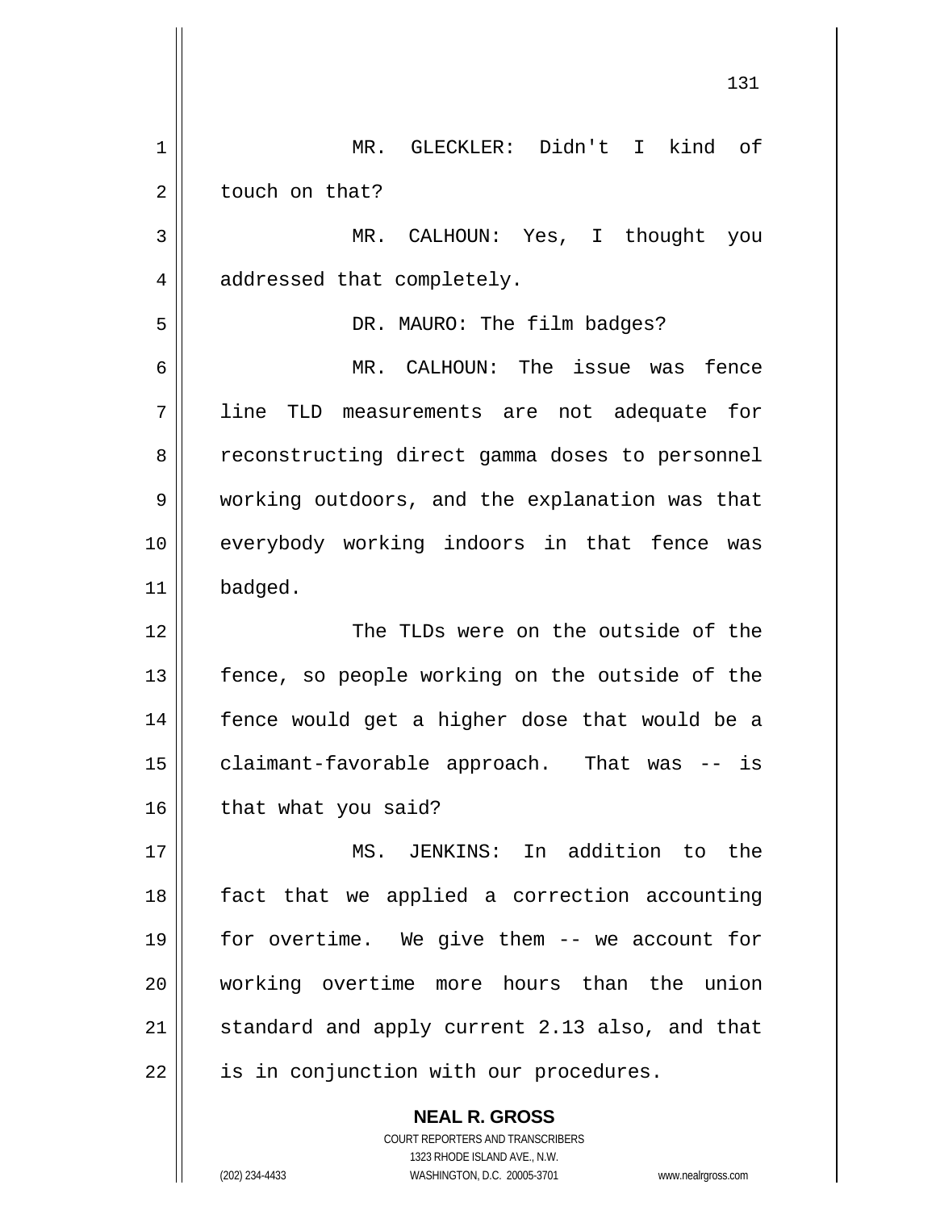MR. GLECKLER: Didn't I kind of touch on that?

MR. CALHOUN: Yes, I thought you addressed that completely.

DR. MAURO: The film badges?

MR. CALHOUN: The issue was fence line TLD measurements are not adequate for reconstructing direct gamma doses to personnel working outdoors, and the explanation was that everybody working indoors in that fence was badged.

The TLDs were on the outside of the fence, so people working on the outside of the fence would get a higher dose that would be a claimant-favorable approach. That was -- is that what you said?

MS. JENKINS: In addition to the fact that we applied a correction accounting for overtime. We give them -- we account for working overtime more hours than the union standard and apply current 2.13 also, and that is in conjunction with our procedures.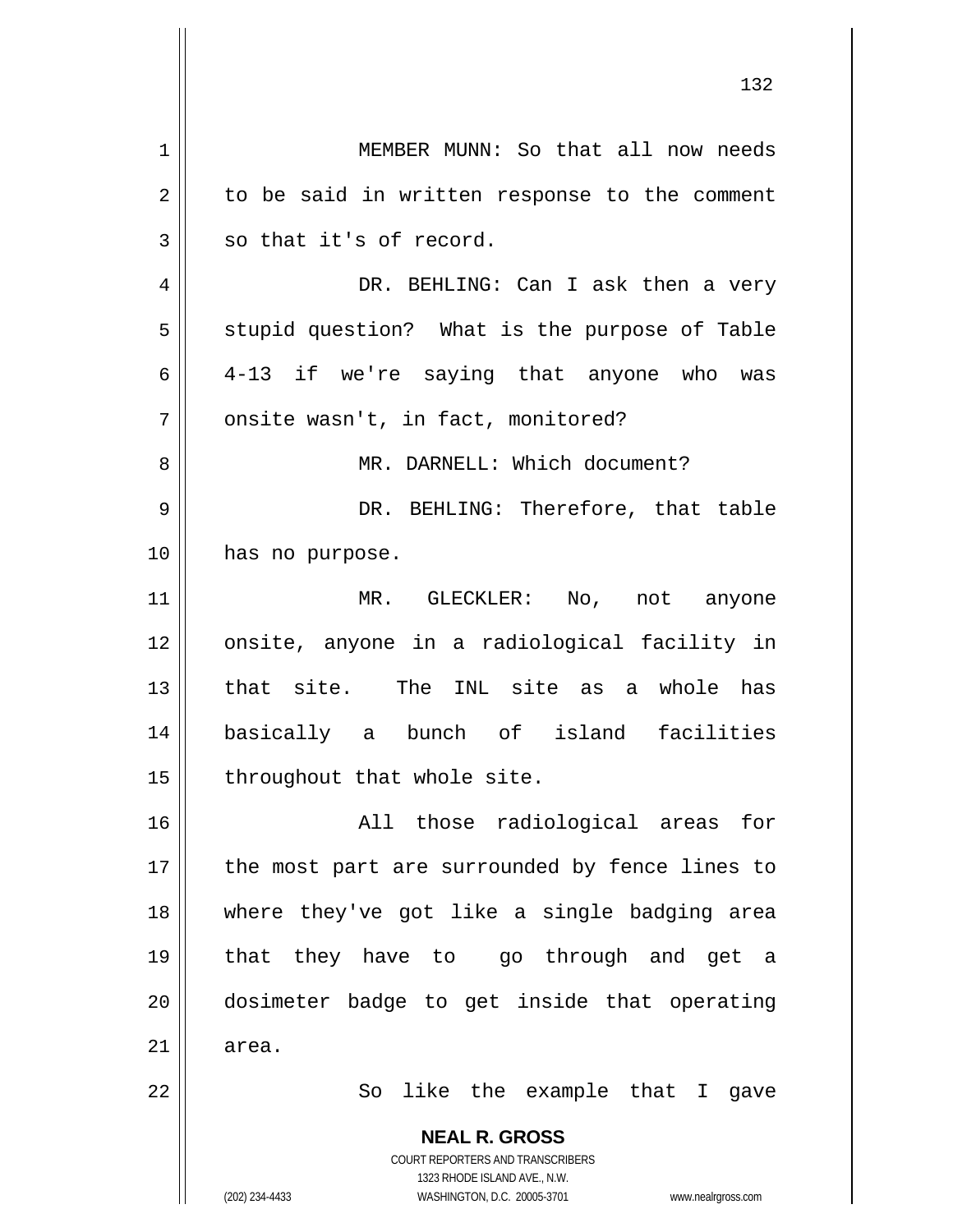MEMBER MUNN: So that all now needs to be said in written response to the comment so that it's of record.

DR. BEHLING: Can I ask then a very stupid question? What is the purpose of Table 4-13 if we're saying that anyone who was onsite wasn't, in fact, monitored?

MR. DARNELL: Which document?

DR. BEHLING: Therefore, that table has no purpose.

MR. GLECKLER: No, not anyone onsite, anyone in a radiological facility in that site. The INL site as a whole has basically a bunch of island facilities throughout that whole site.

All those radiological areas for the most part are surrounded by fence lines to where they've got like a single badging area that they have to go through and get a dosimeter badge to get inside that operating area.

So like the example that I gave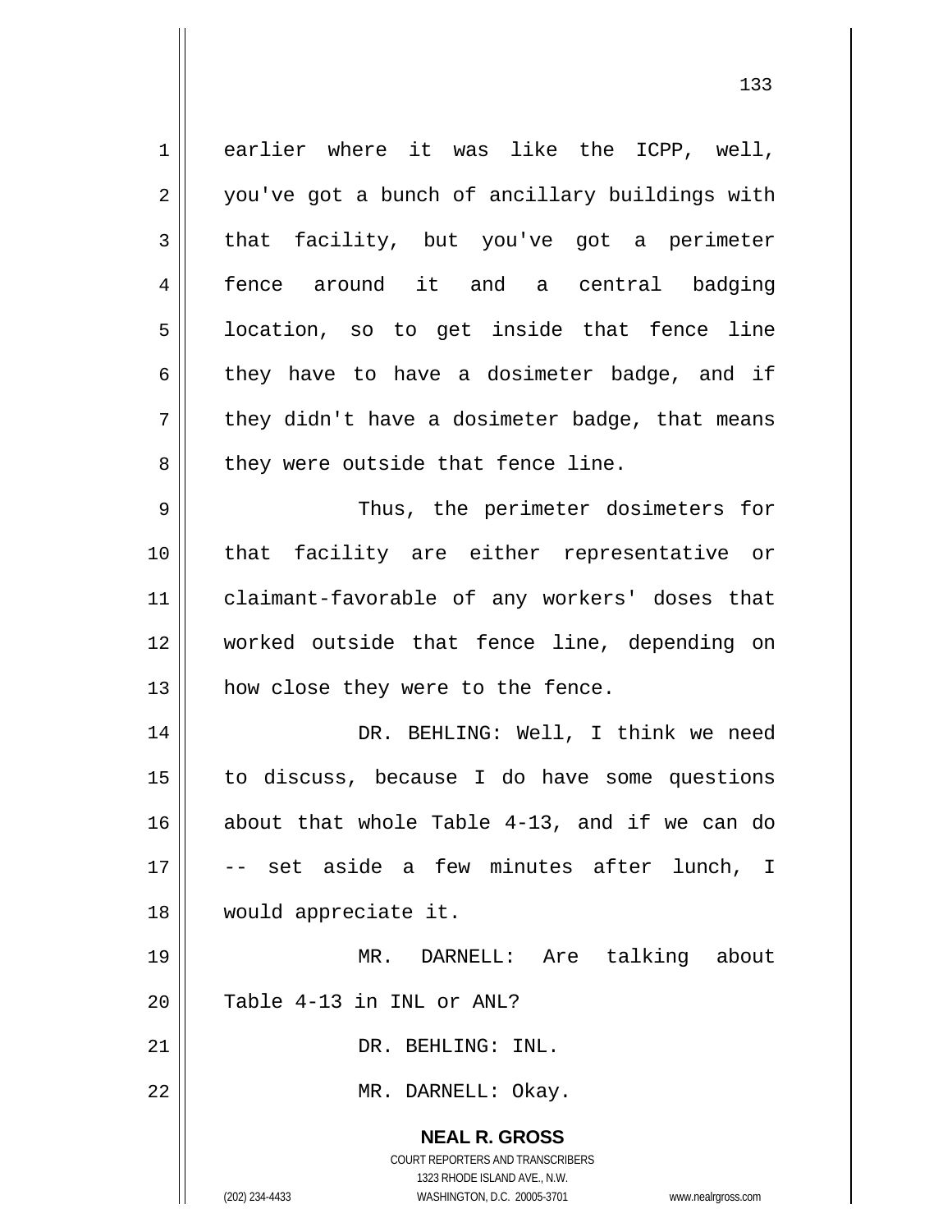earlier where it was like the ICPP, well, you've got a bunch of ancillary buildings with that facility, but you've got a perimeter fence around it and a central badging location, so to get inside that fence line they have to have a dosimeter badge, and if they didn't have a dosimeter badge, that means they were outside that fence line.

Thus, the perimeter dosimeters for that facility are either representative or claimant-favorable of any workers' doses that worked outside that fence line, depending on how close they were to the fence.

DR. BEHLING: Well, I think we need to discuss, because I do have some questions about that whole Table 4-13, and if we can do -- set aside a few minutes after lunch, I would appreciate it.

MR. DARNELL: Are talking about Table 4-13 in INL or ANL?

DR. BEHLING: INL.

MR. DARNELL: Okay.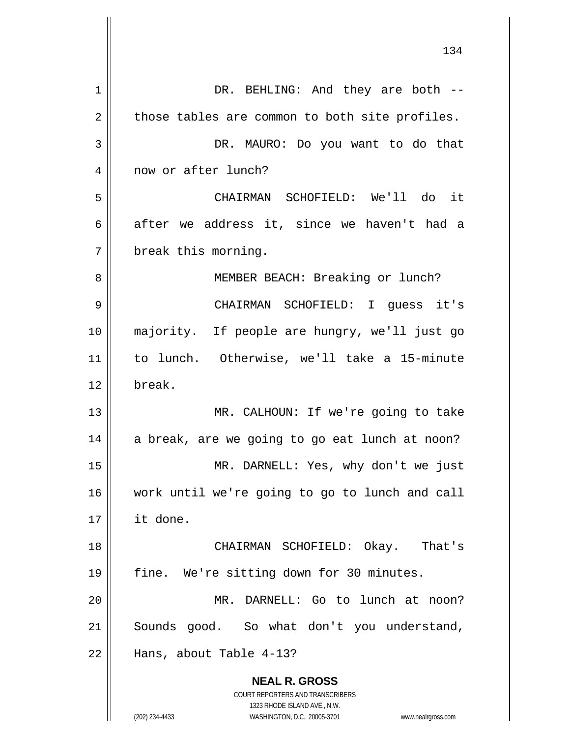DR. BEHLING: And they are both -- those tables are common to both site profiles.

DR. MAURO: Do you want to do that now or after lunch?

CHAIRMAN SCHOFIELD: We'll do it after we address it, since we haven't had a break this morning.

MEMBER BEACH: Breaking or lunch?

CHAIRMAN SCHOFIELD: I guess it's majority. If people are hungry, we'll just go to lunch. Otherwise, we'll take a 15-minute break.

MR. CALHOUN: If we're going to take a break, are we going to go eat lunch at noon?

MR. DARNELL: Yes, why don't we just work until we're going to go to lunch and call it done.

CHAIRMAN SCHOFIELD: Okay. That's fine. We're sitting down for 30 minutes.

MR. DARNELL: Go to lunch at noon? Sounds good. So what don't you understand, Hans, about Table 4-13?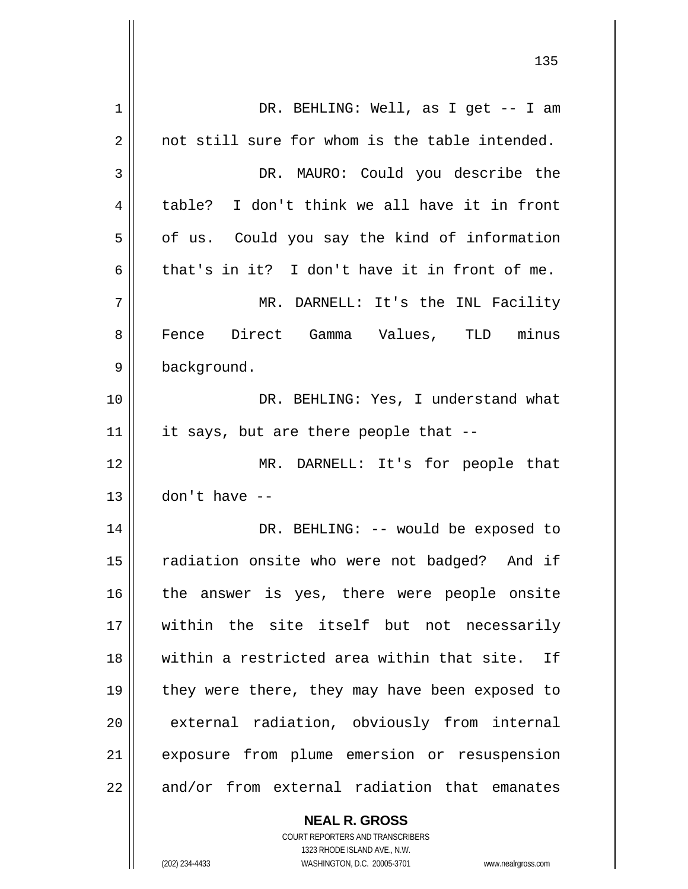DR. BEHLING: Well, as I get -- I am not still sure for whom is the table intended.

DR. MAURO: Could you describe the table? I don't think we all have it in front of us. Could you say the kind of information that's in it? I don't have it in front of me.

MR. DARNELL: It's the INL Facility Fence Direct Gamma Values, TLD minus background.

DR. BEHLING: Yes, I understand what it says, but are there people that --

MR. DARNELL: It's for people that don't have --

DR. BEHLING: -- would be exposed to radiation onsite who were not badged? And if the answer is yes, there were people onsite within the site itself but not necessarily within a restricted area within that site. If they were there, they may have been exposed to external radiation, obviously from internal exposure from plume emersion or resuspension and/or from external radiation that emanates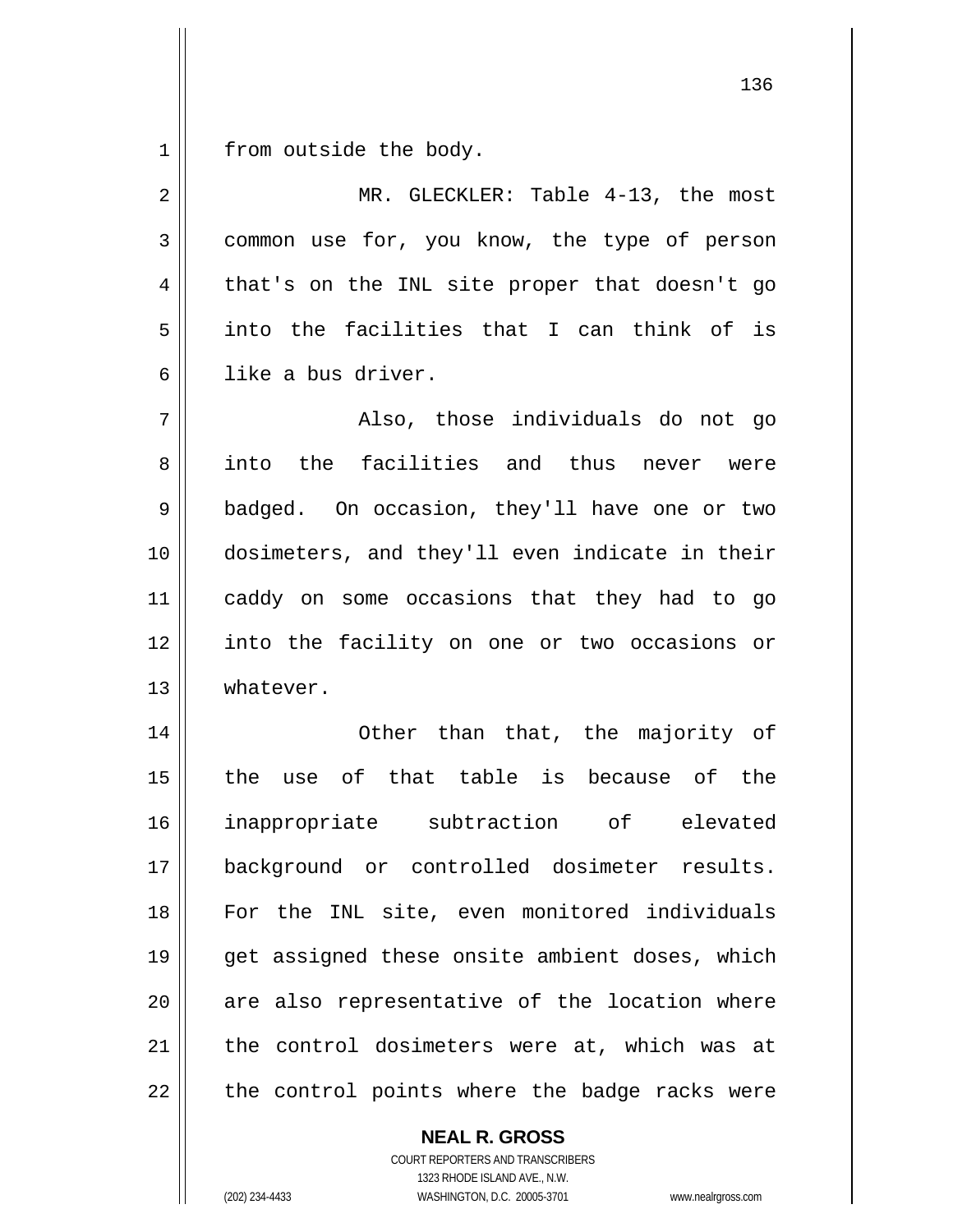from outside the body.

MR. GLECKLER: Table 4-13, the most common use for, you know, the type of person that's on the INL site proper that doesn't go into the facilities that I can think of is like a bus driver.

Also, those individuals do not go into the facilities and thus never were badged. On occasion, they'll have one or two dosimeters, and they'll even indicate in their caddy on some occasions that they had to go into the facility on one or two occasions or whatever.

Other than that, the majority of the use of that table is because of the inappropriate subtraction of elevated background or controlled dosimeter results. For the INL site, even monitored individuals get assigned these onsite ambient doses, which are also representative of the location where the control dosimeters were at, which was at the control points where the badge racks were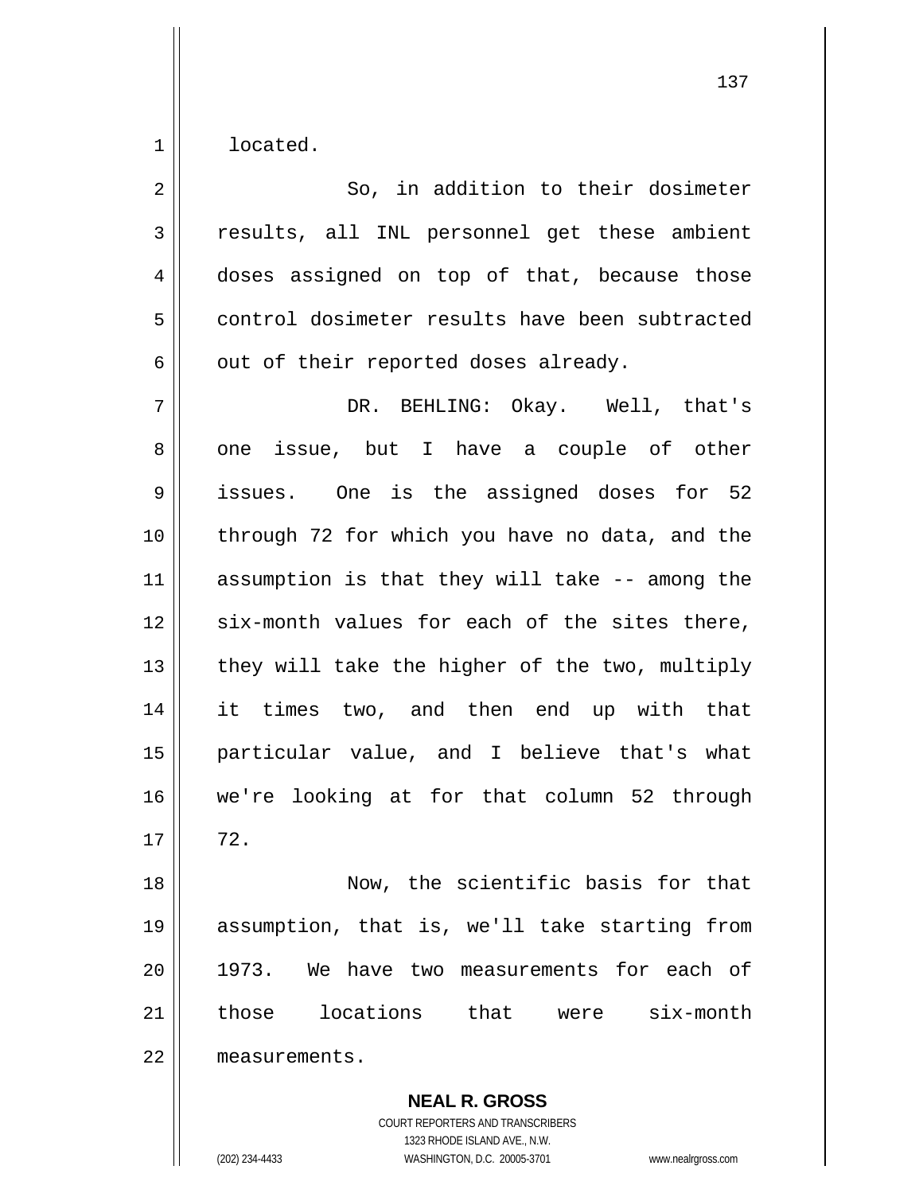located.

So, in addition to their dosimeter results, all INL personnel get these ambient doses assigned on top of that, because those control dosimeter results have been subtracted out of their reported doses already.

DR. BEHLING: Okay. Well, that's one issue, but I have a couple of other issues. One is the assigned doses for 52 through 72 for which you have no data, and the assumption is that they will take -- among the six-month values for each of the sites there, they will take the higher of the two, multiply it times two, and then end up with that particular value, and I believe that's what we're looking at for that column 52 through 72.

Now, the scientific basis for that assumption, that is, we'll take starting from 1973. We have two measurements for each of those locations that were six-month measurements.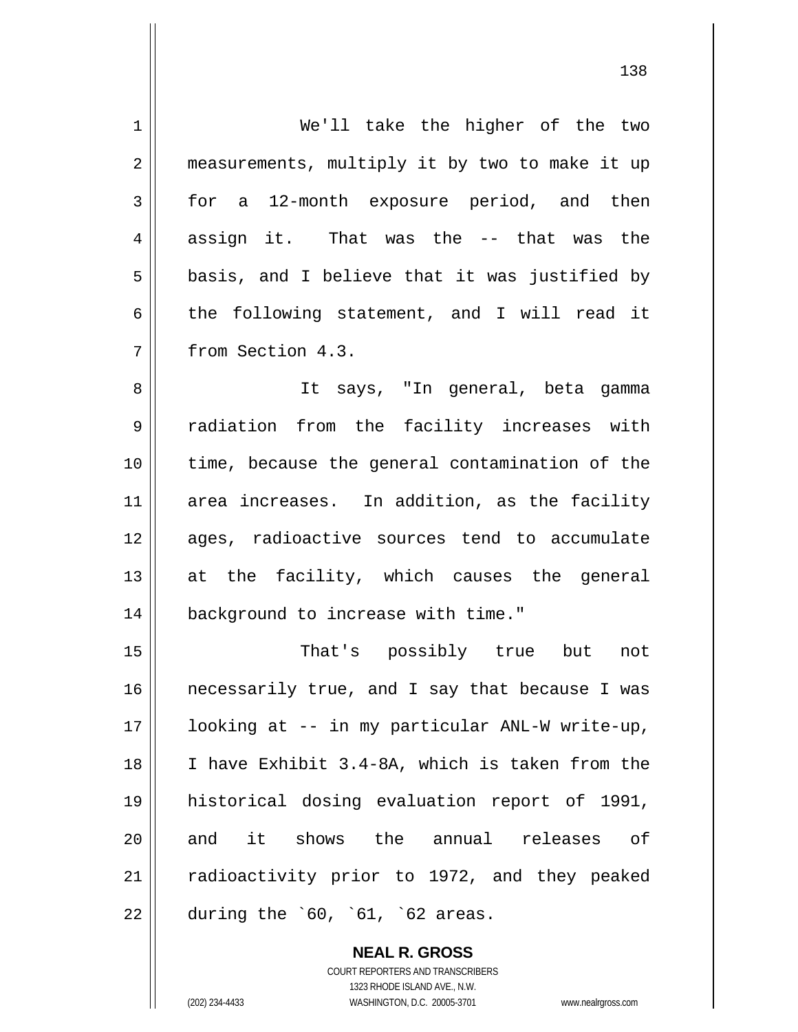We'll take the higher of the two measurements, multiply it by two to make it up for a 12-month exposure period, and then assign it. That was the -- that was the basis, and I believe that it was justified by the following statement, and I will read it from Section 4.3.

It says, "In general, beta gamma radiation from the facility increases with time, because the general contamination of the area increases. In addition, as the facility ages, radioactive sources tend to accumulate at the facility, which causes the general background to increase with time."

That's possibly true but not necessarily true, and I say that because I was looking at -- in my particular ANL-W write-up, I have Exhibit 3.4-8A, which is taken from the historical dosing evaluation report of 1991, and it shows the annual releases of radioactivity prior to 1972, and they peaked during the `60, `61, `62 areas.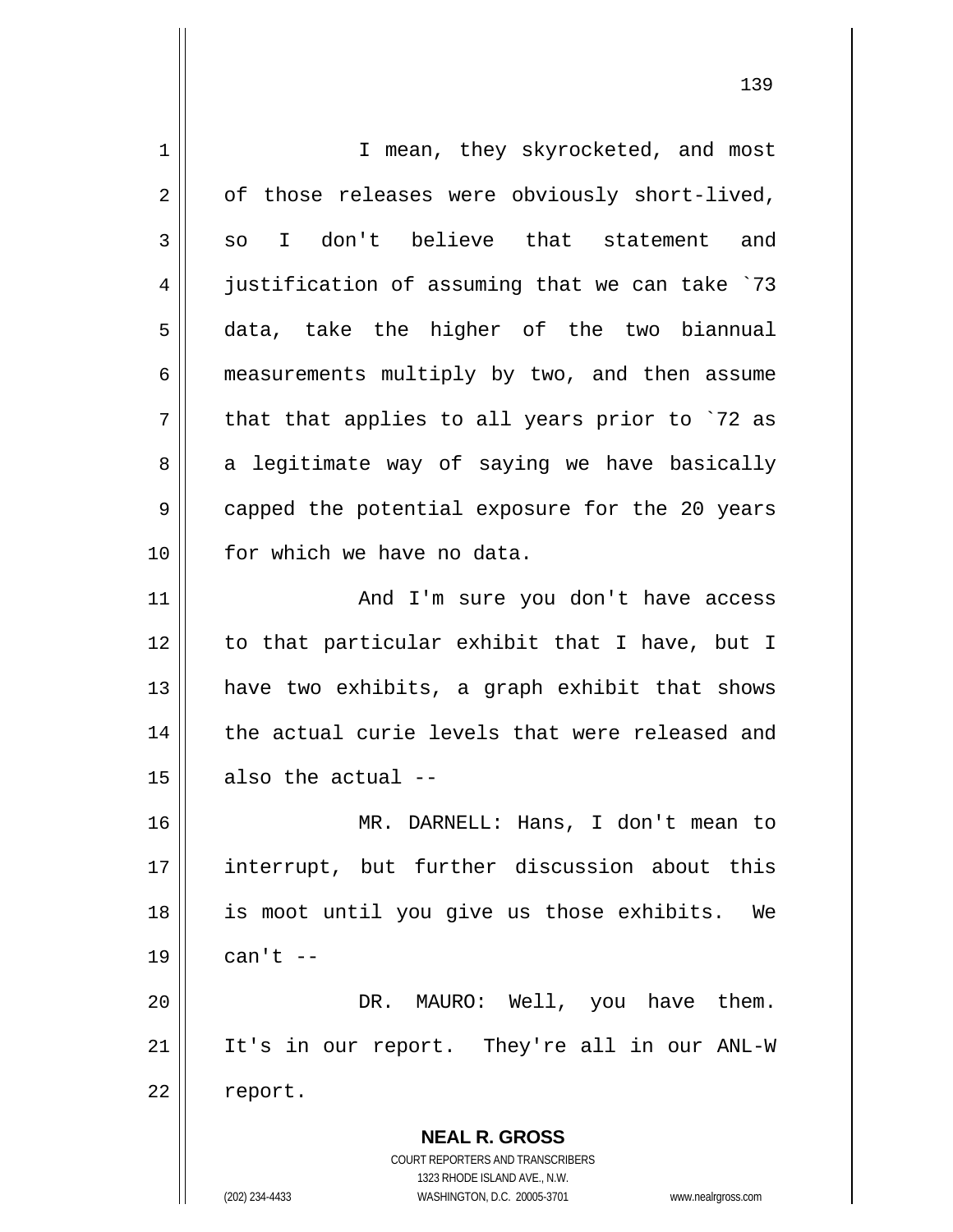I mean, they skyrocketed, and most of those releases were obviously short-lived, so I don't believe that statement and justification of assuming that we can take `73 data, take the higher of the two biannual measurements multiply by two, and then assume that that applies to all years prior to `72 as a legitimate way of saying we have basically capped the potential exposure for the 20 years for which we have no data.

And I'm sure you don't have access to that particular exhibit that I have, but I have two exhibits, a graph exhibit that shows the actual curie levels that were released and also the actual --

MR. DARNELL: Hans, I don't mean to interrupt, but further discussion about this is moot until you give us those exhibits. We can't --

DR. MAURO: Well, you have them. It's in our report. They're all in our ANL-W report.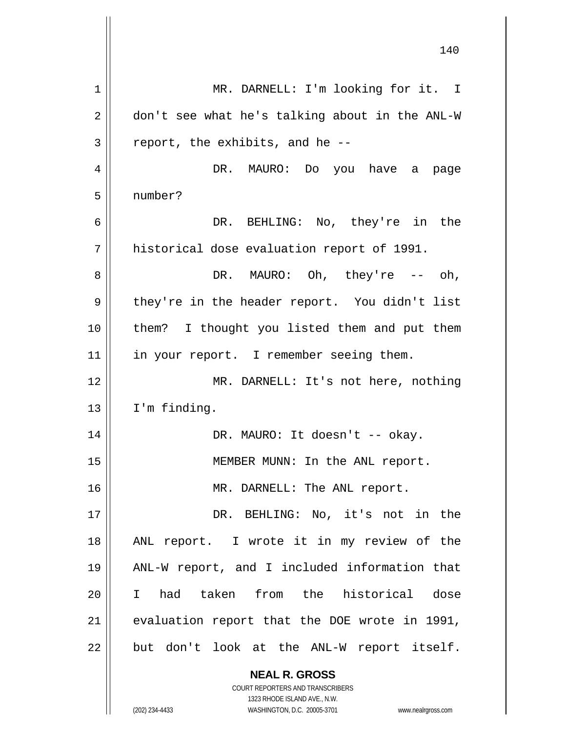MR. DARNELL: I'm looking for it. I don't see what he's talking about in the ANL-W report, the exhibits, and he --

DR. MAURO: Do you have a page number?

DR. BEHLING: No, they're in the historical dose evaluation report of 1991.

DR. MAURO: Oh, they're -- oh, they're in the header report. You didn't list them? I thought you listed them and put them in your report. I remember seeing them.

MR. DARNELL: It's not here, nothing I'm finding.

DR. MAURO: It doesn't -- okay.

MEMBER MUNN: In the ANL report.

MR. DARNELL: The ANL report.

DR. BEHLING: No, it's not in the ANL report. I wrote it in my review of the ANL-W report, and I included information that I had taken from the historical dose evaluation report that the DOE wrote in 1991, but don't look at the ANL-W report itself.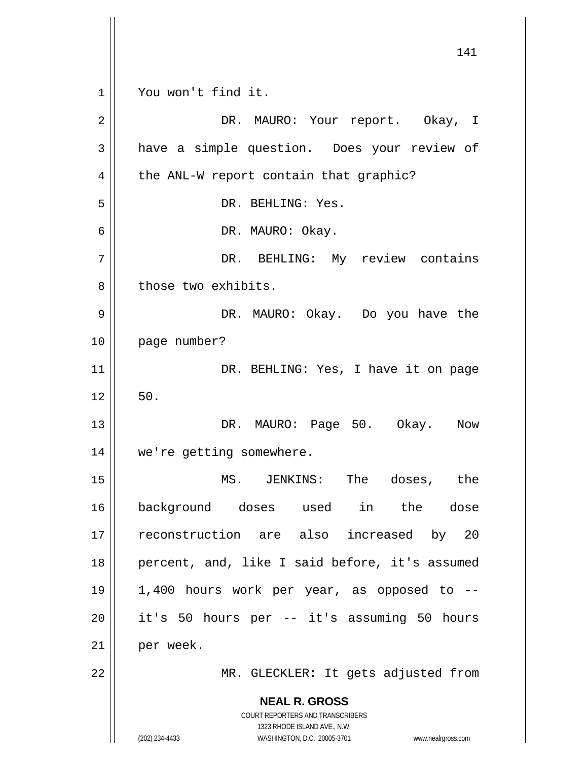You won't find it.

DR. MAURO: Your report. Okay, I have a simple question. Does your review of the ANL-W report contain that graphic?

DR. BEHLING: Yes.

DR. MAURO: Okay.

DR. BEHLING: My review contains those two exhibits.

DR. MAURO: Okay. Do you have the page number?

DR. BEHLING: Yes, I have it on page 50.

DR. MAURO: Page 50. Okay. Now we're getting somewhere.

MS. JENKINS: The doses, the background doses used in the dose reconstruction are also increased by 20 percent, and, like I said before, it's assumed 1,400 hours work per year, as opposed to -- it's 50 hours per -- it's assuming 50 hours per week.

MR. GLECKLER: It gets adjusted from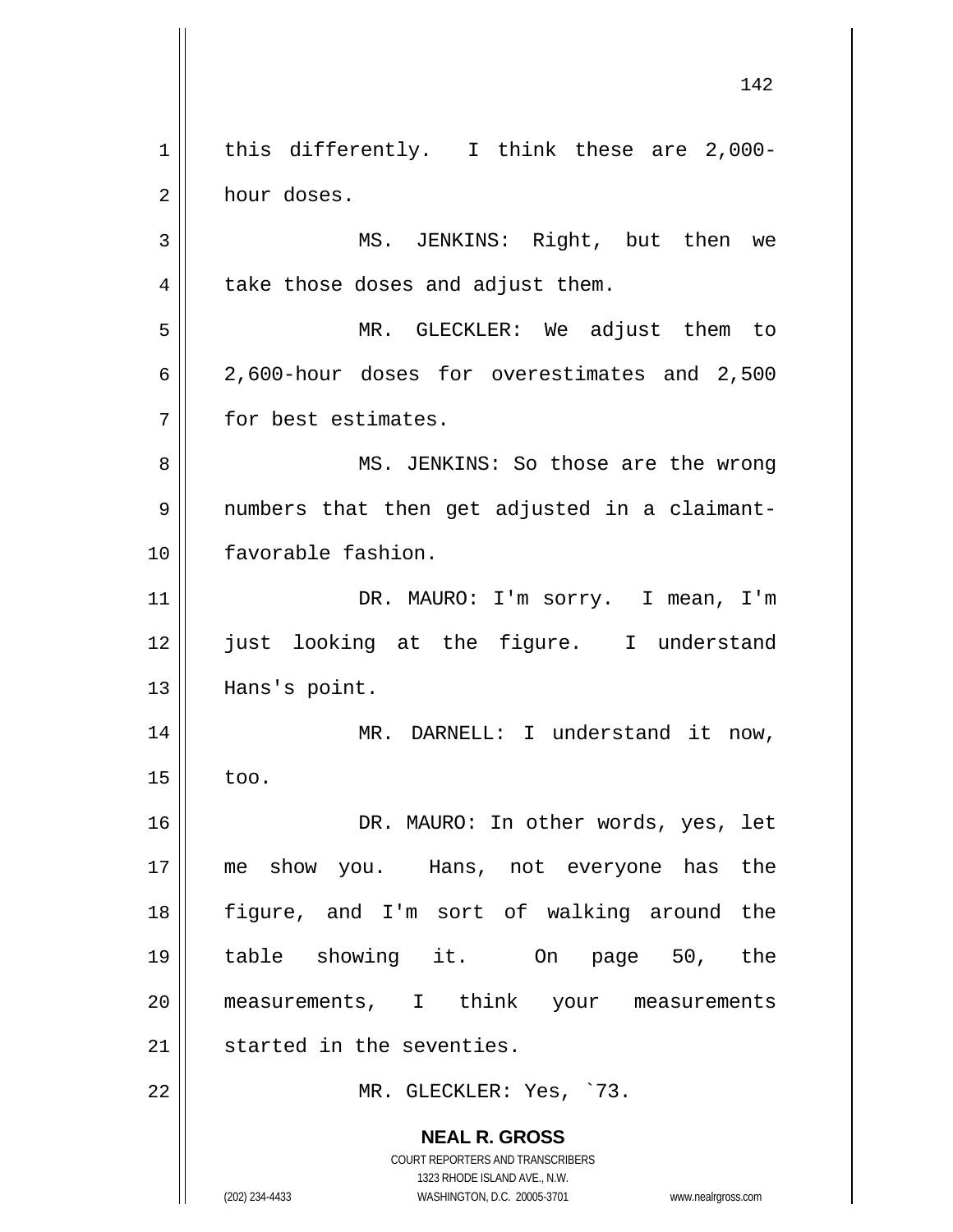this differently. I think these are 2,000-hour doses.

MS. JENKINS: Right, but then we take those doses and adjust them.

MR. GLECKLER: We adjust them to 2,600-hour doses for overestimates and 2,500 for best estimates.

MS. JENKINS: So those are the wrong numbers that then get adjusted in a claimant-favorable fashion.

DR. MAURO: I'm sorry. I mean, I'm just looking at the figure. I understand Hans's point.

MR. DARNELL: I understand it now, too.

DR. MAURO: In other words, yes, let me show you. Hans, not everyone has the figure, and I'm sort of walking around the table showing it. On page 50, the measurements, I think your measurements started in the seventies.

MR. GLECKLER: Yes, `73.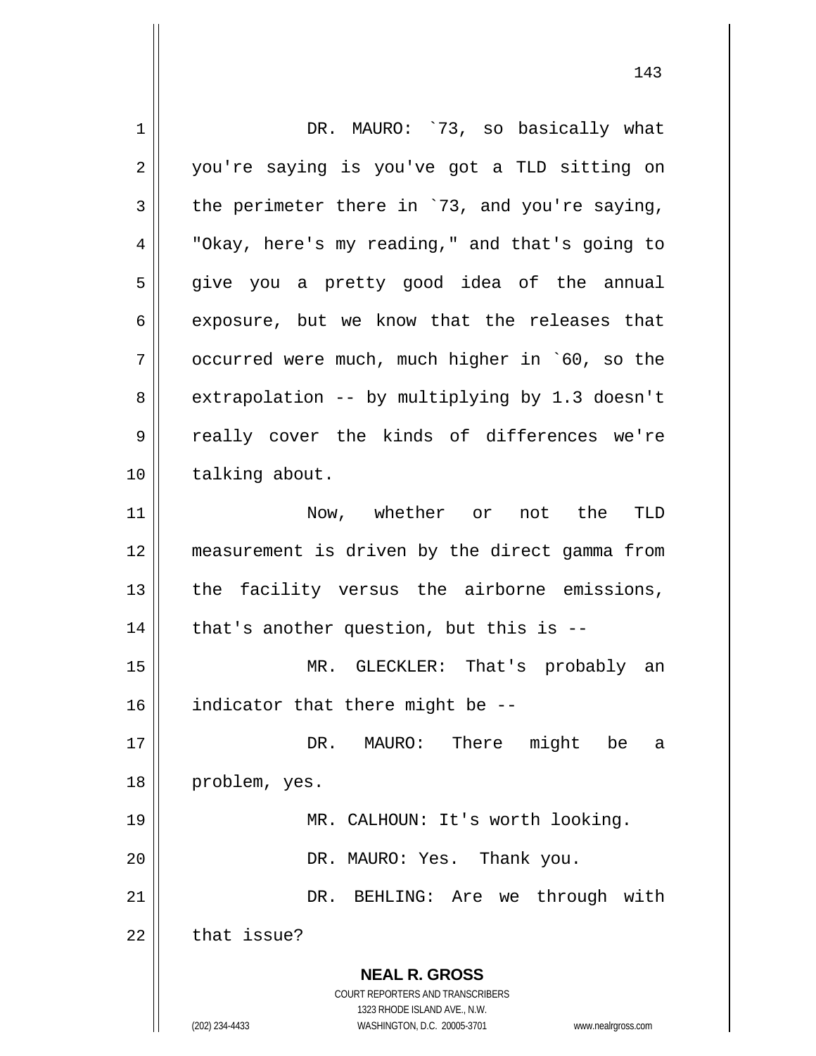DR. MAURO: `73, so basically what you're saying is you've got a TLD sitting on the perimeter there in `73, and you're saying, "Okay, here's my reading," and that's going to give you a pretty good idea of the annual exposure, but we know that the releases that occurred were much, much higher in `60, so the extrapolation -- by multiplying by 1.3 doesn't really cover the kinds of differences we're talking about.

Now, whether or not the TLD measurement is driven by the direct gamma from the facility versus the airborne emissions, that's another question, but this is --

MR. GLECKLER: That's probably an indicator that there might be --

DR. MAURO: There might be a problem, yes.

MR. CALHOUN: It's worth looking.

DR. MAURO: Yes. Thank you.

DR. BEHLING: Are we through with that issue?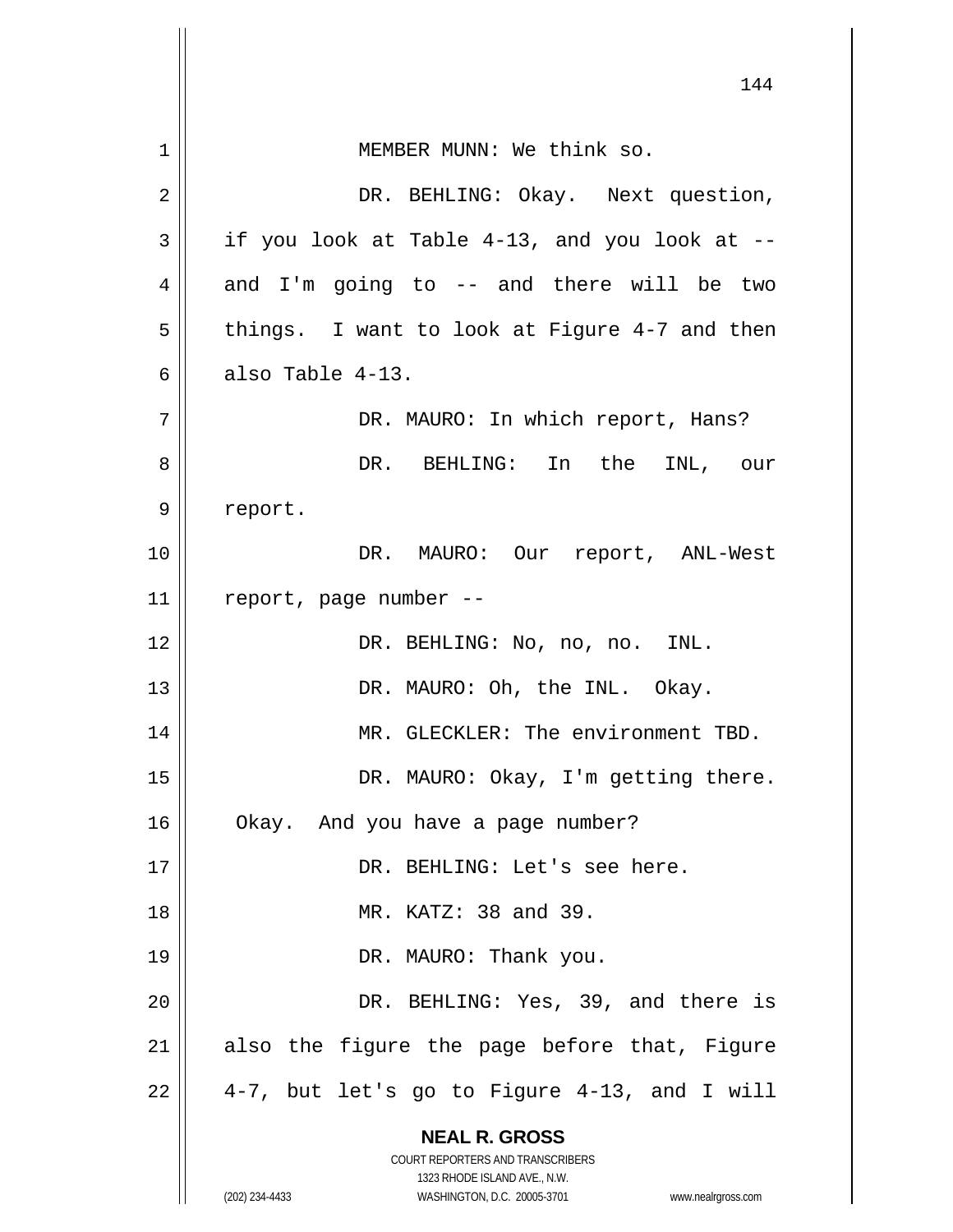MEMBER MUNN: We think so.

DR. BEHLING: Okay. Next question, if you look at Table 4-13, and you look at -- and I'm going to -- and there will be two things. I want to look at Figure 4-7 and then also Table 4-13.

DR. MAURO: In which report, Hans?

DR. BEHLING: In the INL, our report.

DR. MAURO: Our report, ANL-West report, page number --

DR. BEHLING: No, no, no. INL.

DR. MAURO: Oh, the INL. Okay.

MR. GLECKLER: The environment TBD.

DR. MAURO: Okay, I'm getting there. Okay. And you have a page number?

DR. BEHLING: Let's see here.

MR. KATZ: 38 and 39.

DR. MAURO: Thank you.

DR. BEHLING: Yes, 39, and there is also the figure the page before that, Figure 4-7, but let's go to Figure 4-13, and I will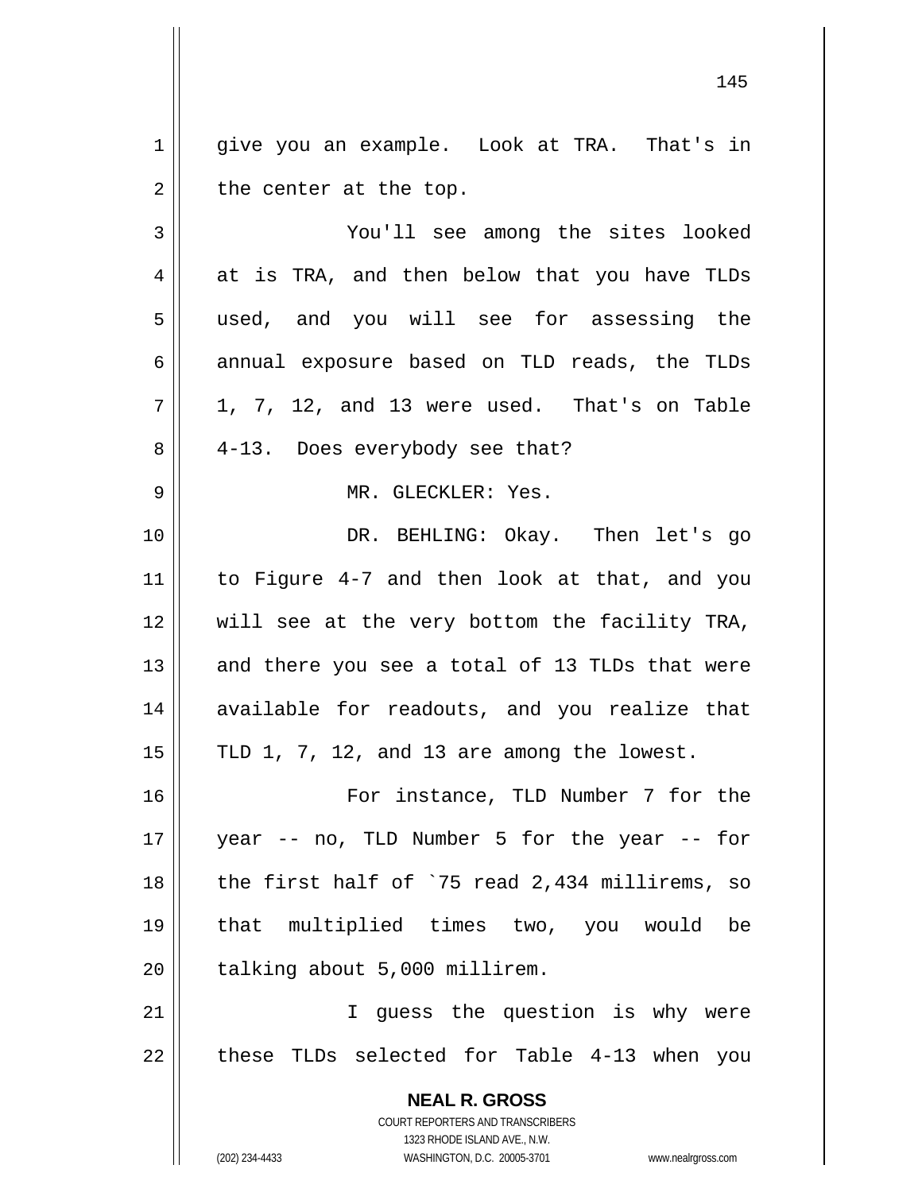give you an example. Look at TRA. That's in the center at the top.

You'll see among the sites looked at is TRA, and then below that you have TLDs used, and you will see for assessing the annual exposure based on TLD reads, the TLDs 1, 7, 12, and 13 were used. That's on Table 4-13. Does everybody see that?

MR. GLECKLER: Yes.

DR. BEHLING: Okay. Then let's go to Figure 4-7 and then look at that, and you will see at the very bottom the facility TRA, and there you see a total of 13 TLDs that were available for readouts, and you realize that TLD 1, 7, 12, and 13 are among the lowest.

For instance, TLD Number 7 for the year -- no, TLD Number 5 for the year -- for the first half of `75 read 2,434 millirems, so that multiplied times two, you would be talking about 5,000 millirem.

I guess the question is why were these TLDs selected for Table 4-13 when you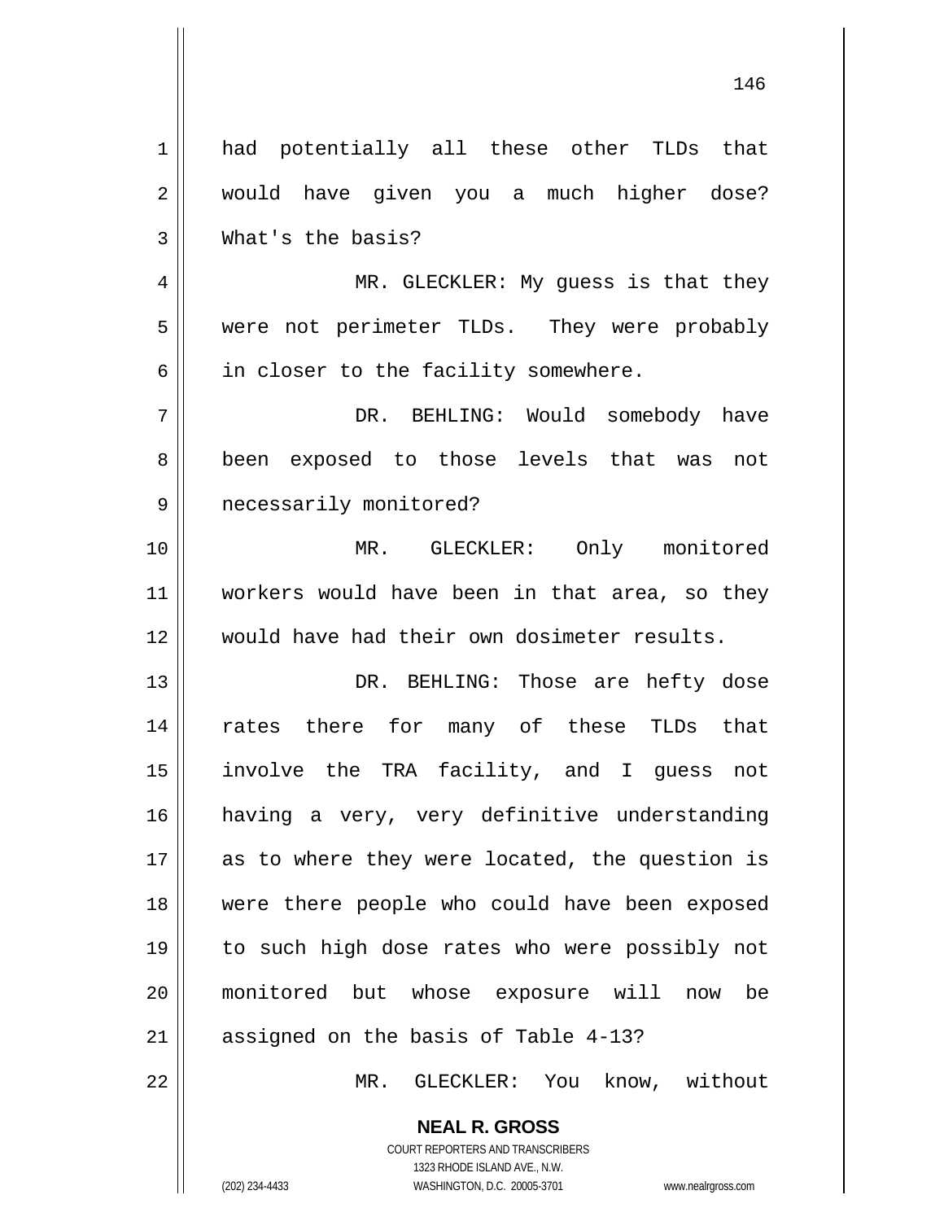had potentially all these other TLDs that would have given you a much higher dose? What's the basis?

MR. GLECKLER: My guess is that they were not perimeter TLDs. They were probably in closer to the facility somewhere.

DR. BEHLING: Would somebody have been exposed to those levels that was not necessarily monitored?

MR. GLECKLER: Only monitored workers would have been in that area, so they would have had their own dosimeter results.

DR. BEHLING: Those are hefty dose rates there for many of these TLDs that involve the TRA facility, and I guess not having a very, very definitive understanding as to where they were located, the question is were there people who could have been exposed to such high dose rates who were possibly not monitored but whose exposure will now be assigned on the basis of Table 4-13?

MR. GLECKLER: You know, without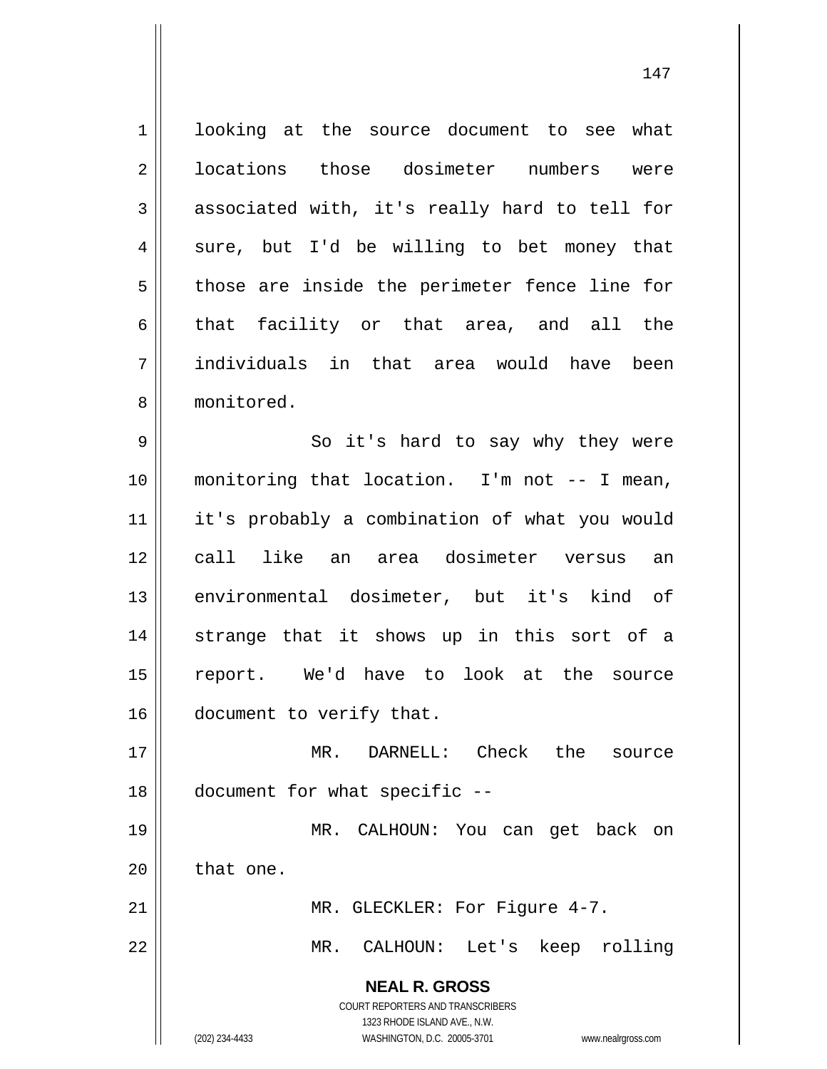looking at the source document to see what locations those dosimeter numbers were associated with, it's really hard to tell for sure, but I'd be willing to bet money that those are inside the perimeter fence line for that facility or that area, and all the individuals in that area would have been monitored.

So it's hard to say why they were monitoring that location. I'm not -- I mean, it's probably a combination of what you would call like an area dosimeter versus an environmental dosimeter, but it's kind of strange that it shows up in this sort of a report. We'd have to look at the source document to verify that.

MR. DARNELL: Check the source document for what specific --

MR. CALHOUN: You can get back on that one.

MR. GLECKLER: For Figure 4-7.

MR. CALHOUN: Let's keep rolling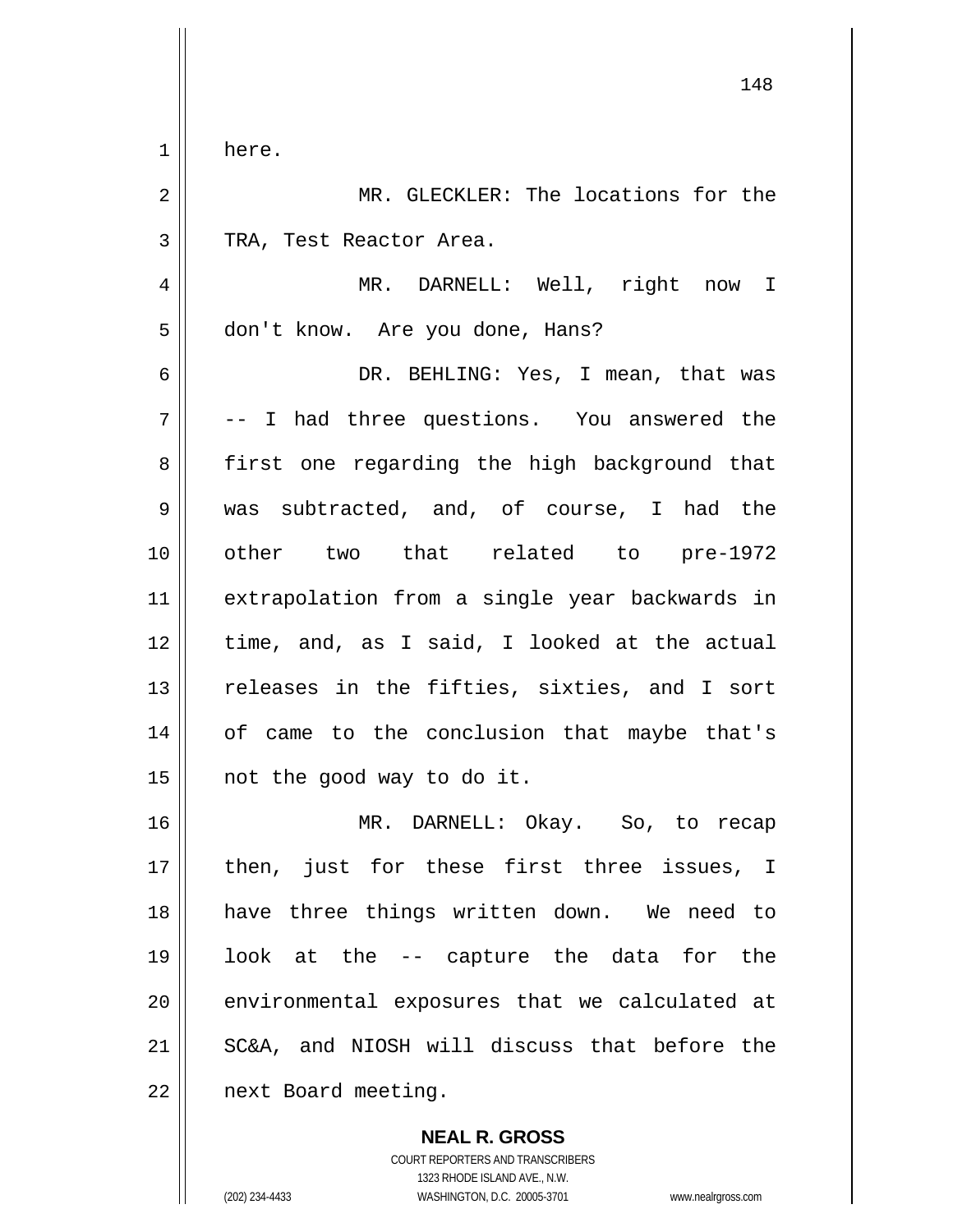here.

MR. GLECKLER: The locations for the TRA, Test Reactor Area.

MR. DARNELL: Well, right now I don't know. Are you done, Hans?

DR. BEHLING: Yes, I mean, that was -- I had three questions. You answered the first one regarding the high background that was subtracted, and, of course, I had the other two that related to pre-1972 extrapolation from a single year backwards in time, and, as I said, I looked at the actual releases in the fifties, sixties, and I sort of came to the conclusion that maybe that's not the good way to do it.

MR. DARNELL: Okay. So, to recap then, just for these first three issues, I have three things written down. We need to look at the -- capture the data for the environmental exposures that we calculated at SC&A, and NIOSH will discuss that before the next Board meeting.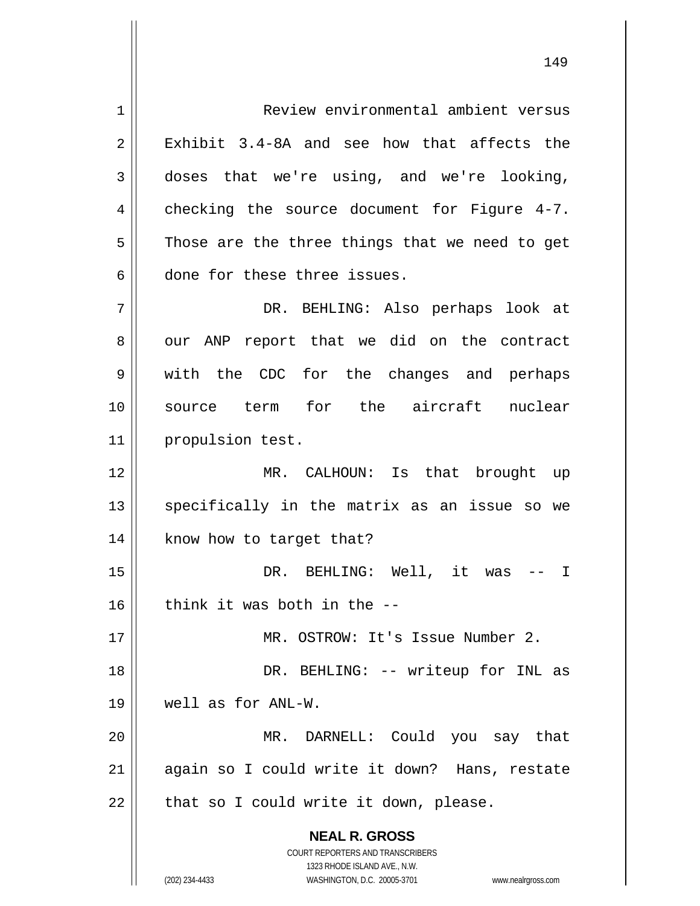Review environmental ambient versus Exhibit 3.4-8A and see how that affects the doses that we're using, and we're looking, checking the source document for Figure 4-7. Those are the three things that we need to get done for these three issues.

DR. BEHLING: Also perhaps look at our ANP report that we did on the contract with the CDC for the changes and perhaps source term for the aircraft nuclear propulsion test.

MR. CALHOUN: Is that brought up specifically in the matrix as an issue so we know how to target that?

DR. BEHLING: Well, it was -- I think it was both in the --

MR. OSTROW: It's Issue Number 2.

DR. BEHLING: -- writeup for INL as well as for ANL-W.

MR. DARNELL: Could you say that again so I could write it down? Hans, restate that so I could write it down, please.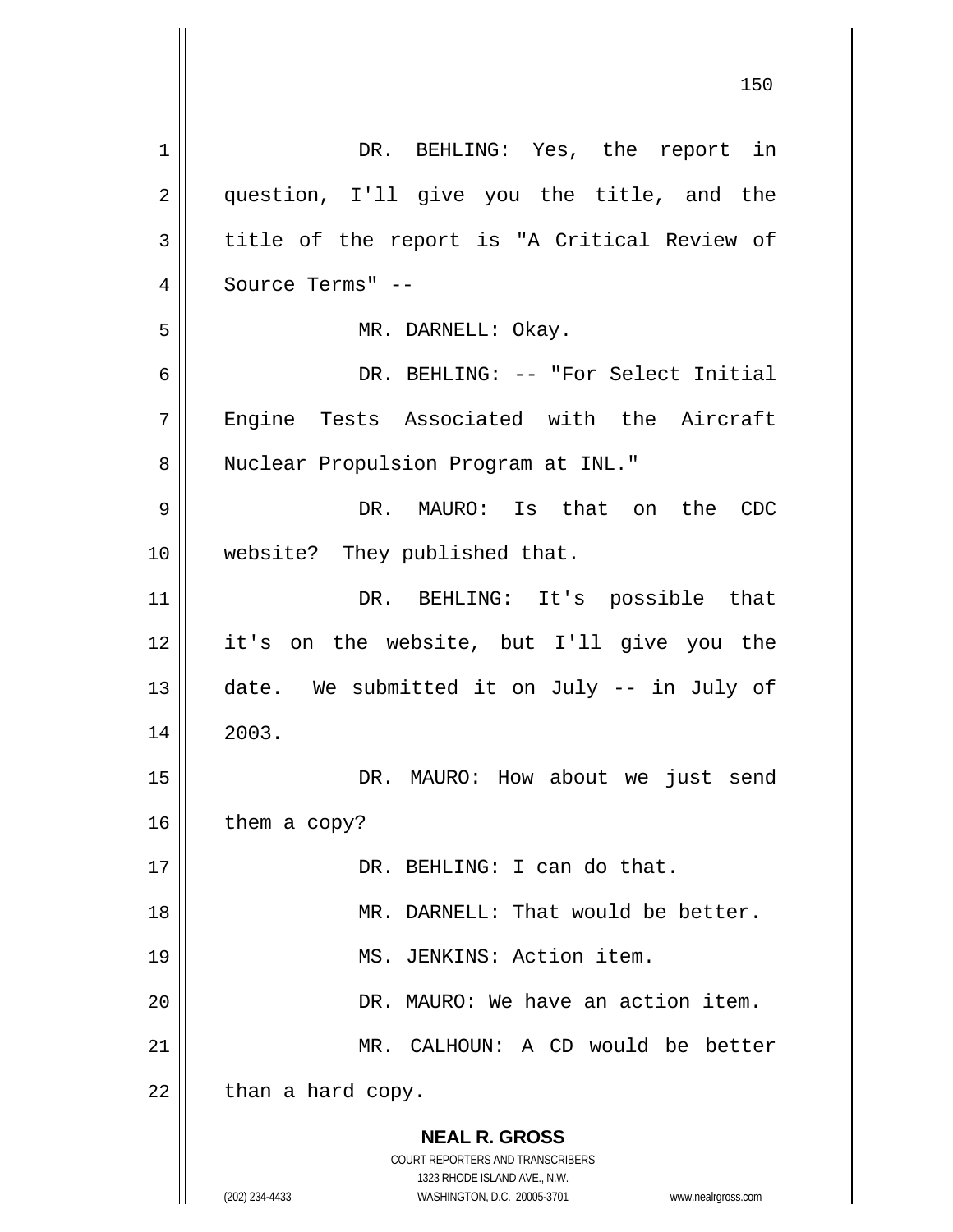DR. BEHLING: Yes, the report in question, I'll give you the title, and the title of the report is "A Critical Review of Source Terms" --

MR. DARNELL: Okay.

DR. BEHLING: -- "For Select Initial Engine Tests Associated with the Aircraft Nuclear Propulsion Program at INL."

DR. MAURO: Is that on the CDC website? They published that.

DR. BEHLING: It's possible that it's on the website, but I'll give you the date. We submitted it on July -- in July of 2003.

DR. MAURO: How about we just send them a copy?

DR. BEHLING: I can do that.

MR. DARNELL: That would be better.

MS. JENKINS: Action item.

DR. MAURO: We have an action item.

MR. CALHOUN: A CD would be better than a hard copy.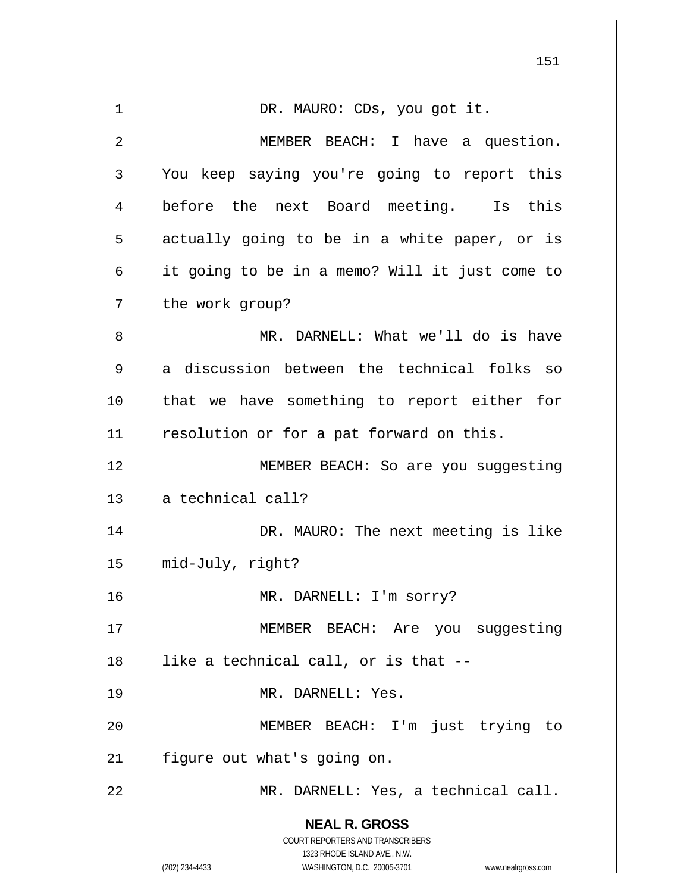DR. MAURO: CDs, you got it.

MEMBER BEACH: I have a question. You keep saying you're going to report this before the next Board meeting. Is this actually going to be in a white paper, or is it going to be in a memo? Will it just come to the work group?

MR. DARNELL: What we'll do is have a discussion between the technical folks so that we have something to report either for resolution or for a pat forward on this.

MEMBER BEACH: So are you suggesting a technical call?

DR. MAURO: The next meeting is like mid-July, right?

MR. DARNELL: I'm sorry?

MEMBER BEACH: Are you suggesting like a technical call, or is that --

MR. DARNELL: Yes.

MEMBER BEACH: I'm just trying to figure out what's going on.

MR. DARNELL: Yes, a technical call.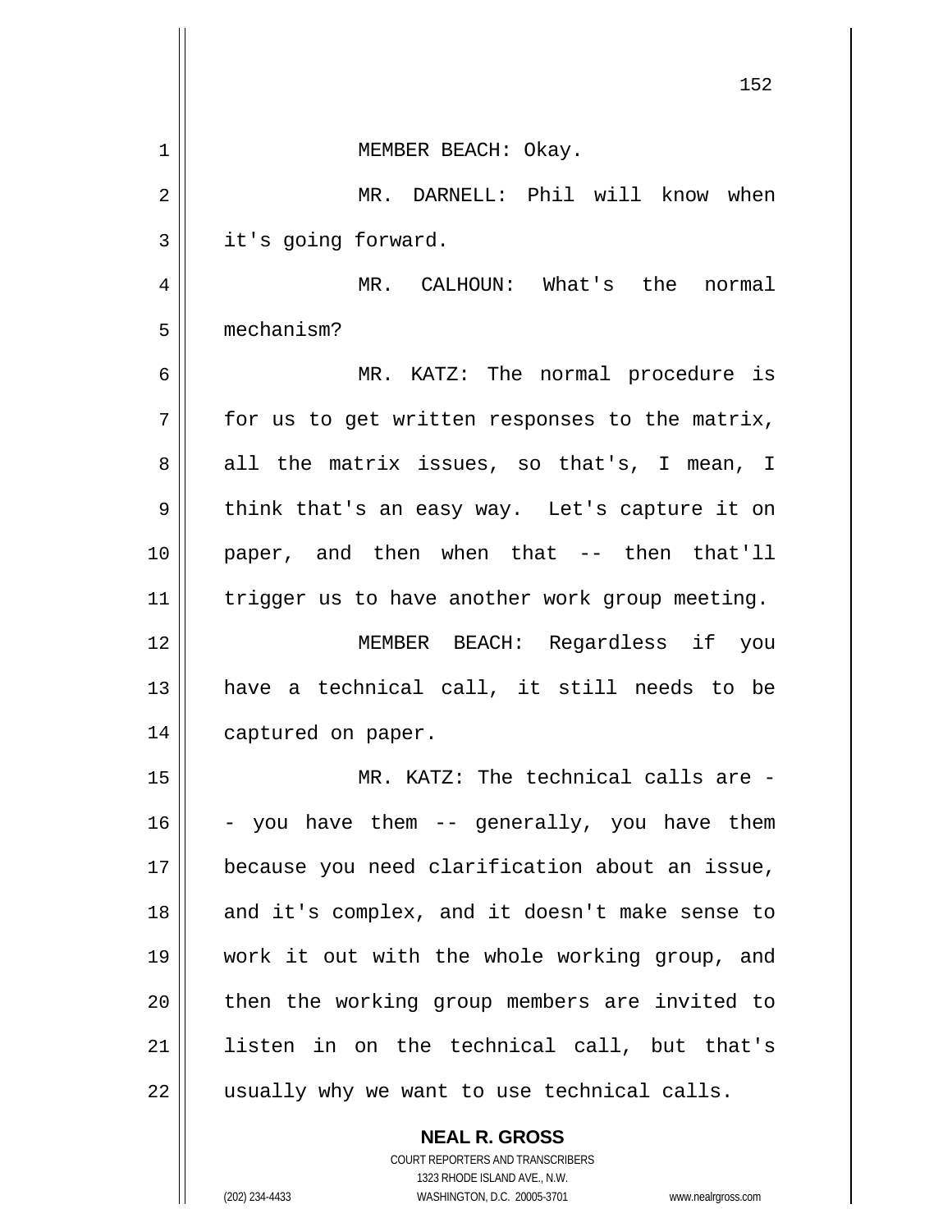MEMBER BEACH: Okay.

MR. DARNELL: Phil will know when it's going forward.

MR. CALHOUN: What's the normal mechanism?

MR. KATZ: The normal procedure is for us to get written responses to the matrix, all the matrix issues, so that's, I mean, I think that's an easy way. Let's capture it on paper, and then when that -- then that'll trigger us to have another work group meeting.

MEMBER BEACH: Regardless if you have a technical call, it still needs to be captured on paper.

MR. KATZ: The technical calls are -- you have them -- generally, you have them because you need clarification about an issue, and it's complex, and it doesn't make sense to work it out with the whole working group, and then the working group members are invited to listen in on the technical call, but that's usually why we want to use technical calls.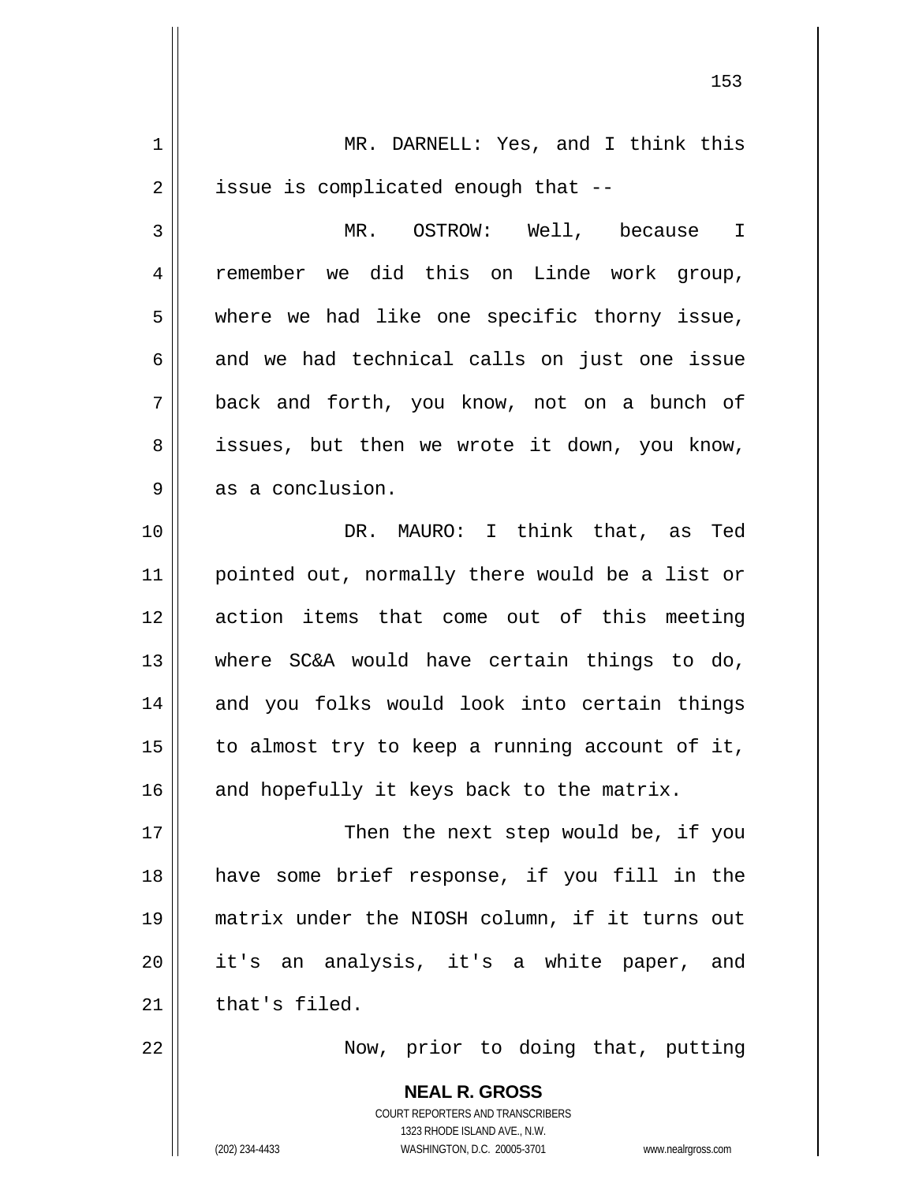MR. DARNELL: Yes, and I think this issue is complicated enough that --

MR. OSTROW: Well, because I remember we did this on Linde work group, where we had like one specific thorny issue, and we had technical calls on just one issue back and forth, you know, not on a bunch of issues, but then we wrote it down, you know, as a conclusion.

DR. MAURO: I think that, as Ted pointed out, normally there would be a list or action items that come out of this meeting where SC&A would have certain things to do, and you folks would look into certain things to almost try to keep a running account of it, and hopefully it keys back to the matrix.

Then the next step would be, if you have some brief response, if you fill in the matrix under the NIOSH column, if it turns out it's an analysis, it's a white paper, and that's filed.

Now, prior to doing that, putting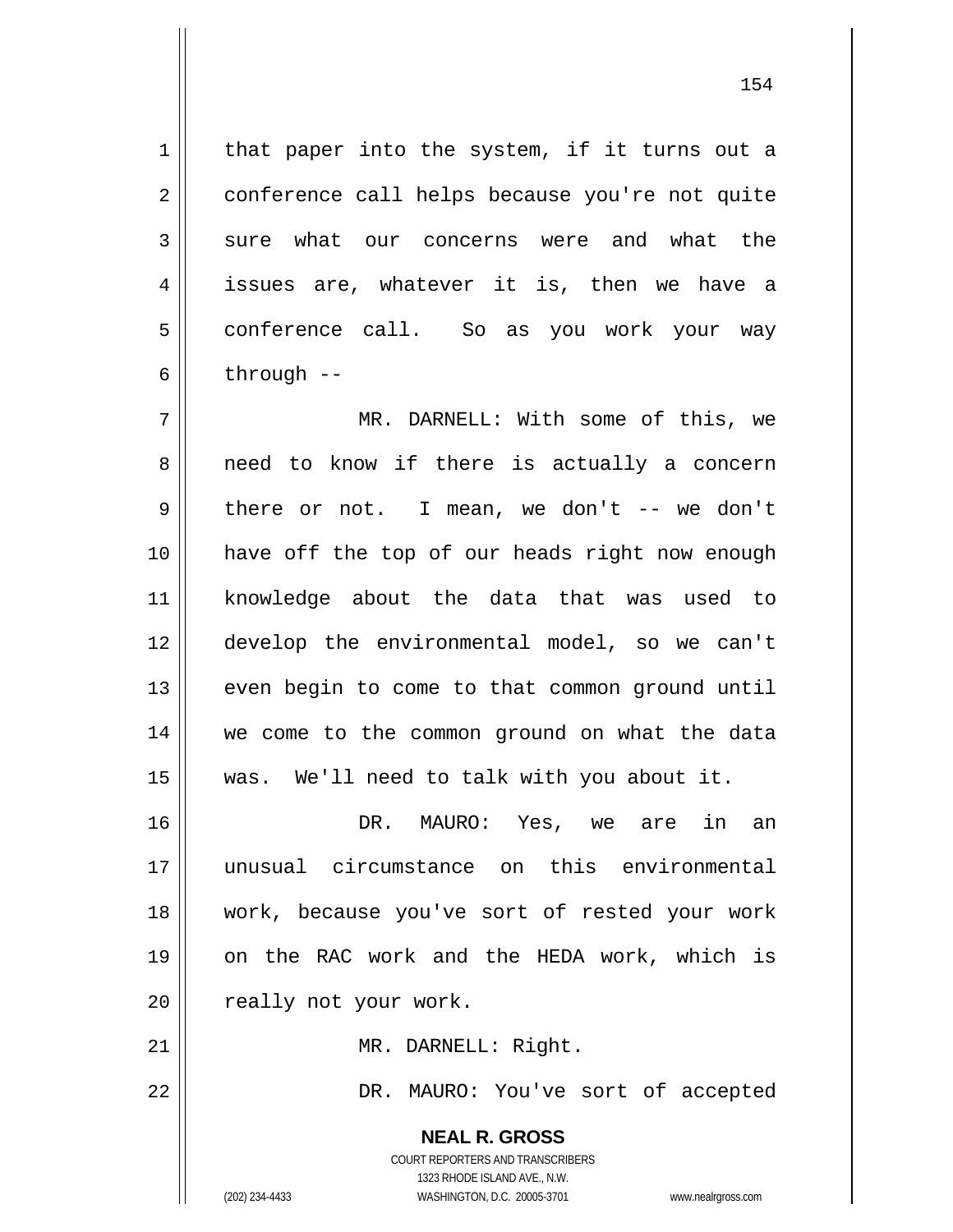that paper into the system, if it turns out a conference call helps because you're not quite sure what our concerns were and what the issues are, whatever it is, then we have a conference call. So as you work your way through --

MR. DARNELL: With some of this, we need to know if there is actually a concern there or not. I mean, we don't -- we don't have off the top of our heads right now enough knowledge about the data that was used to develop the environmental model, so we can't even begin to come to that common ground until we come to the common ground on what the data was. We'll need to talk with you about it.

DR. MAURO: Yes, we are in an unusual circumstance on this environmental work, because you've sort of rested your work on the RAC work and the HEDA work, which is really not your work.

MR. DARNELL: Right.

DR. MAURO: You've sort of accepted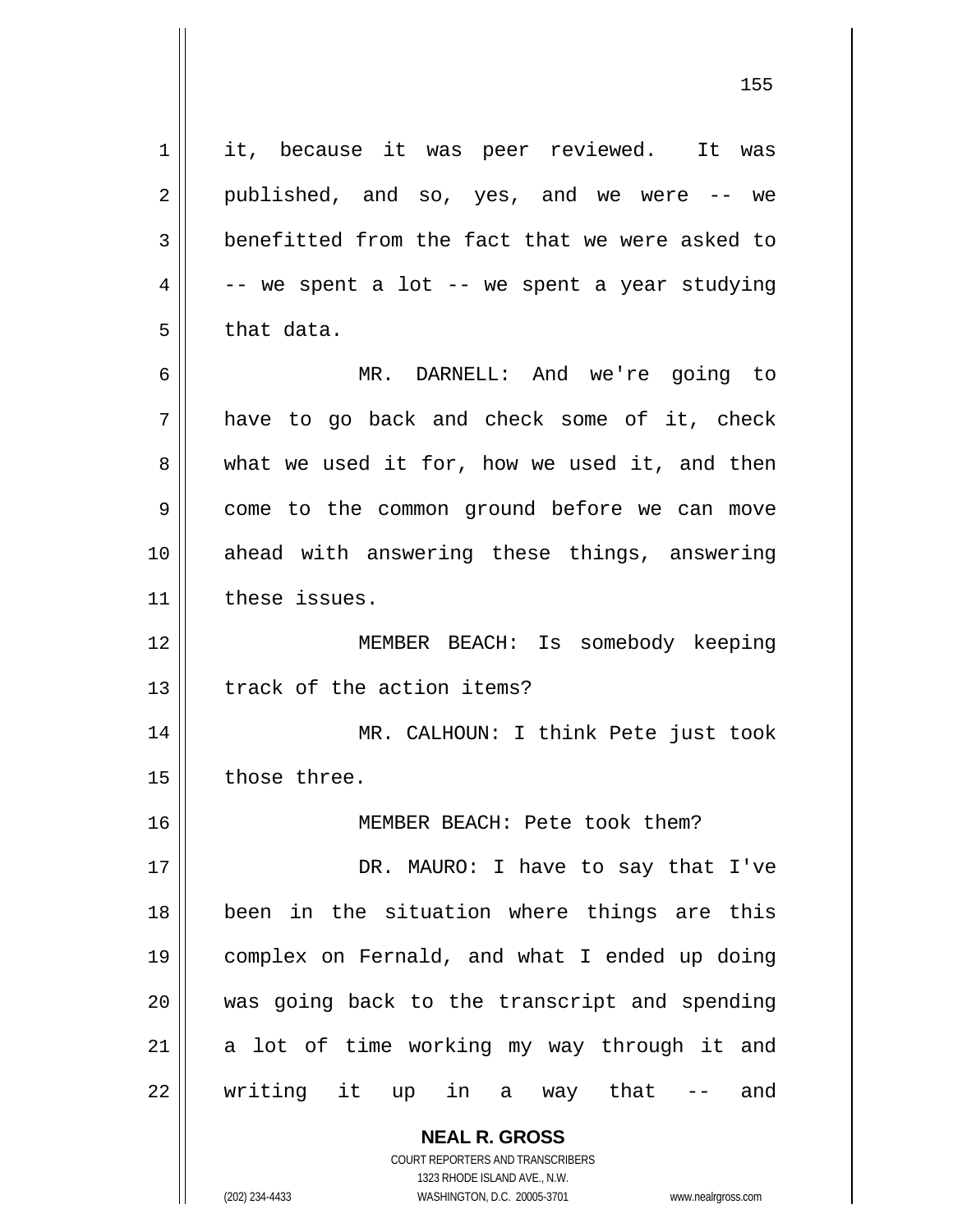it, because it was peer reviewed. It was published, and so, yes, and we were -- we benefitted from the fact that we were asked to -- we spent a lot -- we spent a year studying that data.

MR. DARNELL: And we're going to have to go back and check some of it, check what we used it for, how we used it, and then come to the common ground before we can move ahead with answering these things, answering these issues.

MEMBER BEACH: Is somebody keeping track of the action items?

MR. CALHOUN: I think Pete just took those three.

MEMBER BEACH: Pete took them?

DR. MAURO: I have to say that I've been in the situation where things are this complex on Fernald, and what I ended up doing was going back to the transcript and spending a lot of time working my way through it and writing it up in a way that -- and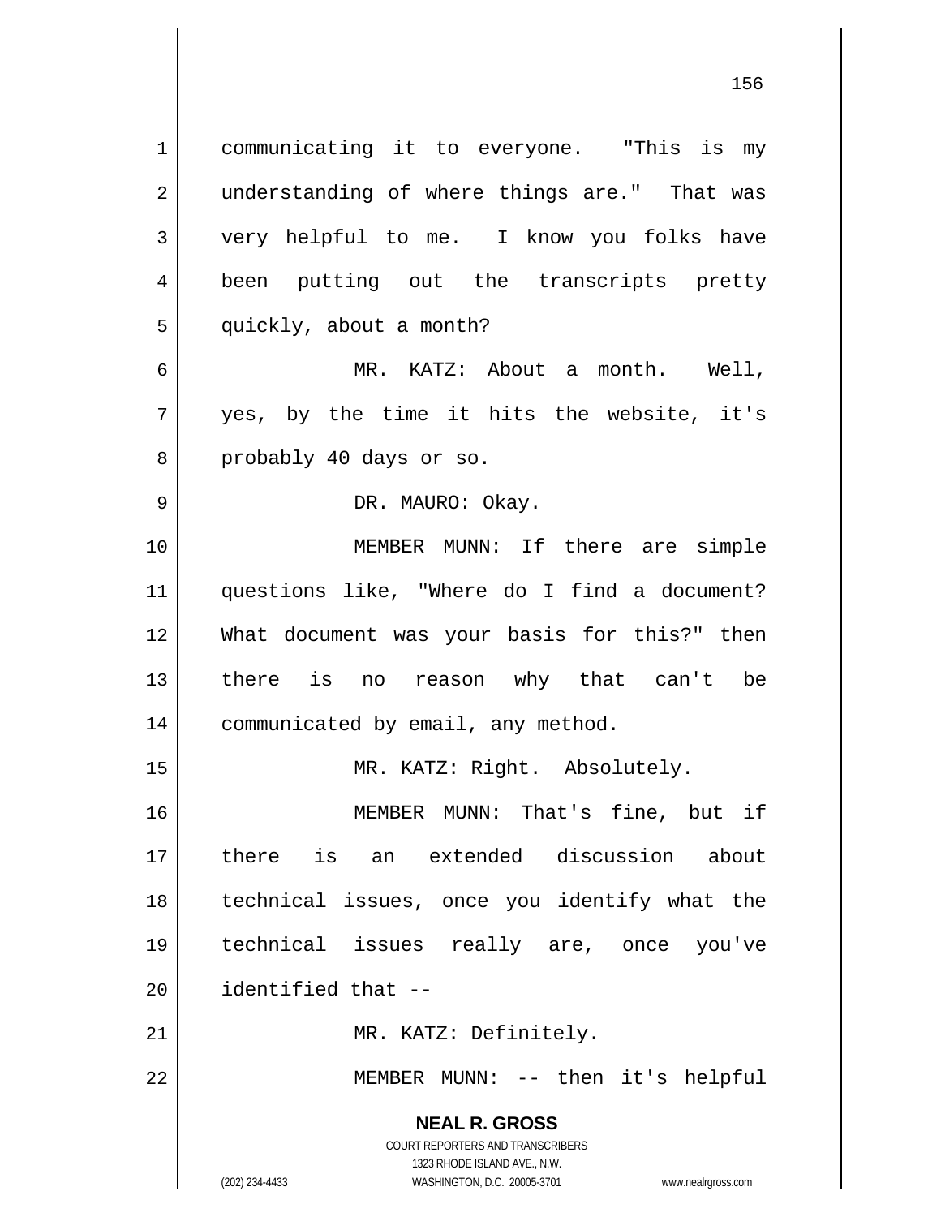communicating it to everyone. "This is my understanding of where things are." That was very helpful to me. I know you folks have been putting out the transcripts pretty quickly, about a month?

MR. KATZ: About a month. Well, yes, by the time it hits the website, it's probably 40 days or so.

DR. MAURO: Okay.

MEMBER MUNN: If there are simple questions like, "Where do I find a document? What document was your basis for this?" then there is no reason why that can't be communicated by email, any method.

MR. KATZ: Right. Absolutely.

MEMBER MUNN: That's fine, but if there is an extended discussion about technical issues, once you identify what the technical issues really are, once you've identified that --

MR. KATZ: Definitely.

MEMBER MUNN: -- then it's helpful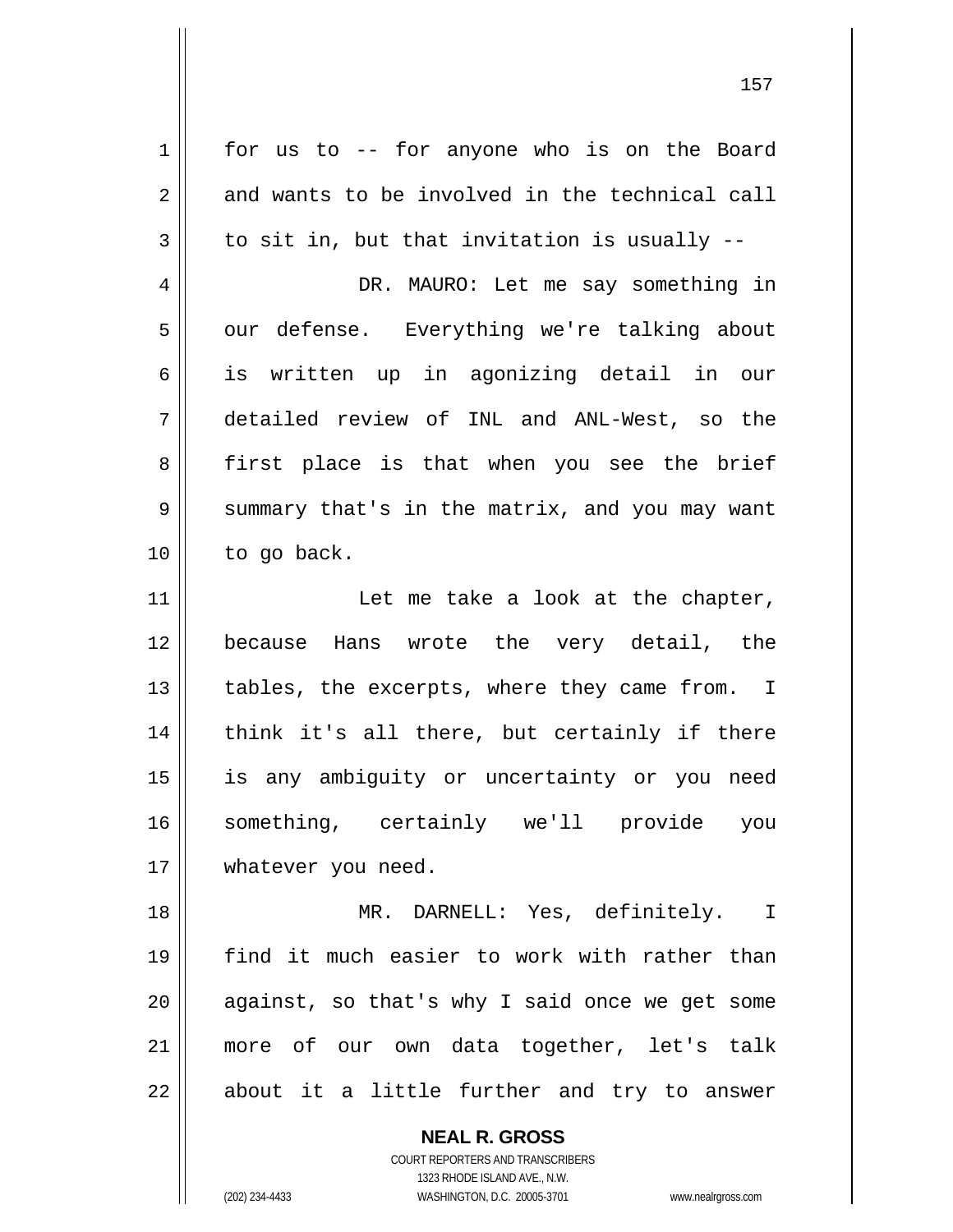for us to -- for anyone who is on the Board and wants to be involved in the technical call to sit in, but that invitation is usually --

DR. MAURO: Let me say something in our defense. Everything we're talking about is written up in agonizing detail in our detailed review of INL and ANL-West, so the first place is that when you see the brief summary that's in the matrix, and you may want to go back.

Let me take a look at the chapter, because Hans wrote the very detail, the tables, the excerpts, where they came from. I think it's all there, but certainly if there is any ambiguity or uncertainty or you need something, certainly we'll provide you whatever you need.

MR. DARNELL: Yes, definitely. I find it much easier to work with rather than against, so that's why I said once we get some more of our own data together, let's talk about it a little further and try to answer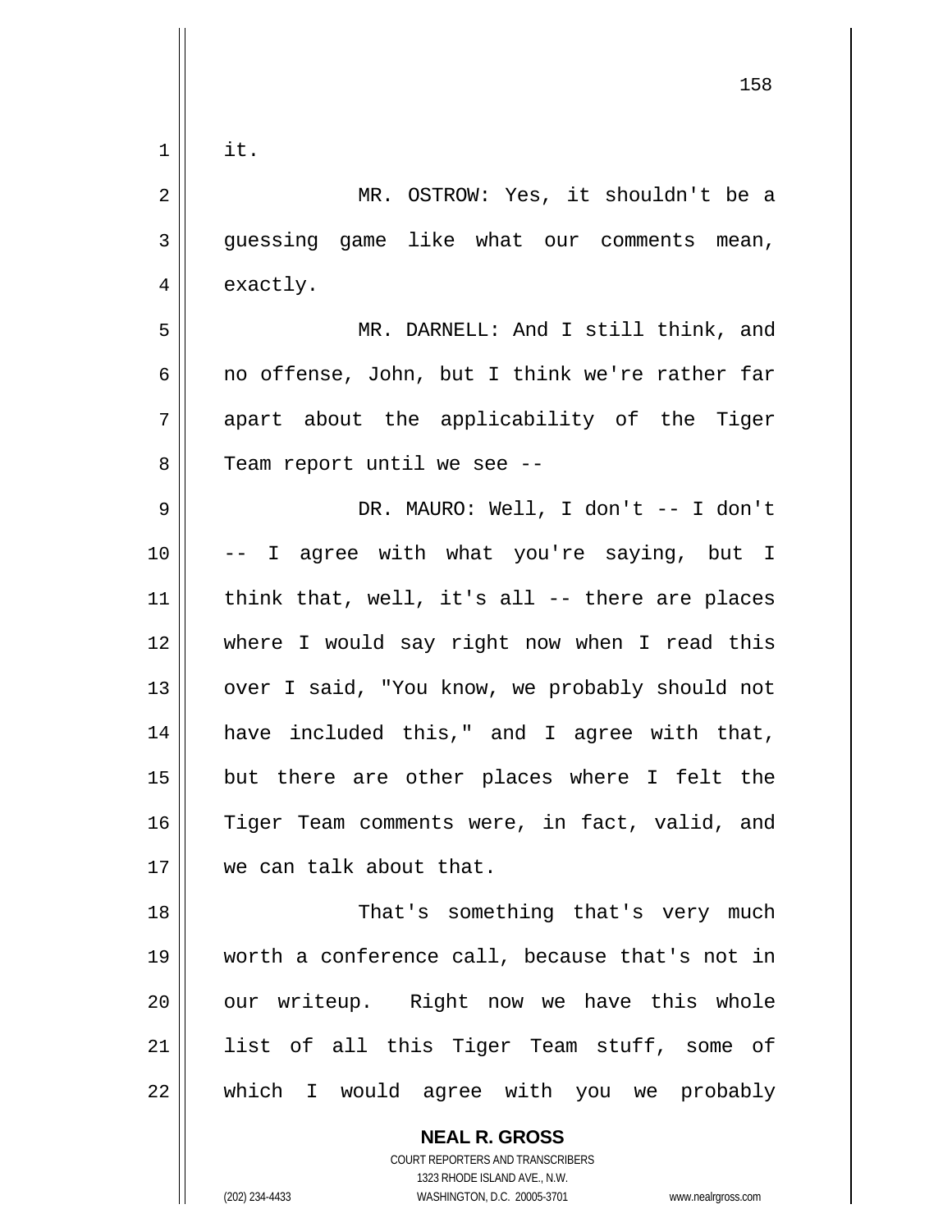it.

MR. OSTROW: Yes, it shouldn't be a guessing game like what our comments mean, exactly.

MR. DARNELL: And I still think, and no offense, John, but I think we're rather far apart about the applicability of the Tiger Team report until we see --

DR. MAURO: Well, I don't -- I don't -- I agree with what you're saying, but I think that, well, it's all -- there are places where I would say right now when I read this over I said, "You know, we probably should not have included this," and I agree with that, but there are other places where I felt the Tiger Team comments were, in fact, valid, and we can talk about that.

That's something that's very much worth a conference call, because that's not in our writeup. Right now we have this whole list of all this Tiger Team stuff, some of which I would agree with you we probably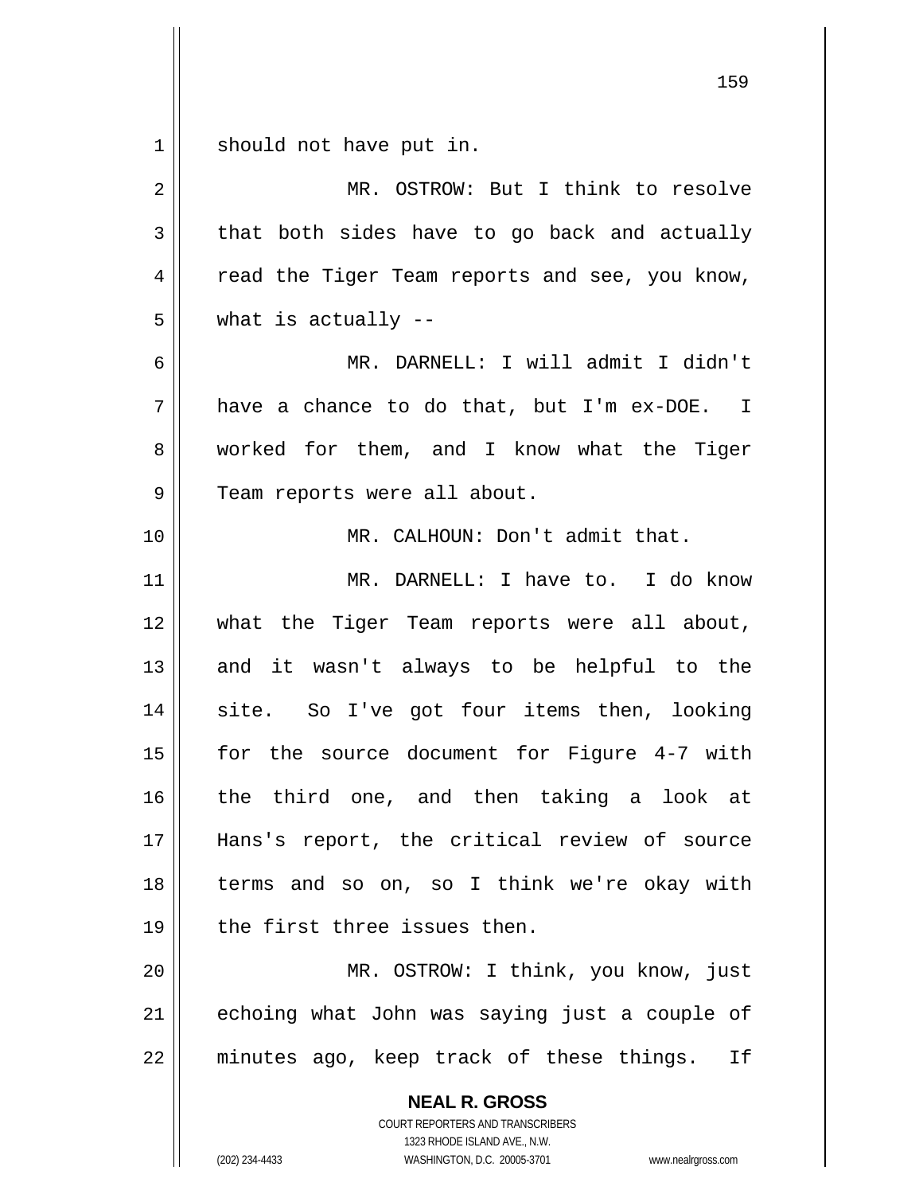should not have put in.

MR. OSTROW: But I think to resolve that both sides have to go back and actually read the Tiger Team reports and see, you know, what is actually --

MR. DARNELL: I will admit I didn't have a chance to do that, but I'm ex-DOE. I worked for them, and I know what the Tiger Team reports were all about.

MR. CALHOUN: Don't admit that.

MR. DARNELL: I have to. I do know what the Tiger Team reports were all about, and it wasn't always to be helpful to the site. So I've got four items then, looking for the source document for Figure 4-7 with the third one, and then taking a look at Hans's report, the critical review of source terms and so on, so I think we're okay with the first three issues then.

MR. OSTROW: I think, you know, just echoing what John was saying just a couple of minutes ago, keep track of these things. If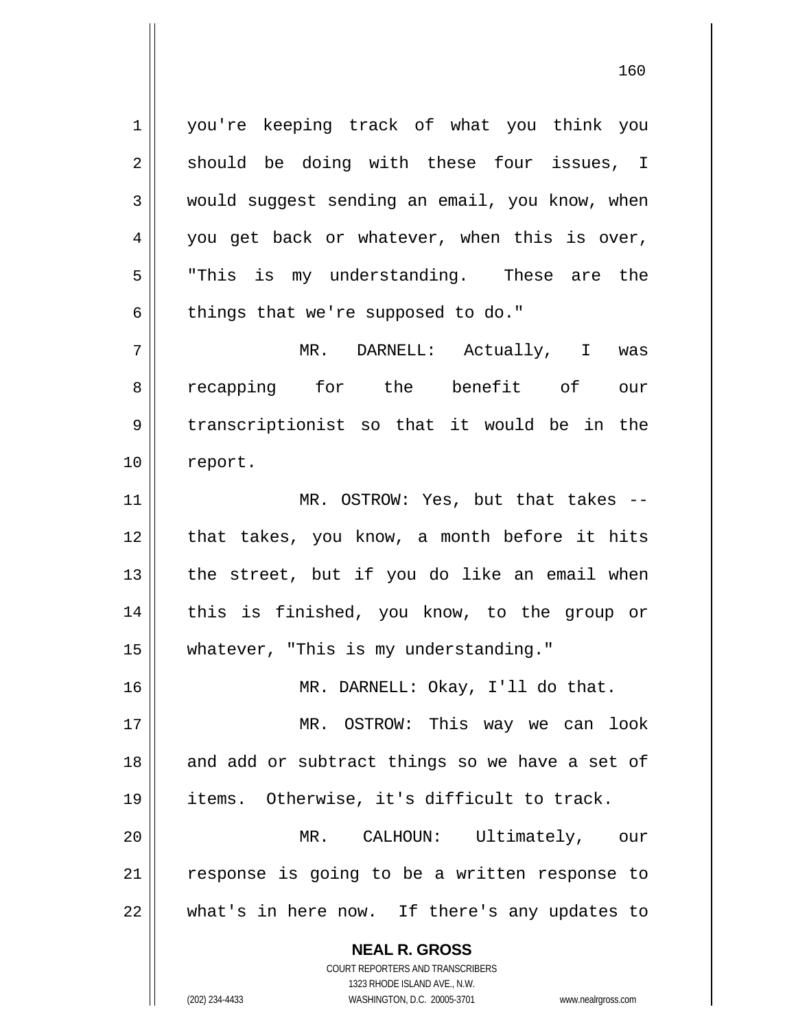you're keeping track of what you think you should be doing with these four issues, I would suggest sending an email, you know, when you get back or whatever, when this is over, "This is my understanding. These are the things that we're supposed to do."

MR. DARNELL: Actually, I was recapping for the benefit of our transcriptionist so that it would be in the report.

MR. OSTROW: Yes, but that takes -- that takes, you know, a month before it hits the street, but if you do like an email when this is finished, you know, to the group or whatever, "This is my understanding."

MR. DARNELL: Okay, I'll do that.

MR. OSTROW: This way we can look and add or subtract things so we have a set of items. Otherwise, it's difficult to track.

MR. CALHOUN: Ultimately, our response is going to be a written response to what's in here now. If there's any updates to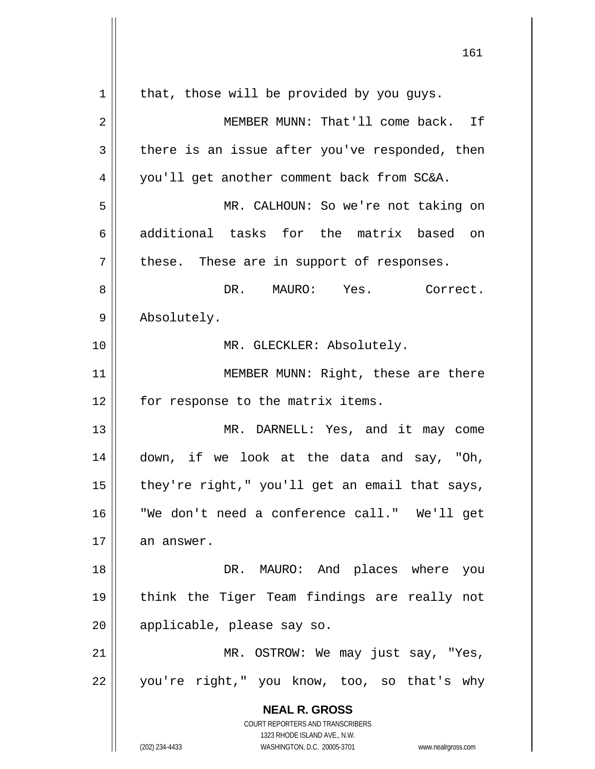that, those will be provided by you guys.

MEMBER MUNN: That'll come back. If there is an issue after you've responded, then you'll get another comment back from SC&A.

MR. CALHOUN: So we're not taking on additional tasks for the matrix based on these. These are in support of responses.

DR. MAURO: Yes. Correct. Absolutely.

MR. GLECKLER: Absolutely.

MEMBER MUNN: Right, these are there for response to the matrix items.

MR. DARNELL: Yes, and it may come down, if we look at the data and say, "Oh, they're right," you'll get an email that says, "We don't need a conference call." We'll get an answer.

DR. MAURO: And places where you think the Tiger Team findings are really not applicable, please say so.

MR. OSTROW: We may just say, "Yes, you're right," you know, too, so that's why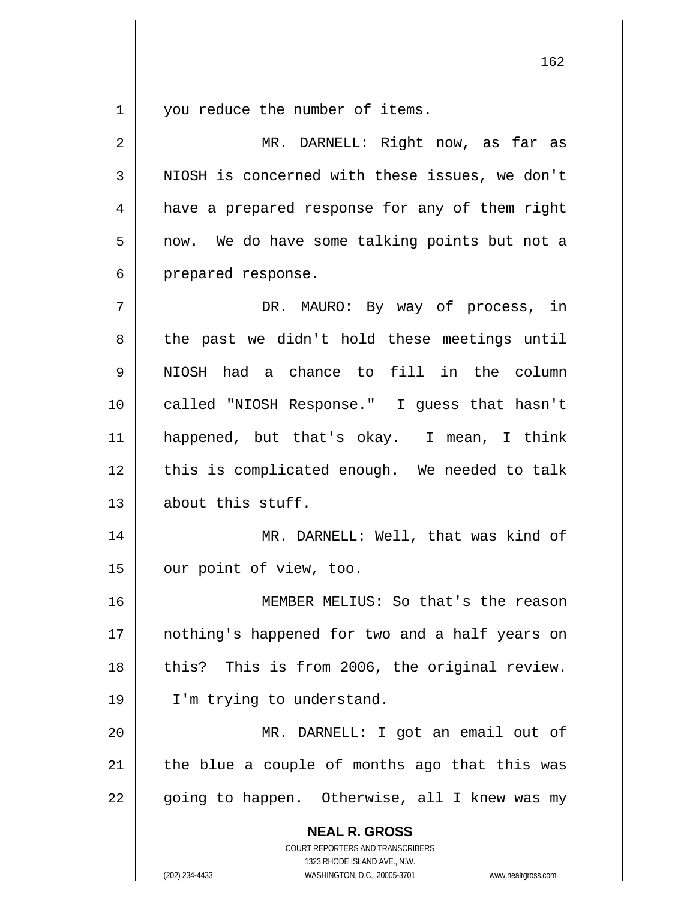you reduce the number of items.

MR. DARNELL: Right now, as far as NIOSH is concerned with these issues, we don't have a prepared response for any of them right now. We do have some talking points but not a prepared response.

DR. MAURO: By way of process, in the past we didn't hold these meetings until NIOSH had a chance to fill in the column called "NIOSH Response." I guess that hasn't happened, but that's okay. I mean, I think this is complicated enough. We needed to talk about this stuff.

MR. DARNELL: Well, that was kind of our point of view, too.

MEMBER MELIUS: So that's the reason nothing's happened for two and a half years on this? This is from 2006, the original review. I'm trying to understand.

MR. DARNELL: I got an email out of the blue a couple of months ago that this was going to happen. Otherwise, all I knew was my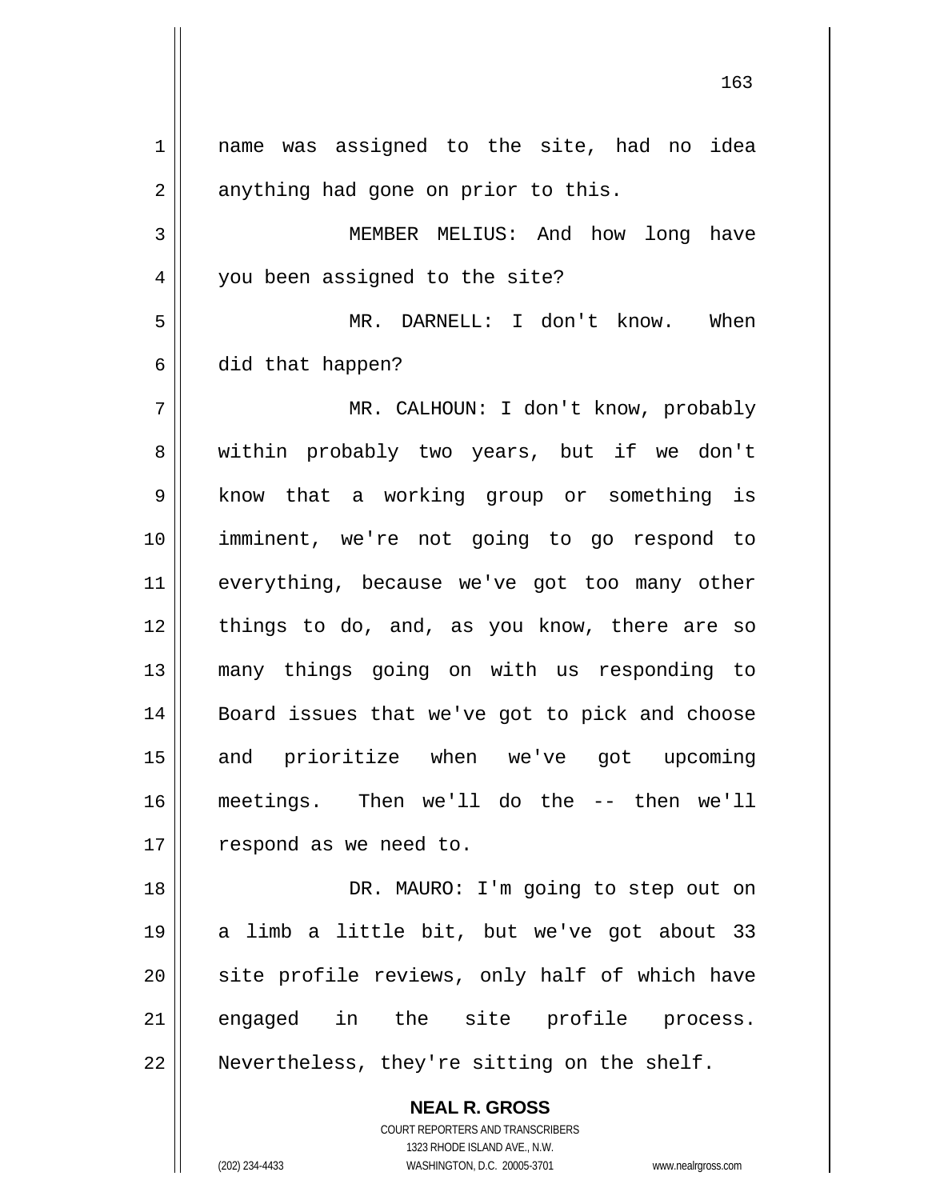name was assigned to the site, had no idea anything had gone on prior to this.

MEMBER MELIUS: And how long have you been assigned to the site?

MR. DARNELL: I don't know. When did that happen?

MR. CALHOUN: I don't know, probably within probably two years, but if we don't know that a working group or something is imminent, we're not going to go respond to everything, because we've got too many other things to do, and, as you know, there are so many things going on with us responding to Board issues that we've got to pick and choose and prioritize when we've got upcoming meetings. Then we'll do the -- then we'll respond as we need to.

DR. MAURO: I'm going to step out on a limb a little bit, but we've got about 33 site profile reviews, only half of which have engaged in the site profile process. Nevertheless, they're sitting on the shelf.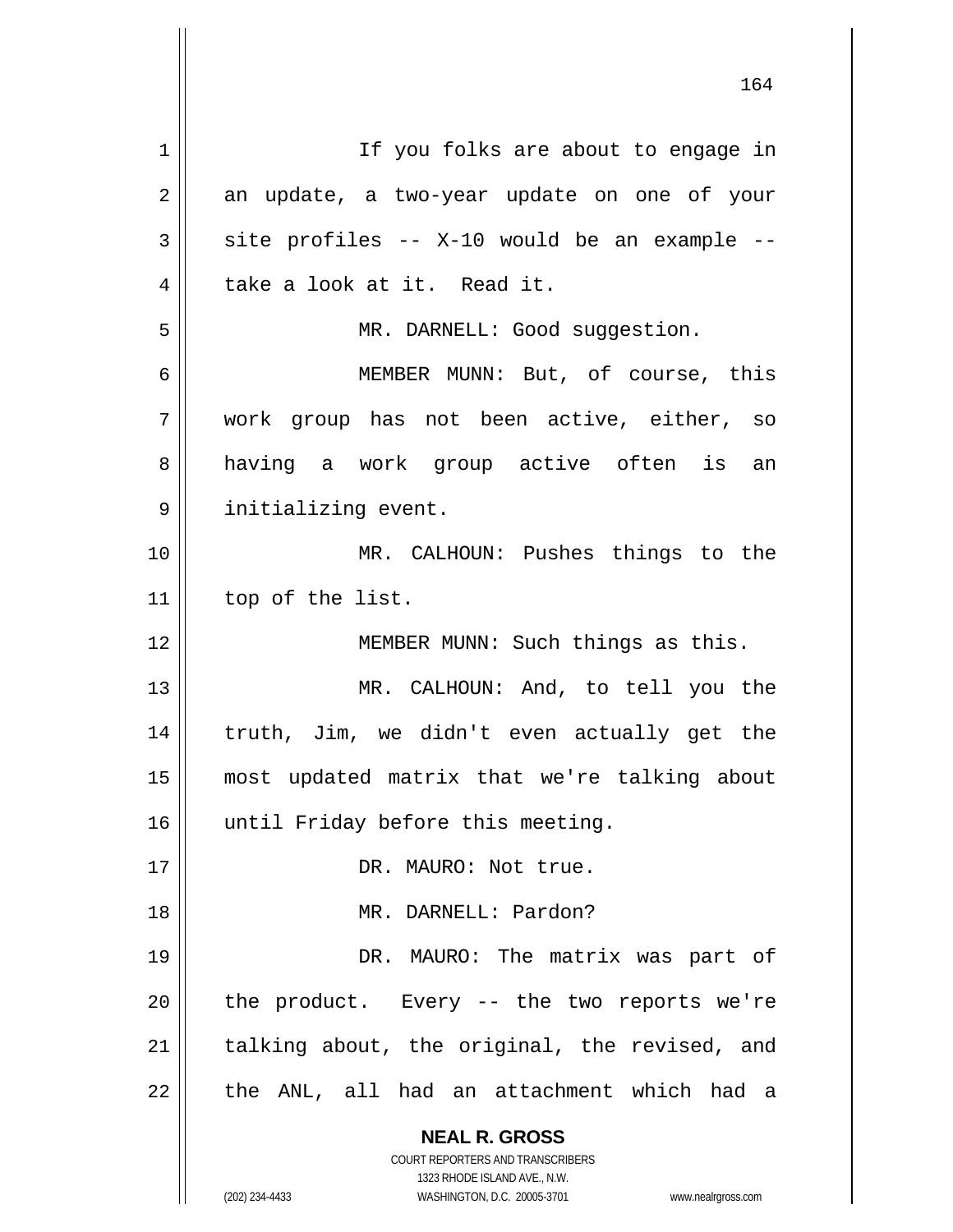If you folks are about to engage in an update, a two-year update on one of your site profiles -- X-10 would be an example -- take a look at it. Read it.

MR. DARNELL: Good suggestion.

MEMBER MUNN: But, of course, this work group has not been active, either, so having a work group active often is an initializing event.

MR. CALHOUN: Pushes things to the top of the list.

MEMBER MUNN: Such things as this.

MR. CALHOUN: And, to tell you the truth, Jim, we didn't even actually get the most updated matrix that we're talking about until Friday before this meeting.

DR. MAURO: Not true.

MR. DARNELL: Pardon?

DR. MAURO: The matrix was part of the product. Every -- the two reports we're talking about, the original, the revised, and the ANL, all had an attachment which had a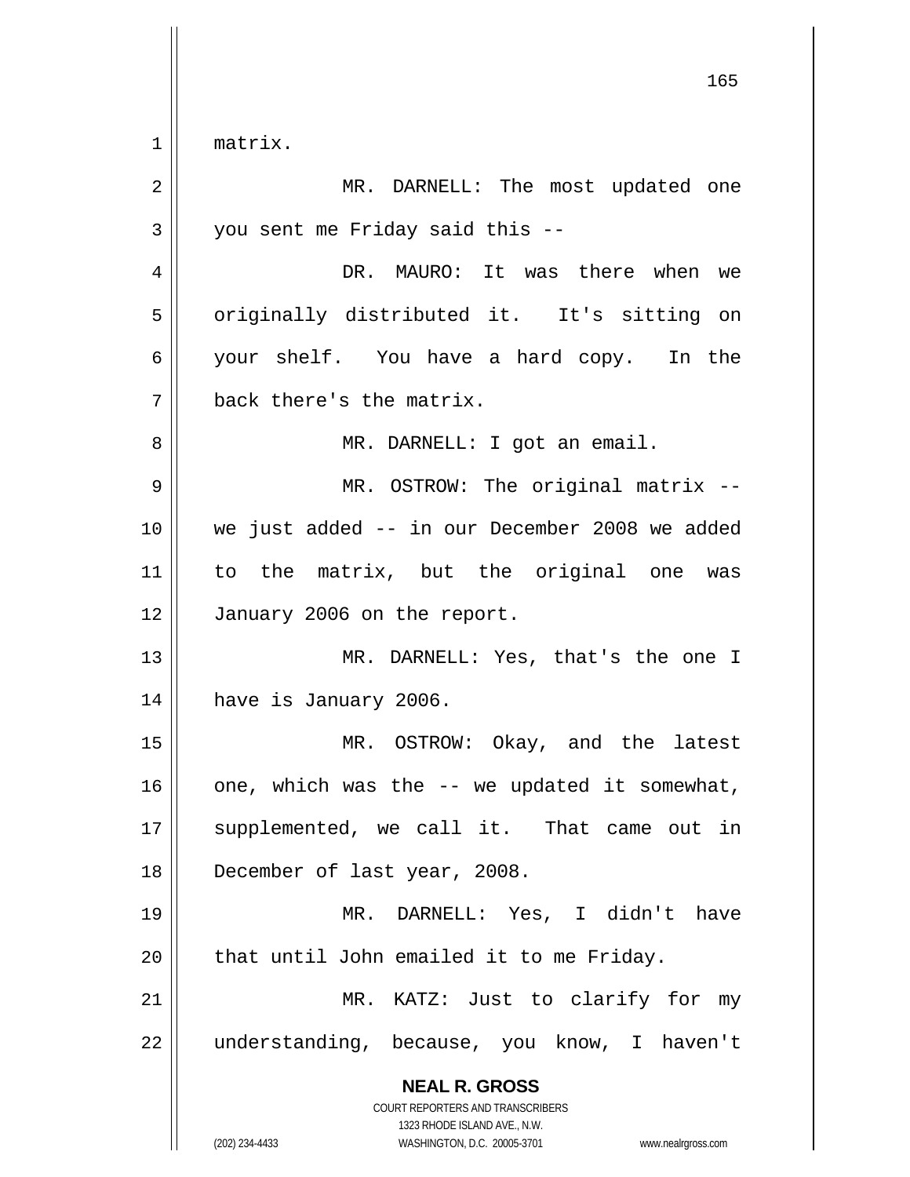matrix.

MR. DARNELL: The most updated one you sent me Friday said this --

DR. MAURO: It was there when we originally distributed it. It's sitting on your shelf. You have a hard copy. In the back there's the matrix.

MR. DARNELL: I got an email.

MR. OSTROW: The original matrix -- we just added -- in our December 2008 we added to the matrix, but the original one was January 2006 on the report.

MR. DARNELL: Yes, that's the one I have is January 2006.

MR. OSTROW: Okay, and the latest one, which was the -- we updated it somewhat, supplemented, we call it. That came out in December of last year, 2008.

MR. DARNELL: Yes, I didn't have that until John emailed it to me Friday.

MR. KATZ: Just to clarify for my understanding, because, you know, I haven't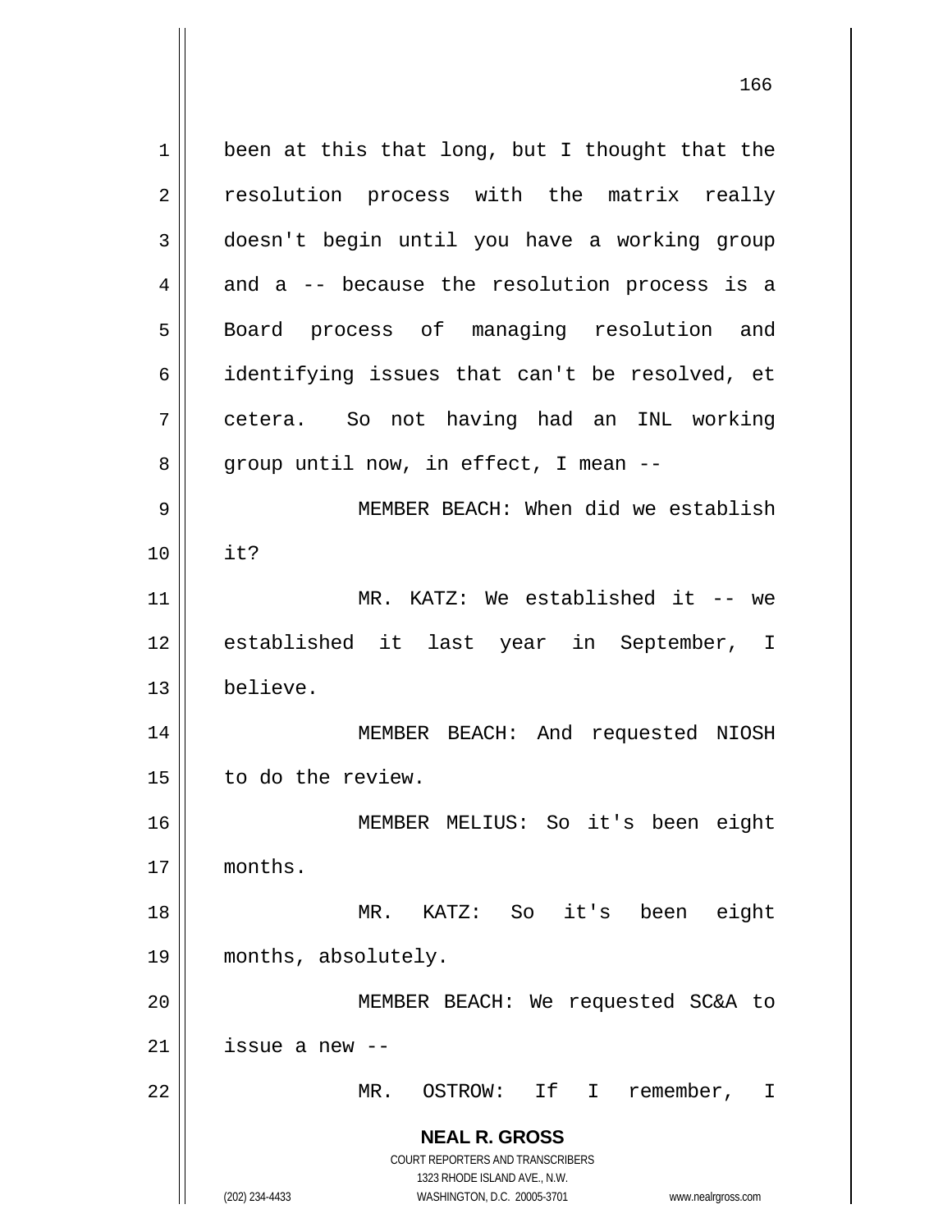been at this that long, but I thought that the resolution process with the matrix really doesn't begin until you have a working group and a -- because the resolution process is a Board process of managing resolution and identifying issues that can't be resolved, et cetera. So not having had an INL working group until now, in effect, I mean --

MEMBER BEACH: When did we establish it?

MR. KATZ: We established it -- we established it last year in September, I believe.

MEMBER BEACH: And requested NIOSH to do the review.

MEMBER MELIUS: So it's been eight months.

MR. KATZ: So it's been eight months, absolutely.

MEMBER BEACH: We requested SC&A to issue a new --

MR. OSTROW: If I remember, I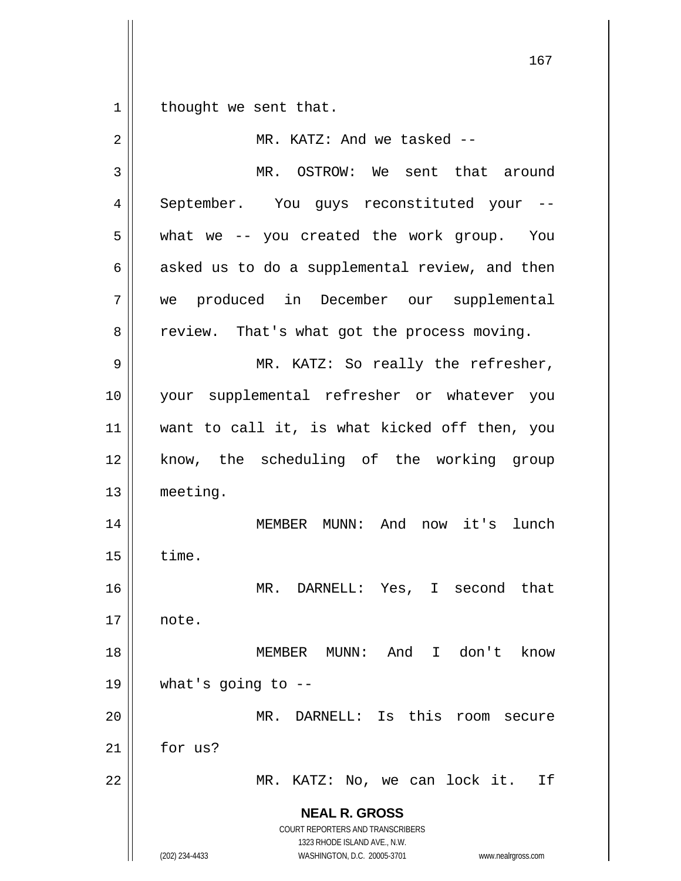thought we sent that.

MR. KATZ: And we tasked --

MR. OSTROW: We sent that around September. You guys reconstituted your -- what we -- you created the work group. You asked us to do a supplemental review, and then we produced in December our supplemental review. That's what got the process moving.

MR. KATZ: So really the refresher, your supplemental refresher or whatever you want to call it, is what kicked off then, you know, the scheduling of the working group meeting.

MEMBER MUNN: And now it's lunch time.

MR. DARNELL: Yes, I second that note.

MEMBER MUNN: And I don't know what's going to --

MR. DARNELL: Is this room secure for us?

MR. KATZ: No, we can lock it. If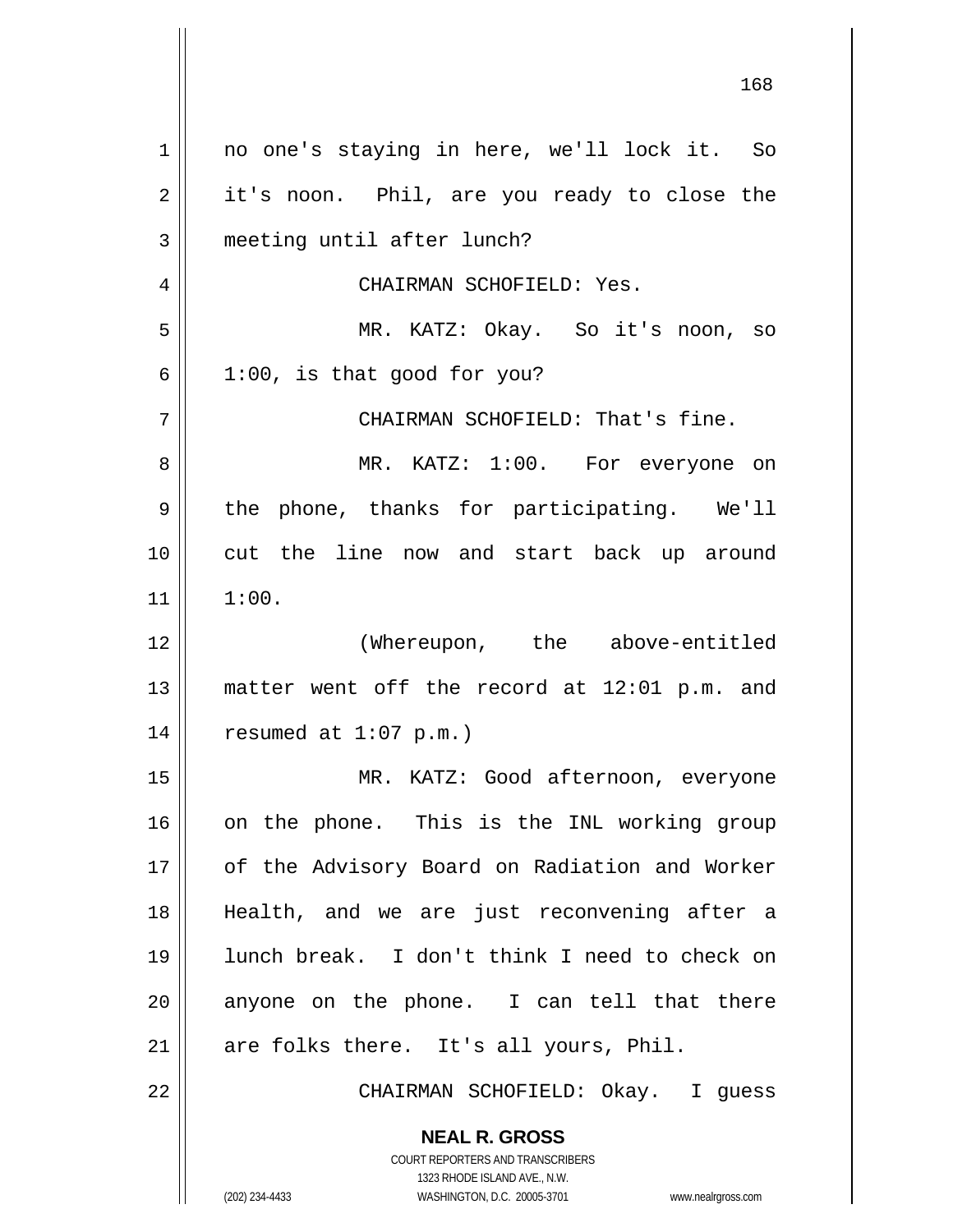no one's staying in here, we'll lock it. So it's noon. Phil, are you ready to close the meeting until after lunch?

CHAIRMAN SCHOFIELD: Yes.

MR. KATZ: Okay. So it's noon, so 1:00, is that good for you?

CHAIRMAN SCHOFIELD: That's fine.

MR. KATZ: 1:00. For everyone on the phone, thanks for participating. We'll cut the line now and start back up around 1:00.

(Whereupon, the above-entitled matter went off the record at 12:01 p.m. and resumed at 1:07 p.m.)

MR. KATZ: Good afternoon, everyone on the phone. This is the INL working group of the Advisory Board on Radiation and Worker Health, and we are just reconvening after a lunch break. I don't think I need to check on anyone on the phone. I can tell that there are folks there. It's all yours, Phil.

CHAIRMAN SCHOFIELD: Okay. I guess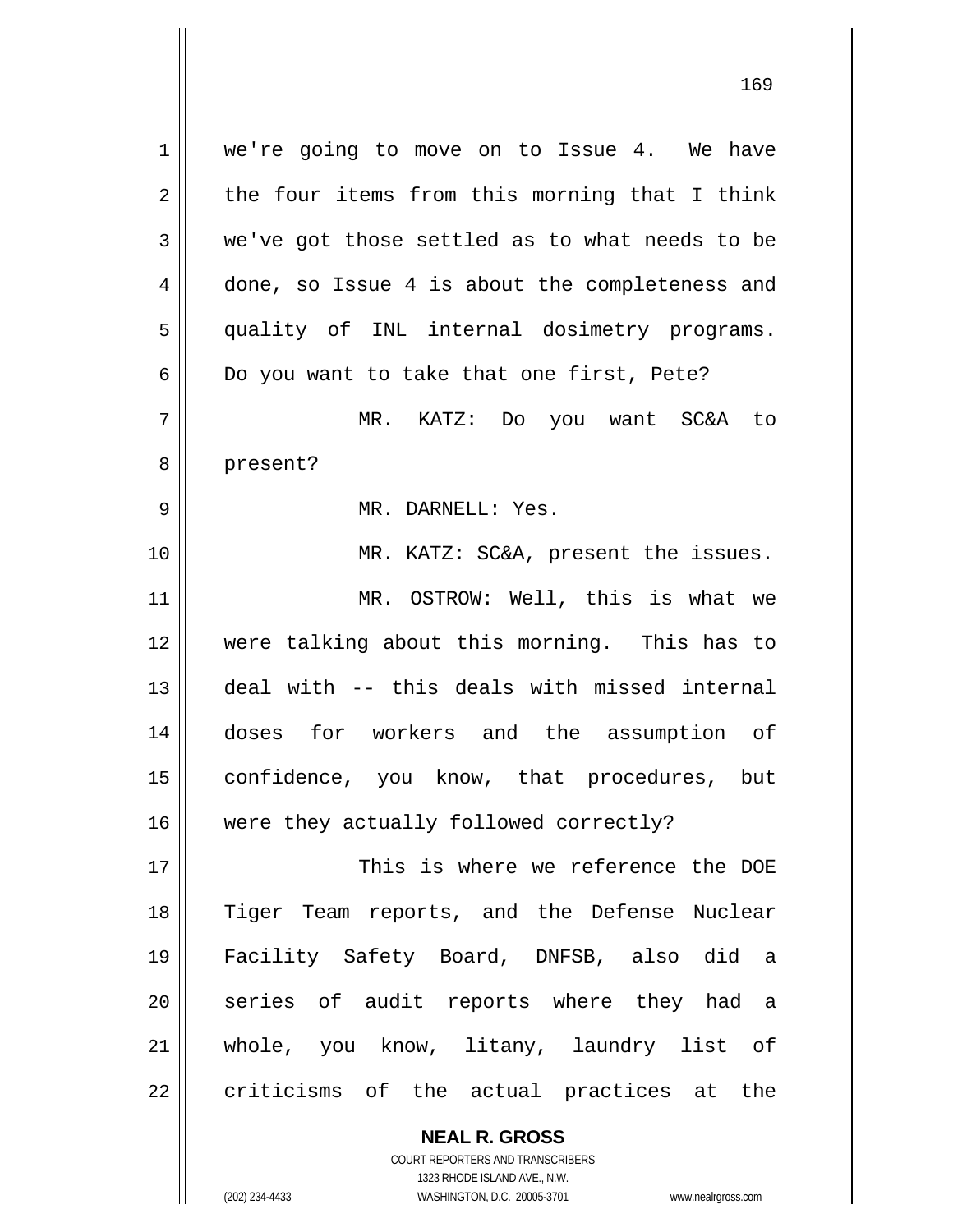we're going to move on to Issue 4. We have the four items from this morning that I think we've got those settled as to what needs to be done, so Issue 4 is about the completeness and quality of INL internal dosimetry programs. Do you want to take that one first, Pete?

MR. KATZ: Do you want SC&A to present?

MR. DARNELL: Yes.

MR. KATZ: SC&A, present the issues.

MR. OSTROW: Well, this is what we were talking about this morning. This has to deal with -- this deals with missed internal doses for workers and the assumption of confidence, you know, that procedures, but were they actually followed correctly?

This is where we reference the DOE Tiger Team reports, and the Defense Nuclear Facility Safety Board, DNFSB, also did a series of audit reports where they had a whole, you know, litany, laundry list of criticisms of the actual practices at the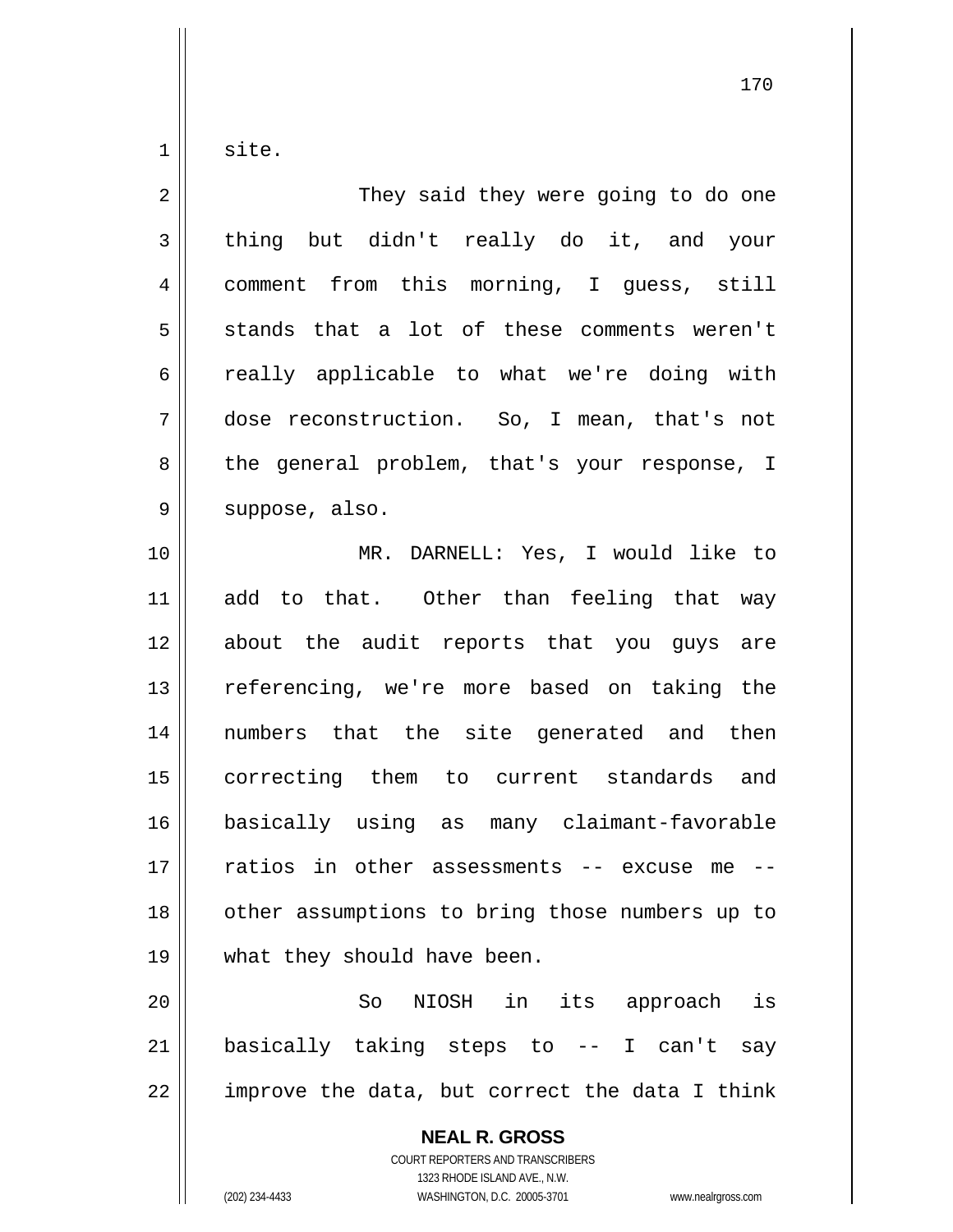site.

They said they were going to do one thing but didn't really do it, and your comment from this morning, I guess, still stands that a lot of these comments weren't really applicable to what we're doing with dose reconstruction. So, I mean, that's not the general problem, that's your response, I suppose, also.

MR. DARNELL: Yes, I would like to add to that. Other than feeling that way about the audit reports that you guys are referencing, we're more based on taking the numbers that the site generated and then correcting them to current standards and basically using as many claimant-favorable ratios in other assessments -- excuse me -- other assumptions to bring those numbers up to what they should have been.

So NIOSH in its approach is basically taking steps to -- I can't say improve the data, but correct the data I think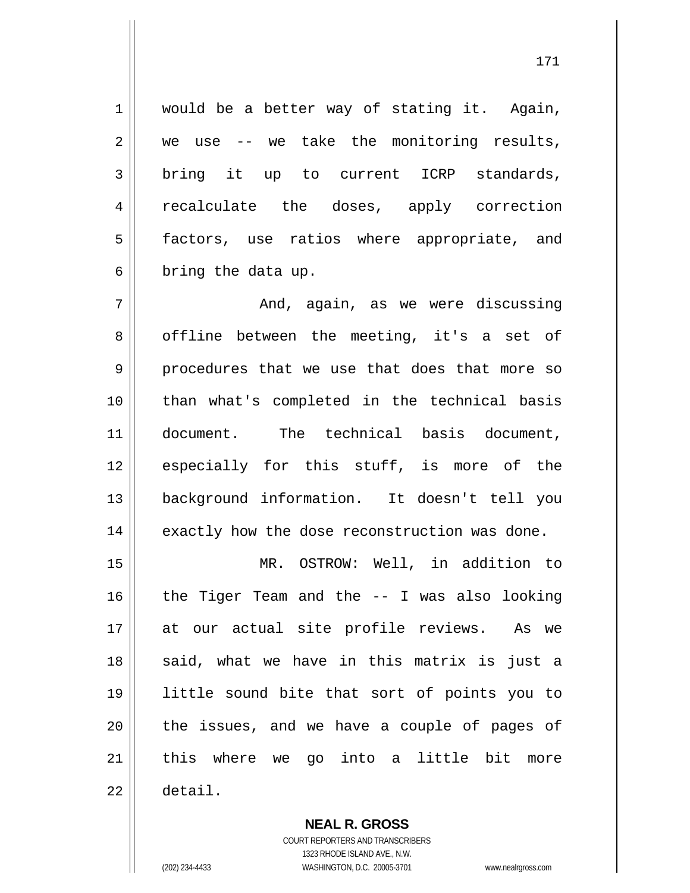would be a better way of stating it. Again, we use -- we take the monitoring results, bring it up to current ICRP standards, recalculate the doses, apply correction factors, use ratios where appropriate, and bring the data up.

And, again, as we were discussing offline between the meeting, it's a set of procedures that we use that does that more so than what's completed in the technical basis document. The technical basis document, especially for this stuff, is more of the background information. It doesn't tell you exactly how the dose reconstruction was done.

MR. OSTROW: Well, in addition to the Tiger Team and the -- I was also looking at our actual site profile reviews. As we said, what we have in this matrix is just a little sound bite that sort of points you to the issues, and we have a couple of pages of this where we go into a little bit more detail.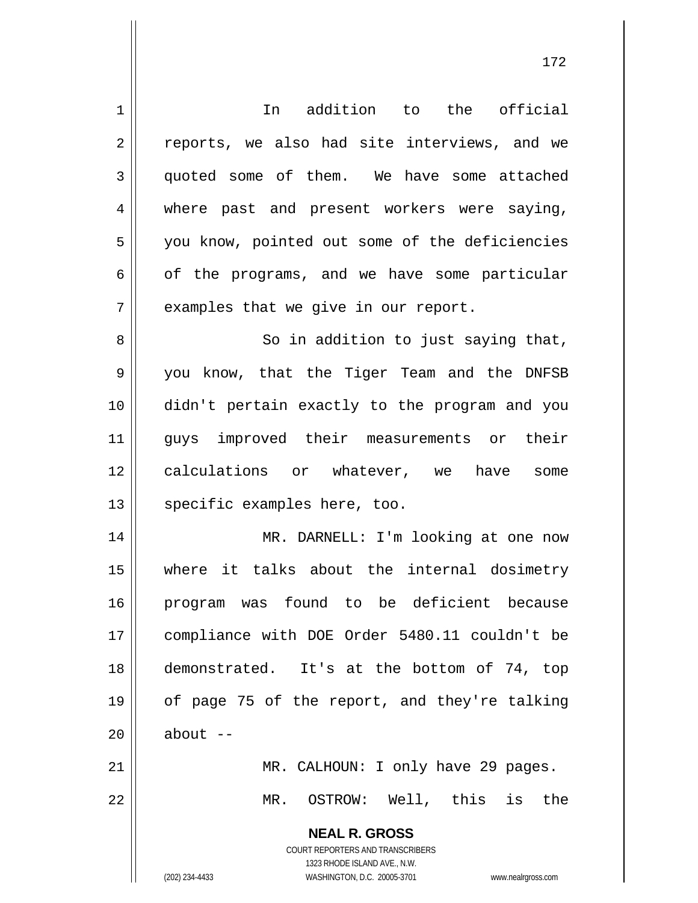In addition to the official reports, we also had site interviews, and we quoted some of them. We have some attached where past and present workers were saying, you know, pointed out some of the deficiencies of the programs, and we have some particular examples that we give in our report.

So in addition to just saying that, you know, that the Tiger Team and the DNFSB didn't pertain exactly to the program and you guys improved their measurements or their calculations or whatever, we have some specific examples here, too.

MR. DARNELL: I'm looking at one now where it talks about the internal dosimetry program was found to be deficient because compliance with DOE Order 5480.11 couldn't be demonstrated. It's at the bottom of 74, top of page 75 of the report, and they're talking about --

MR. CALHOUN: I only have 29 pages.

MR. OSTROW: Well, this is the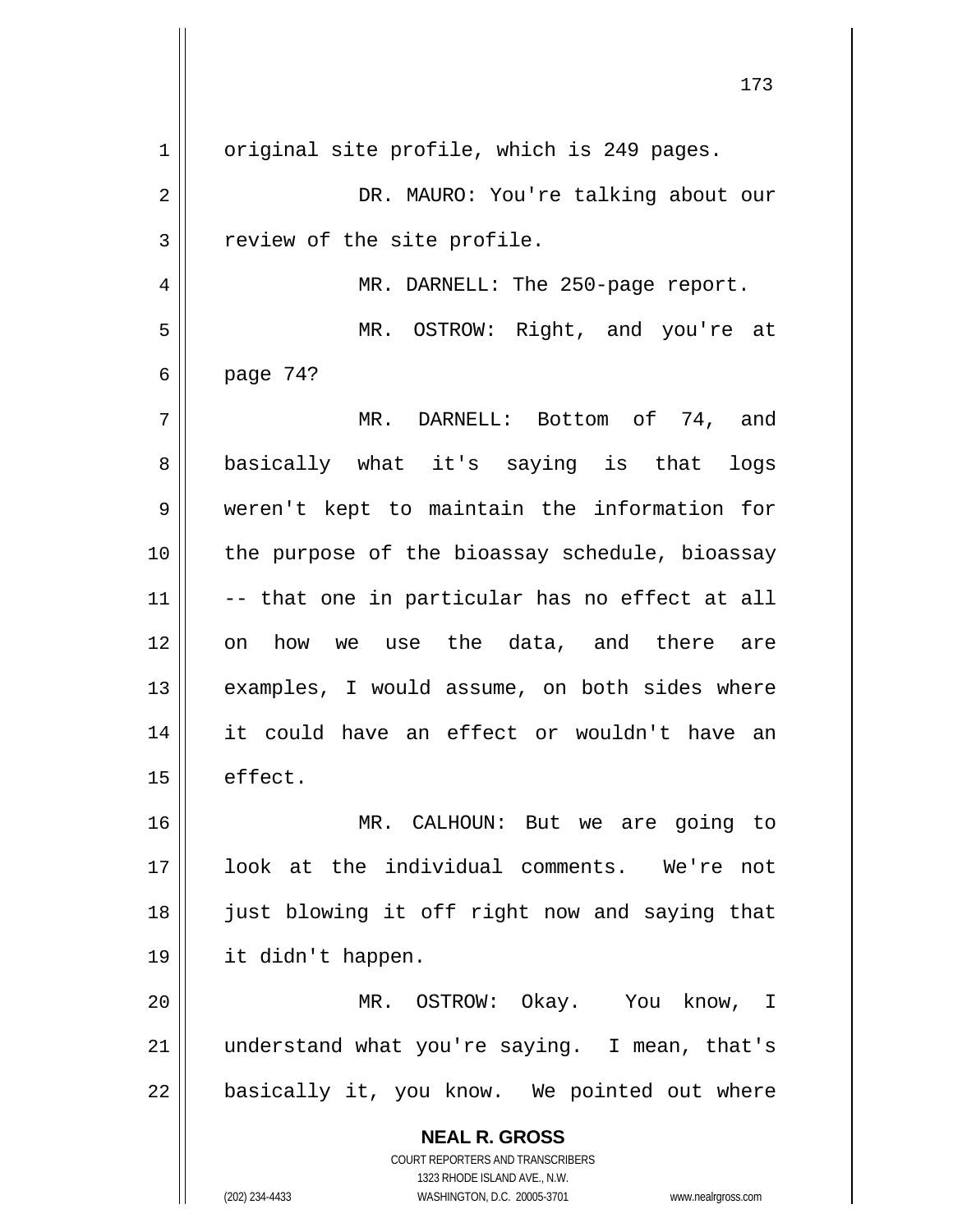original site profile, which is 249 pages.

DR. MAURO: You're talking about our review of the site profile.

MR. DARNELL: The 250-page report.

MR. OSTROW: Right, and you're at page 74?

MR. DARNELL: Bottom of 74, and basically what it's saying is that logs weren't kept to maintain the information for the purpose of the bioassay schedule, bioassay -- that one in particular has no effect at all on how we use the data, and there are examples, I would assume, on both sides where it could have an effect or wouldn't have an effect.

MR. CALHOUN: But we are going to look at the individual comments. We're not just blowing it off right now and saying that it didn't happen.

MR. OSTROW: Okay. You know, I understand what you're saying. I mean, that's basically it, you know. We pointed out where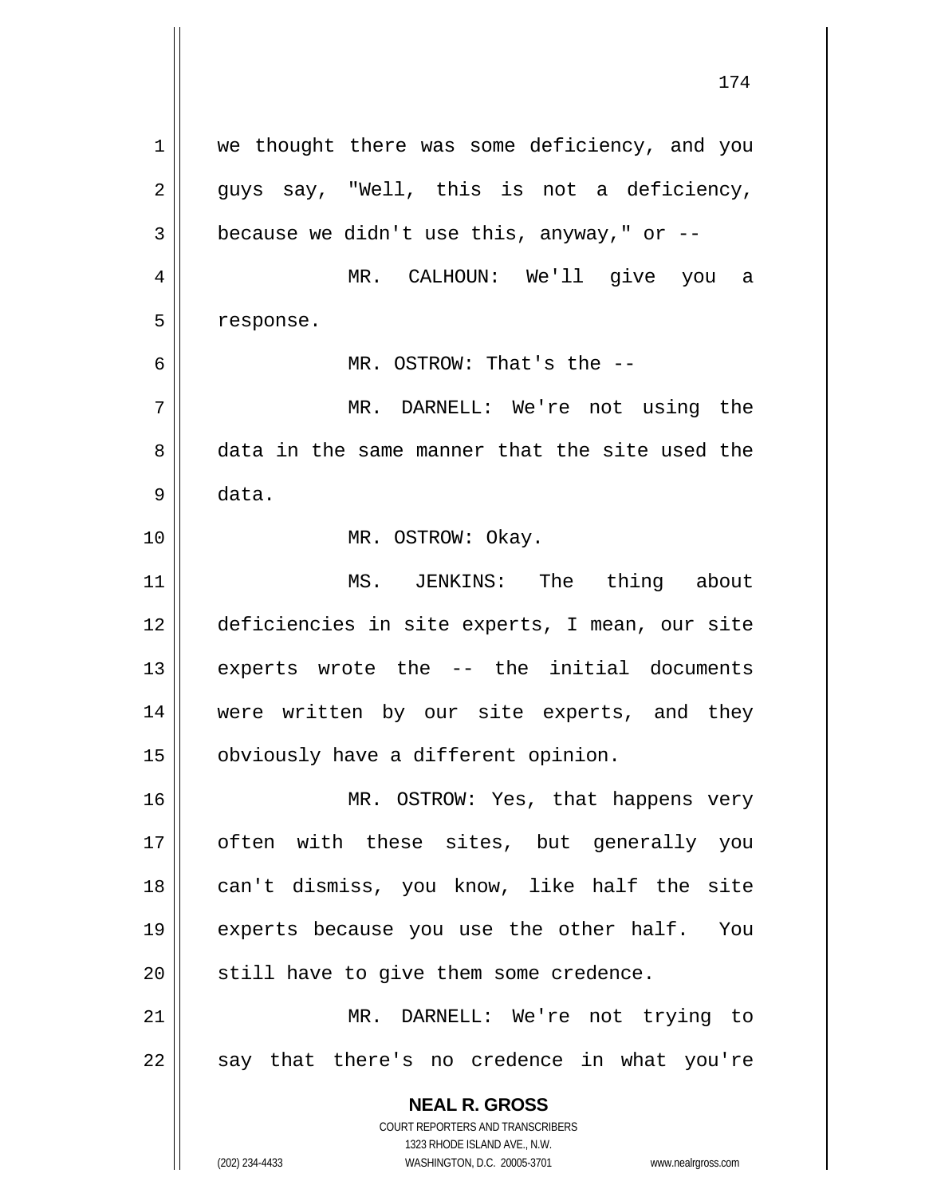we thought there was some deficiency, and you guys say, "Well, this is not a deficiency, because we didn't use this, anyway," or --

MR. CALHOUN: We'll give you a response.

MR. OSTROW: That's the --

MR. DARNELL: We're not using the data in the same manner that the site used the data.

MR. OSTROW: Okay.

MS. JENKINS: The thing about deficiencies in site experts, I mean, our site experts wrote the -- the initial documents were written by our site experts, and they obviously have a different opinion.

MR. OSTROW: Yes, that happens very often with these sites, but generally you can't dismiss, you know, like half the site experts because you use the other half. You still have to give them some credence.

MR. DARNELL: We're not trying to say that there's no credence in what you're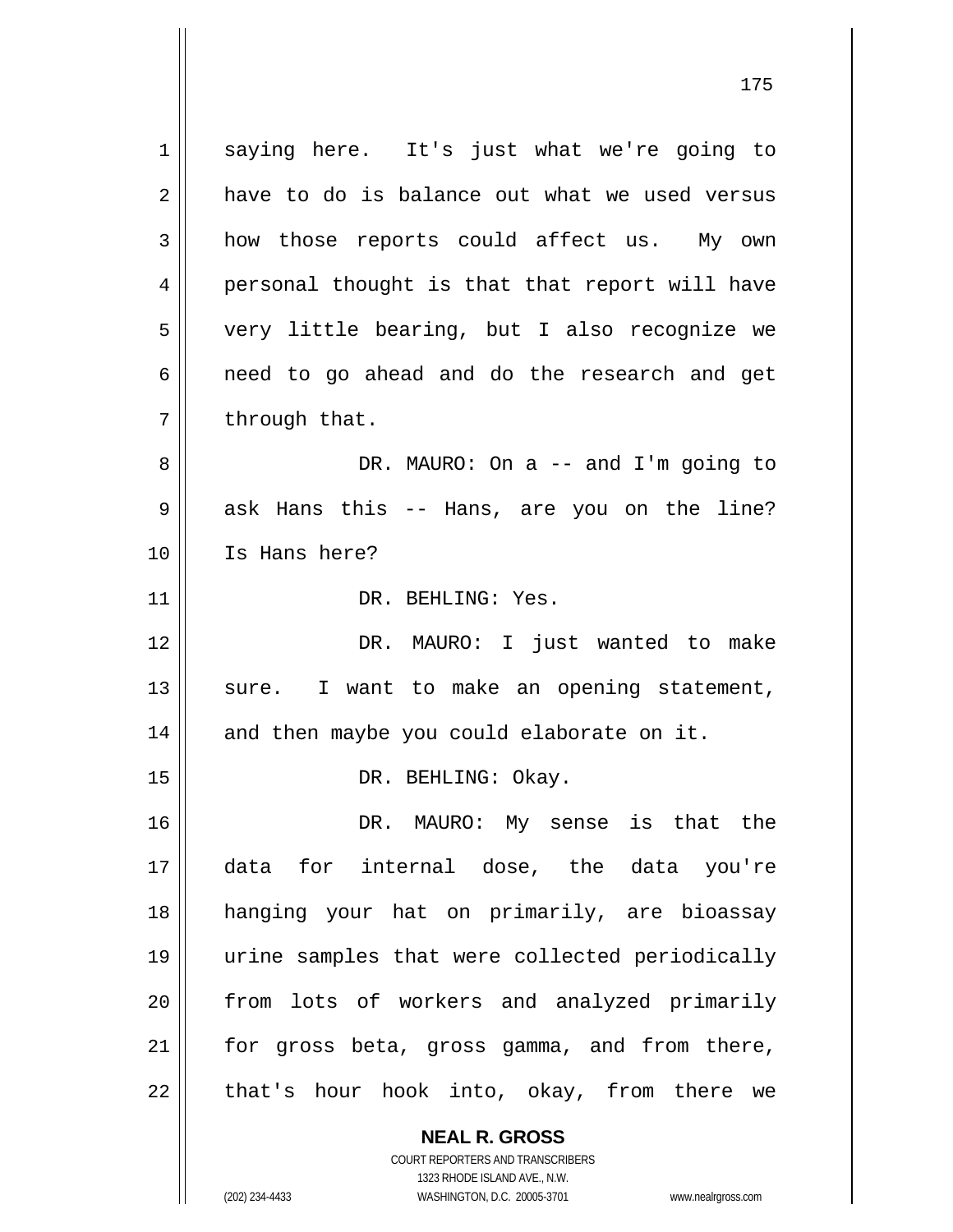saying here. It's just what we're going to have to do is balance out what we used versus how those reports could affect us. My own personal thought is that that report will have very little bearing, but I also recognize we need to go ahead and do the research and get through that.

DR. MAURO: On a -- and I'm going to ask Hans this -- Hans, are you on the line? Is Hans here?

DR. BEHLING: Yes.

DR. MAURO: I just wanted to make sure. I want to make an opening statement, and then maybe you could elaborate on it.

DR. BEHLING: Okay.

DR. MAURO: My sense is that the data for internal dose, the data you're hanging your hat on primarily, are bioassay urine samples that were collected periodically from lots of workers and analyzed primarily for gross beta, gross gamma, and from there, that's hour hook into, okay, from there we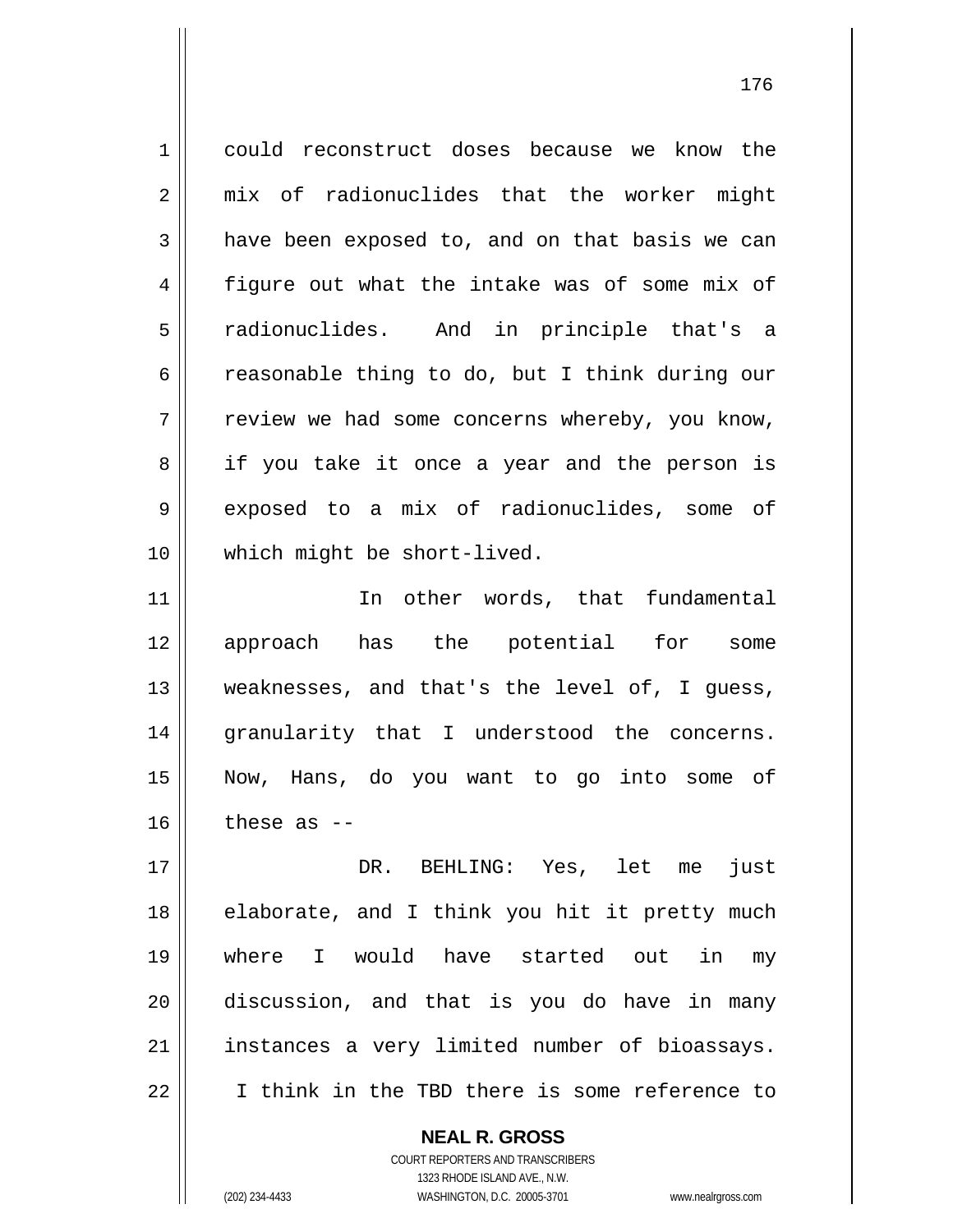could reconstruct doses because we know the mix of radionuclides that the worker might have been exposed to, and on that basis we can figure out what the intake was of some mix of radionuclides. And in principle that's a reasonable thing to do, but I think during our review we had some concerns whereby, you know, if you take it once a year and the person is exposed to a mix of radionuclides, some of which might be short-lived.

In other words, that fundamental approach has the potential for some weaknesses, and that's the level of, I guess, granularity that I understood the concerns. Now, Hans, do you want to go into some of these as --

DR. BEHLING: Yes, let me just elaborate, and I think you hit it pretty much where I would have started out in my discussion, and that is you do have in many instances a very limited number of bioassays. I think in the TBD there is some reference to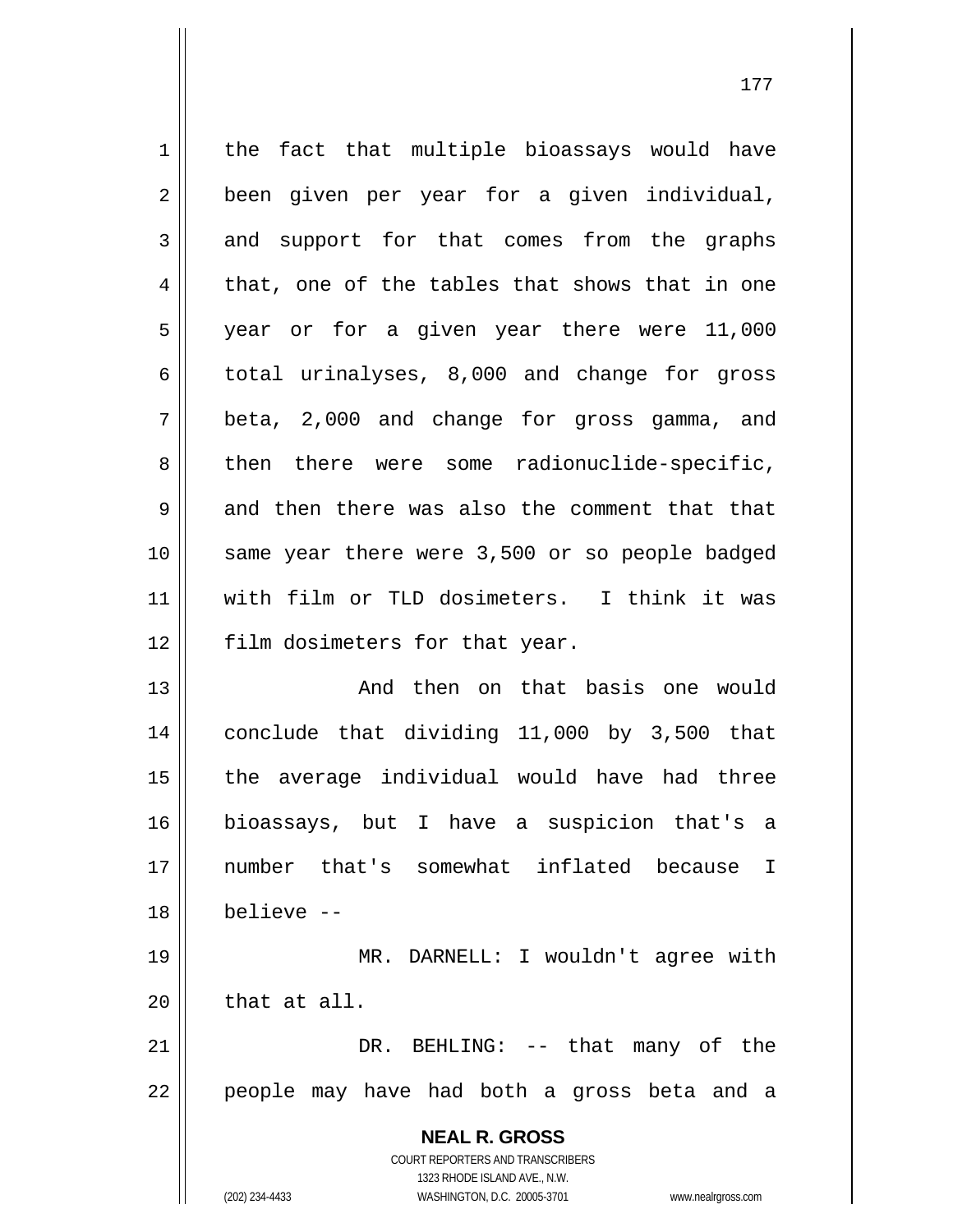the fact that multiple bioassays would have been given per year for a given individual, and support for that comes from the graphs that, one of the tables that shows that in one year or for a given year there were 11,000 total urinalyses, 8,000 and change for gross beta, 2,000 and change for gross gamma, and then there were some radionuclide-specific, and then there was also the comment that that same year there were 3,500 or so people badged with film or TLD dosimeters. I think it was film dosimeters for that year.

And then on that basis one would conclude that dividing 11,000 by 3,500 that the average individual would have had three bioassays, but I have a suspicion that's a number that's somewhat inflated because I believe --

MR. DARNELL: I wouldn't agree with that at all.

DR. BEHLING: -- that many of the people may have had both a gross beta and a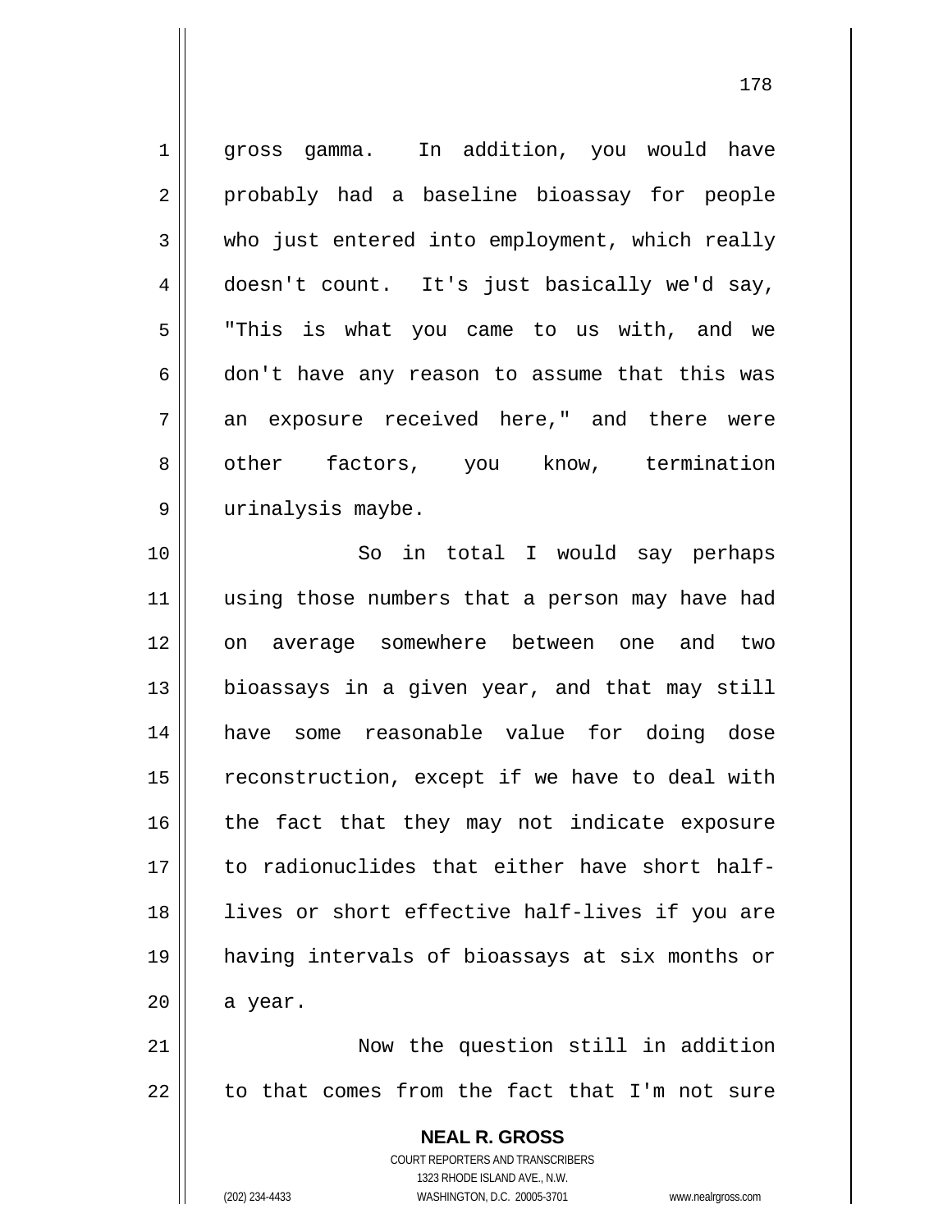gross gamma. In addition, you would have probably had a baseline bioassay for people who just entered into employment, which really doesn't count. It's just basically we'd say, "This is what you came to us with, and we don't have any reason to assume that this was an exposure received here," and there were other factors, you know, termination urinalysis maybe.

So in total I would say perhaps using those numbers that a person may have had on average somewhere between one and two bioassays in a given year, and that may still have some reasonable value for doing dose reconstruction, except if we have to deal with the fact that they may not indicate exposure to radionuclides that either have short half-lives or short effective half-lives if you are having intervals of bioassays at six months or a year.

Now the question still in addition to that comes from the fact that I'm not sure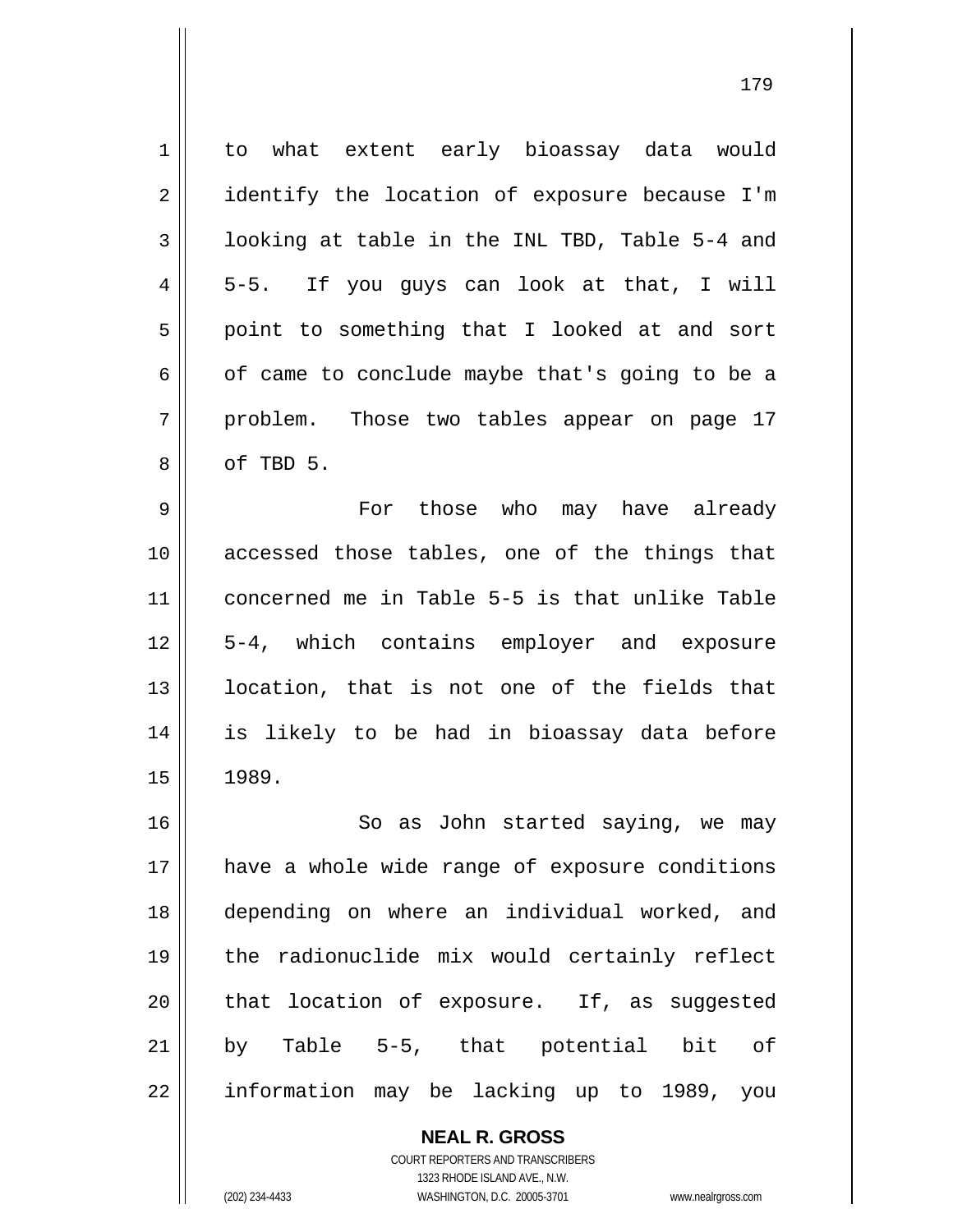to what extent early bioassay data would identify the location of exposure because I'm looking at table in the INL TBD, Table 5-4 and 5-5. If you guys can look at that, I will point to something that I looked at and sort of came to conclude maybe that's going to be a problem. Those two tables appear on page 17 of TBD 5.

For those who may have already accessed those tables, one of the things that concerned me in Table 5-5 is that unlike Table 5-4, which contains employer and exposure location, that is not one of the fields that is likely to be had in bioassay data before 1989.

So as John started saying, we may have a whole wide range of exposure conditions depending on where an individual worked, and the radionuclide mix would certainly reflect that location of exposure. If, as suggested by Table 5-5, that potential bit of information may be lacking up to 1989, you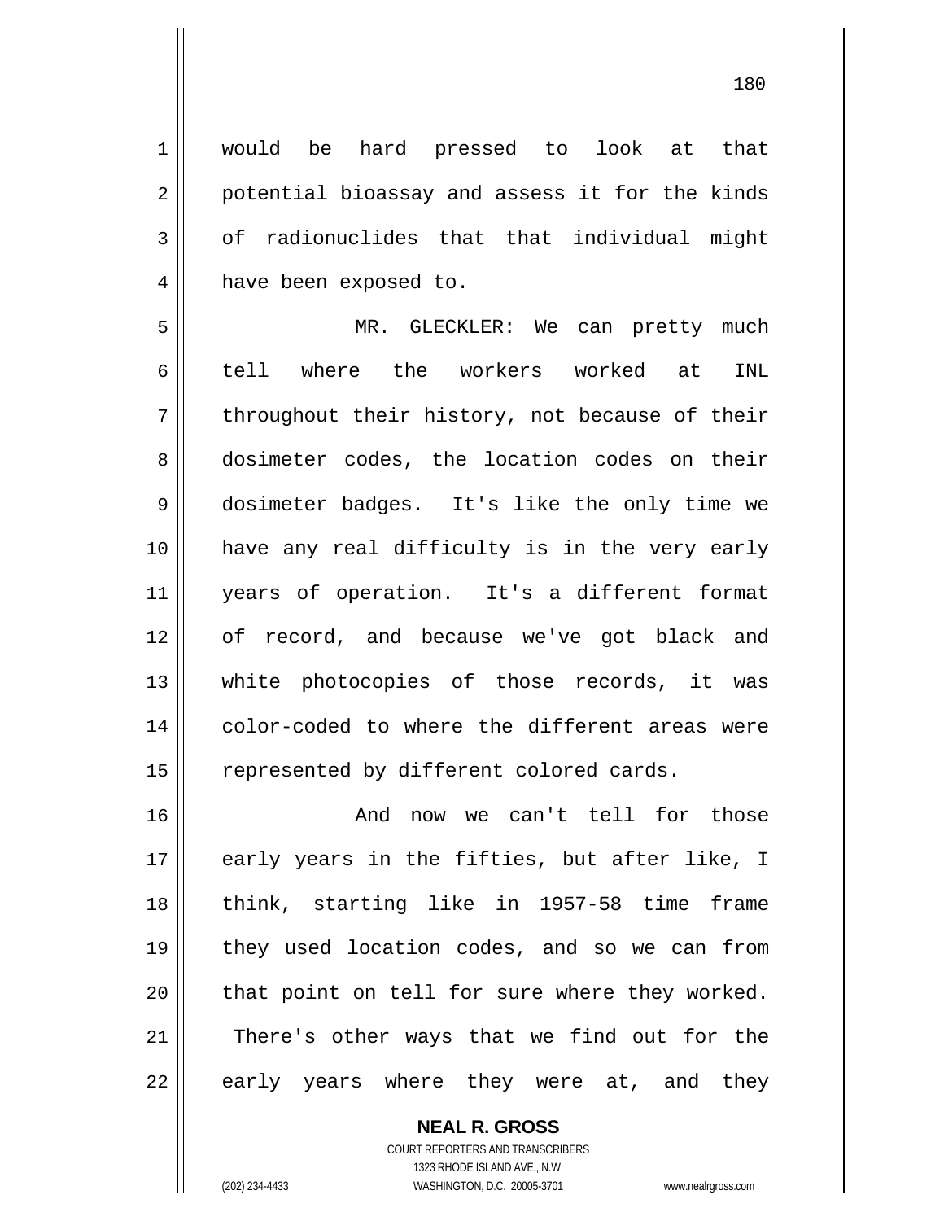would be hard pressed to look at that potential bioassay and assess it for the kinds of radionuclides that that individual might have been exposed to.

MR. GLECKLER: We can pretty much tell where the workers worked at INL throughout their history, not because of their dosimeter codes, the location codes on their dosimeter badges. It's like the only time we have any real difficulty is in the very early years of operation. It's a different format of record, and because we've got black and white photocopies of those records, it was color-coded to where the different areas were represented by different colored cards.

And now we can't tell for those early years in the fifties, but after like, I think, starting like in 1957-58 time frame they used location codes, and so we can from that point on tell for sure where they worked. There's other ways that we find out for the early years where they were at, and they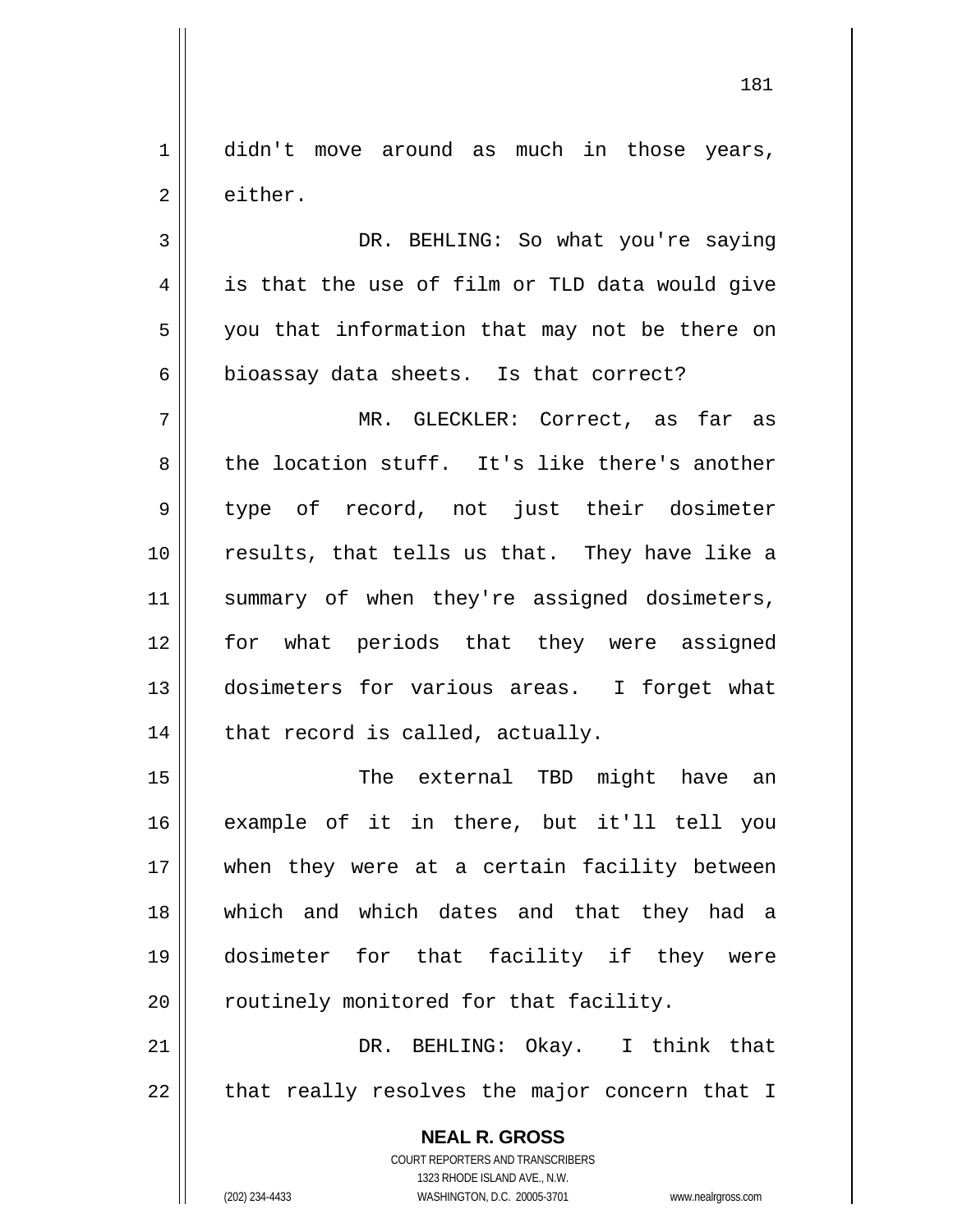didn't move around as much in those years, either.

DR. BEHLING: So what you're saying is that the use of film or TLD data would give you that information that may not be there on bioassay data sheets. Is that correct?

MR. GLECKLER: Correct, as far as the location stuff. It's like there's another type of record, not just their dosimeter results, that tells us that. They have like a summary of when they're assigned dosimeters, for what periods that they were assigned dosimeters for various areas. I forget what that record is called, actually.

The external TBD might have an example of it in there, but it'll tell you when they were at a certain facility between which and which dates and that they had a dosimeter for that facility if they were routinely monitored for that facility.

DR. BEHLING: Okay. I think that that really resolves the major concern that I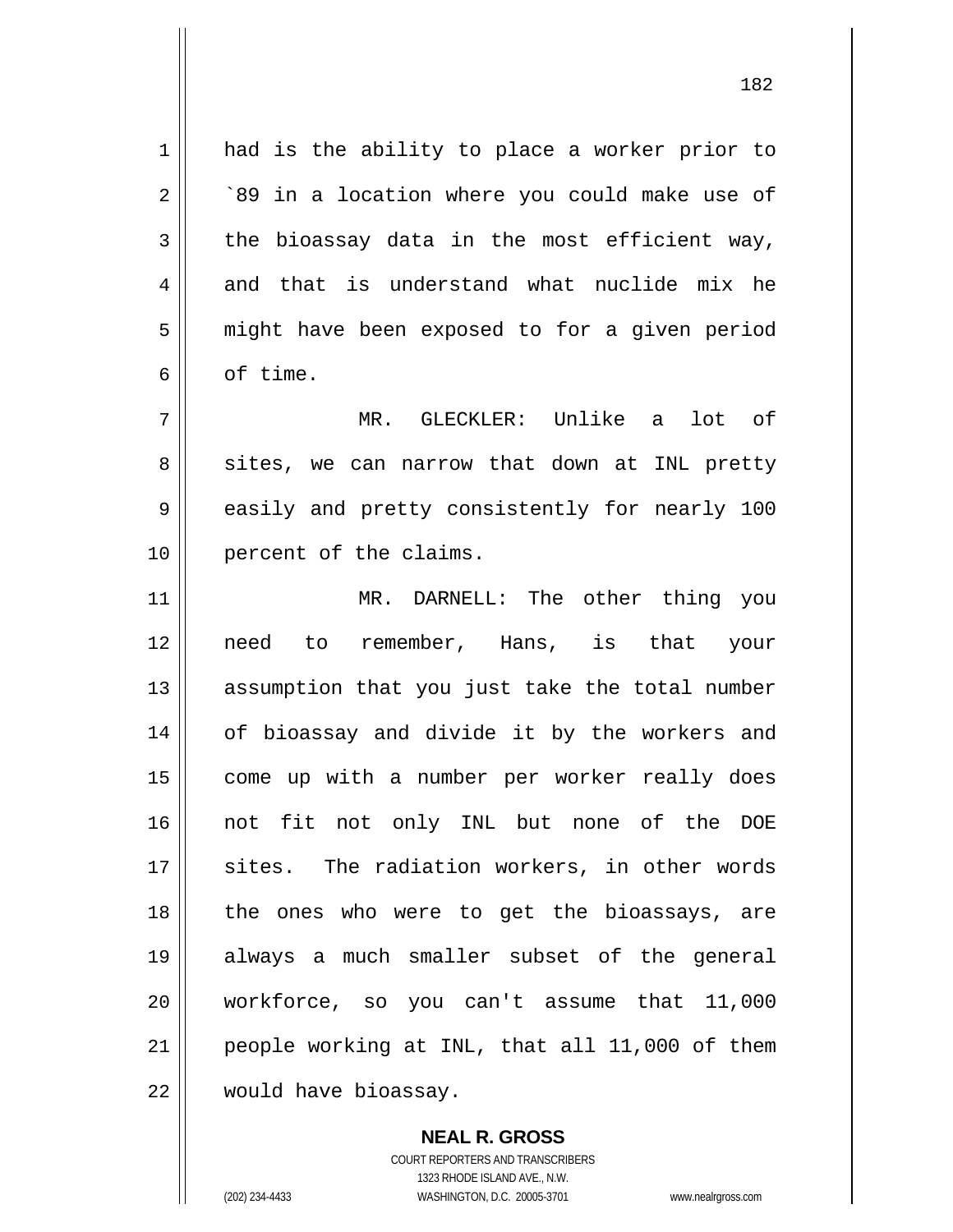had is the ability to place a worker prior to `89 in a location where you could make use of the bioassay data in the most efficient way, and that is understand what nuclide mix he might have been exposed to for a given period of time.

MR. GLECKLER: Unlike a lot of sites, we can narrow that down at INL pretty easily and pretty consistently for nearly 100 percent of the claims.

MR. DARNELL: The other thing you need to remember, Hans, is that your assumption that you just take the total number of bioassay and divide it by the workers and come up with a number per worker really does not fit not only INL but none of the DOE sites. The radiation workers, in other words the ones who were to get the bioassays, are always a much smaller subset of the general workforce, so you can't assume that 11,000 people working at INL, that all 11,000 of them would have bioassay.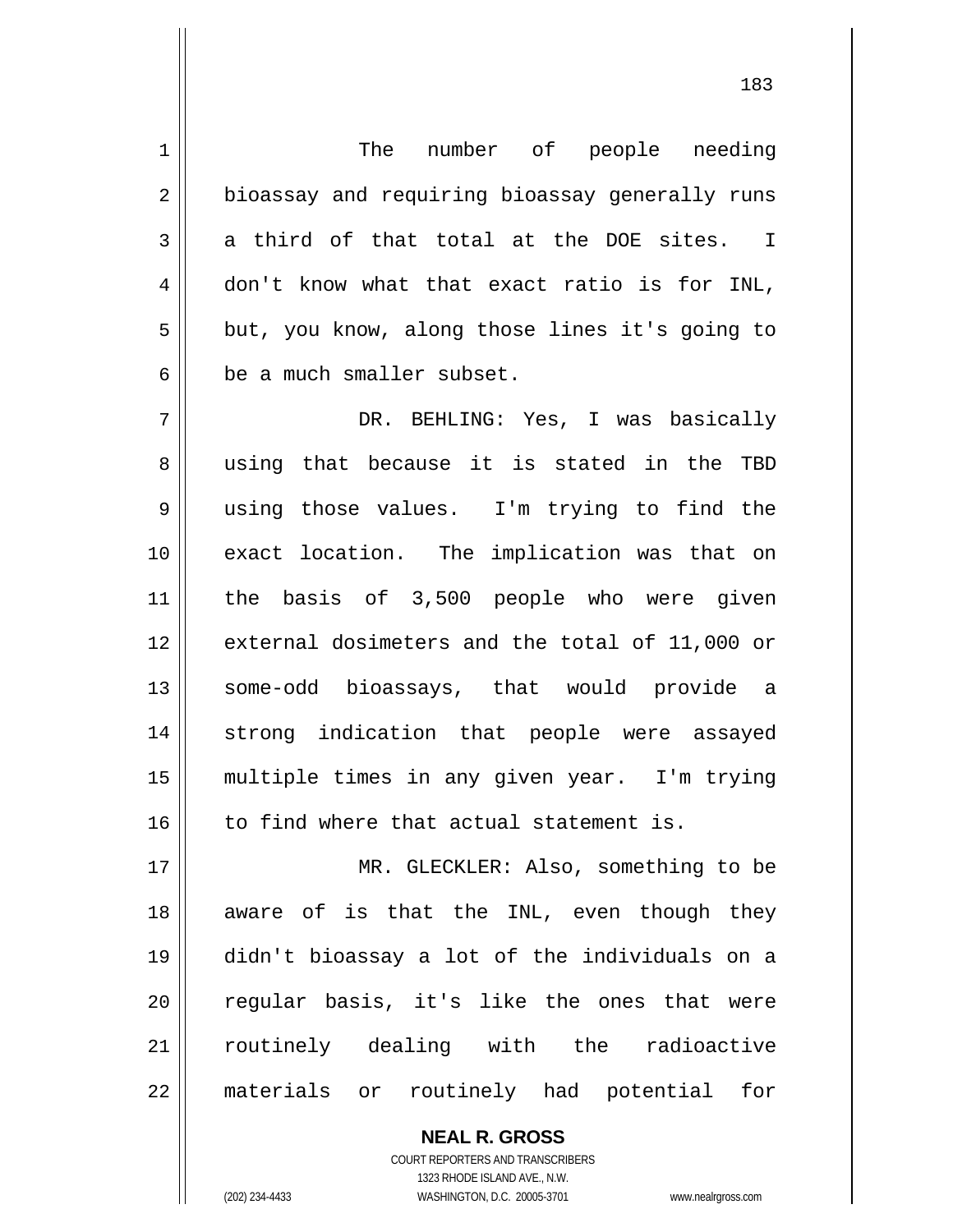The number of people needing bioassay and requiring bioassay generally runs a third of that total at the DOE sites. I don't know what that exact ratio is for INL, but, you know, along those lines it's going to be a much smaller subset.

DR. BEHLING: Yes, I was basically using that because it is stated in the TBD using those values. I'm trying to find the exact location. The implication was that on the basis of 3,500 people who were given external dosimeters and the total of 11,000 or some-odd bioassays, that would provide a strong indication that people were assayed multiple times in any given year. I'm trying to find where that actual statement is.

MR. GLECKLER: Also, something to be aware of is that the INL, even though they didn't bioassay a lot of the individuals on a regular basis, it's like the ones that were routinely dealing with the radioactive materials or routinely had potential for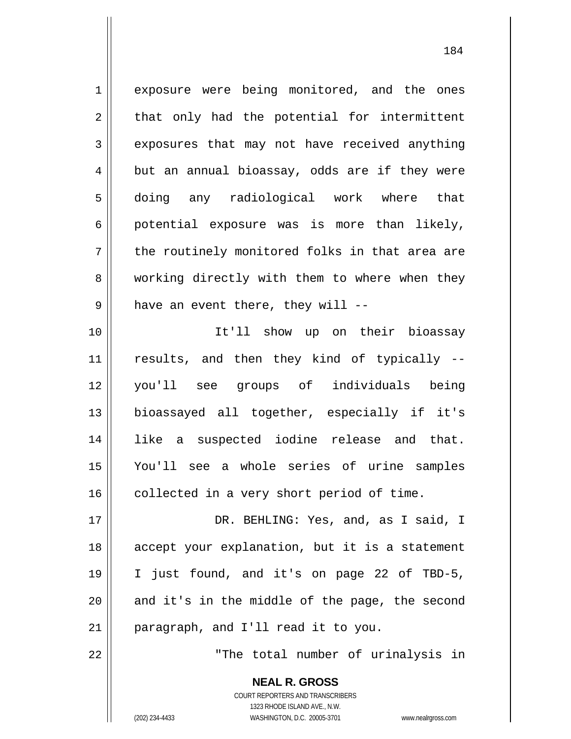exposure were being monitored, and the ones that only had the potential for intermittent exposures that may not have received anything but an annual bioassay, odds are if they were doing any radiological work where that potential exposure was is more than likely, the routinely monitored folks in that area are working directly with them to where when they have an event there, they will --

It'll show up on their bioassay results, and then they kind of typically -- you'll see groups of individuals being bioassayed all together, especially if it's like a suspected iodine release and that. You'll see a whole series of urine samples collected in a very short period of time.

DR. BEHLING: Yes, and, as I said, I accept your explanation, but it is a statement I just found, and it's on page 22 of TBD-5, and it's in the middle of the page, the second paragraph, and I'll read it to you.

"The total number of urinalysis in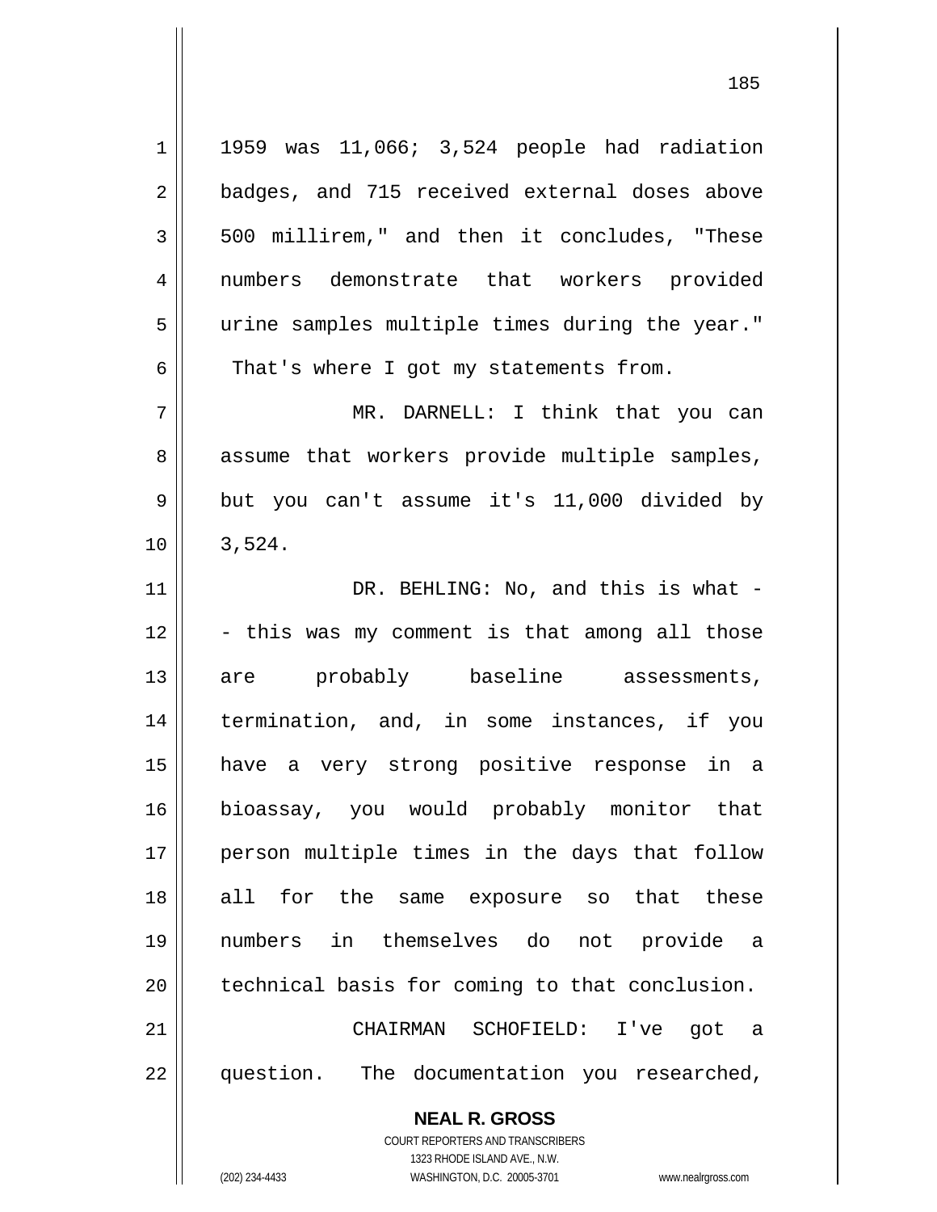1959 was 11,066; 3,524 people had radiation badges, and 715 received external doses above 500 millirem," and then it concludes, "These numbers demonstrate that workers provided urine samples multiple times during the year." That's where I got my statements from.

MR. DARNELL: I think that you can assume that workers provide multiple samples, but you can't assume it's 11,000 divided by 3,524.

DR. BEHLING: No, and this is what -- this was my comment is that among all those are probably baseline assessments, termination, and, in some instances, if you have a very strong positive response in a bioassay, you would probably monitor that person multiple times in the days that follow all for the same exposure so that these numbers in themselves do not provide a technical basis for coming to that conclusion.

CHAIRMAN SCHOFIELD: I've got a question. The documentation you researched,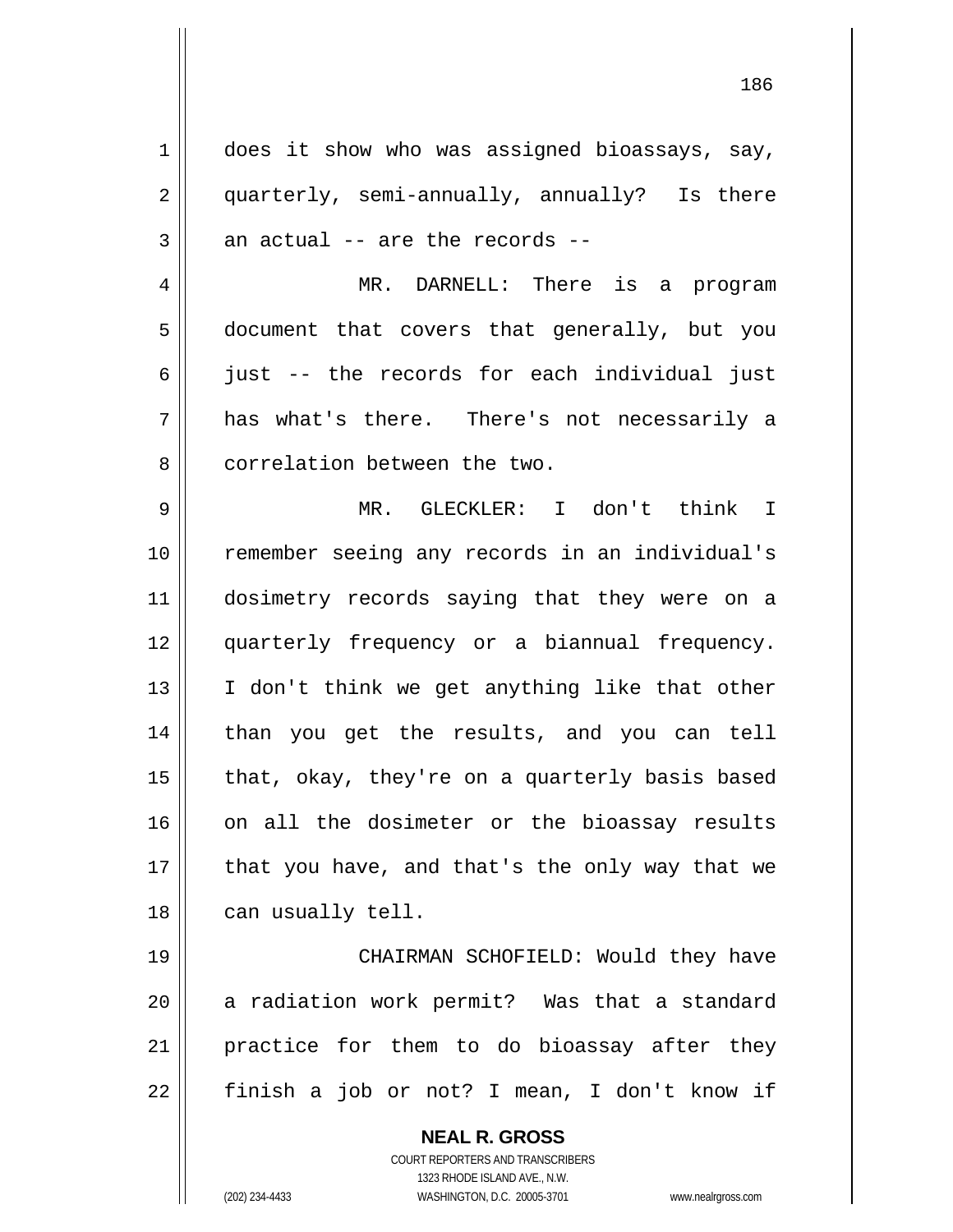does it show who was assigned bioassays, say, quarterly, semi-annually, annually? Is there an actual -- are the records --

MR. DARNELL: There is a program document that covers that generally, but you just -- the records for each individual just has what's there. There's not necessarily a correlation between the two.

MR. GLECKLER: I don't think I remember seeing any records in an individual's dosimetry records saying that they were on a quarterly frequency or a biannual frequency. I don't think we get anything like that other than you get the results, and you can tell that, okay, they're on a quarterly basis based on all the dosimeter or the bioassay results that you have, and that's the only way that we can usually tell.

CHAIRMAN SCHOFIELD: Would they have a radiation work permit? Was that a standard practice for them to do bioassay after they finish a job or not? I mean, I don't know if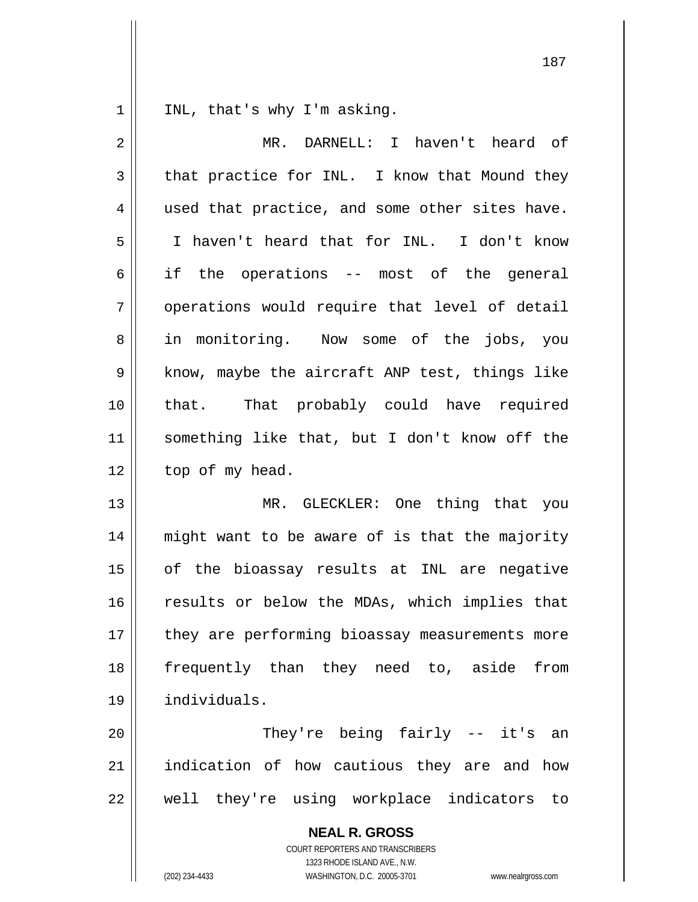INL, that's why I'm asking.

MR. DARNELL: I haven't heard of that practice for INL. I know that Mound they used that practice, and some other sites have. I haven't heard that for INL. I don't know if the operations -- most of the general operations would require that level of detail in monitoring. Now some of the jobs, you know, maybe the aircraft ANP test, things like that. That probably could have required something like that, but I don't know off the top of my head.

MR. GLECKLER: One thing that you might want to be aware of is that the majority of the bioassay results at INL are negative results or below the MDAs, which implies that they are performing bioassay measurements more frequently than they need to, aside from individuals.

They're being fairly -- it's an indication of how cautious they are and how well they're using workplace indicators to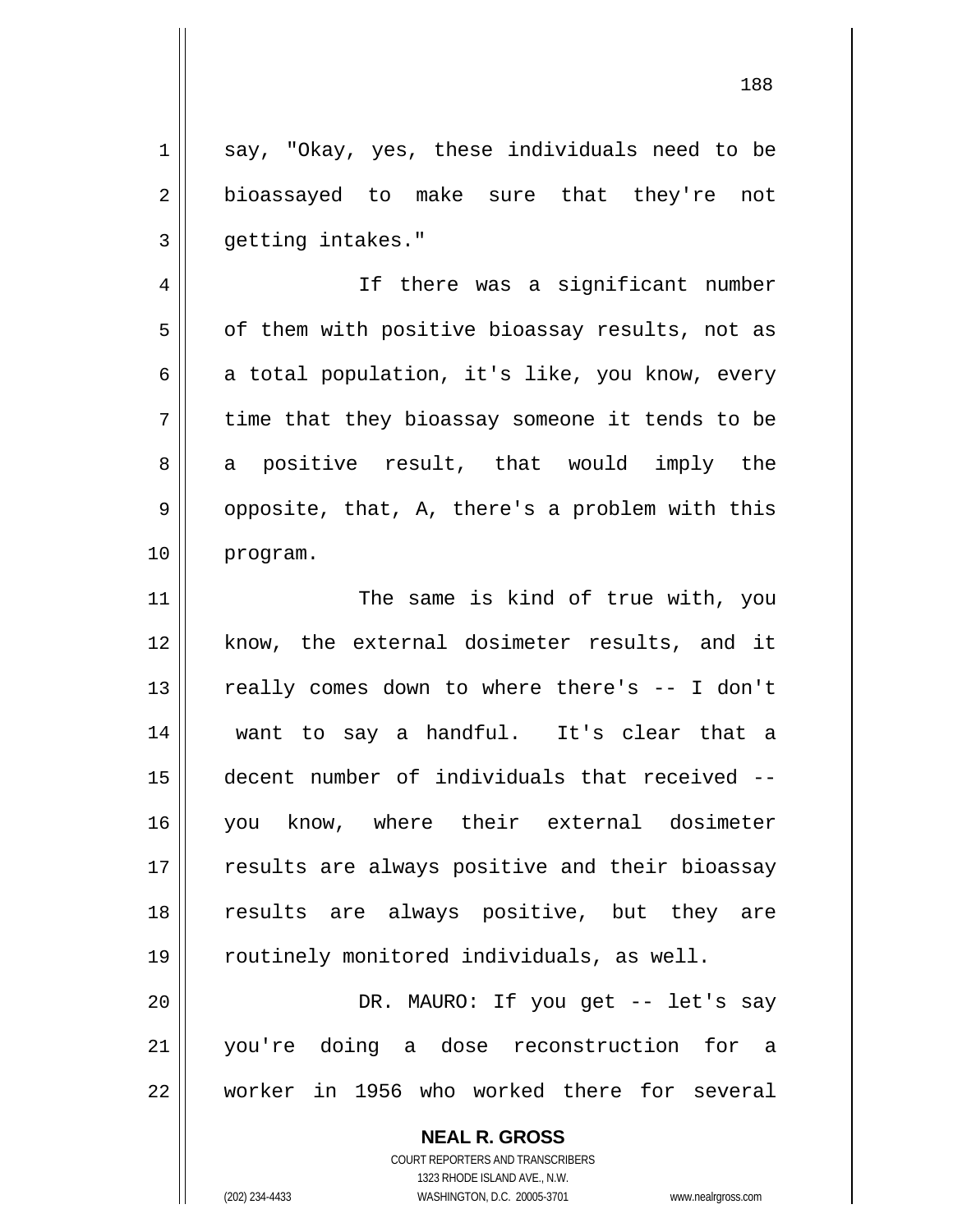say, "Okay, yes, these individuals need to be bioassayed to make sure that they're not getting intakes."

If there was a significant number of them with positive bioassay results, not as a total population, it's like, you know, every time that they bioassay someone it tends to be a positive result, that would imply the opposite, that, A, there's a problem with this program.

The same is kind of true with, you know, the external dosimeter results, and it really comes down to where there's -- I don't want to say a handful. It's clear that a decent number of individuals that received -- you know, where their external dosimeter results are always positive and their bioassay results are always positive, but they are routinely monitored individuals, as well.

DR. MAURO: If you get -- let's say you're doing a dose reconstruction for a worker in 1956 who worked there for several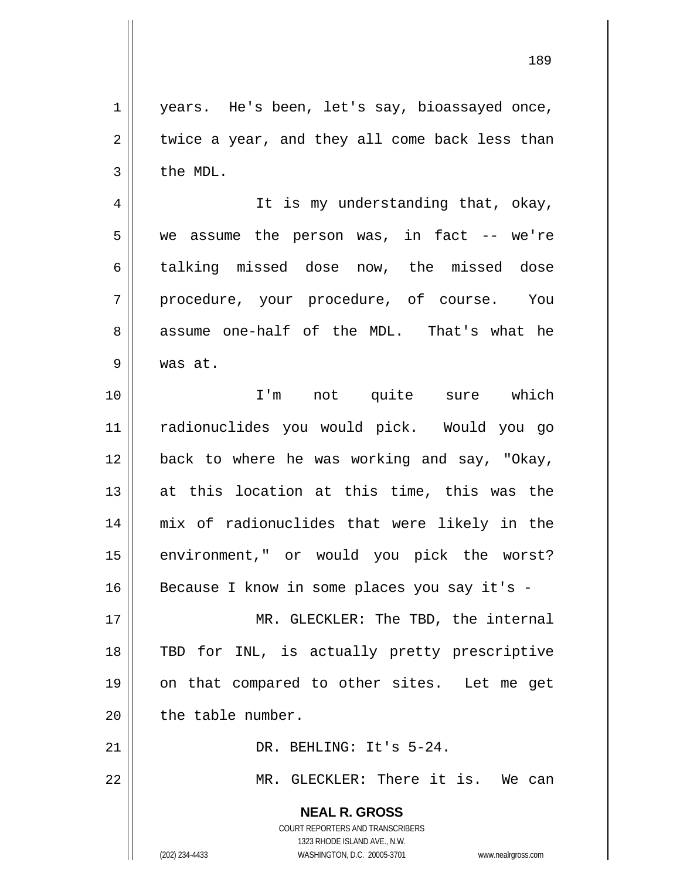years. He's been, let's say, bioassayed once, twice a year, and they all come back less than the MDL.

It is my understanding that, okay, we assume the person was, in fact -- we're talking missed dose now, the missed dose procedure, your procedure, of course. You assume one-half of the MDL. That's what he was at.

I'm not quite sure which radionuclides you would pick. Would you go back to where he was working and say, "Okay, at this location at this time, this was the mix of radionuclides that were likely in the environment," or would you pick the worst? Because I know in some places you say it's -

MR. GLECKLER: The TBD, the internal TBD for INL, is actually pretty prescriptive on that compared to other sites. Let me get the table number.

DR. BEHLING: It's 5-24.

MR. GLECKLER: There it is. We can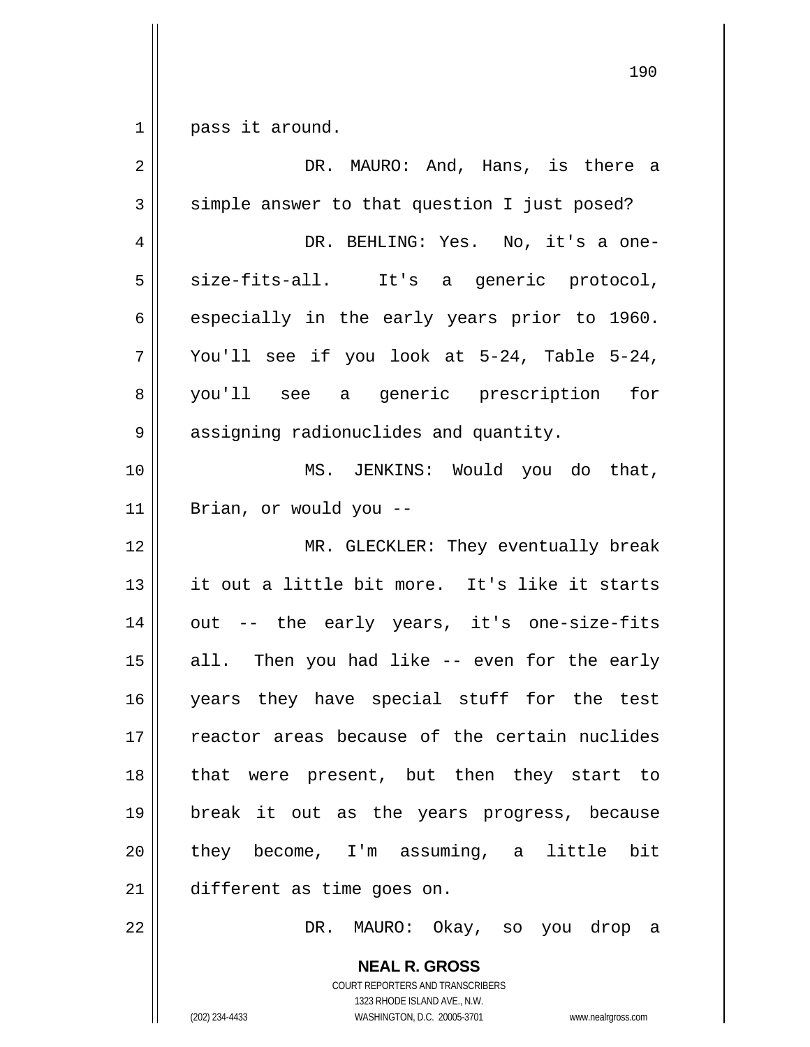pass it around.

DR. MAURO: And, Hans, is there a simple answer to that question I just posed?

DR. BEHLING: Yes. No, it's a one-size-fits-all. It's a generic protocol, especially in the early years prior to 1960. You'll see if you look at 5-24, Table 5-24, you'll see a generic prescription for assigning radionuclides and quantity.

MS. JENKINS: Would you do that, Brian, or would you --

MR. GLECKLER: They eventually break it out a little bit more. It's like it starts out -- the early years, it's one-size-fits all. Then you had like -- even for the early years they have special stuff for the test reactor areas because of the certain nuclides that were present, but then they start to break it out as the years progress, because they become, I'm assuming, a little bit different as time goes on.

DR. MAURO: Okay, so you drop a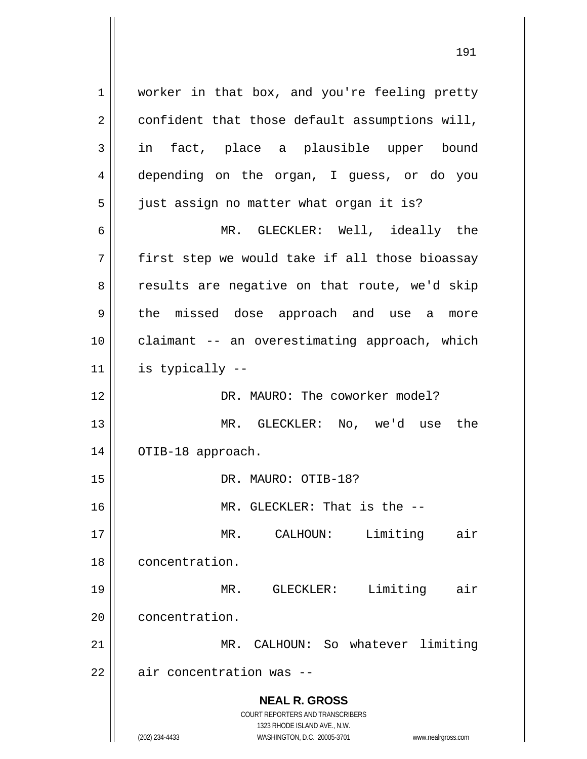worker in that box, and you're feeling pretty confident that those default assumptions will, in fact, place a plausible upper bound depending on the organ, I guess, or do you just assign no matter what organ it is?

MR. GLECKLER: Well, ideally the first step we would take if all those bioassay results are negative on that route, we'd skip the missed dose approach and use a more claimant -- an overestimating approach, which is typically --

DR. MAURO: The coworker model?

MR. GLECKLER: No, we'd use the OTIB-18 approach.

DR. MAURO: OTIB-18?

MR. GLECKLER: That is the --

MR. CALHOUN: Limiting air concentration.

MR. GLECKLER: Limiting air concentration.

MR. CALHOUN: So whatever limiting air concentration was --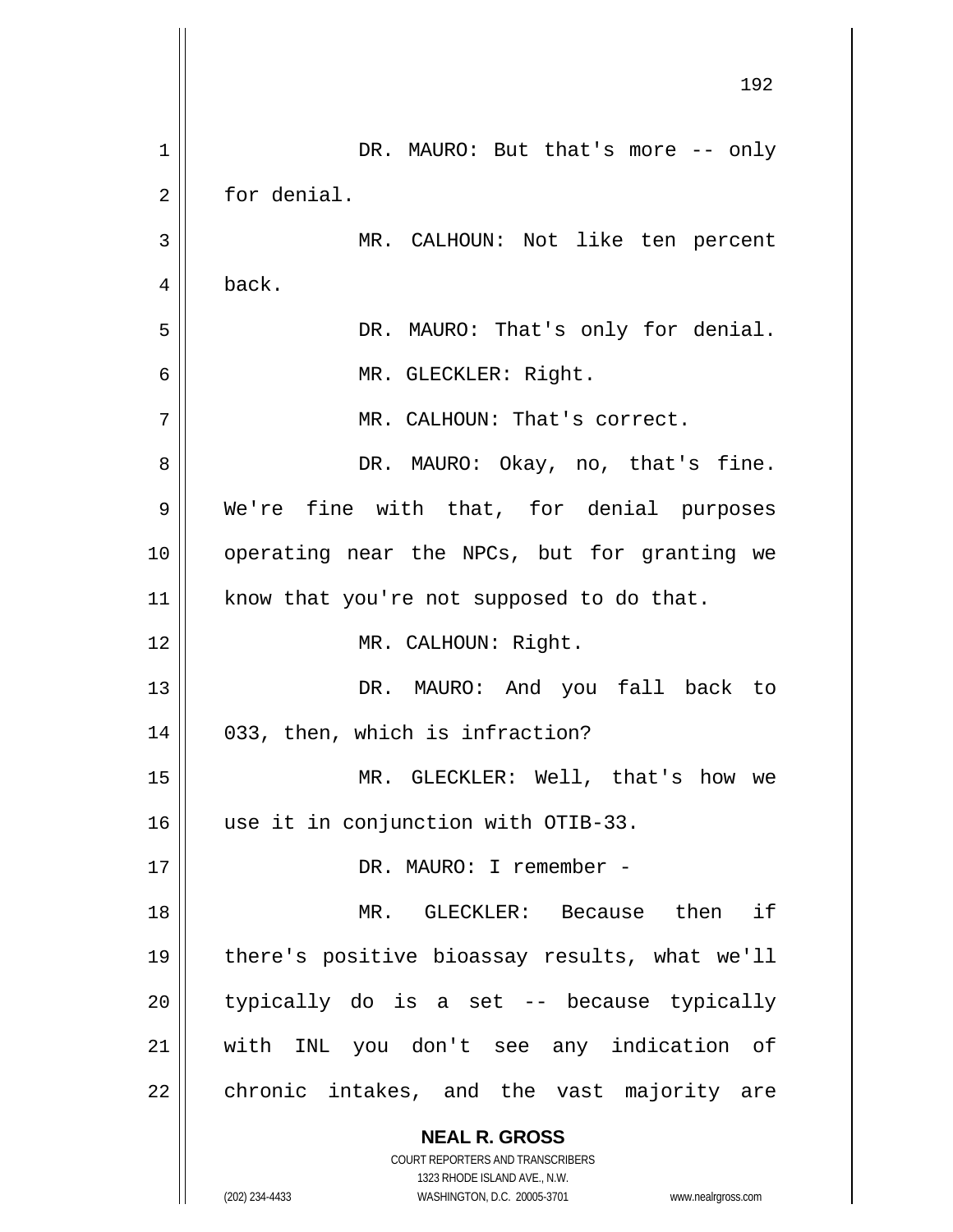DR. MAURO: But that's more -- only for denial.

MR. CALHOUN: Not like ten percent back.

DR. MAURO: That's only for denial.

MR. GLECKLER: Right.

MR. CALHOUN: That's correct.

DR. MAURO: Okay, no, that's fine. We're fine with that, for denial purposes operating near the NPCs, but for granting we know that you're not supposed to do that.

MR. CALHOUN: Right.

DR. MAURO: And you fall back to 033, then, which is infraction?

MR. GLECKLER: Well, that's how we use it in conjunction with OTIB-33.

DR. MAURO: I remember -

MR. GLECKLER: Because then if there's positive bioassay results, what we'll typically do is a set -- because typically with INL you don't see any indication of chronic intakes, and the vast majority are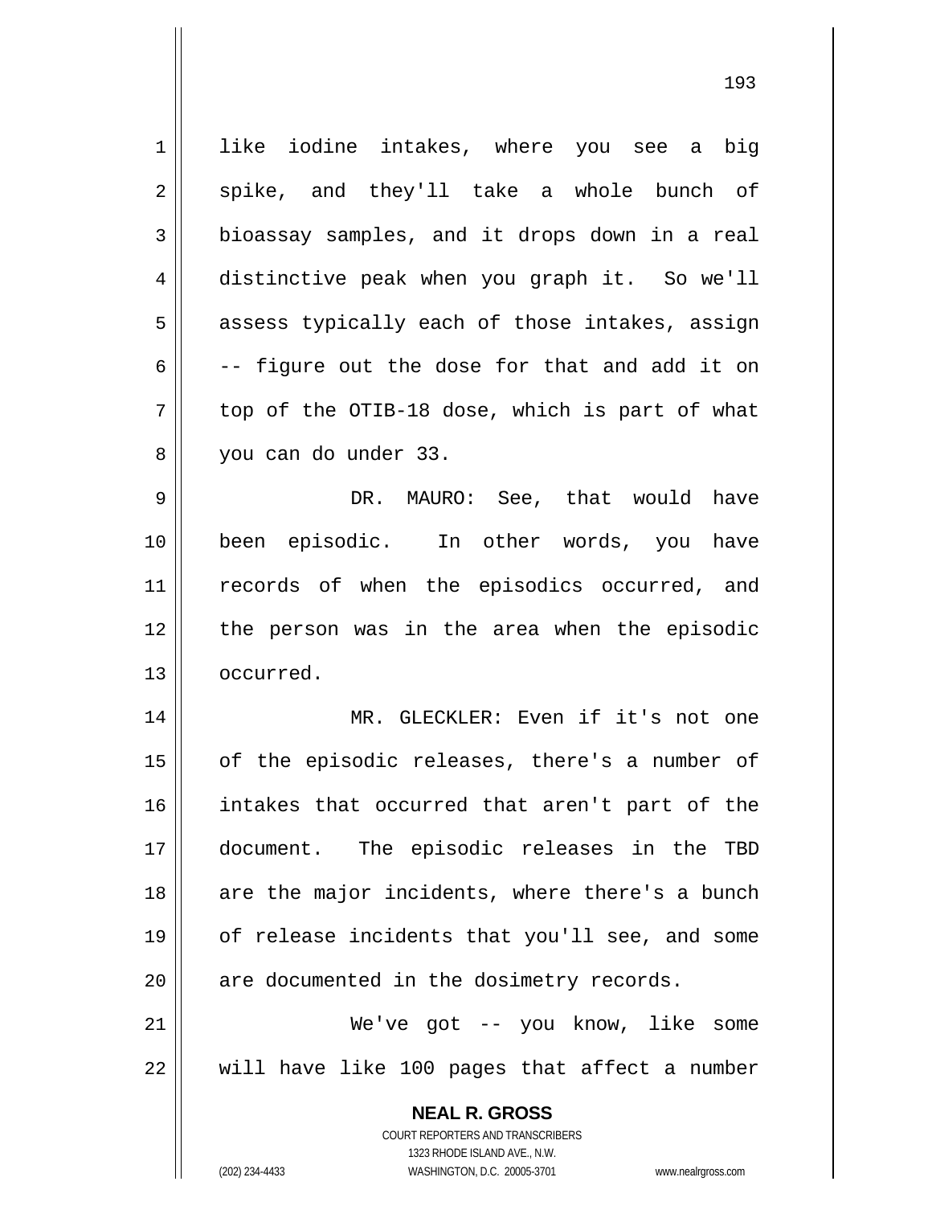like iodine intakes, where you see a big spike, and they'll take a whole bunch of bioassay samples, and it drops down in a real distinctive peak when you graph it. So we'll assess typically each of those intakes, assign -- figure out the dose for that and add it on top of the OTIB-18 dose, which is part of what you can do under 33.

DR. MAURO: See, that would have been episodic. In other words, you have records of when the episodics occurred, and the person was in the area when the episodic occurred.

MR. GLECKLER: Even if it's not one of the episodic releases, there's a number of intakes that occurred that aren't part of the document. The episodic releases in the TBD are the major incidents, where there's a bunch of release incidents that you'll see, and some are documented in the dosimetry records.

We've got -- you know, like some will have like 100 pages that affect a number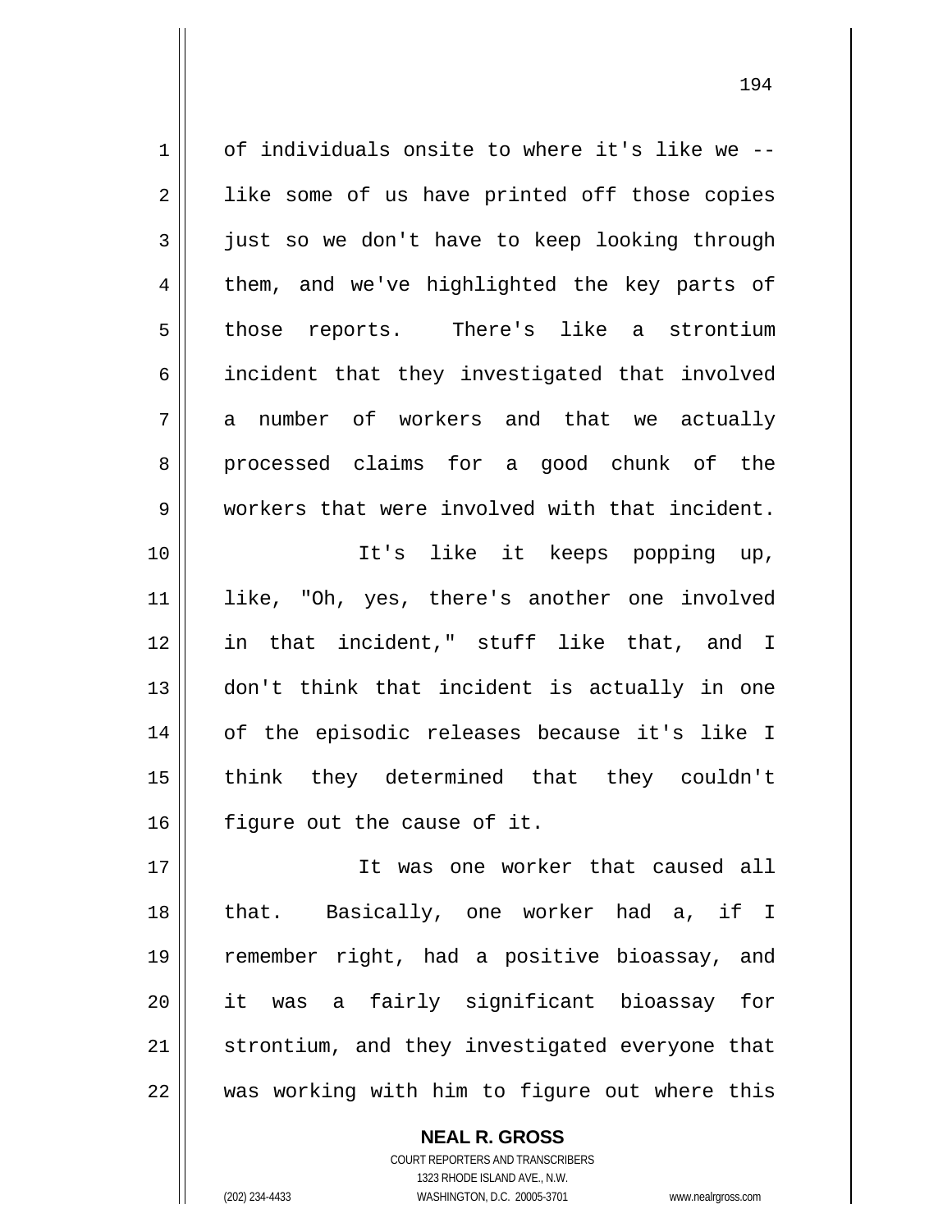of individuals onsite to where it's like we -- like some of us have printed off those copies just so we don't have to keep looking through them, and we've highlighted the key parts of those reports. There's like a strontium incident that they investigated that involved a number of workers and that we actually processed claims for a good chunk of the workers that were involved with that incident.

It's like it keeps popping up, like, "Oh, yes, there's another one involved in that incident," stuff like that, and I don't think that incident is actually in one of the episodic releases because it's like I think they determined that they couldn't figure out the cause of it.

It was one worker that caused all that. Basically, one worker had a, if I remember right, had a positive bioassay, and it was a fairly significant bioassay for strontium, and they investigated everyone that was working with him to figure out where this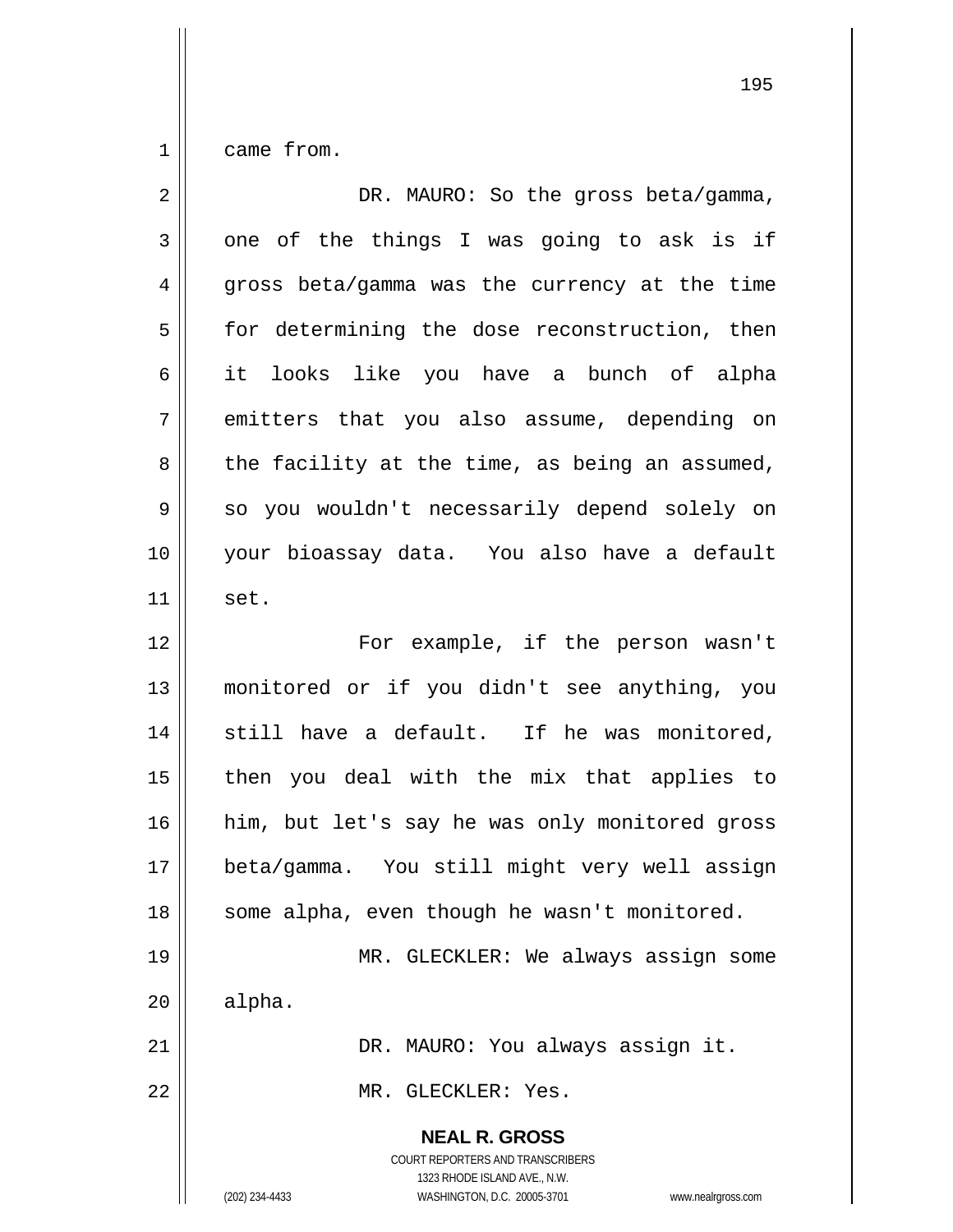came from.

DR. MAURO: So the gross beta/gamma, one of the things I was going to ask is if gross beta/gamma was the currency at the time for determining the dose reconstruction, then it looks like you have a bunch of alpha emitters that you also assume, depending on the facility at the time, as being an assumed, so you wouldn't necessarily depend solely on your bioassay data. You also have a default set.

For example, if the person wasn't monitored or if you didn't see anything, you still have a default. If he was monitored, then you deal with the mix that applies to him, but let's say he was only monitored gross beta/gamma. You still might very well assign some alpha, even though he wasn't monitored.

MR. GLECKLER: We always assign some alpha.

DR. MAURO: You always assign it.

MR. GLECKLER: Yes.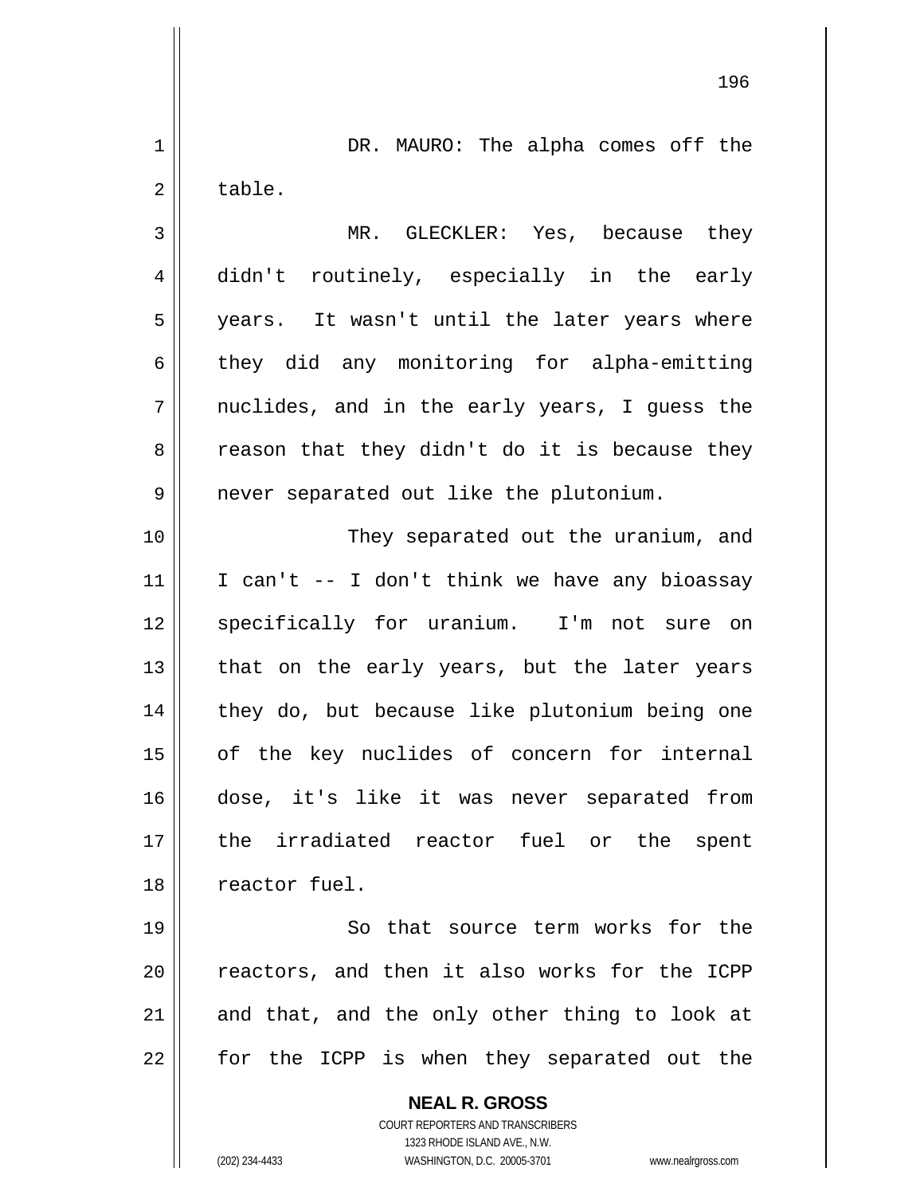DR. MAURO: The alpha comes off the table.

MR. GLECKLER: Yes, because they didn't routinely, especially in the early years. It wasn't until the later years where they did any monitoring for alpha-emitting nuclides, and in the early years, I guess the reason that they didn't do it is because they never separated out like the plutonium.

They separated out the uranium, and I can't -- I don't think we have any bioassay specifically for uranium. I'm not sure on that on the early years, but the later years they do, but because like plutonium being one of the key nuclides of concern for internal dose, it's like it was never separated from the irradiated reactor fuel or the spent reactor fuel.

So that source term works for the reactors, and then it also works for the ICPP and that, and the only other thing to look at for the ICPP is when they separated out the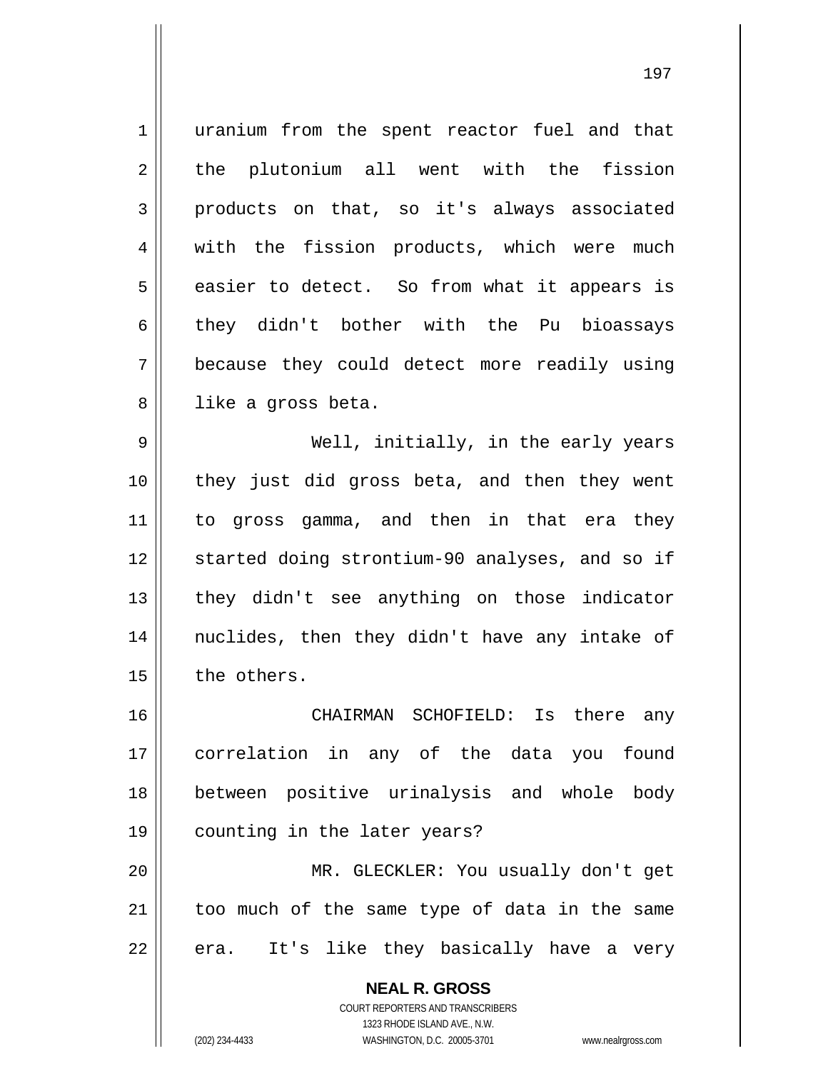uranium from the spent reactor fuel and that the plutonium all went with the fission products on that, so it's always associated with the fission products, which were much easier to detect. So from what it appears is they didn't bother with the Pu bioassays because they could detect more readily using like a gross beta.

Well, initially, in the early years they just did gross beta, and then they went to gross gamma, and then in that era they started doing strontium-90 analyses, and so if they didn't see anything on those indicator nuclides, then they didn't have any intake of the others.

CHAIRMAN SCHOFIELD: Is there any correlation in any of the data you found between positive urinalysis and whole body counting in the later years?

MR. GLECKLER: You usually don't get too much of the same type of data in the same era. It's like they basically have a very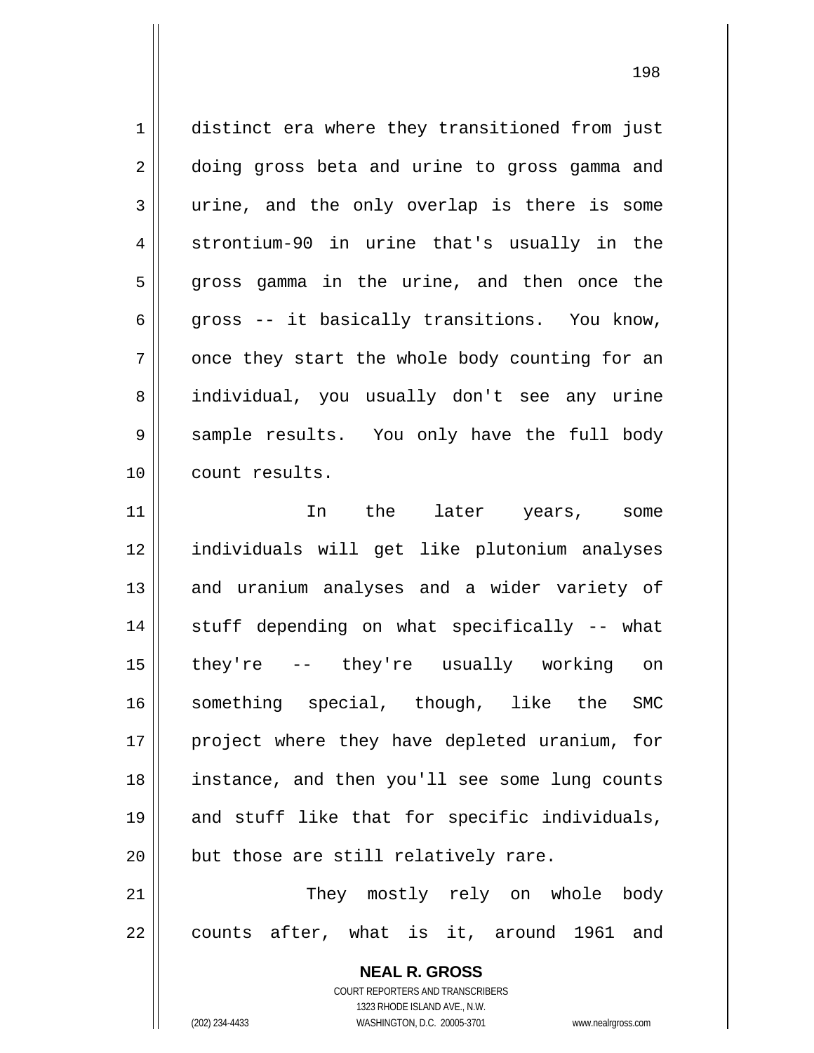distinct era where they transitioned from just doing gross beta and urine to gross gamma and urine, and the only overlap is there is some strontium-90 in urine that's usually in the gross gamma in the urine, and then once the gross -- it basically transitions. You know, once they start the whole body counting for an individual, you usually don't see any urine sample results. You only have the full body count results.

In the later years, some individuals will get like plutonium analyses and uranium analyses and a wider variety of stuff depending on what specifically -- what they're -- they're usually working on something special, though, like the SMC project where they have depleted uranium, for instance, and then you'll see some lung counts and stuff like that for specific individuals, but those are still relatively rare.

They mostly rely on whole body counts after, what is it, around 1961 and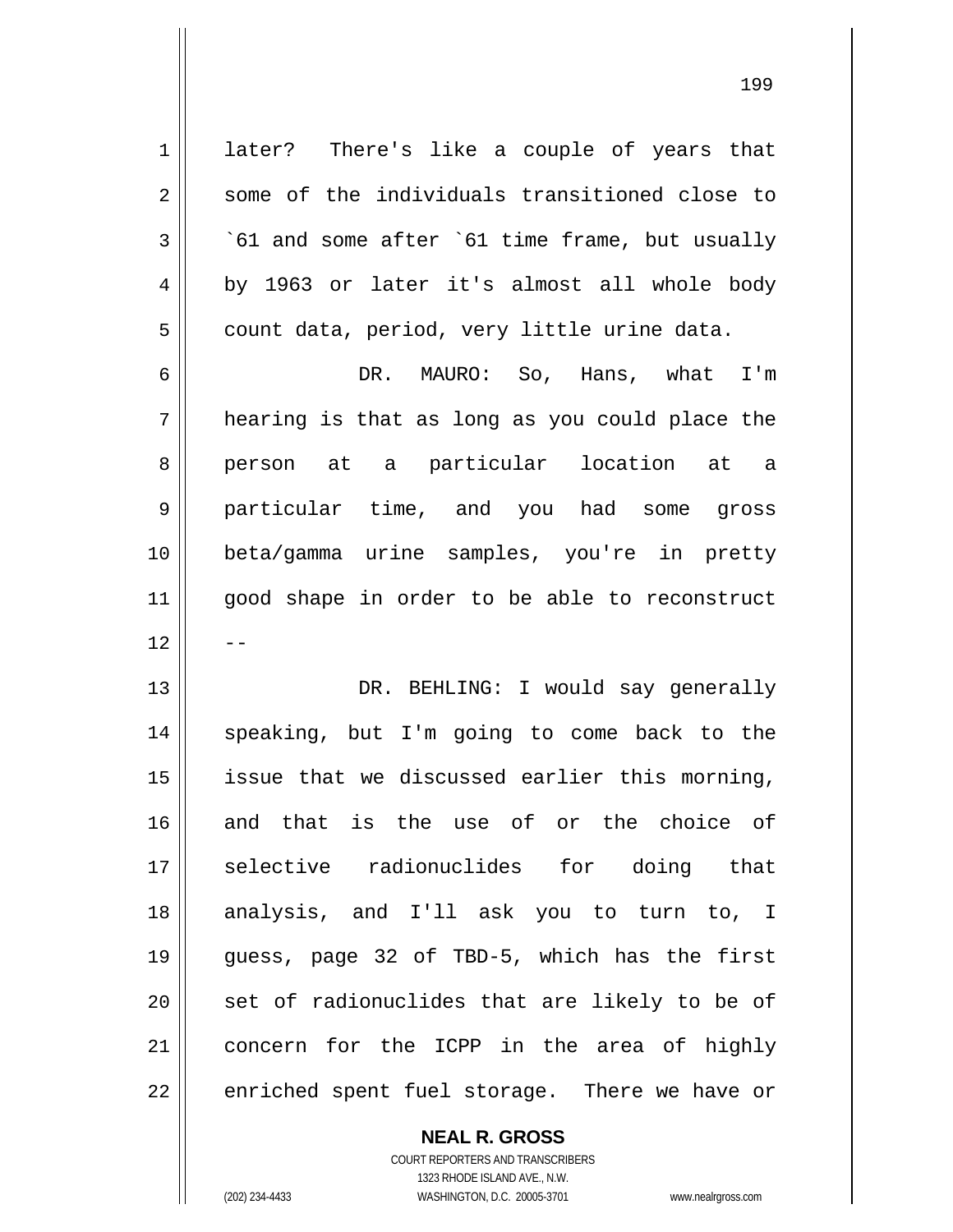later? There's like a couple of years that some of the individuals transitioned close to `61 and some after `61 time frame, but usually by 1963 or later it's almost all whole body count data, period, very little urine data.

DR. MAURO: So, Hans, what I'm hearing is that as long as you could place the person at a particular location at a particular time, and you had some gross beta/gamma urine samples, you're in pretty good shape in order to be able to reconstruct --

DR. BEHLING: I would say generally speaking, but I'm going to come back to the issue that we discussed earlier this morning, and that is the use of or the choice of selective radionuclides for doing that analysis, and I'll ask you to turn to, I guess, page 32 of TBD-5, which has the first set of radionuclides that are likely to be of concern for the ICPP in the area of highly enriched spent fuel storage. There we have or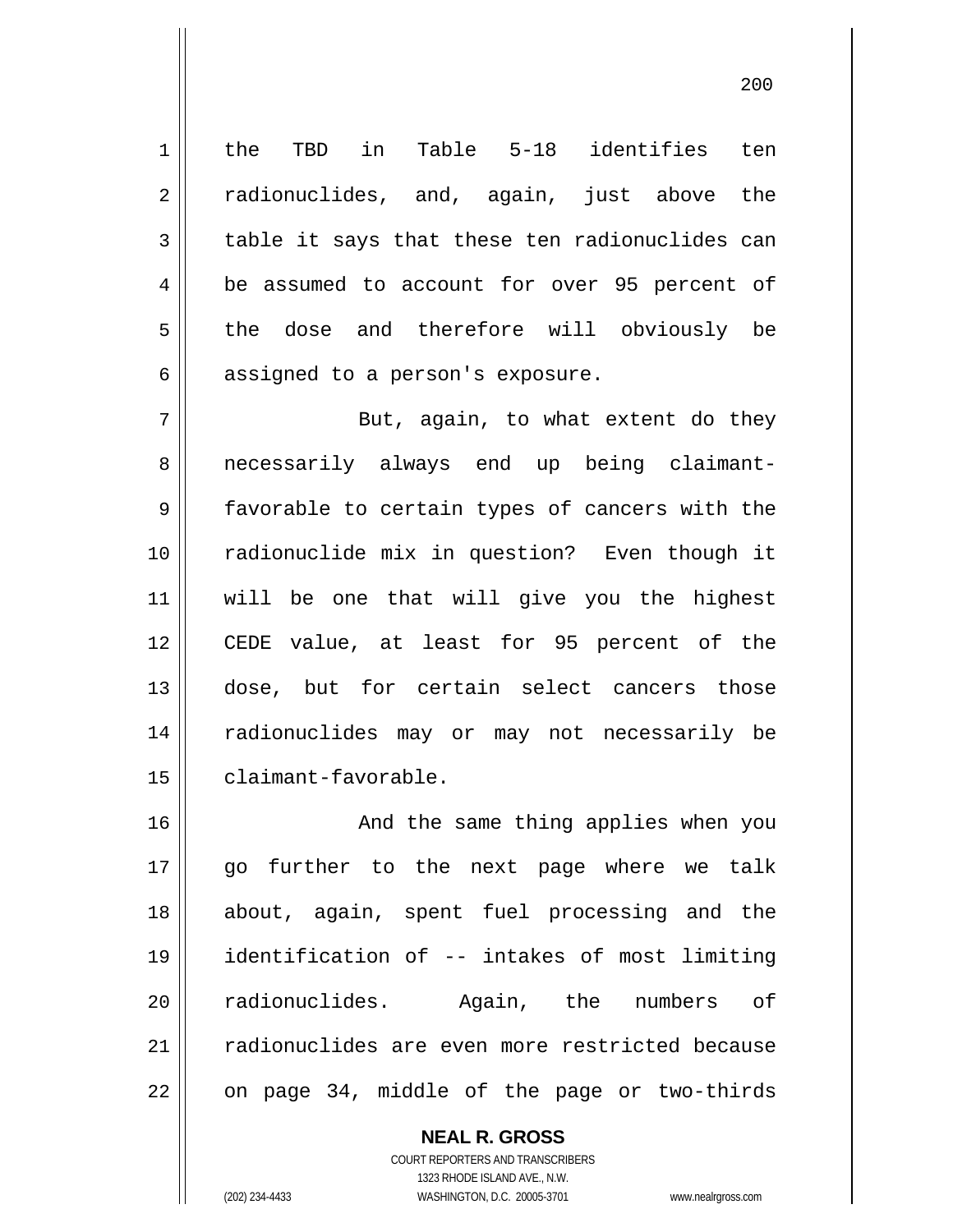the TBD in Table 5-18 identifies ten radionuclides, and, again, just above the table it says that these ten radionuclides can be assumed to account for over 95 percent of the dose and therefore will obviously be assigned to a person's exposure.

But, again, to what extent do they necessarily always end up being claimant-favorable to certain types of cancers with the radionuclide mix in question? Even though it will be one that will give you the highest CEDE value, at least for 95 percent of the dose, but for certain select cancers those radionuclides may or may not necessarily be claimant-favorable.

And the same thing applies when you go further to the next page where we talk about, again, spent fuel processing and the identification of -- intakes of most limiting radionuclides. Again, the numbers of radionuclides are even more restricted because on page 34, middle of the page or two-thirds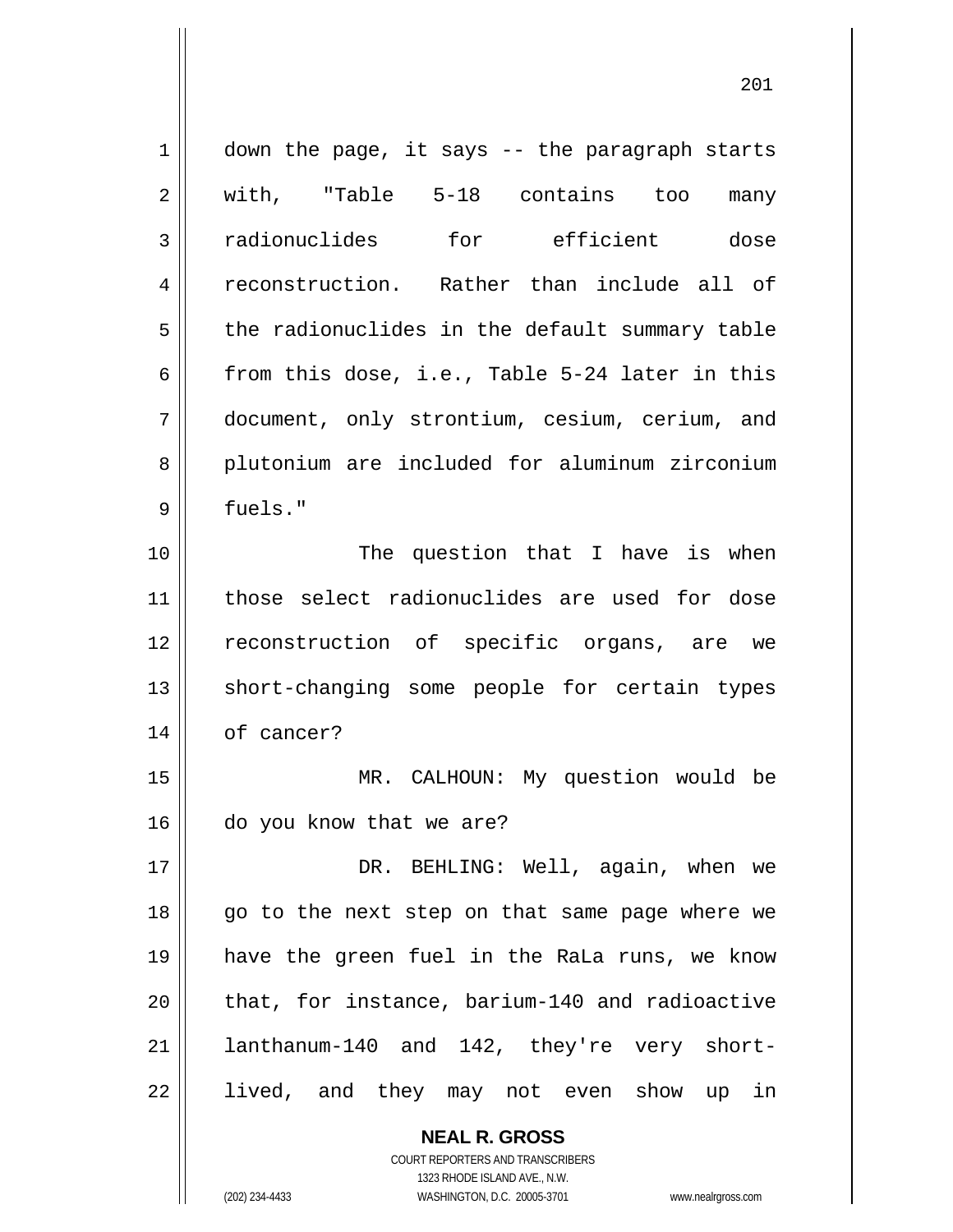down the page, it says -- the paragraph starts with, "Table 5-18 contains too many radionuclides for efficient dose reconstruction. Rather than include all of the radionuclides in the default summary table from this dose, i.e., Table 5-24 later in this document, only strontium, cesium, cerium, and plutonium are included for aluminum zirconium fuels."

The question that I have is when those select radionuclides are used for dose reconstruction of specific organs, are we short-changing some people for certain types of cancer?

MR. CALHOUN: My question would be do you know that we are?

DR. BEHLING: Well, again, when we go to the next step on that same page where we have the green fuel in the RaLa runs, we know that, for instance, barium-140 and radioactive lanthanum-140 and 142, they're very short-lived, and they may not even show up in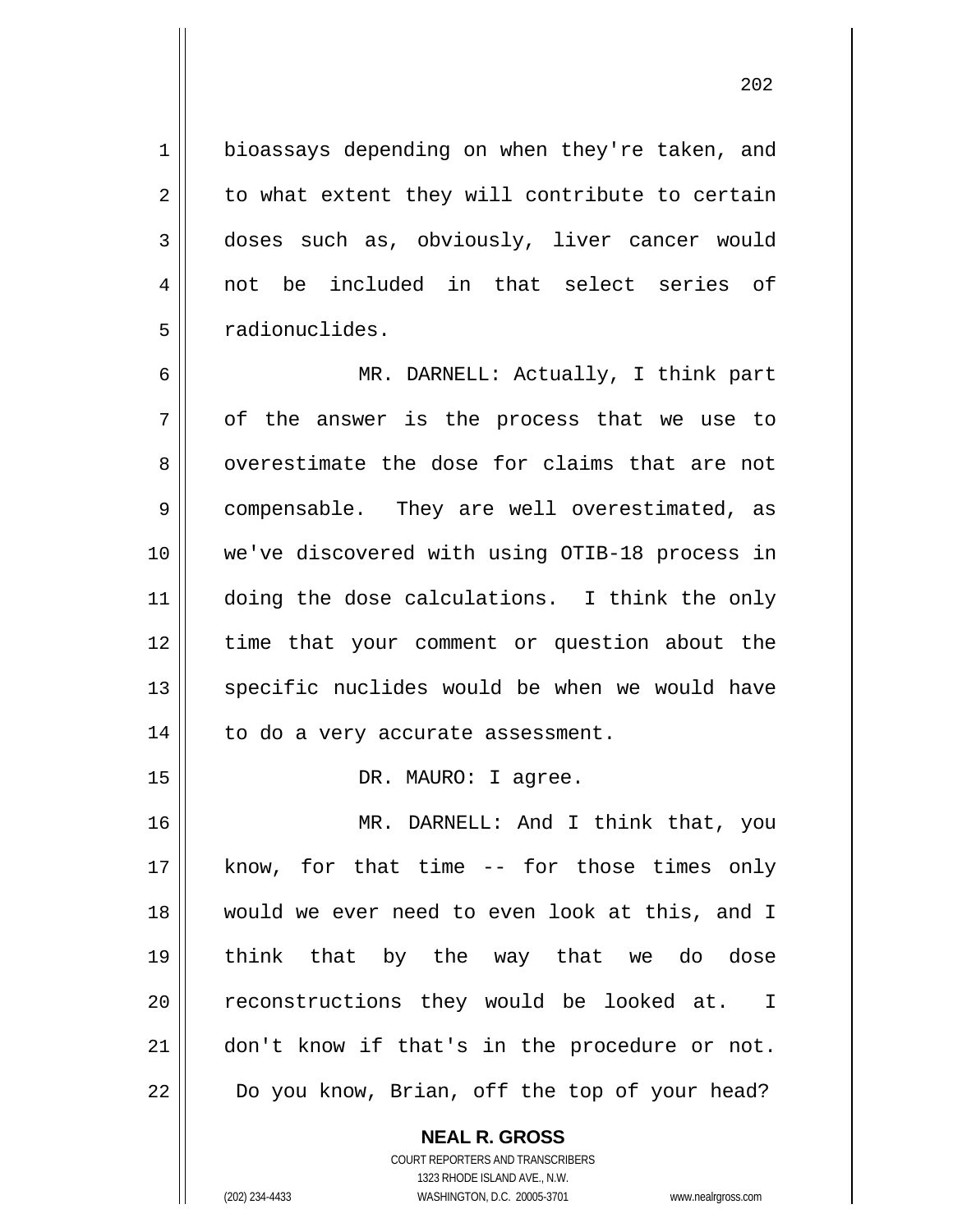bioassays depending on when they're taken, and to what extent they will contribute to certain doses such as, obviously, liver cancer would not be included in that select series of radionuclides.

MR. DARNELL: Actually, I think part of the answer is the process that we use to overestimate the dose for claims that are not compensable. They are well overestimated, as we've discovered with using OTIB-18 process in doing the dose calculations. I think the only time that your comment or question about the specific nuclides would be when we would have to do a very accurate assessment.

DR. MAURO: I agree.

MR. DARNELL: And I think that, you know, for that time -- for those times only would we ever need to even look at this, and I think that by the way that we do dose reconstructions they would be looked at. I don't know if that's in the procedure or not. Do you know, Brian, off the top of your head?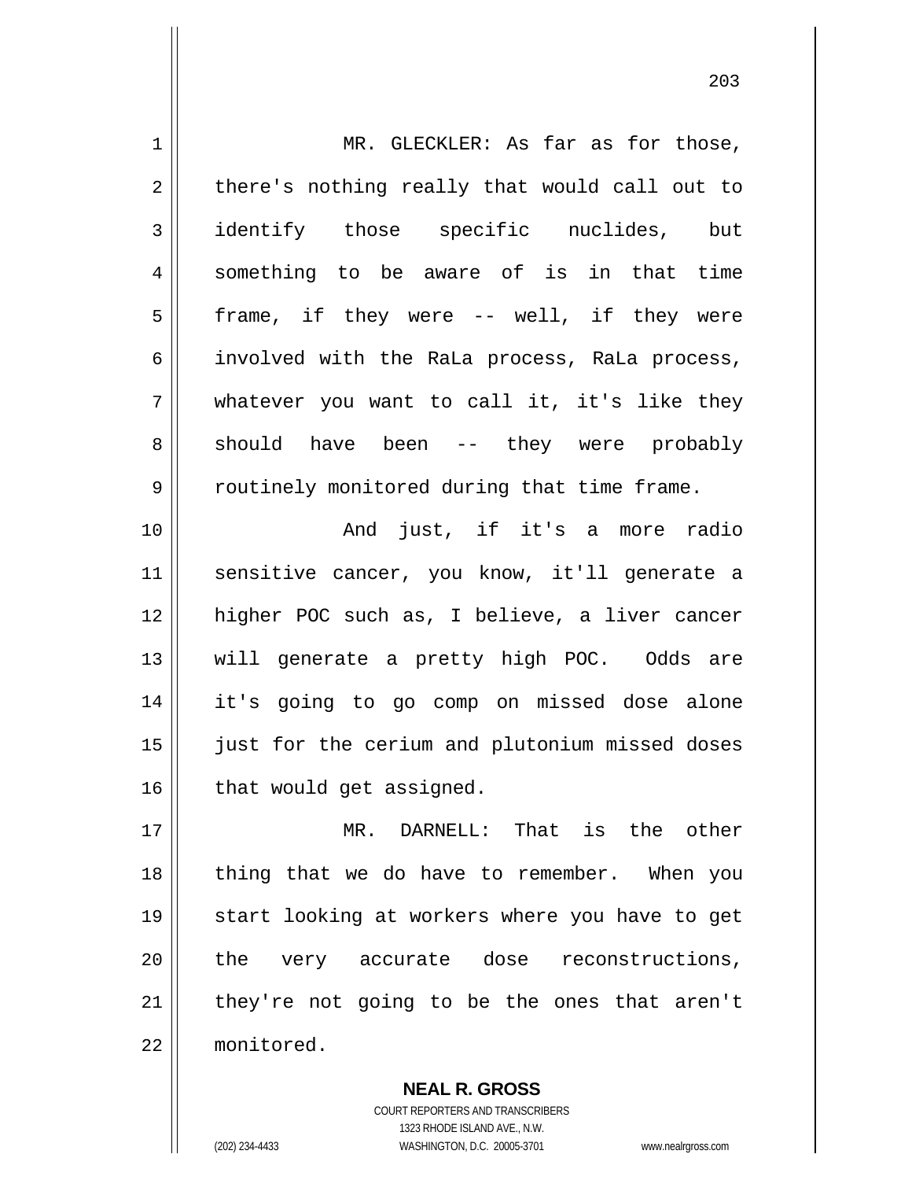MR. GLECKLER: As far as for those, there's nothing really that would call out to identify those specific nuclides, but something to be aware of is in that time frame, if they were -- well, if they were involved with the RaLa process, RaLa process, whatever you want to call it, it's like they should have been -- they were probably routinely monitored during that time frame.

And just, if it's a more radio sensitive cancer, you know, it'll generate a higher POC such as, I believe, a liver cancer will generate a pretty high POC. Odds are it's going to go comp on missed dose alone just for the cerium and plutonium missed doses that would get assigned.

MR. DARNELL: That is the other thing that we do have to remember. When you start looking at workers where you have to get the very accurate dose reconstructions, they're not going to be the ones that aren't monitored.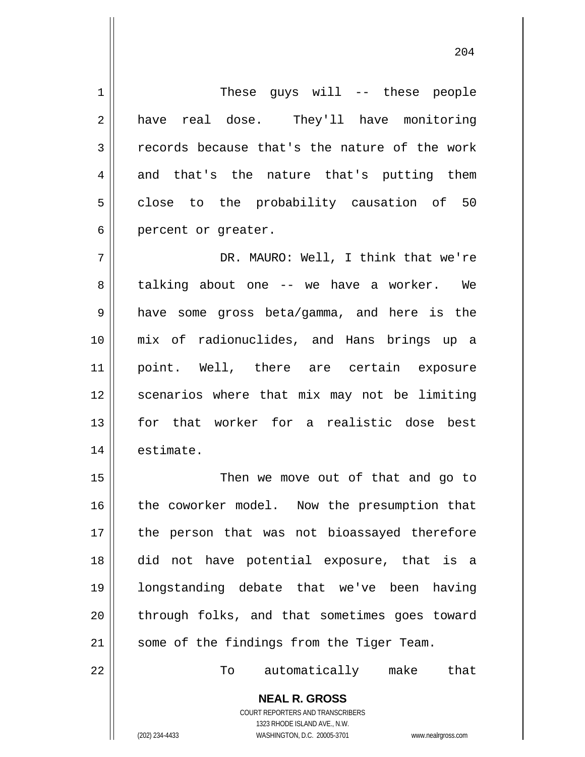These guys will -- these people have real dose. They'll have monitoring records because that's the nature of the work and that's the nature that's putting them close to the probability causation of 50 percent or greater.

DR. MAURO: Well, I think that we're talking about one -- we have a worker. We have some gross beta/gamma, and here is the mix of radionuclides, and Hans brings up a point. Well, there are certain exposure scenarios where that mix may not be limiting for that worker for a realistic dose best estimate.

Then we move out of that and go to the coworker model. Now the presumption that the person that was not bioassayed therefore did not have potential exposure, that is a longstanding debate that we've been having through folks, and that sometimes goes toward some of the findings from the Tiger Team.

To automatically make that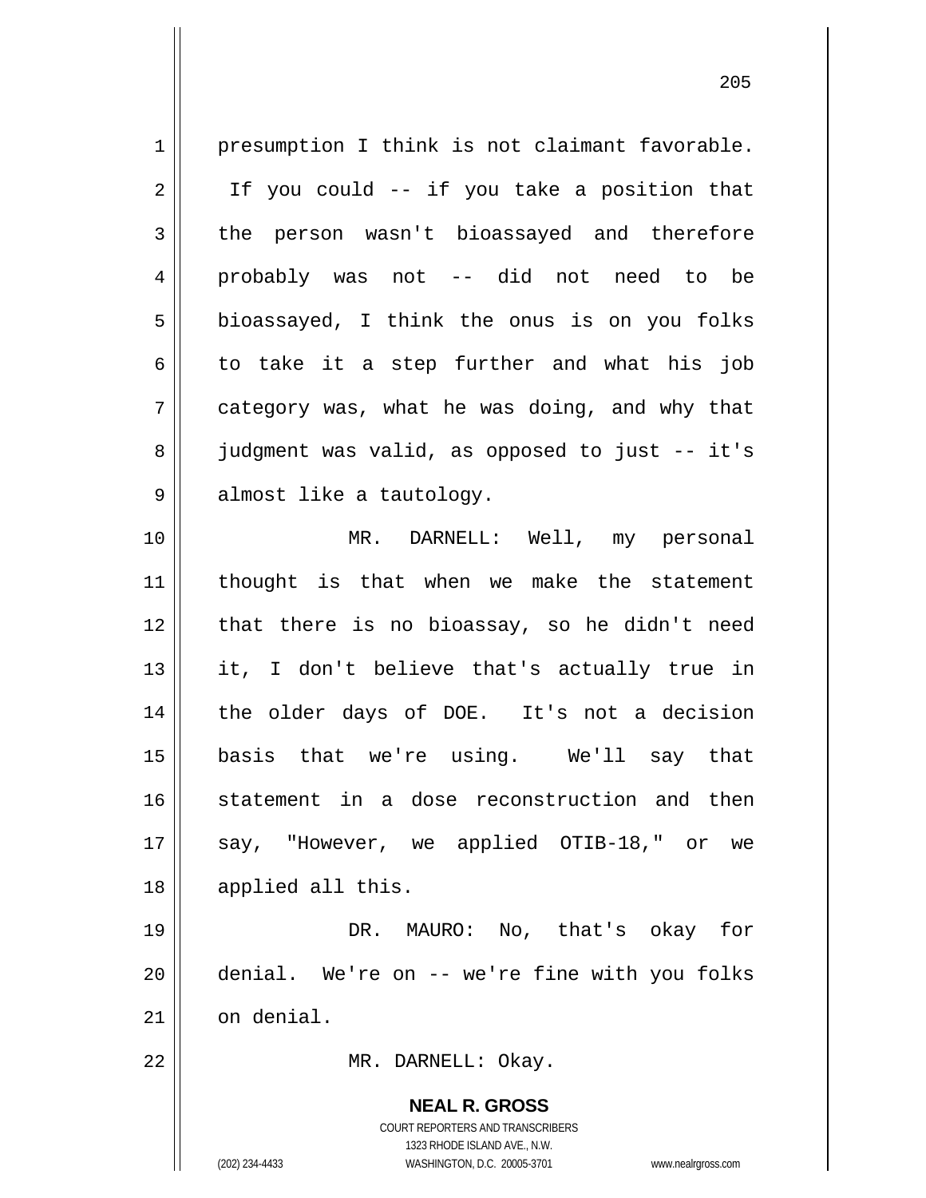presumption I think is not claimant favorable. If you could -- if you take a position that the person wasn't bioassayed and therefore probably was not -- did not need to be bioassayed, I think the onus is on you folks to take it a step further and what his job category was, what he was doing, and why that judgment was valid, as opposed to just -- it's almost like a tautology.

MR. DARNELL: Well, my personal thought is that when we make the statement that there is no bioassay, so he didn't need it, I don't believe that's actually true in the older days of DOE. It's not a decision basis that we're using. We'll say that statement in a dose reconstruction and then say, "However, we applied OTIB-18," or we applied all this.

DR. MAURO: No, that's okay for denial. We're on -- we're fine with you folks on denial.

MR. DARNELL: Okay.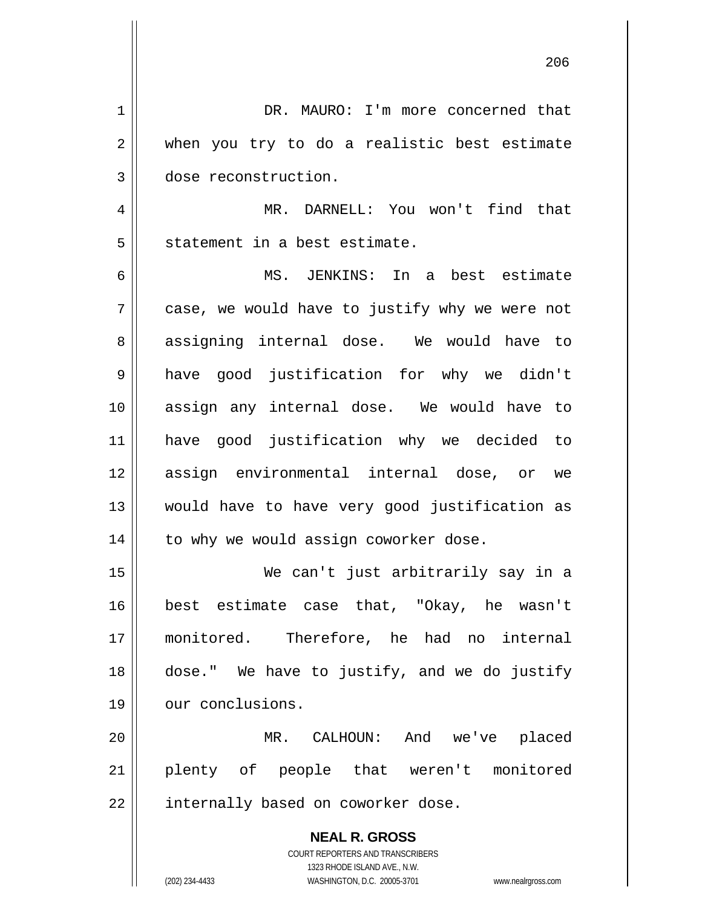DR. MAURO: I'm more concerned that when you try to do a realistic best estimate dose reconstruction.

MR. DARNELL: You won't find that statement in a best estimate.

MS. JENKINS: In a best estimate case, we would have to justify why we were not assigning internal dose. We would have to have good justification for why we didn't assign any internal dose. We would have to have good justification why we decided to assign environmental internal dose, or we would have to have very good justification as to why we would assign coworker dose.

We can't just arbitrarily say in a best estimate case that, "Okay, he wasn't monitored. Therefore, he had no internal dose." We have to justify, and we do justify our conclusions.

MR. CALHOUN: And we've placed plenty of people that weren't monitored internally based on coworker dose.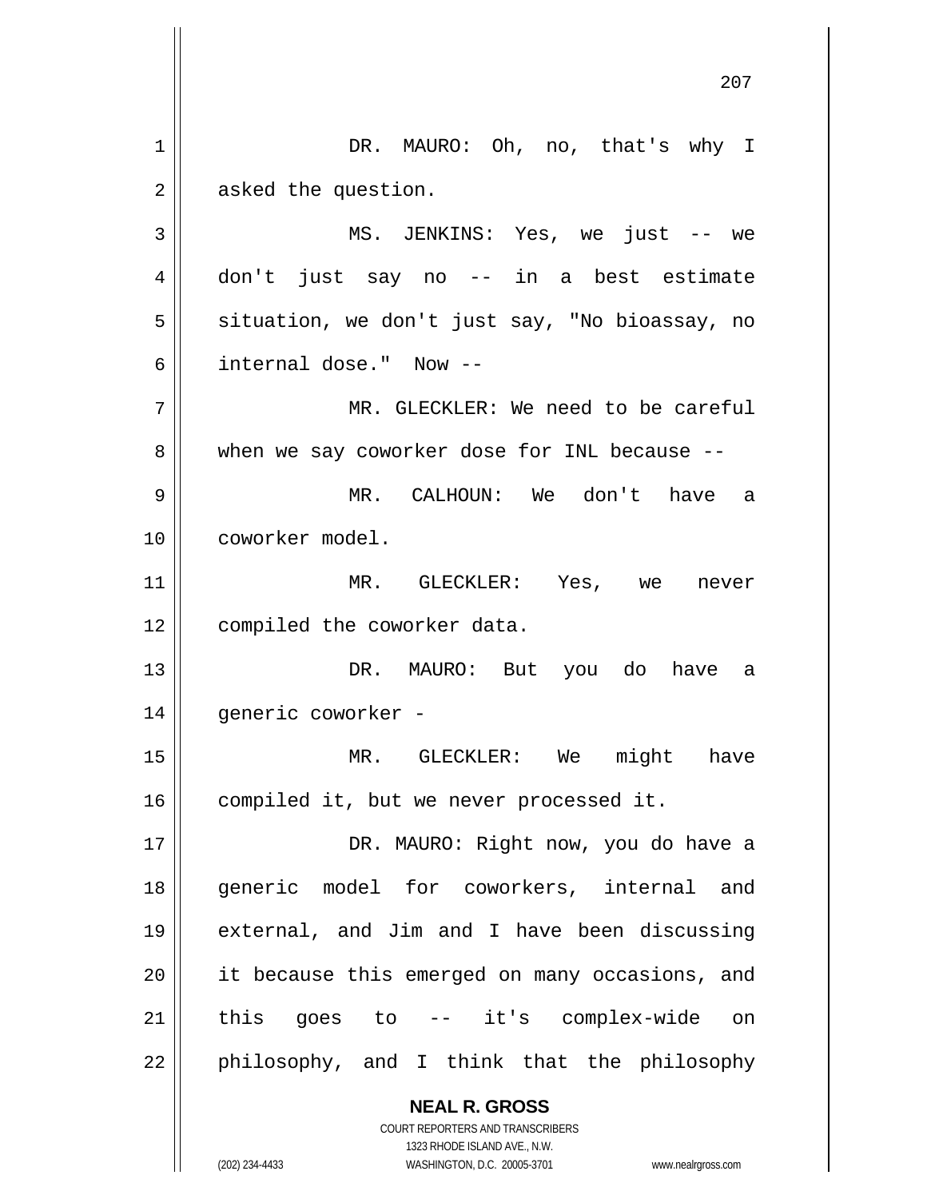DR. MAURO: Oh, no, that's why I asked the question.

MS. JENKINS: Yes, we just -- we don't just say no -- in a best estimate situation, we don't just say, "No bioassay, no internal dose." Now --

MR. GLECKLER: We need to be careful when we say coworker dose for INL because --

MR. CALHOUN: We don't have a coworker model.

MR. GLECKLER: Yes, we never compiled the coworker data.

DR. MAURO: But you do have a generic coworker -

MR. GLECKLER: We might have compiled it, but we never processed it.

DR. MAURO: Right now, you do have a generic model for coworkers, internal and external, and Jim and I have been discussing it because this emerged on many occasions, and this goes to -- it's complex-wide on philosophy, and I think that the philosophy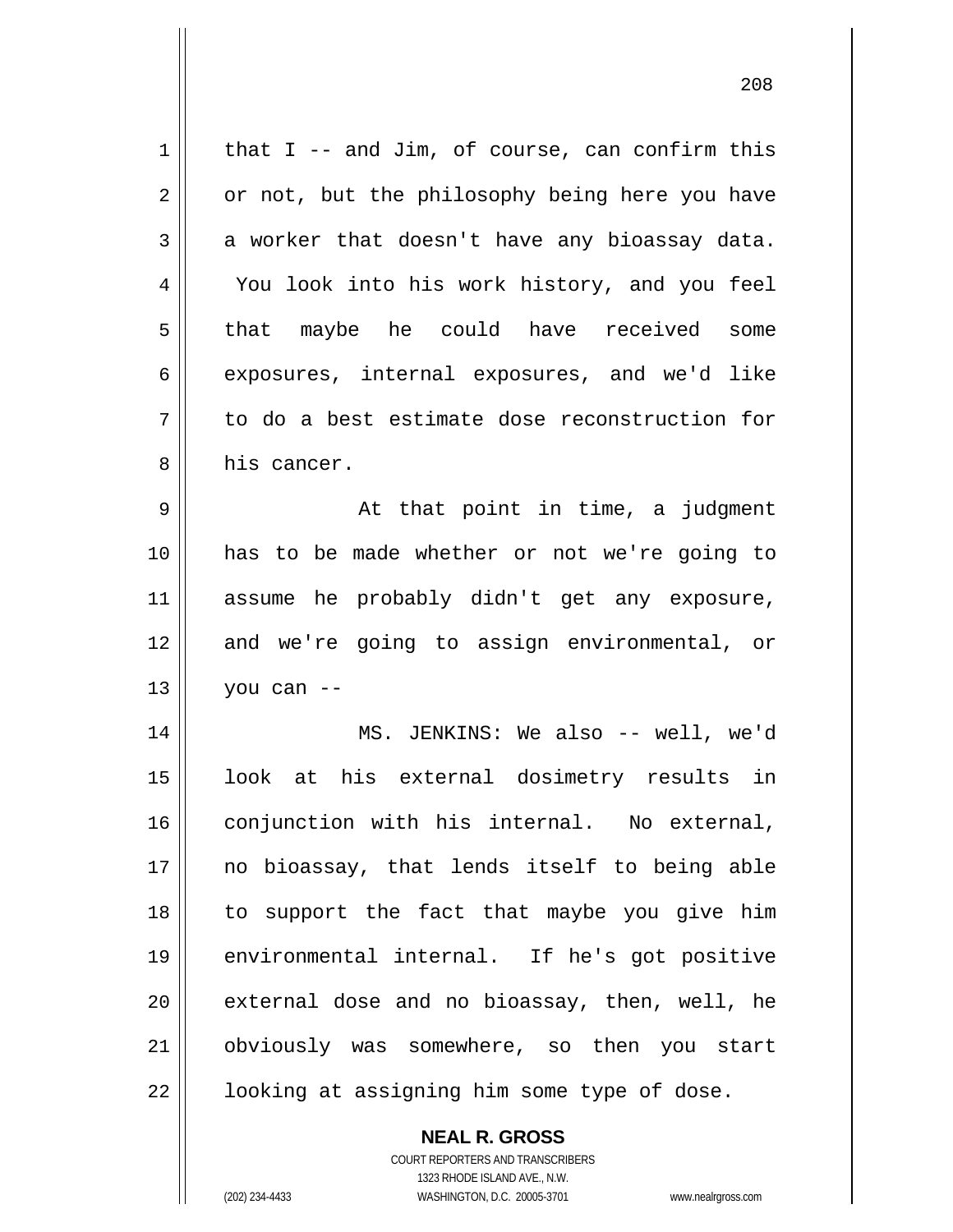that I -- and Jim, of course, can confirm this or not, but the philosophy being here you have a worker that doesn't have any bioassay data. You look into his work history, and you feel that maybe he could have received some exposures, internal exposures, and we'd like to do a best estimate dose reconstruction for his cancer.

At that point in time, a judgment has to be made whether or not we're going to assume he probably didn't get any exposure, and we're going to assign environmental, or you can --

MS. JENKINS: We also -- well, we'd look at his external dosimetry results in conjunction with his internal. No external, no bioassay, that lends itself to being able to support the fact that maybe you give him environmental internal. If he's got positive external dose and no bioassay, then, well, he obviously was somewhere, so then you start looking at assigning him some type of dose.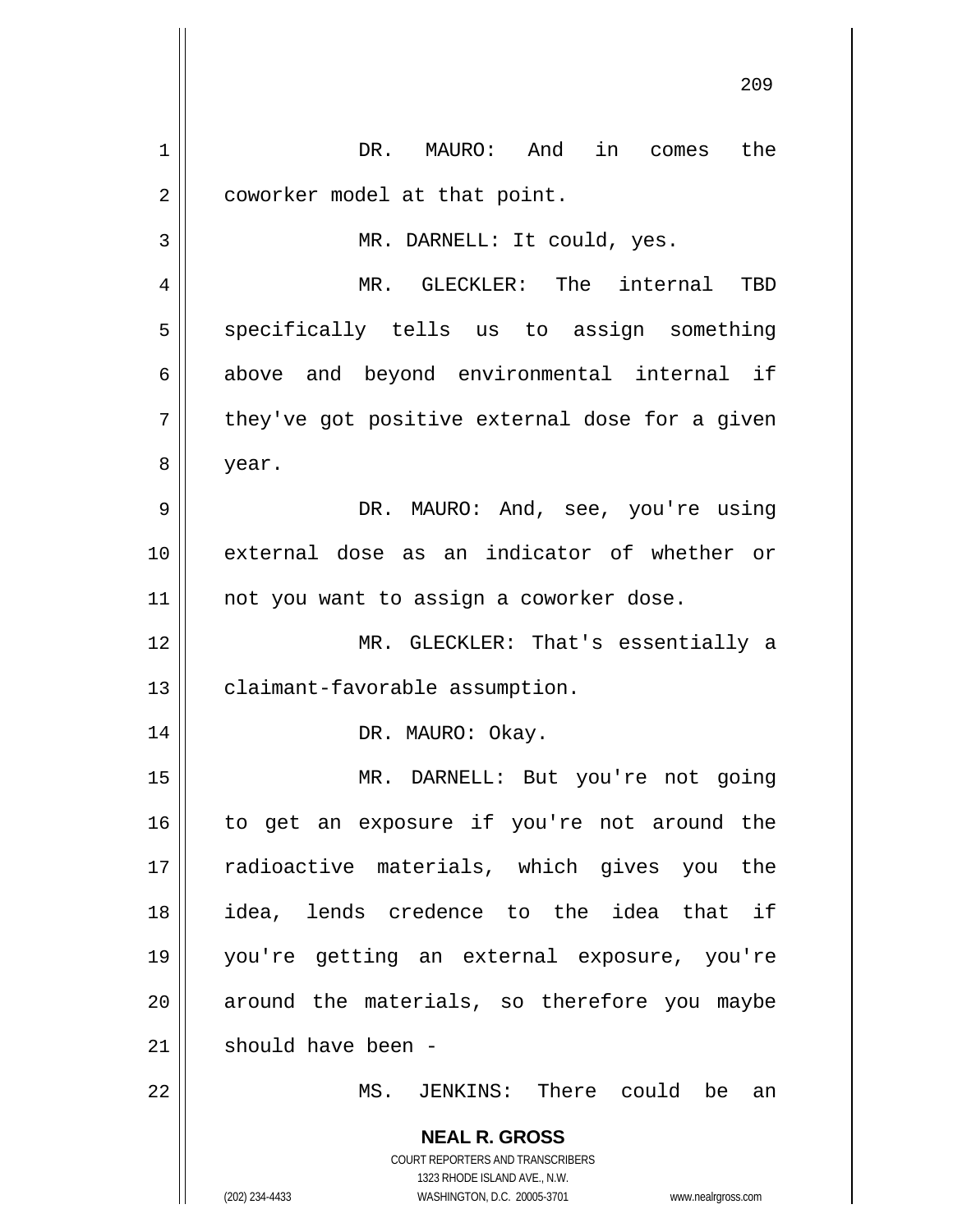DR. MAURO: And in comes the coworker model at that point.

MR. DARNELL: It could, yes.

MR. GLECKLER: The internal TBD specifically tells us to assign something above and beyond environmental internal if they've got positive external dose for a given year.

DR. MAURO: And, see, you're using external dose as an indicator of whether or not you want to assign a coworker dose.

MR. GLECKLER: That's essentially a claimant-favorable assumption.

DR. MAURO: Okay.

MR. DARNELL: But you're not going to get an exposure if you're not around the radioactive materials, which gives you the idea, lends credence to the idea that if you're getting an external exposure, you're around the materials, so therefore you maybe should have been -

MS. JENKINS: There could be an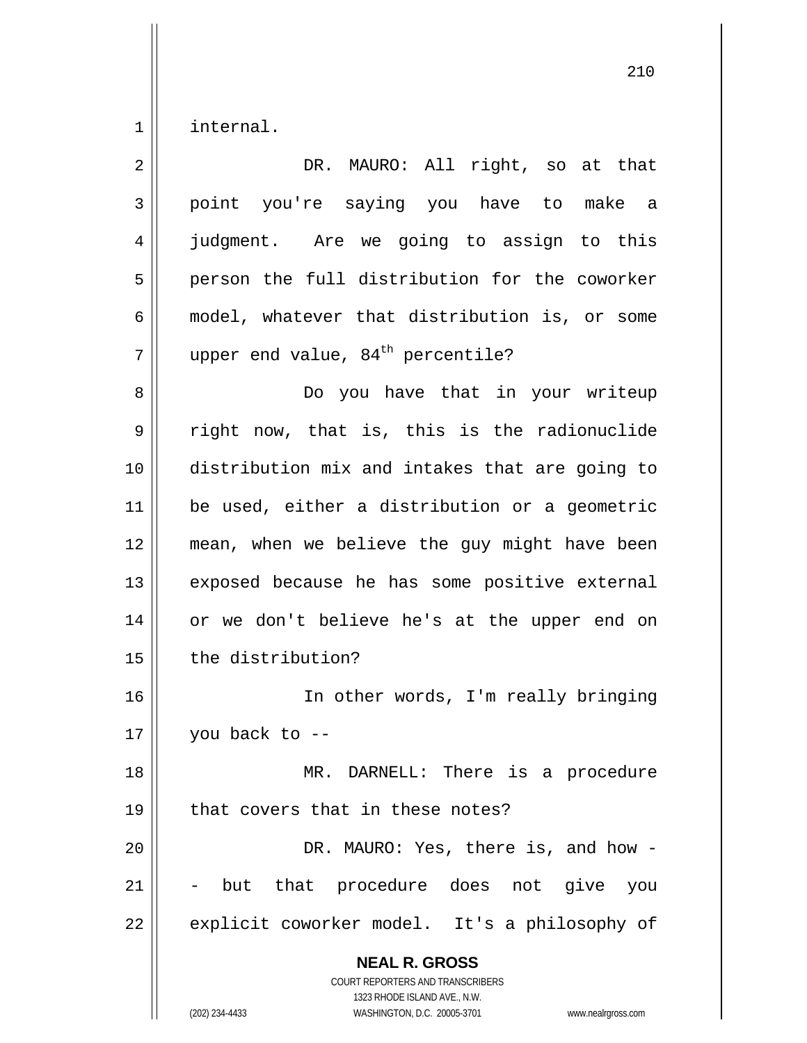internal.

DR. MAURO: All right, so at that point you're saying you have to make a judgment. Are we going to assign to this person the full distribution for the coworker model, whatever that distribution is, or some upper end value, $84^{th}$ percentile?

Do you have that in your writeup right now, that is, this is the radionuclide distribution mix and intakes that are going to be used, either a distribution or a geometric mean, when we believe the guy might have been exposed because he has some positive external or we don't believe he's at the upper end on the distribution?

In other words, I'm really bringing you back to --

MR. DARNELL: There is a procedure that covers that in these notes?

DR. MAURO: Yes, there is, and how -- but that procedure does not give you explicit coworker model. It's a philosophy of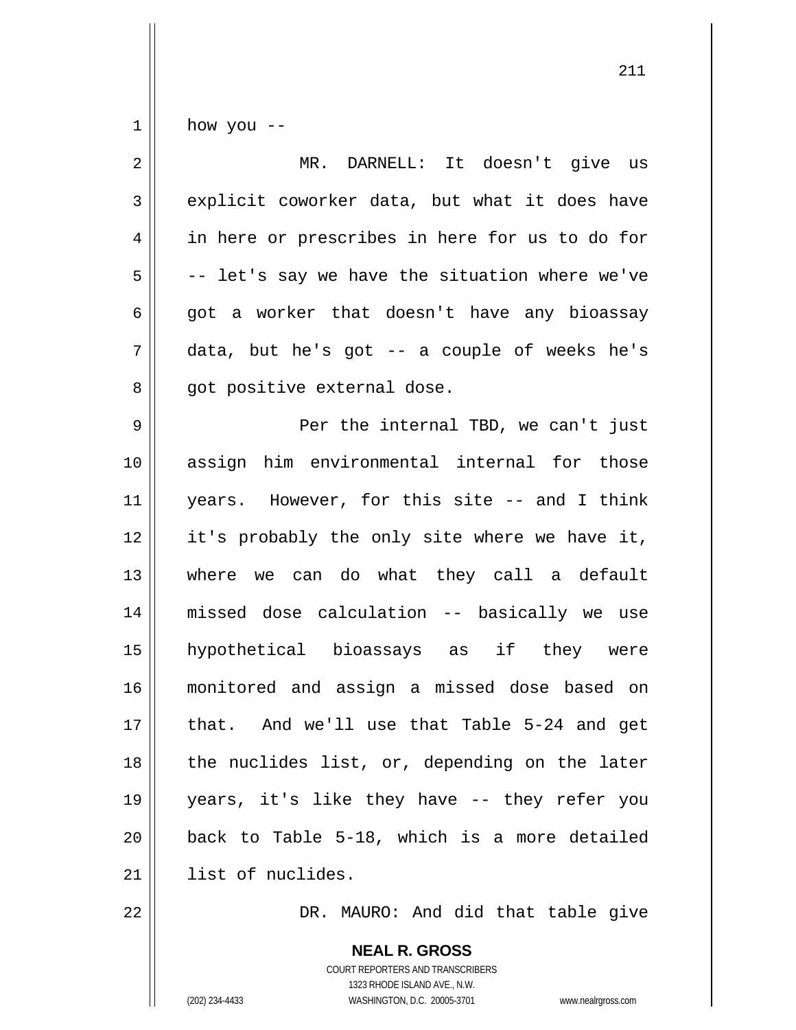how you --

MR. DARNELL: It doesn't give us explicit coworker data, but what it does have in here or prescribes in here for us to do for -- let's say we have the situation where we've got a worker that doesn't have any bioassay data, but he's got -- a couple of weeks he's got positive external dose.

Per the internal TBD, we can't just assign him environmental internal for those years. However, for this site -- and I think it's probably the only site where we have it, where we can do what they call a default missed dose calculation -- basically we use hypothetical bioassays as if they were monitored and assign a missed dose based on that. And we'll use that Table 5-24 and get the nuclides list, or, depending on the later years, it's like they have -- they refer you back to Table 5-18, which is a more detailed list of nuclides.

DR. MAURO: And did that table give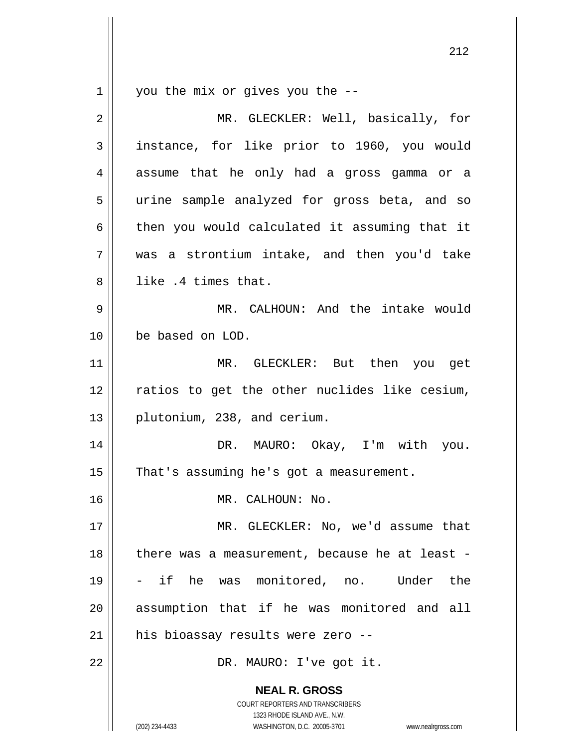you the mix or gives you the --

MR. GLECKLER: Well, basically, for instance, for like prior to 1960, you would assume that he only had a gross gamma or a urine sample analyzed for gross beta, and so then you would calculated it assuming that it was a strontium intake, and then you'd take like .4 times that.

MR. CALHOUN: And the intake would be based on LOD.

MR. GLECKLER: But then you get ratios to get the other nuclides like cesium, plutonium, 238, and cerium.

DR. MAURO: Okay, I'm with you. That's assuming he's got a measurement.

MR. CALHOUN: No.

MR. GLECKLER: No, we'd assume that there was a measurement, because he at least -- if he was monitored, no. Under the assumption that if he was monitored and all his bioassay results were zero --

DR. MAURO: I've got it.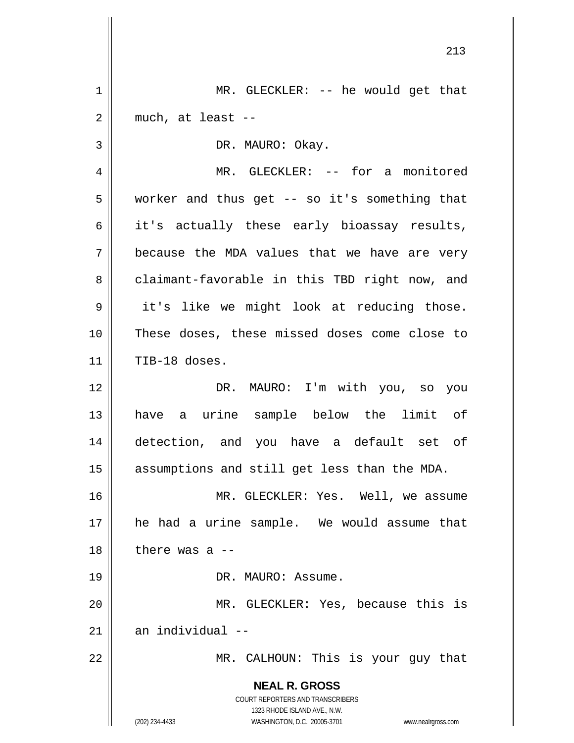MR. GLECKLER: -- he would get that much, at least --

DR. MAURO: Okay.

MR. GLECKLER: -- for a monitored worker and thus get -- so it's something that it's actually these early bioassay results, because the MDA values that we have are very claimant-favorable in this TBD right now, and it's like we might look at reducing those. These doses, these missed doses come close to TIB-18 doses.

DR. MAURO: I'm with you, so you have a urine sample below the limit of detection, and you have a default set of assumptions and still get less than the MDA.

MR. GLECKLER: Yes. Well, we assume he had a urine sample. We would assume that there was a --

DR. MAURO: Assume.

MR. GLECKLER: Yes, because this is an individual --

MR. CALHOUN: This is your guy that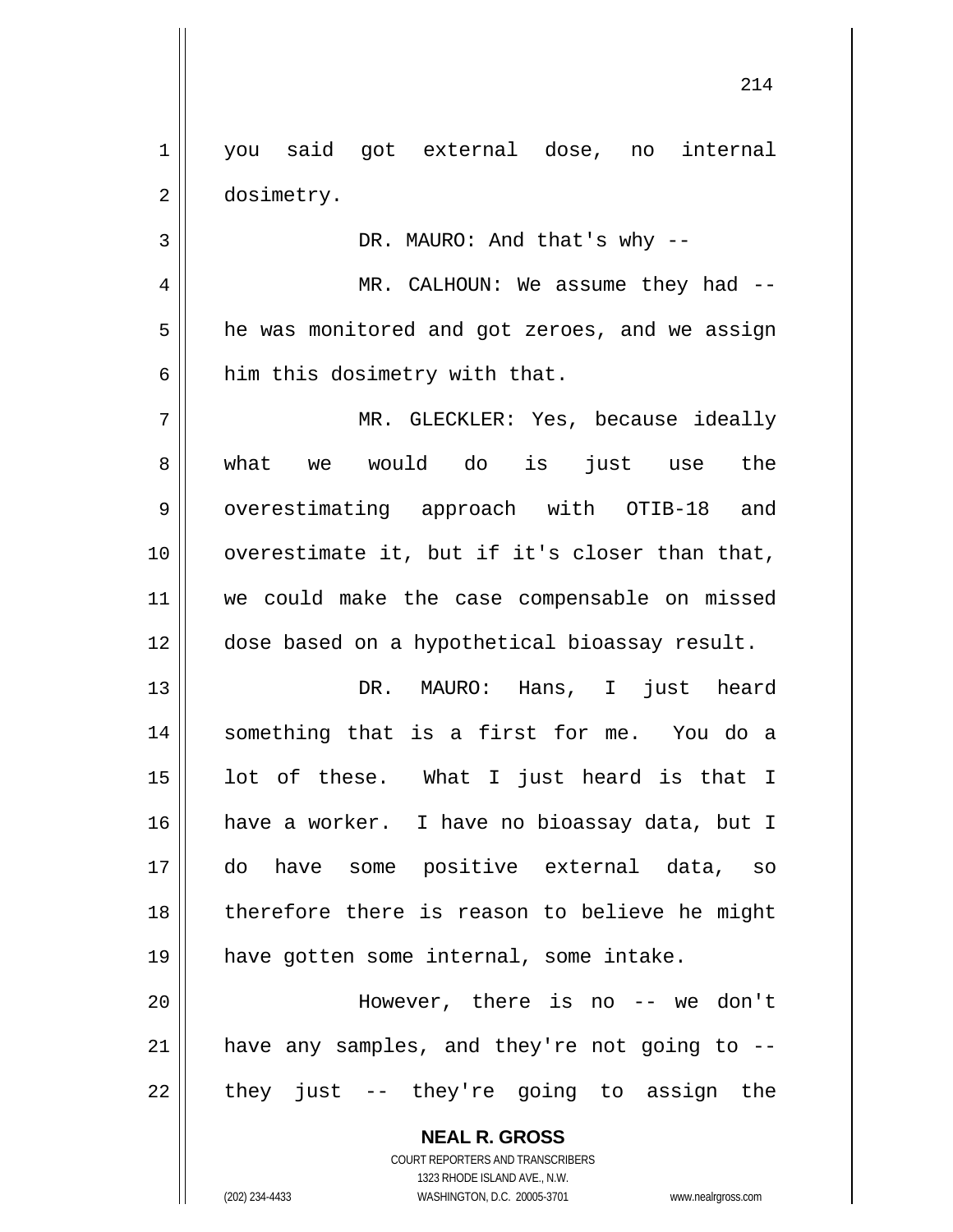you said got external dose, no internal dosimetry.

DR. MAURO: And that's why --

MR. CALHOUN: We assume they had -- he was monitored and got zeroes, and we assign him this dosimetry with that.

MR. GLECKLER: Yes, because ideally what we would do is just use the overestimating approach with OTIB-18 and overestimate it, but if it's closer than that, we could make the case compensable on missed dose based on a hypothetical bioassay result.

DR. MAURO: Hans, I just heard something that is a first for me. You do a lot of these. What I just heard is that I have a worker. I have no bioassay data, but I do have some positive external data, so therefore there is reason to believe he might have gotten some internal, some intake.

However, there is no -- we don't have any samples, and they're not going to -- they just -- they're going to assign the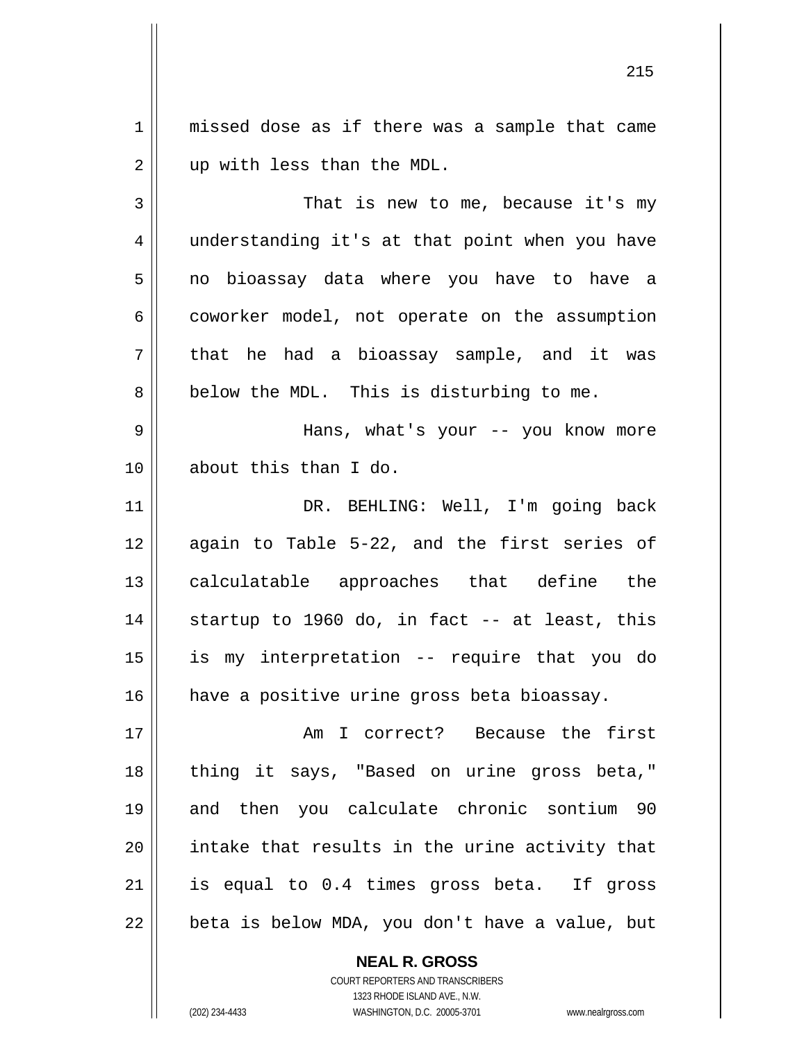missed dose as if there was a sample that came up with less than the MDL.

That is new to me, because it's my understanding it's at that point when you have no bioassay data where you have to have a coworker model, not operate on the assumption that he had a bioassay sample, and it was below the MDL. This is disturbing to me.

Hans, what's your -- you know more about this than I do.

DR. BEHLING: Well, I'm going back again to Table 5-22, and the first series of calculatable approaches that define the startup to 1960 do, in fact -- at least, this is my interpretation -- require that you do have a positive urine gross beta bioassay.

Am I correct? Because the first thing it says, "Based on urine gross beta," and then you calculate chronic sontium 90 intake that results in the urine activity that is equal to 0.4 times gross beta. If gross beta is below MDA, you don't have a value, but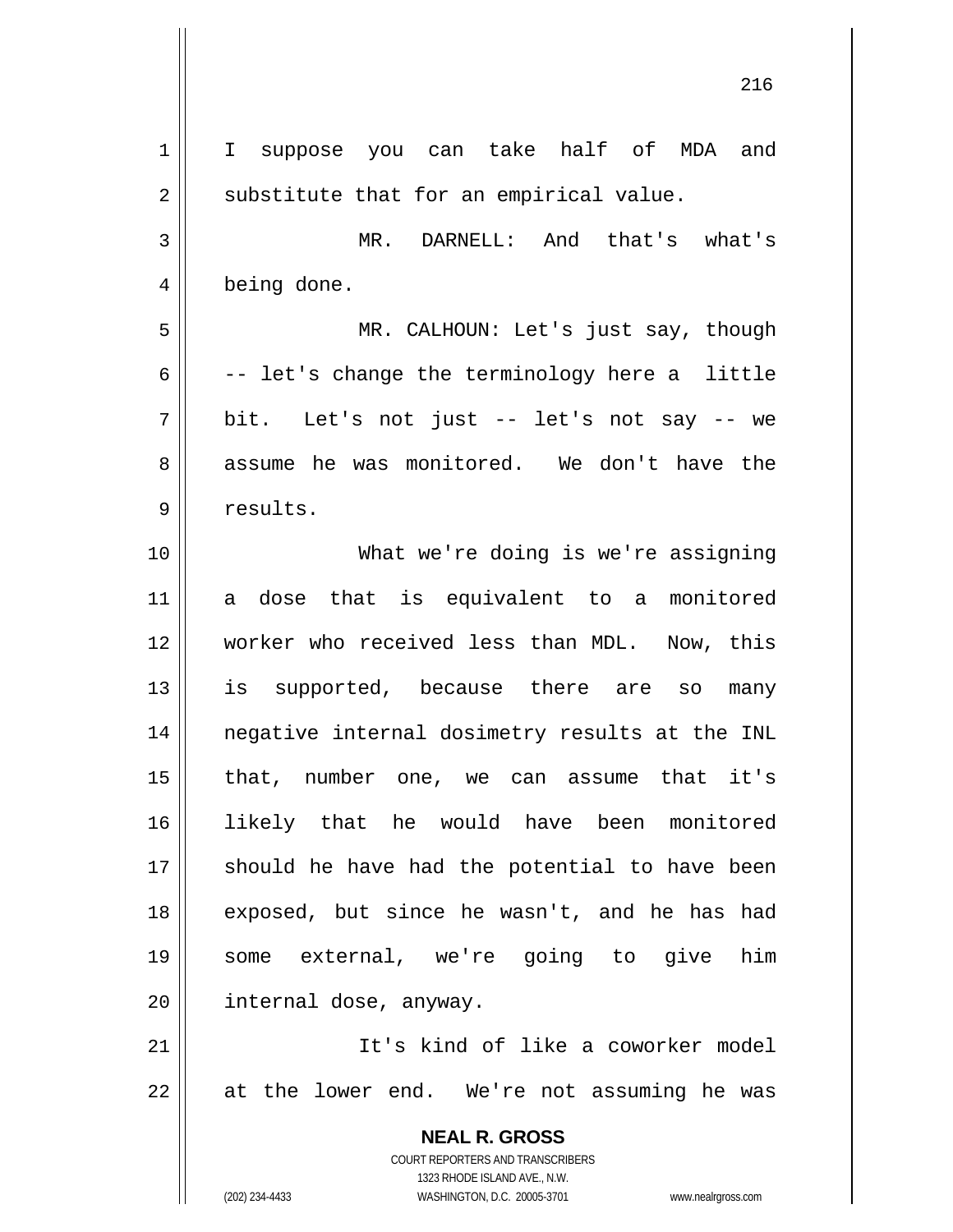I suppose you can take half of MDA and substitute that for an empirical value.

MR. DARNELL: And that's what's being done.

MR. CALHOUN: Let's just say, though -- let's change the terminology here a little bit. Let's not just -- let's not say -- we assume he was monitored. We don't have the results.

What we're doing is we're assigning a dose that is equivalent to a monitored worker who received less than MDL. Now, this is supported, because there are so many negative internal dosimetry results at the INL that, number one, we can assume that it's likely that he would have been monitored should he have had the potential to have been exposed, but since he wasn't, and he has had some external, we're going to give him internal dose, anyway.

It's kind of like a coworker model at the lower end. We're not assuming he was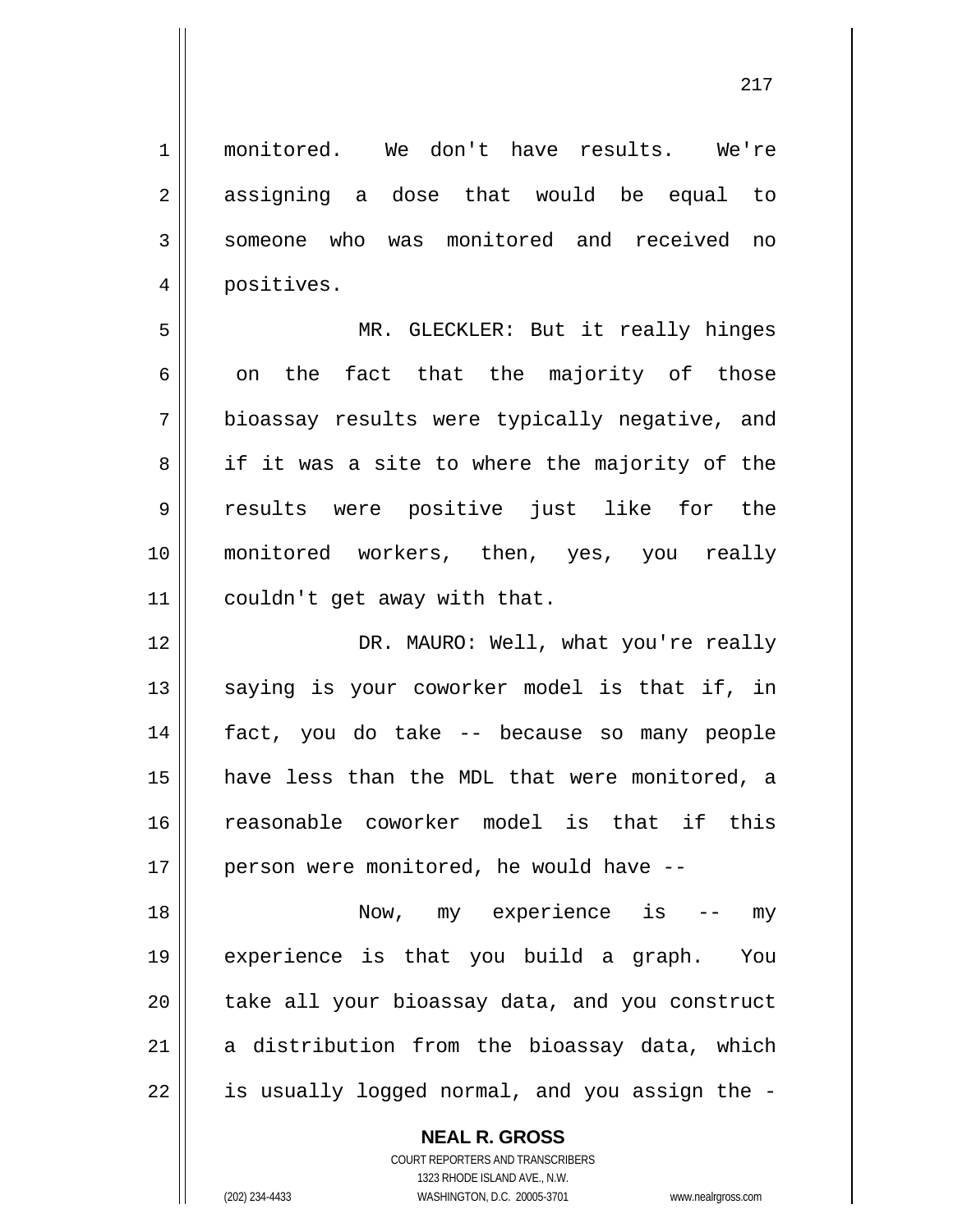monitored. We don't have results. We're assigning a dose that would be equal to someone who was monitored and received no positives.

MR. GLECKLER: But it really hinges on the fact that the majority of those bioassay results were typically negative, and if it was a site to where the majority of the results were positive just like for the monitored workers, then, yes, you really couldn't get away with that.

DR. MAURO: Well, what you're really saying is your coworker model is that if, in fact, you do take -- because so many people have less than the MDL that were monitored, a reasonable coworker model is that if this person were monitored, he would have --

Now, my experience is -- my experience is that you build a graph. You take all your bioassay data, and you construct a distribution from the bioassay data, which is usually logged normal, and you assign the -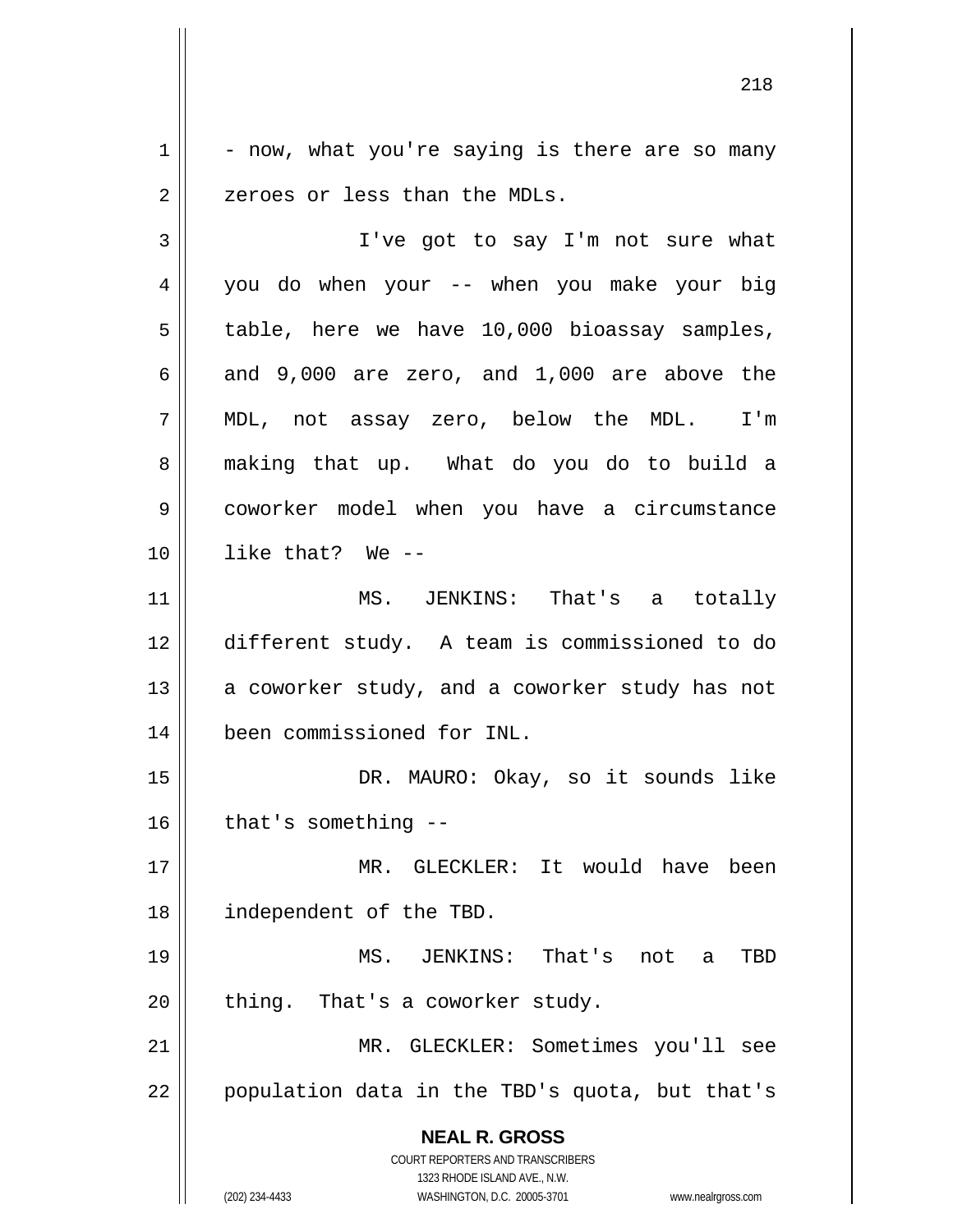- now, what you're saying is there are so many zeroes or less than the MDLs.

I've got to say I'm not sure what you do when your -- when you make your big table, here we have 10,000 bioassay samples, and 9,000 are zero, and 1,000 are above the MDL, not assay zero, below the MDL. I'm making that up. What do you do to build a coworker model when you have a circumstance like that? We --

MS. JENKINS: That's a totally different study. A team is commissioned to do a coworker study, and a coworker study has not been commissioned for INL.

DR. MAURO: Okay, so it sounds like that's something --

MR. GLECKLER: It would have been independent of the TBD.

MS. JENKINS: That's not a TBD thing. That's a coworker study.

MR. GLECKLER: Sometimes you'll see population data in the TBD's quota, but that's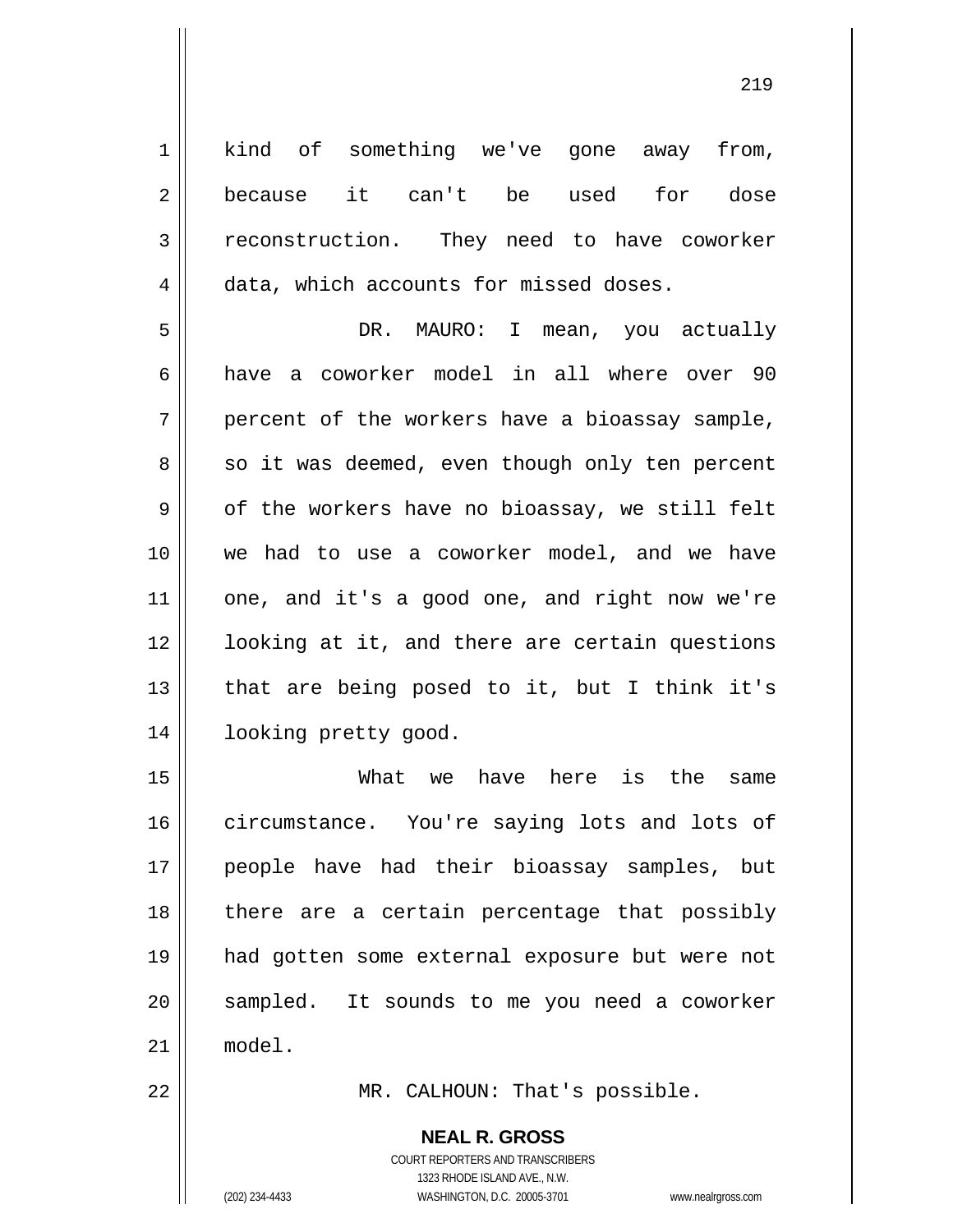kind of something we've gone away from, because it can't be used for dose reconstruction. They need to have coworker data, which accounts for missed doses.

DR. MAURO: I mean, you actually have a coworker model in all where over 90 percent of the workers have a bioassay sample, so it was deemed, even though only ten percent of the workers have no bioassay, we still felt we had to use a coworker model, and we have one, and it's a good one, and right now we're looking at it, and there are certain questions that are being posed to it, but I think it's looking pretty good.

What we have here is the same circumstance. You're saying lots and lots of people have had their bioassay samples, but there are a certain percentage that possibly had gotten some external exposure but were not sampled. It sounds to me you need a coworker model.

MR. CALHOUN: That's possible.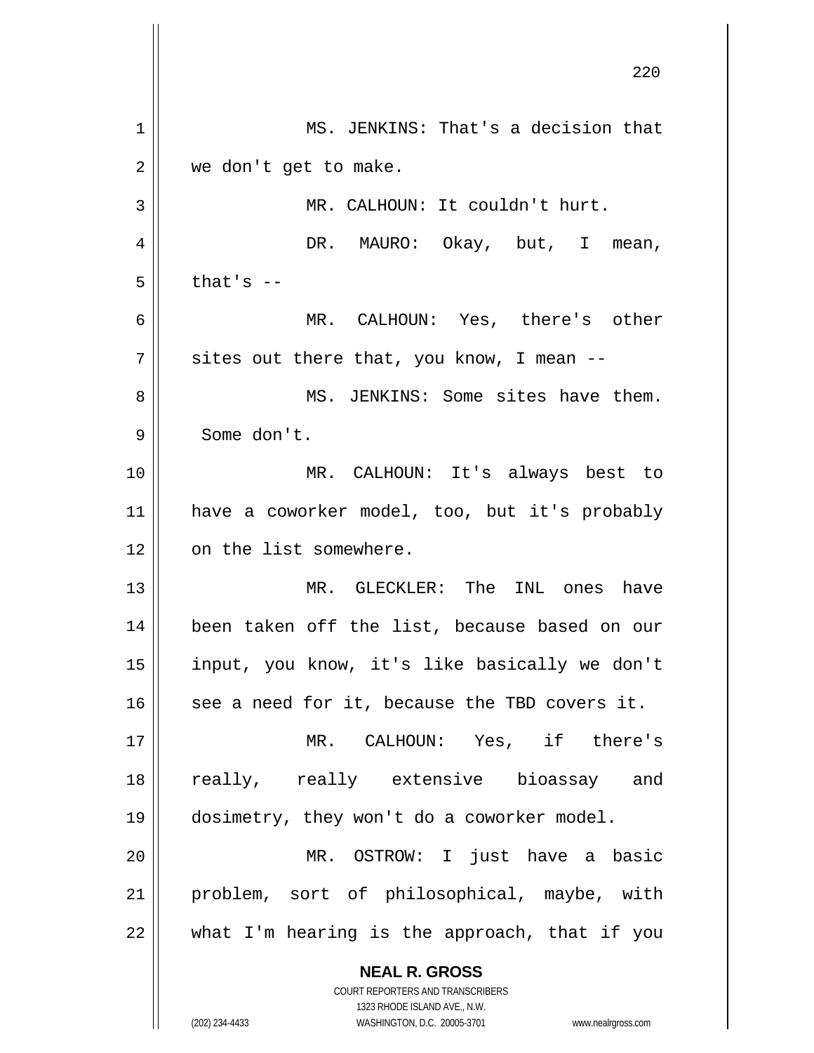MS. JENKINS: That's a decision that we don't get to make.

MR. CALHOUN: It couldn't hurt.

DR. MAURO: Okay, but, I mean, that's --

MR. CALHOUN: Yes, there's other sites out there that, you know, I mean --

MS. JENKINS: Some sites have them. Some don't.

MR. CALHOUN: It's always best to have a coworker model, too, but it's probably on the list somewhere.

MR. GLECKLER: The INL ones have been taken off the list, because based on our input, you know, it's like basically we don't see a need for it, because the TBD covers it.

MR. CALHOUN: Yes, if there's really, really extensive bioassay and dosimetry, they won't do a coworker model.

MR. OSTROW: I just have a basic problem, sort of philosophical, maybe, with what I'm hearing is the approach, that if you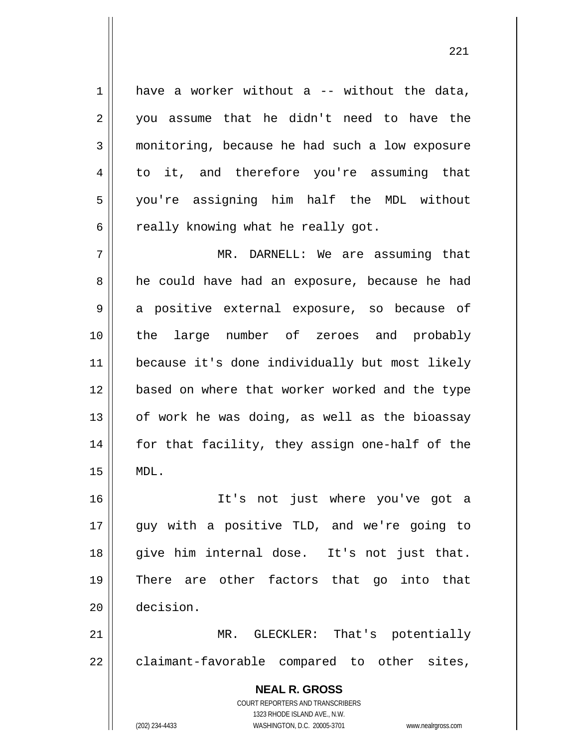have a worker without a -- without the data, you assume that he didn't need to have the monitoring, because he had such a low exposure to it, and therefore you're assuming that you're assigning him half the MDL without really knowing what he really got.

MR. DARNELL: We are assuming that he could have had an exposure, because he had a positive external exposure, so because of the large number of zeroes and probably because it's done individually but most likely based on where that worker worked and the type of work he was doing, as well as the bioassay for that facility, they assign one-half of the MDL.

It's not just where you've got a guy with a positive TLD, and we're going to give him internal dose. It's not just that. There are other factors that go into that decision.

MR. GLECKLER: That's potentially claimant-favorable compared to other sites,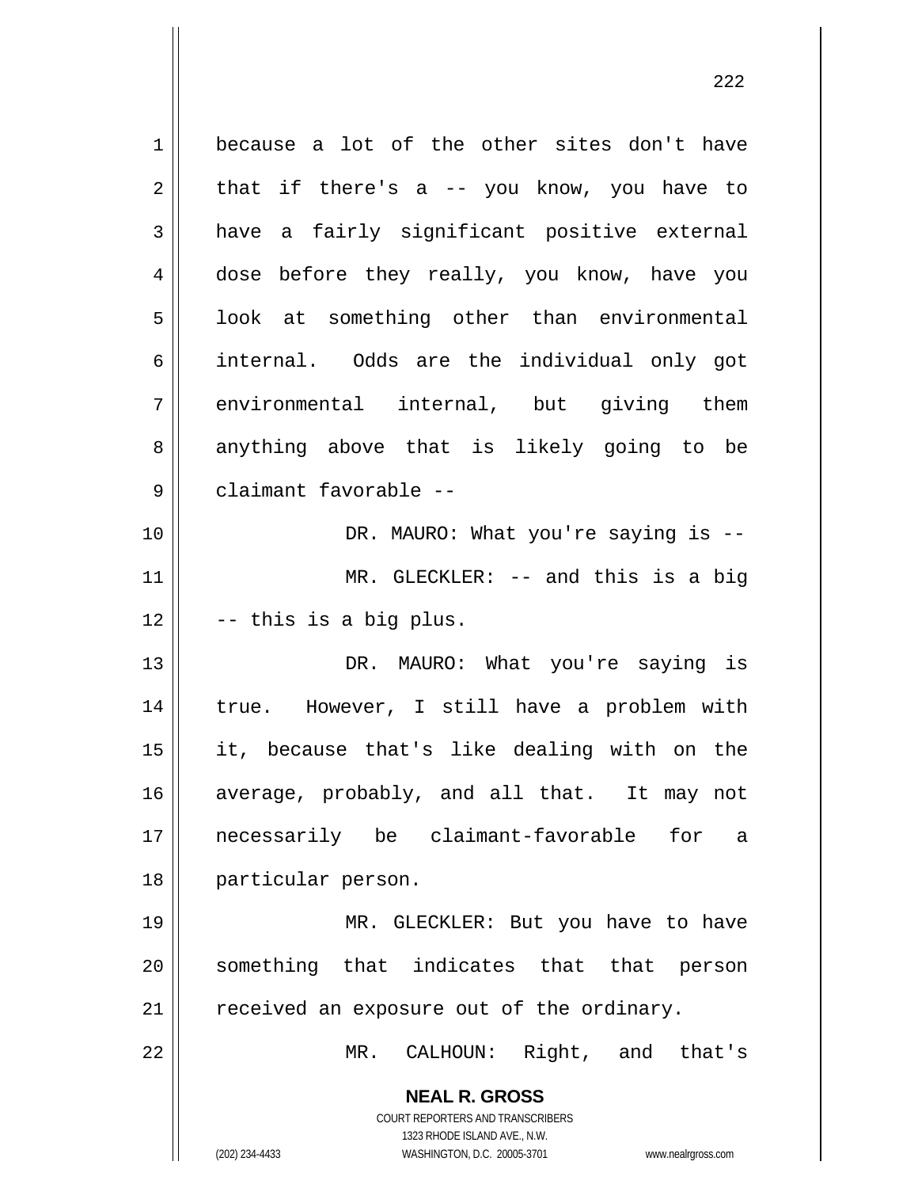because a lot of the other sites don't have that if there's a -- you know, you have to have a fairly significant positive external dose before they really, you know, have you look at something other than environmental internal. Odds are the individual only got environmental internal, but giving them anything above that is likely going to be claimant favorable --

DR. MAURO: What you're saying is --

MR. GLECKLER: -- and this is a big -- this is a big plus.

DR. MAURO: What you're saying is true. However, I still have a problem with it, because that's like dealing with on the average, probably, and all that. It may not necessarily be claimant-favorable for a particular person.

MR. GLECKLER: But you have to have something that indicates that that person received an exposure out of the ordinary.

MR. CALHOUN: Right, and that's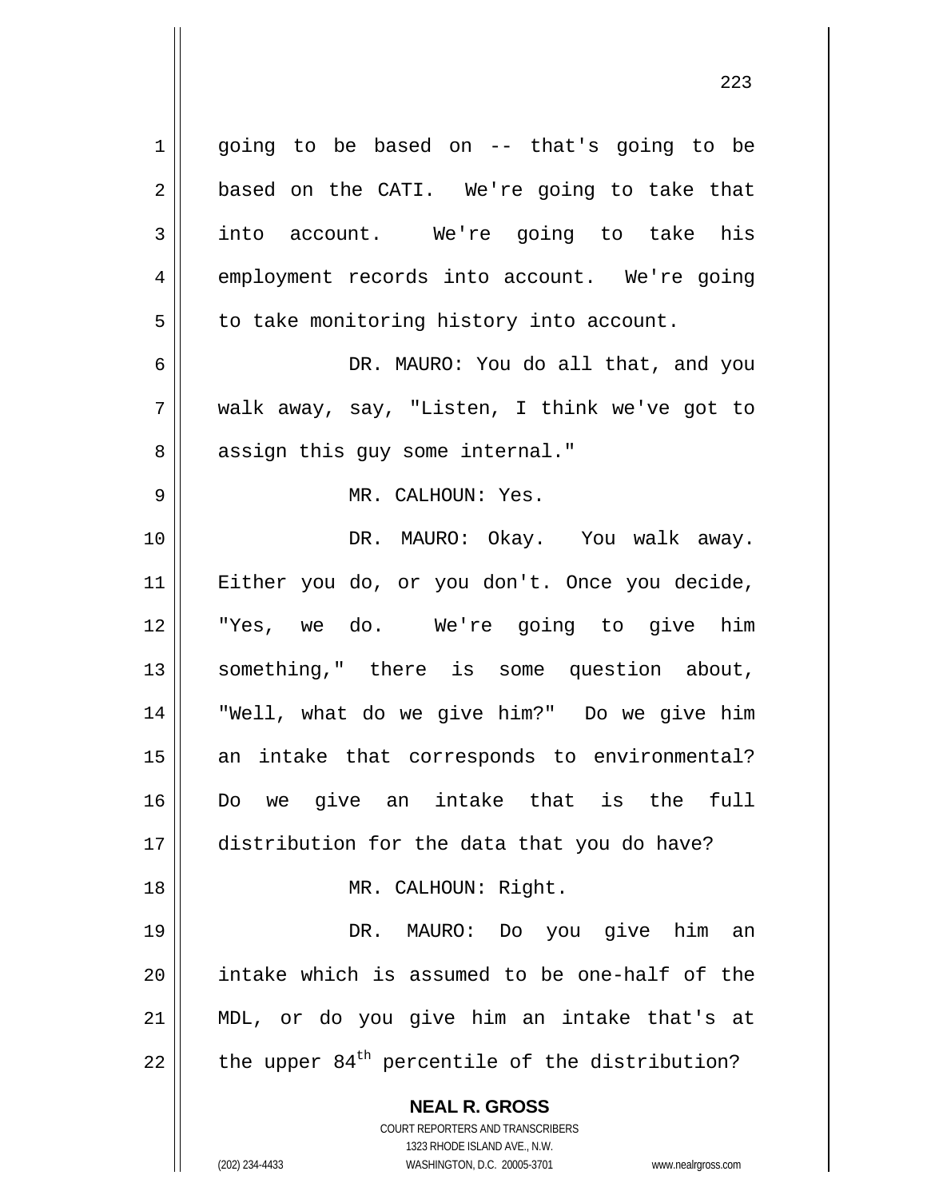going to be based on -- that's going to be based on the CATI. We're going to take that into account. We're going to take his employment records into account. We're going to take monitoring history into account.

DR. MAURO: You do all that, and you walk away, say, "Listen, I think we've got to assign this guy some internal."

MR. CALHOUN: Yes.

DR. MAURO: Okay. You walk away. Either you do, or you don't. Once you decide, "Yes, we do. We're going to give him something," there is some question about, "Well, what do we give him?" Do we give him an intake that corresponds to environmental? Do we give an intake that is the full distribution for the data that you do have?

MR. CALHOUN: Right.

DR. MAURO: Do you give him an intake which is assumed to be one-half of the MDL, or do you give him an intake that's at the upper $84^{th}$ percentile of the distribution?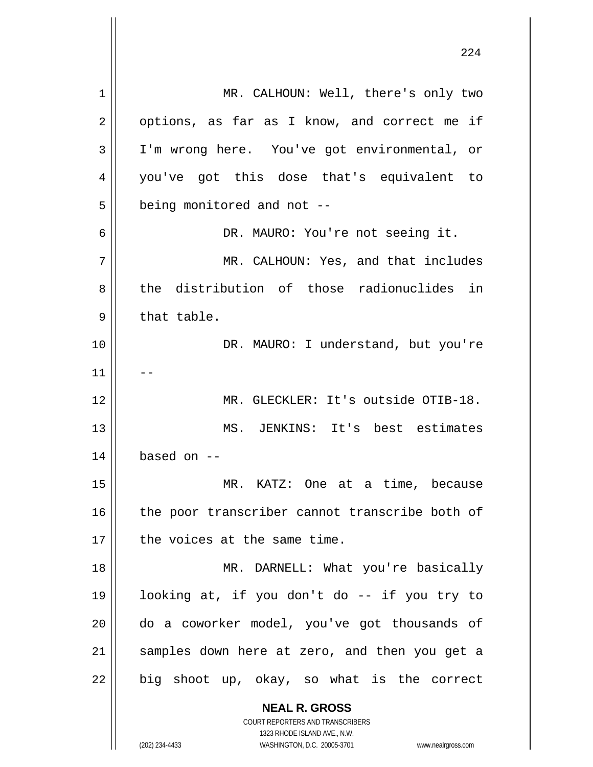MR. CALHOUN: Well, there's only two options, as far as I know, and correct me if I'm wrong here. You've got environmental, or you've got this dose that's equivalent to being monitored and not --

DR. MAURO: You're not seeing it.

MR. CALHOUN: Yes, and that includes the distribution of those radionuclides in that table.

DR. MAURO: I understand, but you're --

MR. GLECKLER: It's outside OTIB-18.

MS. JENKINS: It's best estimates based on --

MR. KATZ: One at a time, because the poor transcriber cannot transcribe both of the voices at the same time.

MR. DARNELL: What you're basically looking at, if you don't do -- if you try to do a coworker model, you've got thousands of samples down here at zero, and then you get a big shoot up, okay, so what is the correct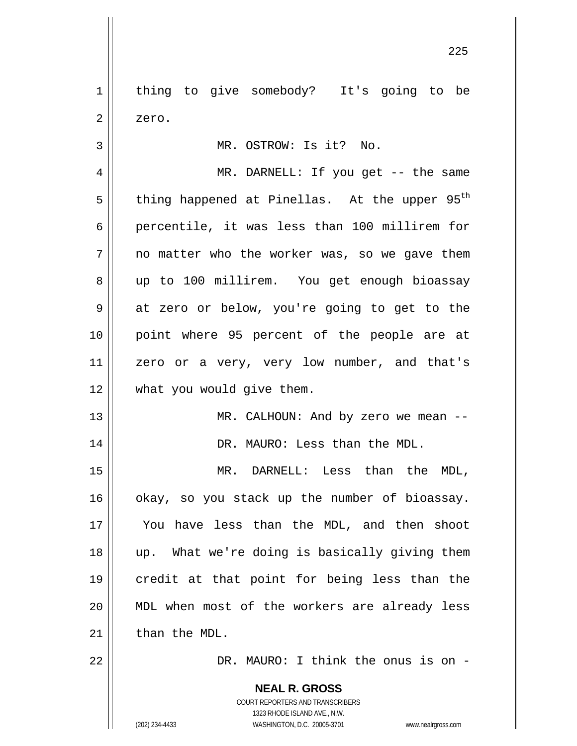thing to give somebody? It's going to be zero.

MR. OSTROW: Is it? No.

MR. DARNELL: If you get -- the same thing happened at Pinellas. At the upper $95^{th}$ percentile, it was less than 100 millirem for no matter who the worker was, so we gave them up to 100 millirem. You get enough bioassay at zero or below, you're going to get to the point where 95 percent of the people are at zero or a very, very low number, and that's what you would give them.

MR. CALHOUN: And by zero we mean --

DR. MAURO: Less than the MDL.

MR. DARNELL: Less than the MDL, okay, so you stack up the number of bioassay. You have less than the MDL, and then shoot up. What we're doing is basically giving them credit at that point for being less than the MDL when most of the workers are already less than the MDL.

DR. MAURO: I think the onus is on -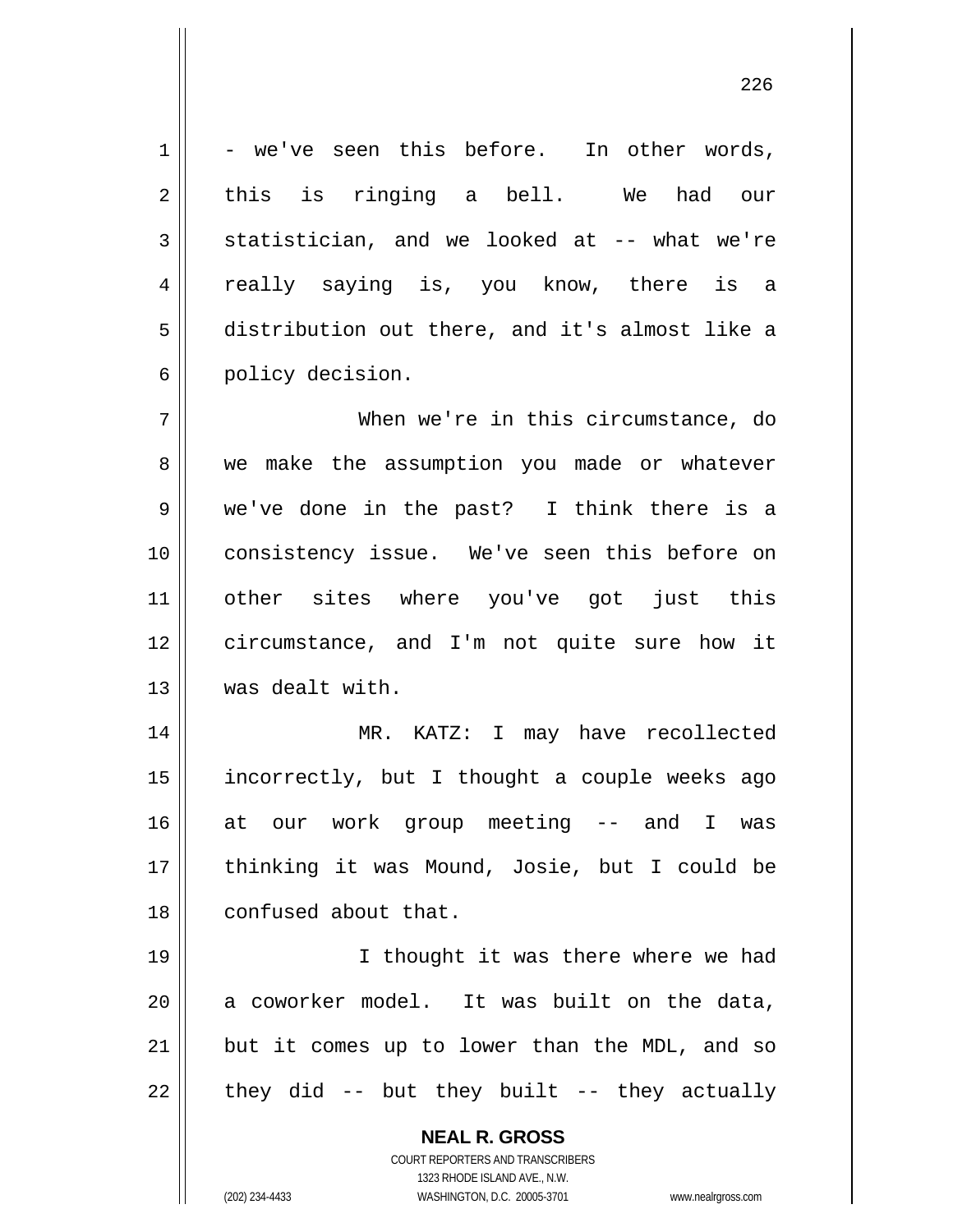- we've seen this before. In other words, this is ringing a bell. We had our statistician, and we looked at -- what we're really saying is, you know, there is a distribution out there, and it's almost like a policy decision.

When we're in this circumstance, do we make the assumption you made or whatever we've done in the past? I think there is a consistency issue. We've seen this before on other sites where you've got just this circumstance, and I'm not quite sure how it was dealt with.

MR. KATZ: I may have recollected incorrectly, but I thought a couple weeks ago at our work group meeting -- and I was thinking it was Mound, Josie, but I could be confused about that.

I thought it was there where we had a coworker model. It was built on the data, but it comes up to lower than the MDL, and so they did -- but they built -- they actually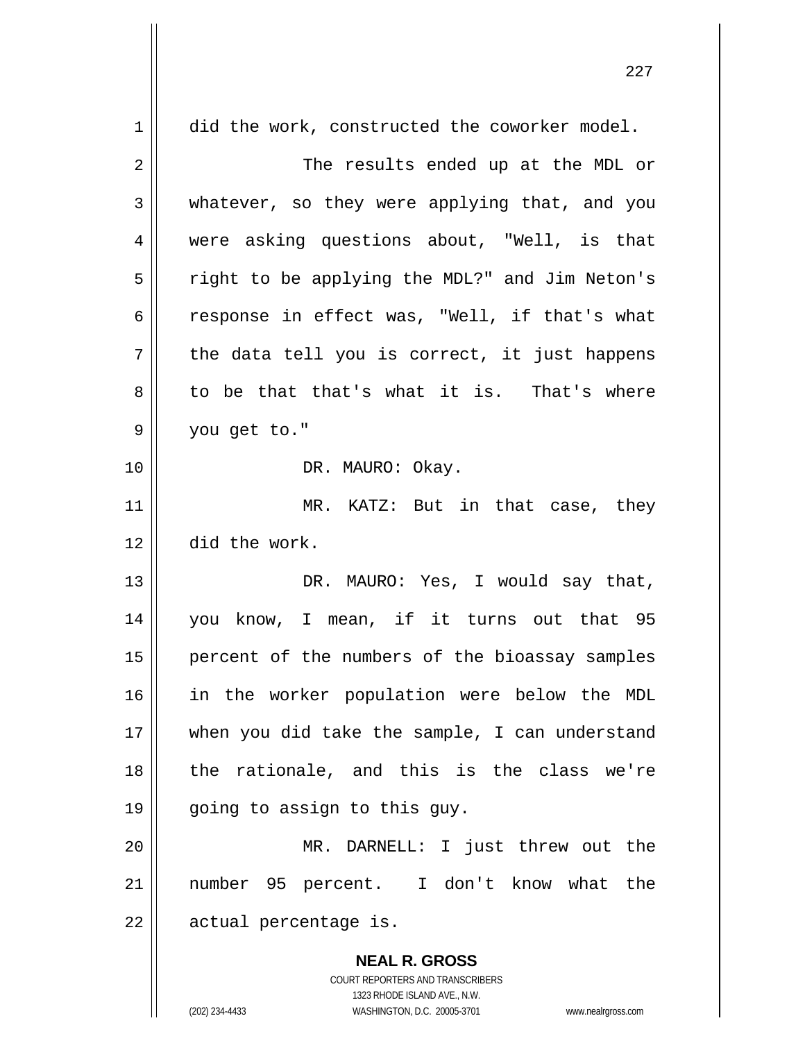did the work, constructed the coworker model.

The results ended up at the MDL or whatever, so they were applying that, and you were asking questions about, "Well, is that right to be applying the MDL?" and Jim Neton's response in effect was, "Well, if that's what the data tell you is correct, it just happens to be that that's what it is. That's where you get to."

DR. MAURO: Okay.

MR. KATZ: But in that case, they did the work.

DR. MAURO: Yes, I would say that, you know, I mean, if it turns out that 95 percent of the numbers of the bioassay samples in the worker population were below the MDL when you did take the sample, I can understand the rationale, and this is the class we're going to assign to this guy.

MR. DARNELL: I just threw out the number 95 percent. I don't know what the actual percentage is.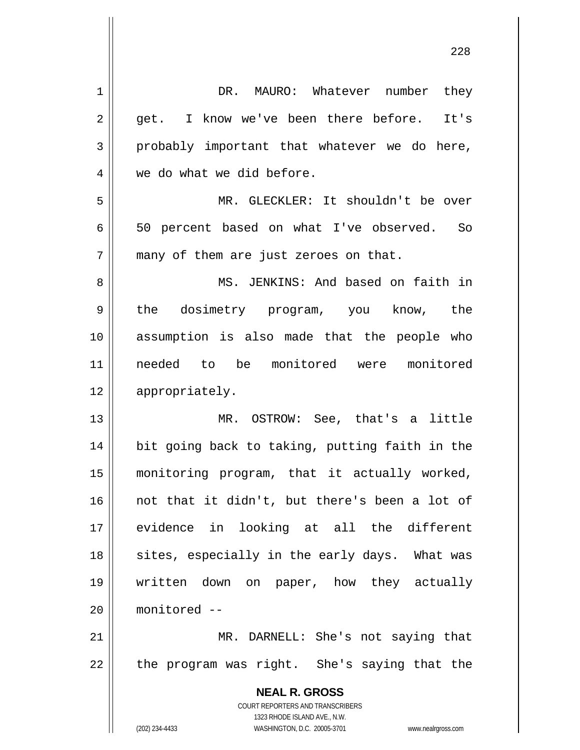DR. MAURO: Whatever number they get. I know we've been there before. It's probably important that whatever we do here, we do what we did before.

MR. GLECKLER: It shouldn't be over 50 percent based on what I've observed. So many of them are just zeroes on that.

MS. JENKINS: And based on faith in the dosimetry program, you know, the assumption is also made that the people who needed to be monitored were monitored appropriately.

MR. OSTROW: See, that's a little bit going back to taking, putting faith in the monitoring program, that it actually worked, not that it didn't, but there's been a lot of evidence in looking at all the different sites, especially in the early days. What was written down on paper, how they actually monitored --

MR. DARNELL: She's not saying that the program was right. She's saying that the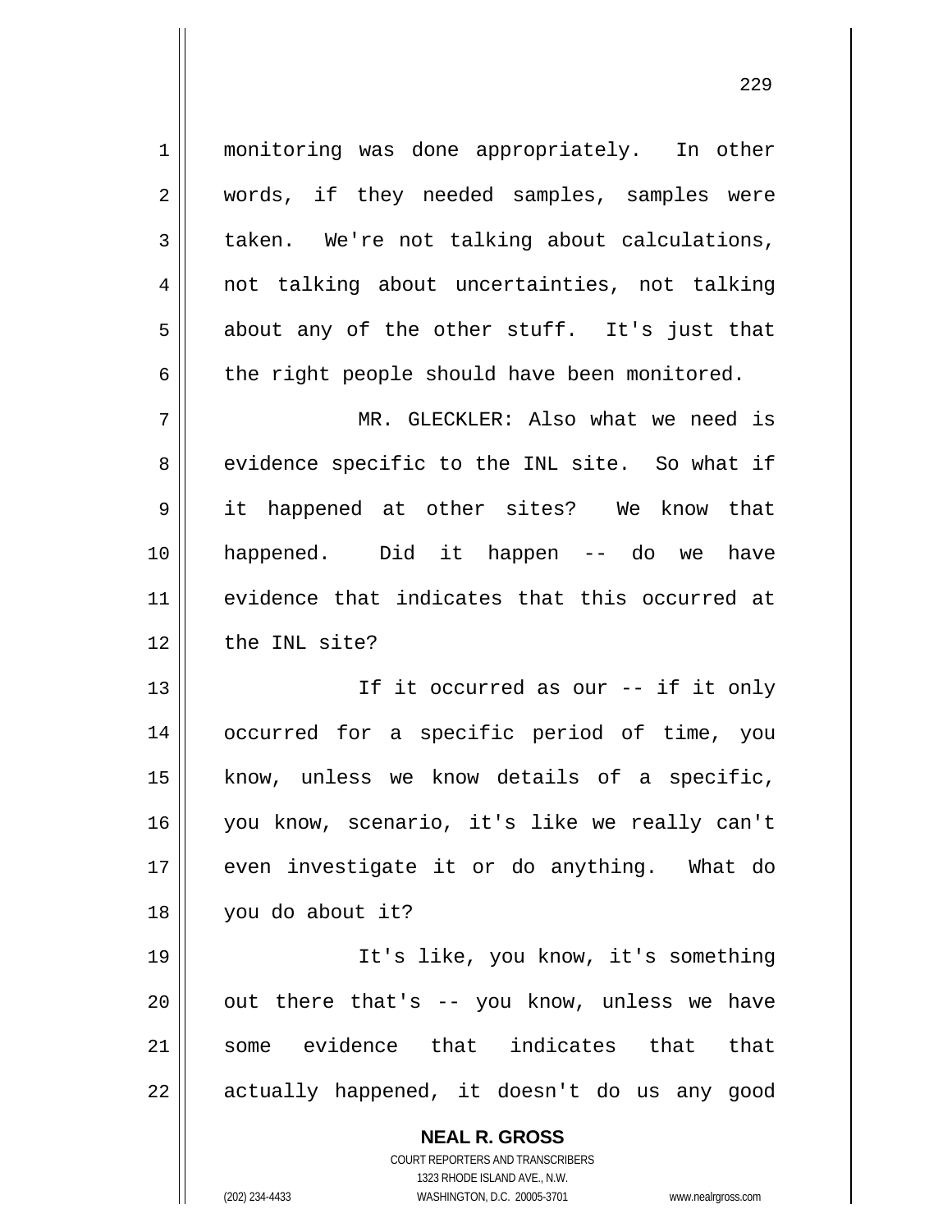monitoring was done appropriately. In other words, if they needed samples, samples were taken. We're not talking about calculations, not talking about uncertainties, not talking about any of the other stuff. It's just that the right people should have been monitored.

MR. GLECKLER: Also what we need is evidence specific to the INL site. So what if it happened at other sites? We know that happened. Did it happen -- do we have evidence that indicates that this occurred at the INL site?

If it occurred as our -- if it only occurred for a specific period of time, you know, unless we know details of a specific, you know, scenario, it's like we really can't even investigate it or do anything. What do you do about it?

It's like, you know, it's something out there that's -- you know, unless we have some evidence that indicates that that actually happened, it doesn't do us any good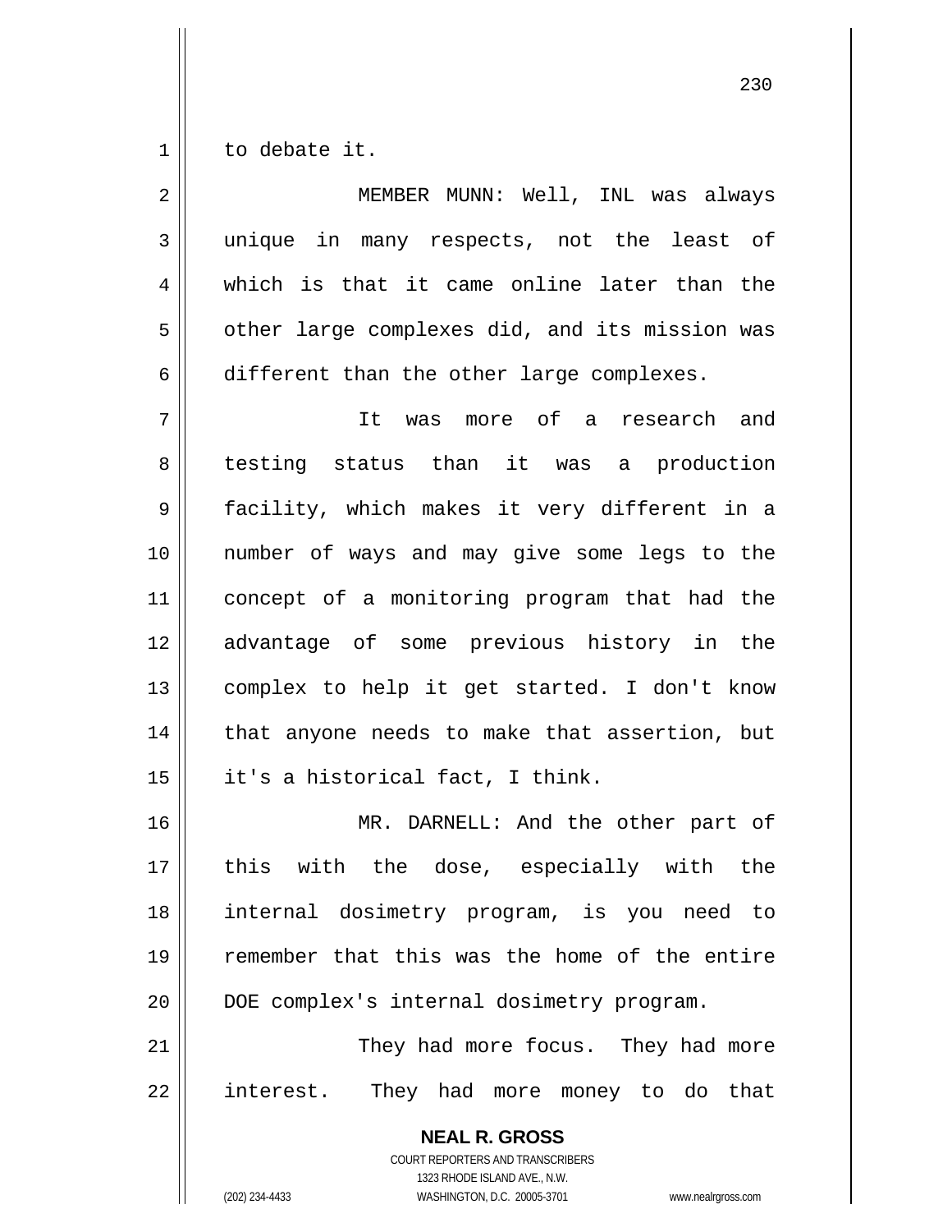to debate it.

MEMBER MUNN: Well, INL was always unique in many respects, not the least of which is that it came online later than the other large complexes did, and its mission was different than the other large complexes.

It was more of a research and testing status than it was a production facility, which makes it very different in a number of ways and may give some legs to the concept of a monitoring program that had the advantage of some previous history in the complex to help it get started. I don't know that anyone needs to make that assertion, but it's a historical fact, I think.

MR. DARNELL: And the other part of this with the dose, especially with the internal dosimetry program, is you need to remember that this was the home of the entire DOE complex's internal dosimetry program.

They had more focus. They had more interest. They had more money to do that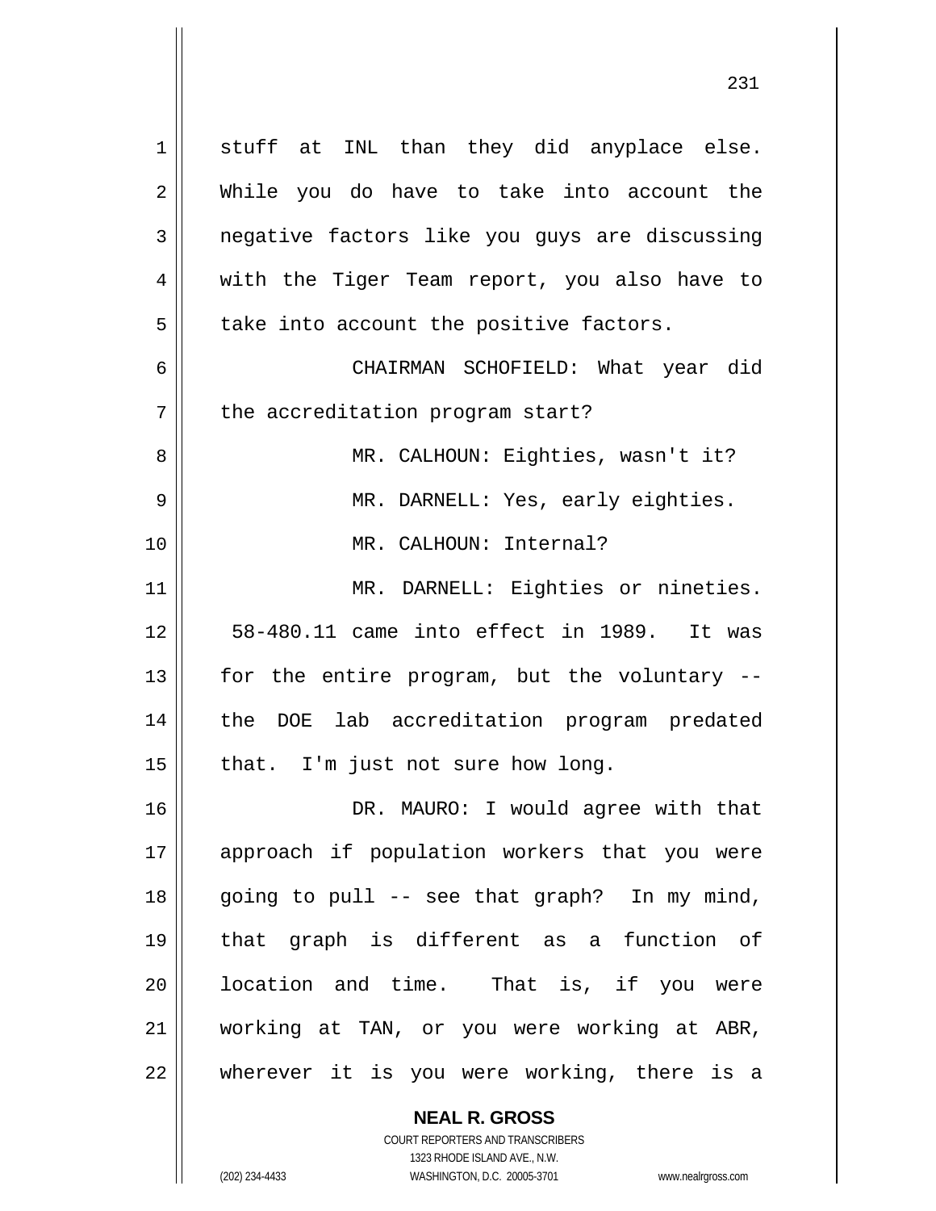stuff at INL than they did anyplace else. While you do have to take into account the negative factors like you guys are discussing with the Tiger Team report, you also have to take into account the positive factors.

CHAIRMAN SCHOFIELD: What year did the accreditation program start?

MR. CALHOUN: Eighties, wasn't it?

MR. DARNELL: Yes, early eighties.

MR. CALHOUN: Internal?

MR. DARNELL: Eighties or nineties. 58-480.11 came into effect in 1989. It was for the entire program, but the voluntary -- the DOE lab accreditation program predated that. I'm just not sure how long.

DR. MAURO: I would agree with that approach if population workers that you were going to pull -- see that graph? In my mind, that graph is different as a function of location and time. That is, if you were working at TAN, or you were working at ABR, wherever it is you were working, there is a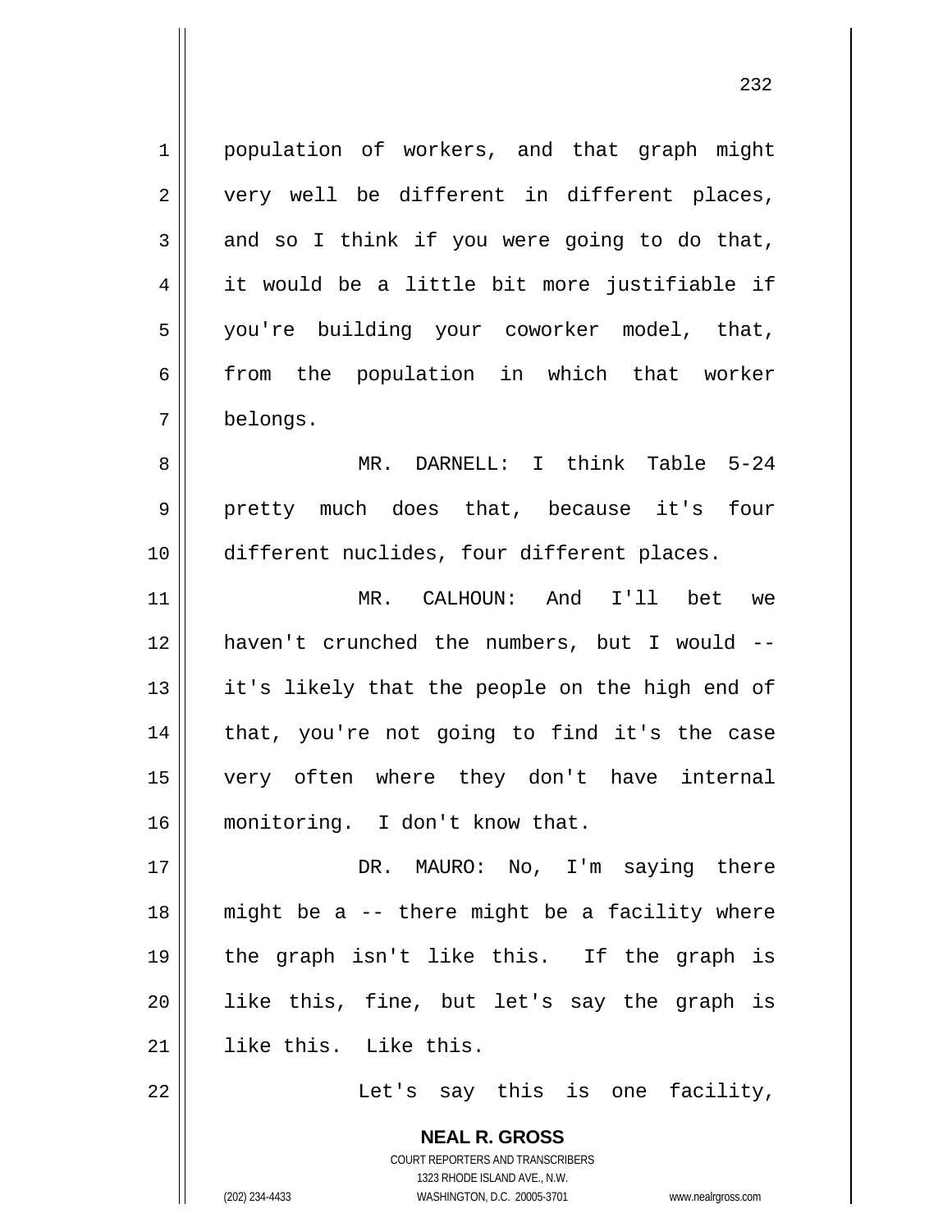population of workers, and that graph might very well be different in different places, and so I think if you were going to do that, it would be a little bit more justifiable if you're building your coworker model, that, from the population in which that worker belongs.

MR. DARNELL: I think Table 5-24 pretty much does that, because it's four different nuclides, four different places.

MR. CALHOUN: And I'll bet we haven't crunched the numbers, but I would -- it's likely that the people on the high end of that, you're not going to find it's the case very often where they don't have internal monitoring. I don't know that.

DR. MAURO: No, I'm saying there might be a -- there might be a facility where the graph isn't like this. If the graph is like this, fine, but let's say the graph is like this. Like this.

Let's say this is one facility,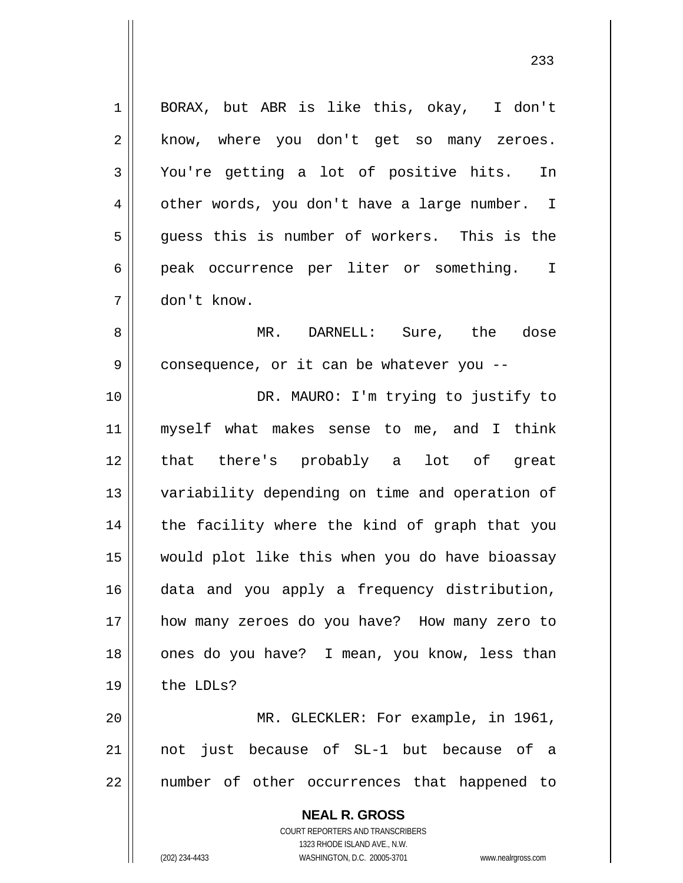BORAX, but ABR is like this, okay, I don't know, where you don't get so many zeroes. You're getting a lot of positive hits. In other words, you don't have a large number. I guess this is number of workers. This is the peak occurrence per liter or something. I don't know.

MR. DARNELL: Sure, the dose consequence, or it can be whatever you --

DR. MAURO: I'm trying to justify to myself what makes sense to me, and I think that there's probably a lot of great variability depending on time and operation of the facility where the kind of graph that you would plot like this when you do have bioassay data and you apply a frequency distribution, how many zeroes do you have? How many zero to ones do you have? I mean, you know, less than the LDLs?

MR. GLECKLER: For example, in 1961, not just because of SL-1 but because of a number of other occurrences that happened to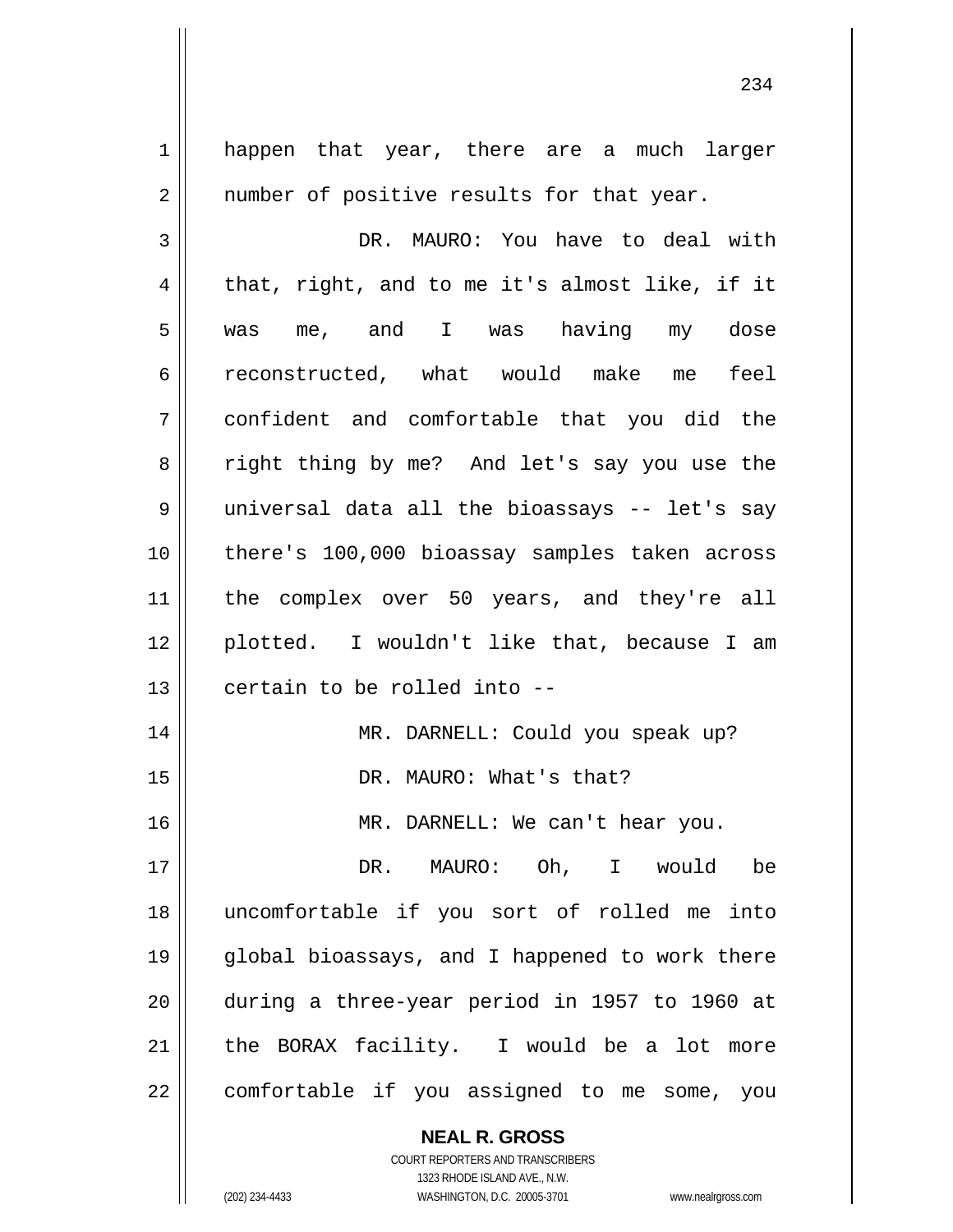happen that year, there are a much larger number of positive results for that year.

DR. MAURO: You have to deal with that, right, and to me it's almost like, if it was me, and I was having my dose reconstructed, what would make me feel confident and comfortable that you did the right thing by me? And let's say you use the universal data all the bioassays -- let's say there's 100,000 bioassay samples taken across the complex over 50 years, and they're all plotted. I wouldn't like that, because I am certain to be rolled into --

MR. DARNELL: Could you speak up?

DR. MAURO: What's that?

MR. DARNELL: We can't hear you.

DR. MAURO: Oh, I would be uncomfortable if you sort of rolled me into global bioassays, and I happened to work there during a three-year period in 1957 to 1960 at the BORAX facility. I would be a lot more comfortable if you assigned to me some, you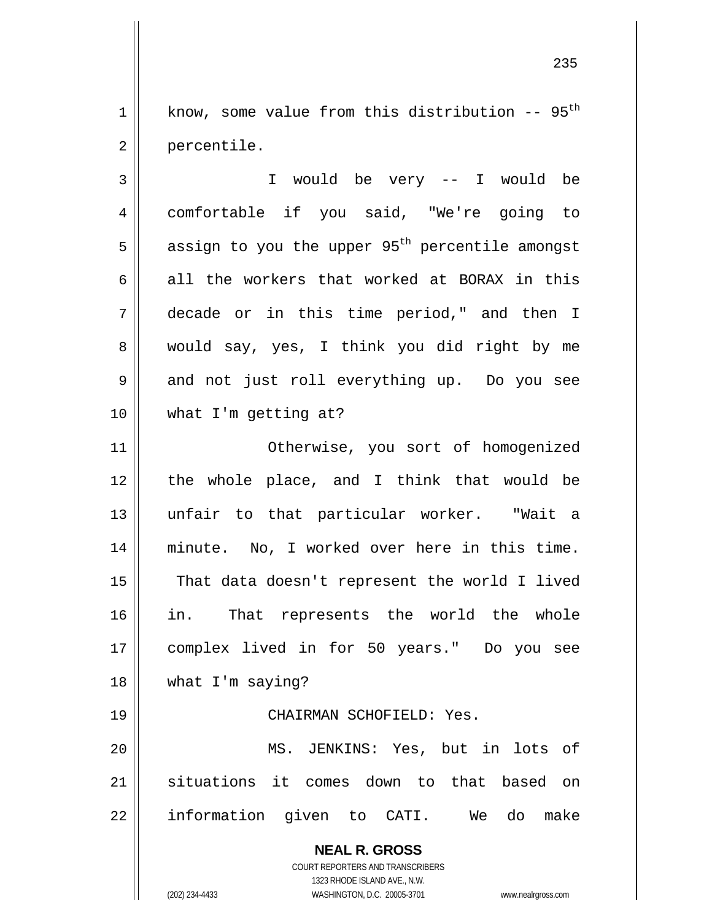know, some value from this distribution -- $95^{th}$ percentile.

I would be very -- I would be comfortable if you said, "We're going to assign to you the upper $95^{th}$ percentile amongst all the workers that worked at BORAX in this decade or in this time period," and then I would say, yes, I think you did right by me and not just roll everything up. Do you see what I'm getting at?

Otherwise, you sort of homogenized the whole place, and I think that would be unfair to that particular worker. "Wait a minute. No, I worked over here in this time. That data doesn't represent the world I lived in. That represents the world the whole complex lived in for 50 years." Do you see what I'm saying?

CHAIRMAN SCHOFIELD: Yes.

MS. JENKINS: Yes, but in lots of situations it comes down to that based on information given to CATI. We do make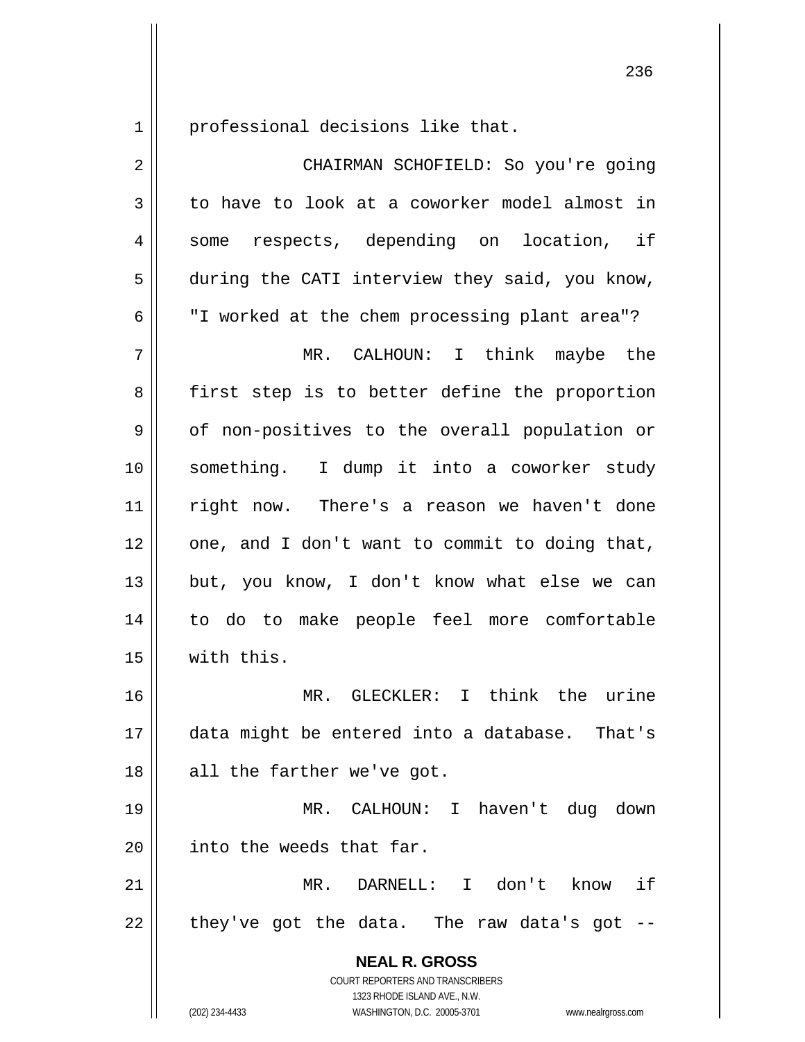professional decisions like that.

CHAIRMAN SCHOFIELD: So you're going to have to look at a coworker model almost in some respects, depending on location, if during the CATI interview they said, you know, "I worked at the chem processing plant area"?

MR. CALHOUN: I think maybe the first step is to better define the proportion of non-positives to the overall population or something. I dump it into a coworker study right now. There's a reason we haven't done one, and I don't want to commit to doing that, but, you know, I don't know what else we can to do to make people feel more comfortable with this.

MR. GLECKLER: I think the urine data might be entered into a database. That's all the farther we've got.

MR. CALHOUN: I haven't dug down into the weeds that far.

MR. DARNELL: I don't know if they've got the data. The raw data's got --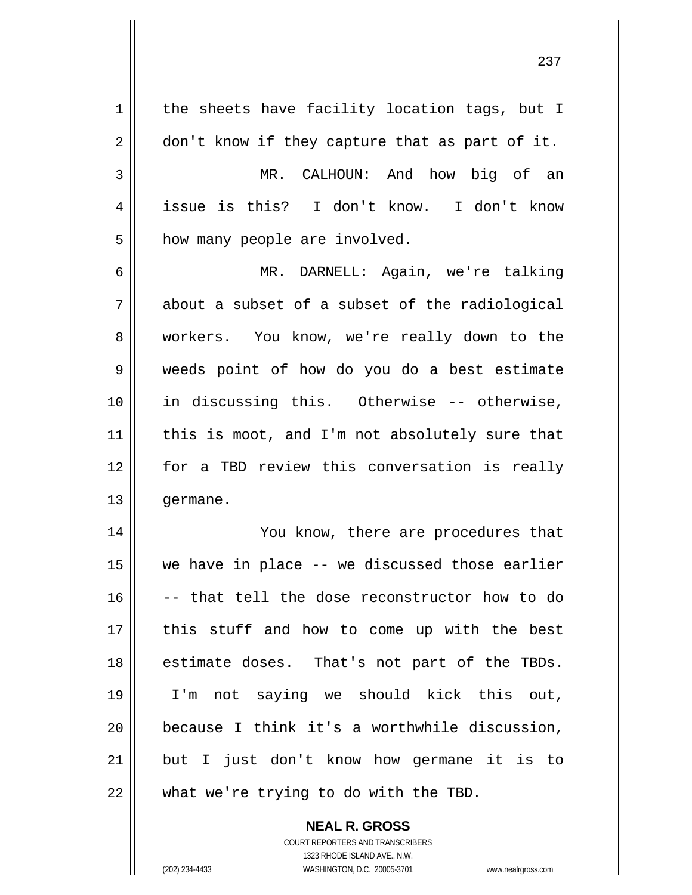the sheets have facility location tags, but I don't know if they capture that as part of it.

MR. CALHOUN: And how big of an issue is this? I don't know. I don't know how many people are involved.

MR. DARNELL: Again, we're talking about a subset of a subset of the radiological workers. You know, we're really down to the weeds point of how do you do a best estimate in discussing this. Otherwise -- otherwise, this is moot, and I'm not absolutely sure that for a TBD review this conversation is really germane.

You know, there are procedures that we have in place -- we discussed those earlier -- that tell the dose reconstructor how to do this stuff and how to come up with the best estimate doses. That's not part of the TBDs. I'm not saying we should kick this out, because I think it's a worthwhile discussion, but I just don't know how germane it is to what we're trying to do with the TBD.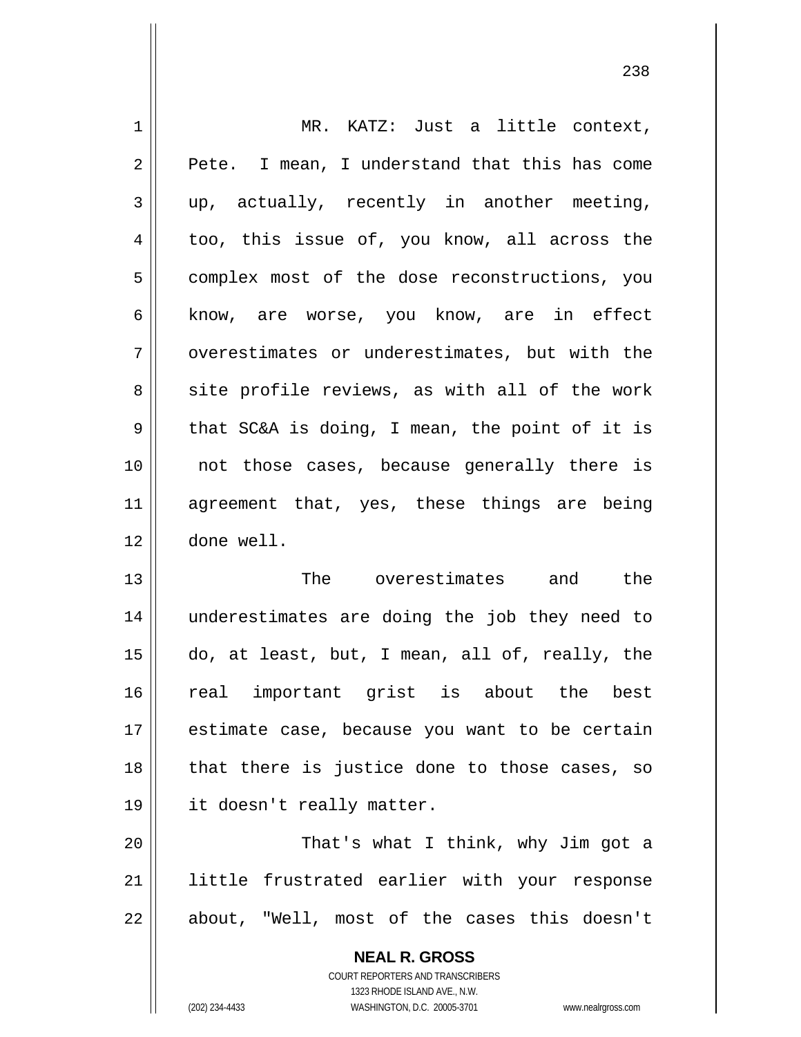MR. KATZ: Just a little context, Pete. I mean, I understand that this has come up, actually, recently in another meeting, too, this issue of, you know, all across the complex most of the dose reconstructions, you know, are worse, you know, are in effect overestimates or underestimates, but with the site profile reviews, as with all of the work that SC&A is doing, I mean, the point of it is not those cases, because generally there is agreement that, yes, these things are being done well.

The overestimates and the underestimates are doing the job they need to do, at least, but, I mean, all of, really, the real important grist is about the best estimate case, because you want to be certain that there is justice done to those cases, so it doesn't really matter.

That's what I think, why Jim got a little frustrated earlier with your response about, "Well, most of the cases this doesn't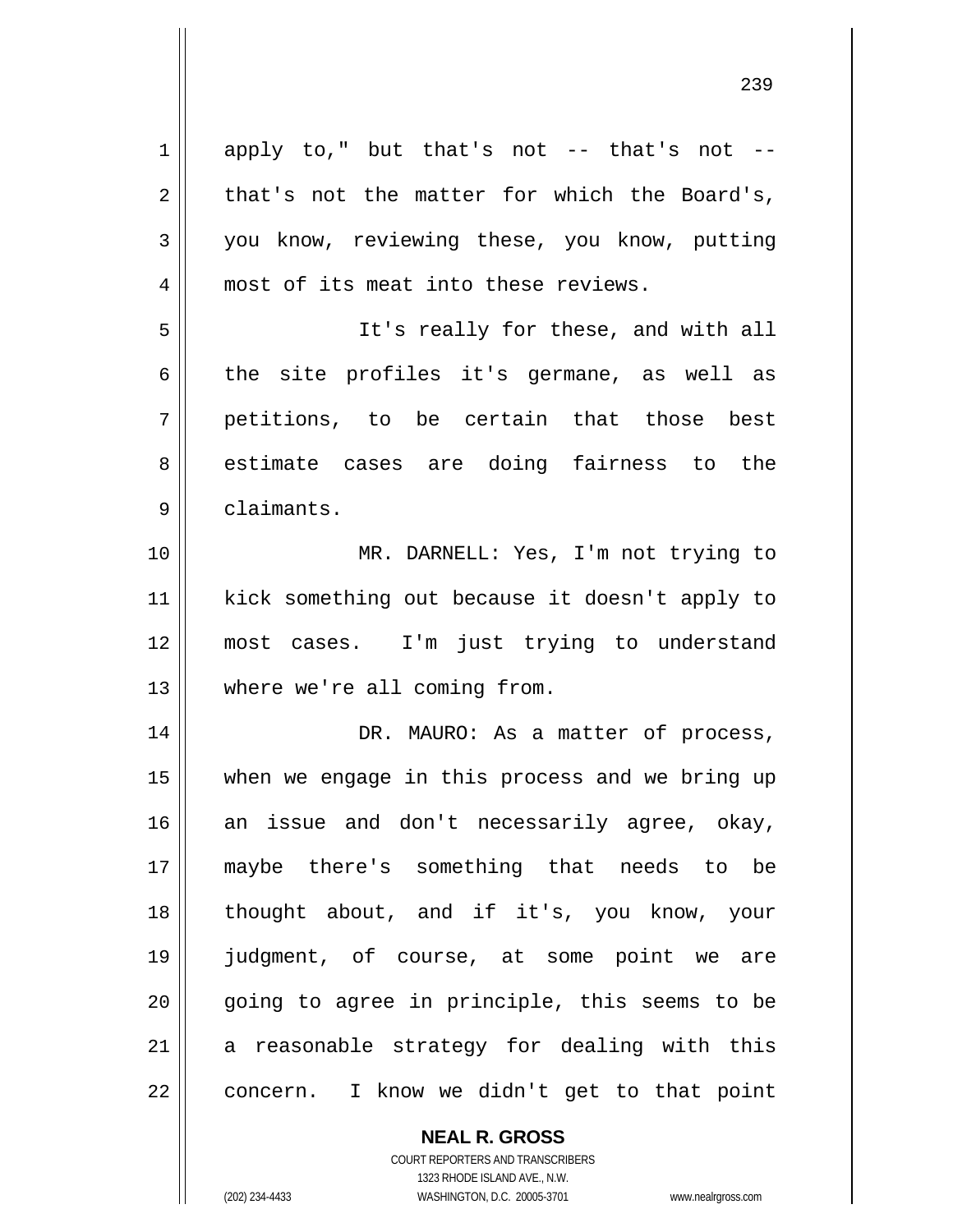apply to," but that's not -- that's not -- that's not the matter for which the Board's, you know, reviewing these, you know, putting most of its meat into these reviews.

It's really for these, and with all the site profiles it's germane, as well as petitions, to be certain that those best estimate cases are doing fairness to the claimants.

MR. DARNELL: Yes, I'm not trying to kick something out because it doesn't apply to most cases. I'm just trying to understand where we're all coming from.

DR. MAURO: As a matter of process, when we engage in this process and we bring up an issue and don't necessarily agree, okay, maybe there's something that needs to be thought about, and if it's, you know, your judgment, of course, at some point we are going to agree in principle, this seems to be a reasonable strategy for dealing with this concern. I know we didn't get to that point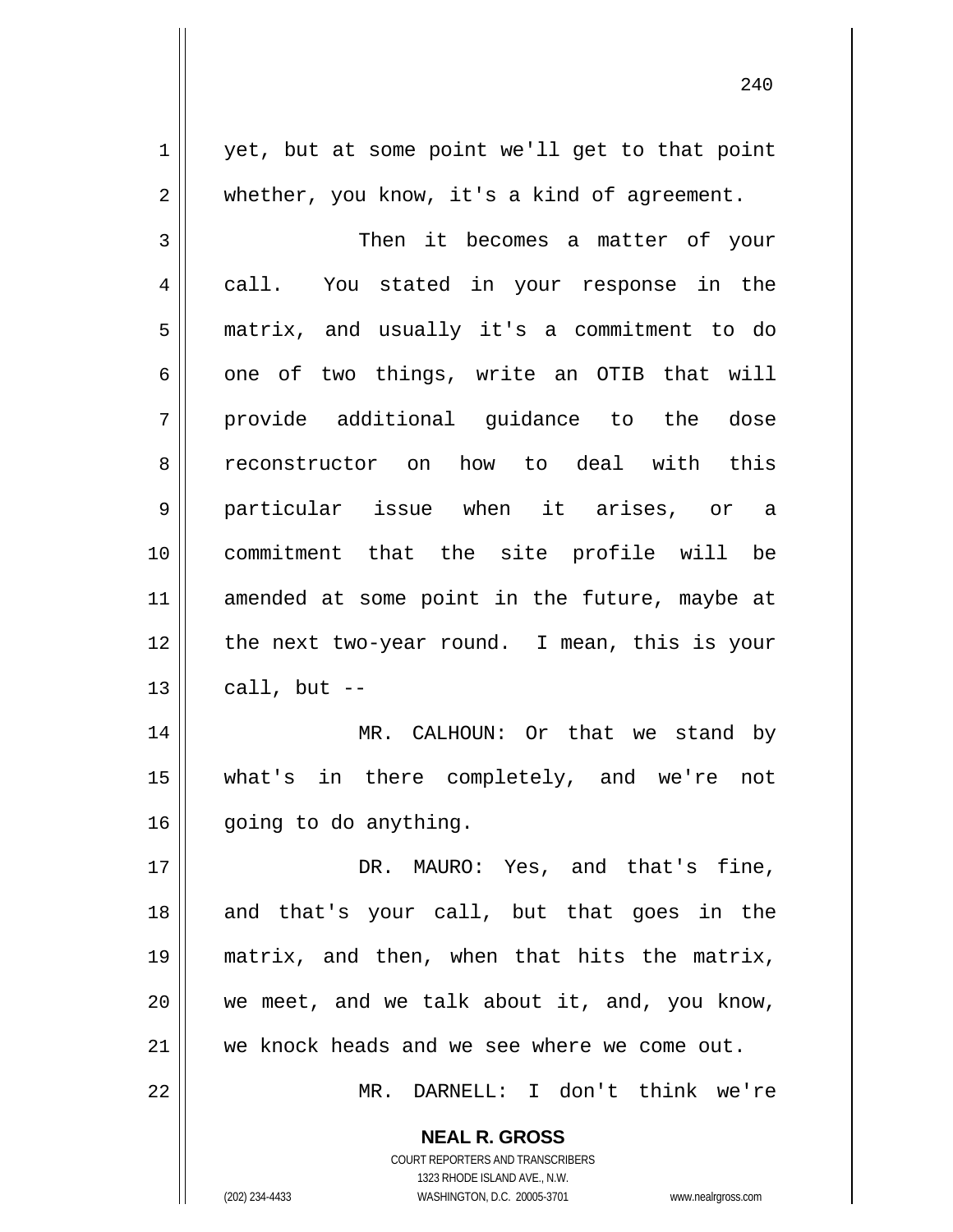yet, but at some point we'll get to that point whether, you know, it's a kind of agreement.

Then it becomes a matter of your call. You stated in your response in the matrix, and usually it's a commitment to do one of two things, write an OTIB that will provide additional guidance to the dose reconstructor on how to deal with this particular issue when it arises, or a commitment that the site profile will be amended at some point in the future, maybe at the next two-year round. I mean, this is your call, but --

MR. CALHOUN: Or that we stand by what's in there completely, and we're not going to do anything.

DR. MAURO: Yes, and that's fine, and that's your call, but that goes in the matrix, and then, when that hits the matrix, we meet, and we talk about it, and, you know, we knock heads and we see where we come out.

MR. DARNELL: I don't think we're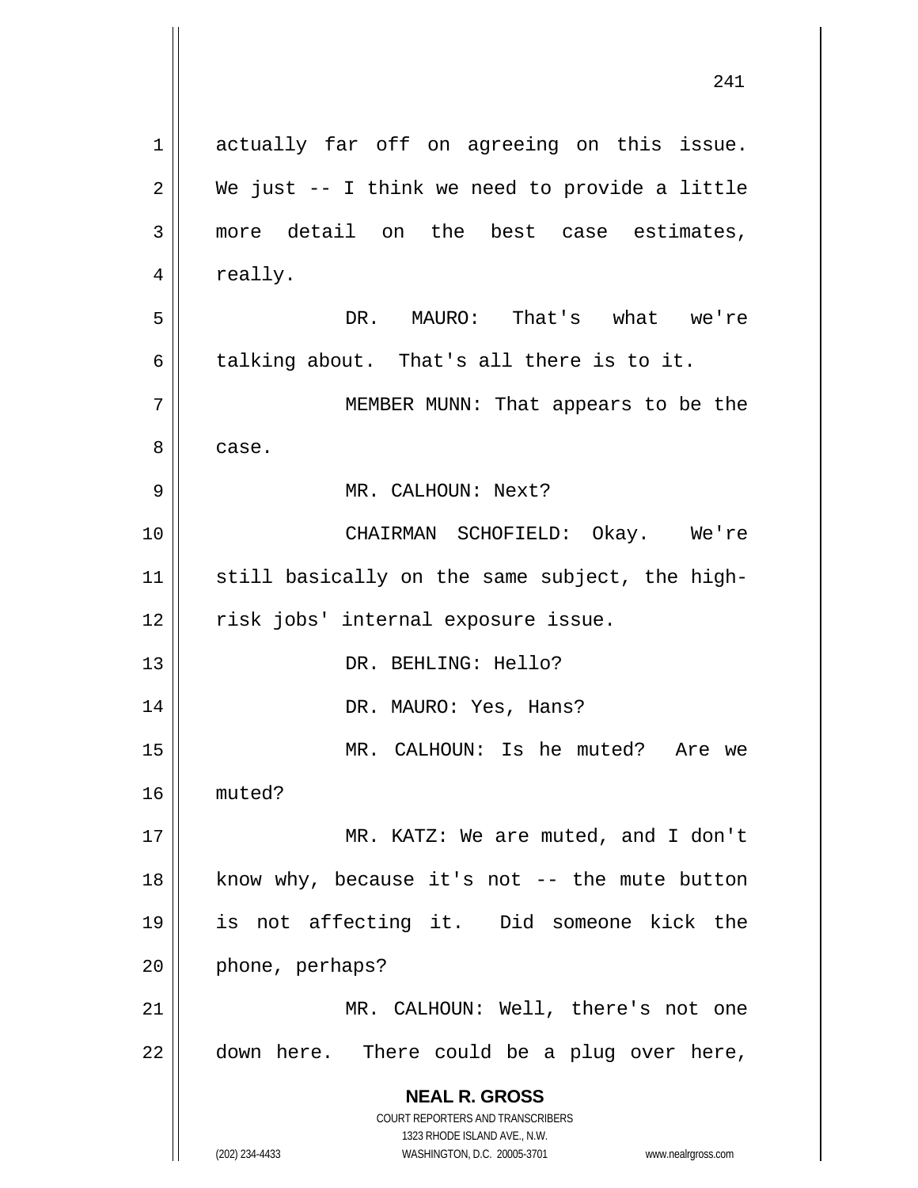actually far off on agreeing on this issue. We just -- I think we need to provide a little more detail on the best case estimates, really.

DR. MAURO: That's what we're talking about. That's all there is to it.

MEMBER MUNN: That appears to be the case.

MR. CALHOUN: Next?

CHAIRMAN SCHOFIELD: Okay. We're still basically on the same subject, the high-risk jobs' internal exposure issue.

DR. BEHLING: Hello?

DR. MAURO: Yes, Hans?

MR. CALHOUN: Is he muted? Are we muted?

MR. KATZ: We are muted, and I don't know why, because it's not -- the mute button is not affecting it. Did someone kick the phone, perhaps?

MR. CALHOUN: Well, there's not one down here. There could be a plug over here,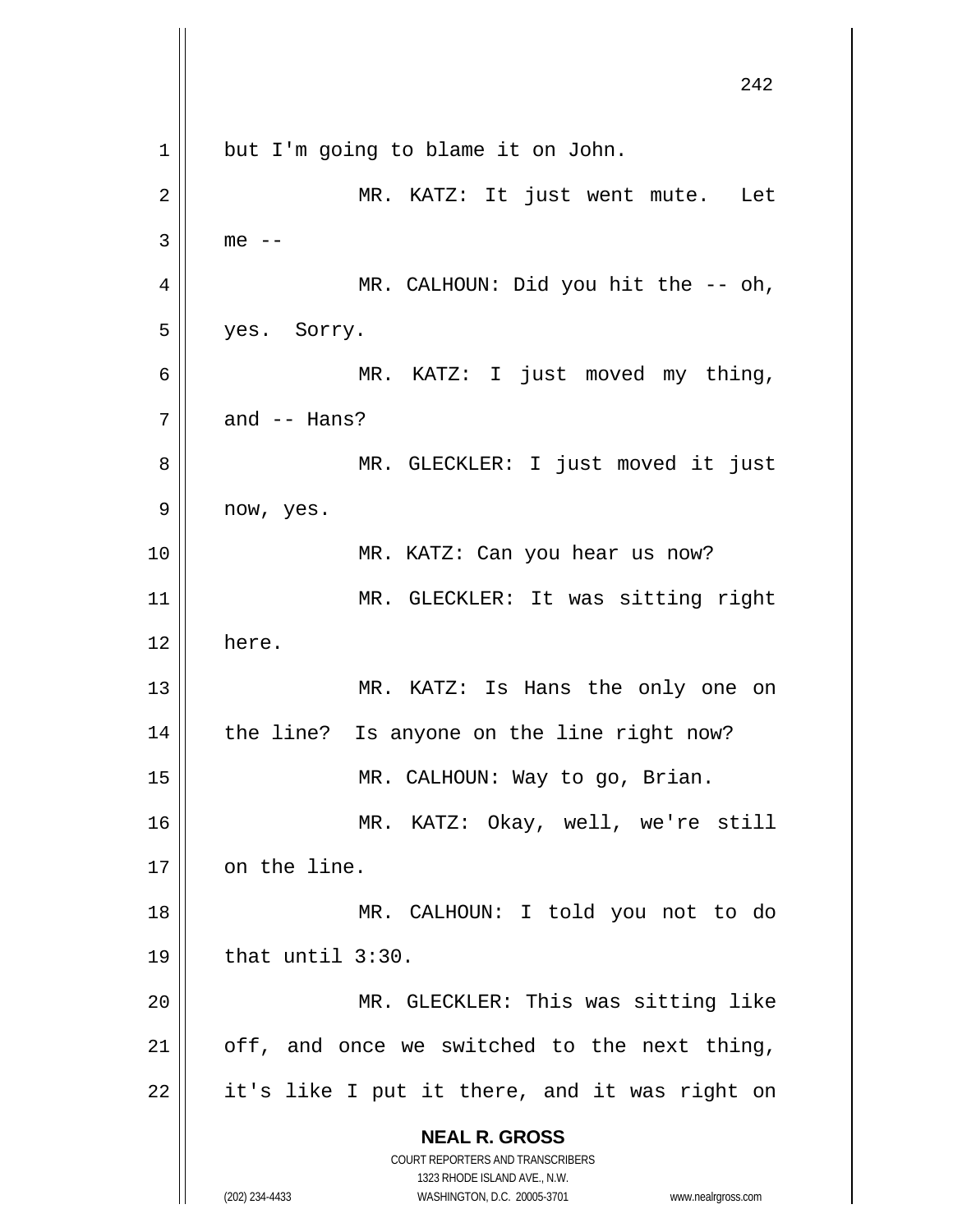but I'm going to blame it on John.

MR. KATZ: It just went mute. Let me --

MR. CALHOUN: Did you hit the -- oh, yes. Sorry.

MR. KATZ: I just moved my thing, and -- Hans?

MR. GLECKLER: I just moved it just now, yes.

MR. KATZ: Can you hear us now?

MR. GLECKLER: It was sitting right here.

MR. KATZ: Is Hans the only one on the line? Is anyone on the line right now?

MR. CALHOUN: Way to go, Brian.

MR. KATZ: Okay, well, we're still on the line.

MR. CALHOUN: I told you not to do that until 3:30.

MR. GLECKLER: This was sitting like off, and once we switched to the next thing, it's like I put it there, and it was right on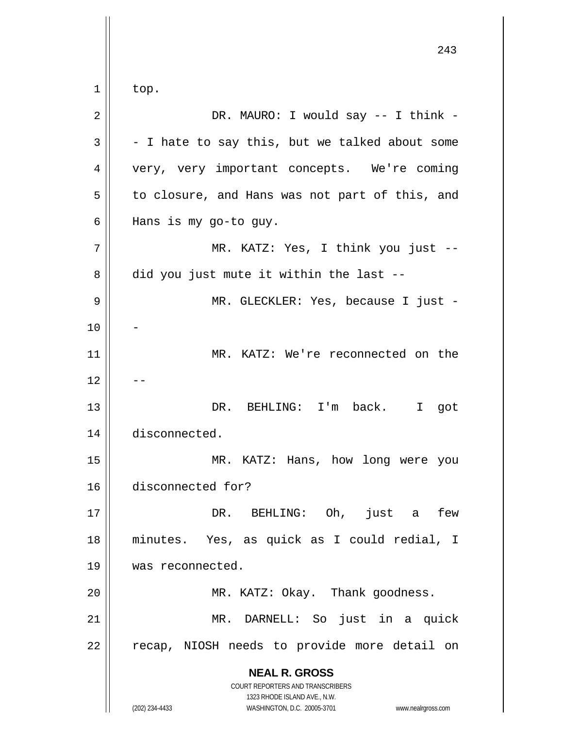top.

DR. MAURO: I would say -- I think -- I hate to say this, but we talked about some very, very important concepts. We're coming to closure, and Hans was not part of this, and Hans is my go-to guy.

MR. KATZ: Yes, I think you just -- did you just mute it within the last --

MR. GLECKLER: Yes, because I just --

MR. KATZ: We're reconnected on the --

DR. BEHLING: I'm back. I got disconnected.

MR. KATZ: Hans, how long were you disconnected for?

DR. BEHLING: Oh, just a few minutes. Yes, as quick as I could redial, I was reconnected.

MR. KATZ: Okay. Thank goodness.

MR. DARNELL: So just in a quick recap, NIOSH needs to provide more detail on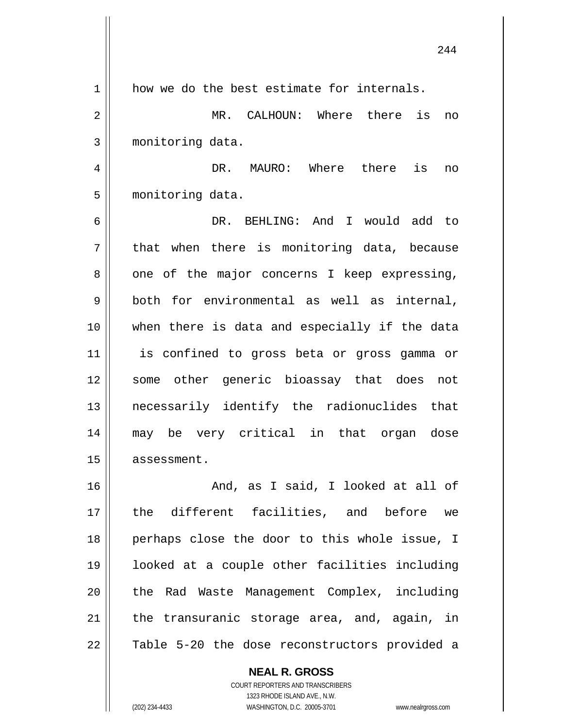how we do the best estimate for internals.

MR. CALHOUN: Where there is no monitoring data.

DR. MAURO: Where there is no monitoring data.

DR. BEHLING: And I would add to that when there is monitoring data, because one of the major concerns I keep expressing, both for environmental as well as internal, when there is data and especially if the data is confined to gross beta or gross gamma or some other generic bioassay that does not necessarily identify the radionuclides that may be very critical in that organ dose assessment.

And, as I said, I looked at all of the different facilities, and before we perhaps close the door to this whole issue, I looked at a couple other facilities including the Rad Waste Management Complex, including the transuranic storage area, and, again, in Table 5-20 the dose reconstructors provided a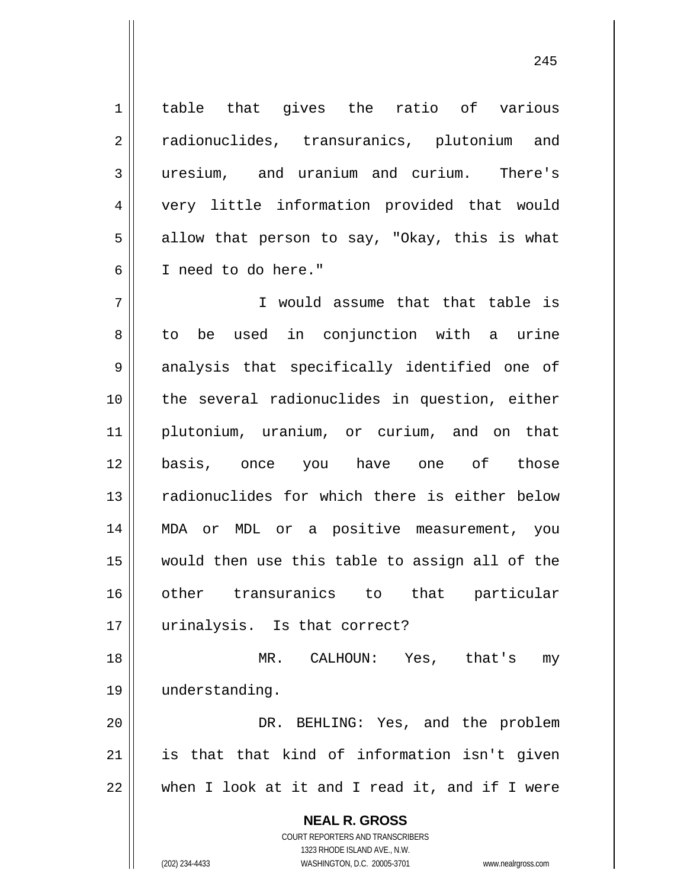table that gives the ratio of various radionuclides, transuranics, plutonium and uresium, and uranium and curium. There's very little information provided that would allow that person to say, "Okay, this is what I need to do here."

I would assume that that table is to be used in conjunction with a urine analysis that specifically identified one of the several radionuclides in question, either plutonium, uranium, or curium, and on that basis, once you have one of those radionuclides for which there is either below MDA or MDL or a positive measurement, you would then use this table to assign all of the other transuranics to that particular urinalysis. Is that correct?

MR. CALHOUN: Yes, that's my understanding.

DR. BEHLING: Yes, and the problem is that that kind of information isn't given when I look at it and I read it, and if I were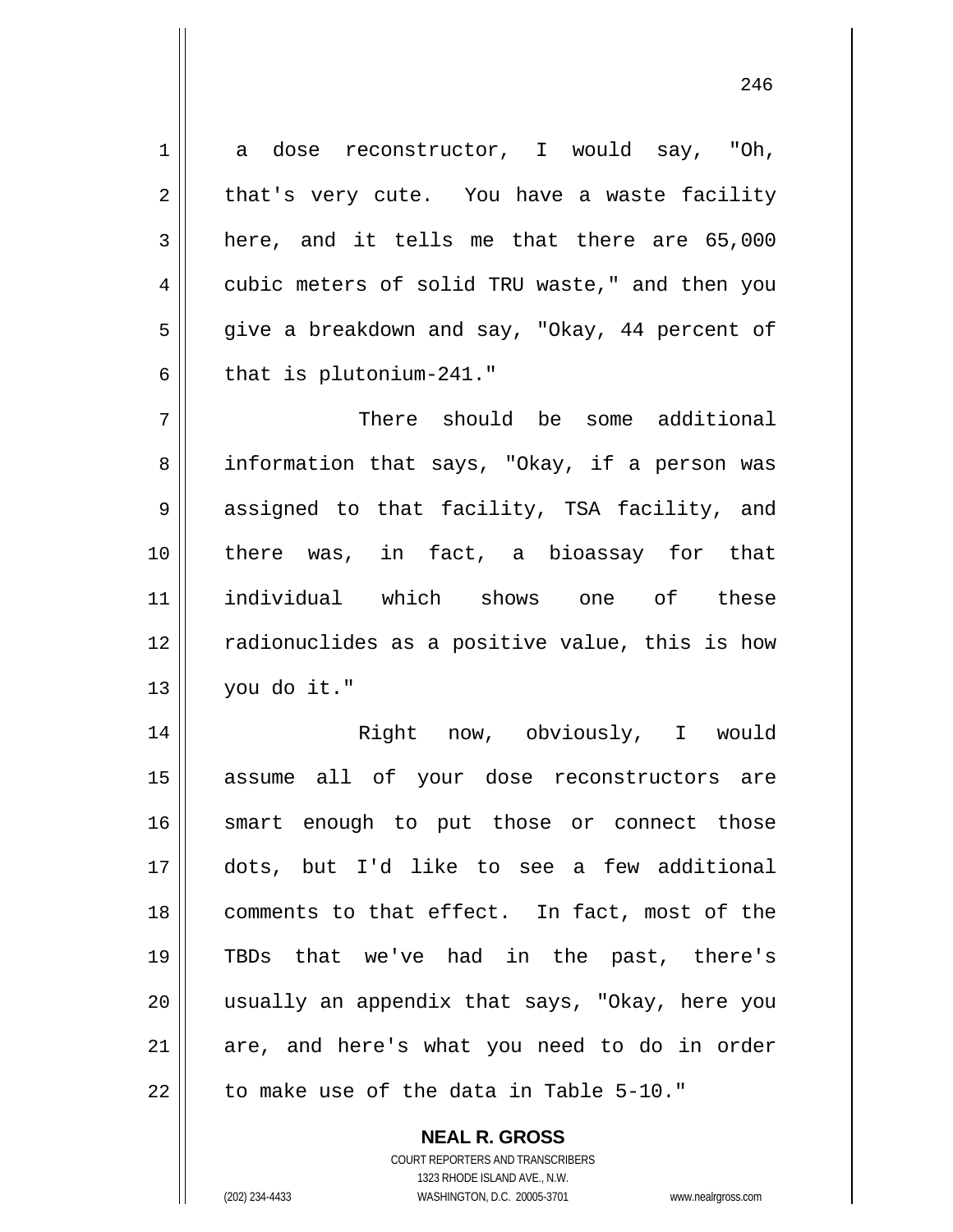a dose reconstructor, I would say, "Oh, that's very cute. You have a waste facility here, and it tells me that there are 65,000 cubic meters of solid TRU waste," and then you give a breakdown and say, "Okay, 44 percent of that is plutonium-241."

There should be some additional information that says, "Okay, if a person was assigned to that facility, TSA facility, and there was, in fact, a bioassay for that individual which shows one of these radionuclides as a positive value, this is how you do it."

Right now, obviously, I would assume all of your dose reconstructors are smart enough to put those or connect those dots, but I'd like to see a few additional comments to that effect. In fact, most of the TBDs that we've had in the past, there's usually an appendix that says, "Okay, here you are, and here's what you need to do in order to make use of the data in Table 5-10."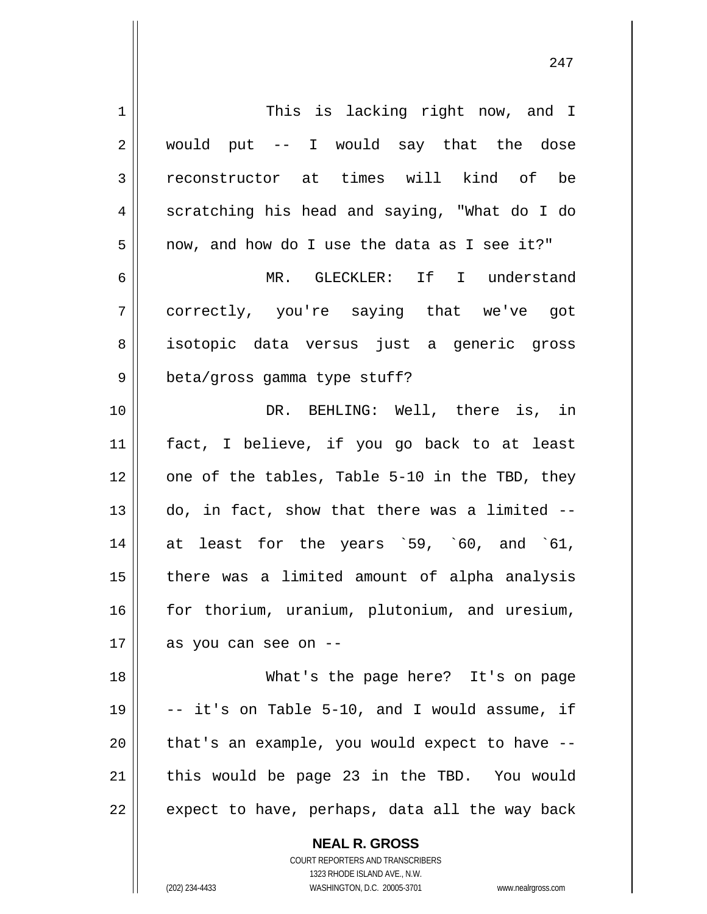This is lacking right now, and I would put -- I would say that the dose reconstructor at times will kind of be scratching his head and saying, "What do I do now, and how do I use the data as I see it?"

MR. GLECKLER: If I understand correctly, you're saying that we've got isotopic data versus just a generic gross beta/gross gamma type stuff?

DR. BEHLING: Well, there is, in fact, I believe, if you go back to at least one of the tables, Table 5-10 in the TBD, they do, in fact, show that there was a limited -- at least for the years `59, `60, and `61, there was a limited amount of alpha analysis for thorium, uranium, plutonium, and uresium, as you can see on --

What's the page here? It's on page -- it's on Table 5-10, and I would assume, if that's an example, you would expect to have -- this would be page 23 in the TBD. You would expect to have, perhaps, data all the way back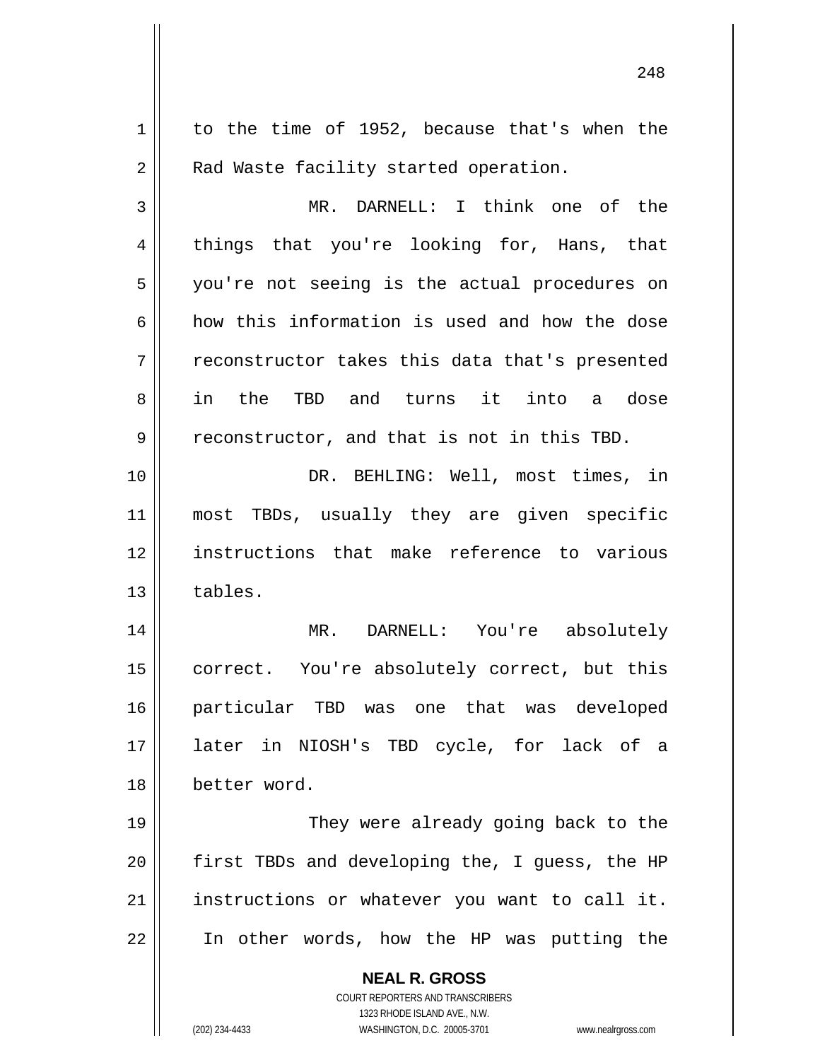to the time of 1952, because that's when the Rad Waste facility started operation.

MR. DARNELL: I think one of the things that you're looking for, Hans, that you're not seeing is the actual procedures on how this information is used and how the dose reconstructor takes this data that's presented in the TBD and turns it into a dose reconstructor, and that is not in this TBD.

DR. BEHLING: Well, most times, in most TBDs, usually they are given specific instructions that make reference to various tables.

MR. DARNELL: You're absolutely correct. You're absolutely correct, but this particular TBD was one that was developed later in NIOSH's TBD cycle, for lack of a better word.

They were already going back to the first TBDs and developing the, I guess, the HP instructions or whatever you want to call it. In other words, how the HP was putting the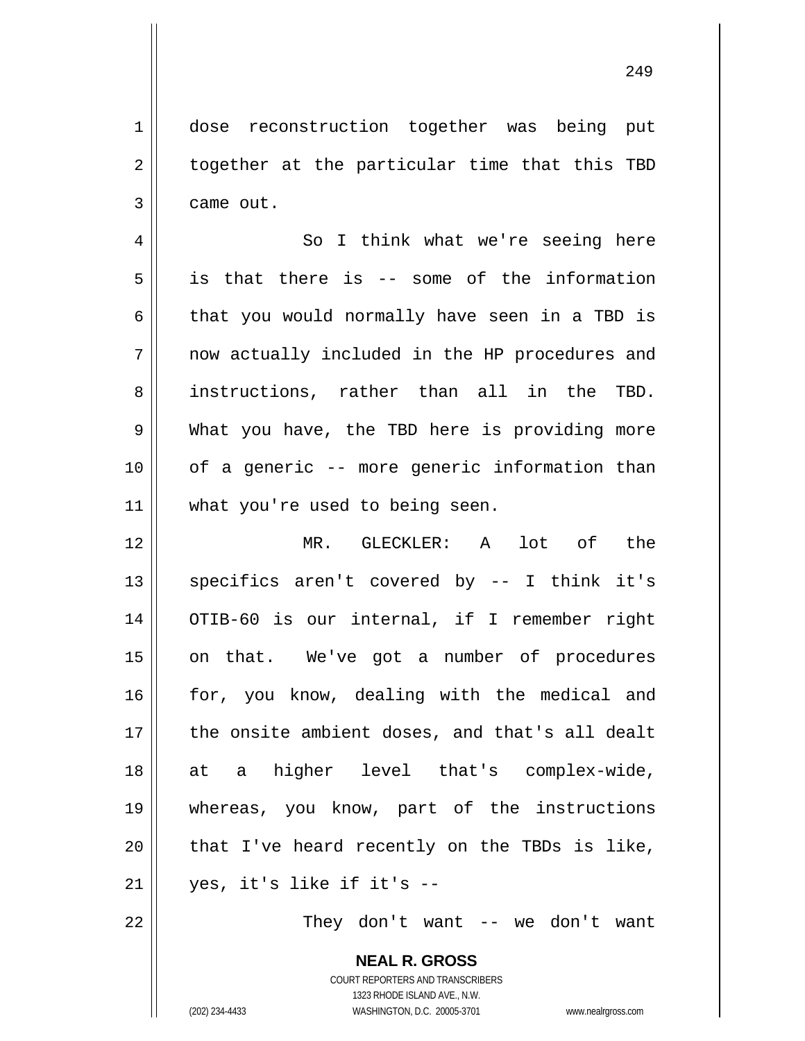dose reconstruction together was being put together at the particular time that this TBD came out.

So I think what we're seeing here is that there is -- some of the information that you would normally have seen in a TBD is now actually included in the HP procedures and instructions, rather than all in the TBD. What you have, the TBD here is providing more of a generic -- more generic information than what you're used to being seen.

MR. GLECKLER: A lot of the specifics aren't covered by -- I think it's OTIB-60 is our internal, if I remember right on that. We've got a number of procedures for, you know, dealing with the medical and the onsite ambient doses, and that's all dealt at a higher level that's complex-wide, whereas, you know, part of the instructions that I've heard recently on the TBDs is like, yes, it's like if it's --

They don't want -- we don't want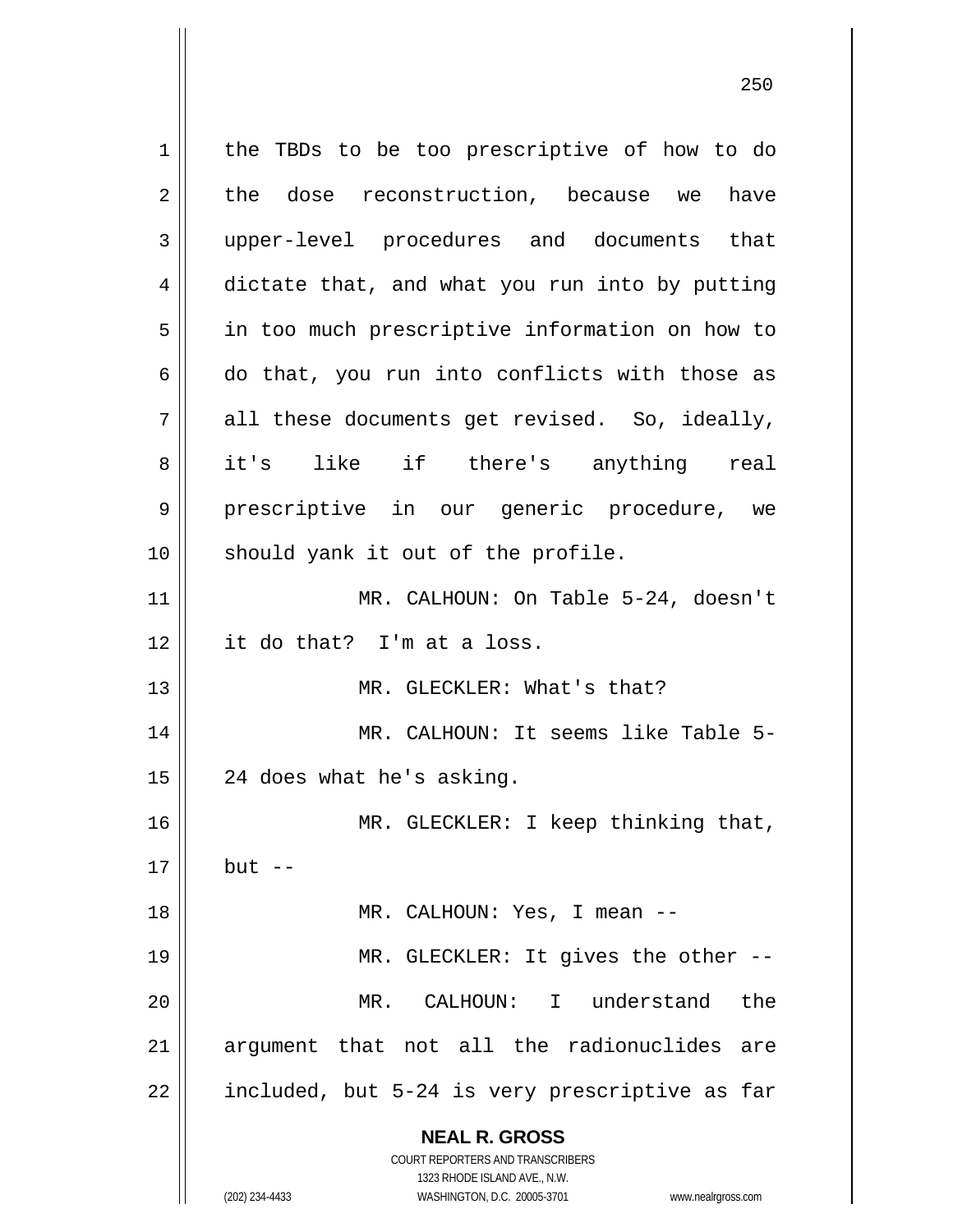the TBDs to be too prescriptive of how to do the dose reconstruction, because we have upper-level procedures and documents that dictate that, and what you run into by putting in too much prescriptive information on how to do that, you run into conflicts with those as all these documents get revised. So, ideally, it's like if there's anything real prescriptive in our generic procedure, we should yank it out of the profile.

MR. CALHOUN: On Table 5-24, doesn't it do that? I'm at a loss.

MR. GLECKLER: What's that?

MR. CALHOUN: It seems like Table 5-24 does what he's asking.

MR. GLECKLER: I keep thinking that, but --

MR. CALHOUN: Yes, I mean --

MR. GLECKLER: It gives the other --

MR. CALHOUN: I understand the argument that not all the radionuclides are included, but 5-24 is very prescriptive as far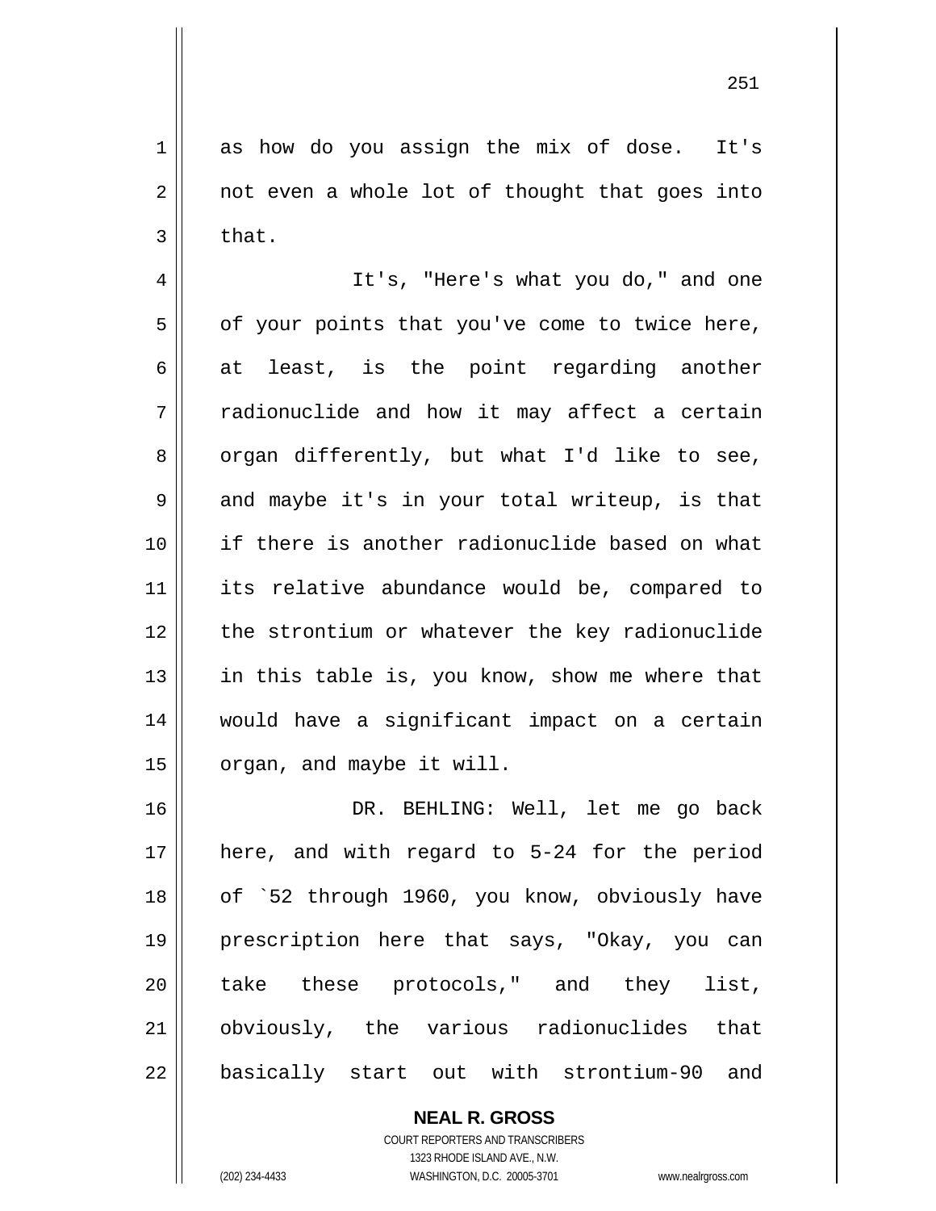as how do you assign the mix of dose. It's not even a whole lot of thought that goes into that.

It's, "Here's what you do," and one of your points that you've come to twice here, at least, is the point regarding another radionuclide and how it may affect a certain organ differently, but what I'd like to see, and maybe it's in your total writeup, is that if there is another radionuclide based on what its relative abundance would be, compared to the strontium or whatever the key radionuclide in this table is, you know, show me where that would have a significant impact on a certain organ, and maybe it will.

DR. BEHLING: Well, let me go back here, and with regard to 5-24 for the period of `52 through 1960, you know, obviously have prescription here that says, "Okay, you can take these protocols," and they list, obviously, the various radionuclides that basically start out with strontium-90 and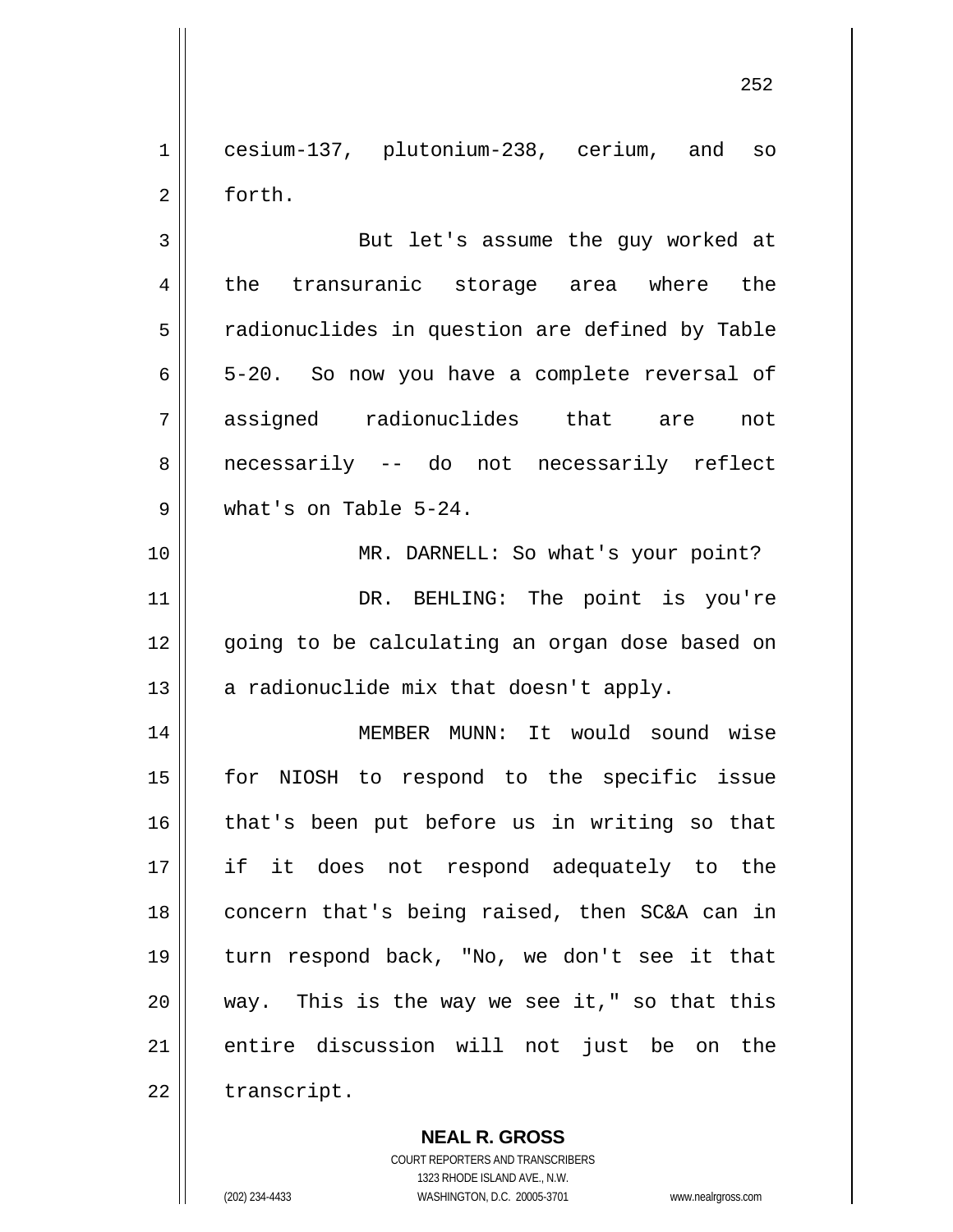cesium-137, plutonium-238, cerium, and so forth.

But let's assume the guy worked at the transuranic storage area where the radionuclides in question are defined by Table 5-20. So now you have a complete reversal of assigned radionuclides that are not necessarily -- do not necessarily reflect what's on Table 5-24.

MR. DARNELL: So what's your point?

DR. BEHLING: The point is you're going to be calculating an organ dose based on a radionuclide mix that doesn't apply.

MEMBER MUNN: It would sound wise for NIOSH to respond to the specific issue that's been put before us in writing so that if it does not respond adequately to the concern that's being raised, then SC&A can in turn respond back, "No, we don't see it that way. This is the way we see it," so that this entire discussion will not just be on the transcript.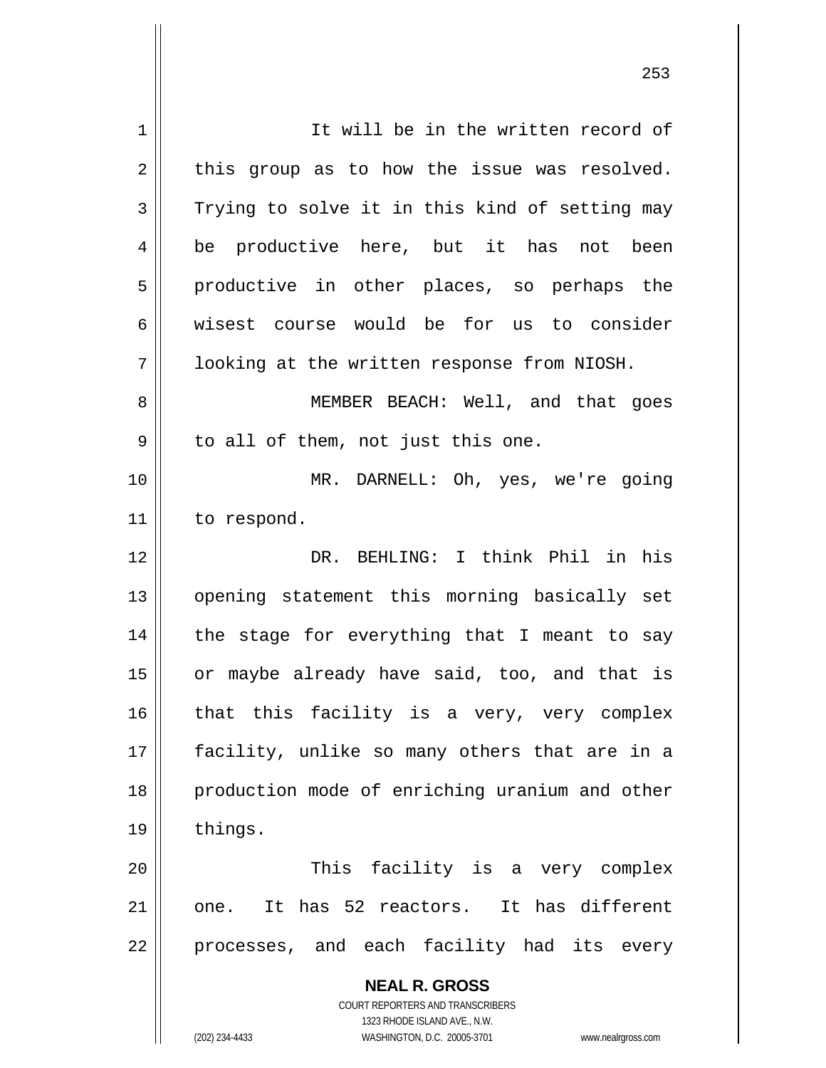It will be in the written record of this group as to how the issue was resolved. Trying to solve it in this kind of setting may be productive here, but it has not been productive in other places, so perhaps the wisest course would be for us to consider looking at the written response from NIOSH.

MEMBER BEACH: Well, and that goes to all of them, not just this one.

MR. DARNELL: Oh, yes, we're going to respond.

DR. BEHLING: I think Phil in his opening statement this morning basically set the stage for everything that I meant to say or maybe already have said, too, and that is that this facility is a very, very complex facility, unlike so many others that are in a production mode of enriching uranium and other things.

This facility is a very complex one. It has 52 reactors. It has different processes, and each facility had its every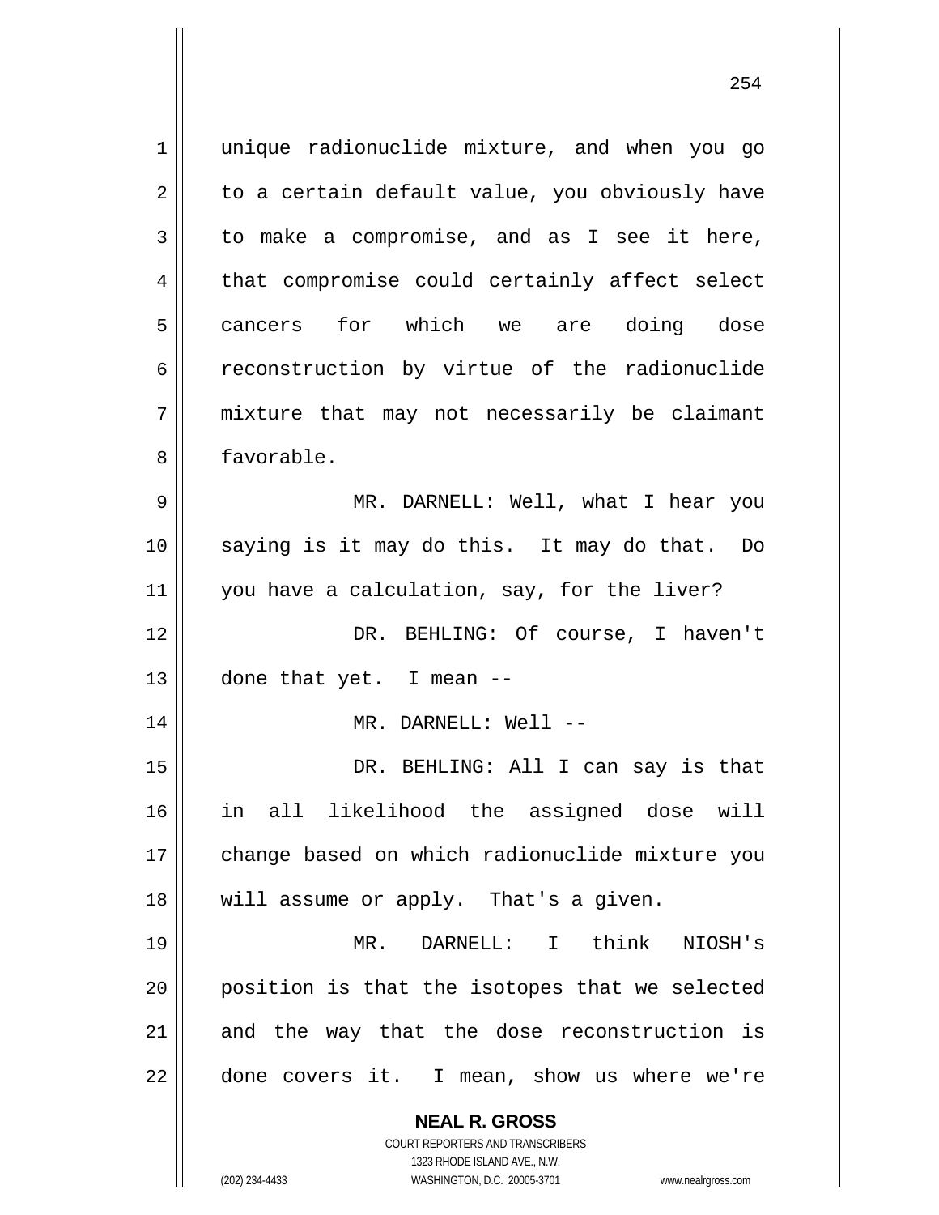unique radionuclide mixture, and when you go to a certain default value, you obviously have to make a compromise, and as I see it here, that compromise could certainly affect select cancers for which we are doing dose reconstruction by virtue of the radionuclide mixture that may not necessarily be claimant favorable.

MR. DARNELL: Well, what I hear you saying is it may do this. It may do that. Do you have a calculation, say, for the liver?

DR. BEHLING: Of course, I haven't done that yet. I mean --

MR. DARNELL: Well --

DR. BEHLING: All I can say is that in all likelihood the assigned dose will change based on which radionuclide mixture you will assume or apply. That's a given.

MR. DARNELL: I think NIOSH's position is that the isotopes that we selected and the way that the dose reconstruction is done covers it. I mean, show us where we're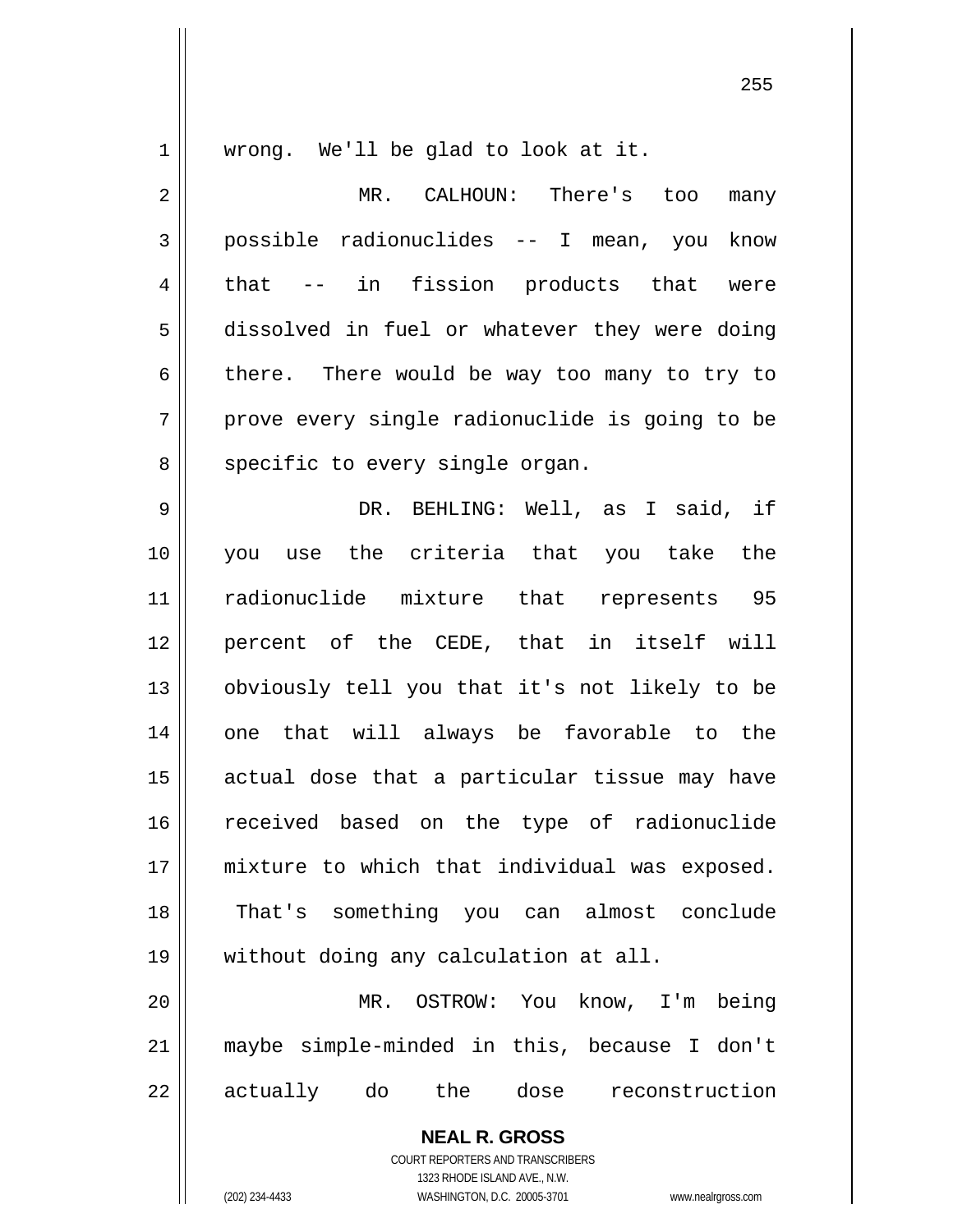wrong. We'll be glad to look at it.

MR. CALHOUN: There's too many possible radionuclides -- I mean, you know that -- in fission products that were dissolved in fuel or whatever they were doing there. There would be way too many to try to prove every single radionuclide is going to be specific to every single organ.

DR. BEHLING: Well, as I said, if you use the criteria that you take the radionuclide mixture that represents 95 percent of the CEDE, that in itself will obviously tell you that it's not likely to be one that will always be favorable to the actual dose that a particular tissue may have received based on the type of radionuclide mixture to which that individual was exposed. That's something you can almost conclude without doing any calculation at all.

MR. OSTROW: You know, I'm being maybe simple-minded in this, because I don't actually do the dose reconstruction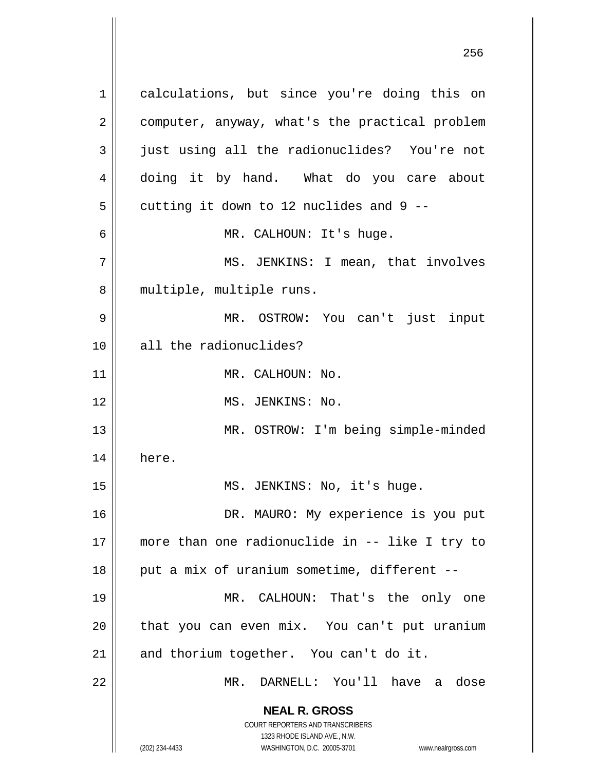calculations, but since you're doing this on computer, anyway, what's the practical problem just using all the radionuclides? You're not doing it by hand. What do you care about cutting it down to 12 nuclides and 9 --

MR. CALHOUN: It's huge.

MS. JENKINS: I mean, that involves multiple, multiple runs.

MR. OSTROW: You can't just input all the radionuclides?

MR. CALHOUN: No.

MS. JENKINS: No.

MR. OSTROW: I'm being simple-minded here.

MS. JENKINS: No, it's huge.

DR. MAURO: My experience is you put more than one radionuclide in -- like I try to put a mix of uranium sometime, different --

MR. CALHOUN: That's the only one that you can even mix. You can't put uranium and thorium together. You can't do it.

MR. DARNELL: You'll have a dose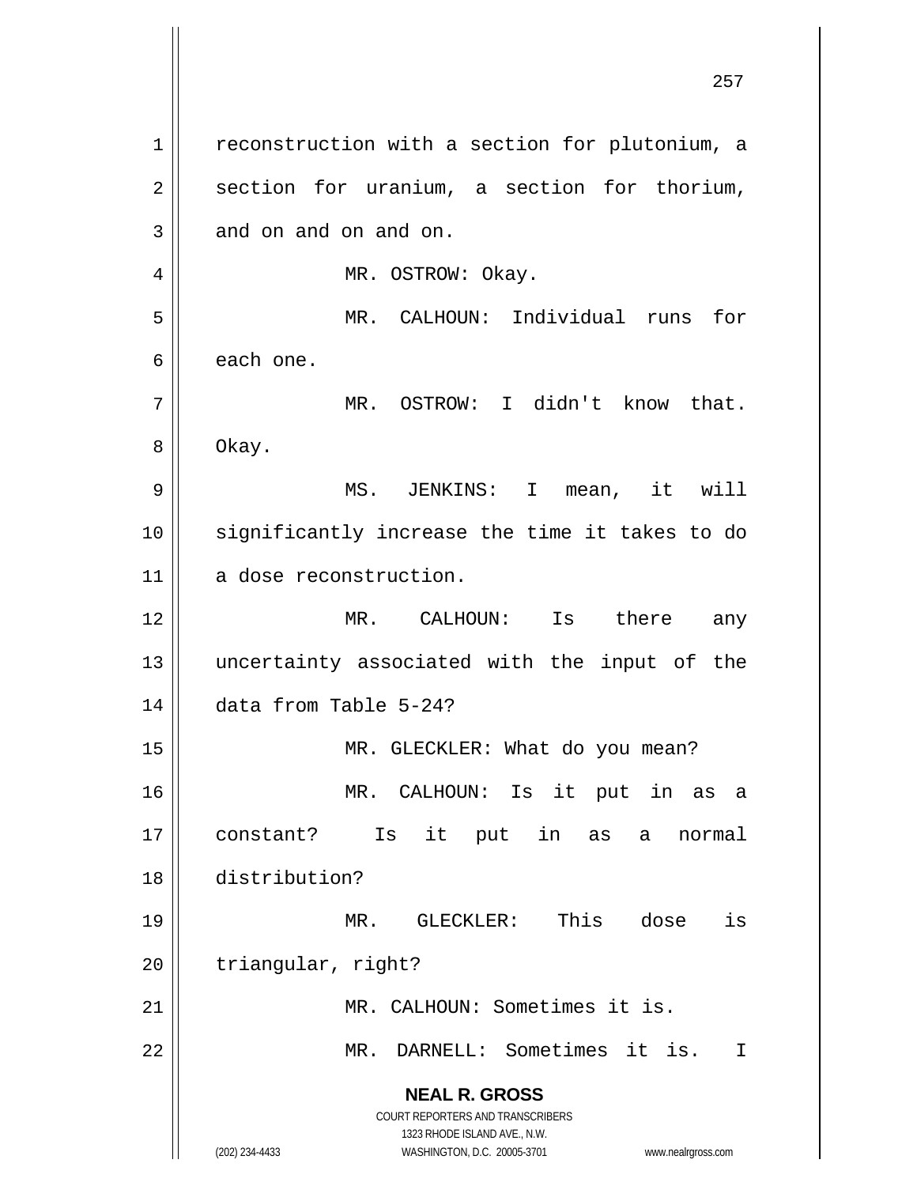reconstruction with a section for plutonium, a section for uranium, a section for thorium, and on and on and on.

MR. OSTROW: Okay.

MR. CALHOUN: Individual runs for each one.

MR. OSTROW: I didn't know that. Okay.

MS. JENKINS: I mean, it will significantly increase the time it takes to do a dose reconstruction.

MR. CALHOUN: Is there any uncertainty associated with the input of the data from Table 5-24?

MR. GLECKLER: What do you mean?

MR. CALHOUN: Is it put in as a constant? Is it put in as a normal distribution?

MR. GLECKLER: This dose is triangular, right?

MR. CALHOUN: Sometimes it is.

MR. DARNELL: Sometimes it is. I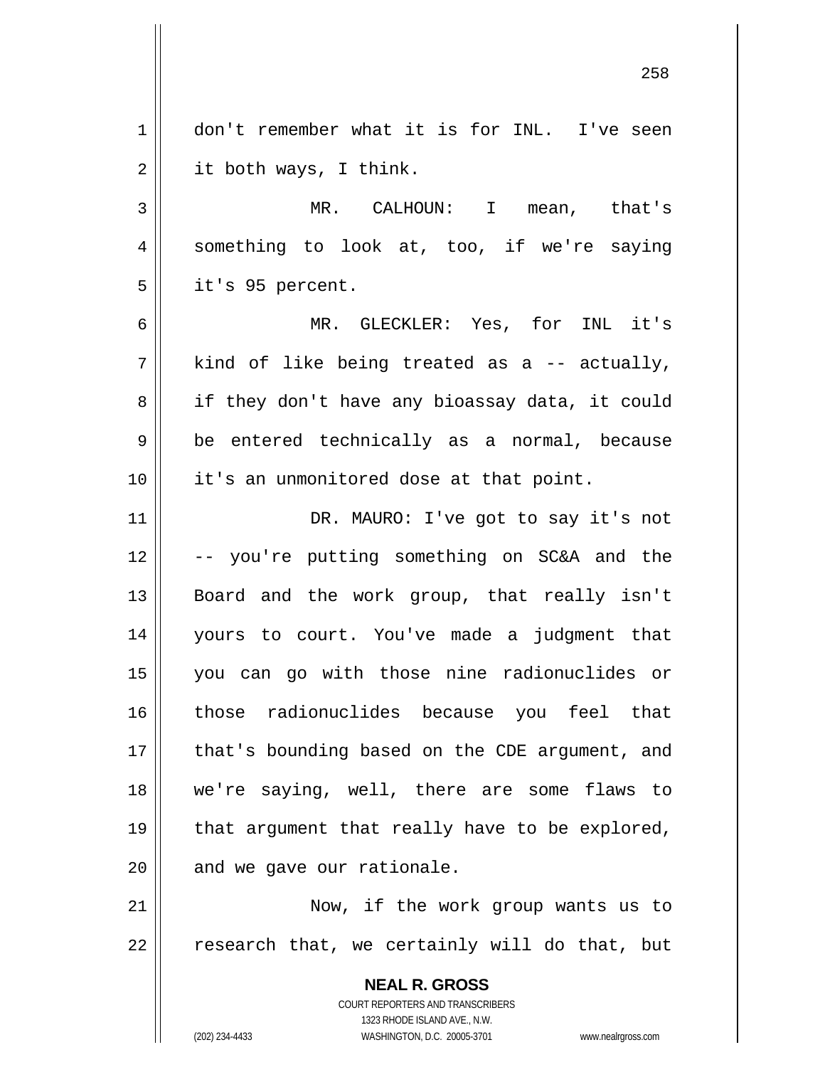don't remember what it is for INL. I've seen it both ways, I think.

MR. CALHOUN: I mean, that's something to look at, too, if we're saying it's 95 percent.

MR. GLECKLER: Yes, for INL it's kind of like being treated as a -- actually, if they don't have any bioassay data, it could be entered technically as a normal, because it's an unmonitored dose at that point.

DR. MAURO: I've got to say it's not -- you're putting something on SC&A and the Board and the work group, that really isn't yours to court. You've made a judgment that you can go with those nine radionuclides or those radionuclides because you feel that that's bounding based on the CDE argument, and we're saying, well, there are some flaws to that argument that really have to be explored, and we gave our rationale.

Now, if the work group wants us to research that, we certainly will do that, but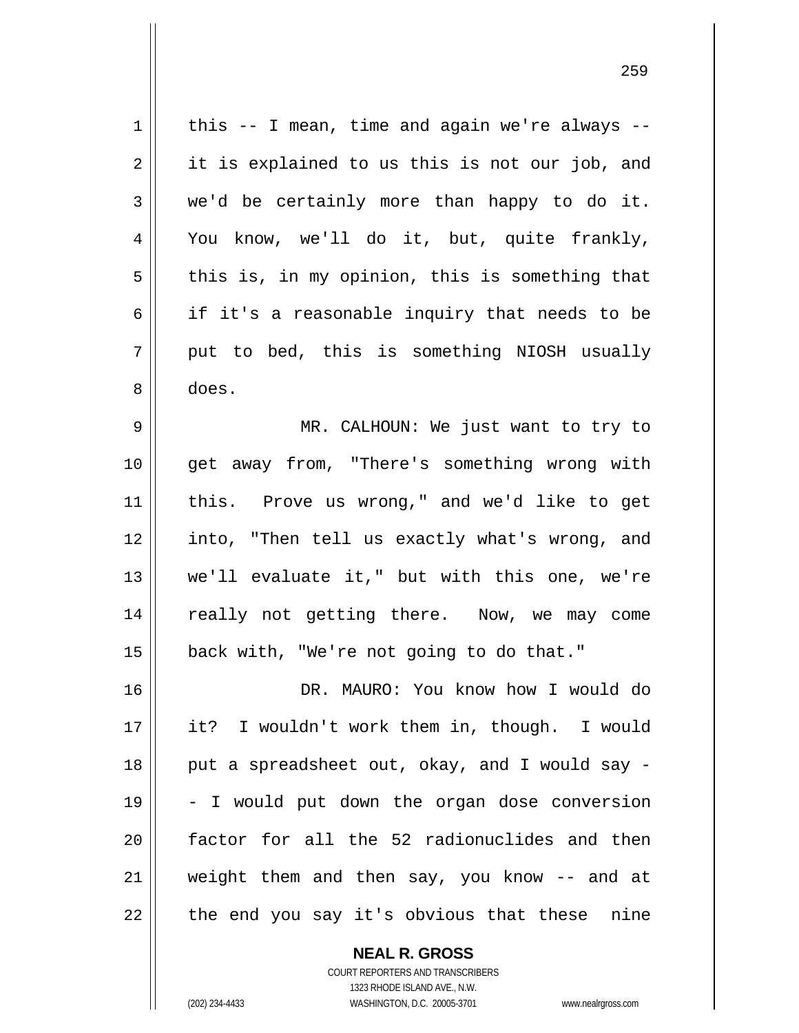this -- I mean, time and again we're always -- it is explained to us this is not our job, and we'd be certainly more than happy to do it. You know, we'll do it, but, quite frankly, this is, in my opinion, this is something that if it's a reasonable inquiry that needs to be put to bed, this is something NIOSH usually does.

MR. CALHOUN: We just want to try to get away from, "There's something wrong with this. Prove us wrong," and we'd like to get into, "Then tell us exactly what's wrong, and we'll evaluate it," but with this one, we're really not getting there. Now, we may come back with, "We're not going to do that."

DR. MAURO: You know how I would do it? I wouldn't work them in, though. I would put a spreadsheet out, okay, and I would say -- I would put down the organ dose conversion factor for all the 52 radionuclides and then weight them and then say, you know -- and at the end you say it's obvious that these nine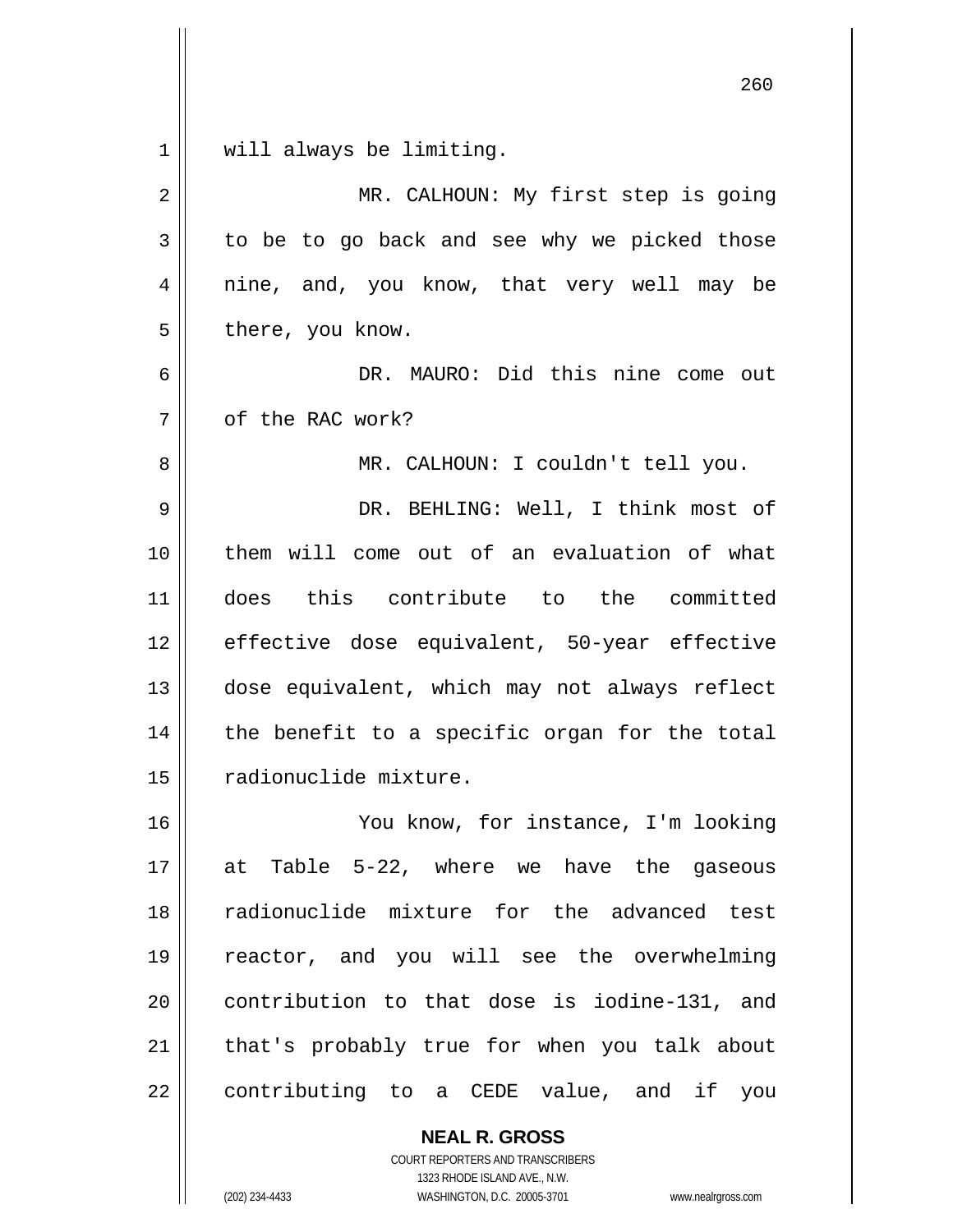will always be limiting.

MR. CALHOUN: My first step is going to be to go back and see why we picked those nine, and, you know, that very well may be there, you know.

DR. MAURO: Did this nine come out of the RAC work?

MR. CALHOUN: I couldn't tell you.

DR. BEHLING: Well, I think most of them will come out of an evaluation of what does this contribute to the committed effective dose equivalent, 50-year effective dose equivalent, which may not always reflect the benefit to a specific organ for the total radionuclide mixture.

You know, for instance, I'm looking at Table 5-22, where we have the gaseous radionuclide mixture for the advanced test reactor, and you will see the overwhelming contribution to that dose is iodine-131, and that's probably true for when you talk about contributing to a CEDE value, and if you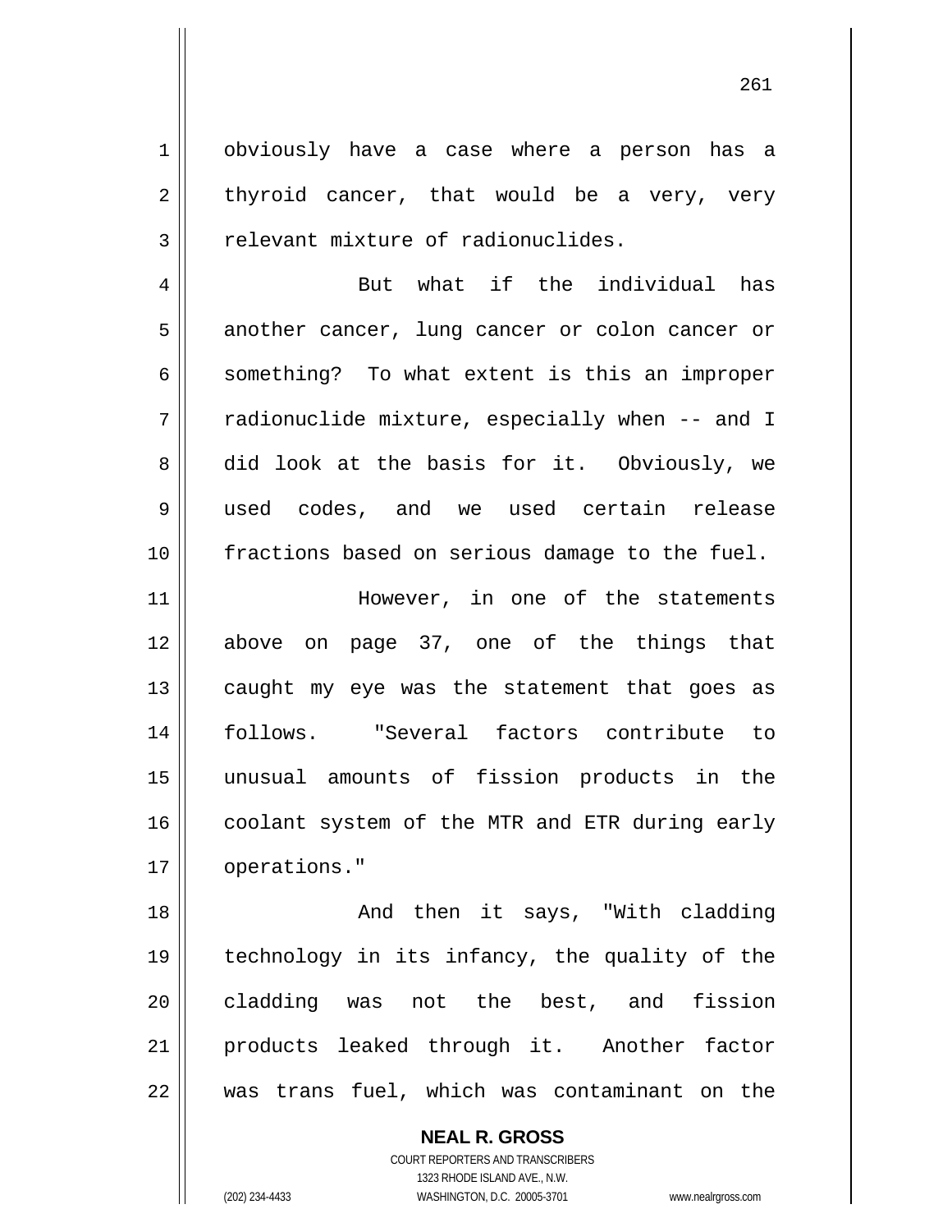obviously have a case where a person has a thyroid cancer, that would be a very, very relevant mixture of radionuclides.

But what if the individual has another cancer, lung cancer or colon cancer or something? To what extent is this an improper radionuclide mixture, especially when -- and I did look at the basis for it. Obviously, we used codes, and we used certain release fractions based on serious damage to the fuel.

However, in one of the statements above on page 37, one of the things that caught my eye was the statement that goes as follows. "Several factors contribute to unusual amounts of fission products in the coolant system of the MTR and ETR during early operations."

And then it says, "With cladding technology in its infancy, the quality of the cladding was not the best, and fission products leaked through it. Another factor was trans fuel, which was contaminant on the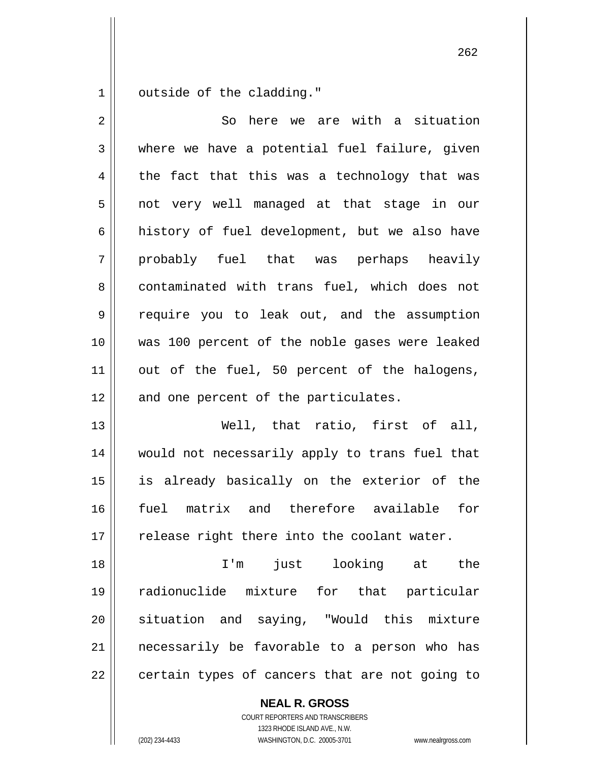outside of the cladding."

So here we are with a situation where we have a potential fuel failure, given the fact that this was a technology that was not very well managed at that stage in our history of fuel development, but we also have probably fuel that was perhaps heavily contaminated with trans fuel, which does not require you to leak out, and the assumption was 100 percent of the noble gases were leaked out of the fuel, 50 percent of the halogens, and one percent of the particulates.

Well, that ratio, first of all, would not necessarily apply to trans fuel that is already basically on the exterior of the fuel matrix and therefore available for release right there into the coolant water.

I'm just looking at the radionuclide mixture for that particular situation and saying, "Would this mixture necessarily be favorable to a person who has certain types of cancers that are not going to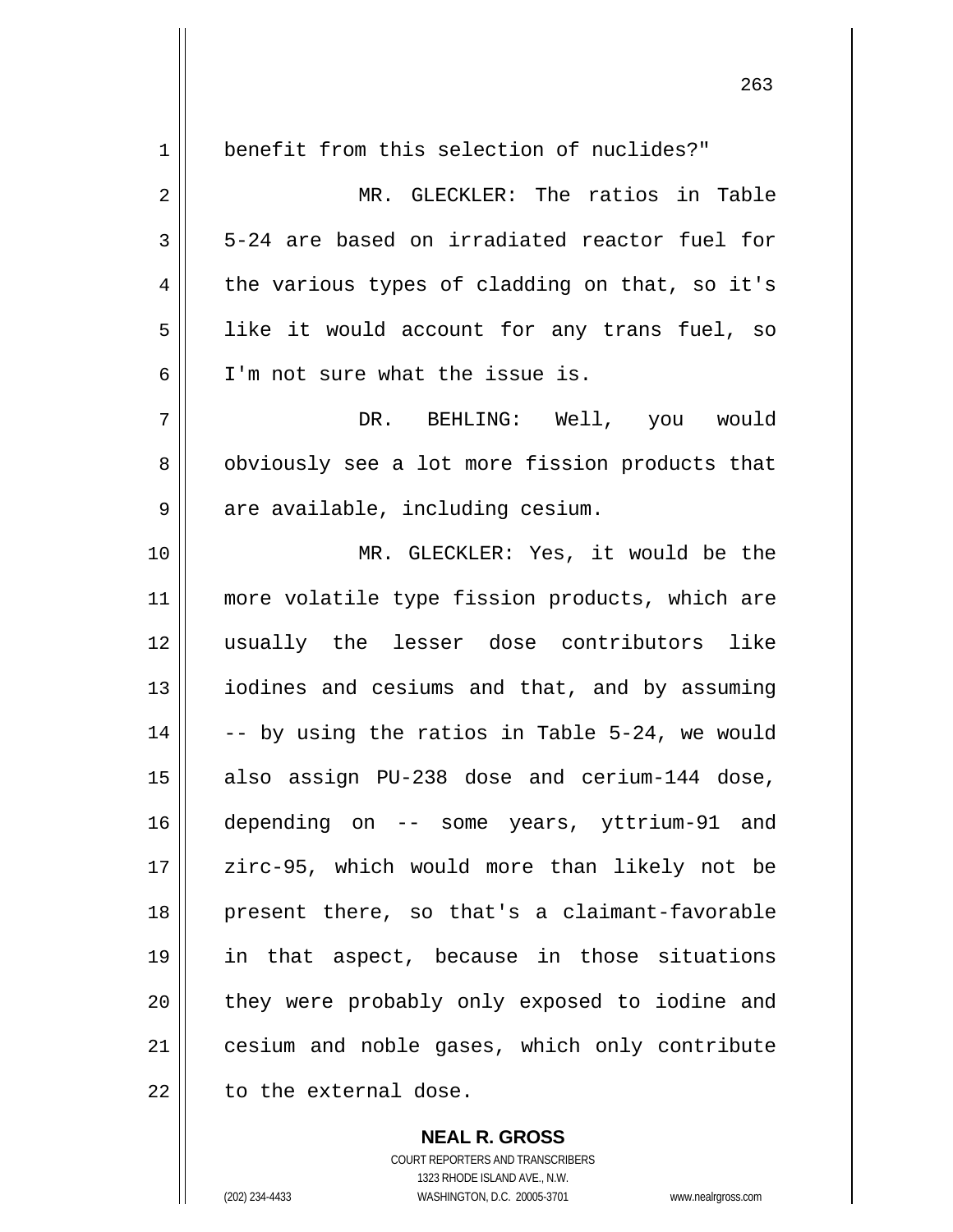benefit from this selection of nuclides?"

MR. GLECKLER: The ratios in Table 5-24 are based on irradiated reactor fuel for the various types of cladding on that, so it's like it would account for any trans fuel, so I'm not sure what the issue is.

DR. BEHLING: Well, you would obviously see a lot more fission products that are available, including cesium.

MR. GLECKLER: Yes, it would be the more volatile type fission products, which are usually the lesser dose contributors like iodines and cesiums and that, and by assuming -- by using the ratios in Table 5-24, we would also assign PU-238 dose and cerium-144 dose, depending on -- some years, yttrium-91 and zirc-95, which would more than likely not be present there, so that's a claimant-favorable in that aspect, because in those situations they were probably only exposed to iodine and cesium and noble gases, which only contribute to the external dose.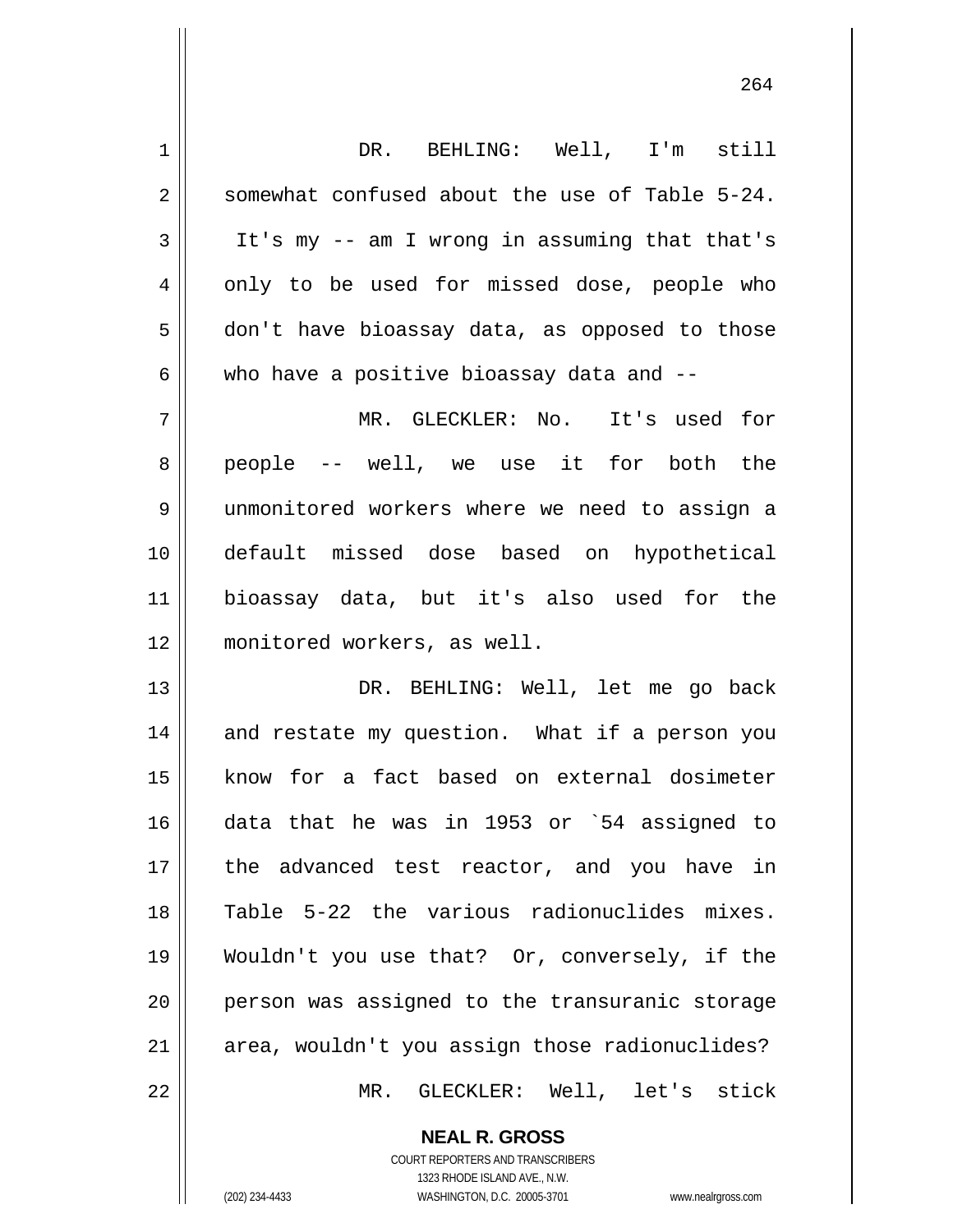DR. BEHLING: Well, I'm still somewhat confused about the use of Table 5-24. It's my -- am I wrong in assuming that that's only to be used for missed dose, people who don't have bioassay data, as opposed to those who have a positive bioassay data and --

MR. GLECKLER: No. It's used for people -- well, we use it for both the unmonitored workers where we need to assign a default missed dose based on hypothetical bioassay data, but it's also used for the monitored workers, as well.

DR. BEHLING: Well, let me go back and restate my question. What if a person you know for a fact based on external dosimeter data that he was in 1953 or `54 assigned to the advanced test reactor, and you have in Table 5-22 the various radionuclides mixes. Wouldn't you use that? Or, conversely, if the person was assigned to the transuranic storage area, wouldn't you assign those radionuclides?

MR. GLECKLER: Well, let's stick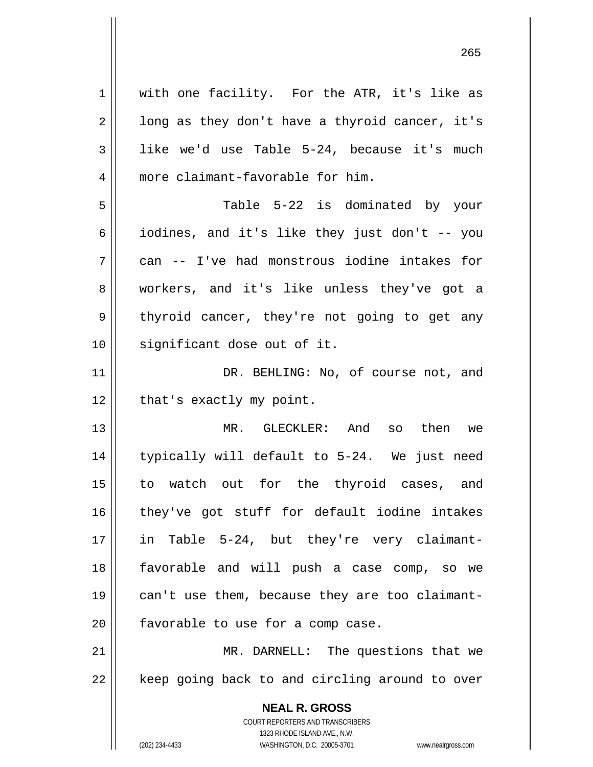with one facility. For the ATR, it's like as long as they don't have a thyroid cancer, it's like we'd use Table 5-24, because it's much more claimant-favorable for him.

Table 5-22 is dominated by your iodines, and it's like they just don't -- you can -- I've had monstrous iodine intakes for workers, and it's like unless they've got a thyroid cancer, they're not going to get any significant dose out of it.

DR. BEHLING: No, of course not, and that's exactly my point.

MR. GLECKLER: And so then we typically will default to 5-24. We just need to watch out for the thyroid cases, and they've got stuff for default iodine intakes in Table 5-24, but they're very claimant-favorable and will push a case comp, so we can't use them, because they are too claimant-favorable to use for a comp case.

MR. DARNELL: The questions that we keep going back to and circling around to over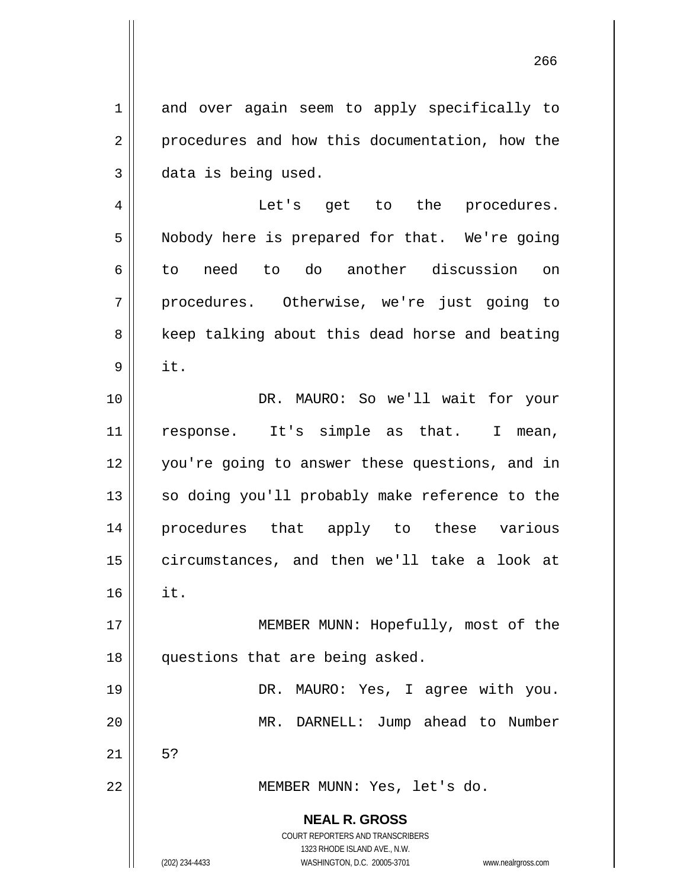and over again seem to apply specifically to procedures and how this documentation, how the data is being used.

Let's get to the procedures. Nobody here is prepared for that. We're going to need to do another discussion on procedures. Otherwise, we're just going to keep talking about this dead horse and beating it.

DR. MAURO: So we'll wait for your response. It's simple as that. I mean, you're going to answer these questions, and in so doing you'll probably make reference to the procedures that apply to these various circumstances, and then we'll take a look at it.

MEMBER MUNN: Hopefully, most of the questions that are being asked.

DR. MAURO: Yes, I agree with you.

MR. DARNELL: Jump ahead to Number 5?

MEMBER MUNN: Yes, let's do.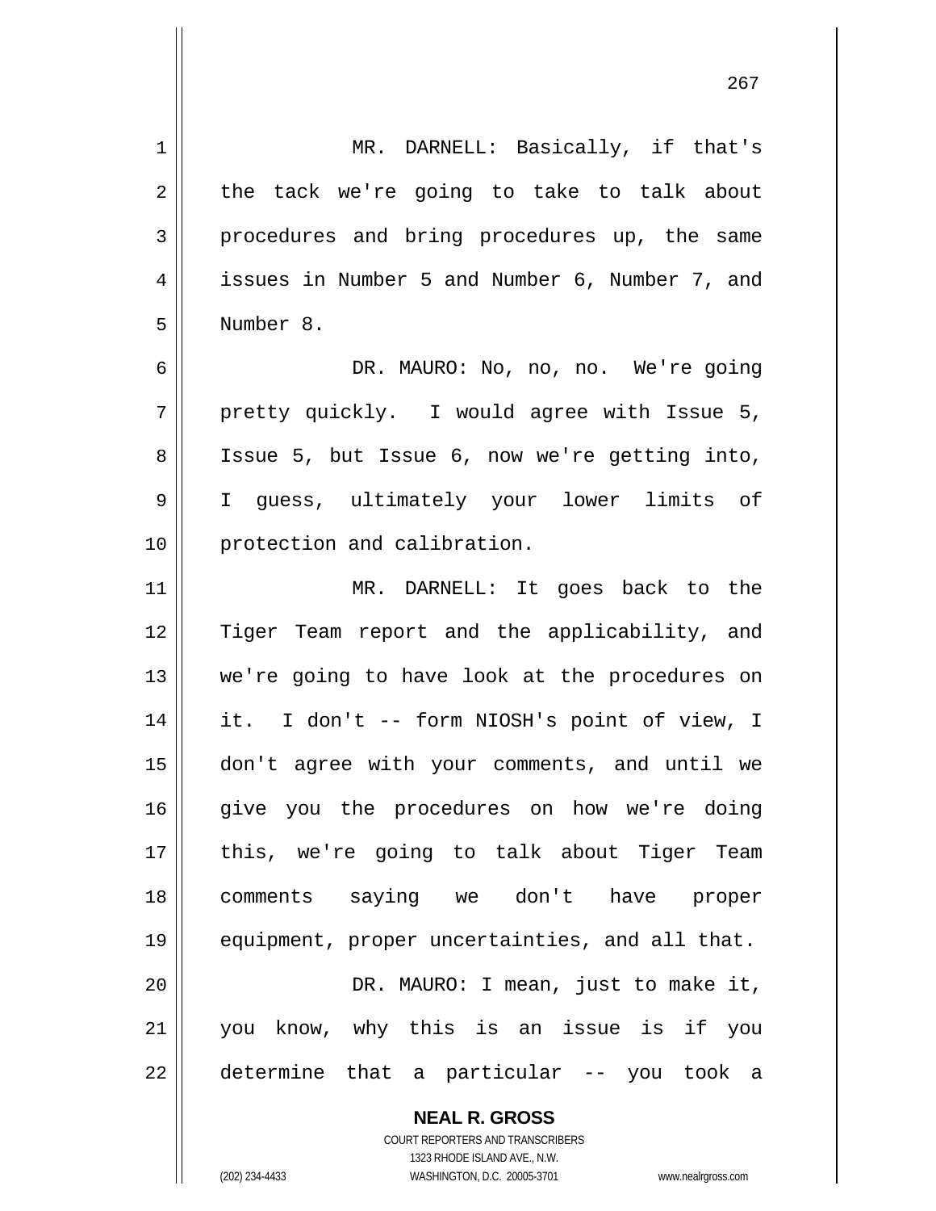MR. DARNELL: Basically, if that's the tack we're going to take to talk about procedures and bring procedures up, the same issues in Number 5 and Number 6, Number 7, and Number 8.

DR. MAURO: No, no, no. We're going pretty quickly. I would agree with Issue 5, Issue 5, but Issue 6, now we're getting into, I guess, ultimately your lower limits of protection and calibration.

MR. DARNELL: It goes back to the Tiger Team report and the applicability, and we're going to have look at the procedures on it. I don't -- form NIOSH's point of view, I don't agree with your comments, and until we give you the procedures on how we're doing this, we're going to talk about Tiger Team comments saying we don't have proper equipment, proper uncertainties, and all that.

DR. MAURO: I mean, just to make it, you know, why this is an issue is if you determine that a particular -- you took a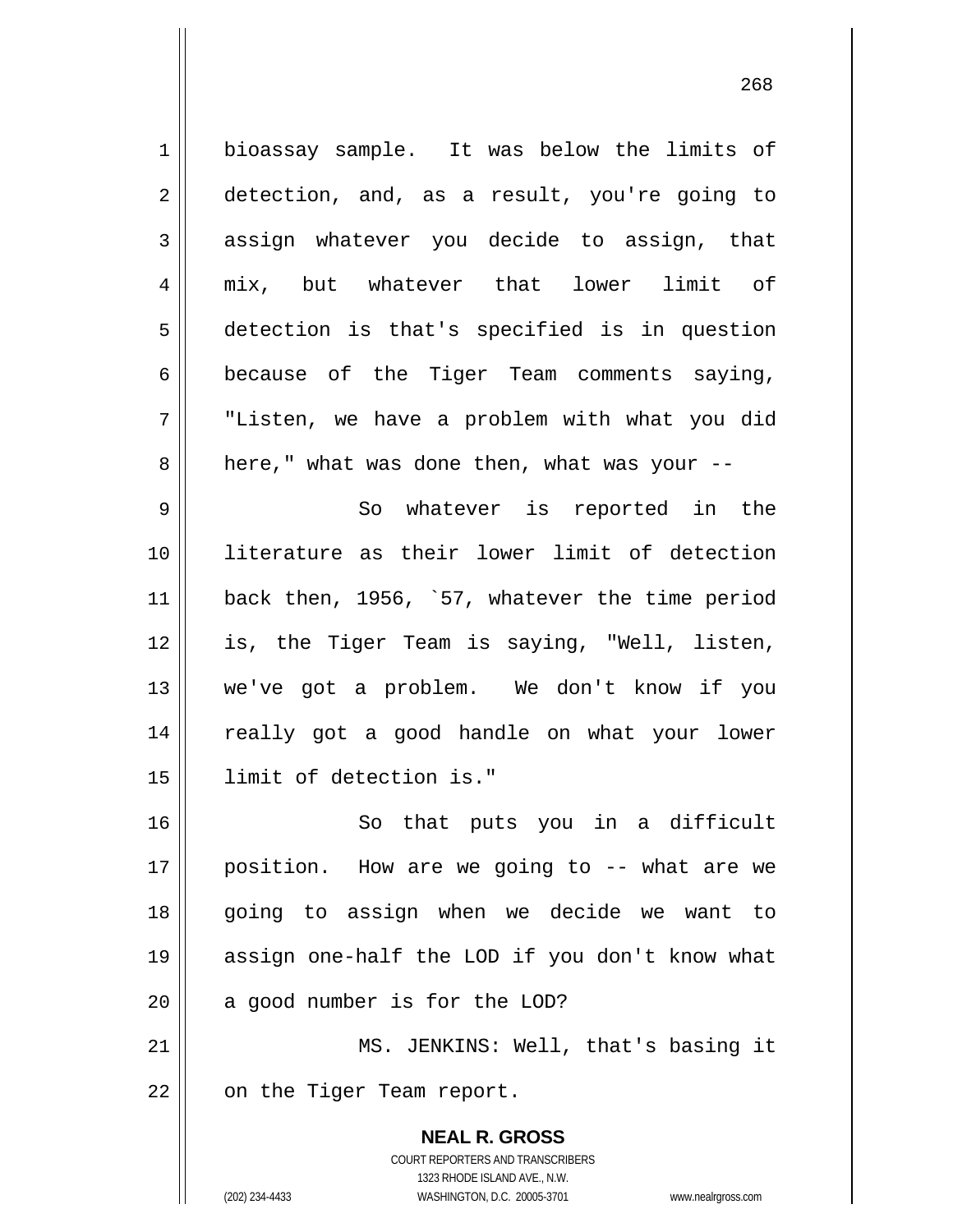bioassay sample. It was below the limits of detection, and, as a result, you're going to assign whatever you decide to assign, that mix, but whatever that lower limit of detection is that's specified is in question because of the Tiger Team comments saying, "Listen, we have a problem with what you did here," what was done then, what was your --

So whatever is reported in the literature as their lower limit of detection back then, 1956, `57, whatever the time period is, the Tiger Team is saying, "Well, listen, we've got a problem. We don't know if you really got a good handle on what your lower limit of detection is."

So that puts you in a difficult position. How are we going to -- what are we going to assign when we decide we want to assign one-half the LOD if you don't know what a good number is for the LOD?

MS. JENKINS: Well, that's basing it on the Tiger Team report.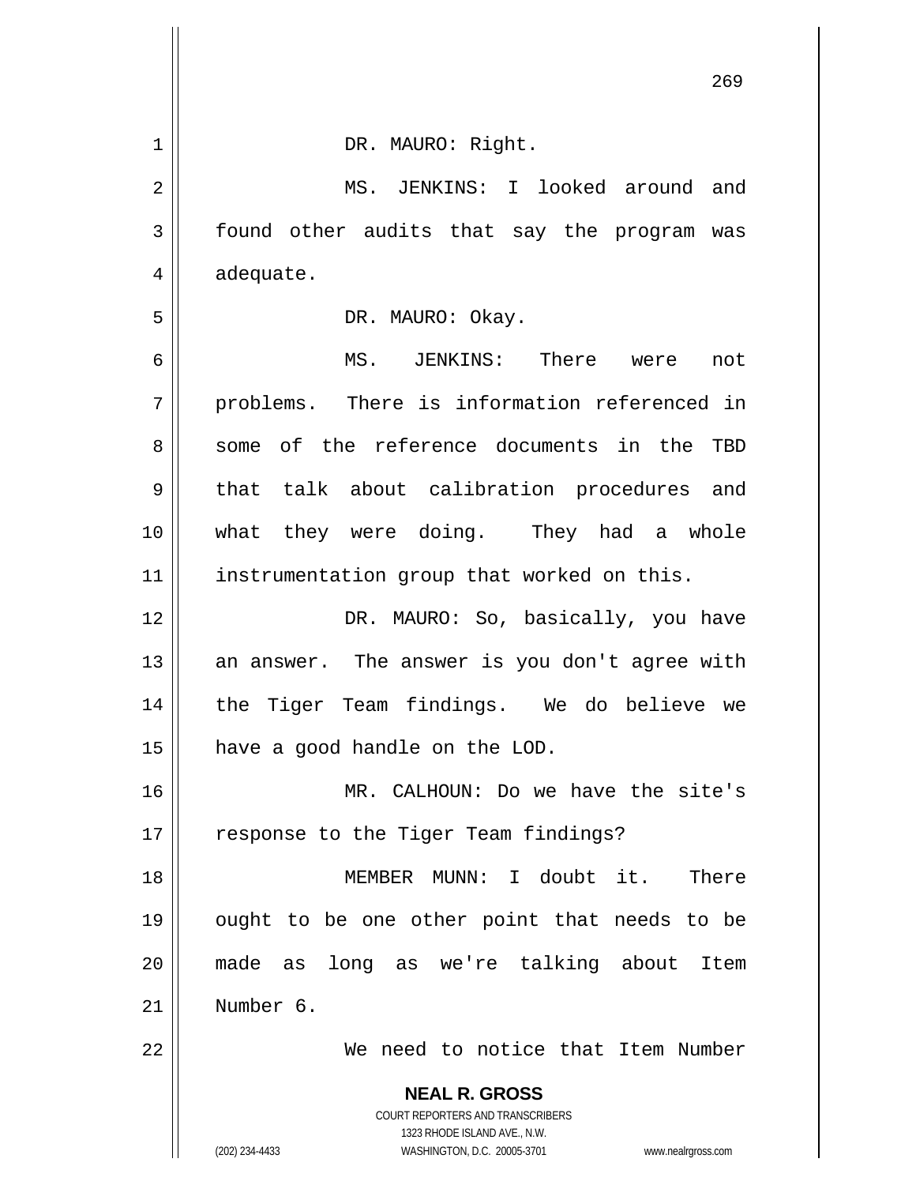DR. MAURO: Right.

MS. JENKINS: I looked around and found other audits that say the program was adequate.

DR. MAURO: Okay.

MS. JENKINS: There were not problems. There is information referenced in some of the reference documents in the TBD that talk about calibration procedures and what they were doing. They had a whole instrumentation group that worked on this.

DR. MAURO: So, basically, you have an answer. The answer is you don't agree with the Tiger Team findings. We do believe we have a good handle on the LOD.

MR. CALHOUN: Do we have the site's response to the Tiger Team findings?

MEMBER MUNN: I doubt it. There ought to be one other point that needs to be made as long as we're talking about Item Number 6.

We need to notice that Item Number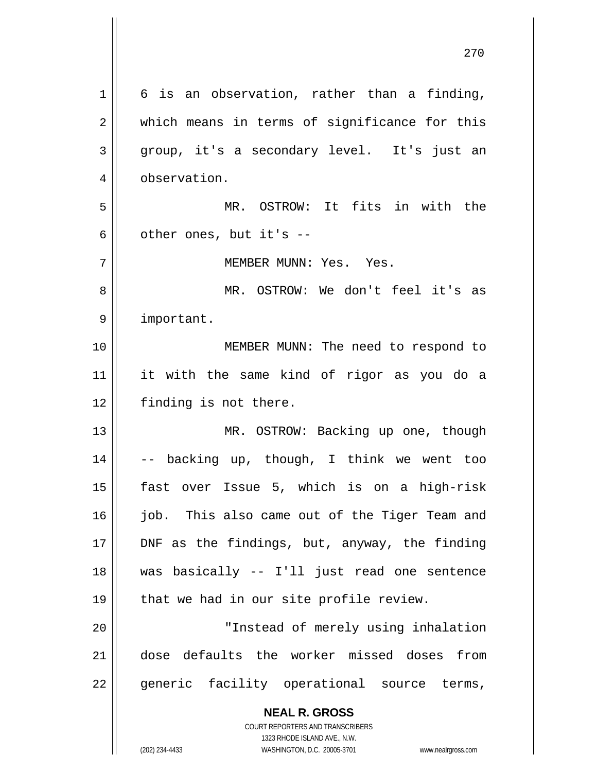6 is an observation, rather than a finding, which means in terms of significance for this group, it's a secondary level. It's just an observation.

MR. OSTROW: It fits in with the other ones, but it's --

MEMBER MUNN: Yes. Yes.

MR. OSTROW: We don't feel it's as important.

MEMBER MUNN: The need to respond to it with the same kind of rigor as you do a finding is not there.

MR. OSTROW: Backing up one, though -- backing up, though, I think we went too fast over Issue 5, which is on a high-risk job. This also came out of the Tiger Team and DNF as the findings, but, anyway, the finding was basically -- I'll just read one sentence that we had in our site profile review.

"Instead of merely using inhalation dose defaults the worker missed doses from generic facility operational source terms,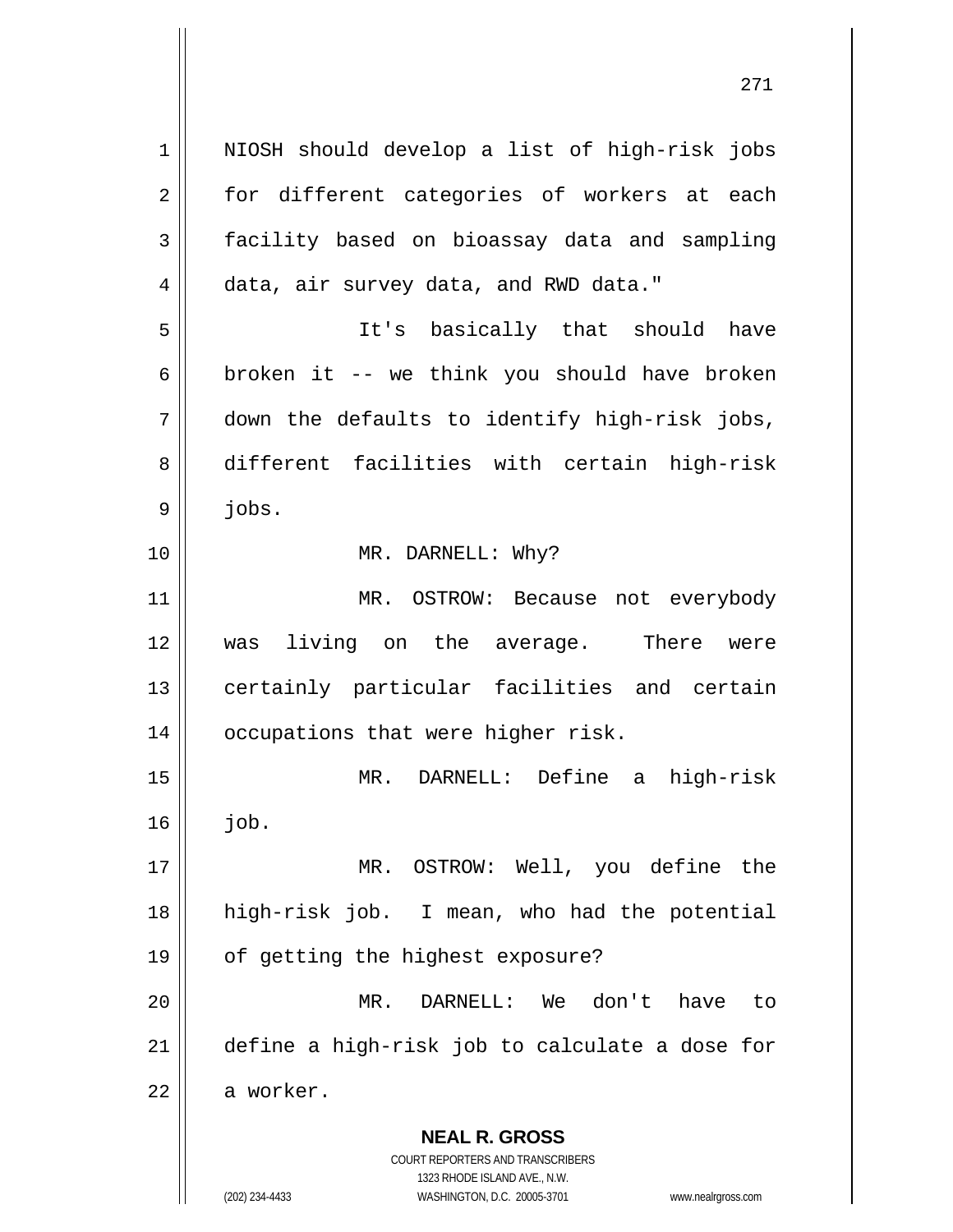NIOSH should develop a list of high-risk jobs for different categories of workers at each facility based on bioassay data and sampling data, air survey data, and RWD data."

It's basically that should have broken it -- we think you should have broken down the defaults to identify high-risk jobs, different facilities with certain high-risk jobs.

MR. DARNELL: Why?

MR. OSTROW: Because not everybody was living on the average. There were certainly particular facilities and certain occupations that were higher risk.

MR. DARNELL: Define a high-risk job.

MR. OSTROW: Well, you define the high-risk job. I mean, who had the potential of getting the highest exposure?

MR. DARNELL: We don't have to define a high-risk job to calculate a dose for a worker.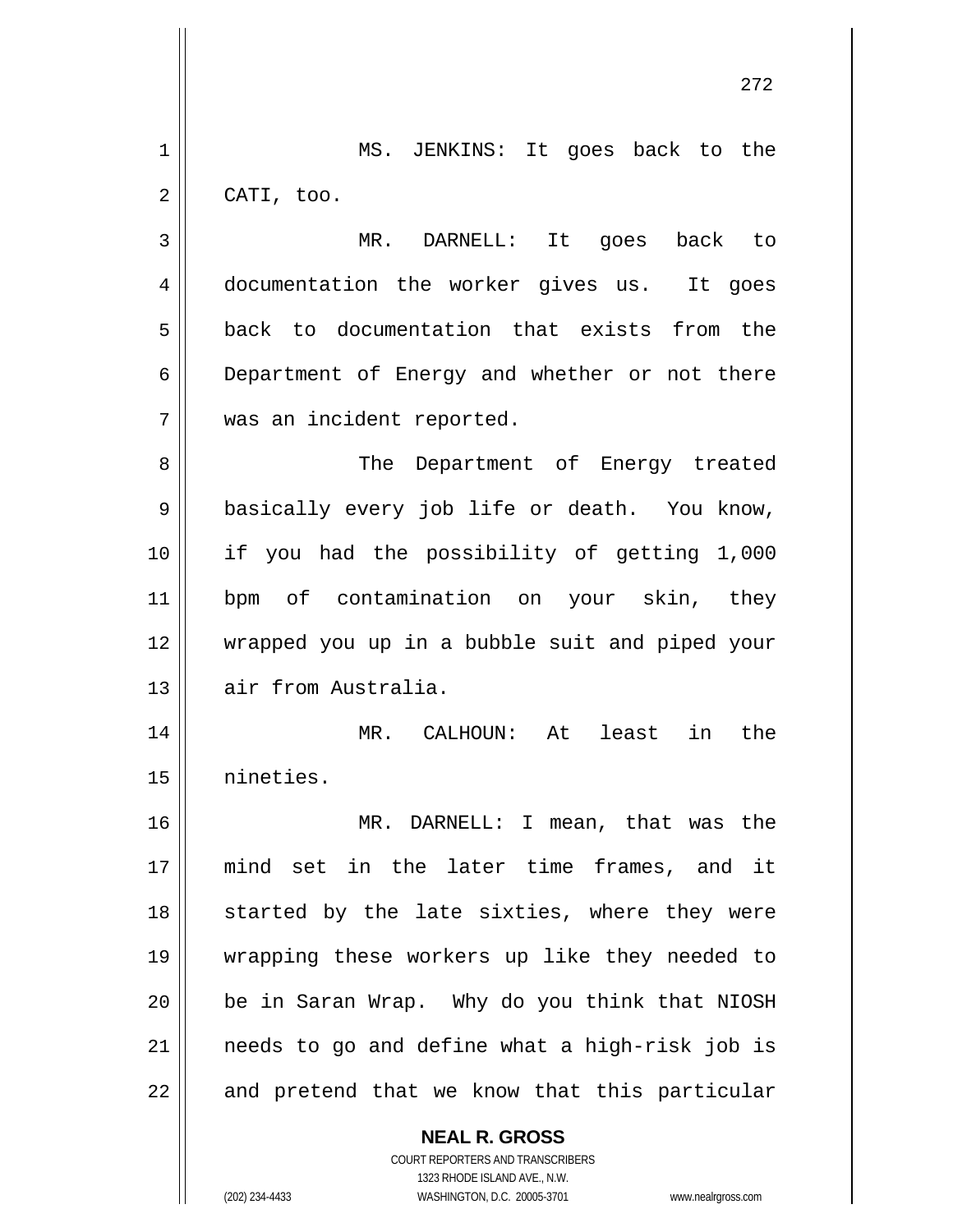MS. JENKINS: It goes back to the CATI, too.

MR. DARNELL: It goes back to documentation the worker gives us. It goes back to documentation that exists from the Department of Energy and whether or not there was an incident reported.

The Department of Energy treated basically every job life or death. You know, if you had the possibility of getting 1,000 bpm of contamination on your skin, they wrapped you up in a bubble suit and piped your air from Australia.

MR. CALHOUN: At least in the nineties.

MR. DARNELL: I mean, that was the mind set in the later time frames, and it started by the late sixties, where they were wrapping these workers up like they needed to be in Saran Wrap. Why do you think that NIOSH needs to go and define what a high-risk job is and pretend that we know that this particular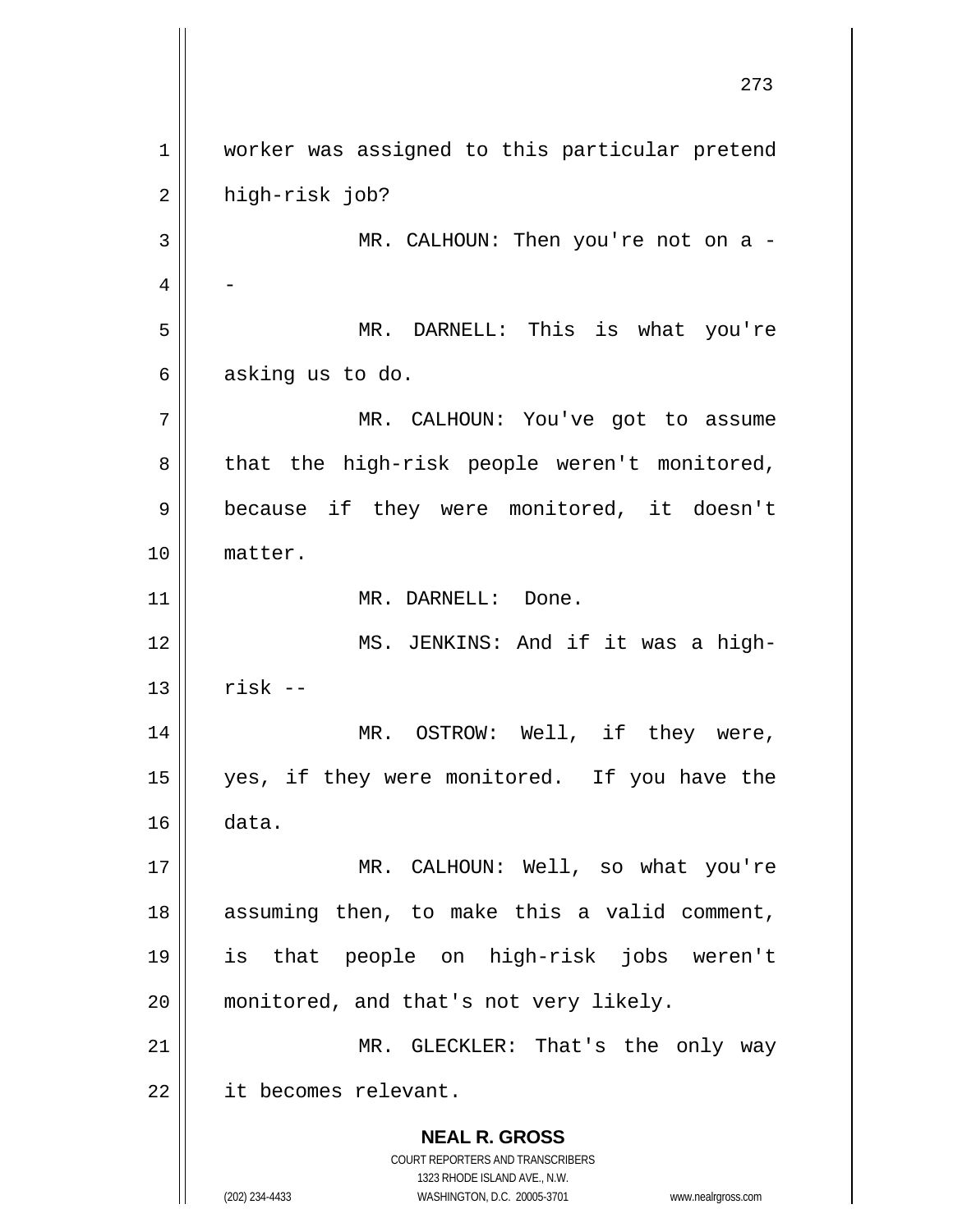worker was assigned to this particular pretend high-risk job?

MR. CALHOUN: Then you're not on a --

MR. DARNELL: This is what you're asking us to do.

MR. CALHOUN: You've got to assume that the high-risk people weren't monitored, because if they were monitored, it doesn't matter.

MR. DARNELL: Done.

MS. JENKINS: And if it was a high-risk --

MR. OSTROW: Well, if they were, yes, if they were monitored. If you have the data.

MR. CALHOUN: Well, so what you're assuming then, to make this a valid comment, is that people on high-risk jobs weren't monitored, and that's not very likely.

MR. GLECKLER: That's the only way it becomes relevant.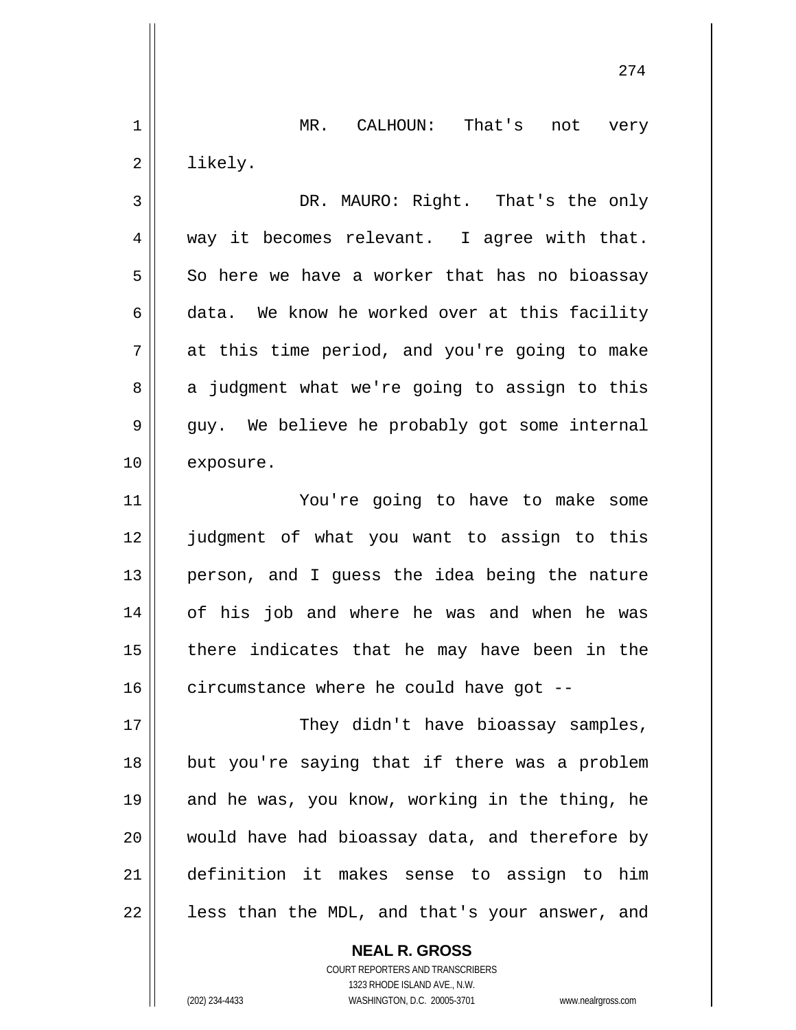MR. CALHOUN: That's not very likely.

DR. MAURO: Right. That's the only way it becomes relevant. I agree with that. So here we have a worker that has no bioassay data. We know he worked over at this facility at this time period, and you're going to make a judgment what we're going to assign to this guy. We believe he probably got some internal exposure.

You're going to have to make some judgment of what you want to assign to this person, and I guess the idea being the nature of his job and where he was and when he was there indicates that he may have been in the circumstance where he could have got --

They didn't have bioassay samples, but you're saying that if there was a problem and he was, you know, working in the thing, he would have had bioassay data, and therefore by definition it makes sense to assign to him less than the MDL, and that's your answer, and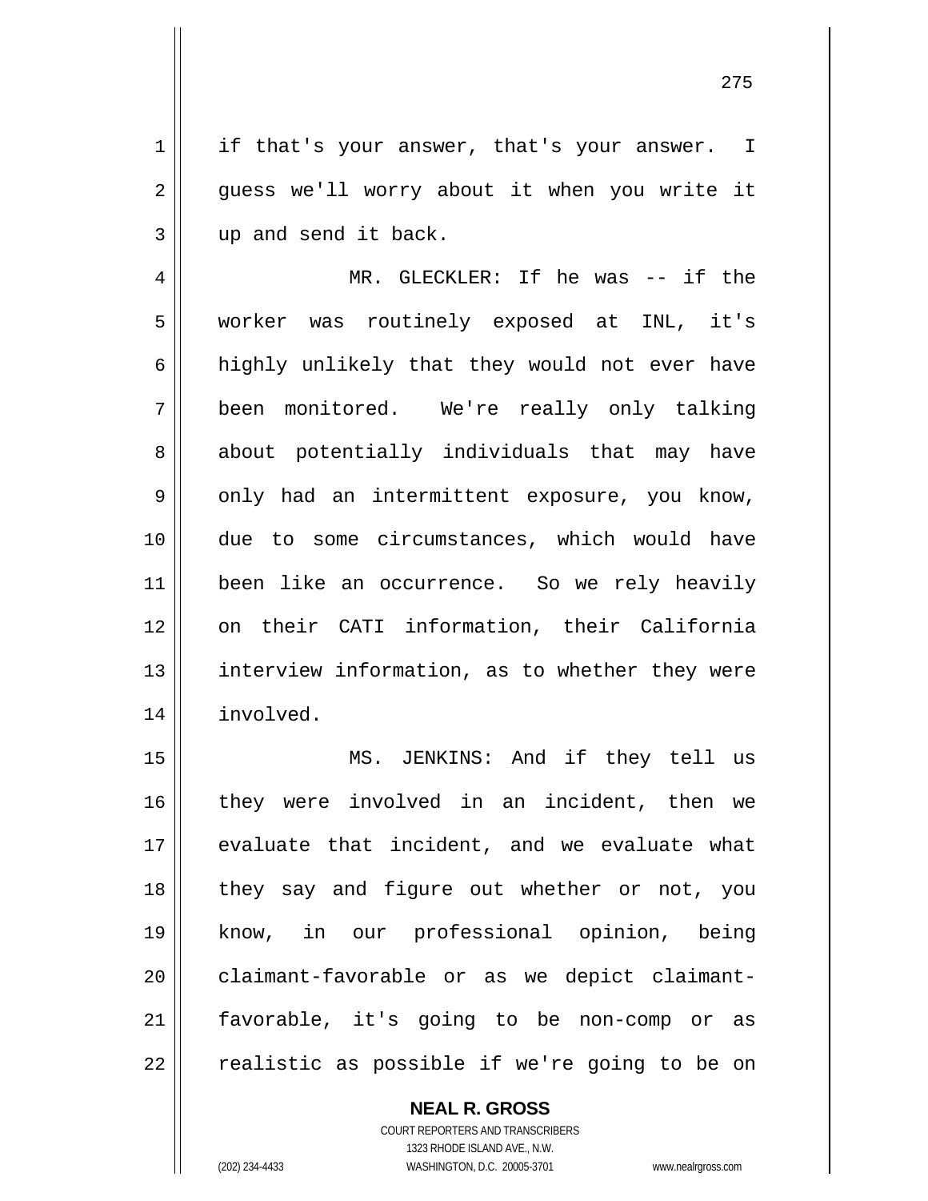if that's your answer, that's your answer. I guess we'll worry about it when you write it up and send it back.

MR. GLECKLER: If he was -- if the worker was routinely exposed at INL, it's highly unlikely that they would not ever have been monitored. We're really only talking about potentially individuals that may have only had an intermittent exposure, you know, due to some circumstances, which would have been like an occurrence. So we rely heavily on their CATI information, their California interview information, as to whether they were involved.

MS. JENKINS: And if they tell us they were involved in an incident, then we evaluate that incident, and we evaluate what they say and figure out whether or not, you know, in our professional opinion, being claimant-favorable or as we depict claimant-favorable, it's going to be non-comp or as realistic as possible if we're going to be on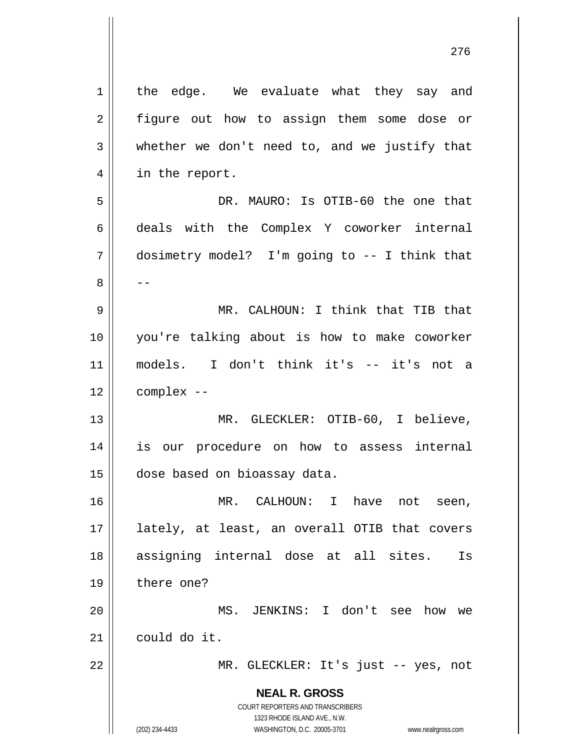the edge. We evaluate what they say and figure out how to assign them some dose or whether we don't need to, and we justify that in the report.

DR. MAURO: Is OTIB-60 the one that deals with the Complex Y coworker internal dosimetry model? I'm going to -- I think that --

MR. CALHOUN: I think that TIB that you're talking about is how to make coworker models. I don't think it's -- it's not a complex --

MR. GLECKLER: OTIB-60, I believe, is our procedure on how to assess internal dose based on bioassay data.

MR. CALHOUN: I have not seen, lately, at least, an overall OTIB that covers assigning internal dose at all sites. Is there one?

MS. JENKINS: I don't see how we could do it.

MR. GLECKLER: It's just -- yes, not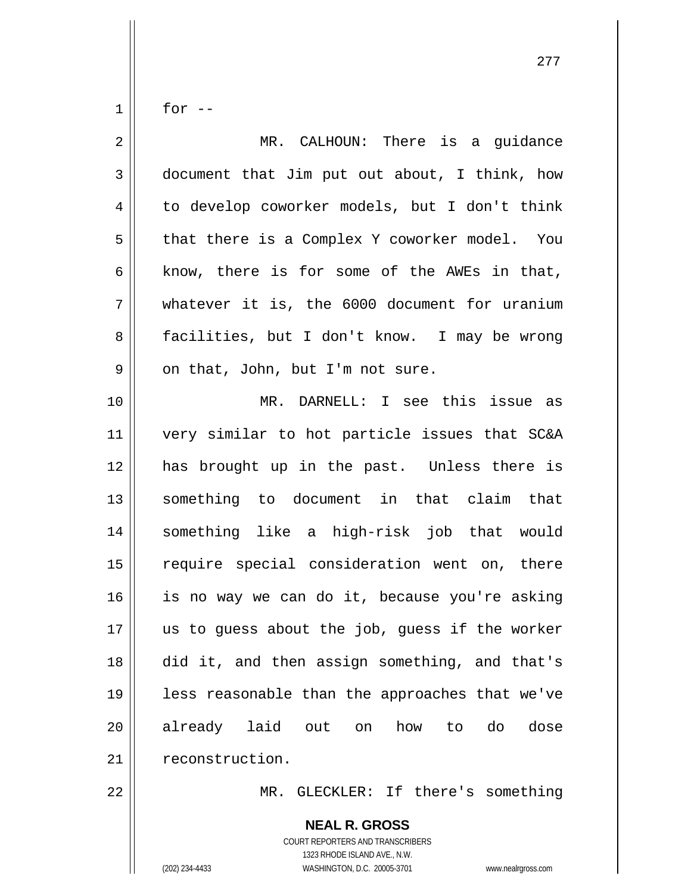for --

MR. CALHOUN: There is a guidance document that Jim put out about, I think, how to develop coworker models, but I don't think that there is a Complex Y coworker model. You know, there is for some of the AWEs in that, whatever it is, the 6000 document for uranium facilities, but I don't know. I may be wrong on that, John, but I'm not sure.

MR. DARNELL: I see this issue as very similar to hot particle issues that SC&A has brought up in the past. Unless there is something to document in that claim that something like a high-risk job that would require special consideration went on, there is no way we can do it, because you're asking us to guess about the job, guess if the worker did it, and then assign something, and that's less reasonable than the approaches that we've already laid out on how to do dose reconstruction.

MR. GLECKLER: If there's something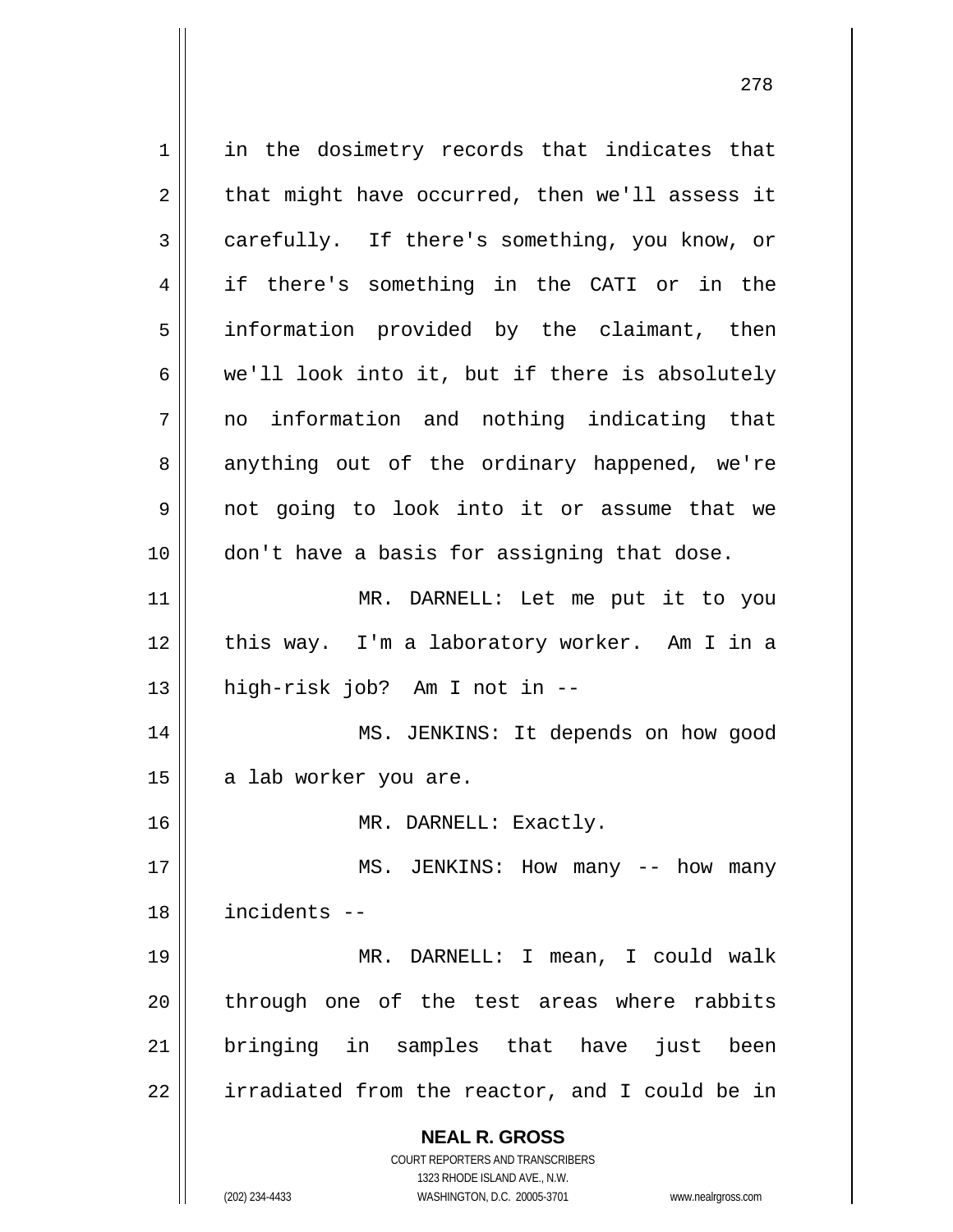in the dosimetry records that indicates that that might have occurred, then we'll assess it carefully. If there's something, you know, or if there's something in the CATI or in the information provided by the claimant, then we'll look into it, but if there is absolutely no information and nothing indicating that anything out of the ordinary happened, we're not going to look into it or assume that we don't have a basis for assigning that dose.

MR. DARNELL: Let me put it to you this way. I'm a laboratory worker. Am I in a high-risk job? Am I not in --

MS. JENKINS: It depends on how good a lab worker you are.

MR. DARNELL: Exactly.

MS. JENKINS: How many -- how many incidents --

MR. DARNELL: I mean, I could walk through one of the test areas where rabbits bringing in samples that have just been irradiated from the reactor, and I could be in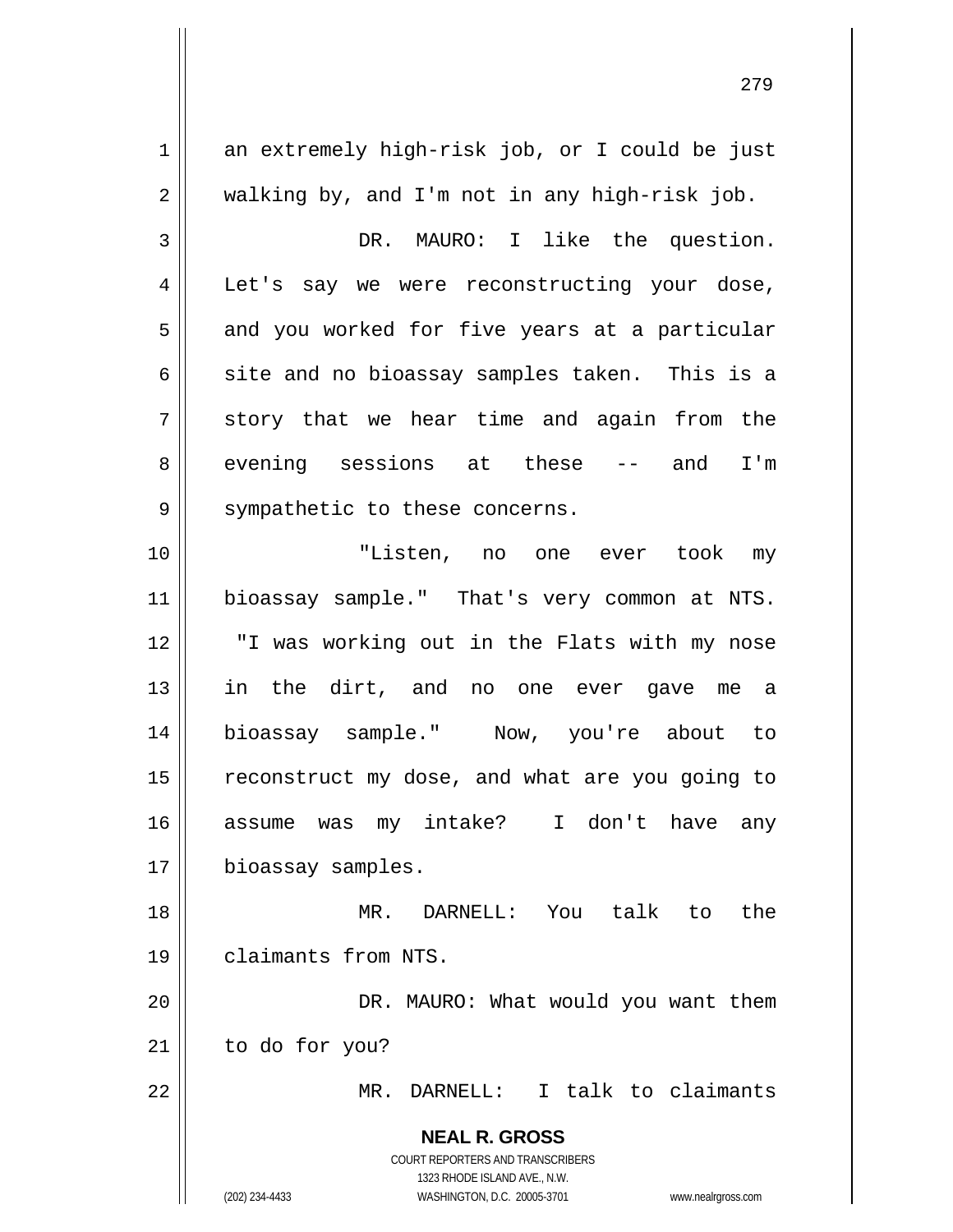an extremely high-risk job, or I could be just walking by, and I'm not in any high-risk job.

DR. MAURO: I like the question. Let's say we were reconstructing your dose, and you worked for five years at a particular site and no bioassay samples taken. This is a story that we hear time and again from the evening sessions at these -- and I'm sympathetic to these concerns.

"Listen, no one ever took my bioassay sample." That's very common at NTS. "I was working out in the Flats with my nose in the dirt, and no one ever gave me a bioassay sample." Now, you're about to reconstruct my dose, and what are you going to assume was my intake? I don't have any bioassay samples.

MR. DARNELL: You talk to the claimants from NTS.

DR. MAURO: What would you want them to do for you?

MR. DARNELL: I talk to claimants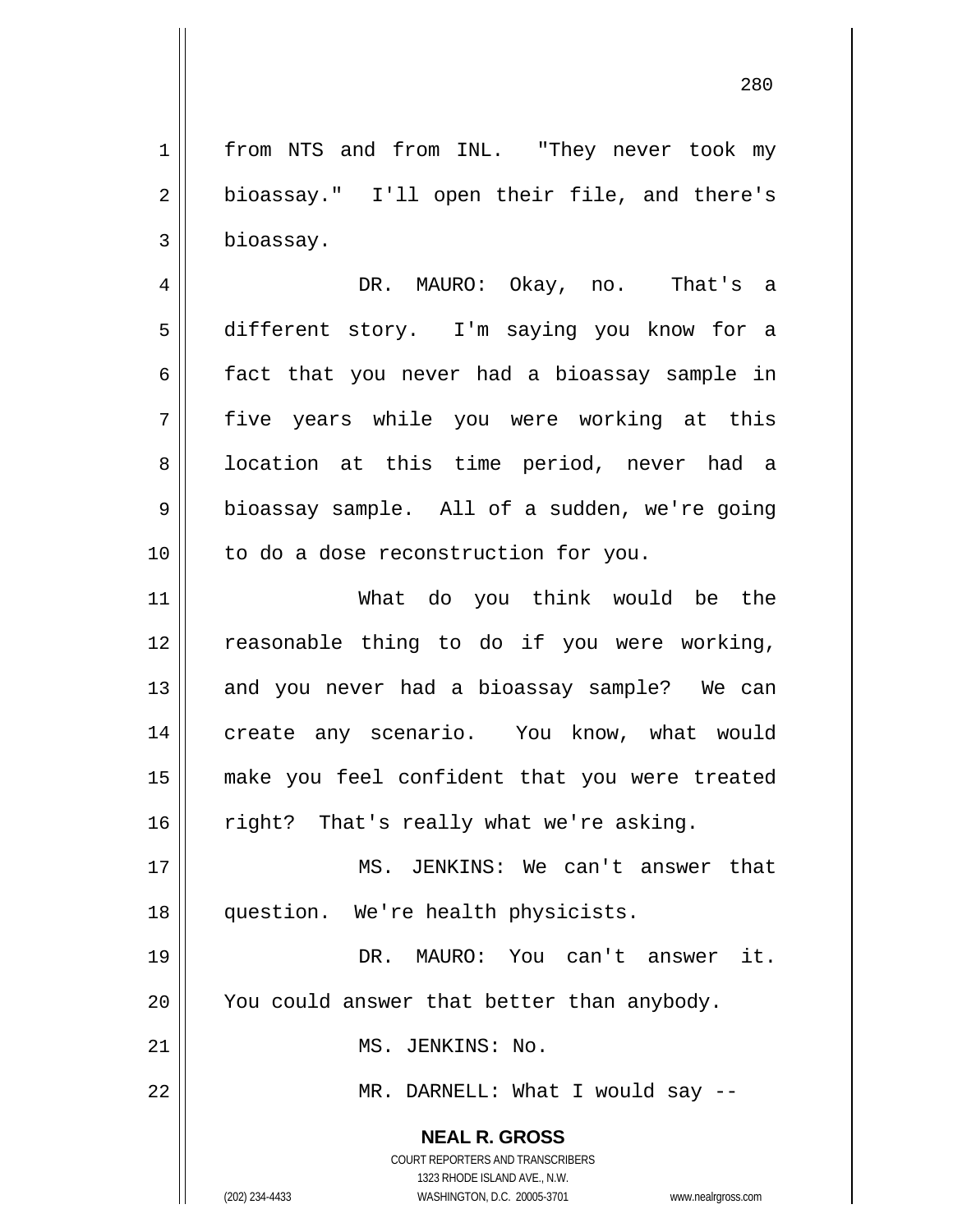from NTS and from INL. "They never took my bioassay." I'll open their file, and there's bioassay.

DR. MAURO: Okay, no. That's a different story. I'm saying you know for a fact that you never had a bioassay sample in five years while you were working at this location at this time period, never had a bioassay sample. All of a sudden, we're going to do a dose reconstruction for you.

What do you think would be the reasonable thing to do if you were working, and you never had a bioassay sample? We can create any scenario. You know, what would make you feel confident that you were treated right? That's really what we're asking.

MS. JENKINS: We can't answer that question. We're health physicists.

DR. MAURO: You can't answer it. You could answer that better than anybody.

MS. JENKINS: No.

MR. DARNELL: What I would say --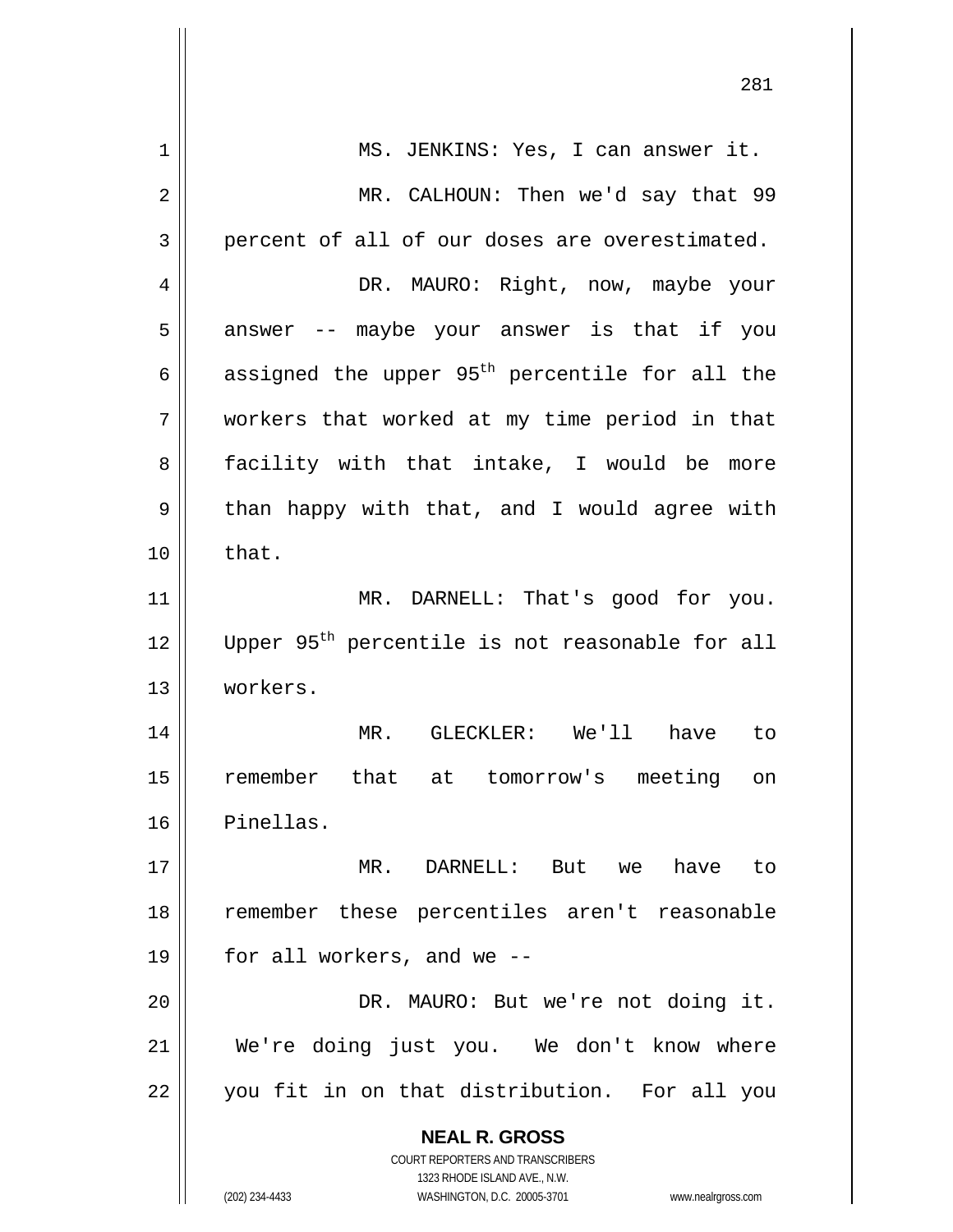MS. JENKINS: Yes, I can answer it.

MR. CALHOUN: Then we'd say that 99 percent of all of our doses are overestimated.

DR. MAURO: Right, now, maybe your answer -- maybe your answer is that if you assigned the upper $95^{th}$ percentile for all the workers that worked at my time period in that facility with that intake, I would be more than happy with that, and I would agree with that.

MR. DARNELL: That's good for you. Upper $95^{th}$ percentile is not reasonable for all workers.

MR. GLECKLER: We'll have to remember that at tomorrow's meeting on Pinellas.

MR. DARNELL: But we have to remember these percentiles aren't reasonable for all workers, and we --

DR. MAURO: But we're not doing it. We're doing just you. We don't know where you fit in on that distribution. For all you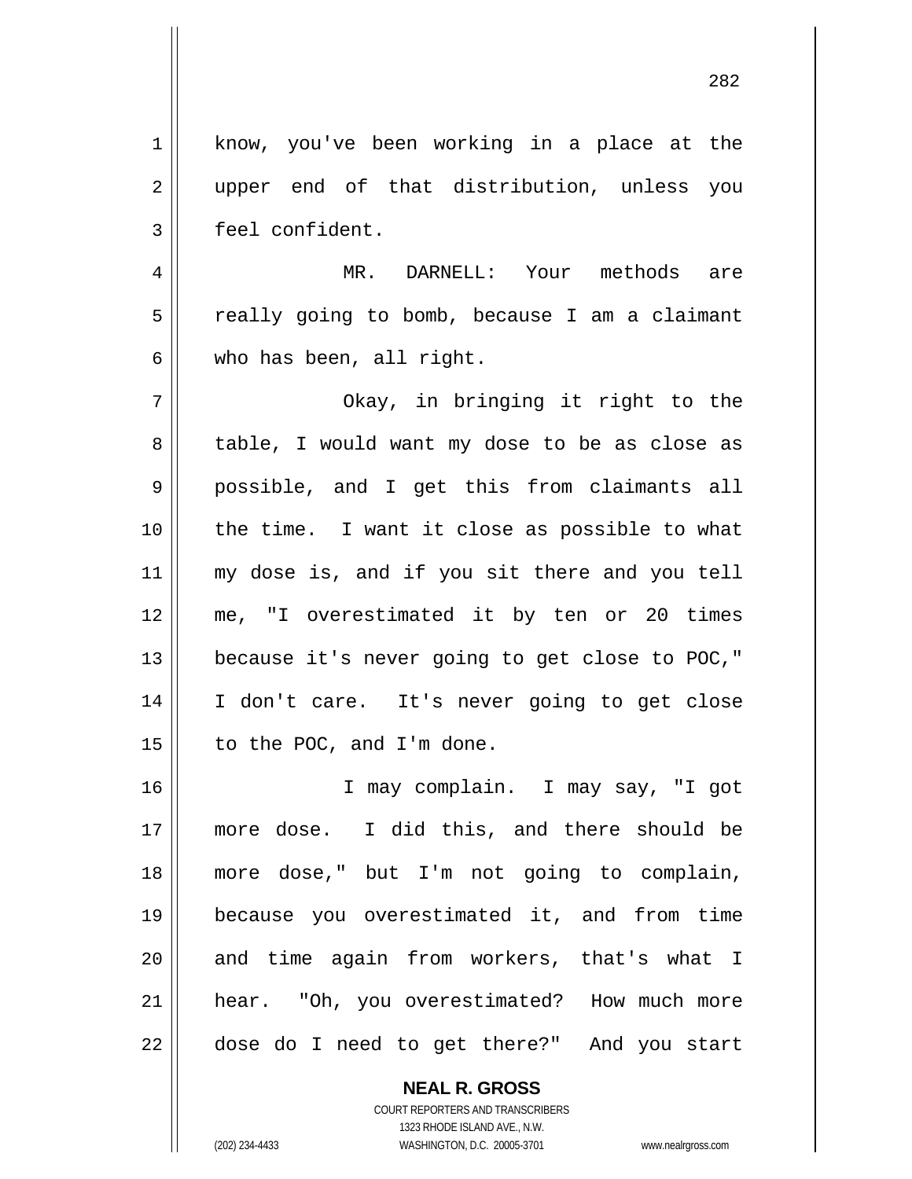know, you've been working in a place at the upper end of that distribution, unless you feel confident.

MR. DARNELL: Your methods are really going to bomb, because I am a claimant who has been, all right.

Okay, in bringing it right to the table, I would want my dose to be as close as possible, and I get this from claimants all the time. I want it close as possible to what my dose is, and if you sit there and you tell me, "I overestimated it by ten or 20 times because it's never going to get close to POC," I don't care. It's never going to get close to the POC, and I'm done.

I may complain. I may say, "I got more dose. I did this, and there should be more dose," but I'm not going to complain, because you overestimated it, and from time and time again from workers, that's what I hear. "Oh, you overestimated? How much more dose do I need to get there?" And you start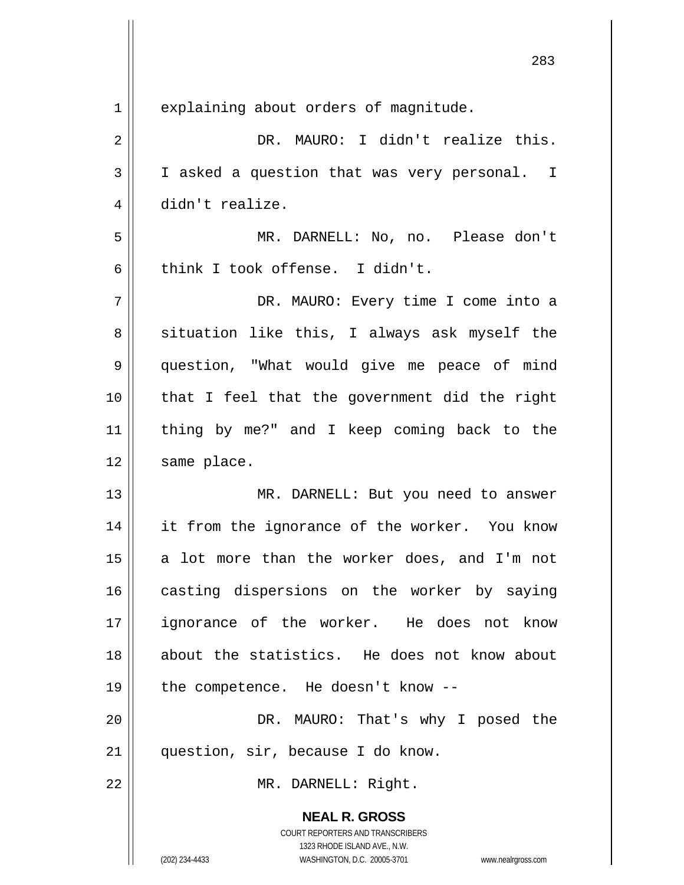explaining about orders of magnitude.

DR. MAURO: I didn't realize this. I asked a question that was very personal. I didn't realize.

MR. DARNELL: No, no. Please don't think I took offense. I didn't.

DR. MAURO: Every time I come into a situation like this, I always ask myself the question, "What would give me peace of mind that I feel that the government did the right thing by me?" and I keep coming back to the same place.

MR. DARNELL: But you need to answer it from the ignorance of the worker. You know a lot more than the worker does, and I'm not casting dispersions on the worker by saying ignorance of the worker. He does not know about the statistics. He does not know about the competence. He doesn't know --

DR. MAURO: That's why I posed the question, sir, because I do know.

MR. DARNELL: Right.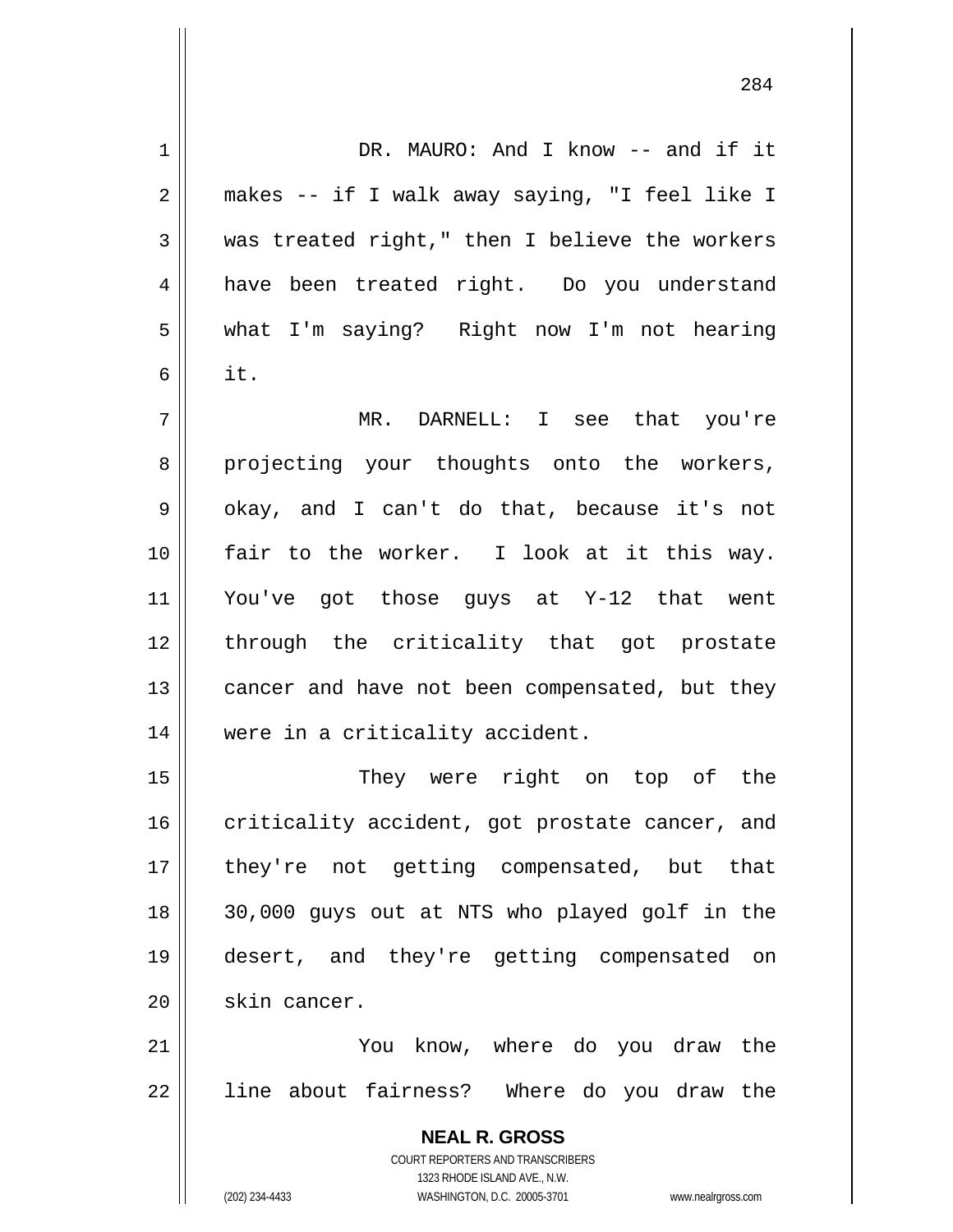DR. MAURO: And I know -- and if it makes -- if I walk away saying, "I feel like I was treated right," then I believe the workers have been treated right. Do you understand what I'm saying? Right now I'm not hearing it.

MR. DARNELL: I see that you're projecting your thoughts onto the workers, okay, and I can't do that, because it's not fair to the worker. I look at it this way. You've got those guys at Y-12 that went through the criticality that got prostate cancer and have not been compensated, but they were in a criticality accident.

They were right on top of the criticality accident, got prostate cancer, and they're not getting compensated, but that 30,000 guys out at NTS who played golf in the desert, and they're getting compensated on skin cancer.

You know, where do you draw the line about fairness? Where do you draw the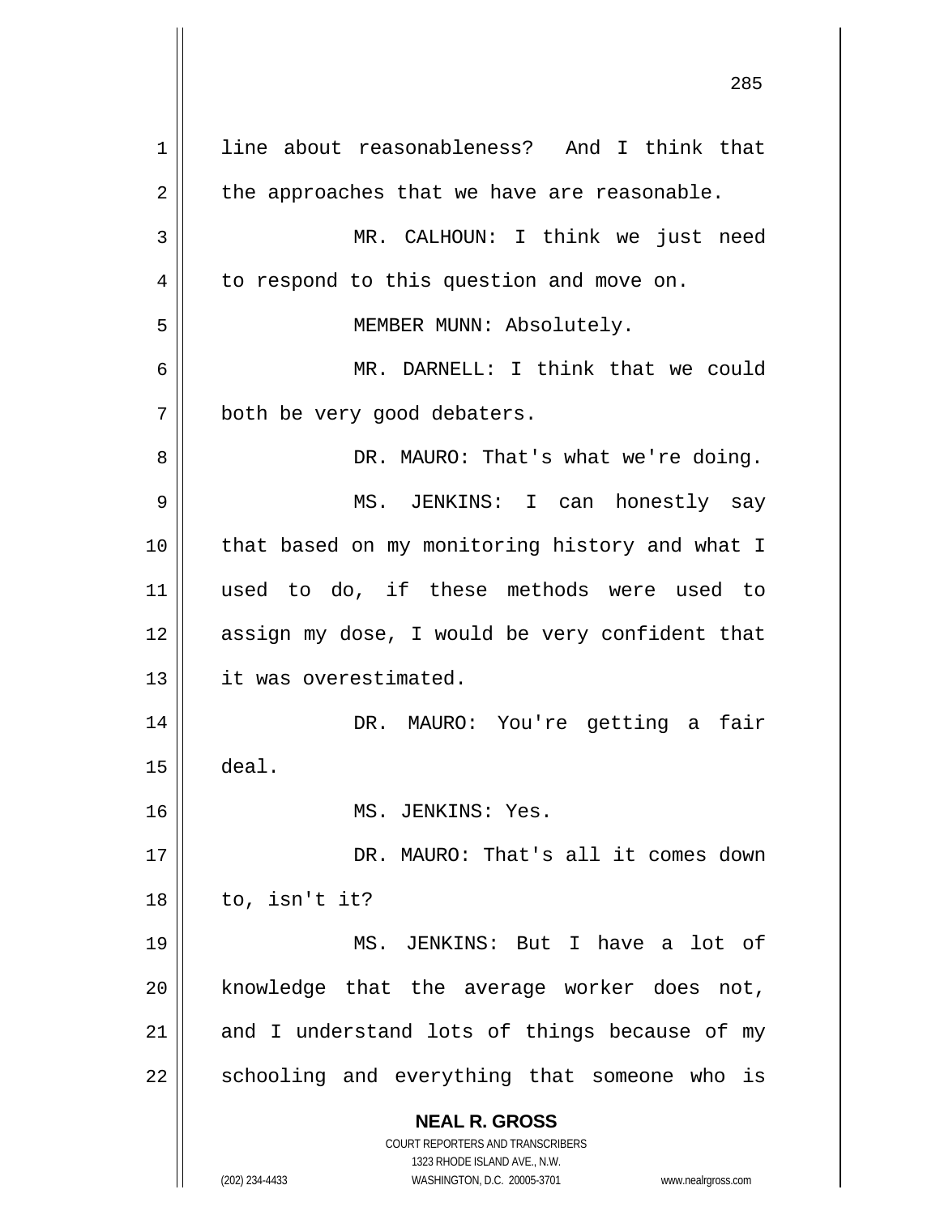line about reasonableness? And I think that the approaches that we have are reasonable.

MR. CALHOUN: I think we just need to respond to this question and move on.

MEMBER MUNN: Absolutely.

MR. DARNELL: I think that we could both be very good debaters.

DR. MAURO: That's what we're doing.

MS. JENKINS: I can honestly say that based on my monitoring history and what I used to do, if these methods were used to assign my dose, I would be very confident that it was overestimated.

DR. MAURO: You're getting a fair deal.

MS. JENKINS: Yes.

DR. MAURO: That's all it comes down to, isn't it?

MS. JENKINS: But I have a lot of knowledge that the average worker does not, and I understand lots of things because of my schooling and everything that someone who is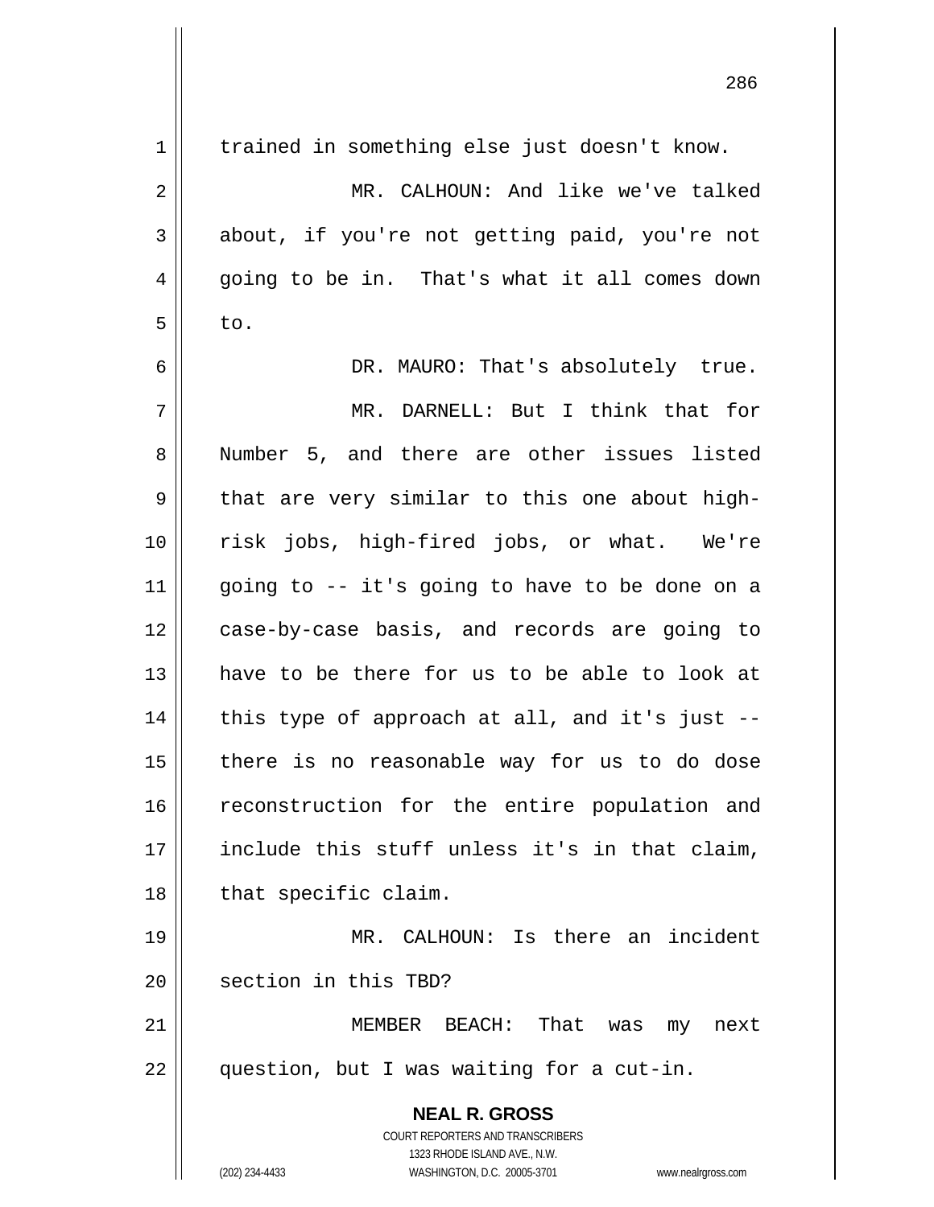trained in something else just doesn't know.

MR. CALHOUN: And like we've talked about, if you're not getting paid, you're not going to be in. That's what it all comes down to.

DR. MAURO: That's absolutely true.

MR. DARNELL: But I think that for Number 5, and there are other issues listed that are very similar to this one about high-risk jobs, high-fired jobs, or what. We're going to -- it's going to have to be done on a case-by-case basis, and records are going to have to be there for us to be able to look at this type of approach at all, and it's just -- there is no reasonable way for us to do dose reconstruction for the entire population and include this stuff unless it's in that claim, that specific claim.

MR. CALHOUN: Is there an incident section in this TBD?

MEMBER BEACH: That was my next question, but I was waiting for a cut-in.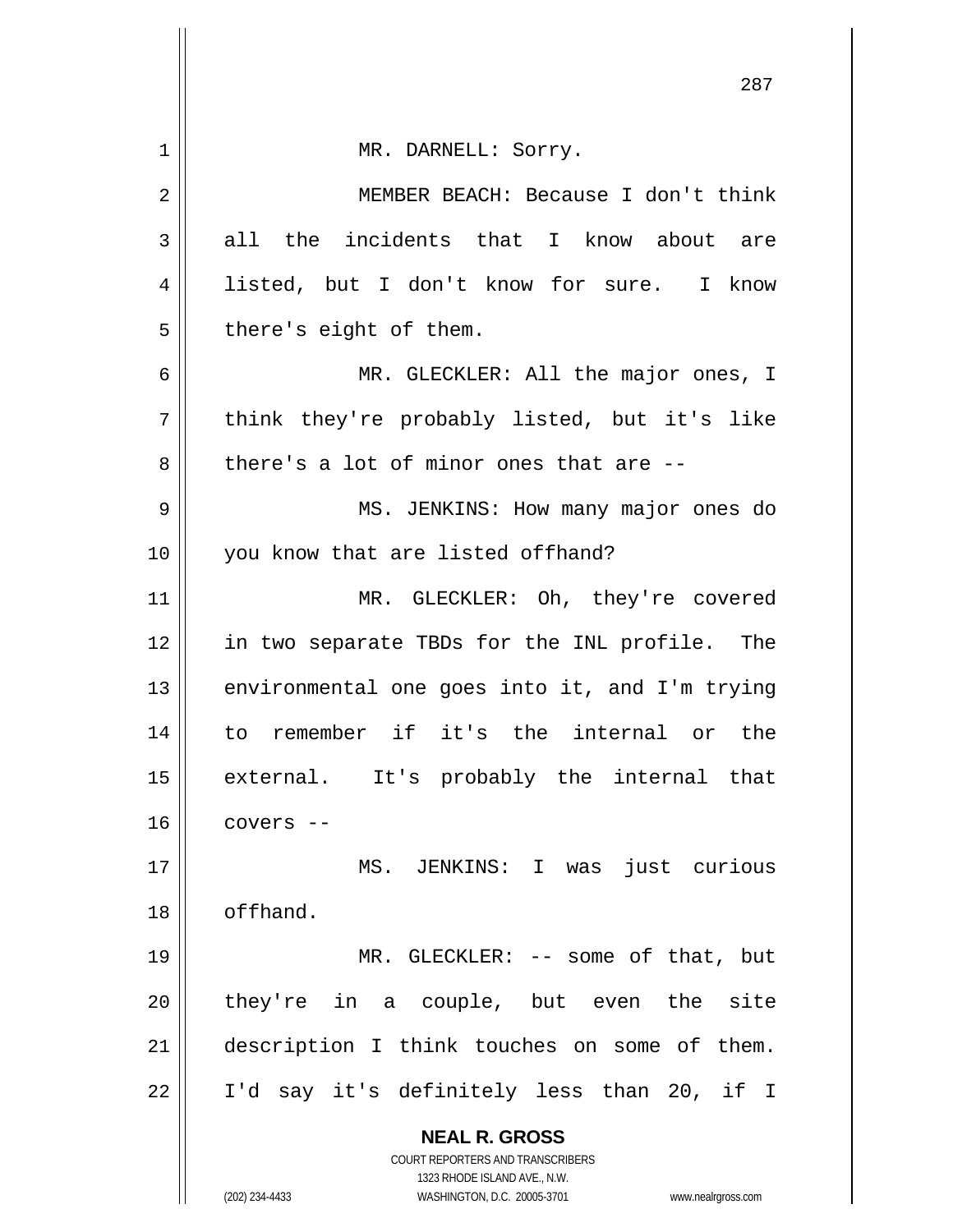MR. DARNELL: Sorry.

MEMBER BEACH: Because I don't think all the incidents that I know about are listed, but I don't know for sure. I know there's eight of them.

MR. GLECKLER: All the major ones, I think they're probably listed, but it's like there's a lot of minor ones that are --

MS. JENKINS: How many major ones do you know that are listed offhand?

MR. GLECKLER: Oh, they're covered in two separate TBDs for the INL profile. The environmental one goes into it, and I'm trying to remember if it's the internal or the external. It's probably the internal that covers --

MS. JENKINS: I was just curious offhand.

MR. GLECKLER: -- some of that, but they're in a couple, but even the site description I think touches on some of them. I'd say it's definitely less than 20, if I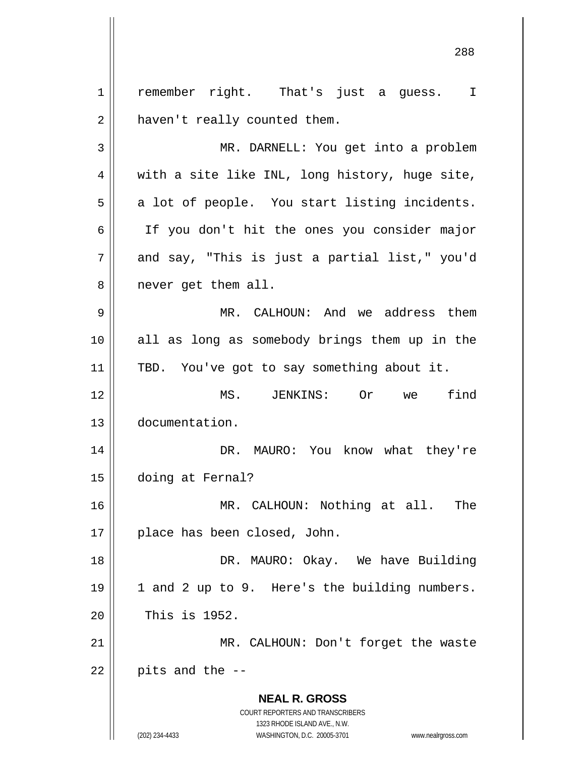remember right. That's just a guess. I haven't really counted them.

MR. DARNELL: You get into a problem with a site like INL, long history, huge site, a lot of people. You start listing incidents. If you don't hit the ones you consider major and say, "This is just a partial list," you'd never get them all.

MR. CALHOUN: And we address them all as long as somebody brings them up in the TBD. You've got to say something about it.

MS. JENKINS: Or we find documentation.

DR. MAURO: You know what they're doing at Fernal?

MR. CALHOUN: Nothing at all. The place has been closed, John.

DR. MAURO: Okay. We have Building 1 and 2 up to 9. Here's the building numbers. This is 1952.

MR. CALHOUN: Don't forget the waste pits and the --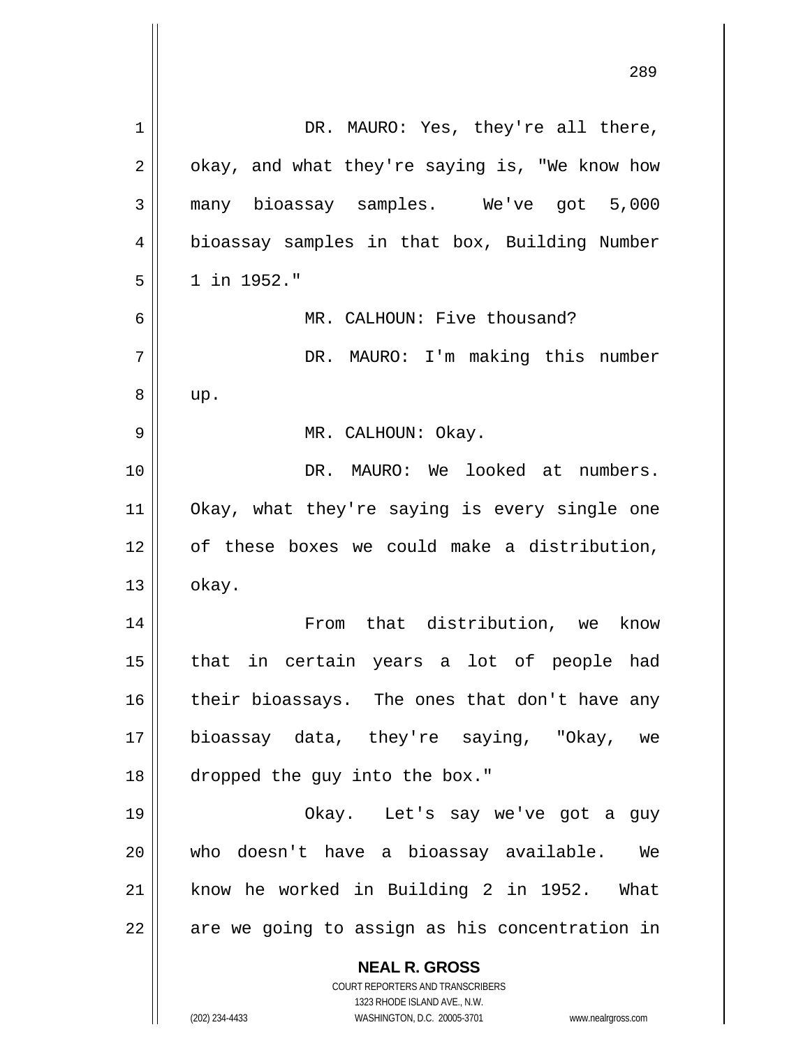DR. MAURO: Yes, they're all there, okay, and what they're saying is, "We know how many bioassay samples. We've got 5,000 bioassay samples in that box, Building Number 1 in 1952."

MR. CALHOUN: Five thousand?

DR. MAURO: I'm making this number up.

MR. CALHOUN: Okay.

DR. MAURO: We looked at numbers. Okay, what they're saying is every single one of these boxes we could make a distribution, okay.

From that distribution, we know that in certain years a lot of people had their bioassays. The ones that don't have any bioassay data, they're saying, "Okay, we dropped the guy into the box."

Okay. Let's say we've got a guy who doesn't have a bioassay available. We know he worked in Building 2 in 1952. What are we going to assign as his concentration in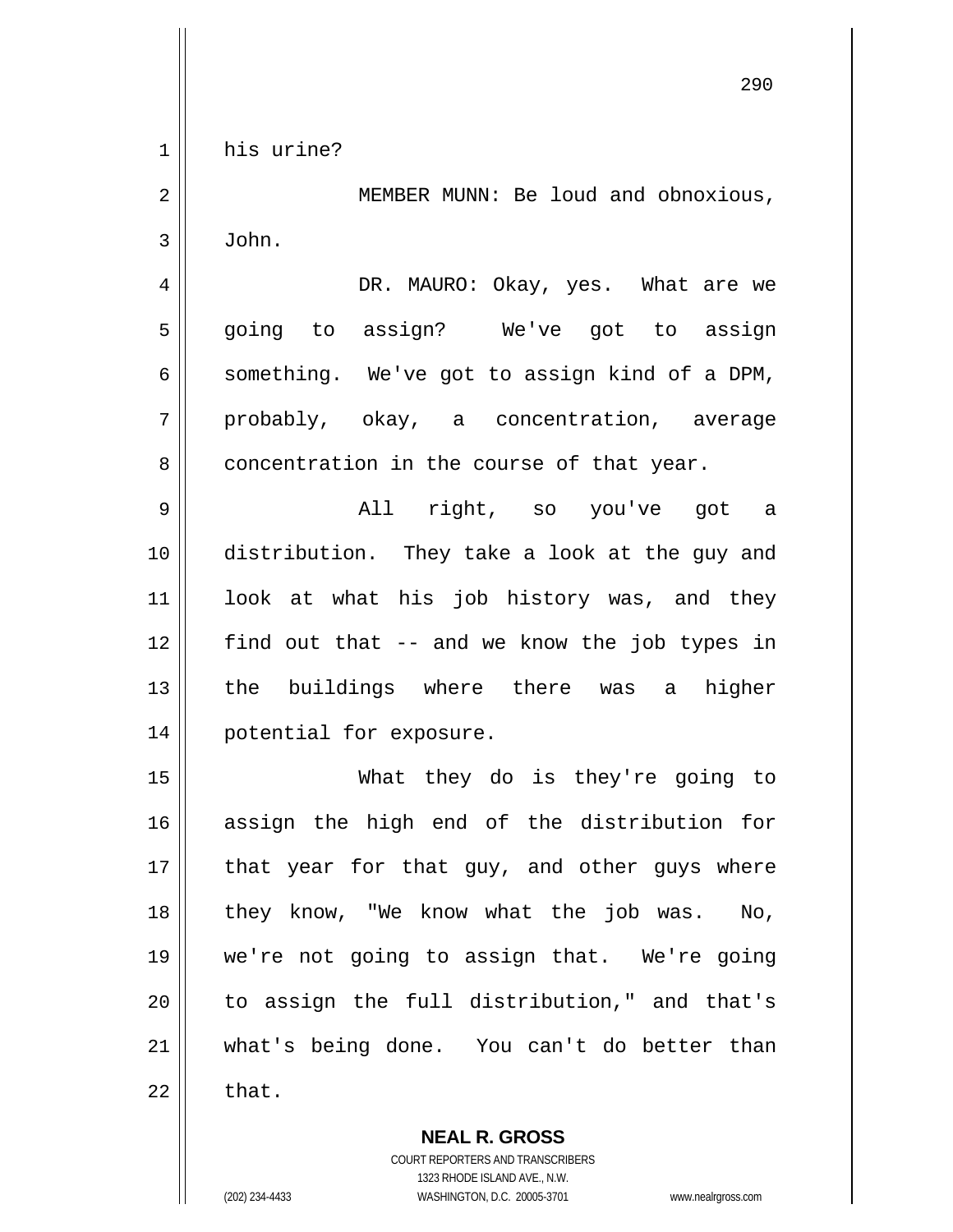his urine?

MEMBER MUNN: Be loud and obnoxious, John.

DR. MAURO: Okay, yes. What are we going to assign? We've got to assign something. We've got to assign kind of a DPM, probably, okay, a concentration, average concentration in the course of that year.

All right, so you've got a distribution. They take a look at the guy and look at what his job history was, and they find out that -- and we know the job types in the buildings where there was a higher potential for exposure.

What they do is they're going to assign the high end of the distribution for that year for that guy, and other guys where they know, "We know what the job was. No, we're not going to assign that. We're going to assign the full distribution," and that's what's being done. You can't do better than that.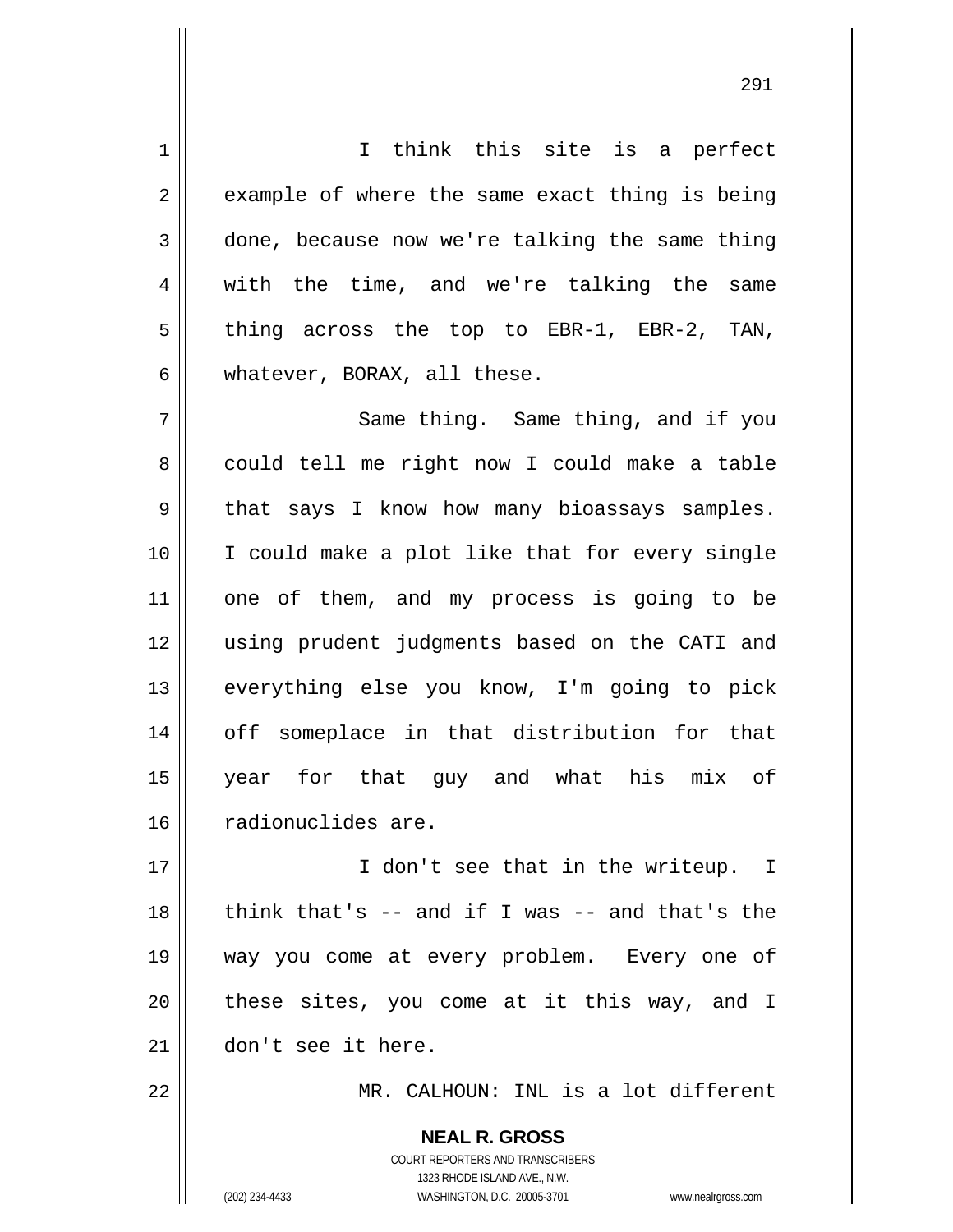I think this site is a perfect example of where the same exact thing is being done, because now we're talking the same thing with the time, and we're talking the same thing across the top to EBR-1, EBR-2, TAN, whatever, BORAX, all these.

Same thing. Same thing, and if you could tell me right now I could make a table that says I know how many bioassays samples. I could make a plot like that for every single one of them, and my process is going to be using prudent judgments based on the CATI and everything else you know, I'm going to pick off someplace in that distribution for that year for that guy and what his mix of radionuclides are.

I don't see that in the writeup. I think that's -- and if I was -- and that's the way you come at every problem. Every one of these sites, you come at it this way, and I don't see it here.

MR. CALHOUN: INL is a lot different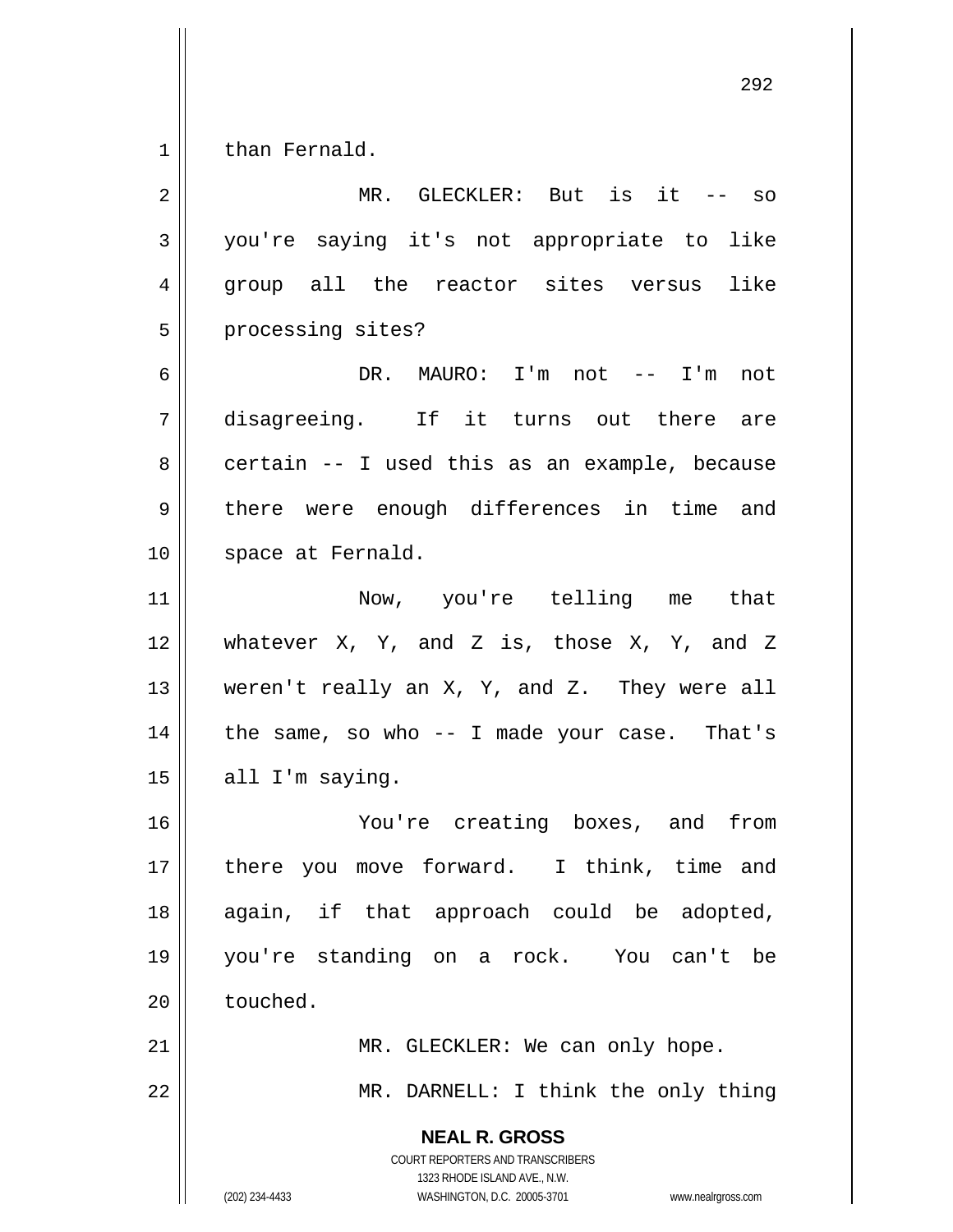than Fernald.

MR. GLECKLER: But is it -- so you're saying it's not appropriate to like group all the reactor sites versus like processing sites?

DR. MAURO: I'm not -- I'm not disagreeing. If it turns out there are certain -- I used this as an example, because there were enough differences in time and space at Fernald.

Now, you're telling me that whatever X, Y, and Z is, those X, Y, and Z weren't really an X, Y, and Z. They were all the same, so who -- I made your case. That's all I'm saying.

You're creating boxes, and from there you move forward. I think, time and again, if that approach could be adopted, you're standing on a rock. You can't be touched.

MR. GLECKLER: We can only hope.

MR. DARNELL: I think the only thing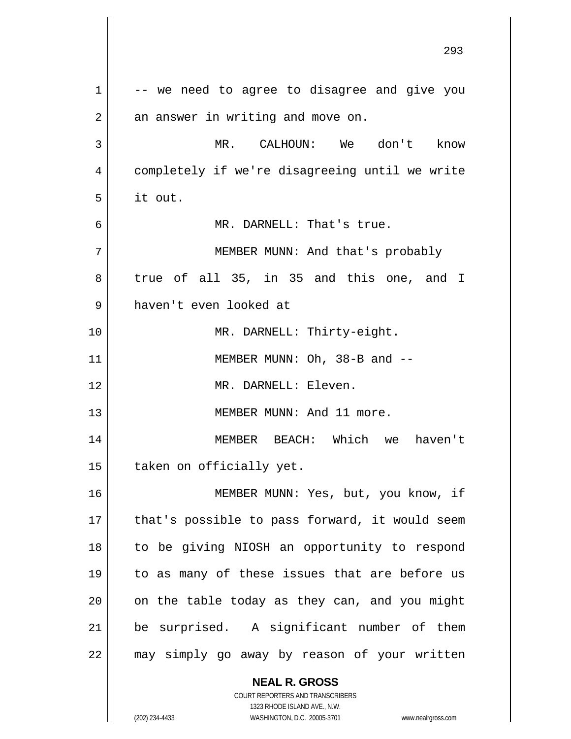-- we need to agree to disagree and give you an answer in writing and move on.

MR. CALHOUN: We don't know completely if we're disagreeing until we write it out.

MR. DARNELL: That's true.

MEMBER MUNN: And that's probably true of all 35, in 35 and this one, and I haven't even looked at

MR. DARNELL: Thirty-eight.

MEMBER MUNN: Oh, 38-B and --

MR. DARNELL: Eleven.

MEMBER MUNN: And 11 more.

MEMBER BEACH: Which we haven't taken on officially yet.

MEMBER MUNN: Yes, but, you know, if that's possible to pass forward, it would seem to be giving NIOSH an opportunity to respond to as many of these issues that are before us on the table today as they can, and you might be surprised. A significant number of them may simply go away by reason of your written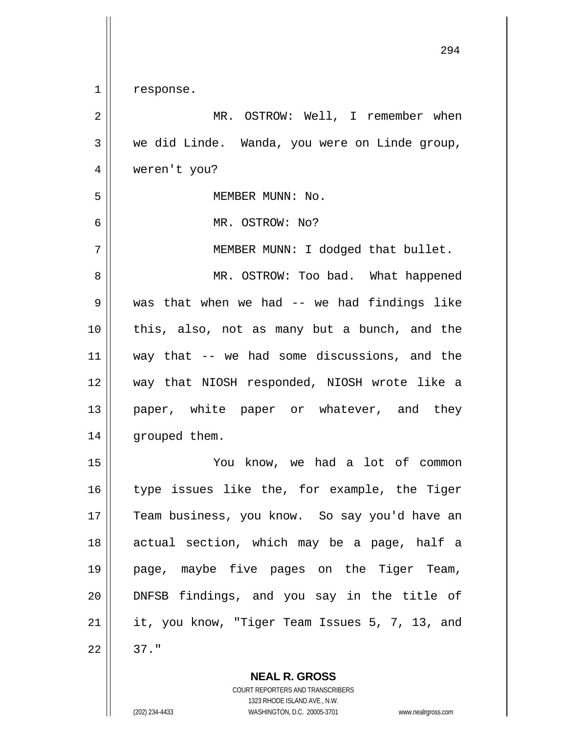response.

MR. OSTROW: Well, I remember when we did Linde. Wanda, you were on Linde group, weren't you?

MEMBER MUNN: No.

MR. OSTROW: No?

MEMBER MUNN: I dodged that bullet.

MR. OSTROW: Too bad. What happened was that when we had -- we had findings like this, also, not as many but a bunch, and the way that -- we had some discussions, and the way that NIOSH responded, NIOSH wrote like a paper, white paper or whatever, and they grouped them.

You know, we had a lot of common type issues like the, for example, the Tiger Team business, you know. So say you'd have an actual section, which may be a page, half a page, maybe five pages on the Tiger Team, DNFSB findings, and you say in the title of it, you know, "Tiger Team Issues 5, 7, 13, and 37."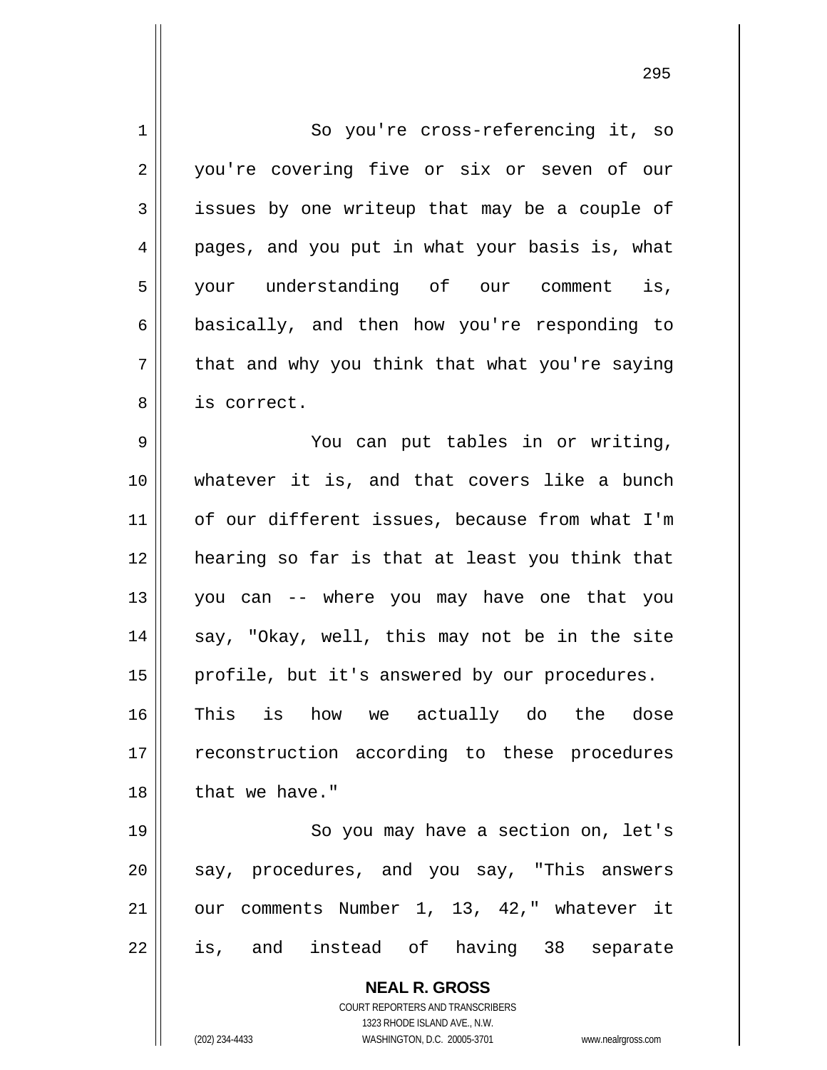So you're cross-referencing it, so you're covering five or six or seven of our issues by one writeup that may be a couple of pages, and you put in what your basis is, what your understanding of our comment is, basically, and then how you're responding to that and why you think that what you're saying is correct.

You can put tables in or writing, whatever it is, and that covers like a bunch of our different issues, because from what I'm hearing so far is that at least you think that you can -- where you may have one that you say, "Okay, well, this may not be in the site profile, but it's answered by our procedures. This is how we actually do the dose reconstruction according to these procedures that we have."

So you may have a section on, let's say, procedures, and you say, "This answers our comments Number 1, 13, 42," whatever it is, and instead of having 38 separate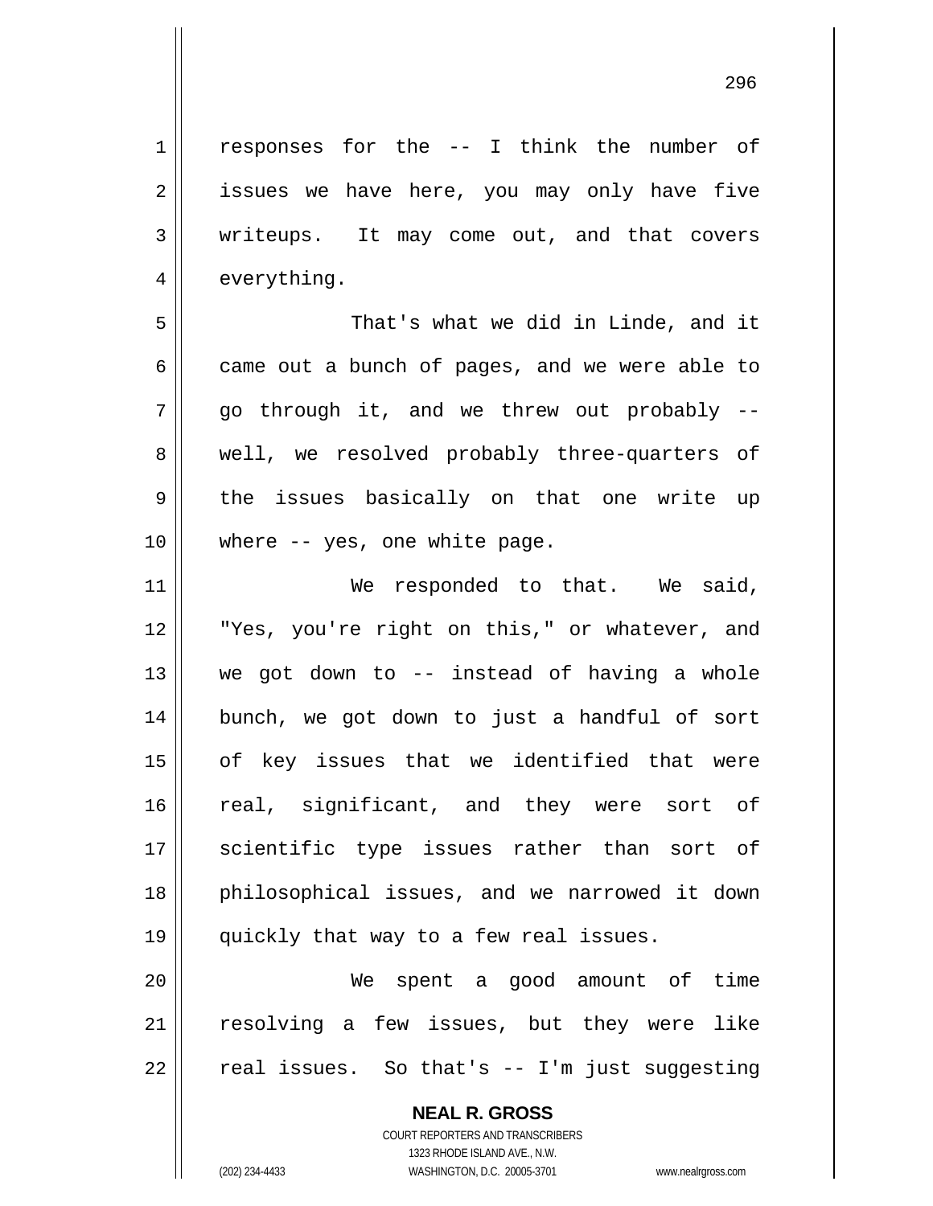responses for the -- I think the number of issues we have here, you may only have five writeups. It may come out, and that covers everything.

That's what we did in Linde, and it came out a bunch of pages, and we were able to go through it, and we threw out probably -- well, we resolved probably three-quarters of the issues basically on that one write up where -- yes, one white page.

We responded to that. We said, "Yes, you're right on this," or whatever, and we got down to -- instead of having a whole bunch, we got down to just a handful of sort of key issues that we identified that were real, significant, and they were sort of scientific type issues rather than sort of philosophical issues, and we narrowed it down quickly that way to a few real issues.

We spent a good amount of time resolving a few issues, but they were like real issues. So that's -- I'm just suggesting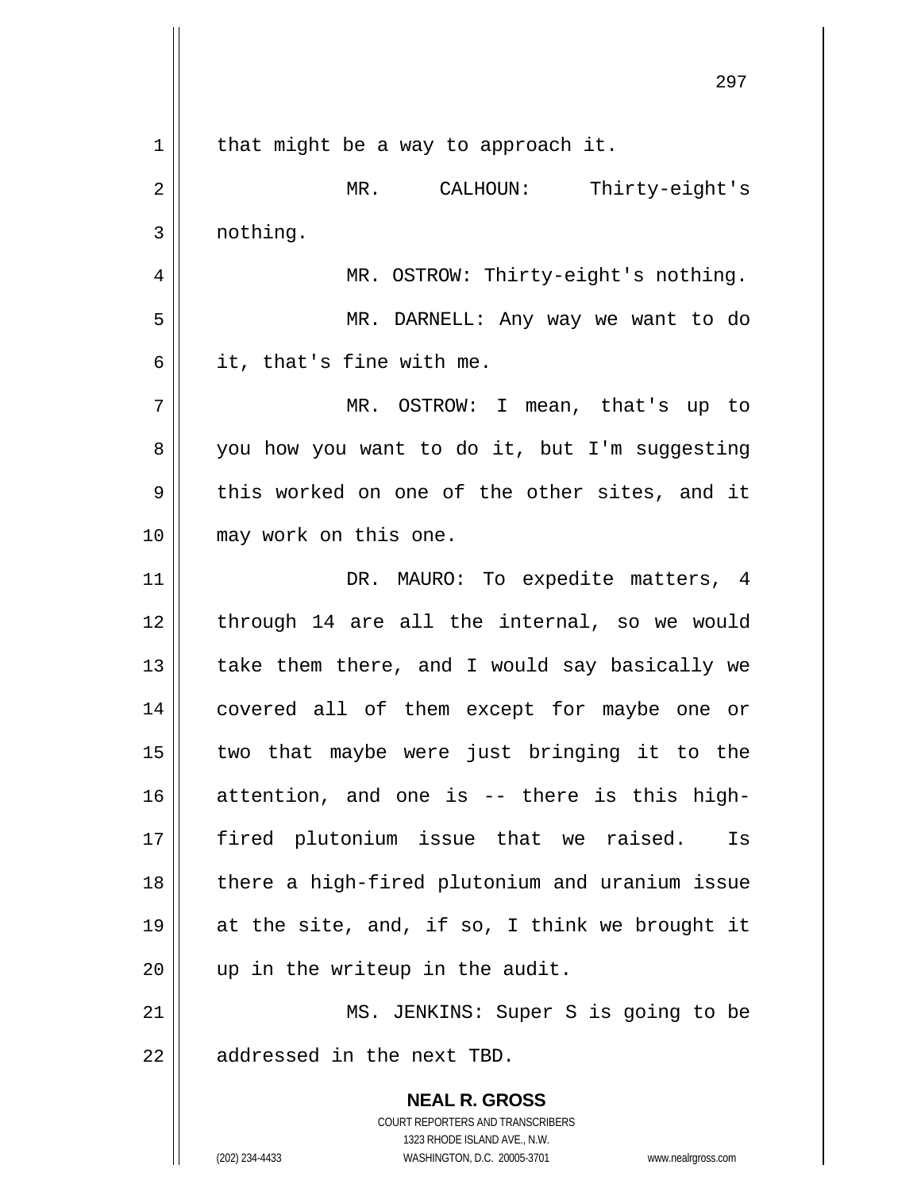that might be a way to approach it.

MR. CALHOUN: Thirty-eight's nothing.

MR. OSTROW: Thirty-eight's nothing.

MR. DARNELL: Any way we want to do it, that's fine with me.

MR. OSTROW: I mean, that's up to you how you want to do it, but I'm suggesting this worked on one of the other sites, and it may work on this one.

DR. MAURO: To expedite matters, 4 through 14 are all the internal, so we would take them there, and I would say basically we covered all of them except for maybe one or two that maybe were just bringing it to the attention, and one is -- there is this high-fired plutonium issue that we raised. Is there a high-fired plutonium and uranium issue at the site, and, if so, I think we brought it up in the writeup in the audit.

MS. JENKINS: Super S is going to be addressed in the next TBD.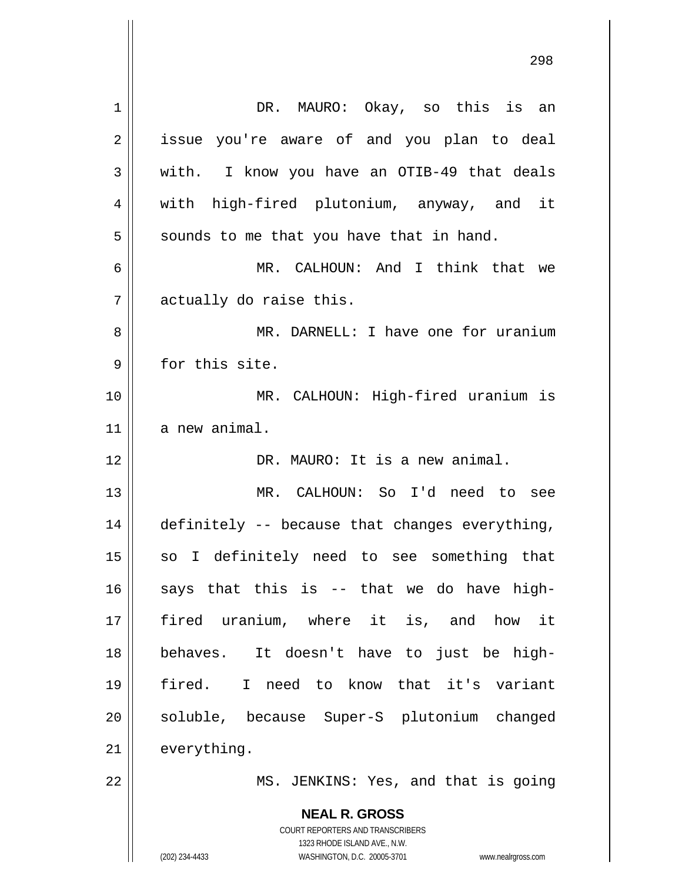DR. MAURO: Okay, so this is an issue you're aware of and you plan to deal with. I know you have an OTIB-49 that deals with high-fired plutonium, anyway, and it sounds to me that you have that in hand.

MR. CALHOUN: And I think that we actually do raise this.

MR. DARNELL: I have one for uranium for this site.

MR. CALHOUN: High-fired uranium is a new animal.

DR. MAURO: It is a new animal.

MR. CALHOUN: So I'd need to see definitely -- because that changes everything, so I definitely need to see something that says that this is -- that we do have high-fired uranium, where it is, and how it behaves. It doesn't have to just be high-fired. I need to know that it's variant soluble, because Super-S plutonium changed everything.

MS. JENKINS: Yes, and that is going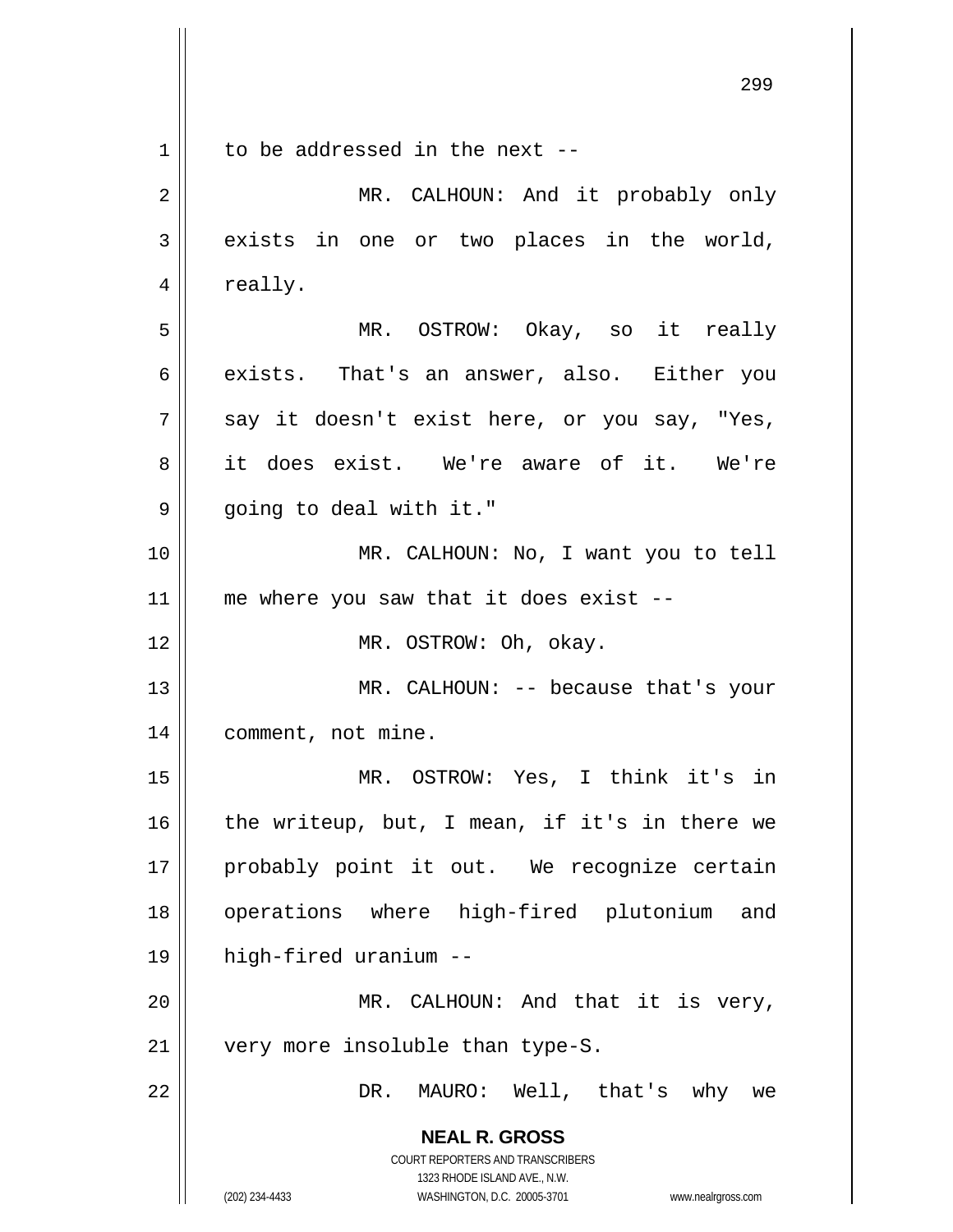to be addressed in the next --

MR. CALHOUN: And it probably only exists in one or two places in the world, really.

MR. OSTROW: Okay, so it really exists. That's an answer, also. Either you say it doesn't exist here, or you say, "Yes, it does exist. We're aware of it. We're going to deal with it."

MR. CALHOUN: No, I want you to tell me where you saw that it does exist --

MR. OSTROW: Oh, okay.

MR. CALHOUN: -- because that's your comment, not mine.

MR. OSTROW: Yes, I think it's in the writeup, but, I mean, if it's in there we probably point it out. We recognize certain operations where high-fired plutonium and high-fired uranium --

MR. CALHOUN: And that it is very, very more insoluble than type-S.

DR. MAURO: Well, that's why we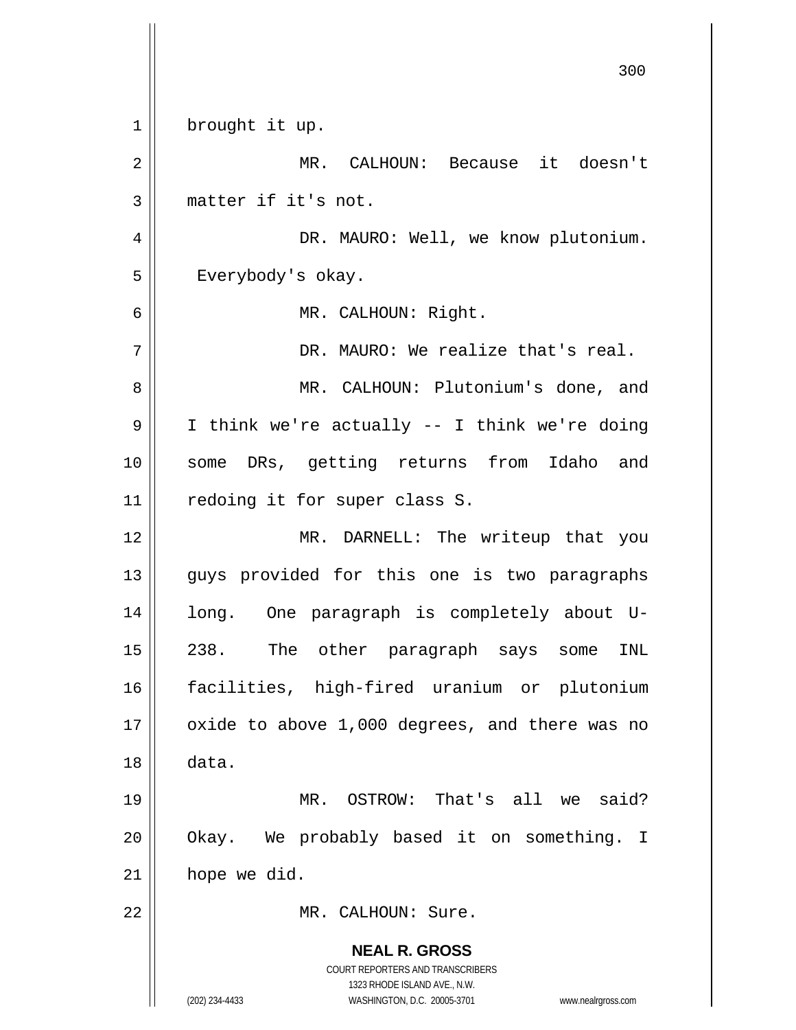brought it up.

MR. CALHOUN: Because it doesn't matter if it's not.

DR. MAURO: Well, we know plutonium. Everybody's okay.

MR. CALHOUN: Right.

DR. MAURO: We realize that's real.

MR. CALHOUN: Plutonium's done, and I think we're actually -- I think we're doing some DRs, getting returns from Idaho and redoing it for super class S.

MR. DARNELL: The writeup that you guys provided for this one is two paragraphs long. One paragraph is completely about U-238. The other paragraph says some INL facilities, high-fired uranium or plutonium oxide to above 1,000 degrees, and there was no data.

MR. OSTROW: That's all we said? Okay. We probably based it on something. I hope we did.

MR. CALHOUN: Sure.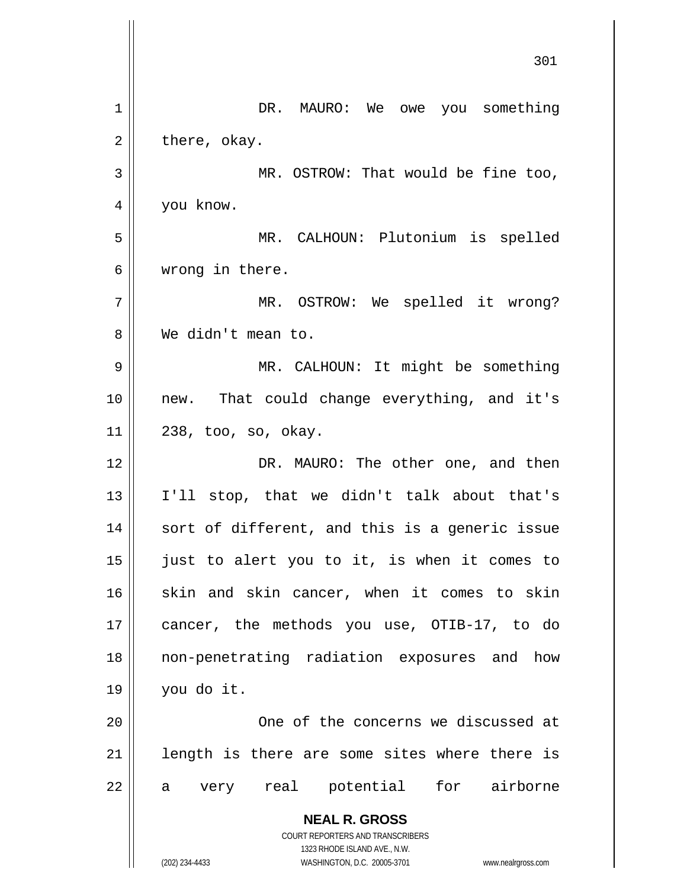DR. MAURO: We owe you something there, okay.

MR. OSTROW: That would be fine too, you know.

MR. CALHOUN: Plutonium is spelled wrong in there.

MR. OSTROW: We spelled it wrong? We didn't mean to.

MR. CALHOUN: It might be something new. That could change everything, and it's 238, too, so, okay.

DR. MAURO: The other one, and then I'll stop, that we didn't talk about that's sort of different, and this is a generic issue just to alert you to it, is when it comes to skin and skin cancer, when it comes to skin cancer, the methods you use, OTIB-17, to do non-penetrating radiation exposures and how you do it.

One of the concerns we discussed at length is there are some sites where there is a very real potential for airborne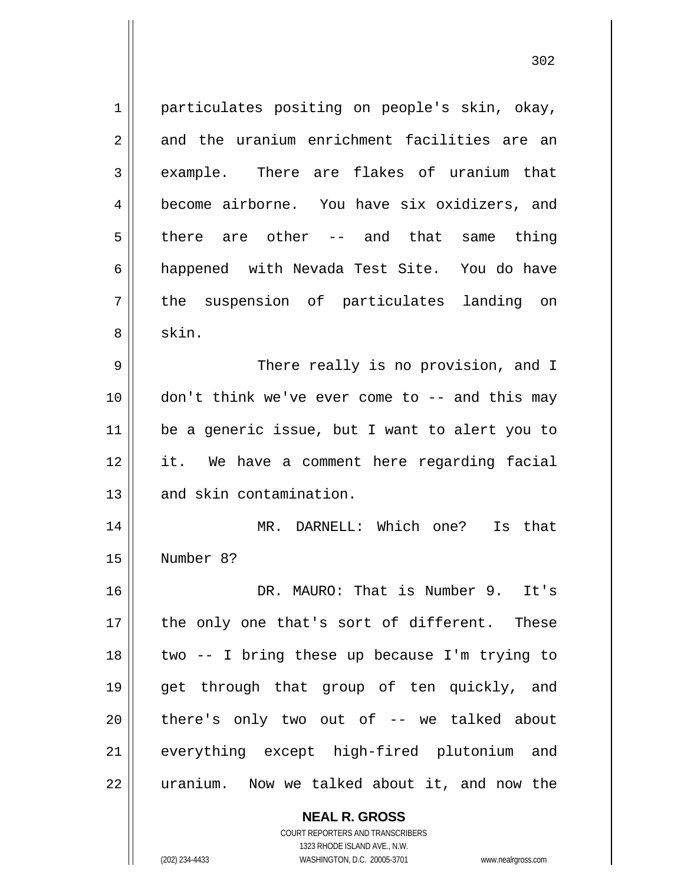particulates positing on people's skin, okay, and the uranium enrichment facilities are an example. There are flakes of uranium that become airborne. You have six oxidizers, and there are other -- and that same thing happened with Nevada Test Site. You do have the suspension of particulates landing on skin.

There really is no provision, and I don't think we've ever come to -- and this may be a generic issue, but I want to alert you to it. We have a comment here regarding facial and skin contamination.

MR. DARNELL: Which one? Is that Number 8?

DR. MAURO: That is Number 9. It's the only one that's sort of different. These two -- I bring these up because I'm trying to get through that group of ten quickly, and there's only two out of -- we talked about everything except high-fired plutonium and uranium. Now we talked about it, and now the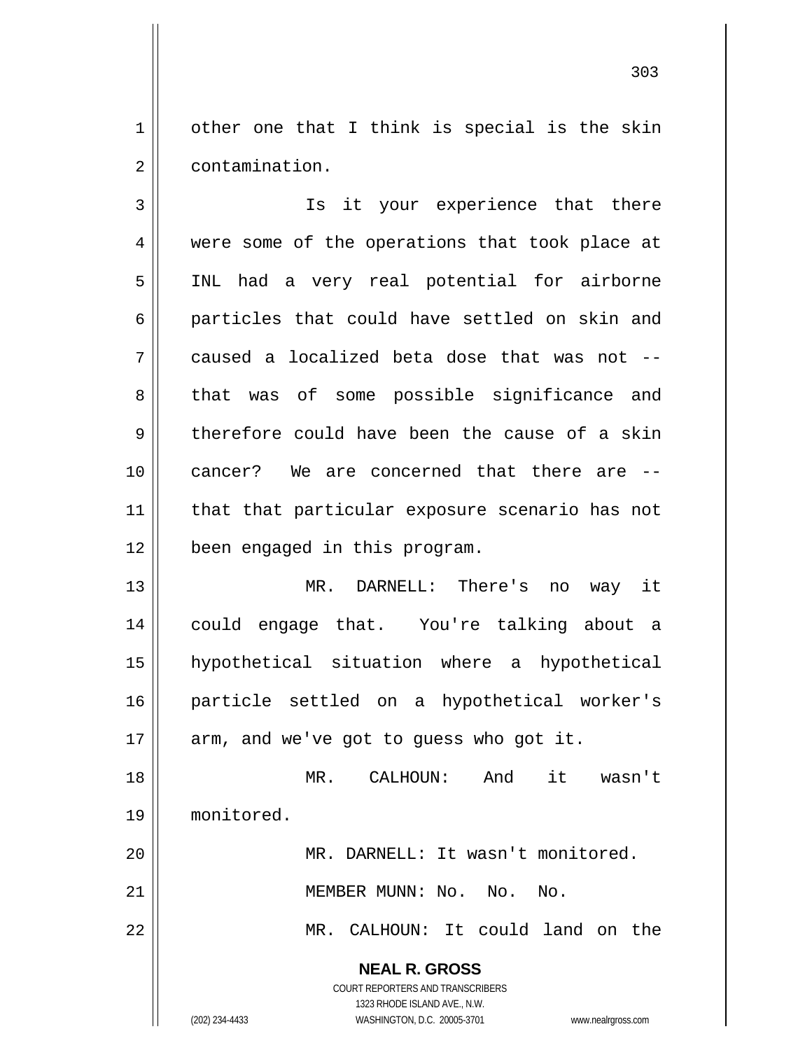other one that I think is special is the skin contamination.

Is it your experience that there were some of the operations that took place at INL had a very real potential for airborne particles that could have settled on skin and caused a localized beta dose that was not -- that was of some possible significance and therefore could have been the cause of a skin cancer? We are concerned that there are -- that that particular exposure scenario has not been engaged in this program.

MR. DARNELL: There's no way it could engage that. You're talking about a hypothetical situation where a hypothetical particle settled on a hypothetical worker's arm, and we've got to guess who got it.

MR. CALHOUN: And it wasn't monitored.

MR. DARNELL: It wasn't monitored.

MEMBER MUNN: No. No. No.

MR. CALHOUN: It could land on the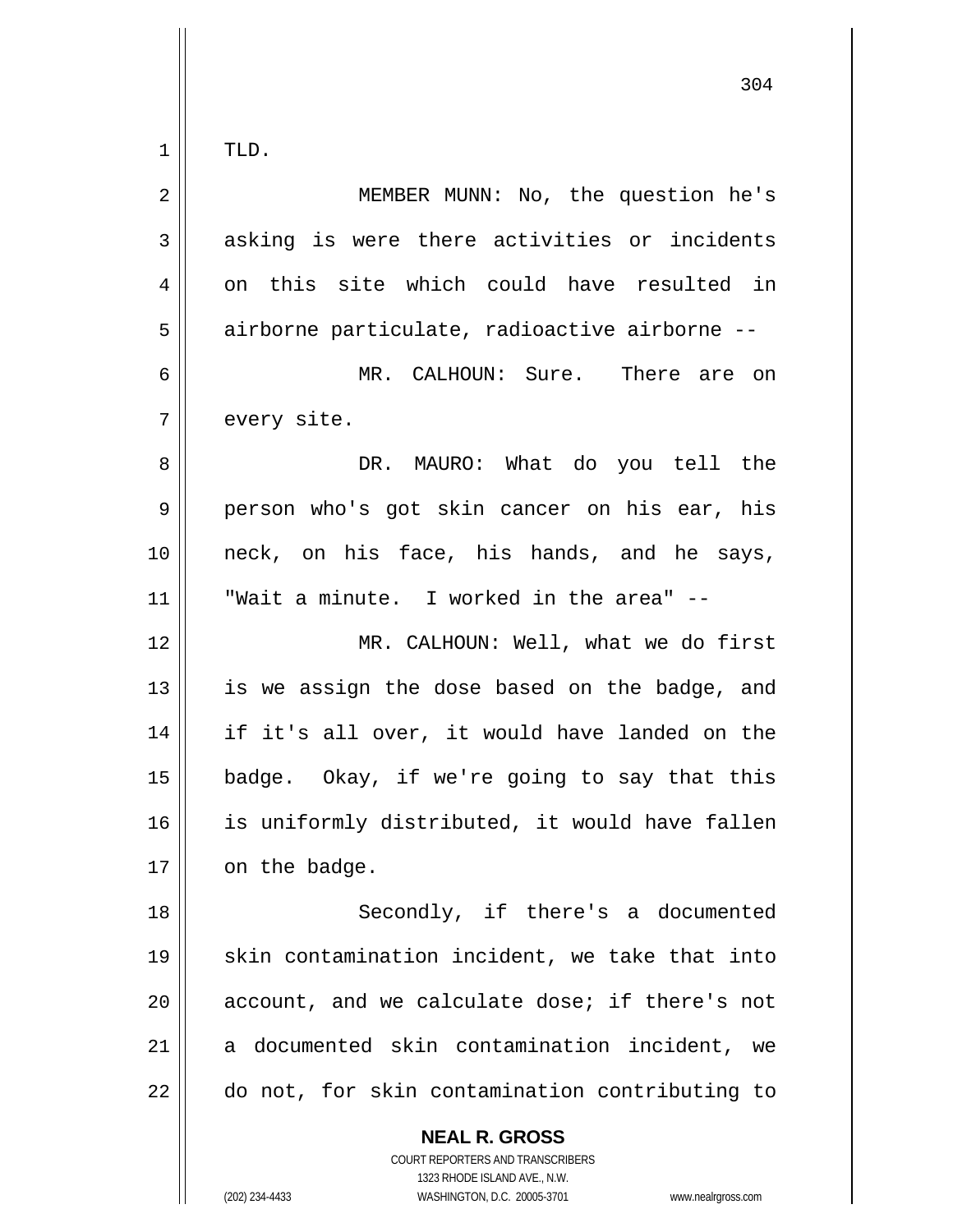TLD.

MEMBER MUNN: No, the question he's asking is were there activities or incidents on this site which could have resulted in airborne particulate, radioactive airborne --

MR. CALHOUN: Sure. There are on every site.

DR. MAURO: What do you tell the person who's got skin cancer on his ear, his neck, on his face, his hands, and he says, "Wait a minute. I worked in the area" --

MR. CALHOUN: Well, what we do first is we assign the dose based on the badge, and if it's all over, it would have landed on the badge. Okay, if we're going to say that this is uniformly distributed, it would have fallen on the badge.

Secondly, if there's a documented skin contamination incident, we take that into account, and we calculate dose; if there's not a documented skin contamination incident, we do not, for skin contamination contributing to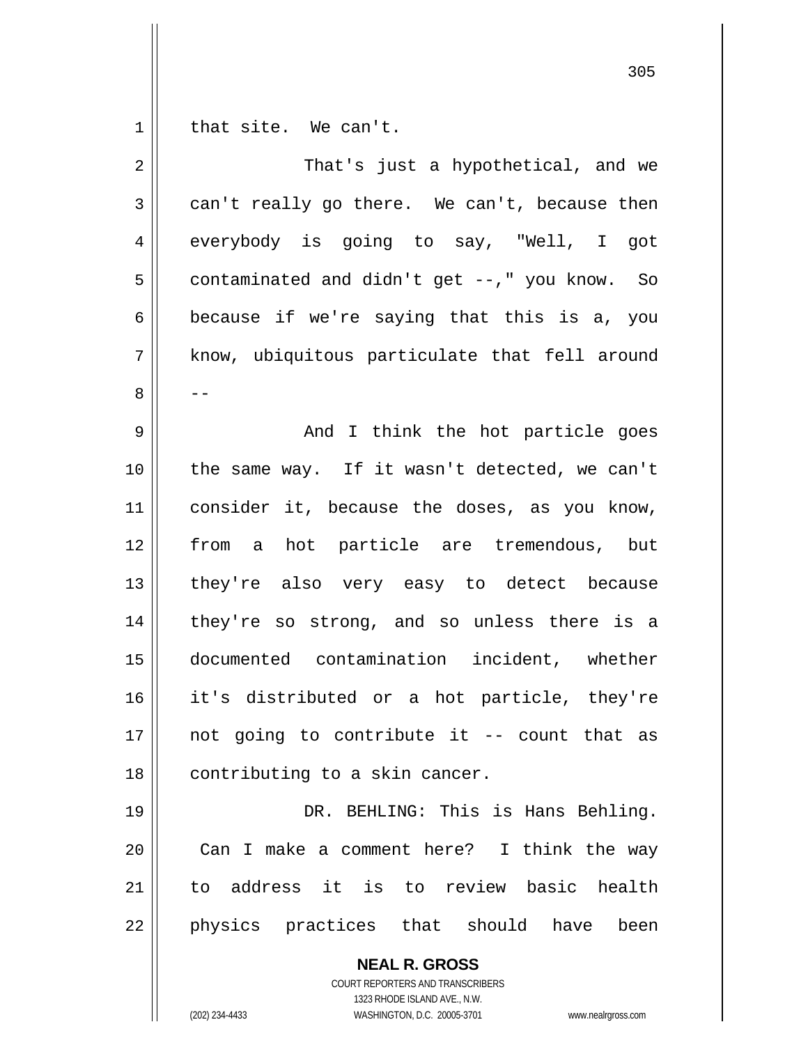that site. We can't.

That's just a hypothetical, and we can't really go there. We can't, because then everybody is going to say, "Well, I got contaminated and didn't get --," you know. So because if we're saying that this is a, you know, ubiquitous particulate that fell around --

And I think the hot particle goes the same way. If it wasn't detected, we can't consider it, because the doses, as you know, from a hot particle are tremendous, but they're also very easy to detect because they're so strong, and so unless there is a documented contamination incident, whether it's distributed or a hot particle, they're not going to contribute it -- count that as contributing to a skin cancer.

DR. BEHLING: This is Hans Behling. Can I make a comment here? I think the way to address it is to review basic health physics practices that should have been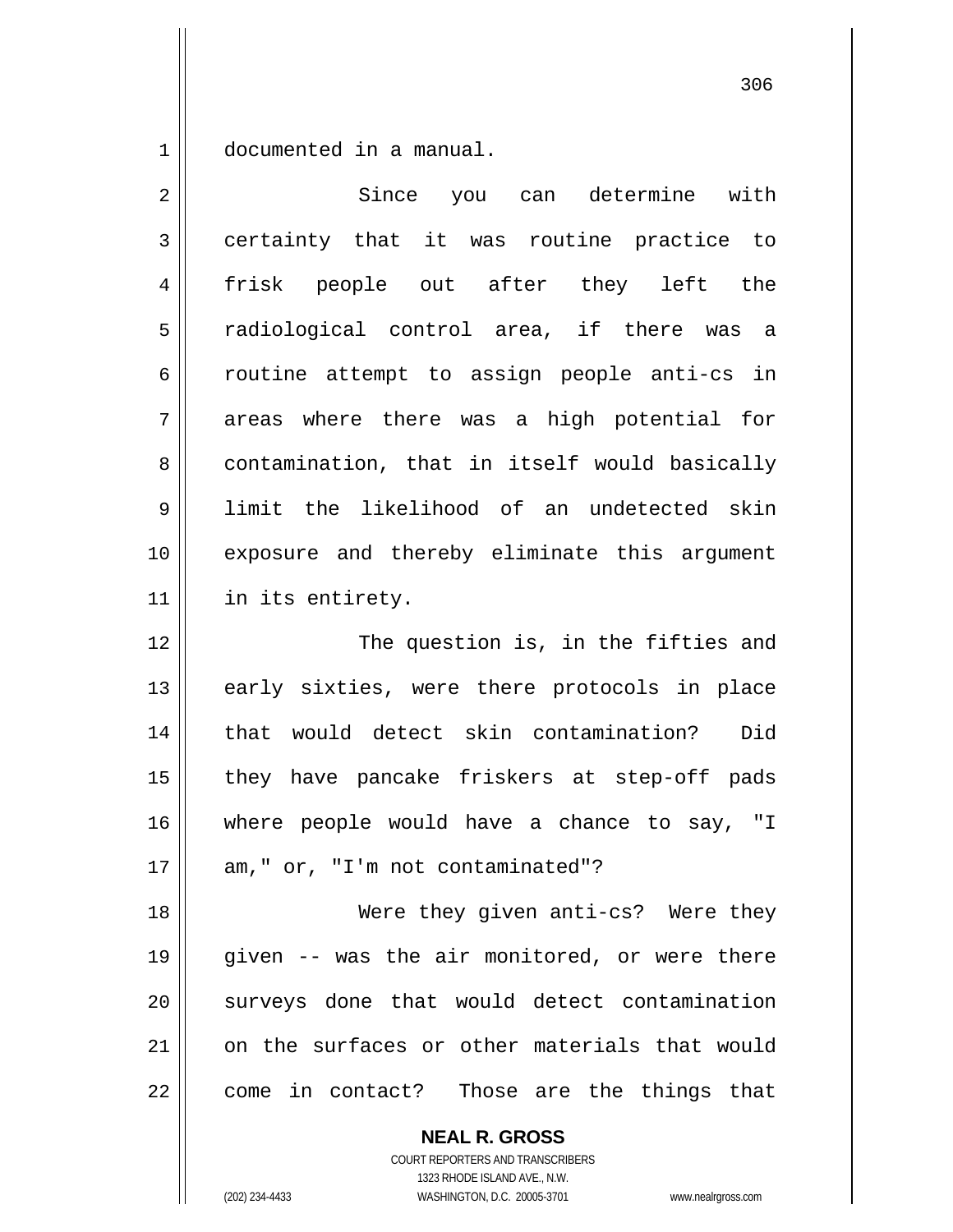documented in a manual.

Since you can determine with certainty that it was routine practice to frisk people out after they left the radiological control area, if there was a routine attempt to assign people anti-cs in areas where there was a high potential for contamination, that in itself would basically limit the likelihood of an undetected skin exposure and thereby eliminate this argument in its entirety.

The question is, in the fifties and early sixties, were there protocols in place that would detect skin contamination? Did they have pancake friskers at step-off pads where people would have a chance to say, "I am," or, "I'm not contaminated"?

Were they given anti-cs? Were they given -- was the air monitored, or were there surveys done that would detect contamination on the surfaces or other materials that would come in contact? Those are the things that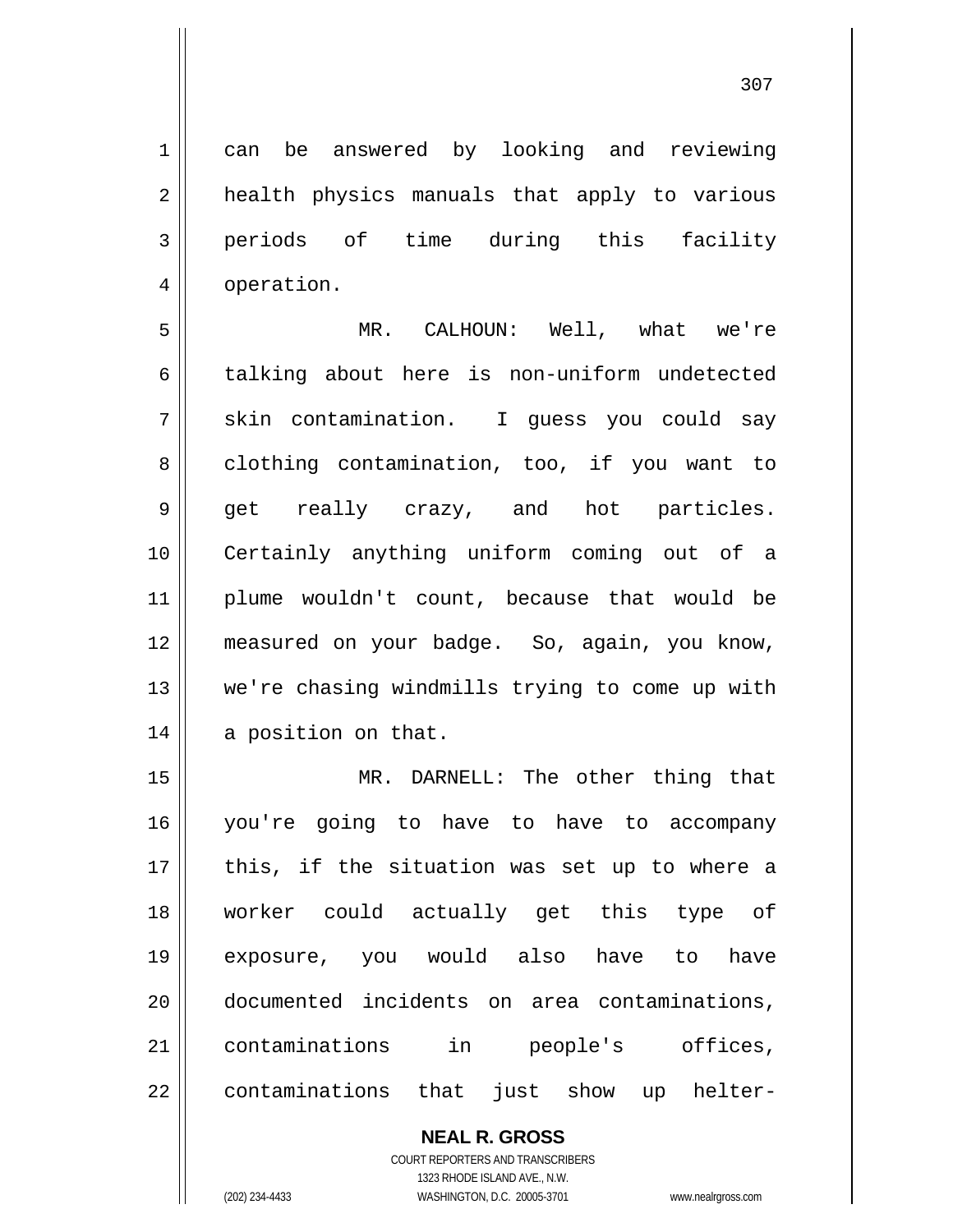can be answered by looking and reviewing health physics manuals that apply to various periods of time during this facility operation.

MR. CALHOUN: Well, what we're talking about here is non-uniform undetected skin contamination. I guess you could say clothing contamination, too, if you want to get really crazy, and hot particles. Certainly anything uniform coming out of a plume wouldn't count, because that would be measured on your badge. So, again, you know, we're chasing windmills trying to come up with a position on that.

MR. DARNELL: The other thing that you're going to have to have to accompany this, if the situation was set up to where a worker could actually get this type of exposure, you would also have to have documented incidents on area contaminations, contaminations in people's offices, contaminations that just show up helter-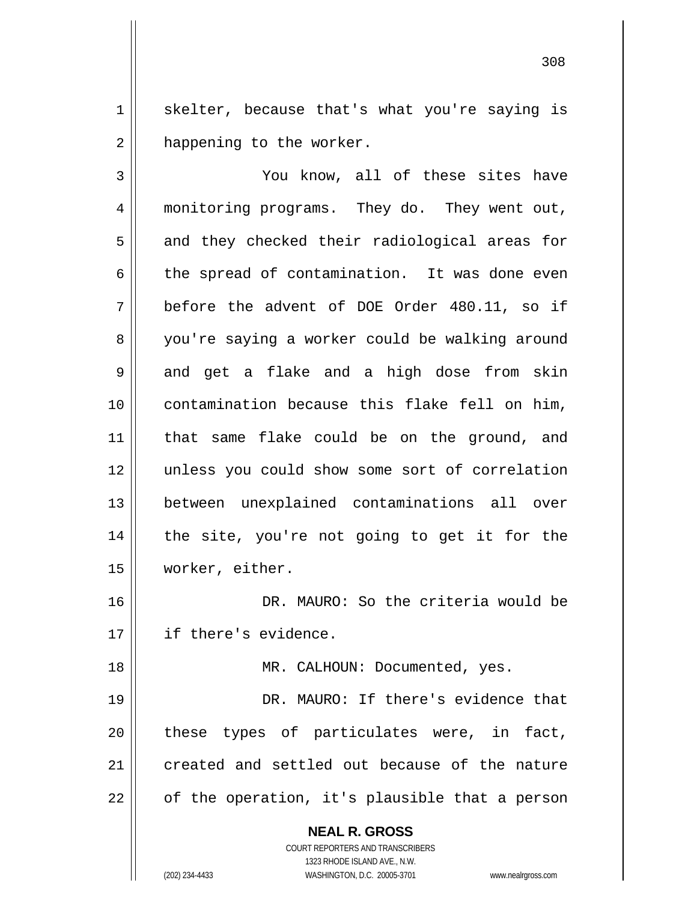skelter, because that's what you're saying is happening to the worker.

You know, all of these sites have monitoring programs. They do. They went out, and they checked their radiological areas for the spread of contamination. It was done even before the advent of DOE Order 480.11, so if you're saying a worker could be walking around and get a flake and a high dose from skin contamination because this flake fell on him, that same flake could be on the ground, and unless you could show some sort of correlation between unexplained contaminations all over the site, you're not going to get it for the worker, either.

DR. MAURO: So the criteria would be if there's evidence.

MR. CALHOUN: Documented, yes.

DR. MAURO: If there's evidence that these types of particulates were, in fact, created and settled out because of the nature of the operation, it's plausible that a person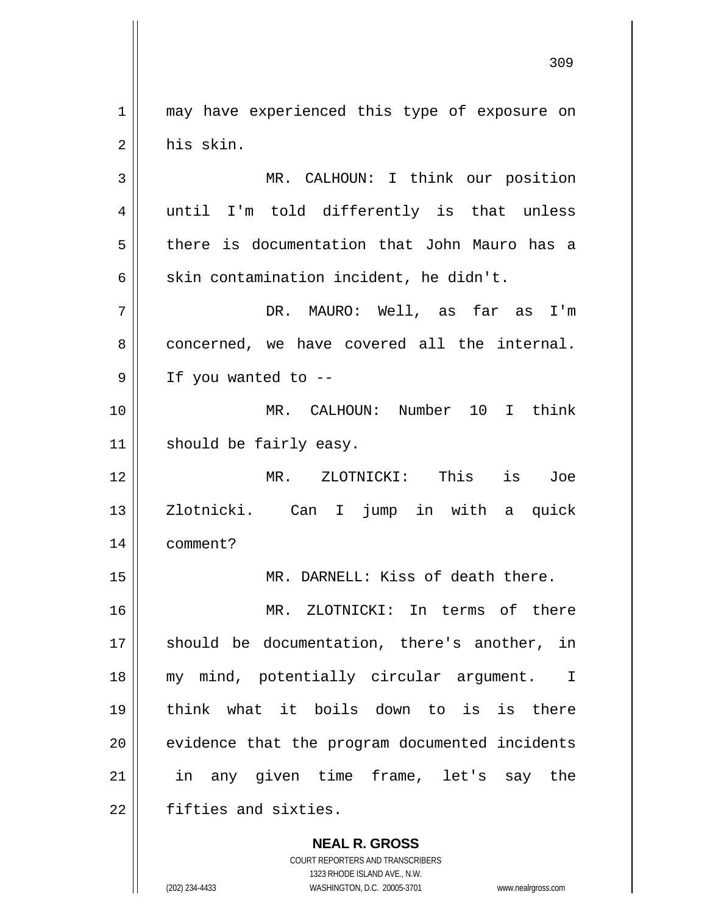may have experienced this type of exposure on his skin.

MR. CALHOUN: I think our position until I'm told differently is that unless there is documentation that John Mauro has a skin contamination incident, he didn't.

DR. MAURO: Well, as far as I'm concerned, we have covered all the internal. If you wanted to --

MR. CALHOUN: Number 10 I think should be fairly easy.

MR. ZLOTNICKI: This is Joe Zlotnicki. Can I jump in with a quick comment?

MR. DARNELL: Kiss of death there.

MR. ZLOTNICKI: In terms of there should be documentation, there's another, in my mind, potentially circular argument. I think what it boils down to is is there evidence that the program documented incidents in any given time frame, let's say the fifties and sixties.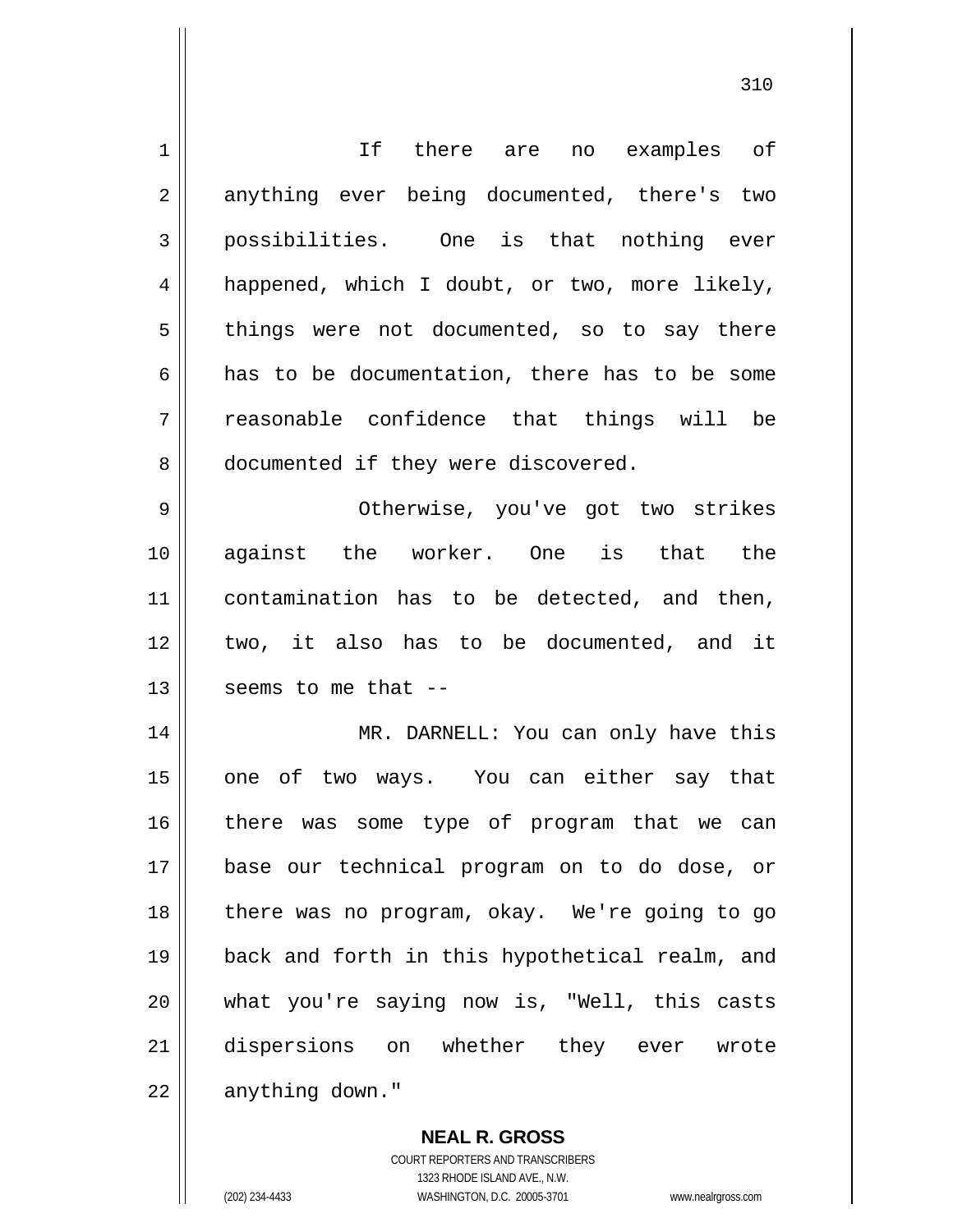If there are no examples of anything ever being documented, there's two possibilities. One is that nothing ever happened, which I doubt, or two, more likely, things were not documented, so to say there has to be documentation, there has to be some reasonable confidence that things will be documented if they were discovered.

Otherwise, you've got two strikes against the worker. One is that the contamination has to be detected, and then, two, it also has to be documented, and it seems to me that --

MR. DARNELL: You can only have this one of two ways. You can either say that there was some type of program that we can base our technical program on to do dose, or there was no program, okay. We're going to go back and forth in this hypothetical realm, and what you're saying now is, "Well, this casts dispersions on whether they ever wrote anything down."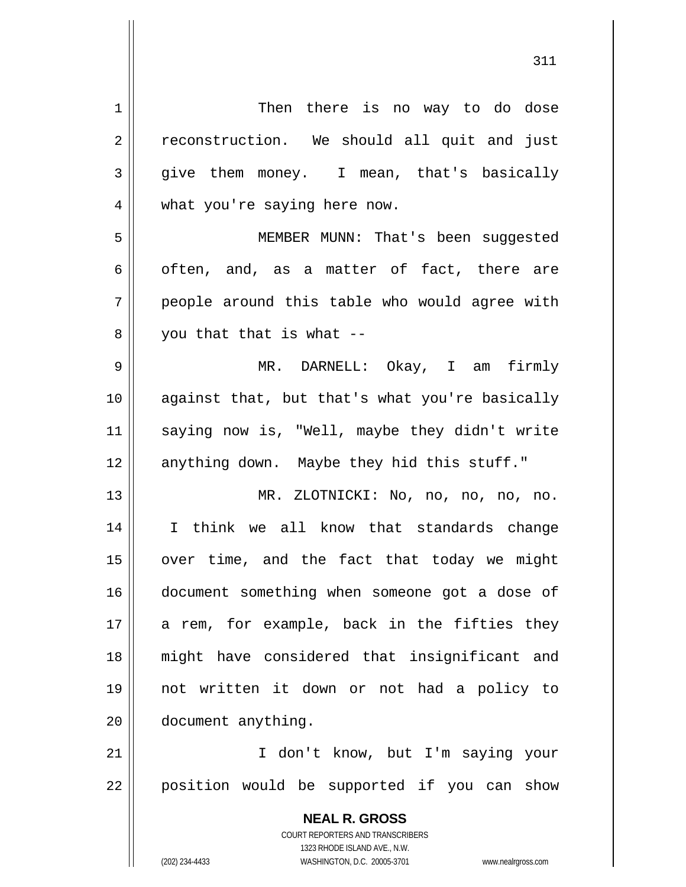Then there is no way to do dose reconstruction. We should all quit and just give them money. I mean, that's basically what you're saying here now.

MEMBER MUNN: That's been suggested often, and, as a matter of fact, there are people around this table who would agree with you that that is what --

MR. DARNELL: Okay, I am firmly against that, but that's what you're basically saying now is, "Well, maybe they didn't write anything down. Maybe they hid this stuff."

MR. ZLOTNICKI: No, no, no, no, no. I think we all know that standards change over time, and the fact that today we might document something when someone got a dose of a rem, for example, back in the fifties they might have considered that insignificant and not written it down or not had a policy to document anything.

I don't know, but I'm saying your position would be supported if you can show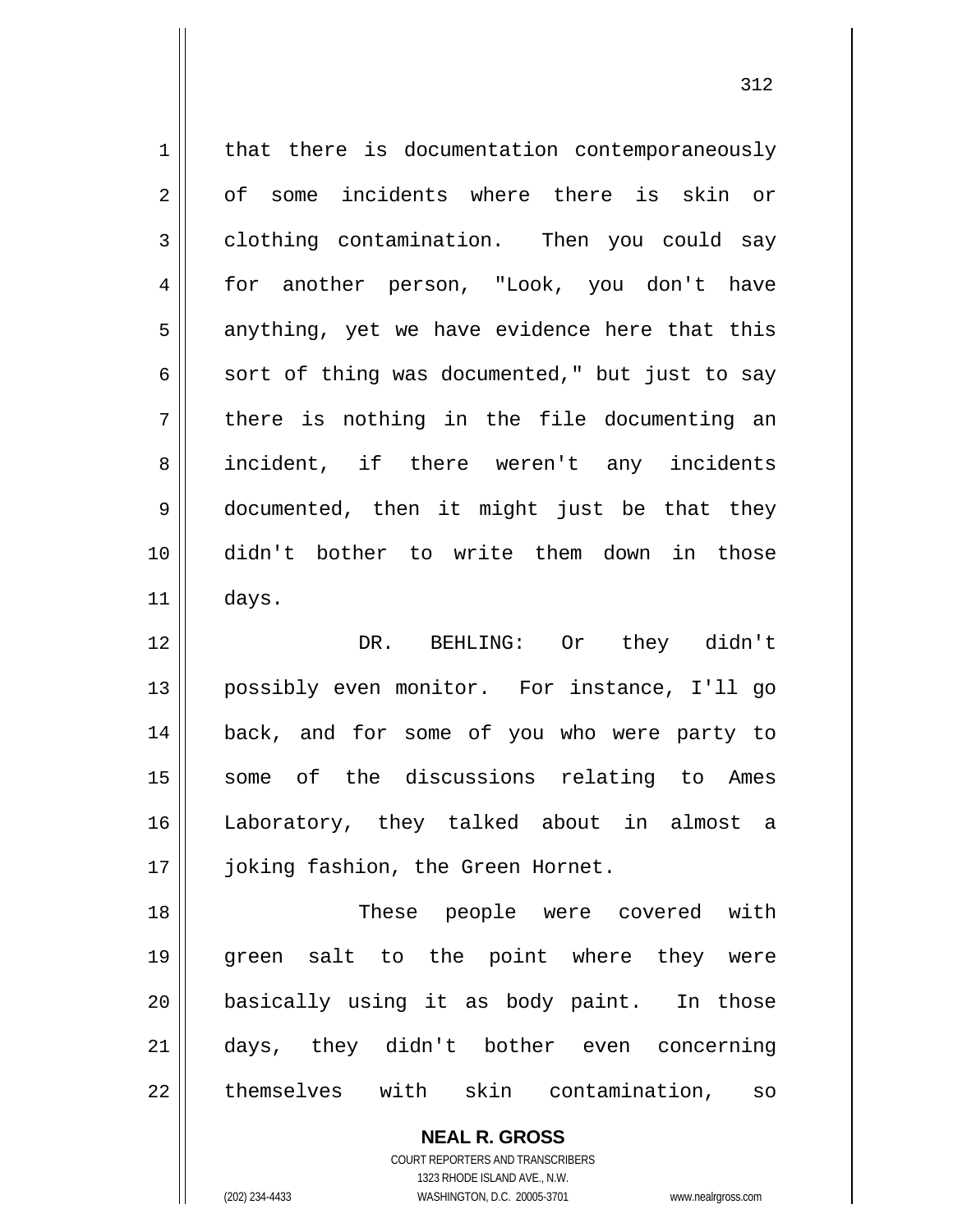that there is documentation contemporaneously of some incidents where there is skin or clothing contamination. Then you could say for another person, "Look, you don't have anything, yet we have evidence here that this sort of thing was documented," but just to say there is nothing in the file documenting an incident, if there weren't any incidents documented, then it might just be that they didn't bother to write them down in those days.

DR. BEHLING: Or they didn't possibly even monitor. For instance, I'll go back, and for some of you who were party to some of the discussions relating to Ames Laboratory, they talked about in almost a joking fashion, the Green Hornet.

These people were covered with green salt to the point where they were basically using it as body paint. In those days, they didn't bother even concerning themselves with skin contamination, so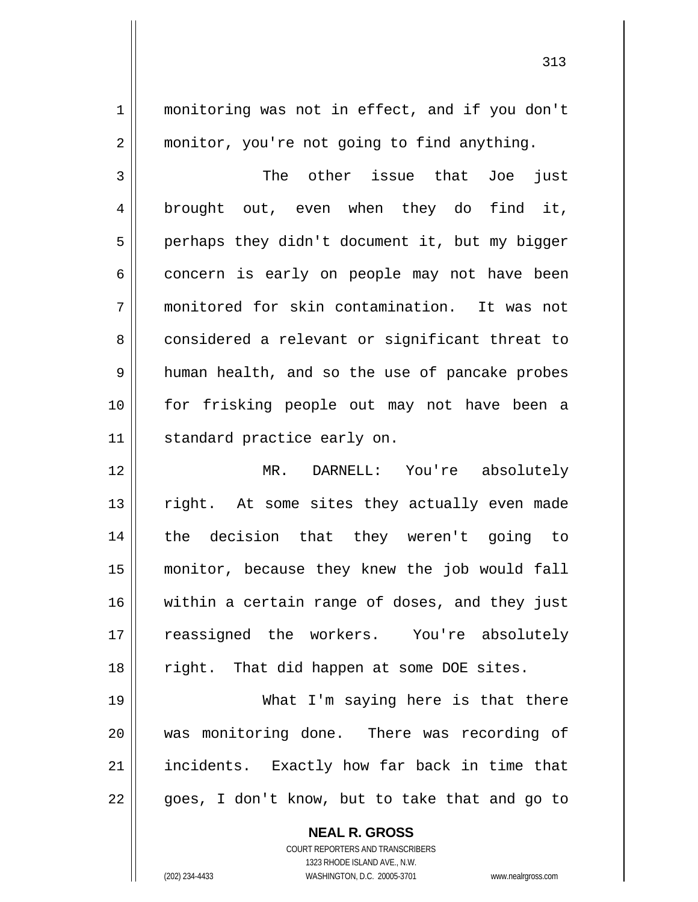monitoring was not in effect, and if you don't monitor, you're not going to find anything.

The other issue that Joe just brought out, even when they do find it, perhaps they didn't document it, but my bigger concern is early on people may not have been monitored for skin contamination. It was not considered a relevant or significant threat to human health, and so the use of pancake probes for frisking people out may not have been a standard practice early on.

MR. DARNELL: You're absolutely right. At some sites they actually even made the decision that they weren't going to monitor, because they knew the job would fall within a certain range of doses, and they just reassigned the workers. You're absolutely right. That did happen at some DOE sites.

What I'm saying here is that there was monitoring done. There was recording of incidents. Exactly how far back in time that goes, I don't know, but to take that and go to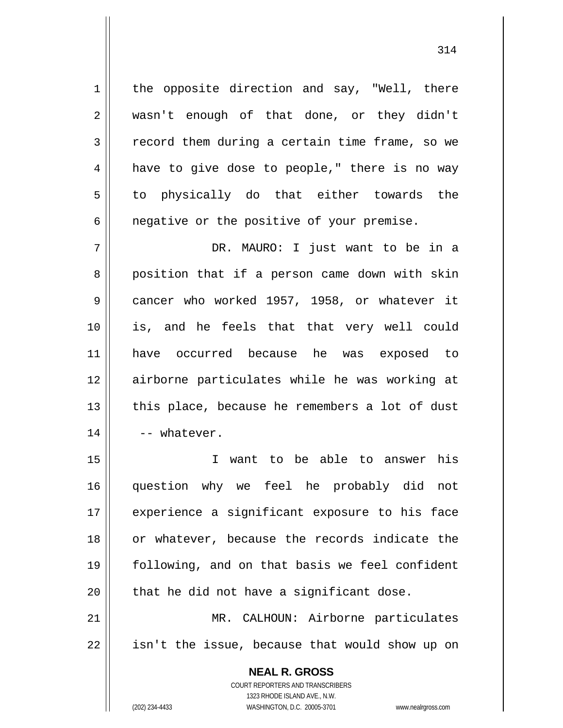the opposite direction and say, "Well, there wasn't enough of that done, or they didn't record them during a certain time frame, so we have to give dose to people," there is no way to physically do that either towards the negative or the positive of your premise.

DR. MAURO: I just want to be in a position that if a person came down with skin cancer who worked 1957, 1958, or whatever it is, and he feels that that very well could have occurred because he was exposed to airborne particulates while he was working at this place, because he remembers a lot of dust -- whatever.

I want to be able to answer his question why we feel he probably did not experience a significant exposure to his face or whatever, because the records indicate the following, and on that basis we feel confident that he did not have a significant dose.

MR. CALHOUN: Airborne particulates isn't the issue, because that would show up on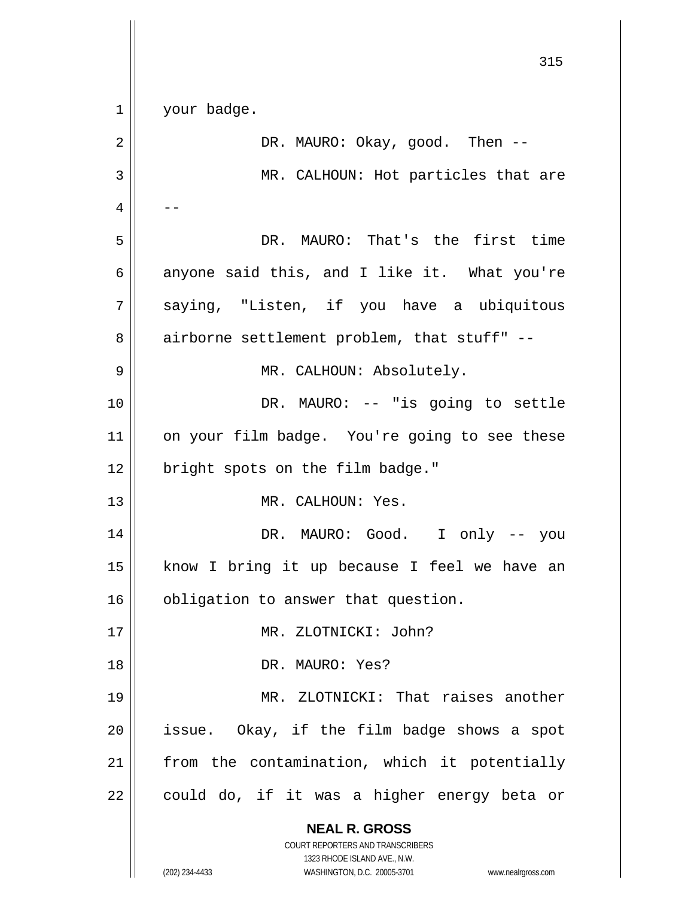your badge.

DR. MAURO: Okay, good. Then --

MR. CALHOUN: Hot particles that are --

DR. MAURO: That's the first time anyone said this, and I like it. What you're saying, "Listen, if you have a ubiquitous airborne settlement problem, that stuff" --

MR. CALHOUN: Absolutely.

DR. MAURO: -- "is going to settle on your film badge. You're going to see these bright spots on the film badge."

MR. CALHOUN: Yes.

DR. MAURO: Good. I only -- you know I bring it up because I feel we have an obligation to answer that question.

MR. ZLOTNICKI: John?

DR. MAURO: Yes?

MR. ZLOTNICKI: That raises another issue. Okay, if the film badge shows a spot from the contamination, which it potentially could do, if it was a higher energy beta or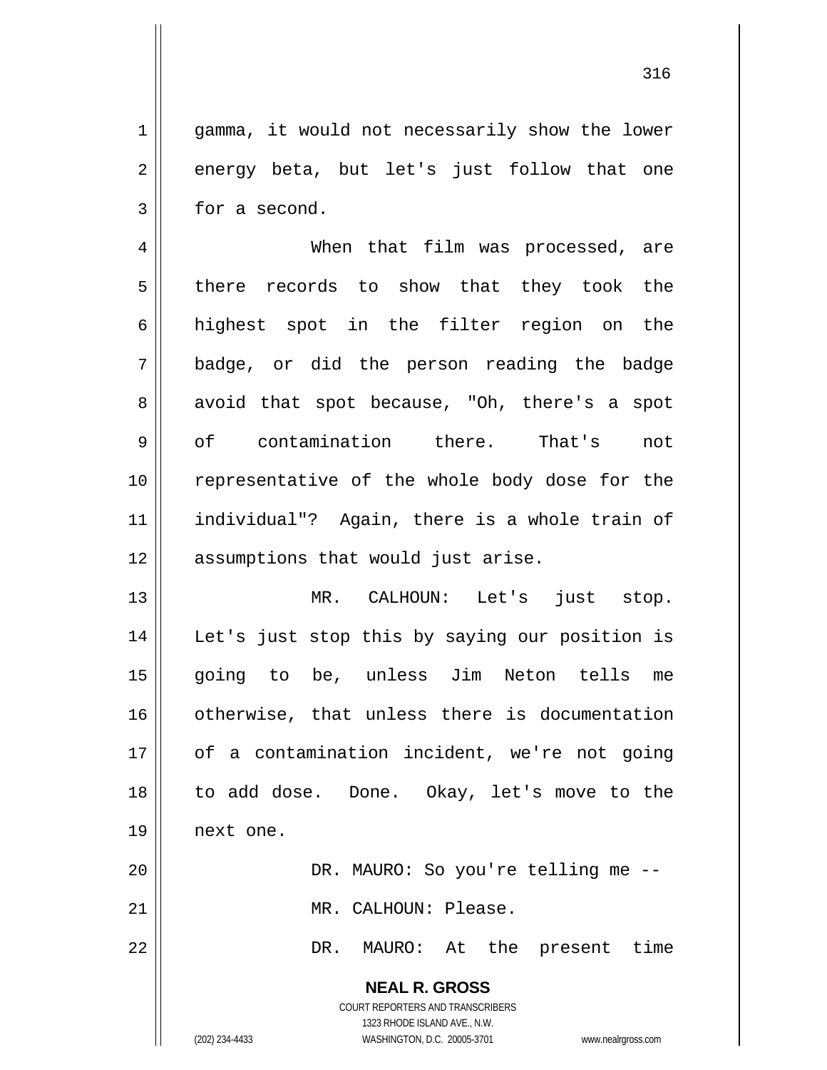gamma, it would not necessarily show the lower energy beta, but let's just follow that one for a second.

When that film was processed, are there records to show that they took the highest spot in the filter region on the badge, or did the person reading the badge avoid that spot because, "Oh, there's a spot of contamination there. That's not representative of the whole body dose for the individual"? Again, there is a whole train of assumptions that would just arise.

MR. CALHOUN: Let's just stop. Let's just stop this by saying our position is going to be, unless Jim Neton tells me otherwise, that unless there is documentation of a contamination incident, we're not going to add dose. Done. Okay, let's move to the next one.

DR. MAURO: So you're telling me --

MR. CALHOUN: Please.

DR. MAURO: At the present time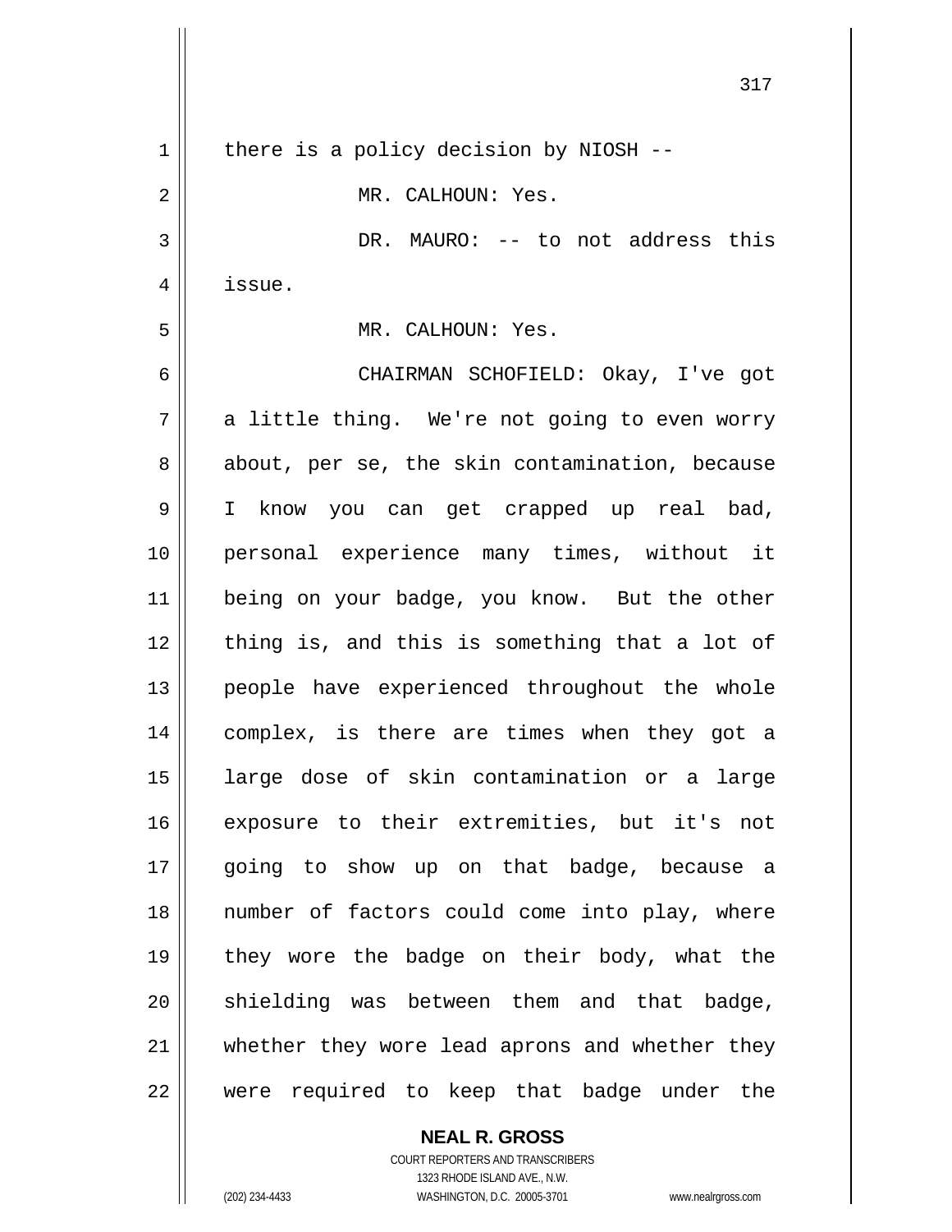there is a policy decision by NIOSH --

MR. CALHOUN: Yes.

DR. MAURO: -- to not address this issue.

MR. CALHOUN: Yes.

CHAIRMAN SCHOFIELD: Okay, I've got a little thing. We're not going to even worry about, per se, the skin contamination, because I know you can get crapped up real bad, personal experience many times, without it being on your badge, you know. But the other thing is, and this is something that a lot of people have experienced throughout the whole complex, is there are times when they got a large dose of skin contamination or a large exposure to their extremities, but it's not going to show up on that badge, because a number of factors could come into play, where they wore the badge on their body, what the shielding was between them and that badge, whether they wore lead aprons and whether they were required to keep that badge under the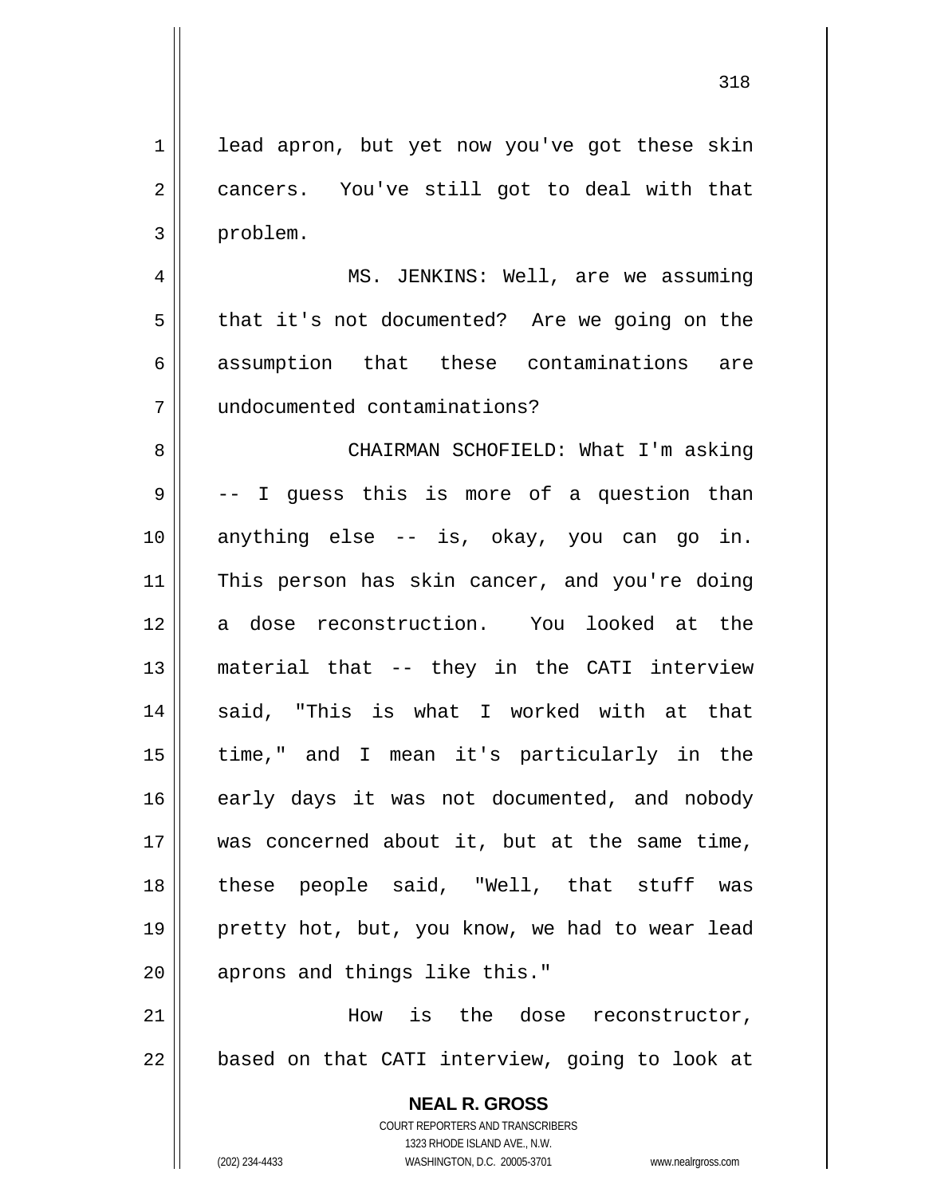lead apron, but yet now you've got these skin cancers. You've still got to deal with that problem.

MS. JENKINS: Well, are we assuming that it's not documented? Are we going on the assumption that these contaminations are undocumented contaminations?

CHAIRMAN SCHOFIELD: What I'm asking -- I guess this is more of a question than anything else -- is, okay, you can go in. This person has skin cancer, and you're doing a dose reconstruction. You looked at the material that -- they in the CATI interview said, "This is what I worked with at that time," and I mean it's particularly in the early days it was not documented, and nobody was concerned about it, but at the same time, these people said, "Well, that stuff was pretty hot, but, you know, we had to wear lead aprons and things like this."

How is the dose reconstructor, based on that CATI interview, going to look at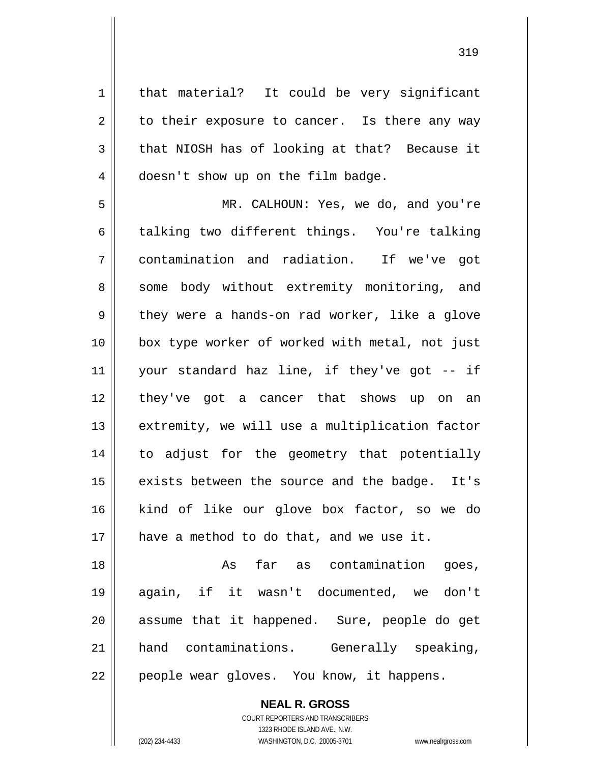that material? It could be very significant to their exposure to cancer. Is there any way that NIOSH has of looking at that? Because it doesn't show up on the film badge.

MR. CALHOUN: Yes, we do, and you're talking two different things. You're talking contamination and radiation. If we've got some body without extremity monitoring, and they were a hands-on rad worker, like a glove box type worker of worked with metal, not just your standard haz line, if they've got -- if they've got a cancer that shows up on an extremity, we will use a multiplication factor to adjust for the geometry that potentially exists between the source and the badge. It's kind of like our glove box factor, so we do have a method to do that, and we use it.

As far as contamination goes, again, if it wasn't documented, we don't assume that it happened. Sure, people do get hand contaminations. Generally speaking, people wear gloves. You know, it happens.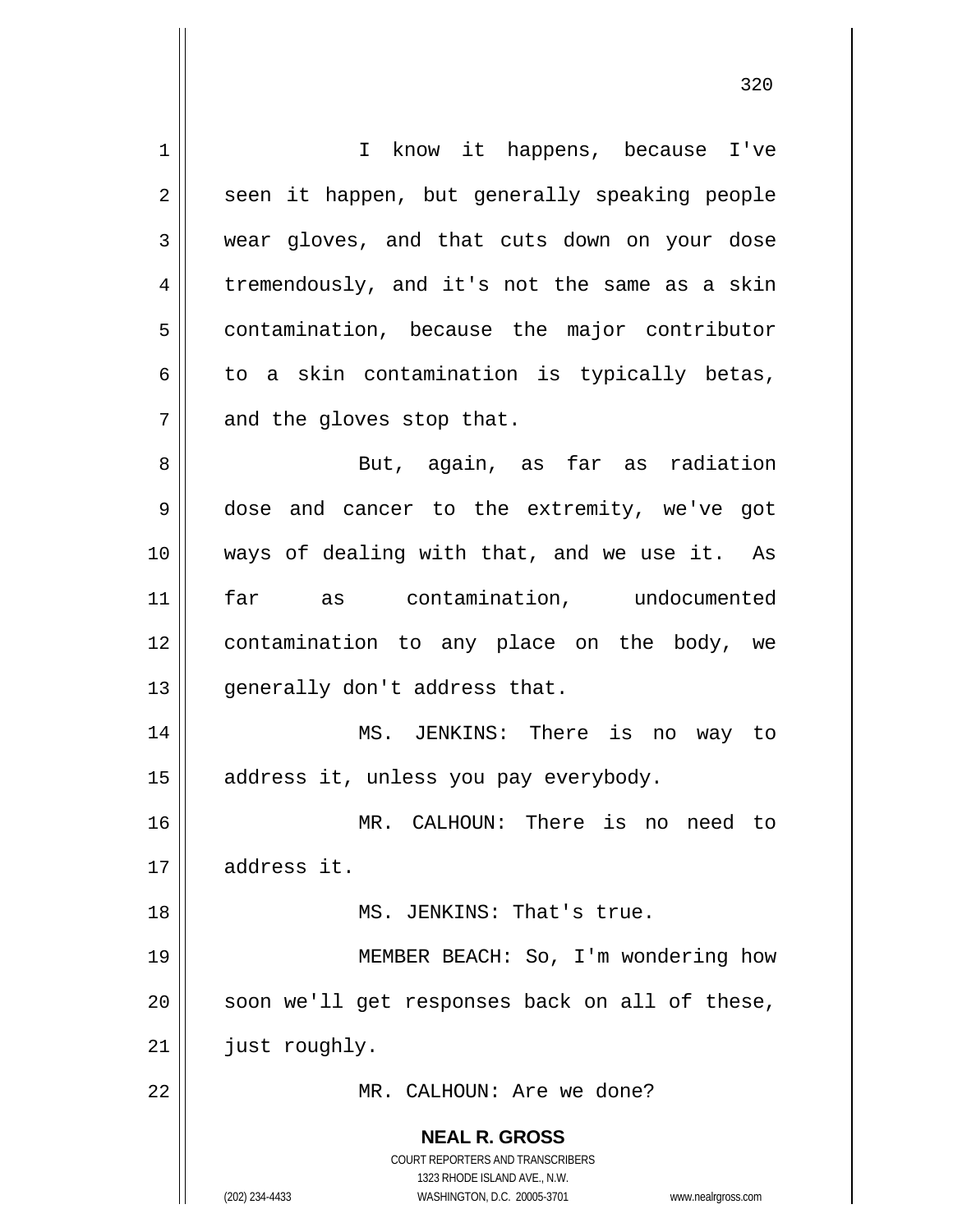I know it happens, because I've seen it happen, but generally speaking people wear gloves, and that cuts down on your dose tremendously, and it's not the same as a skin contamination, because the major contributor to a skin contamination is typically betas, and the gloves stop that.

But, again, as far as radiation dose and cancer to the extremity, we've got ways of dealing with that, and we use it. As far as contamination, undocumented contamination to any place on the body, we generally don't address that.

MS. JENKINS: There is no way to address it, unless you pay everybody.

MR. CALHOUN: There is no need to address it.

MS. JENKINS: That's true.

MEMBER BEACH: So, I'm wondering how soon we'll get responses back on all of these, just roughly.

MR. CALHOUN: Are we done?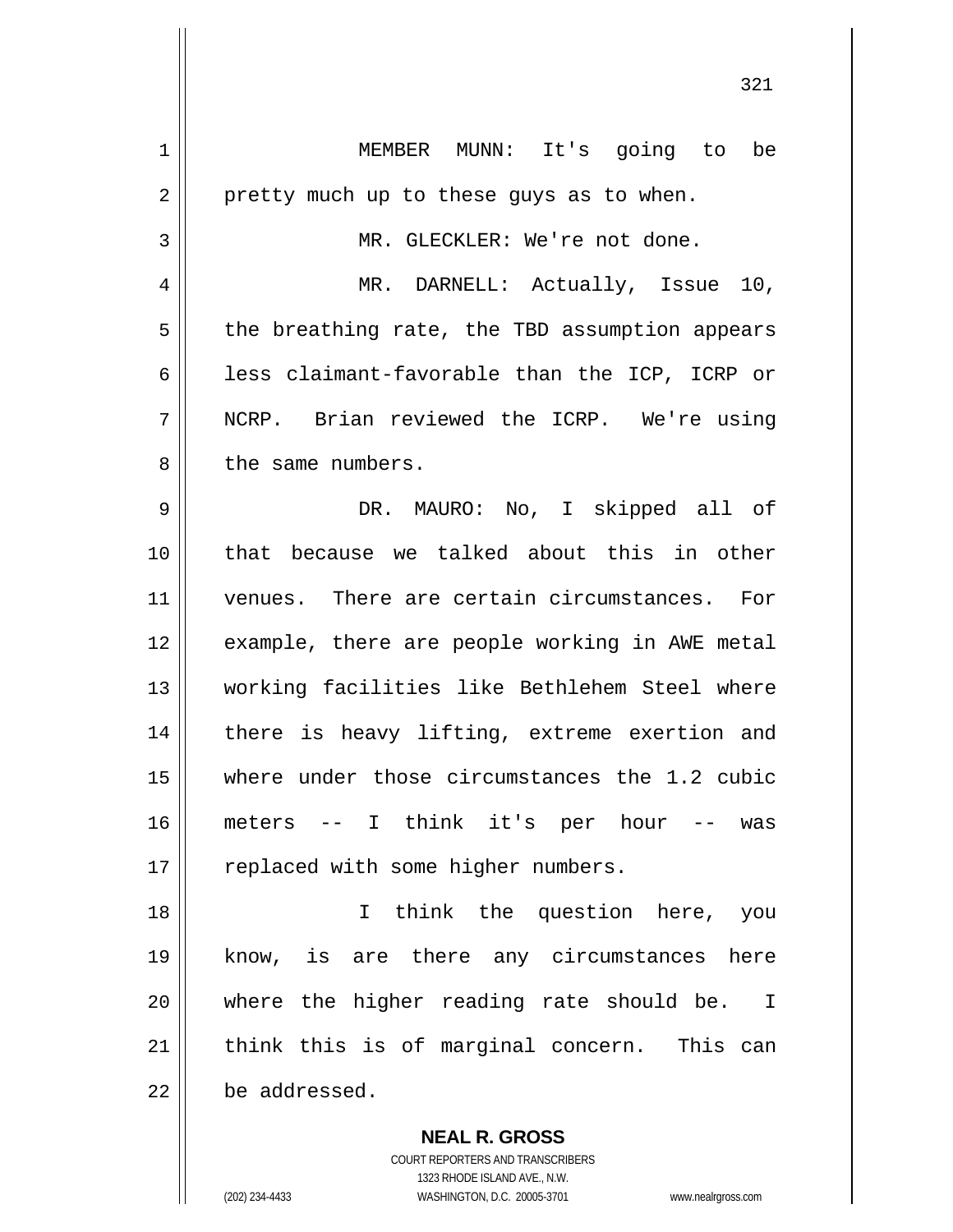MEMBER MUNN: It's going to be pretty much up to these guys as to when.

MR. GLECKLER: We're not done.

MR. DARNELL: Actually, Issue 10, the breathing rate, the TBD assumption appears less claimant-favorable than the ICP, ICRP or NCRP. Brian reviewed the ICRP. We're using the same numbers.

DR. MAURO: No, I skipped all of that because we talked about this in other venues. There are certain circumstances. For example, there are people working in AWE metal working facilities like Bethlehem Steel where there is heavy lifting, extreme exertion and where under those circumstances the 1.2 cubic meters -- I think it's per hour -- was replaced with some higher numbers.

I think the question here, you know, is are there any circumstances here where the higher reading rate should be. I think this is of marginal concern. This can be addressed.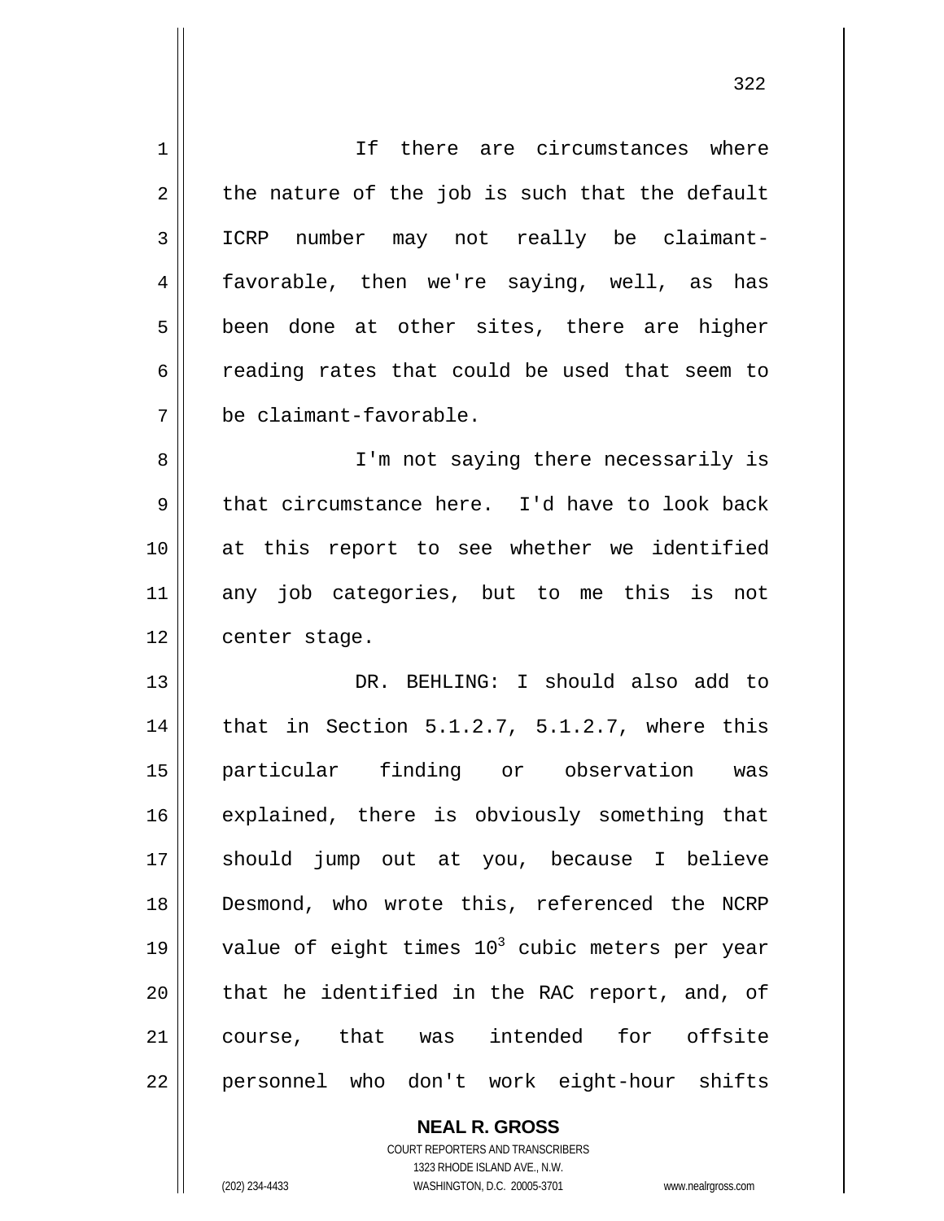If there are circumstances where the nature of the job is such that the default ICRP number may not really be claimant-favorable, then we're saying, well, as has been done at other sites, there are higher reading rates that could be used that seem to be claimant-favorable.

I'm not saying there necessarily is that circumstance here. I'd have to look back at this report to see whether we identified any job categories, but to me this is not center stage.

DR. BEHLING: I should also add to that in Section 5.1.2.7, 5.1.2.7, where this particular finding or observation was explained, there is obviously something that should jump out at you, because I believe Desmond, who wrote this, referenced the NCRP value of eight times $10^3$ cubic meters per year that he identified in the RAC report, and, of course, that was intended for offsite personnel who don't work eight-hour shifts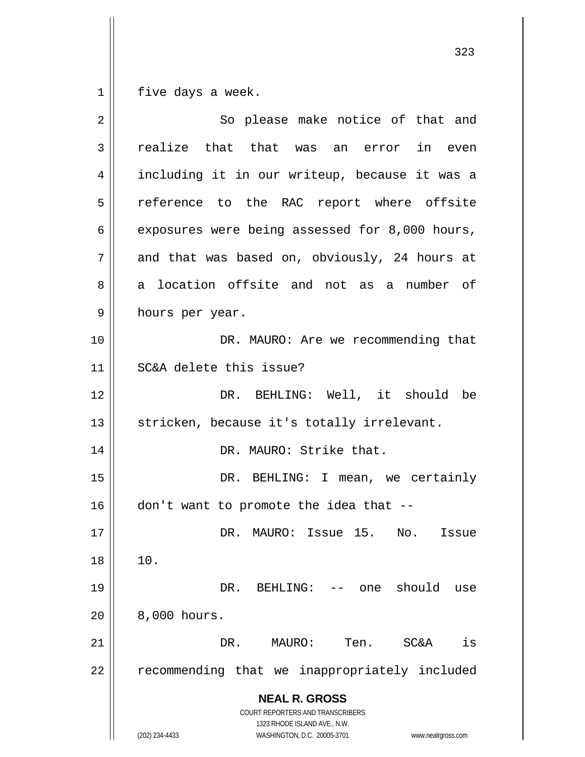five days a week.

So please make notice of that and realize that that was an error in even including it in our writeup, because it was a reference to the RAC report where offsite exposures were being assessed for 8,000 hours, and that was based on, obviously, 24 hours at a location offsite and not as a number of hours per year.

DR. MAURO: Are we recommending that SC&A delete this issue?

DR. BEHLING: Well, it should be stricken, because it's totally irrelevant.

DR. MAURO: Strike that.

DR. BEHLING: I mean, we certainly don't want to promote the idea that --

DR. MAURO: Issue 15. No. Issue 10.

DR. BEHLING: -- one should use 8,000 hours.

DR. MAURO: Ten. SC&A is recommending that we inappropriately included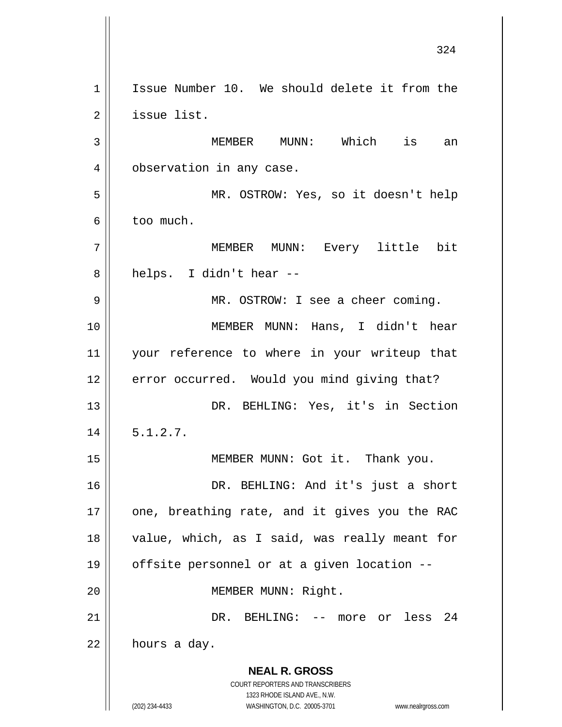Issue Number 10. We should delete it from the issue list.

MEMBER MUNN: Which is an observation in any case.

MR. OSTROW: Yes, so it doesn't help too much.

MEMBER MUNN: Every little bit helps. I didn't hear --

MR. OSTROW: I see a cheer coming.

MEMBER MUNN: Hans, I didn't hear your reference to where in your writeup that error occurred. Would you mind giving that?

DR. BEHLING: Yes, it's in Section 5.1.2.7.

MEMBER MUNN: Got it. Thank you.

DR. BEHLING: And it's just a short one, breathing rate, and it gives you the RAC value, which, as I said, was really meant for offsite personnel or at a given location --

MEMBER MUNN: Right.

DR. BEHLING: -- more or less 24 hours a day.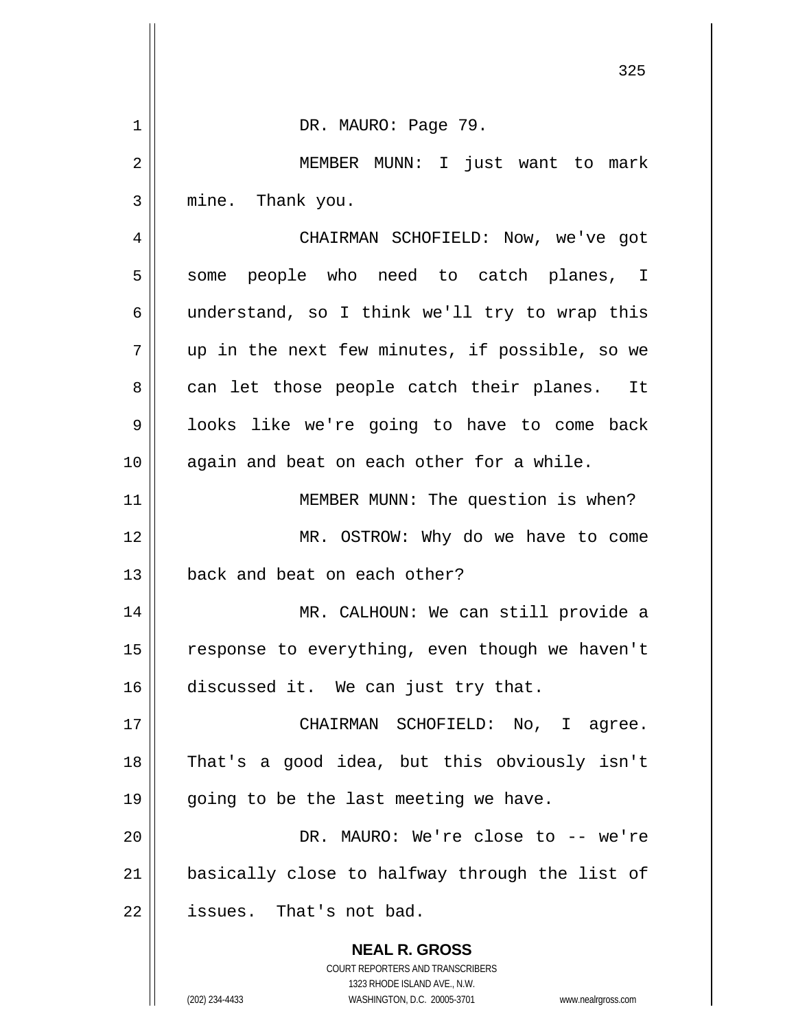DR. MAURO: Page 79.

MEMBER MUNN: I just want to mark mine. Thank you.

CHAIRMAN SCHOFIELD: Now, we've got some people who need to catch planes, I understand, so I think we'll try to wrap this up in the next few minutes, if possible, so we can let those people catch their planes. It looks like we're going to have to come back again and beat on each other for a while.

MEMBER MUNN: The question is when?

MR. OSTROW: Why do we have to come back and beat on each other?

MR. CALHOUN: We can still provide a response to everything, even though we haven't discussed it. We can just try that.

CHAIRMAN SCHOFIELD: No, I agree. That's a good idea, but this obviously isn't going to be the last meeting we have.

DR. MAURO: We're close to -- we're basically close to halfway through the list of issues. That's not bad.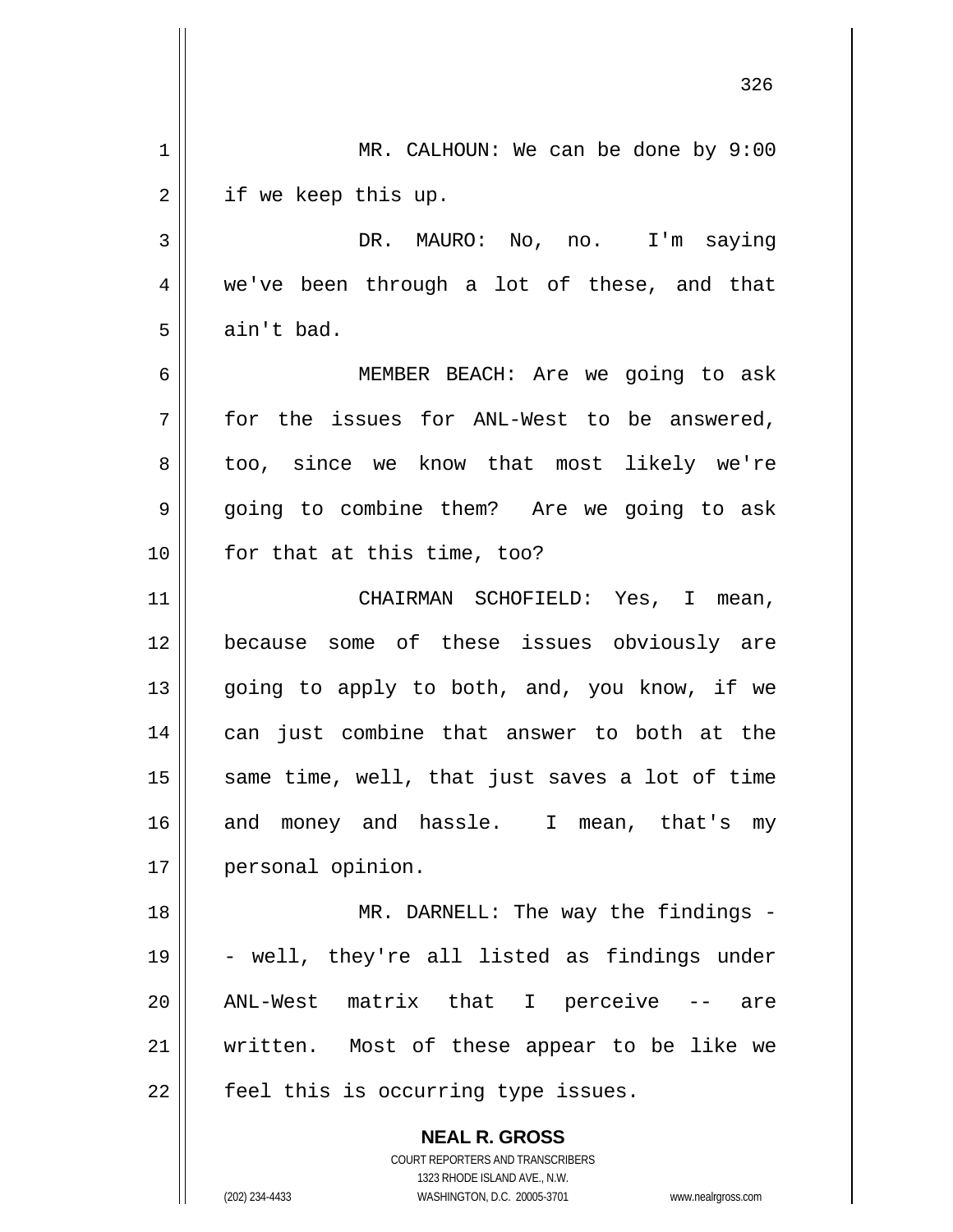MR. CALHOUN: We can be done by 9:00 if we keep this up.

DR. MAURO: No, no. I'm saying we've been through a lot of these, and that ain't bad.

MEMBER BEACH: Are we going to ask for the issues for ANL-West to be answered, too, since we know that most likely we're going to combine them? Are we going to ask for that at this time, too?

CHAIRMAN SCHOFIELD: Yes, I mean, because some of these issues obviously are going to apply to both, and, you know, if we can just combine that answer to both at the same time, well, that just saves a lot of time and money and hassle. I mean, that's my personal opinion.

MR. DARNELL: The way the findings -- well, they're all listed as findings under ANL-West matrix that I perceive -- are written. Most of these appear to be like we feel this is occurring type issues.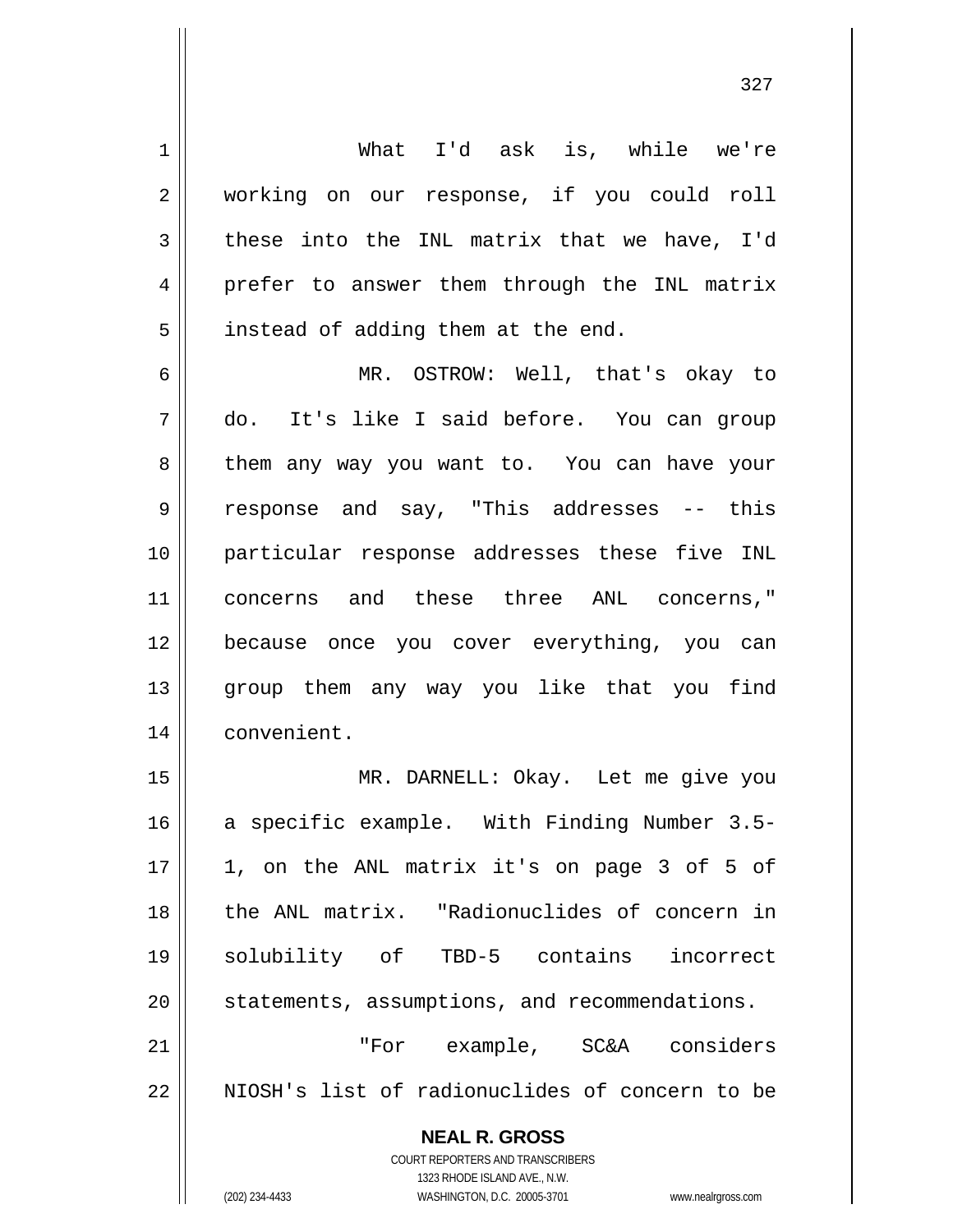What I'd ask is, while we're working on our response, if you could roll these into the INL matrix that we have, I'd prefer to answer them through the INL matrix instead of adding them at the end.

MR. OSTROW: Well, that's okay to do. It's like I said before. You can group them any way you want to. You can have your response and say, "This addresses -- this particular response addresses these five INL concerns and these three ANL concerns," because once you cover everything, you can group them any way you like that you find convenient.

MR. DARNELL: Okay. Let me give you a specific example. With Finding Number 3.5-1, on the ANL matrix it's on page 3 of 5 of the ANL matrix. "Radionuclides of concern in solubility of TBD-5 contains incorrect statements, assumptions, and recommendations.

"For example, SC&A considers NIOSH's list of radionuclides of concern to be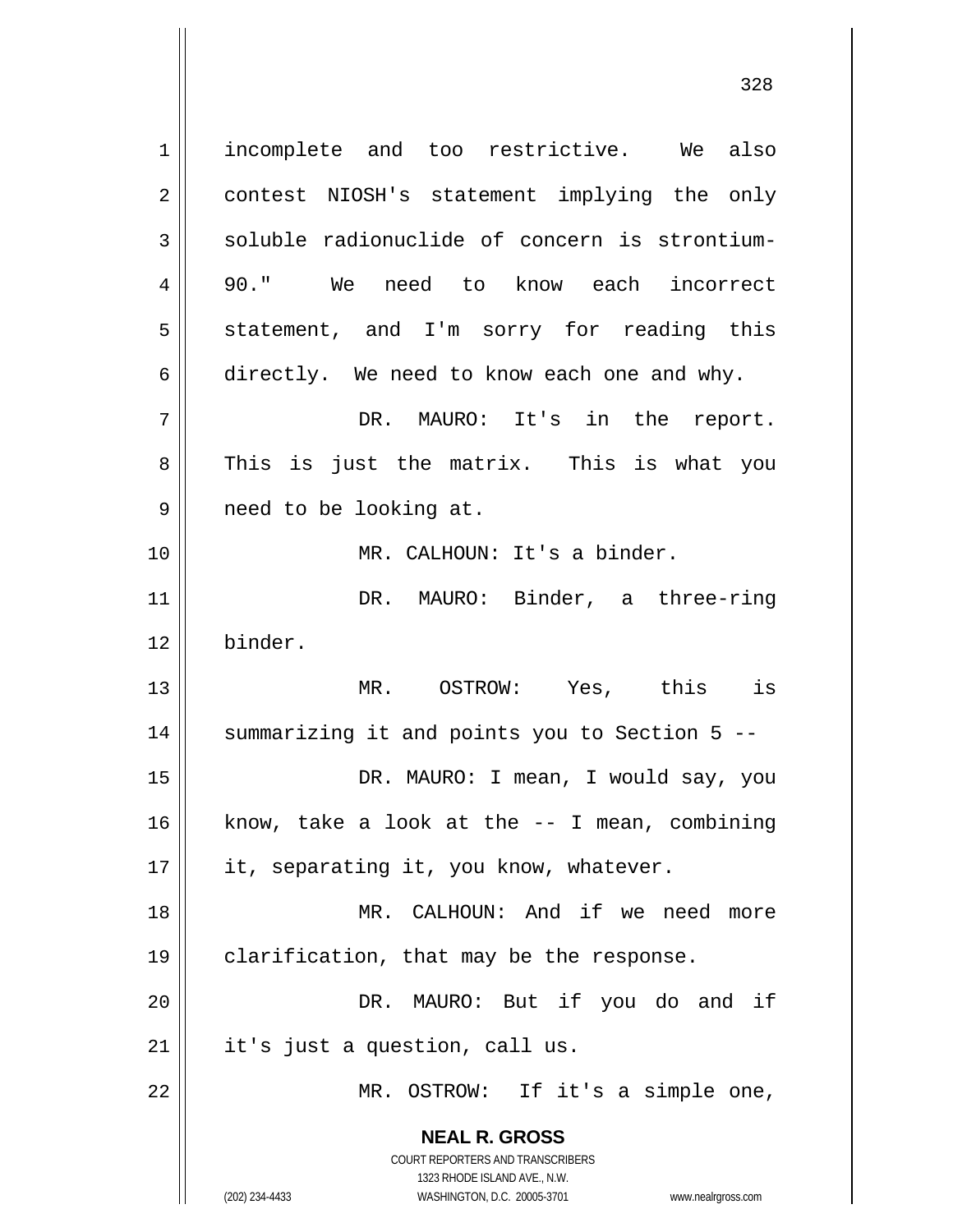incomplete and too restrictive. We also contest NIOSH's statement implying the only soluble radionuclide of concern is strontium-90." We need to know each incorrect statement, and I'm sorry for reading this directly. We need to know each one and why.

DR. MAURO: It's in the report. This is just the matrix. This is what you need to be looking at.

MR. CALHOUN: It's a binder.

DR. MAURO: Binder, a three-ring binder.

MR. OSTROW: Yes, this is summarizing it and points you to Section 5 --

DR. MAURO: I mean, I would say, you know, take a look at the -- I mean, combining it, separating it, you know, whatever.

MR. CALHOUN: And if we need more clarification, that may be the response.

DR. MAURO: But if you do and if it's just a question, call us.

MR. OSTROW: If it's a simple one,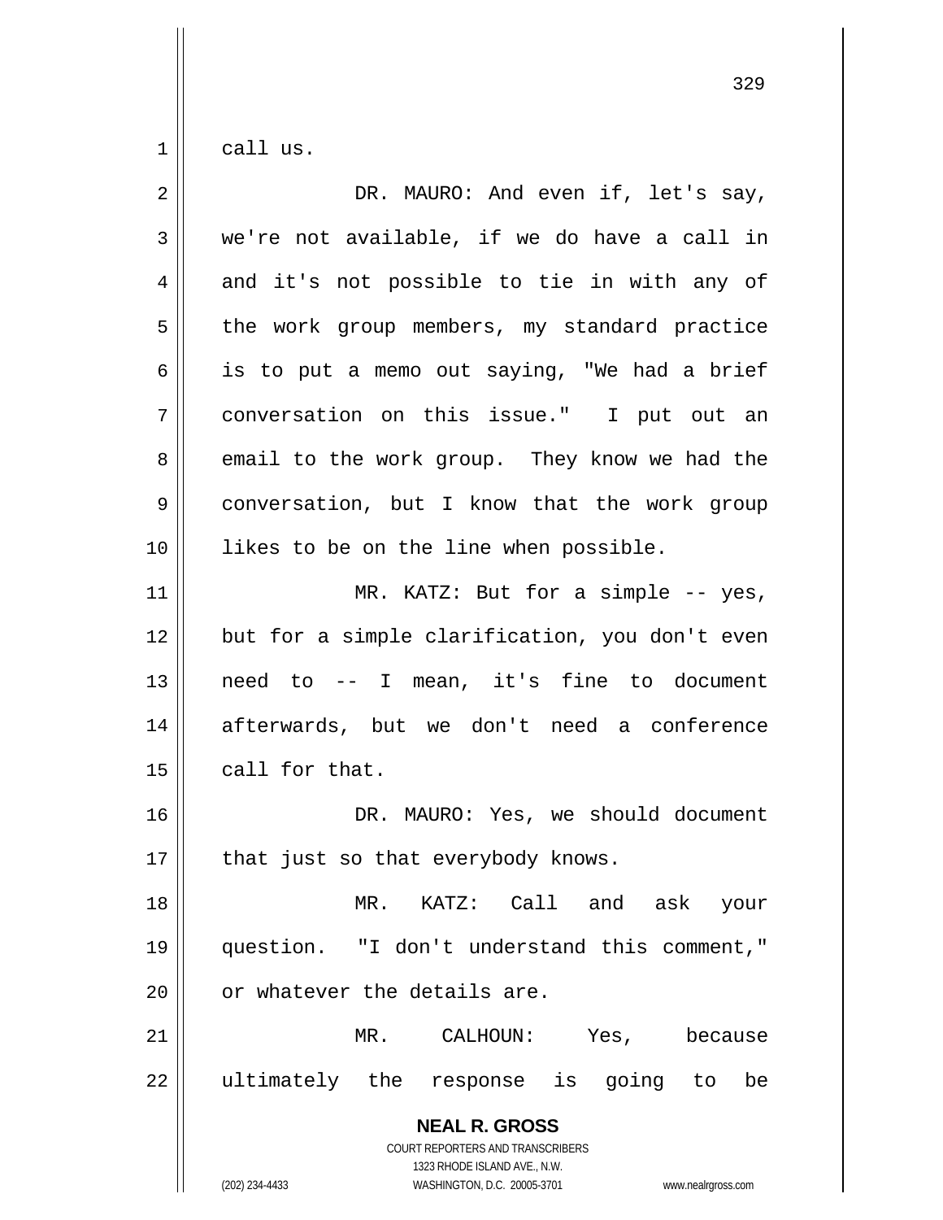call us.

DR. MAURO: And even if, let's say, we're not available, if we do have a call in and it's not possible to tie in with any of the work group members, my standard practice is to put a memo out saying, "We had a brief conversation on this issue." I put out an email to the work group. They know we had the conversation, but I know that the work group likes to be on the line when possible.

MR. KATZ: But for a simple -- yes, but for a simple clarification, you don't even need to -- I mean, it's fine to document afterwards, but we don't need a conference call for that.

DR. MAURO: Yes, we should document that just so that everybody knows.

MR. KATZ: Call and ask your question. "I don't understand this comment," or whatever the details are.

MR. CALHOUN: Yes, because ultimately the response is going to be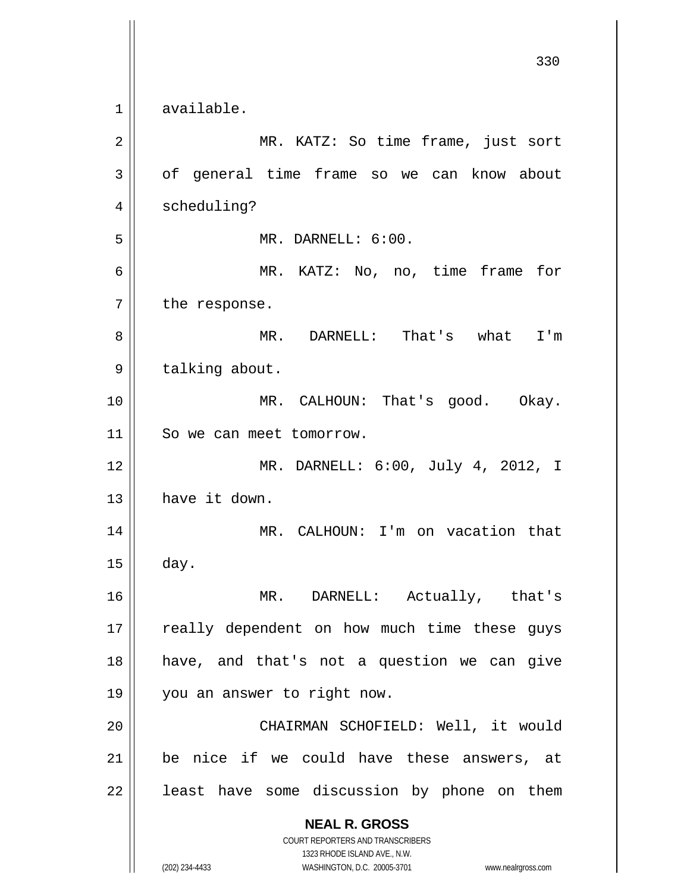available.

MR. KATZ: So time frame, just sort of general time frame so we can know about scheduling?

MR. DARNELL: 6:00.

MR. KATZ: No, no, time frame for the response.

MR. DARNELL: That's what I'm talking about.

MR. CALHOUN: That's good. Okay. So we can meet tomorrow.

MR. DARNELL: 6:00, July 4, 2012, I have it down.

MR. CALHOUN: I'm on vacation that day.

MR. DARNELL: Actually, that's really dependent on how much time these guys have, and that's not a question we can give you an answer to right now.

CHAIRMAN SCHOFIELD: Well, it would be nice if we could have these answers, at least have some discussion by phone on them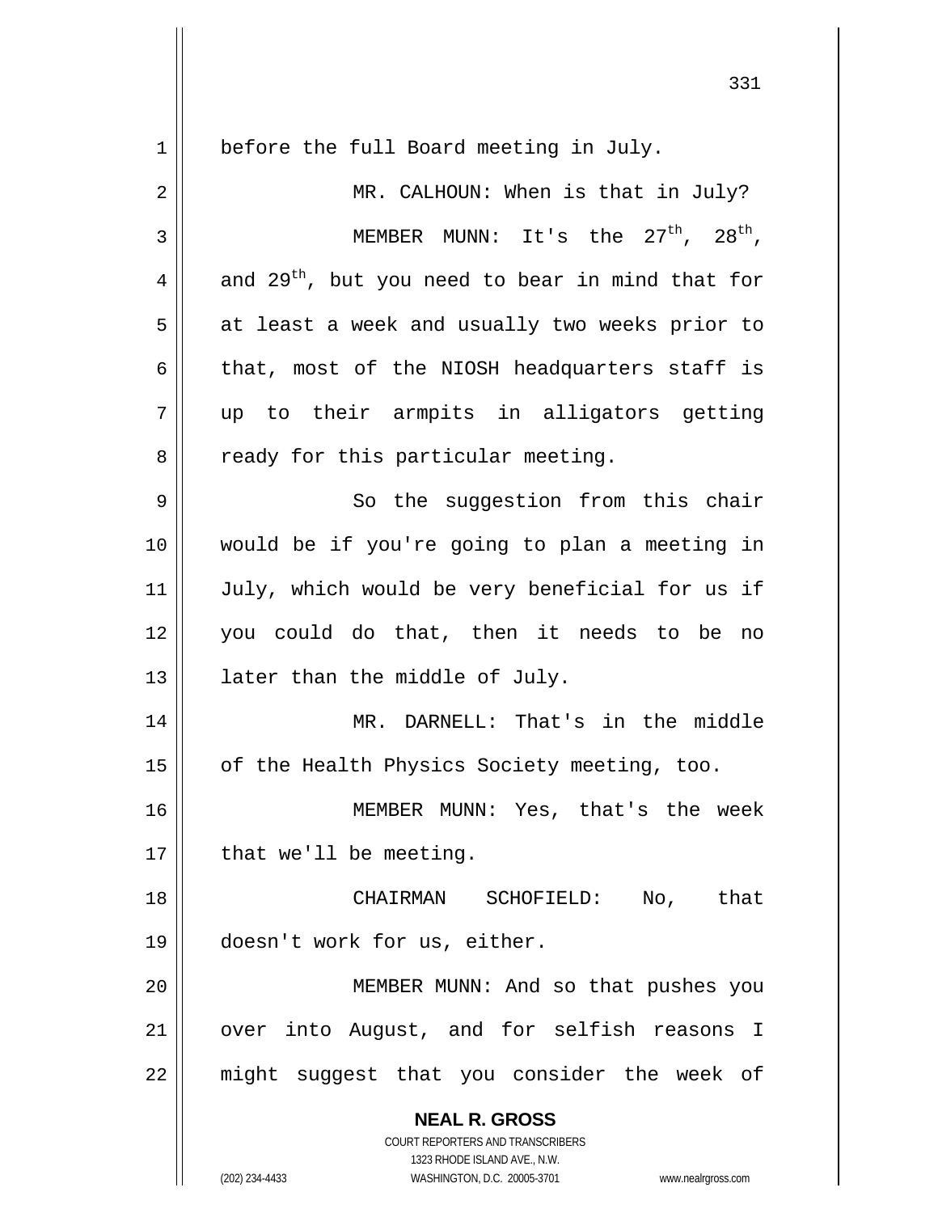before the full Board meeting in July.

MR. CALHOUN: When is that in July?

MEMBER MUNN: It's the 27th, 28th, and 29th, but you need to bear in mind that for at least a week and usually two weeks prior to that, most of the NIOSH headquarters staff is up to their armpits in alligators getting ready for this particular meeting.

So the suggestion from this chair would be if you're going to plan a meeting in July, which would be very beneficial for us if you could do that, then it needs to be no later than the middle of July.

MR. DARNELL: That's in the middle of the Health Physics Society meeting, too.

MEMBER MUNN: Yes, that's the week that we'll be meeting.

CHAIRMAN SCHOFIELD: No, that doesn't work for us, either.

MEMBER MUNN: And so that pushes you over into August, and for selfish reasons I might suggest that you consider the week of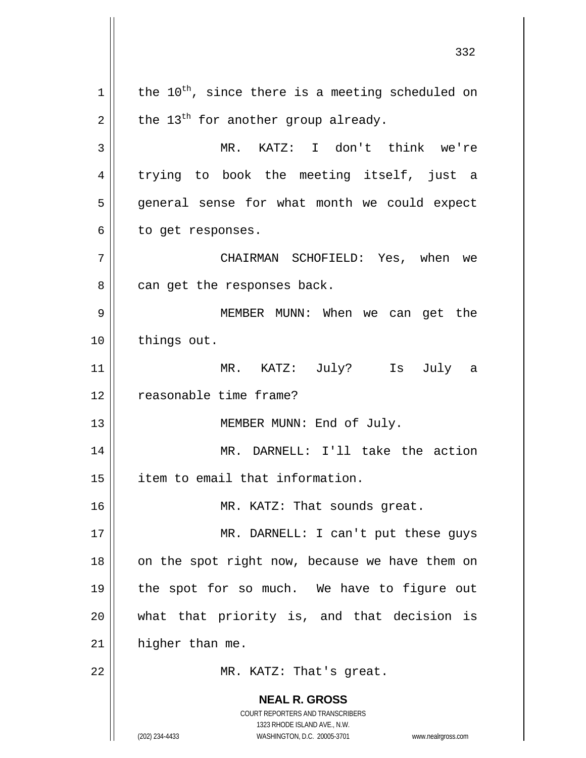the 10th, since there is a meeting scheduled on the 13th for another group already.

MR. KATZ: I don't think we're trying to book the meeting itself, just a general sense for what month we could expect to get responses.

CHAIRMAN SCHOFIELD: Yes, when we can get the responses back.

MEMBER MUNN: When we can get the things out.

MR. KATZ: July? Is July a reasonable time frame?

MEMBER MUNN: End of July.

MR. DARNELL: I'll take the action item to email that information.

MR. KATZ: That sounds great.

MR. DARNELL: I can't put these guys on the spot right now, because we have them on the spot for so much. We have to figure out what that priority is, and that decision is higher than me.

MR. KATZ: That's great.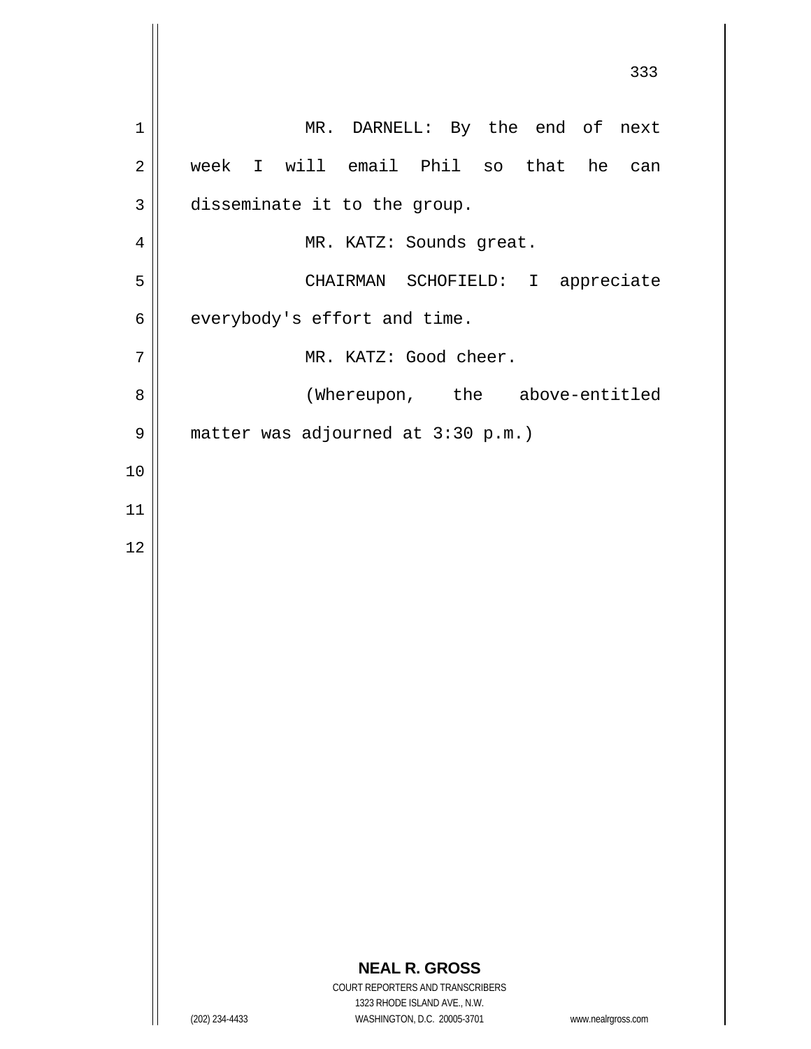MR. DARNELL: By the end of next week I will email Phil so that he can disseminate it to the group.

MR. KATZ: Sounds great.

CHAIRMAN SCHOFIELD: I appreciate everybody's effort and time.

MR. KATZ: Good cheer.

(Whereupon, the above-entitled matter was adjourned at 3:30 p.m.)